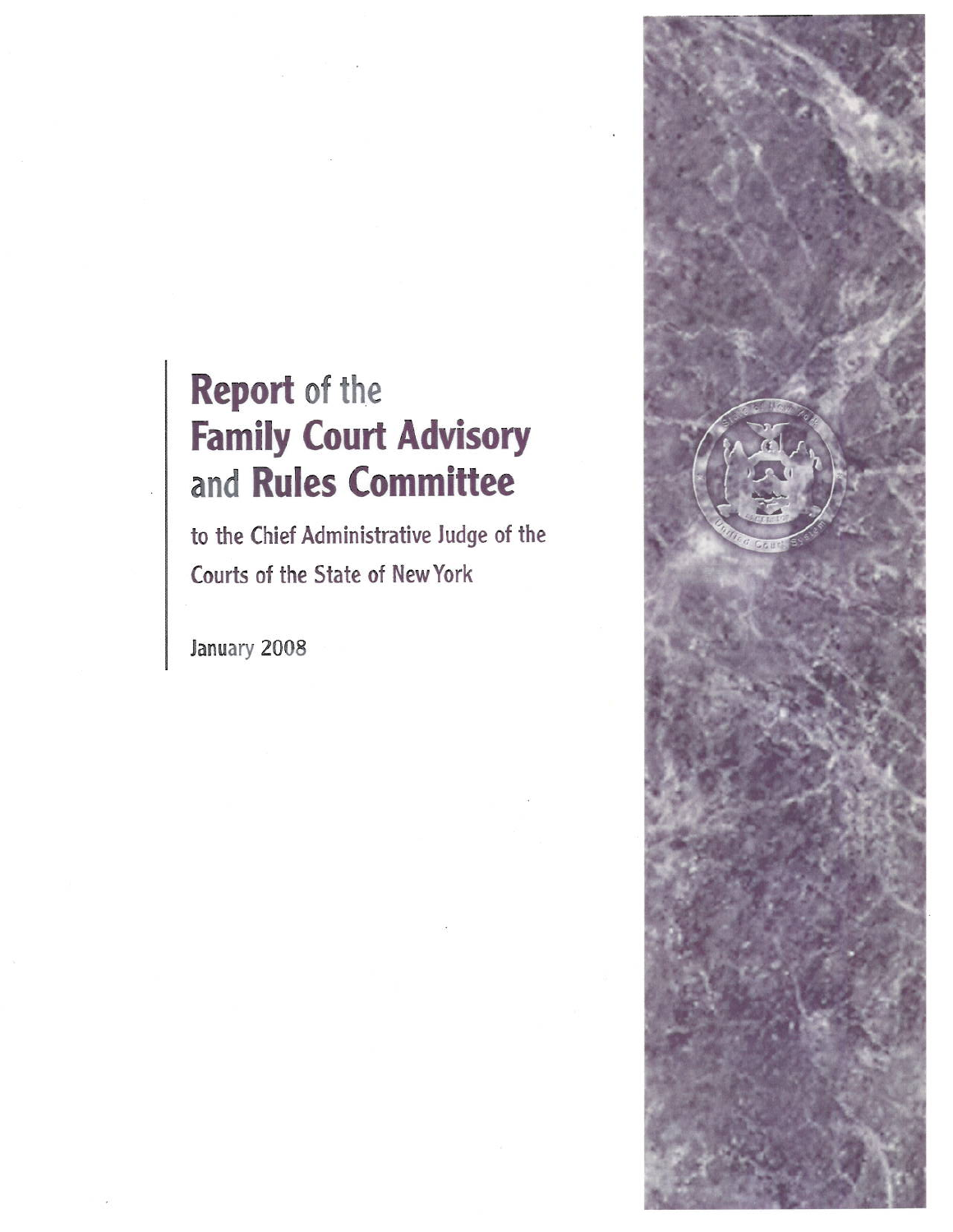# Report of the Family Court Advisory and Rules Committee

to the Chief Administrative Judge of the Courts of the State of New York

January 2008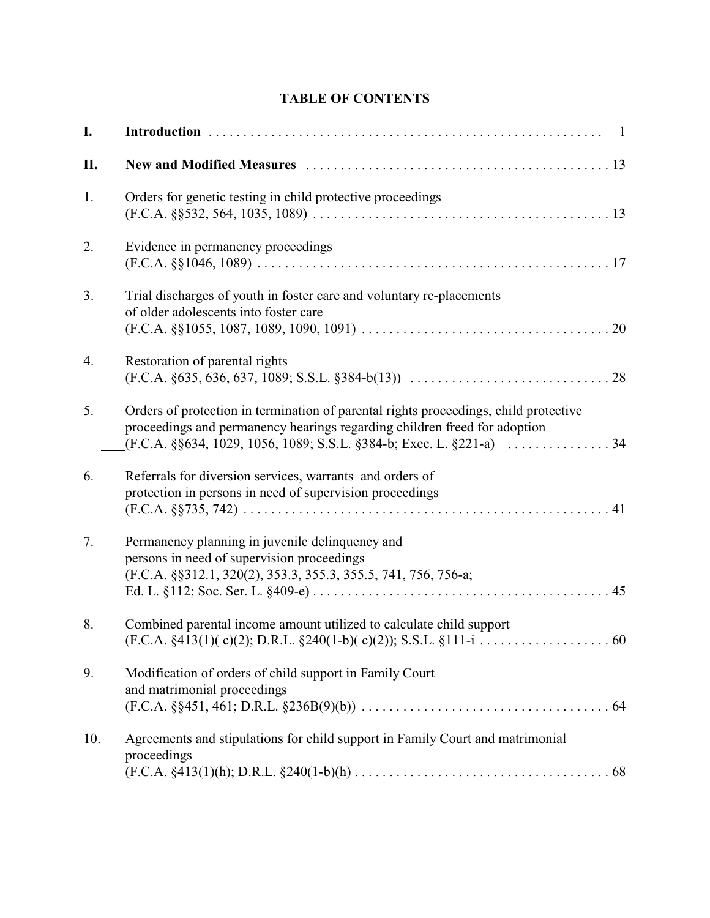# TABLE OF CONTENTS

| | | |
|---|---|---|
| **I.** | **Introduction** | 1 |
| **II.** | **New and Modified Measures** | 13 |
| 1. | Orders for genetic testing in child protective proceedings (F.C.A. §§532, 564, 1035, 1089) | 13 |
| 2. | Evidence in permanency proceedings (F.C.A. §§1046, 1089) | 17 |
| 3. | Trial discharges of youth in foster care and voluntary re-placements of older adolescents into foster care (F.C.A. §§1055, 1087, 1089, 1090, 1091) | 20 |
| 4. | Restoration of parental rights (F.C.A. §635, 636, 637, 1089; S.S.L. §384-b(13)) | 28 |
| 5. | Orders of protection in termination of parental rights proceedings, child protective proceedings and permanency hearings regarding children freed for adoption (F.C.A. §§634, 1029, 1056, 1089; S.S.L. §384-b; Exec. L. §221-a) | 34 |
| 6. | Referrals for diversion services, warrants and orders of protection in persons in need of supervision proceedings (F.C.A. §§735, 742) | 41 |
| 7. | Permanency planning in juvenile delinquency and persons in need of supervision proceedings (F.C.A. §§312.1, 320(2), 353.3, 355.3, 355.5, 741, 756, 756-a; Ed. L. §112; Soc. Ser. L. §409-e) | 45 |
| 8. | Combined parental income amount utilized to calculate child support (F.C.A. §413(1)( c)(2); D.R.L. §240(1-b)( c)(2)); S.S.L. §111-i | 60 |
| 9. | Modification of orders of child support in Family Court and matrimonial proceedings (F.C.A. §§451, 461; D.R.L. §236B(9)(b)) | 64 |
| 10. | Agreements and stipulations for child support in Family Court and matrimonial proceedings (F.C.A. §413(1)(h); D.R.L. §240(1-b)(h) | 68 |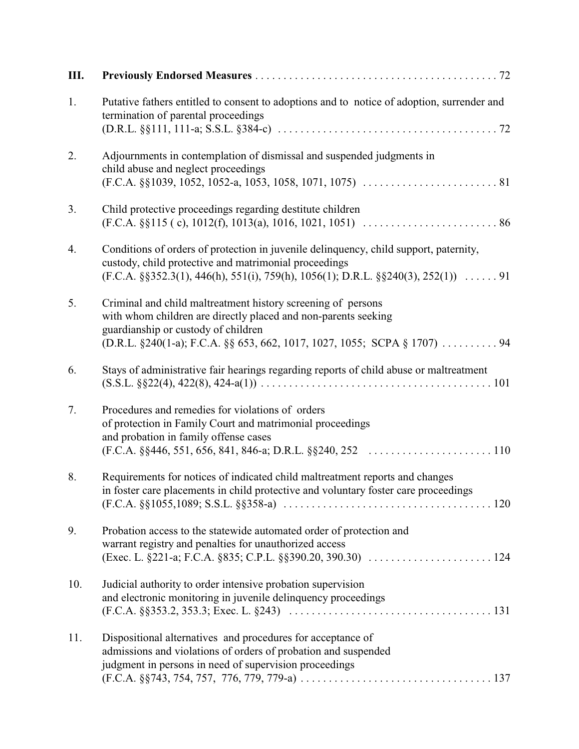**III. Previously Endorsed Measures** . . . . . . . . . . . . . . . . . . . . . . . . . . . . . . . . . . . . . . . . . . 72

1. Putative fathers entitled to consent to adoptions and to notice of adoption, surrender and termination of parental proceedings (D.R.L. §§111, 111-a; S.S.L. §384-c) . . . . . . . . . . . . . . . . . . . . . . . . . . . . . . . . . . . . . . 72

2. Adjournments in contemplation of dismissal and suspended judgments in child abuse and neglect proceedings (F.C.A. §§1039, 1052, 1052-a, 1053, 1058, 1071, 1075) . . . . . . . . . . . . . . . . . . . . . . . . 81

3. Child protective proceedings regarding destitute children (F.C.A. §§115 ( c), 1012(f), 1013(a), 1016, 1021, 1051) . . . . . . . . . . . . . . . . . . . . . . . . 86

4. Conditions of orders of protection in juvenile delinquency, child support, paternity, custody, child protective and matrimonial proceedings (F.C.A. §§352.3(1), 446(h), 551(i), 759(h), 1056(1); D.R.L. §§240(3), 252(1)) . . . . . . 91

5. Criminal and child maltreatment history screening of persons with whom children are directly placed and non-parents seeking guardianship or custody of children (D.R.L. §240(1-a); F.C.A. §§ 653, 662, 1017, 1027, 1055; SCPA § 1707) . . . . . . . . . . 94

6. Stays of administrative fair hearings regarding reports of child abuse or maltreatment (S.S.L. §§22(4), 422(8), 424-a(1)) . . . . . . . . . . . . . . . . . . . . . . . . . . . . . . . . . . . . . . . . 101

7. Procedures and remedies for violations of orders of protection in Family Court and matrimonial proceedings and probation in family offense cases (F.C.A. §§446, 551, 656, 841, 846-a; D.R.L. §§240, 252 . . . . . . . . . . . . . . . . . . . . . . 110

8. Requirements for notices of indicated child maltreatment reports and changes in foster care placements in child protective and voluntary foster care proceedings (F.C.A. §§1055,1089; S.S.L. §§358-a) . . . . . . . . . . . . . . . . . . . . . . . . . . . . . . . . . . . . . 120

9. Probation access to the statewide automated order of protection and warrant registry and penalties for unauthorized access (Exec. L. §221-a; F.C.A. §835; C.P.L. §§390.20, 390.30) . . . . . . . . . . . . . . . . . . . . . . 124

10. Judicial authority to order intensive probation supervision and electronic monitoring in juvenile delinquency proceedings (F.C.A. §§353.2, 353.3; Exec. L. §243) . . . . . . . . . . . . . . . . . . . . . . . . . . . . . . . . . . . . 131

11. Dispositional alternatives and procedures for acceptance of admissions and violations of orders of probation and suspended judgment in persons in need of supervision proceedings (F.C.A. §§743, 754, 757, 776, 779, 779-a) . . . . . . . . . . . . . . . . . . . . . . . . . . . . . . . . . . 137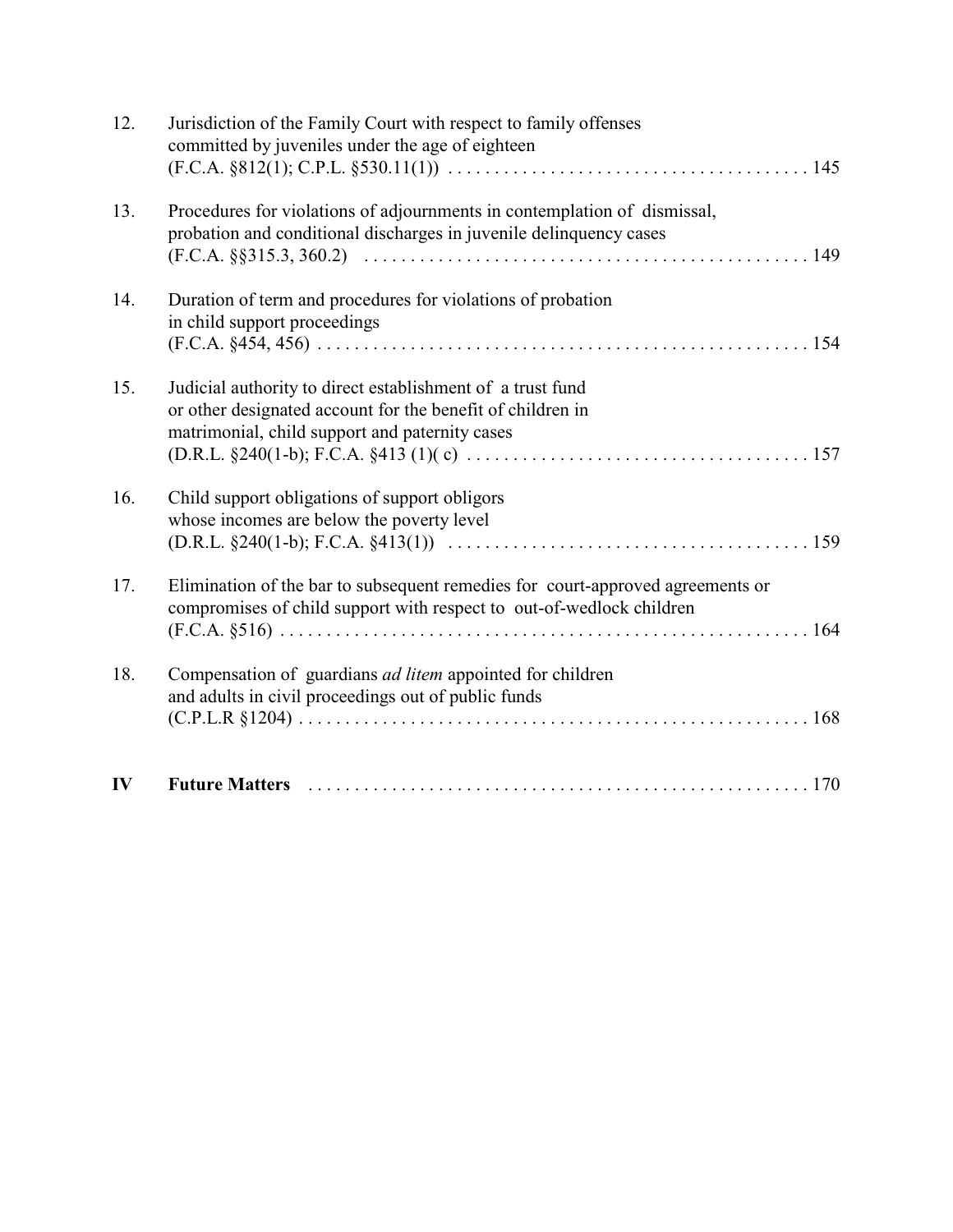12. Jurisdiction of the Family Court with respect to family offenses committed by juveniles under the age of eighteen (F.C.A. §812(1); C.P.L. §530.11(1)) . . . . . . . . . . . . . . . . . . . . . . . . . . . . . . . . . . . . . . . 145

13. Procedures for violations of adjournments in contemplation of dismissal, probation and conditional discharges in juvenile delinquency cases (F.C.A. §§315.3, 360.2) . . . . . . . . . . . . . . . . . . . . . . . . . . . . . . . . . . . . . . . . . . . . . . . . 149

14. Duration of term and procedures for violations of probation in child support proceedings (F.C.A. §454, 456) . . . . . . . . . . . . . . . . . . . . . . . . . . . . . . . . . . . . . . . . . . . . . . . . . . . . . 154

15. Judicial authority to direct establishment of a trust fund or other designated account for the benefit of children in matrimonial, child support and paternity cases (D.R.L. §240(1-b); F.C.A. §413 (1)( c) . . . . . . . . . . . . . . . . . . . . . . . . . . . . . . . . . . . . . 157

16. Child support obligations of support obligors whose incomes are below the poverty level (D.R.L. §240(1-b); F.C.A. §413(1)) . . . . . . . . . . . . . . . . . . . . . . . . . . . . . . . . . . . . . . . 159

17. Elimination of the bar to subsequent remedies for court-approved agreements or compromises of child support with respect to out-of-wedlock children (F.C.A. §516) . . . . . . . . . . . . . . . . . . . . . . . . . . . . . . . . . . . . . . . . . . . . . . . . . . . . . . . . . 164

18. Compensation of guardians *ad litem* appointed for children and adults in civil proceedings out of public funds (C.P.L.R §1204) . . . . . . . . . . . . . . . . . . . . . . . . . . . . . . . . . . . . . . . . . . . . . . . . . . . . . . 168

**IV Future Matters** . . . . . . . . . . . . . . . . . . . . . . . . . . . . . . . . . . . . . . . . . . . . . . . . . . . . . . 170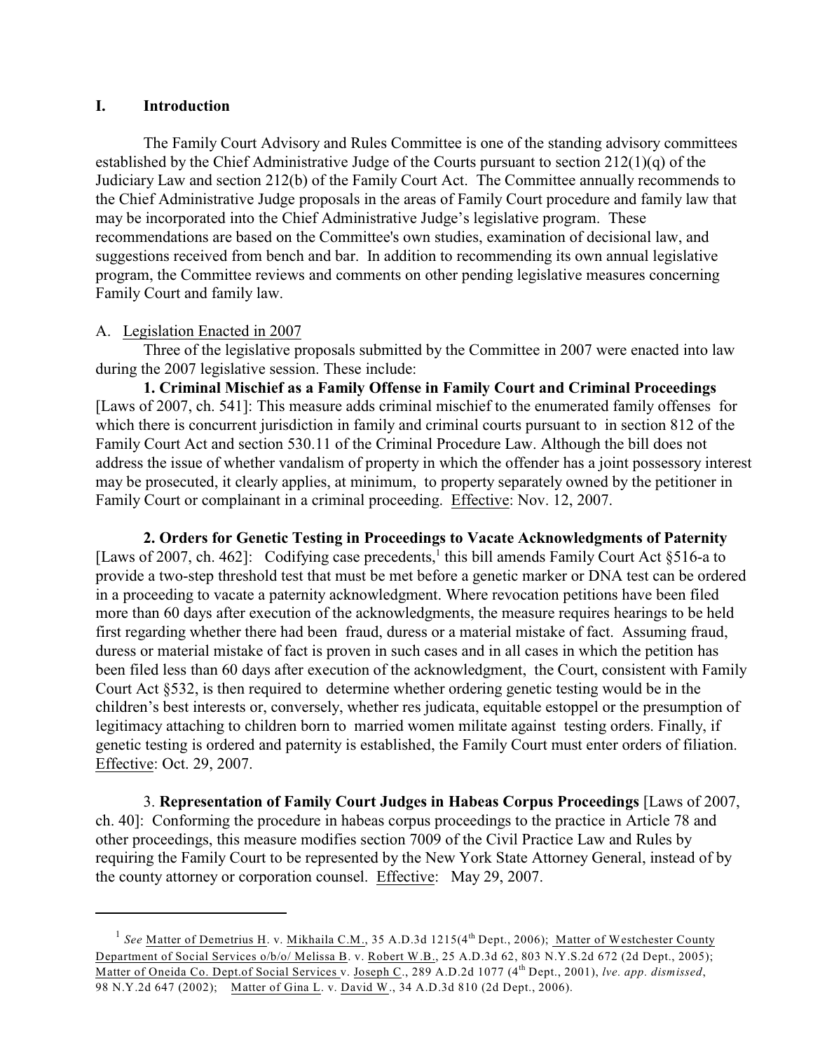## I. Introduction

The Family Court Advisory and Rules Committee is one of the standing advisory committees established by the Chief Administrative Judge of the Courts pursuant to section 212(1)(q) of the Judiciary Law and section 212(b) of the Family Court Act. The Committee annually recommends to the Chief Administrative Judge proposals in the areas of Family Court procedure and family law that may be incorporated into the Chief Administrative Judge's legislative program. These recommendations are based on the Committee's own studies, examination of decisional law, and suggestions received from bench and bar. In addition to recommending its own annual legislative program, the Committee reviews and comments on other pending legislative measures concerning Family Court and family law.

### A. Legislation Enacted in 2007

Three of the legislative proposals submitted by the Committee in 2007 were enacted into law during the 2007 legislative session. These include:

**1. Criminal Mischief as a Family Offense in Family Court and Criminal Proceedings** [Laws of 2007, ch. 541]: This measure adds criminal mischief to the enumerated family offenses for which there is concurrent jurisdiction in family and criminal courts pursuant to in section 812 of the Family Court Act and section 530.11 of the Criminal Procedure Law. Although the bill does not address the issue of whether vandalism of property in which the offender has a joint possessory interest may be prosecuted, it clearly applies, at minimum, to property separately owned by the petitioner in Family Court or complainant in a criminal proceeding. Effective: Nov. 12, 2007.

**2. Orders for Genetic Testing in Proceedings to Vacate Acknowledgments of Paternity** [Laws of 2007, ch. 462]: Codifying case precedents,[1] this bill amends Family Court Act §516-a to provide a two-step threshold test that must be met before a genetic marker or DNA test can be ordered in a proceeding to vacate a paternity acknowledgment. Where revocation petitions have been filed more than 60 days after execution of the acknowledgments, the measure requires hearings to be held first regarding whether there had been fraud, duress or a material mistake of fact. Assuming fraud, duress or material mistake of fact is proven in such cases and in all cases in which the petition has been filed less than 60 days after execution of the acknowledgment, the Court, consistent with Family Court Act §532, is then required to determine whether ordering genetic testing would be in the children's best interests or, conversely, whether res judicata, equitable estoppel or the presumption of legitimacy attaching to children born to married women militate against testing orders. Finally, if genetic testing is ordered and paternity is established, the Family Court must enter orders of filiation. Effective: Oct. 29, 2007.

3. **Representation of Family Court Judges in Habeas Corpus Proceedings** [Laws of 2007, ch. 40]: Conforming the procedure in habeas corpus proceedings to the practice in Article 78 and other proceedings, this measure modifies section 7009 of the Civil Practice Law and Rules by requiring the Family Court to be represented by the New York State Attorney General, instead of by the county attorney or corporation counsel. Effective: May 29, 2007.

---

[1] *See* Matter of Demetrius H. v. Mikhaila C.M., 35 A.D.3d 1215(4th Dept., 2006); Matter of Westchester County Department of Social Services o/b/o/ Melissa B. v. Robert W.B., 25 A.D.3d 62, 803 N.Y.S.2d 672 (2d Dept., 2005); Matter of Oneida Co. Dept.of Social Services v. Joseph C., 289 A.D.2d 1077 (4th Dept., 2001), *lve. app. dismissed*, 98 N.Y.2d 647 (2002); Matter of Gina L. v. David W., 34 A.D.3d 810 (2d Dept., 2006).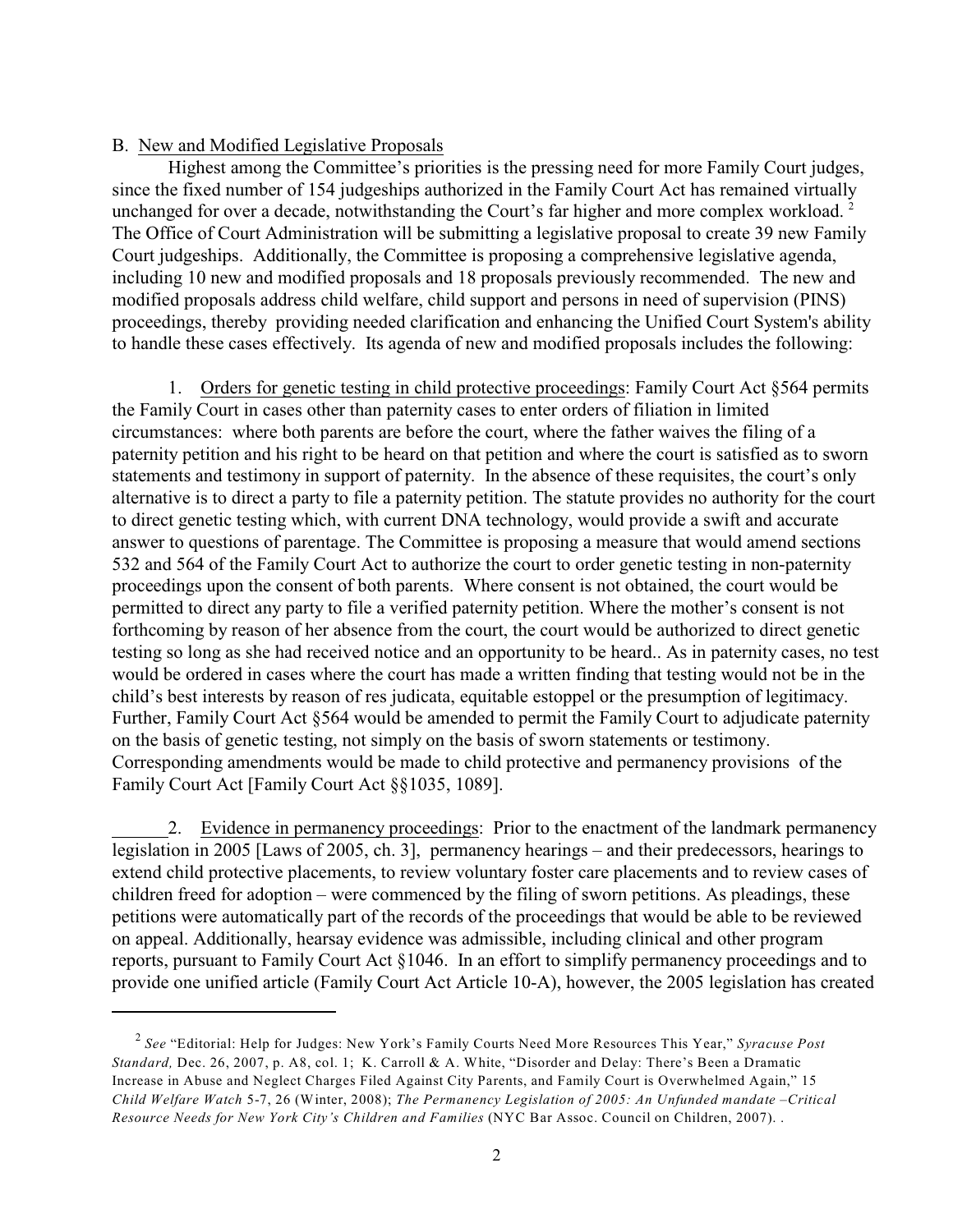B. <u>New and Modified Legislative Proposals</u>

Highest among the Committee's priorities is the pressing need for more Family Court judges, since the fixed number of 154 judgeships authorized in the Family Court Act has remained virtually unchanged for over a decade, notwithstanding the Court's far higher and more complex workload. [2] The Office of Court Administration will be submitting a legislative proposal to create 39 new Family Court judgeships. Additionally, the Committee is proposing a comprehensive legislative agenda, including 10 new and modified proposals and 18 proposals previously recommended. The new and modified proposals address child welfare, child support and persons in need of supervision (PINS) proceedings, thereby providing needed clarification and enhancing the Unified Court System's ability to handle these cases effectively. Its agenda of new and modified proposals includes the following:

1. <u>Orders for genetic testing in child protective proceedings</u>: Family Court Act §564 permits the Family Court in cases other than paternity cases to enter orders of filiation in limited circumstances: where both parents are before the court, where the father waives the filing of a paternity petition and his right to be heard on that petition and where the court is satisfied as to sworn statements and testimony in support of paternity. In the absence of these requisites, the court's only alternative is to direct a party to file a paternity petition. The statute provides no authority for the court to direct genetic testing which, with current DNA technology, would provide a swift and accurate answer to questions of parentage. The Committee is proposing a measure that would amend sections 532 and 564 of the Family Court Act to authorize the court to order genetic testing in non-paternity proceedings upon the consent of both parents. Where consent is not obtained, the court would be permitted to direct any party to file a verified paternity petition. Where the mother's consent is not forthcoming by reason of her absence from the court, the court would be authorized to direct genetic testing so long as she had received notice and an opportunity to be heard.. As in paternity cases, no test would be ordered in cases where the court has made a written finding that testing would not be in the child's best interests by reason of res judicata, equitable estoppel or the presumption of legitimacy. Further, Family Court Act §564 would be amended to permit the Family Court to adjudicate paternity on the basis of genetic testing, not simply on the basis of sworn statements or testimony. Corresponding amendments would be made to child protective and permanency provisions of the Family Court Act [Family Court Act §§1035, 1089].

2. <u>Evidence in permanency proceedings</u>: Prior to the enactment of the landmark permanency legislation in 2005 [Laws of 2005, ch. 3], permanency hearings – and their predecessors, hearings to extend child protective placements, to review voluntary foster care placements and to review cases of children freed for adoption – were commenced by the filing of sworn petitions. As pleadings, these petitions were automatically part of the records of the proceedings that would be able to be reviewed on appeal. Additionally, hearsay evidence was admissible, including clinical and other program reports, pursuant to Family Court Act §1046. In an effort to simplify permanency proceedings and to provide one unified article (Family Court Act Article 10-A), however, the 2005 legislation has created

---

[2] *See* "Editorial: Help for Judges: New York's Family Courts Need More Resources This Year," *Syracuse Post Standard,* Dec. 26, 2007, p. A8, col. 1; K. Carroll & A. White, "Disorder and Delay: There's Been a Dramatic Increase in Abuse and Neglect Charges Filed Against City Parents, and Family Court is Overwhelmed Again," 15 *Child Welfare Watch* 5-7, 26 (Winter, 2008); *The Permanency Legislation of 2005: An Unfunded mandate –Critical Resource Needs for New York City's Children and Families* (NYC Bar Assoc. Council on Children, 2007). .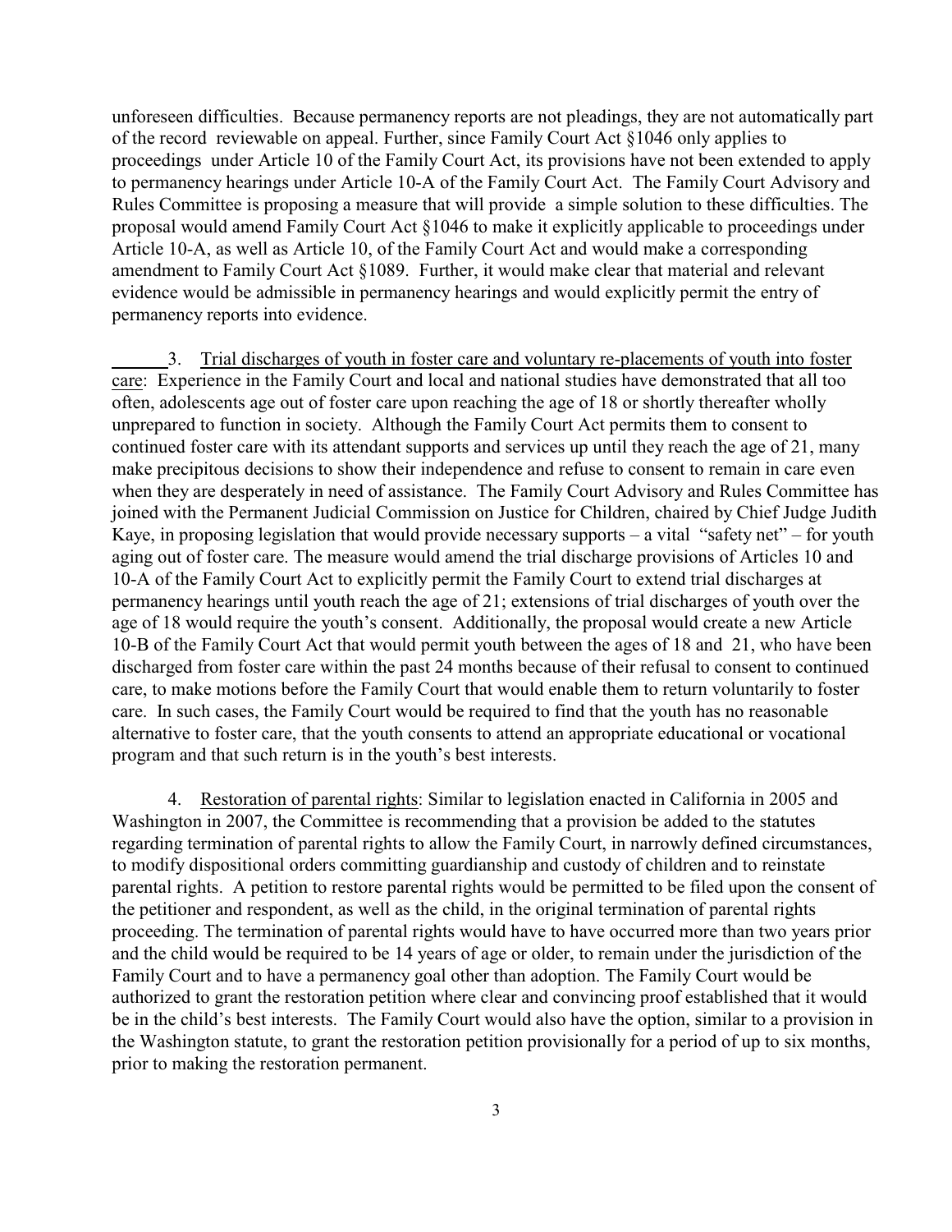unforeseen difficulties. Because permanency reports are not pleadings, they are not automatically part of the record reviewable on appeal. Further, since Family Court Act §1046 only applies to proceedings under Article 10 of the Family Court Act, its provisions have not been extended to apply to permanency hearings under Article 10-A of the Family Court Act. The Family Court Advisory and Rules Committee is proposing a measure that will provide a simple solution to these difficulties. The proposal would amend Family Court Act §1046 to make it explicitly applicable to proceedings under Article 10-A, as well as Article 10, of the Family Court Act and would make a corresponding amendment to Family Court Act §1089. Further, it would make clear that material and relevant evidence would be admissible in permanency hearings and would explicitly permit the entry of permanency reports into evidence.

3. Trial discharges of youth in foster care and voluntary re-placements of youth into foster care: Experience in the Family Court and local and national studies have demonstrated that all too often, adolescents age out of foster care upon reaching the age of 18 or shortly thereafter wholly unprepared to function in society. Although the Family Court Act permits them to consent to continued foster care with its attendant supports and services up until they reach the age of 21, many make precipitous decisions to show their independence and refuse to consent to remain in care even when they are desperately in need of assistance. The Family Court Advisory and Rules Committee has joined with the Permanent Judicial Commission on Justice for Children, chaired by Chief Judge Judith Kaye, in proposing legislation that would provide necessary supports – a vital "safety net" – for youth aging out of foster care. The measure would amend the trial discharge provisions of Articles 10 and 10-A of the Family Court Act to explicitly permit the Family Court to extend trial discharges at permanency hearings until youth reach the age of 21; extensions of trial discharges of youth over the age of 18 would require the youth's consent. Additionally, the proposal would create a new Article 10-B of the Family Court Act that would permit youth between the ages of 18 and 21, who have been discharged from foster care within the past 24 months because of their refusal to consent to continued care, to make motions before the Family Court that would enable them to return voluntarily to foster care. In such cases, the Family Court would be required to find that the youth has no reasonable alternative to foster care, that the youth consents to attend an appropriate educational or vocational program and that such return is in the youth's best interests.

4. Restoration of parental rights: Similar to legislation enacted in California in 2005 and Washington in 2007, the Committee is recommending that a provision be added to the statutes regarding termination of parental rights to allow the Family Court, in narrowly defined circumstances, to modify dispositional orders committing guardianship and custody of children and to reinstate parental rights. A petition to restore parental rights would be permitted to be filed upon the consent of the petitioner and respondent, as well as the child, in the original termination of parental rights proceeding. The termination of parental rights would have to have occurred more than two years prior and the child would be required to be 14 years of age or older, to remain under the jurisdiction of the Family Court and to have a permanency goal other than adoption. The Family Court would be authorized to grant the restoration petition where clear and convincing proof established that it would be in the child's best interests. The Family Court would also have the option, similar to a provision in the Washington statute, to grant the restoration petition provisionally for a period of up to six months, prior to making the restoration permanent.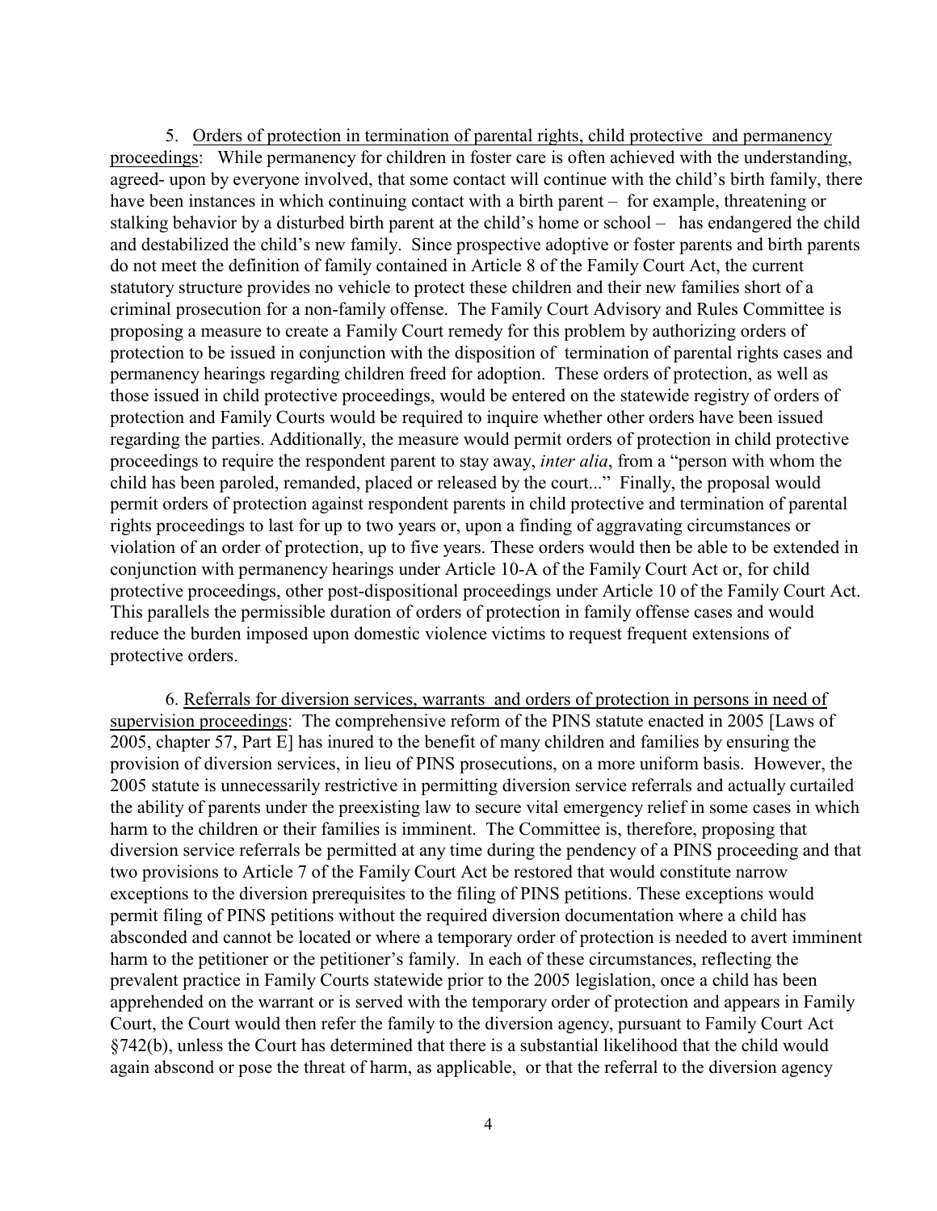5. Orders of protection in termination of parental rights, child protective and permanency proceedings: While permanency for children in foster care is often achieved with the understanding, agreed- upon by everyone involved, that some contact will continue with the child's birth family, there have been instances in which continuing contact with a birth parent – for example, threatening or stalking behavior by a disturbed birth parent at the child's home or school – has endangered the child and destabilized the child's new family. Since prospective adoptive or foster parents and birth parents do not meet the definition of family contained in Article 8 of the Family Court Act, the current statutory structure provides no vehicle to protect these children and their new families short of a criminal prosecution for a non-family offense. The Family Court Advisory and Rules Committee is proposing a measure to create a Family Court remedy for this problem by authorizing orders of protection to be issued in conjunction with the disposition of termination of parental rights cases and permanency hearings regarding children freed for adoption. These orders of protection, as well as those issued in child protective proceedings, would be entered on the statewide registry of orders of protection and Family Courts would be required to inquire whether other orders have been issued regarding the parties. Additionally, the measure would permit orders of protection in child protective proceedings to require the respondent parent to stay away, *inter alia*, from a "person with whom the child has been paroled, remanded, placed or released by the court..." Finally, the proposal would permit orders of protection against respondent parents in child protective and termination of parental rights proceedings to last for up to two years or, upon a finding of aggravating circumstances or violation of an order of protection, up to five years. These orders would then be able to be extended in conjunction with permanency hearings under Article 10-A of the Family Court Act or, for child protective proceedings, other post-dispositional proceedings under Article 10 of the Family Court Act. This parallels the permissible duration of orders of protection in family offense cases and would reduce the burden imposed upon domestic violence victims to request frequent extensions of protective orders.

6. Referrals for diversion services, warrants and orders of protection in persons in need of supervision proceedings: The comprehensive reform of the PINS statute enacted in 2005 [Laws of 2005, chapter 57, Part E] has inured to the benefit of many children and families by ensuring the provision of diversion services, in lieu of PINS prosecutions, on a more uniform basis. However, the 2005 statute is unnecessarily restrictive in permitting diversion service referrals and actually curtailed the ability of parents under the preexisting law to secure vital emergency relief in some cases in which harm to the children or their families is imminent. The Committee is, therefore, proposing that diversion service referrals be permitted at any time during the pendency of a PINS proceeding and that two provisions to Article 7 of the Family Court Act be restored that would constitute narrow exceptions to the diversion prerequisites to the filing of PINS petitions. These exceptions would permit filing of PINS petitions without the required diversion documentation where a child has absconded and cannot be located or where a temporary order of protection is needed to avert imminent harm to the petitioner or the petitioner's family. In each of these circumstances, reflecting the prevalent practice in Family Courts statewide prior to the 2005 legislation, once a child has been apprehended on the warrant or is served with the temporary order of protection and appears in Family Court, the Court would then refer the family to the diversion agency, pursuant to Family Court Act §742(b), unless the Court has determined that there is a substantial likelihood that the child would again abscond or pose the threat of harm, as applicable, or that the referral to the diversion agency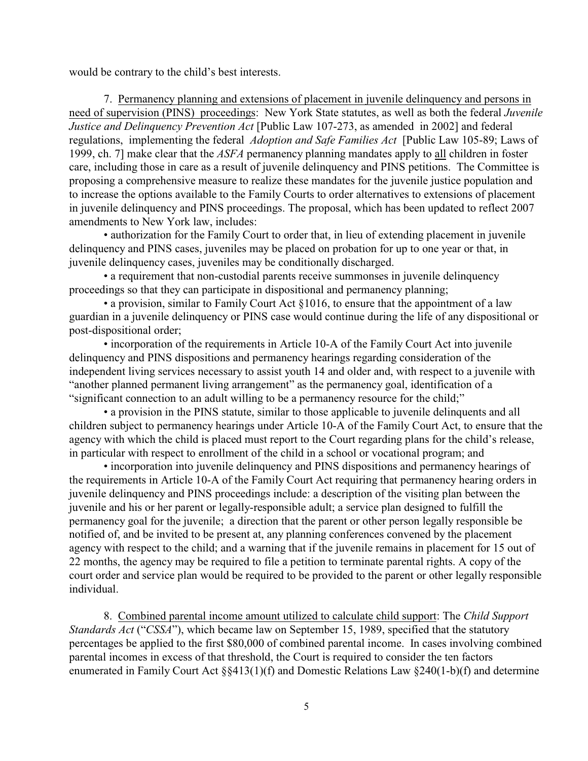would be contrary to the child's best interests.

7. Permanency planning and extensions of placement in juvenile delinquency and persons in need of supervision (PINS) proceedings: New York State statutes, as well as both the federal *Juvenile Justice and Delinquency Prevention Act* [Public Law 107-273, as amended in 2002] and federal regulations, implementing the federal *Adoption and Safe Families Act* [Public Law 105-89; Laws of 1999, ch. 7] make clear that the *ASFA* permanency planning mandates apply to all children in foster care, including those in care as a result of juvenile delinquency and PINS petitions. The Committee is proposing a comprehensive measure to realize these mandates for the juvenile justice population and to increase the options available to the Family Courts to order alternatives to extensions of placement in juvenile delinquency and PINS proceedings. The proposal, which has been updated to reflect 2007 amendments to New York law, includes:

- authorization for the Family Court to order that, in lieu of extending placement in juvenile delinquency and PINS cases, juveniles may be placed on probation for up to one year or that, in juvenile delinquency cases, juveniles may be conditionally discharged.
- a requirement that non-custodial parents receive summonses in juvenile delinquency proceedings so that they can participate in dispositional and permanency planning;
- a provision, similar to Family Court Act §1016, to ensure that the appointment of a law guardian in a juvenile delinquency or PINS case would continue during the life of any dispositional or post-dispositional order;
- incorporation of the requirements in Article 10-A of the Family Court Act into juvenile delinquency and PINS dispositions and permanency hearings regarding consideration of the independent living services necessary to assist youth 14 and older and, with respect to a juvenile with "another planned permanent living arrangement" as the permanency goal, identification of a "significant connection to an adult willing to be a permanency resource for the child;"
- a provision in the PINS statute, similar to those applicable to juvenile delinquents and all children subject to permanency hearings under Article 10-A of the Family Court Act, to ensure that the agency with which the child is placed must report to the Court regarding plans for the child's release, in particular with respect to enrollment of the child in a school or vocational program; and
- incorporation into juvenile delinquency and PINS dispositions and permanency hearings of the requirements in Article 10-A of the Family Court Act requiring that permanency hearing orders in juvenile delinquency and PINS proceedings include: a description of the visiting plan between the juvenile and his or her parent or legally-responsible adult; a service plan designed to fulfill the permanency goal for the juvenile; a direction that the parent or other person legally responsible be notified of, and be invited to be present at, any planning conferences convened by the placement agency with respect to the child; and a warning that if the juvenile remains in placement for 15 out of 22 months, the agency may be required to file a petition to terminate parental rights. A copy of the court order and service plan would be required to be provided to the parent or other legally responsible individual.

8. Combined parental income amount utilized to calculate child support: The *Child Support Standards Act* ("*CSSA*"), which became law on September 15, 1989, specified that the statutory percentages be applied to the first $80,000 of combined parental income. In cases involving combined parental incomes in excess of that threshold, the Court is required to consider the ten factors enumerated in Family Court Act §§413(1)(f) and Domestic Relations Law §240(1-b)(f) and determine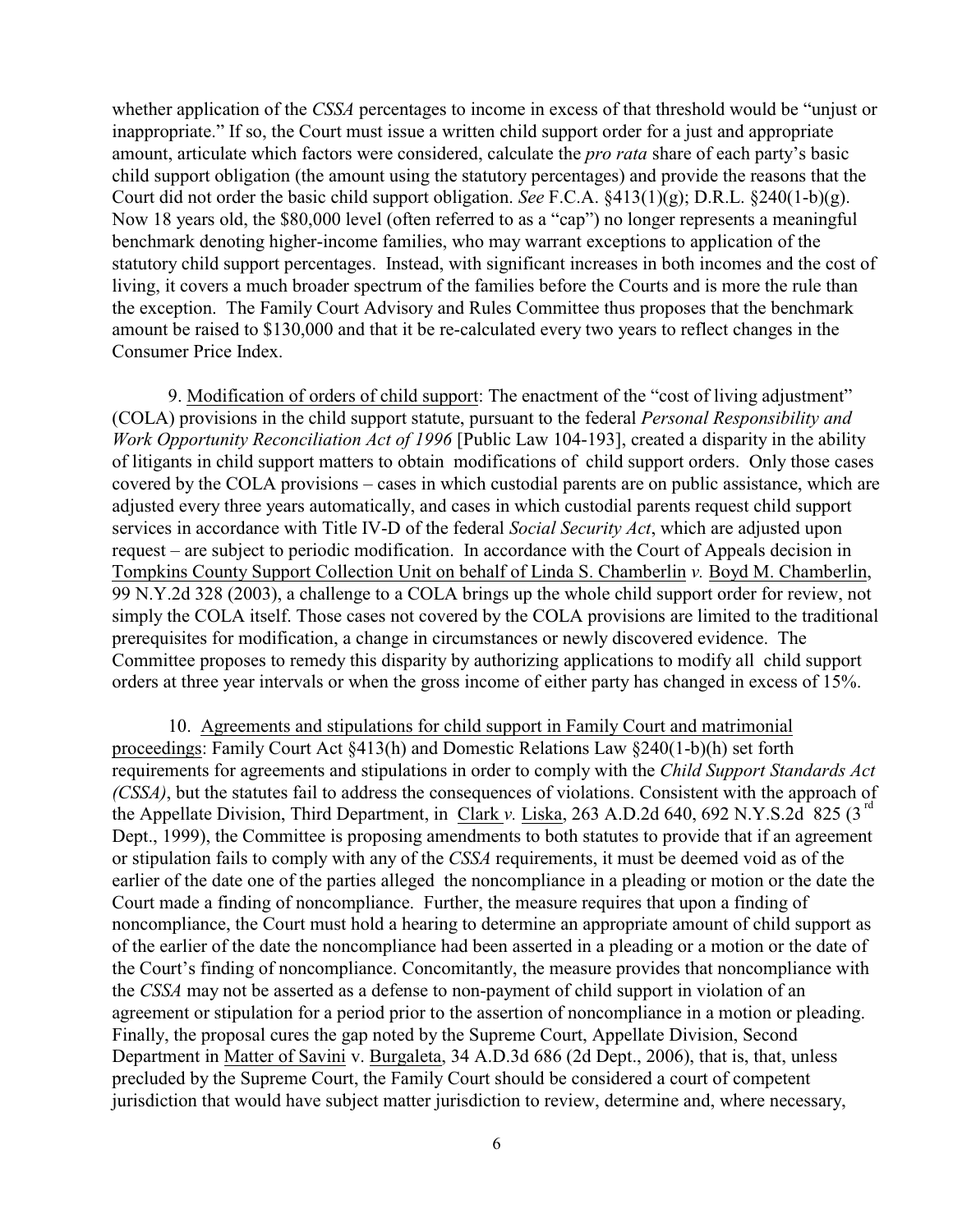whether application of the *CSSA* percentages to income in excess of that threshold would be "unjust or inappropriate." If so, the Court must issue a written child support order for a just and appropriate amount, articulate which factors were considered, calculate the *pro rata* share of each party's basic child support obligation (the amount using the statutory percentages) and provide the reasons that the Court did not order the basic child support obligation. *See* F.C.A. §413(1)(g); D.R.L. §240(1-b)(g). Now 18 years old, the $80,000 level (often referred to as a "cap") no longer represents a meaningful benchmark denoting higher-income families, who may warrant exceptions to application of the statutory child support percentages. Instead, with significant increases in both incomes and the cost of living, it covers a much broader spectrum of the families before the Courts and is more the rule than the exception. The Family Court Advisory and Rules Committee thus proposes that the benchmark amount be raised to $130,000 and that it be re-calculated every two years to reflect changes in the Consumer Price Index.

9. Modification of orders of child support: The enactment of the "cost of living adjustment" (COLA) provisions in the child support statute, pursuant to the federal *Personal Responsibility and Work Opportunity Reconciliation Act of 1996* [Public Law 104-193], created a disparity in the ability of litigants in child support matters to obtain modifications of child support orders. Only those cases covered by the COLA provisions – cases in which custodial parents are on public assistance, which are adjusted every three years automatically, and cases in which custodial parents request child support services in accordance with Title IV-D of the federal *Social Security Act*, which are adjusted upon request – are subject to periodic modification. In accordance with the Court of Appeals decision in Tompkins County Support Collection Unit on behalf of Linda S. Chamberlin *v.* Boyd M. Chamberlin, 99 N.Y.2d 328 (2003), a challenge to a COLA brings up the whole child support order for review, not simply the COLA itself. Those cases not covered by the COLA provisions are limited to the traditional prerequisites for modification, a change in circumstances or newly discovered evidence. The Committee proposes to remedy this disparity by authorizing applications to modify all child support orders at three year intervals or when the gross income of either party has changed in excess of 15%.

10. Agreements and stipulations for child support in Family Court and matrimonial proceedings: Family Court Act §413(h) and Domestic Relations Law §240(1-b)(h) set forth requirements for agreements and stipulations in order to comply with the *Child Support Standards Act (CSSA)*, but the statutes fail to address the consequences of violations. Consistent with the approach of the Appellate Division, Third Department, in Clark *v.* Liska, 263 A.D.2d 640, 692 N.Y.S.2d 825 (3rd Dept., 1999), the Committee is proposing amendments to both statutes to provide that if an agreement or stipulation fails to comply with any of the *CSSA* requirements, it must be deemed void as of the earlier of the date one of the parties alleged the noncompliance in a pleading or motion or the date the Court made a finding of noncompliance. Further, the measure requires that upon a finding of noncompliance, the Court must hold a hearing to determine an appropriate amount of child support as of the earlier of the date the noncompliance had been asserted in a pleading or a motion or the date of the Court's finding of noncompliance. Concomitantly, the measure provides that noncompliance with the *CSSA* may not be asserted as a defense to non-payment of child support in violation of an agreement or stipulation for a period prior to the assertion of noncompliance in a motion or pleading. Finally, the proposal cures the gap noted by the Supreme Court, Appellate Division, Second Department in Matter of Savini v. Burgaleta, 34 A.D.3d 686 (2d Dept., 2006), that is, that, unless precluded by the Supreme Court, the Family Court should be considered a court of competent jurisdiction that would have subject matter jurisdiction to review, determine and, where necessary,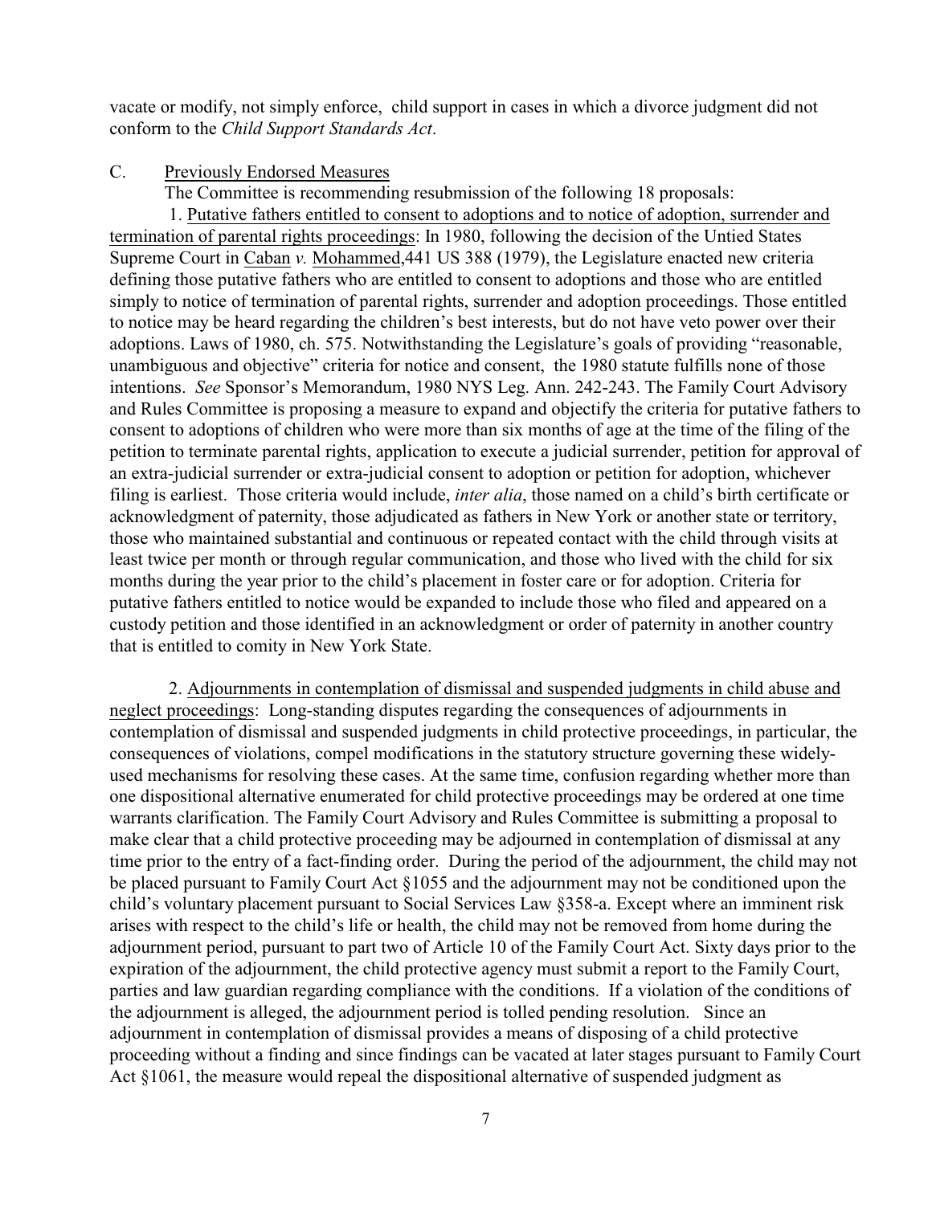vacate or modify, not simply enforce, child support in cases in which a divorce judgment did not conform to the *Child Support Standards Act*.

C. Previously Endorsed Measures

The Committee is recommending resubmission of the following 18 proposals:

1. Putative fathers entitled to consent to adoptions and to notice of adoption, surrender and termination of parental rights proceedings: In 1980, following the decision of the Untied States Supreme Court in Caban *v.* Mohammed,441 US 388 (1979), the Legislature enacted new criteria defining those putative fathers who are entitled to consent to adoptions and those who are entitled simply to notice of termination of parental rights, surrender and adoption proceedings. Those entitled to notice may be heard regarding the children's best interests, but do not have veto power over their adoptions. Laws of 1980, ch. 575. Notwithstanding the Legislature's goals of providing "reasonable, unambiguous and objective" criteria for notice and consent, the 1980 statute fulfills none of those intentions. *See* Sponsor's Memorandum, 1980 NYS Leg. Ann. 242-243. The Family Court Advisory and Rules Committee is proposing a measure to expand and objectify the criteria for putative fathers to consent to adoptions of children who were more than six months of age at the time of the filing of the petition to terminate parental rights, application to execute a judicial surrender, petition for approval of an extra-judicial surrender or extra-judicial consent to adoption or petition for adoption, whichever filing is earliest. Those criteria would include, *inter alia*, those named on a child's birth certificate or acknowledgment of paternity, those adjudicated as fathers in New York or another state or territory, those who maintained substantial and continuous or repeated contact with the child through visits at least twice per month or through regular communication, and those who lived with the child for six months during the year prior to the child's placement in foster care or for adoption. Criteria for putative fathers entitled to notice would be expanded to include those who filed and appeared on a custody petition and those identified in an acknowledgment or order of paternity in another country that is entitled to comity in New York State.

2. Adjournments in contemplation of dismissal and suspended judgments in child abuse and neglect proceedings: Long-standing disputes regarding the consequences of adjournments in contemplation of dismissal and suspended judgments in child protective proceedings, in particular, the consequences of violations, compel modifications in the statutory structure governing these widely-used mechanisms for resolving these cases. At the same time, confusion regarding whether more than one dispositional alternative enumerated for child protective proceedings may be ordered at one time warrants clarification. The Family Court Advisory and Rules Committee is submitting a proposal to make clear that a child protective proceeding may be adjourned in contemplation of dismissal at any time prior to the entry of a fact-finding order. During the period of the adjournment, the child may not be placed pursuant to Family Court Act §1055 and the adjournment may not be conditioned upon the child's voluntary placement pursuant to Social Services Law §358-a. Except where an imminent risk arises with respect to the child's life or health, the child may not be removed from home during the adjournment period, pursuant to part two of Article 10 of the Family Court Act. Sixty days prior to the expiration of the adjournment, the child protective agency must submit a report to the Family Court, parties and law guardian regarding compliance with the conditions. If a violation of the conditions of the adjournment is alleged, the adjournment period is tolled pending resolution. Since an adjournment in contemplation of dismissal provides a means of disposing of a child protective proceeding without a finding and since findings can be vacated at later stages pursuant to Family Court Act §1061, the measure would repeal the dispositional alternative of suspended judgment as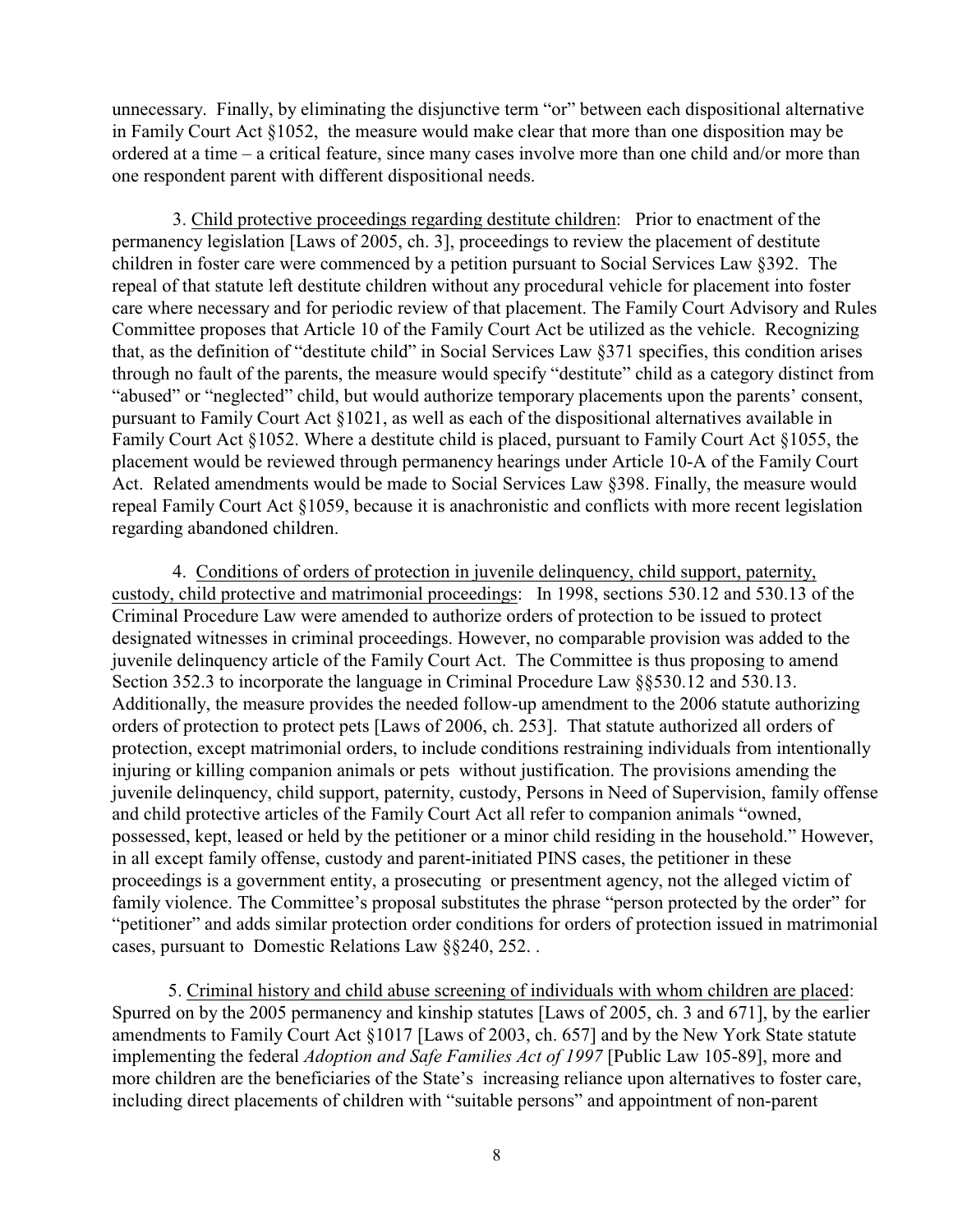unnecessary. Finally, by eliminating the disjunctive term "or" between each dispositional alternative in Family Court Act §1052, the measure would make clear that more than one disposition may be ordered at a time – a critical feature, since many cases involve more than one child and/or more than one respondent parent with different dispositional needs.

3. Child protective proceedings regarding destitute children: Prior to enactment of the permanency legislation [Laws of 2005, ch. 3], proceedings to review the placement of destitute children in foster care were commenced by a petition pursuant to Social Services Law §392. The repeal of that statute left destitute children without any procedural vehicle for placement into foster care where necessary and for periodic review of that placement. The Family Court Advisory and Rules Committee proposes that Article 10 of the Family Court Act be utilized as the vehicle. Recognizing that, as the definition of "destitute child" in Social Services Law §371 specifies, this condition arises through no fault of the parents, the measure would specify "destitute" child as a category distinct from "abused" or "neglected" child, but would authorize temporary placements upon the parents' consent, pursuant to Family Court Act §1021, as well as each of the dispositional alternatives available in Family Court Act §1052. Where a destitute child is placed, pursuant to Family Court Act §1055, the placement would be reviewed through permanency hearings under Article 10-A of the Family Court Act. Related amendments would be made to Social Services Law §398. Finally, the measure would repeal Family Court Act §1059, because it is anachronistic and conflicts with more recent legislation regarding abandoned children.

4. Conditions of orders of protection in juvenile delinquency, child support, paternity, custody, child protective and matrimonial proceedings: In 1998, sections 530.12 and 530.13 of the Criminal Procedure Law were amended to authorize orders of protection to be issued to protect designated witnesses in criminal proceedings. However, no comparable provision was added to the juvenile delinquency article of the Family Court Act. The Committee is thus proposing to amend Section 352.3 to incorporate the language in Criminal Procedure Law §§530.12 and 530.13. Additionally, the measure provides the needed follow-up amendment to the 2006 statute authorizing orders of protection to protect pets [Laws of 2006, ch. 253]. That statute authorized all orders of protection, except matrimonial orders, to include conditions restraining individuals from intentionally injuring or killing companion animals or pets without justification. The provisions amending the juvenile delinquency, child support, paternity, custody, Persons in Need of Supervision, family offense and child protective articles of the Family Court Act all refer to companion animals "owned, possessed, kept, leased or held by the petitioner or a minor child residing in the household." However, in all except family offense, custody and parent-initiated PINS cases, the petitioner in these proceedings is a government entity, a prosecuting or presentment agency, not the alleged victim of family violence. The Committee's proposal substitutes the phrase "person protected by the order" for "petitioner" and adds similar protection order conditions for orders of protection issued in matrimonial cases, pursuant to Domestic Relations Law §§240, 252. .

5. Criminal history and child abuse screening of individuals with whom children are placed: Spurred on by the 2005 permanency and kinship statutes [Laws of 2005, ch. 3 and 671], by the earlier amendments to Family Court Act §1017 [Laws of 2003, ch. 657] and by the New York State statute implementing the federal *Adoption and Safe Families Act of 1997* [Public Law 105-89], more and more children are the beneficiaries of the State's increasing reliance upon alternatives to foster care, including direct placements of children with "suitable persons" and appointment of non-parent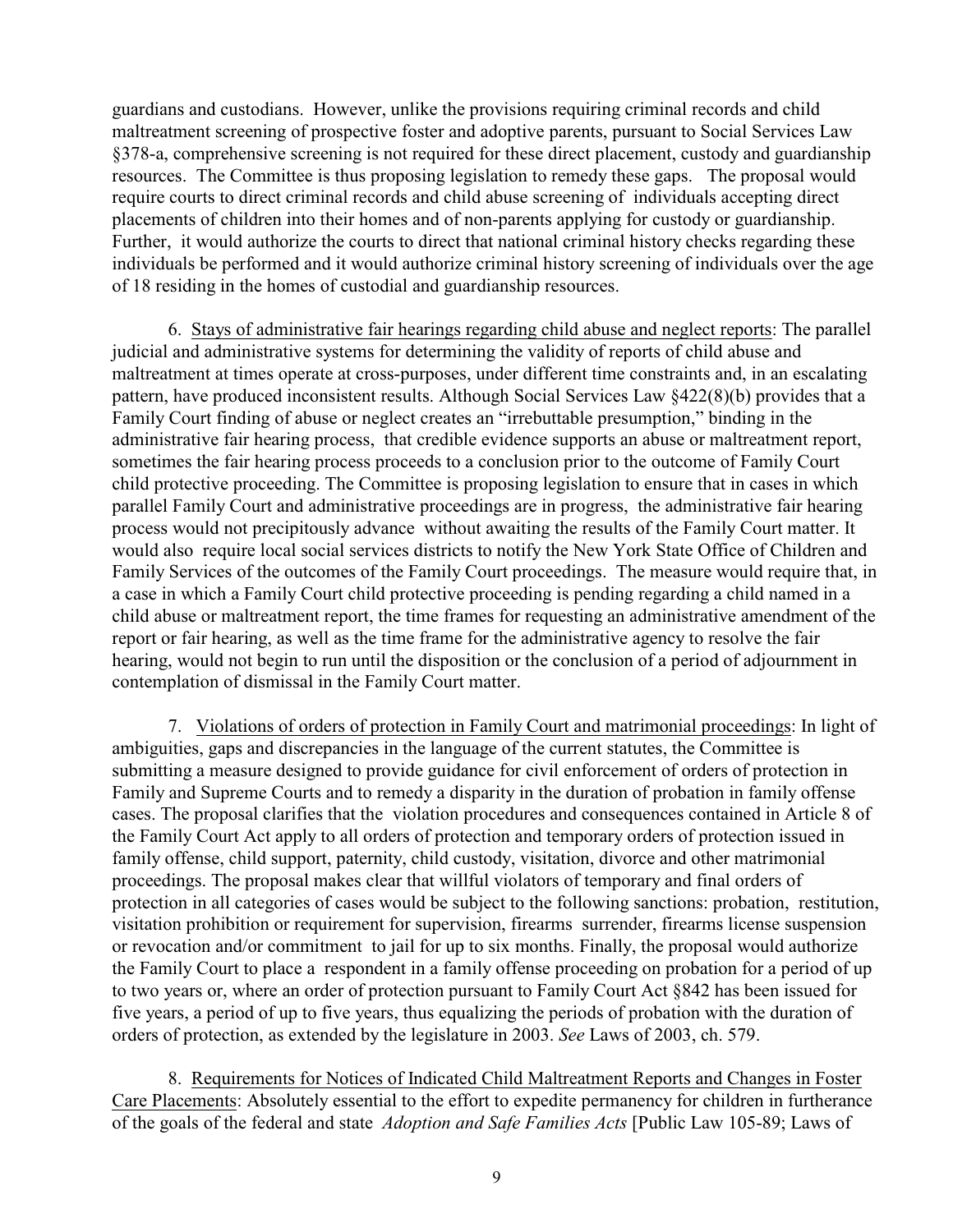guardians and custodians. However, unlike the provisions requiring criminal records and child maltreatment screening of prospective foster and adoptive parents, pursuant to Social Services Law §378-a, comprehensive screening is not required for these direct placement, custody and guardianship resources. The Committee is thus proposing legislation to remedy these gaps. The proposal would require courts to direct criminal records and child abuse screening of individuals accepting direct placements of children into their homes and of non-parents applying for custody or guardianship. Further, it would authorize the courts to direct that national criminal history checks regarding these individuals be performed and it would authorize criminal history screening of individuals over the age of 18 residing in the homes of custodial and guardianship resources.

6. Stays of administrative fair hearings regarding child abuse and neglect reports: The parallel judicial and administrative systems for determining the validity of reports of child abuse and maltreatment at times operate at cross-purposes, under different time constraints and, in an escalating pattern, have produced inconsistent results. Although Social Services Law §422(8)(b) provides that a Family Court finding of abuse or neglect creates an "irrebuttable presumption," binding in the administrative fair hearing process, that credible evidence supports an abuse or maltreatment report, sometimes the fair hearing process proceeds to a conclusion prior to the outcome of Family Court child protective proceeding. The Committee is proposing legislation to ensure that in cases in which parallel Family Court and administrative proceedings are in progress, the administrative fair hearing process would not precipitously advance without awaiting the results of the Family Court matter. It would also require local social services districts to notify the New York State Office of Children and Family Services of the outcomes of the Family Court proceedings. The measure would require that, in a case in which a Family Court child protective proceeding is pending regarding a child named in a child abuse or maltreatment report, the time frames for requesting an administrative amendment of the report or fair hearing, as well as the time frame for the administrative agency to resolve the fair hearing, would not begin to run until the disposition or the conclusion of a period of adjournment in contemplation of dismissal in the Family Court matter.

7. Violations of orders of protection in Family Court and matrimonial proceedings: In light of ambiguities, gaps and discrepancies in the language of the current statutes, the Committee is submitting a measure designed to provide guidance for civil enforcement of orders of protection in Family and Supreme Courts and to remedy a disparity in the duration of probation in family offense cases. The proposal clarifies that the violation procedures and consequences contained in Article 8 of the Family Court Act apply to all orders of protection and temporary orders of protection issued in family offense, child support, paternity, child custody, visitation, divorce and other matrimonial proceedings. The proposal makes clear that willful violators of temporary and final orders of protection in all categories of cases would be subject to the following sanctions: probation, restitution, visitation prohibition or requirement for supervision, firearms surrender, firearms license suspension or revocation and/or commitment to jail for up to six months. Finally, the proposal would authorize the Family Court to place a respondent in a family offense proceeding on probation for a period of up to two years or, where an order of protection pursuant to Family Court Act §842 has been issued for five years, a period of up to five years, thus equalizing the periods of probation with the duration of orders of protection, as extended by the legislature in 2003. *See* Laws of 2003, ch. 579.

8. Requirements for Notices of Indicated Child Maltreatment Reports and Changes in Foster Care Placements: Absolutely essential to the effort to expedite permanency for children in furtherance of the goals of the federal and state *Adoption and Safe Families Acts* [Public Law 105-89; Laws of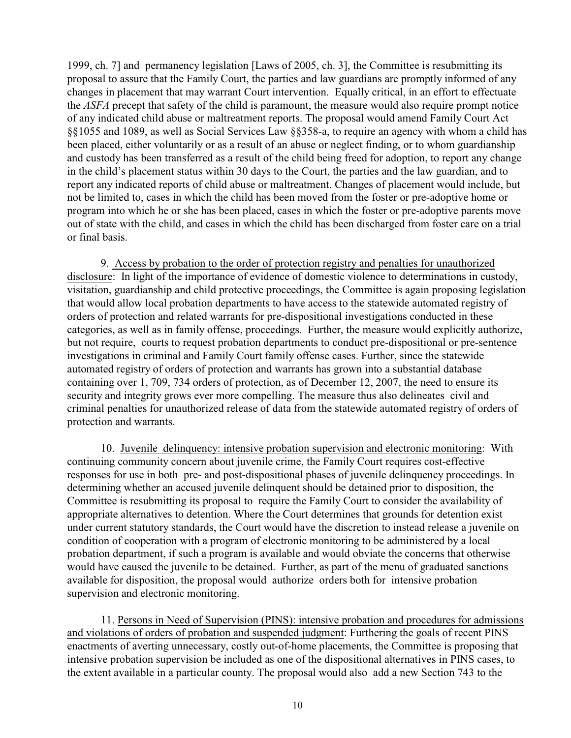1999, ch. 7] and permanency legislation [Laws of 2005, ch. 3], the Committee is resubmitting its proposal to assure that the Family Court, the parties and law guardians are promptly informed of any changes in placement that may warrant Court intervention. Equally critical, in an effort to effectuate the *ASFA* precept that safety of the child is paramount, the measure would also require prompt notice of any indicated child abuse or maltreatment reports. The proposal would amend Family Court Act §§1055 and 1089, as well as Social Services Law §§358-a, to require an agency with whom a child has been placed, either voluntarily or as a result of an abuse or neglect finding, or to whom guardianship and custody has been transferred as a result of the child being freed for adoption, to report any change in the child's placement status within 30 days to the Court, the parties and the law guardian, and to report any indicated reports of child abuse or maltreatment. Changes of placement would include, but not be limited to, cases in which the child has been moved from the foster or pre-adoptive home or program into which he or she has been placed, cases in which the foster or pre-adoptive parents move out of state with the child, and cases in which the child has been discharged from foster care on a trial or final basis.

9. <u>Access by probation to the order of protection registry and penalties for unauthorized disclosure</u>: In light of the importance of evidence of domestic violence to determinations in custody, visitation, guardianship and child protective proceedings, the Committee is again proposing legislation that would allow local probation departments to have access to the statewide automated registry of orders of protection and related warrants for pre-dispositional investigations conducted in these categories, as well as in family offense, proceedings. Further, the measure would explicitly authorize, but not require, courts to request probation departments to conduct pre-dispositional or pre-sentence investigations in criminal and Family Court family offense cases. Further, since the statewide automated registry of orders of protection and warrants has grown into a substantial database containing over 1, 709, 734 orders of protection, as of December 12, 2007, the need to ensure its security and integrity grows ever more compelling. The measure thus also delineates civil and criminal penalties for unauthorized release of data from the statewide automated registry of orders of protection and warrants.

10. <u>Juvenile delinquency: intensive probation supervision and electronic monitoring</u>: With continuing community concern about juvenile crime, the Family Court requires cost-effective responses for use in both pre- and post-dispositional phases of juvenile delinquency proceedings. In determining whether an accused juvenile delinquent should be detained prior to disposition, the Committee is resubmitting its proposal to require the Family Court to consider the availability of appropriate alternatives to detention. Where the Court determines that grounds for detention exist under current statutory standards, the Court would have the discretion to instead release a juvenile on condition of cooperation with a program of electronic monitoring to be administered by a local probation department, if such a program is available and would obviate the concerns that otherwise would have caused the juvenile to be detained. Further, as part of the menu of graduated sanctions available for disposition, the proposal would authorize orders both for intensive probation supervision and electronic monitoring.

11. <u>Persons in Need of Supervision (PINS): intensive probation and procedures for admissions and violations of orders of probation and suspended judgment</u>: Furthering the goals of recent PINS enactments of averting unnecessary, costly out-of-home placements, the Committee is proposing that intensive probation supervision be included as one of the dispositional alternatives in PINS cases, to the extent available in a particular county. The proposal would also add a new Section 743 to the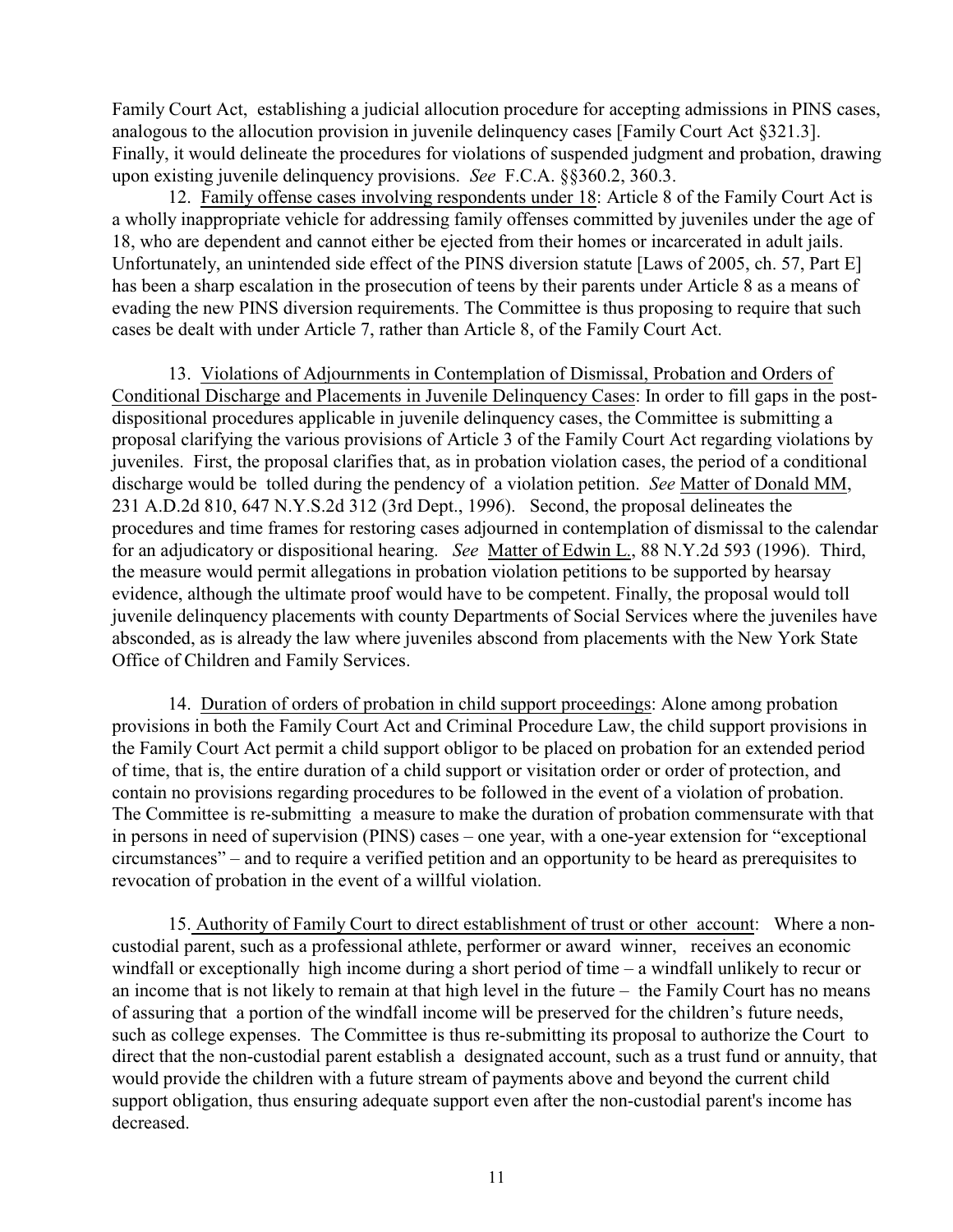Family Court Act, establishing a judicial allocution procedure for accepting admissions in PINS cases, analogous to the allocution provision in juvenile delinquency cases [Family Court Act §321.3]. Finally, it would delineate the procedures for violations of suspended judgment and probation, drawing upon existing juvenile delinquency provisions. *See* F.C.A. §§360.2, 360.3.

12. Family offense cases involving respondents under 18: Article 8 of the Family Court Act is a wholly inappropriate vehicle for addressing family offenses committed by juveniles under the age of 18, who are dependent and cannot either be ejected from their homes or incarcerated in adult jails. Unfortunately, an unintended side effect of the PINS diversion statute [Laws of 2005, ch. 57, Part E] has been a sharp escalation in the prosecution of teens by their parents under Article 8 as a means of evading the new PINS diversion requirements. The Committee is thus proposing to require that such cases be dealt with under Article 7, rather than Article 8, of the Family Court Act.

13. Violations of Adjournments in Contemplation of Dismissal, Probation and Orders of Conditional Discharge and Placements in Juvenile Delinquency Cases: In order to fill gaps in the post-dispositional procedures applicable in juvenile delinquency cases, the Committee is submitting a proposal clarifying the various provisions of Article 3 of the Family Court Act regarding violations by juveniles. First, the proposal clarifies that, as in probation violation cases, the period of a conditional discharge would be tolled during the pendency of a violation petition. *See* Matter of Donald MM, 231 A.D.2d 810, 647 N.Y.S.2d 312 (3rd Dept., 1996). Second, the proposal delineates the procedures and time frames for restoring cases adjourned in contemplation of dismissal to the calendar for an adjudicatory or dispositional hearing. *See* Matter of Edwin L., 88 N.Y.2d 593 (1996). Third, the measure would permit allegations in probation violation petitions to be supported by hearsay evidence, although the ultimate proof would have to be competent. Finally, the proposal would toll juvenile delinquency placements with county Departments of Social Services where the juveniles have absconded, as is already the law where juveniles abscond from placements with the New York State Office of Children and Family Services.

14. Duration of orders of probation in child support proceedings: Alone among probation provisions in both the Family Court Act and Criminal Procedure Law, the child support provisions in the Family Court Act permit a child support obligor to be placed on probation for an extended period of time, that is, the entire duration of a child support or visitation order or order of protection, and contain no provisions regarding procedures to be followed in the event of a violation of probation. The Committee is re-submitting a measure to make the duration of probation commensurate with that in persons in need of supervision (PINS) cases – one year, with a one-year extension for "exceptional circumstances" – and to require a verified petition and an opportunity to be heard as prerequisites to revocation of probation in the event of a willful violation.

15. Authority of Family Court to direct establishment of trust or other account: Where a non-custodial parent, such as a professional athlete, performer or award winner, receives an economic windfall or exceptionally high income during a short period of time – a windfall unlikely to recur or an income that is not likely to remain at that high level in the future – the Family Court has no means of assuring that a portion of the windfall income will be preserved for the children's future needs, such as college expenses. The Committee is thus re-submitting its proposal to authorize the Court to direct that the non-custodial parent establish a designated account, such as a trust fund or annuity, that would provide the children with a future stream of payments above and beyond the current child support obligation, thus ensuring adequate support even after the non-custodial parent's income has decreased.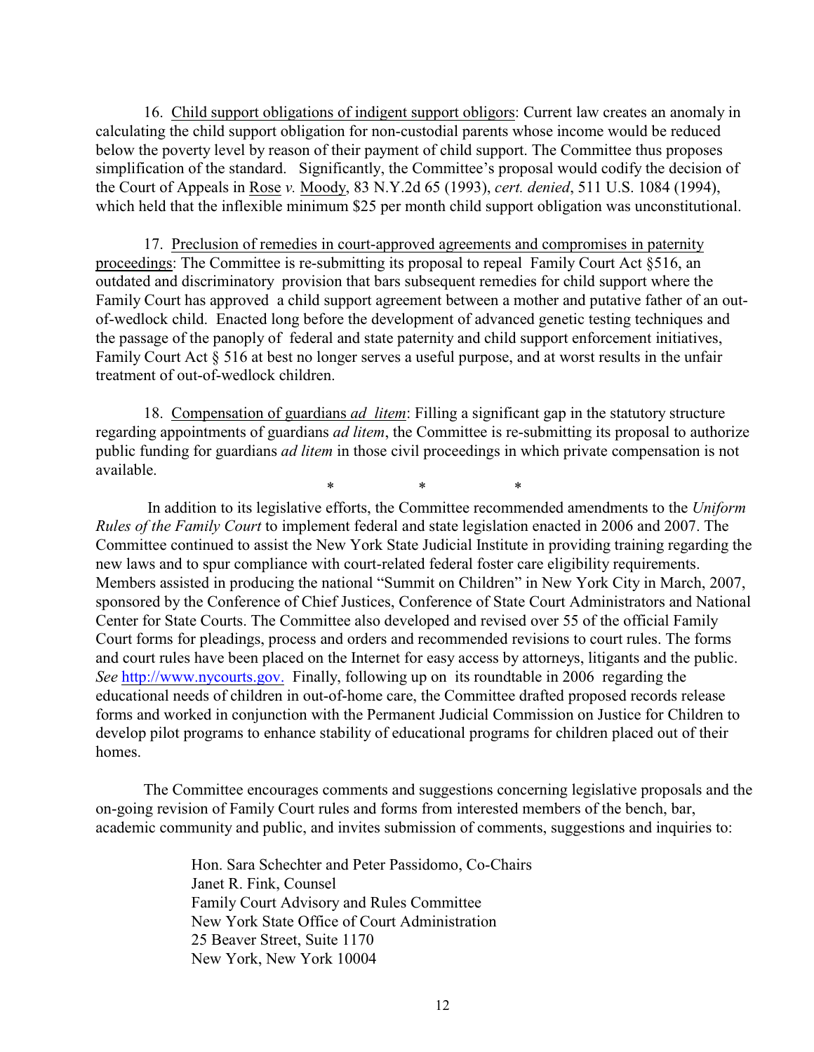16. Child support obligations of indigent support obligors: Current law creates an anomaly in calculating the child support obligation for non-custodial parents whose income would be reduced below the poverty level by reason of their payment of child support. The Committee thus proposes simplification of the standard. Significantly, the Committee's proposal would codify the decision of the Court of Appeals in Rose *v.* Moody, 83 N.Y.2d 65 (1993), *cert. denied*, 511 U.S. 1084 (1994), which held that the inflexible minimum $25 per month child support obligation was unconstitutional.

17. Preclusion of remedies in court-approved agreements and compromises in paternity proceedings: The Committee is re-submitting its proposal to repeal Family Court Act §516, an outdated and discriminatory provision that bars subsequent remedies for child support where the Family Court has approved a child support agreement between a mother and putative father of an out-of-wedlock child. Enacted long before the development of advanced genetic testing techniques and the passage of the panoply of federal and state paternity and child support enforcement initiatives, Family Court Act § 516 at best no longer serves a useful purpose, and at worst results in the unfair treatment of out-of-wedlock children.

18. Compensation of guardians *ad litem*: Filling a significant gap in the statutory structure regarding appointments of guardians *ad litem*, the Committee is re-submitting its proposal to authorize public funding for guardians *ad litem* in those civil proceedings in which private compensation is not available.

\* \* \*

In addition to its legislative efforts, the Committee recommended amendments to the *Uniform Rules of the Family Court* to implement federal and state legislation enacted in 2006 and 2007. The Committee continued to assist the New York State Judicial Institute in providing training regarding the new laws and to spur compliance with court-related federal foster care eligibility requirements. Members assisted in producing the national "Summit on Children" in New York City in March, 2007, sponsored by the Conference of Chief Justices, Conference of State Court Administrators and National Center for State Courts. The Committee also developed and revised over 55 of the official Family Court forms for pleadings, process and orders and recommended revisions to court rules. The forms and court rules have been placed on the Internet for easy access by attorneys, litigants and the public. *See* http://www.nycourts.gov. Finally, following up on its roundtable in 2006 regarding the educational needs of children in out-of-home care, the Committee drafted proposed records release forms and worked in conjunction with the Permanent Judicial Commission on Justice for Children to develop pilot programs to enhance stability of educational programs for children placed out of their homes.

The Committee encourages comments and suggestions concerning legislative proposals and the on-going revision of Family Court rules and forms from interested members of the bench, bar, academic community and public, and invites submission of comments, suggestions and inquiries to:

Hon. Sara Schechter and Peter Passidomo, Co-Chairs
Janet R. Fink, Counsel
Family Court Advisory and Rules Committee
New York State Office of Court Administration
25 Beaver Street, Suite 1170
New York, New York 10004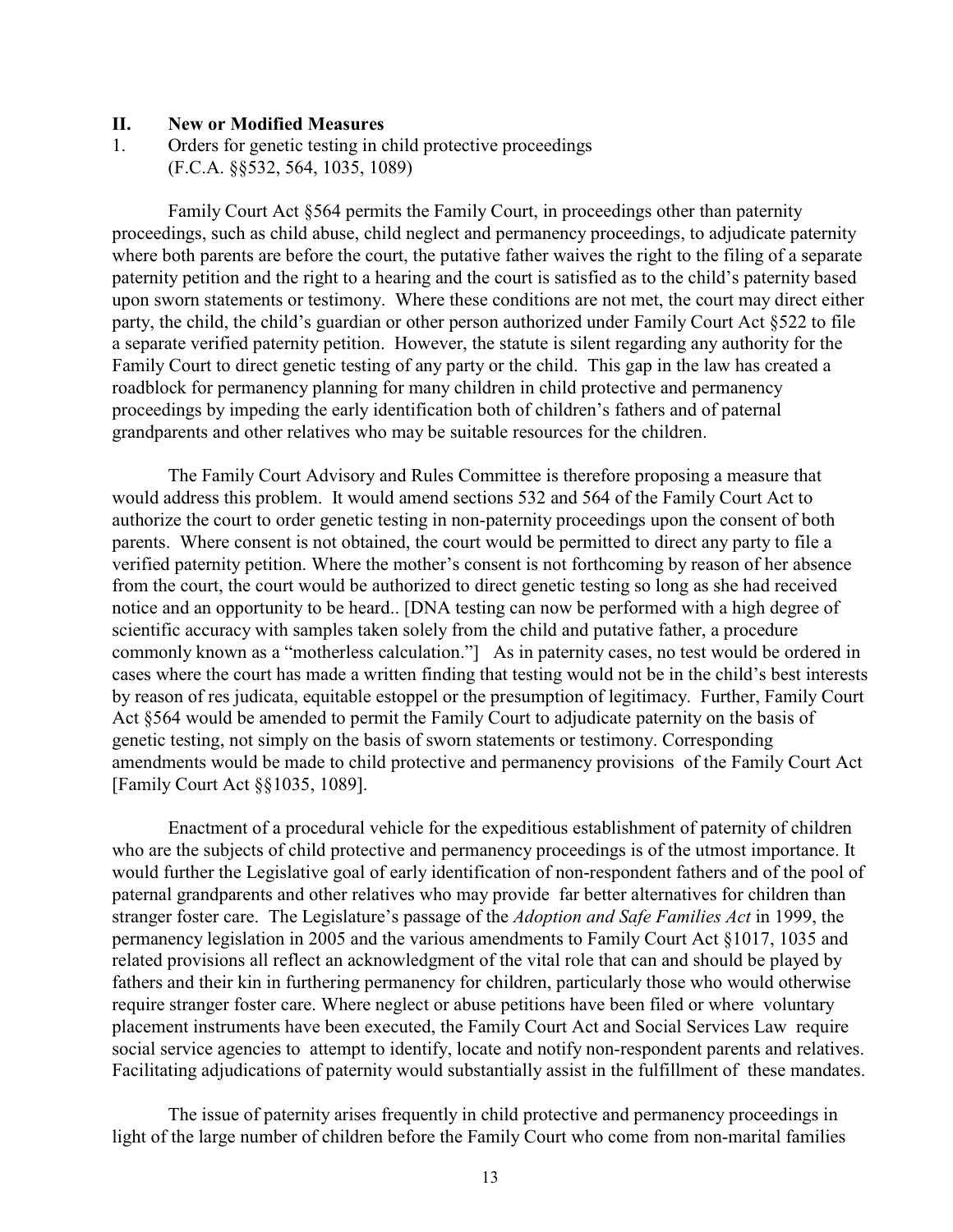## II. New or Modified Measures

1. Orders for genetic testing in child protective proceedings (F.C.A. §§532, 564, 1035, 1089)

Family Court Act §564 permits the Family Court, in proceedings other than paternity proceedings, such as child abuse, child neglect and permanency proceedings, to adjudicate paternity where both parents are before the court, the putative father waives the right to the filing of a separate paternity petition and the right to a hearing and the court is satisfied as to the child's paternity based upon sworn statements or testimony. Where these conditions are not met, the court may direct either party, the child, the child's guardian or other person authorized under Family Court Act §522 to file a separate verified paternity petition. However, the statute is silent regarding any authority for the Family Court to direct genetic testing of any party or the child. This gap in the law has created a roadblock for permanency planning for many children in child protective and permanency proceedings by impeding the early identification both of children's fathers and of paternal grandparents and other relatives who may be suitable resources for the children.

The Family Court Advisory and Rules Committee is therefore proposing a measure that would address this problem. It would amend sections 532 and 564 of the Family Court Act to authorize the court to order genetic testing in non-paternity proceedings upon the consent of both parents. Where consent is not obtained, the court would be permitted to direct any party to file a verified paternity petition. Where the mother's consent is not forthcoming by reason of her absence from the court, the court would be authorized to direct genetic testing so long as she had received notice and an opportunity to be heard.. [DNA testing can now be performed with a high degree of scientific accuracy with samples taken solely from the child and putative father, a procedure commonly known as a "motherless calculation."] As in paternity cases, no test would be ordered in cases where the court has made a written finding that testing would not be in the child's best interests by reason of res judicata, equitable estoppel or the presumption of legitimacy. Further, Family Court Act §564 would be amended to permit the Family Court to adjudicate paternity on the basis of genetic testing, not simply on the basis of sworn statements or testimony. Corresponding amendments would be made to child protective and permanency provisions of the Family Court Act [Family Court Act §§1035, 1089].

Enactment of a procedural vehicle for the expeditious establishment of paternity of children who are the subjects of child protective and permanency proceedings is of the utmost importance. It would further the Legislative goal of early identification of non-respondent fathers and of the pool of paternal grandparents and other relatives who may provide far better alternatives for children than stranger foster care. The Legislature's passage of the *Adoption and Safe Families Act* in 1999, the permanency legislation in 2005 and the various amendments to Family Court Act §1017, 1035 and related provisions all reflect an acknowledgment of the vital role that can and should be played by fathers and their kin in furthering permanency for children, particularly those who would otherwise require stranger foster care. Where neglect or abuse petitions have been filed or where voluntary placement instruments have been executed, the Family Court Act and Social Services Law require social service agencies to attempt to identify, locate and notify non-respondent parents and relatives. Facilitating adjudications of paternity would substantially assist in the fulfillment of these mandates.

The issue of paternity arises frequently in child protective and permanency proceedings in light of the large number of children before the Family Court who come from non-marital families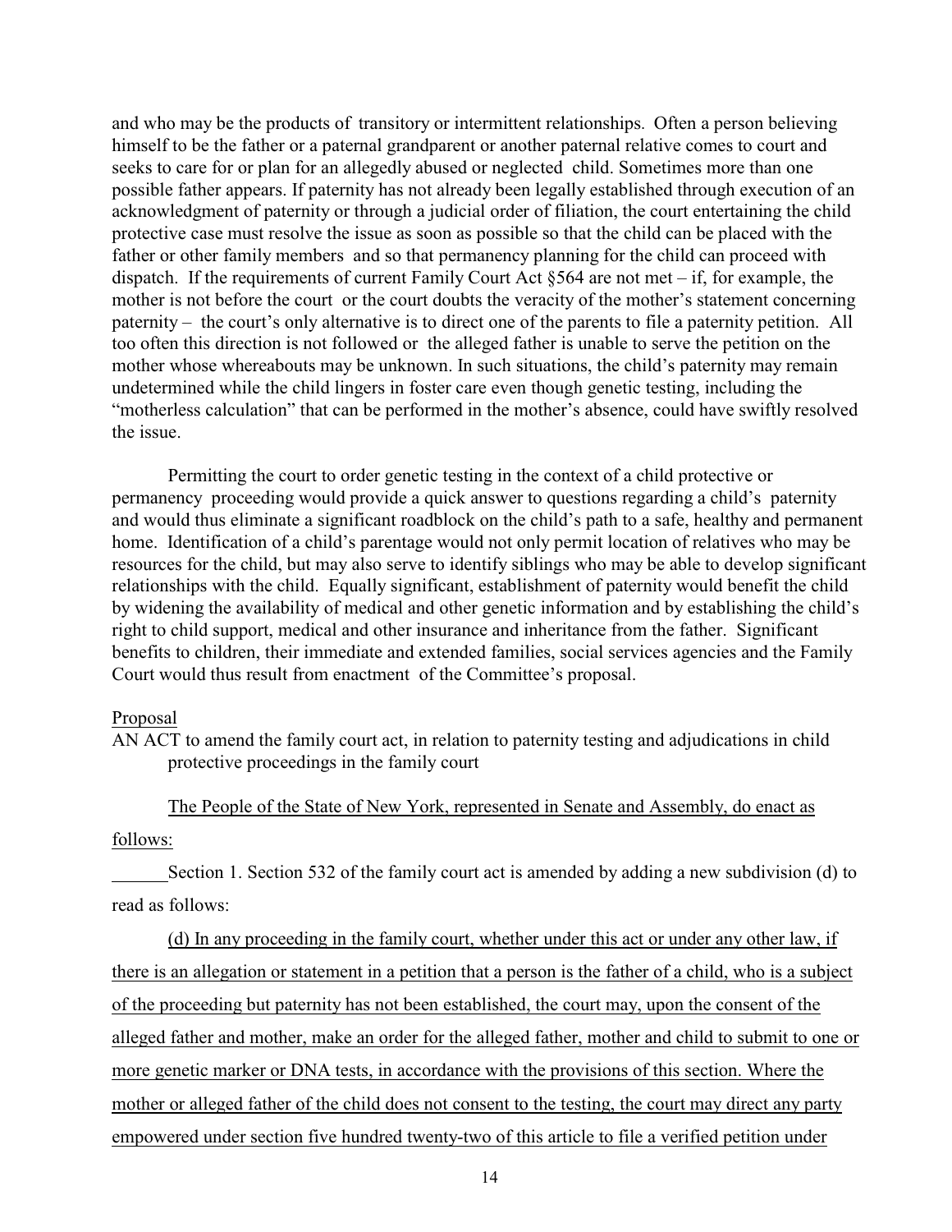and who may be the products of transitory or intermittent relationships. Often a person believing himself to be the father or a paternal grandparent or another paternal relative comes to court and seeks to care for or plan for an allegedly abused or neglected child. Sometimes more than one possible father appears. If paternity has not already been legally established through execution of an acknowledgment of paternity or through a judicial order of filiation, the court entertaining the child protective case must resolve the issue as soon as possible so that the child can be placed with the father or other family members and so that permanency planning for the child can proceed with dispatch. If the requirements of current Family Court Act §564 are not met – if, for example, the mother is not before the court or the court doubts the veracity of the mother's statement concerning paternity – the court's only alternative is to direct one of the parents to file a paternity petition. All too often this direction is not followed or the alleged father is unable to serve the petition on the mother whose whereabouts may be unknown. In such situations, the child's paternity may remain undetermined while the child lingers in foster care even though genetic testing, including the "motherless calculation" that can be performed in the mother's absence, could have swiftly resolved the issue.

Permitting the court to order genetic testing in the context of a child protective or permanency proceeding would provide a quick answer to questions regarding a child's paternity and would thus eliminate a significant roadblock on the child's path to a safe, healthy and permanent home. Identification of a child's parentage would not only permit location of relatives who may be resources for the child, but may also serve to identify siblings who may be able to develop significant relationships with the child. Equally significant, establishment of paternity would benefit the child by widening the availability of medical and other genetic information and by establishing the child's right to child support, medical and other insurance and inheritance from the father. Significant benefits to children, their immediate and extended families, social services agencies and the Family Court would thus result from enactment of the Committee's proposal.

Proposal

AN ACT to amend the family court act, in relation to paternity testing and adjudications in child protective proceedings in the family court

The People of the State of New York, represented in Senate and Assembly, do enact as follows:

Section 1. Section 532 of the family court act is amended by adding a new subdivision (d) to read as follows:

(d) In any proceeding in the family court, whether under this act or under any other law, if there is an allegation or statement in a petition that a person is the father of a child, who is a subject of the proceeding but paternity has not been established, the court may, upon the consent of the alleged father and mother, make an order for the alleged father, mother and child to submit to one or more genetic marker or DNA tests, in accordance with the provisions of this section. Where the mother or alleged father of the child does not consent to the testing, the court may direct any party empowered under section five hundred twenty-two of this article to file a verified petition under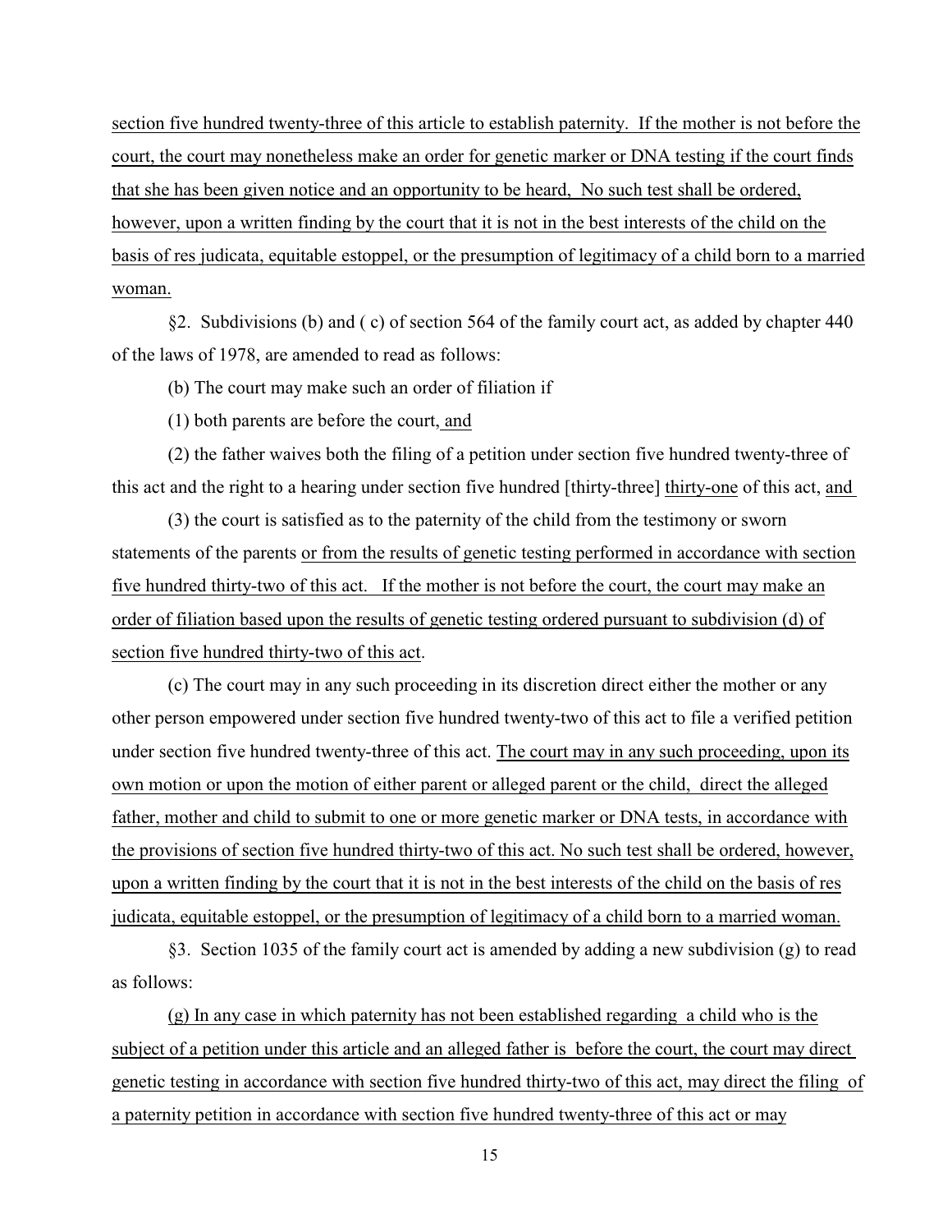section five hundred twenty-three of this article to establish paternity. If the mother is not before the court, the court may nonetheless make an order for genetic marker or DNA testing if the court finds that she has been given notice and an opportunity to be heard, No such test shall be ordered, however, upon a written finding by the court that it is not in the best interests of the child on the basis of res judicata, equitable estoppel, or the presumption of legitimacy of a child born to a married woman.

§2. Subdivisions (b) and ( c) of section 564 of the family court act, as added by chapter 440 of the laws of 1978, are amended to read as follows:

(b) The court may make such an order of filiation if

(1) both parents are before the court, and

(2) the father waives both the filing of a petition under section five hundred twenty-three of this act and the right to a hearing under section five hundred [thirty-three] thirty-one of this act, and

(3) the court is satisfied as to the paternity of the child from the testimony or sworn statements of the parents or from the results of genetic testing performed in accordance with section five hundred thirty-two of this act. If the mother is not before the court, the court may make an order of filiation based upon the results of genetic testing ordered pursuant to subdivision (d) of section five hundred thirty-two of this act.

(c) The court may in any such proceeding in its discretion direct either the mother or any other person empowered under section five hundred twenty-two of this act to file a verified petition under section five hundred twenty-three of this act. The court may in any such proceeding, upon its own motion or upon the motion of either parent or alleged parent or the child, direct the alleged father, mother and child to submit to one or more genetic marker or DNA tests, in accordance with the provisions of section five hundred thirty-two of this act. No such test shall be ordered, however, upon a written finding by the court that it is not in the best interests of the child on the basis of res judicata, equitable estoppel, or the presumption of legitimacy of a child born to a married woman.

§3. Section 1035 of the family court act is amended by adding a new subdivision (g) to read as follows:

(g) In any case in which paternity has not been established regarding a child who is the subject of a petition under this article and an alleged father is before the court, the court may direct genetic testing in accordance with section five hundred thirty-two of this act, may direct the filing of a paternity petition in accordance with section five hundred twenty-three of this act or may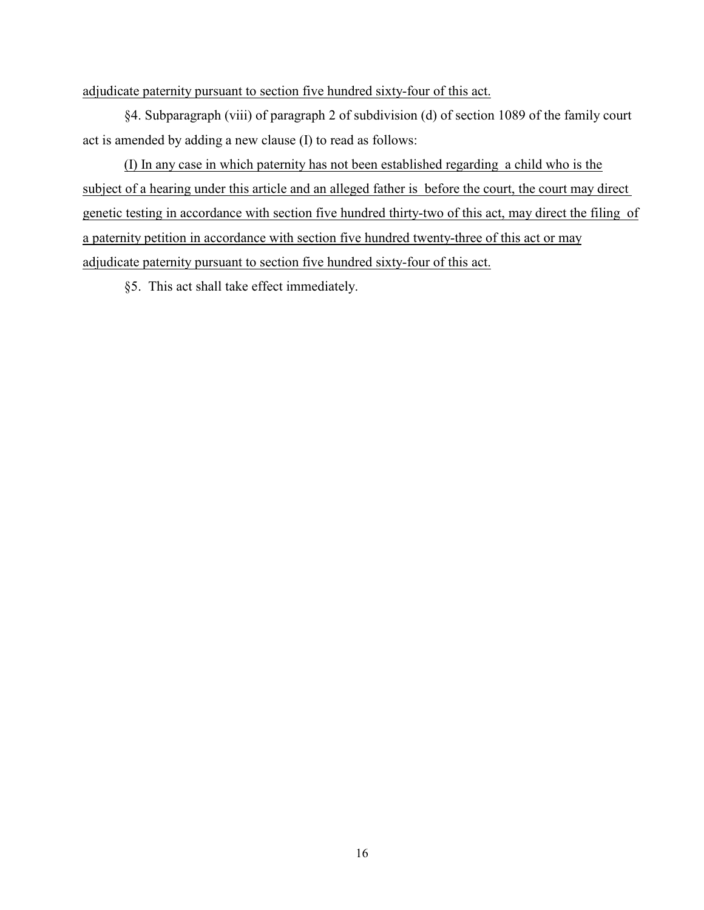<u>adjudicate paternity pursuant to section five hundred sixty-four of this act.</u>

§4. Subparagraph (viii) of paragraph 2 of subdivision (d) of section 1089 of the family court act is amended by adding a new clause (I) to read as follows:

<u>(I) In any case in which paternity has not been established regarding a child who is the subject of a hearing under this article and an alleged father is before the court, the court may direct genetic testing in accordance with section five hundred thirty-two of this act, may direct the filing of a paternity petition in accordance with section five hundred twenty-three of this act or may adjudicate paternity pursuant to section five hundred sixty-four of this act.</u>

§5. This act shall take effect immediately.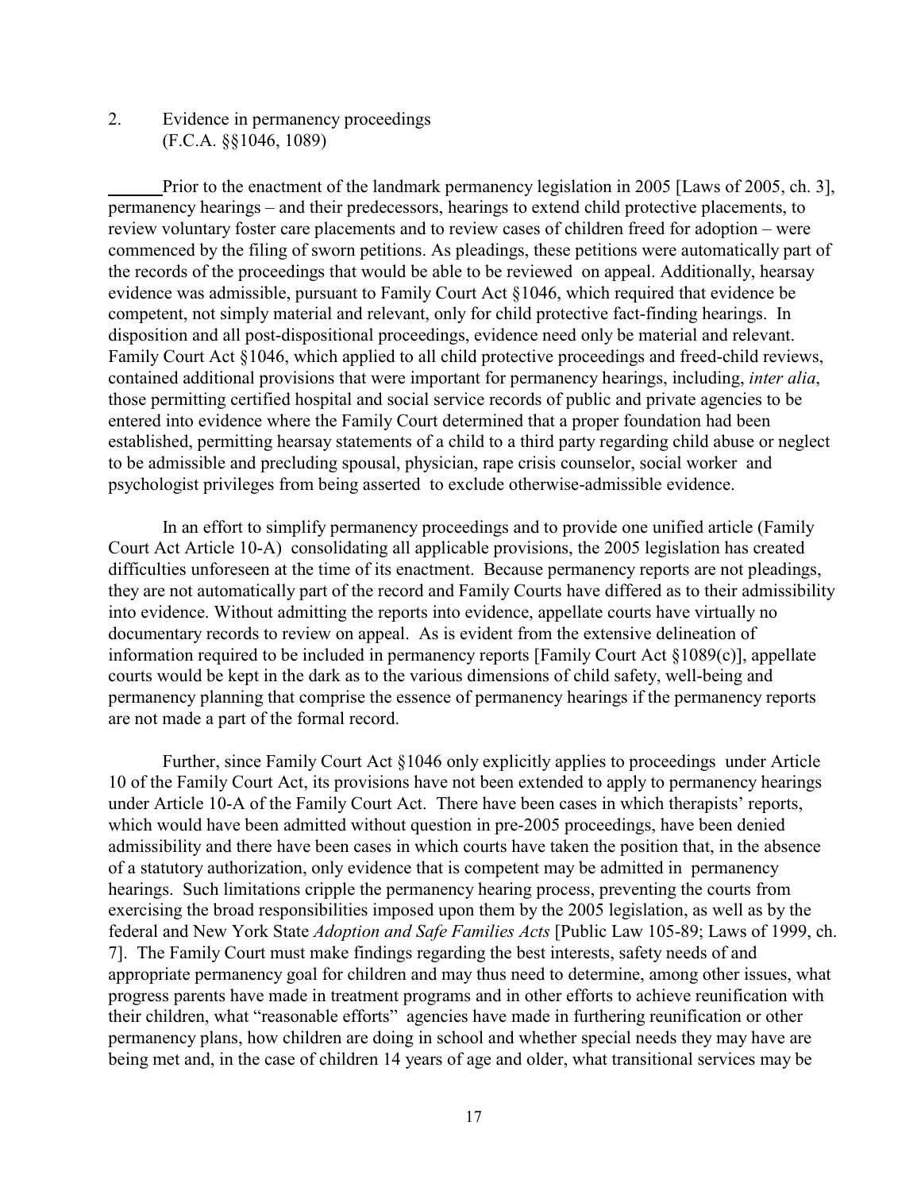2. Evidence in permanency proceedings
(F.C.A. §§1046, 1089)

Prior to the enactment of the landmark permanency legislation in 2005 [Laws of 2005, ch. 3], permanency hearings – and their predecessors, hearings to extend child protective placements, to review voluntary foster care placements and to review cases of children freed for adoption – were commenced by the filing of sworn petitions. As pleadings, these petitions were automatically part of the records of the proceedings that would be able to be reviewed on appeal. Additionally, hearsay evidence was admissible, pursuant to Family Court Act §1046, which required that evidence be competent, not simply material and relevant, only for child protective fact-finding hearings. In disposition and all post-dispositional proceedings, evidence need only be material and relevant. Family Court Act §1046, which applied to all child protective proceedings and freed-child reviews, contained additional provisions that were important for permanency hearings, including, *inter alia*, those permitting certified hospital and social service records of public and private agencies to be entered into evidence where the Family Court determined that a proper foundation had been established, permitting hearsay statements of a child to a third party regarding child abuse or neglect to be admissible and precluding spousal, physician, rape crisis counselor, social worker and psychologist privileges from being asserted to exclude otherwise-admissible evidence.

In an effort to simplify permanency proceedings and to provide one unified article (Family Court Act Article 10-A) consolidating all applicable provisions, the 2005 legislation has created difficulties unforeseen at the time of its enactment. Because permanency reports are not pleadings, they are not automatically part of the record and Family Courts have differed as to their admissibility into evidence. Without admitting the reports into evidence, appellate courts have virtually no documentary records to review on appeal. As is evident from the extensive delineation of information required to be included in permanency reports [Family Court Act §1089(c)], appellate courts would be kept in the dark as to the various dimensions of child safety, well-being and permanency planning that comprise the essence of permanency hearings if the permanency reports are not made a part of the formal record.

Further, since Family Court Act §1046 only explicitly applies to proceedings under Article 10 of the Family Court Act, its provisions have not been extended to apply to permanency hearings under Article 10-A of the Family Court Act. There have been cases in which therapists' reports, which would have been admitted without question in pre-2005 proceedings, have been denied admissibility and there have been cases in which courts have taken the position that, in the absence of a statutory authorization, only evidence that is competent may be admitted in permanency hearings. Such limitations cripple the permanency hearing process, preventing the courts from exercising the broad responsibilities imposed upon them by the 2005 legislation, as well as by the federal and New York State *Adoption and Safe Families Acts* [Public Law 105-89; Laws of 1999, ch. 7]. The Family Court must make findings regarding the best interests, safety needs of and appropriate permanency goal for children and may thus need to determine, among other issues, what progress parents have made in treatment programs and in other efforts to achieve reunification with their children, what "reasonable efforts" agencies have made in furthering reunification or other permanency plans, how children are doing in school and whether special needs they may have are being met and, in the case of children 14 years of age and older, what transitional services may be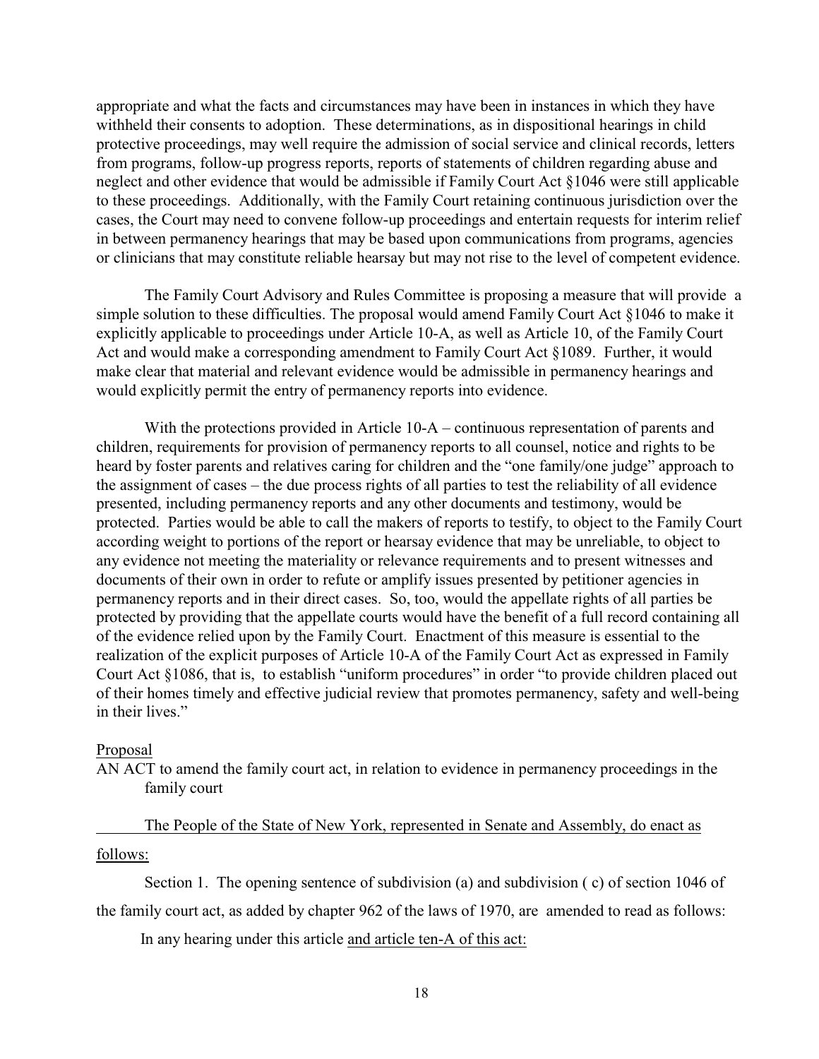appropriate and what the facts and circumstances may have been in instances in which they have withheld their consents to adoption. These determinations, as in dispositional hearings in child protective proceedings, may well require the admission of social service and clinical records, letters from programs, follow-up progress reports, reports of statements of children regarding abuse and neglect and other evidence that would be admissible if Family Court Act §1046 were still applicable to these proceedings. Additionally, with the Family Court retaining continuous jurisdiction over the cases, the Court may need to convene follow-up proceedings and entertain requests for interim relief in between permanency hearings that may be based upon communications from programs, agencies or clinicians that may constitute reliable hearsay but may not rise to the level of competent evidence.

The Family Court Advisory and Rules Committee is proposing a measure that will provide a simple solution to these difficulties. The proposal would amend Family Court Act §1046 to make it explicitly applicable to proceedings under Article 10-A, as well as Article 10, of the Family Court Act and would make a corresponding amendment to Family Court Act §1089. Further, it would make clear that material and relevant evidence would be admissible in permanency hearings and would explicitly permit the entry of permanency reports into evidence.

With the protections provided in Article 10-A – continuous representation of parents and children, requirements for provision of permanency reports to all counsel, notice and rights to be heard by foster parents and relatives caring for children and the "one family/one judge" approach to the assignment of cases – the due process rights of all parties to test the reliability of all evidence presented, including permanency reports and any other documents and testimony, would be protected. Parties would be able to call the makers of reports to testify, to object to the Family Court according weight to portions of the report or hearsay evidence that may be unreliable, to object to any evidence not meeting the materiality or relevance requirements and to present witnesses and documents of their own in order to refute or amplify issues presented by petitioner agencies in permanency reports and in their direct cases. So, too, would the appellate rights of all parties be protected by providing that the appellate courts would have the benefit of a full record containing all of the evidence relied upon by the Family Court. Enactment of this measure is essential to the realization of the explicit purposes of Article 10-A of the Family Court Act as expressed in Family Court Act §1086, that is, to establish "uniform procedures" in order "to provide children placed out of their homes timely and effective judicial review that promotes permanency, safety and well-being in their lives."

Proposal

AN ACT to amend the family court act, in relation to evidence in permanency proceedings in the family court

The People of the State of New York, represented in Senate and Assembly, do enact as follows:

Section 1. The opening sentence of subdivision (a) and subdivision ( c) of section 1046 of the family court act, as added by chapter 962 of the laws of 1970, are amended to read as follows:

In any hearing under this article and article ten-A of this act: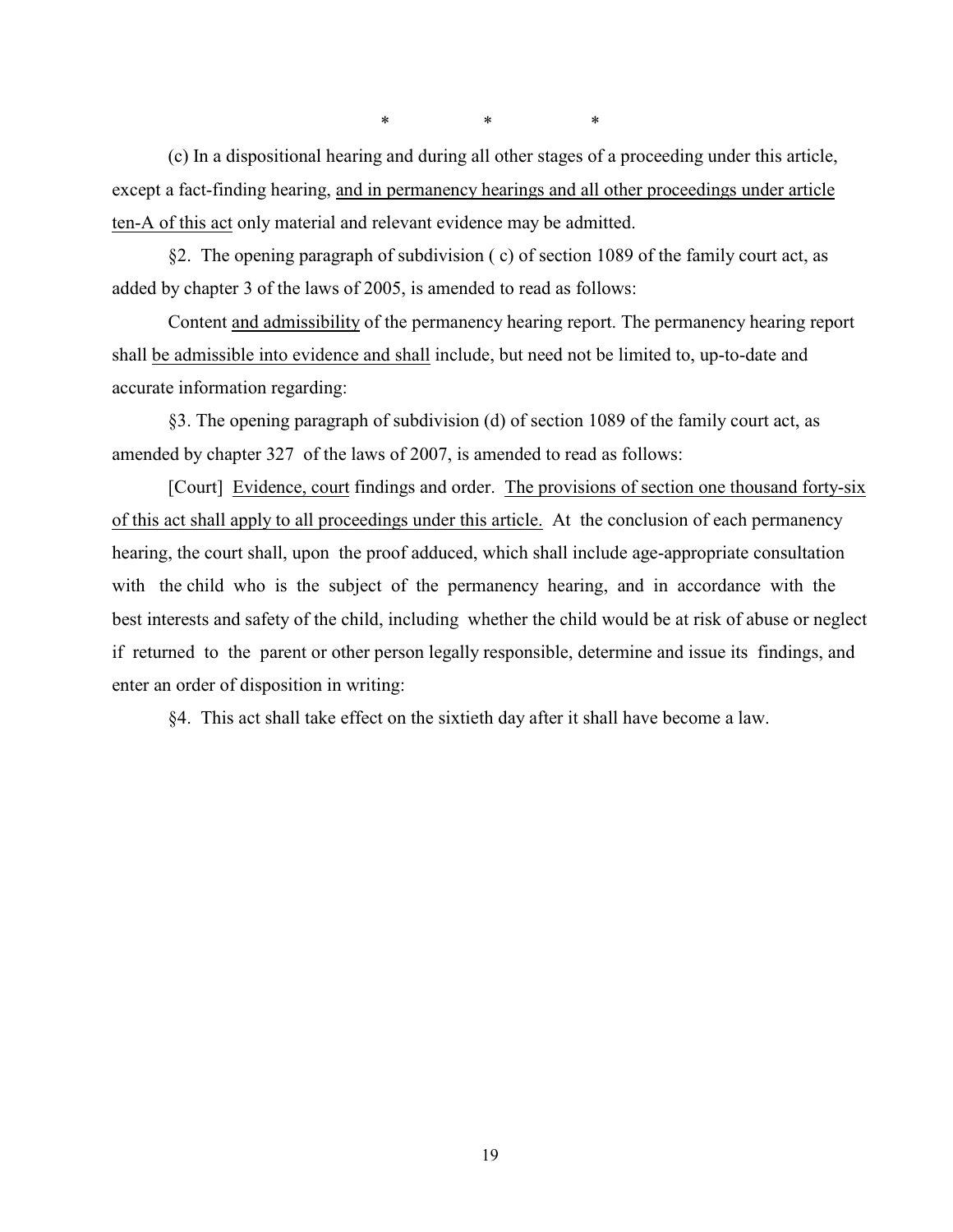\*   \*   \*

(c) In a dispositional hearing and during all other stages of a proceeding under this article, except a fact-finding hearing, <u>and in permanency hearings and all other proceedings under article ten-A of this act</u> only material and relevant evidence may be admitted.

§2. The opening paragraph of subdivision ( c) of section 1089 of the family court act, as added by chapter 3 of the laws of 2005, is amended to read as follows:

Content <u>and admissibility</u> of the permanency hearing report. The permanency hearing report shall <u>be admissible into evidence and shall</u> include, but need not be limited to, up-to-date and accurate information regarding:

§3. The opening paragraph of subdivision (d) of section 1089 of the family court act, as amended by chapter 327 of the laws of 2007, is amended to read as follows:

[Court] <u>Evidence, court</u> findings and order. <u>The provisions of section one thousand forty-six of this act shall apply to all proceedings under this article.</u> At the conclusion of each permanency hearing, the court shall, upon the proof adduced, which shall include age-appropriate consultation with the child who is the subject of the permanency hearing, and in accordance with the best interests and safety of the child, including whether the child would be at risk of abuse or neglect if returned to the parent or other person legally responsible, determine and issue its findings, and enter an order of disposition in writing:

§4. This act shall take effect on the sixtieth day after it shall have become a law.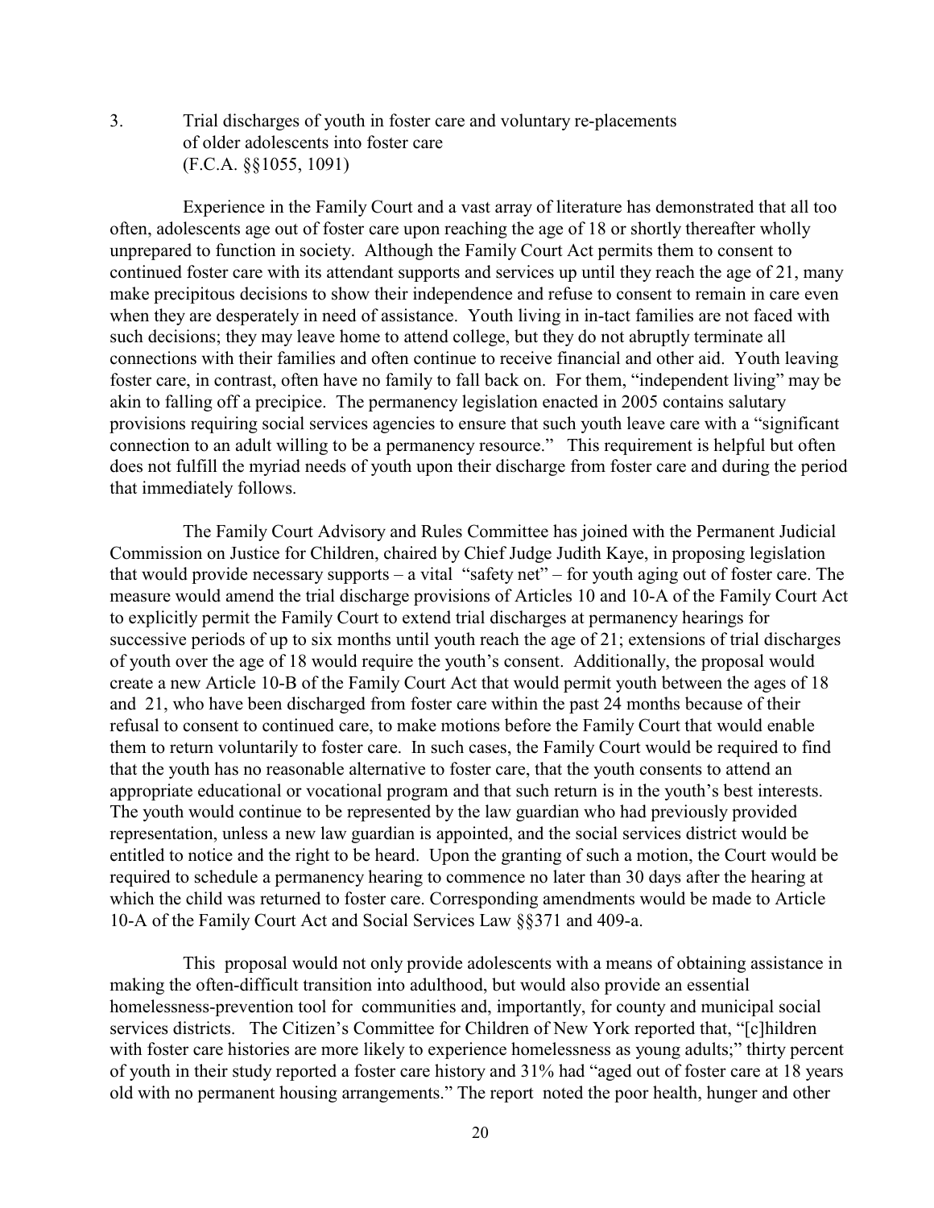3. Trial discharges of youth in foster care and voluntary re-placements of older adolescents into foster care (F.C.A. §§1055, 1091)

Experience in the Family Court and a vast array of literature has demonstrated that all too often, adolescents age out of foster care upon reaching the age of 18 or shortly thereafter wholly unprepared to function in society. Although the Family Court Act permits them to consent to continued foster care with its attendant supports and services up until they reach the age of 21, many make precipitous decisions to show their independence and refuse to consent to remain in care even when they are desperately in need of assistance. Youth living in in-tact families are not faced with such decisions; they may leave home to attend college, but they do not abruptly terminate all connections with their families and often continue to receive financial and other aid. Youth leaving foster care, in contrast, often have no family to fall back on. For them, "independent living" may be akin to falling off a precipice. The permanency legislation enacted in 2005 contains salutary provisions requiring social services agencies to ensure that such youth leave care with a "significant connection to an adult willing to be a permanency resource." This requirement is helpful but often does not fulfill the myriad needs of youth upon their discharge from foster care and during the period that immediately follows.

The Family Court Advisory and Rules Committee has joined with the Permanent Judicial Commission on Justice for Children, chaired by Chief Judge Judith Kaye, in proposing legislation that would provide necessary supports – a vital "safety net" – for youth aging out of foster care. The measure would amend the trial discharge provisions of Articles 10 and 10-A of the Family Court Act to explicitly permit the Family Court to extend trial discharges at permanency hearings for successive periods of up to six months until youth reach the age of 21; extensions of trial discharges of youth over the age of 18 would require the youth's consent. Additionally, the proposal would create a new Article 10-B of the Family Court Act that would permit youth between the ages of 18 and 21, who have been discharged from foster care within the past 24 months because of their refusal to consent to continued care, to make motions before the Family Court that would enable them to return voluntarily to foster care. In such cases, the Family Court would be required to find that the youth has no reasonable alternative to foster care, that the youth consents to attend an appropriate educational or vocational program and that such return is in the youth's best interests. The youth would continue to be represented by the law guardian who had previously provided representation, unless a new law guardian is appointed, and the social services district would be entitled to notice and the right to be heard. Upon the granting of such a motion, the Court would be required to schedule a permanency hearing to commence no later than 30 days after the hearing at which the child was returned to foster care. Corresponding amendments would be made to Article 10-A of the Family Court Act and Social Services Law §§371 and 409-a.

This proposal would not only provide adolescents with a means of obtaining assistance in making the often-difficult transition into adulthood, but would also provide an essential homelessness-prevention tool for communities and, importantly, for county and municipal social services districts. The Citizen's Committee for Children of New York reported that, "[c]hildren with foster care histories are more likely to experience homelessness as young adults;" thirty percent of youth in their study reported a foster care history and 31% had "aged out of foster care at 18 years old with no permanent housing arrangements." The report noted the poor health, hunger and other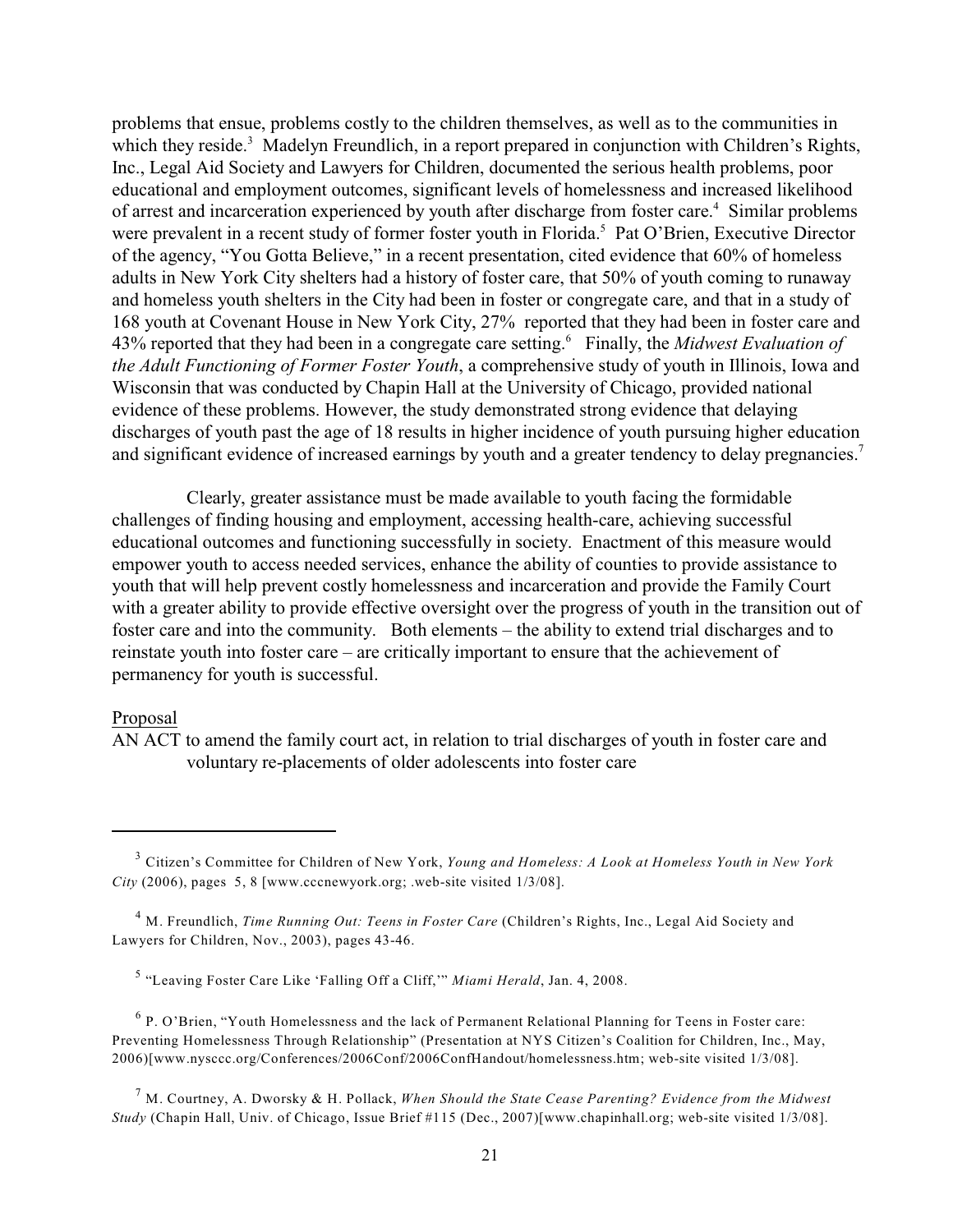problems that ensue, problems costly to the children themselves, as well as to the communities in which they reside.[3] Madelyn Freundlich, in a report prepared in conjunction with Children's Rights, Inc., Legal Aid Society and Lawyers for Children, documented the serious health problems, poor educational and employment outcomes, significant levels of homelessness and increased likelihood of arrest and incarceration experienced by youth after discharge from foster care.[4] Similar problems were prevalent in a recent study of former foster youth in Florida.[5] Pat O'Brien, Executive Director of the agency, "You Gotta Believe," in a recent presentation, cited evidence that 60% of homeless adults in New York City shelters had a history of foster care, that 50% of youth coming to runaway and homeless youth shelters in the City had been in foster or congregate care, and that in a study of 168 youth at Covenant House in New York City, 27% reported that they had been in foster care and 43% reported that they had been in a congregate care setting.[6] Finally, the *Midwest Evaluation of the Adult Functioning of Former Foster Youth*, a comprehensive study of youth in Illinois, Iowa and Wisconsin that was conducted by Chapin Hall at the University of Chicago, provided national evidence of these problems. However, the study demonstrated strong evidence that delaying discharges of youth past the age of 18 results in higher incidence of youth pursuing higher education and significant evidence of increased earnings by youth and a greater tendency to delay pregnancies.[7]

Clearly, greater assistance must be made available to youth facing the formidable challenges of finding housing and employment, accessing health-care, achieving successful educational outcomes and functioning successfully in society. Enactment of this measure would empower youth to access needed services, enhance the ability of counties to provide assistance to youth that will help prevent costly homelessness and incarceration and provide the Family Court with a greater ability to provide effective oversight over the progress of youth in the transition out of foster care and into the community. Both elements – the ability to extend trial discharges and to reinstate youth into foster care – are critically important to ensure that the achievement of permanency for youth is successful.

Proposal

AN ACT to amend the family court act, in relation to trial discharges of youth in foster care and voluntary re-placements of older adolescents into foster care

---

[3] Citizen's Committee for Children of New York, *Young and Homeless: A Look at Homeless Youth in New York City* (2006), pages 5, 8 [www.cccnewyork.org; .web-site visited 1/3/08].

[4] M. Freundlich, *Time Running Out: Teens in Foster Care* (Children's Rights, Inc., Legal Aid Society and Lawyers for Children, Nov., 2003), pages 43-46.

[5] "Leaving Foster Care Like 'Falling Off a Cliff,'" *Miami Herald*, Jan. 4, 2008.

[6] P. O'Brien, "Youth Homelessness and the lack of Permanent Relational Planning for Teens in Foster care: Preventing Homelessness Through Relationship" (Presentation at NYS Citizen's Coalition for Children, Inc., May, 2006)[www.nysccc.org/Conferences/2006Conf/2006ConfHandout/homelessness.htm; web-site visited 1/3/08].

[7] M. Courtney, A. Dworsky & H. Pollack, *When Should the State Cease Parenting? Evidence from the Midwest Study* (Chapin Hall, Univ. of Chicago, Issue Brief #115 (Dec., 2007)[www.chapinhall.org; web-site visited 1/3/08].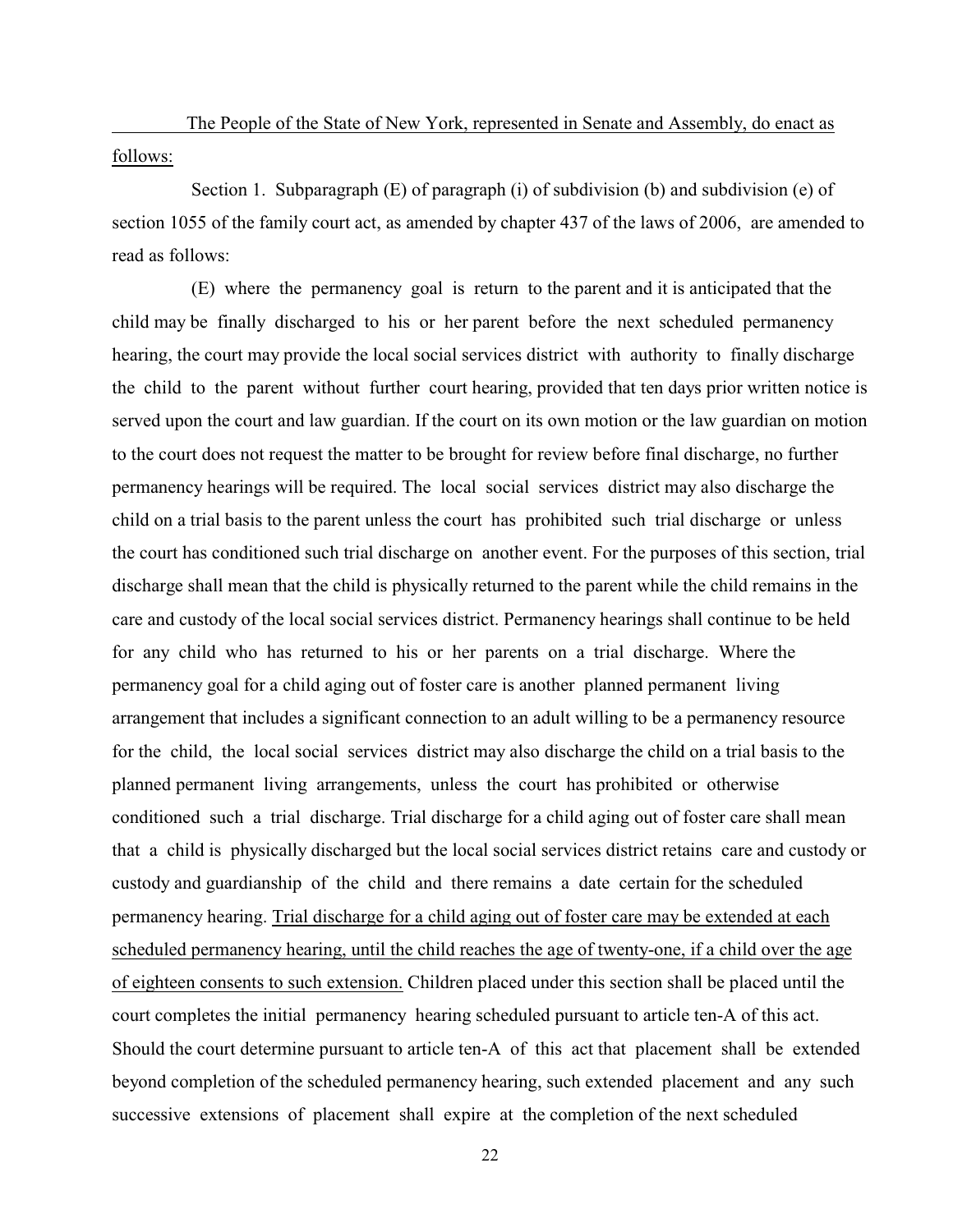The People of the State of New York, represented in Senate and Assembly, do enact as follows:

Section 1. Subparagraph (E) of paragraph (i) of subdivision (b) and subdivision (e) of section 1055 of the family court act, as amended by chapter 437 of the laws of 2006, are amended to read as follows:

(E) where the permanency goal is return to the parent and it is anticipated that the child may be finally discharged to his or her parent before the next scheduled permanency hearing, the court may provide the local social services district with authority to finally discharge the child to the parent without further court hearing, provided that ten days prior written notice is served upon the court and law guardian. If the court on its own motion or the law guardian on motion to the court does not request the matter to be brought for review before final discharge, no further permanency hearings will be required. The local social services district may also discharge the child on a trial basis to the parent unless the court has prohibited such trial discharge or unless the court has conditioned such trial discharge on another event. For the purposes of this section, trial discharge shall mean that the child is physically returned to the parent while the child remains in the care and custody of the local social services district. Permanency hearings shall continue to be held for any child who has returned to his or her parents on a trial discharge. Where the permanency goal for a child aging out of foster care is another planned permanent living arrangement that includes a significant connection to an adult willing to be a permanency resource for the child, the local social services district may also discharge the child on a trial basis to the planned permanent living arrangements, unless the court has prohibited or otherwise conditioned such a trial discharge. Trial discharge for a child aging out of foster care shall mean that a child is physically discharged but the local social services district retains care and custody or custody and guardianship of the child and there remains a date certain for the scheduled permanency hearing. <u>Trial discharge for a child aging out of foster care may be extended at each scheduled permanency hearing, until the child reaches the age of twenty-one, if a child over the age of eighteen consents to such extension.</u> Children placed under this section shall be placed until the court completes the initial permanency hearing scheduled pursuant to article ten-A of this act. Should the court determine pursuant to article ten-A of this act that placement shall be extended beyond completion of the scheduled permanency hearing, such extended placement and any such successive extensions of placement shall expire at the completion of the next scheduled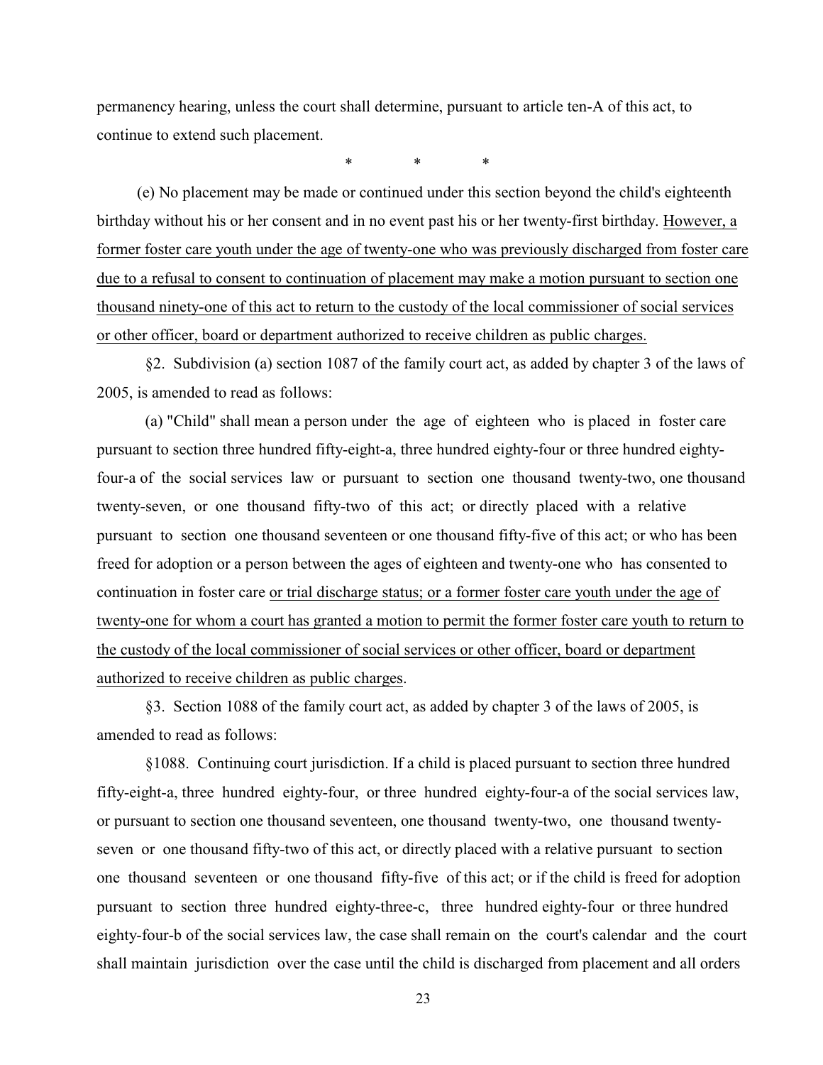permanency hearing, unless the court shall determine, pursuant to article ten-A of this act, to continue to extend such placement.

\* \* \*

(e) No placement may be made or continued under this section beyond the child's eighteenth birthday without his or her consent and in no event past his or her twenty-first birthday. <u>However, a former foster care youth under the age of twenty-one who was previously discharged from foster care due to a refusal to consent to continuation of placement may make a motion pursuant to section one thousand ninety-one of this act to return to the custody of the local commissioner of social services or other officer, board or department authorized to receive children as public charges.</u>

§2. Subdivision (a) section 1087 of the family court act, as added by chapter 3 of the laws of 2005, is amended to read as follows:

(a) "Child" shall mean a person under the age of eighteen who is placed in foster care pursuant to section three hundred fifty-eight-a, three hundred eighty-four or three hundred eighty-four-a of the social services law or pursuant to section one thousand twenty-two, one thousand twenty-seven, or one thousand fifty-two of this act; or directly placed with a relative pursuant to section one thousand seventeen or one thousand fifty-five of this act; or who has been freed for adoption or a person between the ages of eighteen and twenty-one who has consented to continuation in foster care <u>or trial discharge status; or a former foster care youth under the age of twenty-one for whom a court has granted a motion to permit the former foster care youth to return to the custody of the local commissioner of social services or other officer, board or department authorized to receive children as public charges</u>.

§3. Section 1088 of the family court act, as added by chapter 3 of the laws of 2005, is amended to read as follows:

§1088. Continuing court jurisdiction. If a child is placed pursuant to section three hundred fifty-eight-a, three hundred eighty-four, or three hundred eighty-four-a of the social services law, or pursuant to section one thousand seventeen, one thousand twenty-two, one thousand twenty-seven or one thousand fifty-two of this act, or directly placed with a relative pursuant to section one thousand seventeen or one thousand fifty-five of this act; or if the child is freed for adoption pursuant to section three hundred eighty-three-c, three hundred eighty-four or three hundred eighty-four-b of the social services law, the case shall remain on the court's calendar and the court shall maintain jurisdiction over the case until the child is discharged from placement and all orders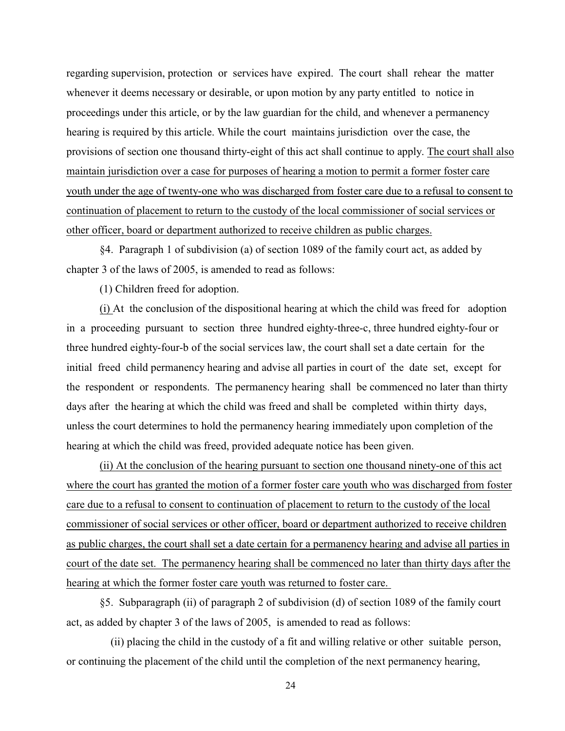regarding supervision, protection or services have expired. The court shall rehear the matter whenever it deems necessary or desirable, or upon motion by any party entitled to notice in proceedings under this article, or by the law guardian for the child, and whenever a permanency hearing is required by this article. While the court maintains jurisdiction over the case, the provisions of section one thousand thirty-eight of this act shall continue to apply. <u>The court shall also maintain jurisdiction over a case for purposes of hearing a motion to permit a former foster care youth under the age of twenty-one who was discharged from foster care due to a refusal to consent to continuation of placement to return to the custody of the local commissioner of social services or other officer, board or department authorized to receive children as public charges.</u>

§4. Paragraph 1 of subdivision (a) of section 1089 of the family court act, as added by chapter 3 of the laws of 2005, is amended to read as follows:

(1) Children freed for adoption.

<u>(i)</u> At the conclusion of the dispositional hearing at which the child was freed for adoption in a proceeding pursuant to section three hundred eighty-three-c, three hundred eighty-four or three hundred eighty-four-b of the social services law, the court shall set a date certain for the initial freed child permanency hearing and advise all parties in court of the date set, except for the respondent or respondents. The permanency hearing shall be commenced no later than thirty days after the hearing at which the child was freed and shall be completed within thirty days, unless the court determines to hold the permanency hearing immediately upon completion of the hearing at which the child was freed, provided adequate notice has been given.

<u>(ii) At the conclusion of the hearing pursuant to section one thousand ninety-one of this act where the court has granted the motion of a former foster care youth who was discharged from foster care due to a refusal to consent to continuation of placement to return to the custody of the local commissioner of social services or other officer, board or department authorized to receive children as public charges, the court shall set a date certain for a permanency hearing and advise all parties in court of the date set. The permanency hearing shall be commenced no later than thirty days after the hearing at which the former foster care youth was returned to foster care.</u>

§5. Subparagraph (ii) of paragraph 2 of subdivision (d) of section 1089 of the family court act, as added by chapter 3 of the laws of 2005, is amended to read as follows:

(ii) placing the child in the custody of a fit and willing relative or other suitable person, or continuing the placement of the child until the completion of the next permanency hearing,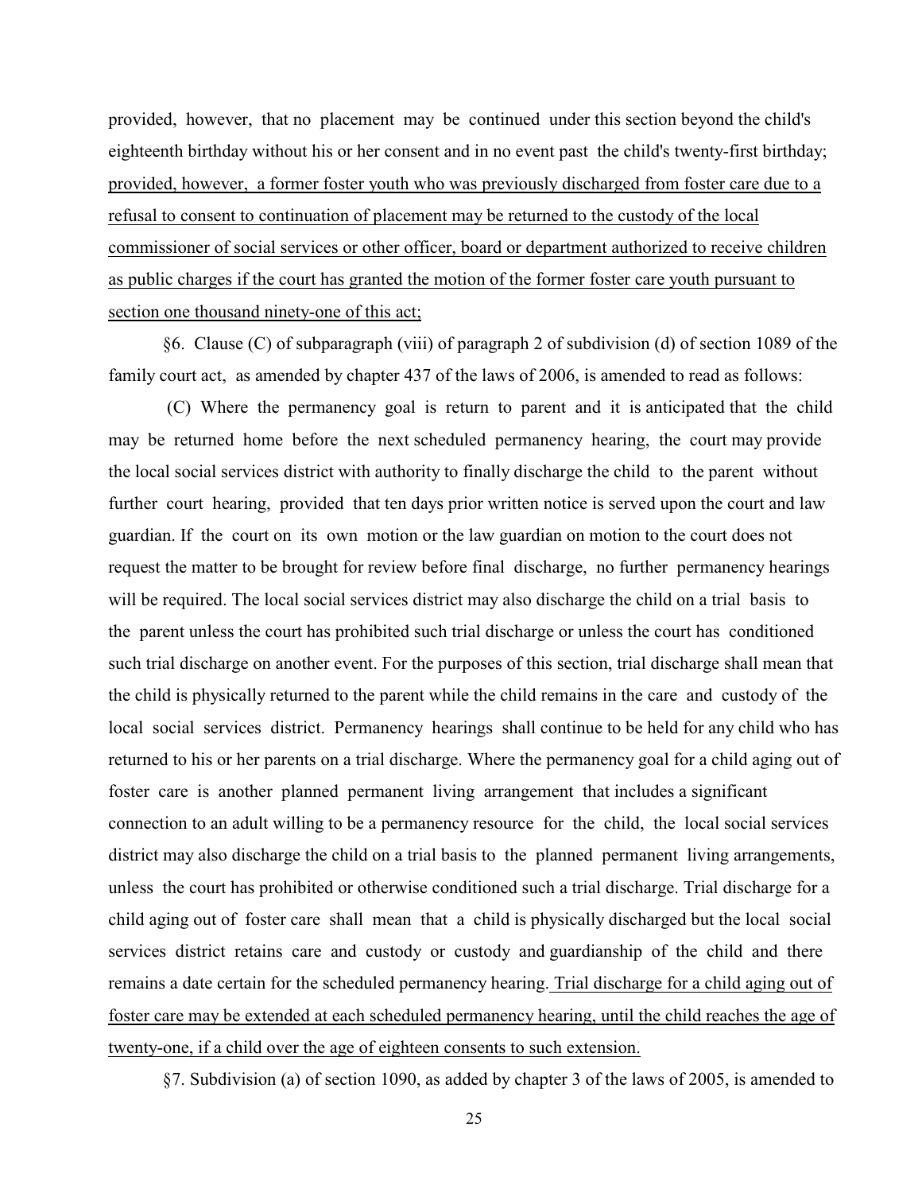provided, however, that no placement may be continued under this section beyond the child's eighteenth birthday without his or her consent and in no event past the child's twenty-first birthday; <u>provided, however, a former foster youth who was previously discharged from foster care due to a refusal to consent to continuation of placement may be returned to the custody of the local commissioner of social services or other officer, board or department authorized to receive children as public charges if the court has granted the motion of the former foster care youth pursuant to section one thousand ninety-one of this act;</u>

§6. Clause (C) of subparagraph (viii) of paragraph 2 of subdivision (d) of section 1089 of the family court act, as amended by chapter 437 of the laws of 2006, is amended to read as follows:

(C) Where the permanency goal is return to parent and it is anticipated that the child may be returned home before the next scheduled permanency hearing, the court may provide the local social services district with authority to finally discharge the child to the parent without further court hearing, provided that ten days prior written notice is served upon the court and law guardian. If the court on its own motion or the law guardian on motion to the court does not request the matter to be brought for review before final discharge, no further permanency hearings will be required. The local social services district may also discharge the child on a trial basis to the parent unless the court has prohibited such trial discharge or unless the court has conditioned such trial discharge on another event. For the purposes of this section, trial discharge shall mean that the child is physically returned to the parent while the child remains in the care and custody of the local social services district. Permanency hearings shall continue to be held for any child who has returned to his or her parents on a trial discharge. Where the permanency goal for a child aging out of foster care is another planned permanent living arrangement that includes a significant connection to an adult willing to be a permanency resource for the child, the local social services district may also discharge the child on a trial basis to the planned permanent living arrangements, unless the court has prohibited or otherwise conditioned such a trial discharge. Trial discharge for a child aging out of foster care shall mean that a child is physically discharged but the local social services district retains care and custody or custody and guardianship of the child and there remains a date certain for the scheduled permanency hearing. <u>Trial discharge for a child aging out of foster care may be extended at each scheduled permanency hearing, until the child reaches the age of twenty-one, if a child over the age of eighteen consents to such extension.</u>

§7. Subdivision (a) of section 1090, as added by chapter 3 of the laws of 2005, is amended to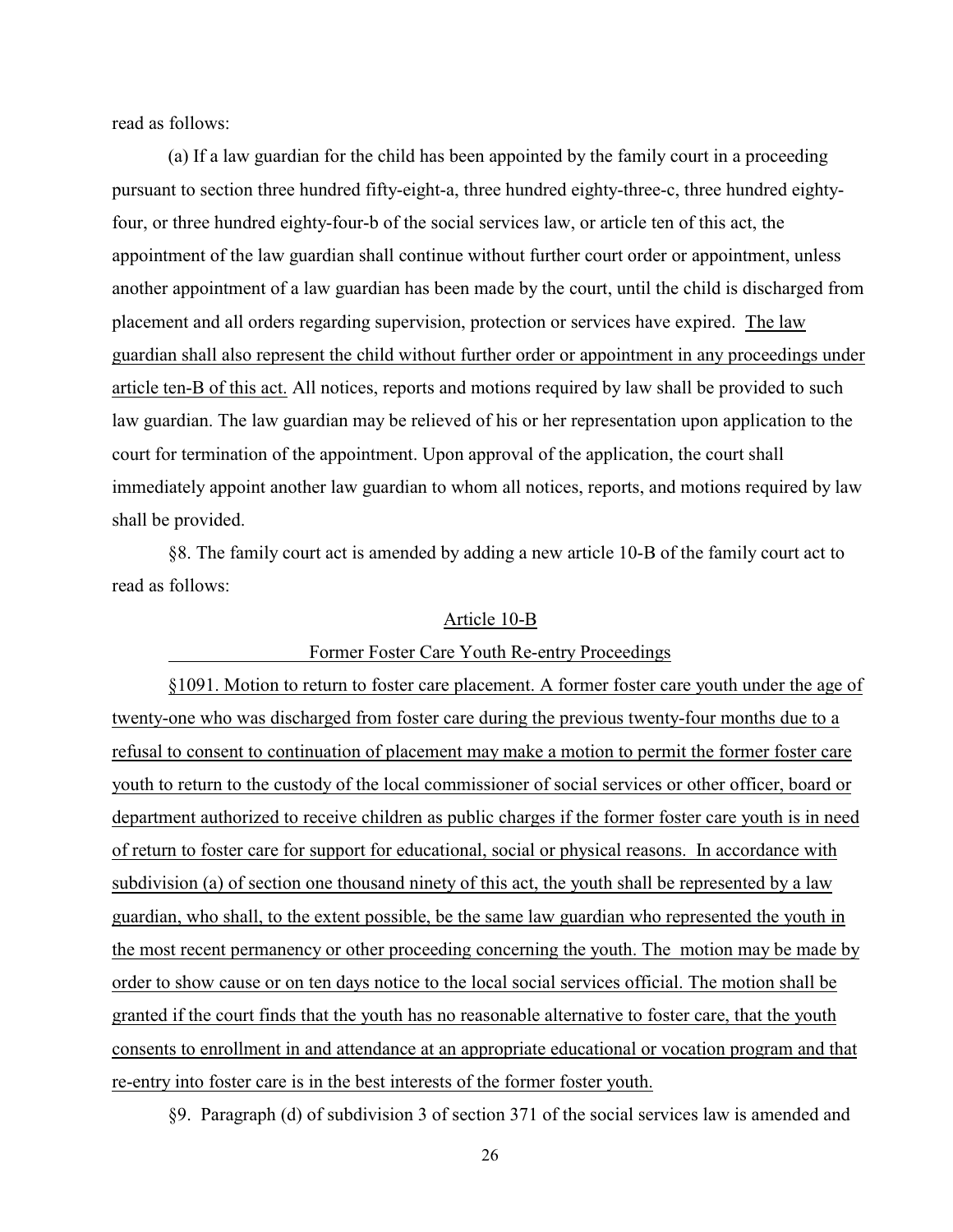read as follows:

(a) If a law guardian for the child has been appointed by the family court in a proceeding pursuant to section three hundred fifty-eight-a, three hundred eighty-three-c, three hundred eighty-four, or three hundred eighty-four-b of the social services law, or article ten of this act, the appointment of the law guardian shall continue without further court order or appointment, unless another appointment of a law guardian has been made by the court, until the child is discharged from placement and all orders regarding supervision, protection or services have expired. <u>The law guardian shall also represent the child without further order or appointment in any proceedings under article ten-B of this act.</u> All notices, reports and motions required by law shall be provided to such law guardian. The law guardian may be relieved of his or her representation upon application to the court for termination of the appointment. Upon approval of the application, the court shall immediately appoint another law guardian to whom all notices, reports, and motions required by law shall be provided.

§8. The family court act is amended by adding a new article 10-B of the family court act to read as follows:

<u>Article 10-B</u>

<u>Former Foster Care Youth Re-entry Proceedings</u>

<u>§1091. Motion to return to foster care placement. A former foster care youth under the age of twenty-one who was discharged from foster care during the previous twenty-four months due to a refusal to consent to continuation of placement may make a motion to permit the former foster care youth to return to the custody of the local commissioner of social services or other officer, board or department authorized to receive children as public charges if the former foster care youth is in need of return to foster care for support for educational, social or physical reasons. In accordance with subdivision (a) of section one thousand ninety of this act, the youth shall be represented by a law guardian, who shall, to the extent possible, be the same law guardian who represented the youth in the most recent permanency or other proceeding concerning the youth. The motion may be made by order to show cause or on ten days notice to the local social services official. The motion shall be granted if the court finds that the youth has no reasonable alternative to foster care, that the youth consents to enrollment in and attendance at an appropriate educational or vocation program and that re-entry into foster care is in the best interests of the former foster youth.</u>

§9. Paragraph (d) of subdivision 3 of section 371 of the social services law is amended and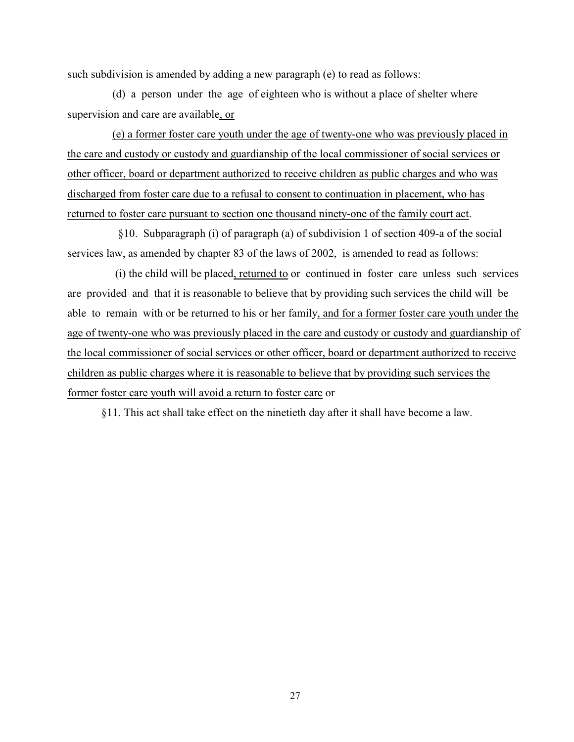such subdivision is amended by adding a new paragraph (e) to read as follows:

(d) a person under the age of eighteen who is without a place of shelter where supervision and care are available<u>, or</u>

<u>(e) a former foster care youth under the age of twenty-one who was previously placed in the care and custody or custody and guardianship of the local commissioner of social services or other officer, board or department authorized to receive children as public charges and who was discharged from foster care due to a refusal to consent to continuation in placement, who has returned to foster care pursuant to section one thousand ninety-one of the family court act</u>.

§10. Subparagraph (i) of paragraph (a) of subdivision 1 of section 409-a of the social services law, as amended by chapter 83 of the laws of 2002, is amended to read as follows:

(i) the child will be placed<u>, returned to</u> or continued in foster care unless such services are provided and that it is reasonable to believe that by providing such services the child will be able to remain with or be returned to his or her family<u>, and for a former foster care youth under the age of twenty-one who was previously placed in the care and custody or custody and guardianship of the local commissioner of social services or other officer, board or department authorized to receive children as public charges where it is reasonable to believe that by providing such services the former foster care youth will avoid a return to foster care</u> or

§11. This act shall take effect on the ninetieth day after it shall have become a law.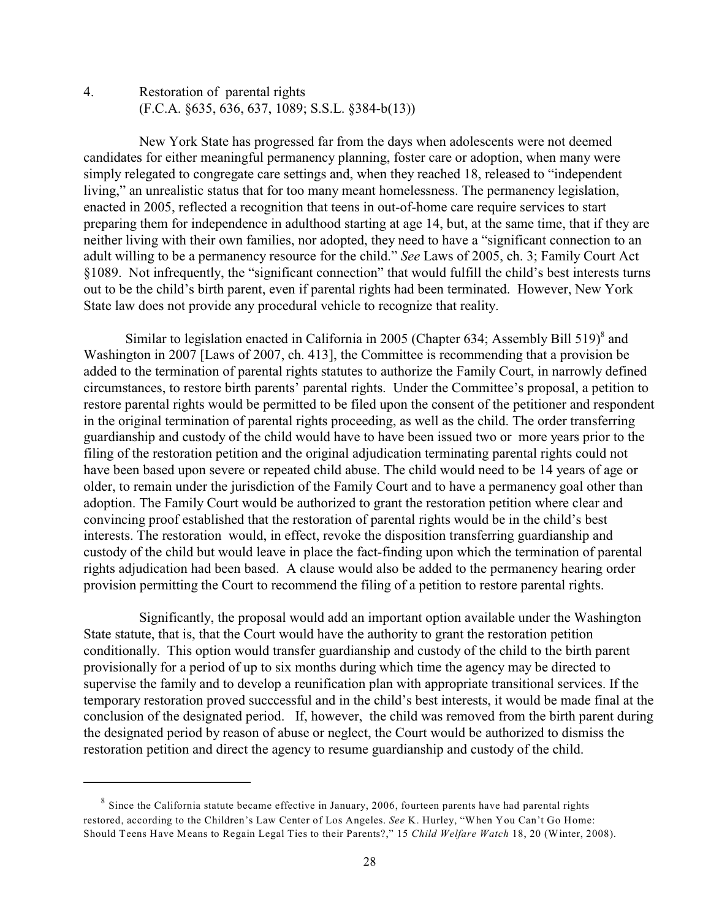4. Restoration of parental rights
(F.C.A. §635, 636, 637, 1089; S.S.L. §384-b(13))

New York State has progressed far from the days when adolescents were not deemed candidates for either meaningful permanency planning, foster care or adoption, when many were simply relegated to congregate care settings and, when they reached 18, released to "independent living," an unrealistic status that for too many meant homelessness. The permanency legislation, enacted in 2005, reflected a recognition that teens in out-of-home care require services to start preparing them for independence in adulthood starting at age 14, but, at the same time, that if they are neither living with their own families, nor adopted, they need to have a "significant connection to an adult willing to be a permanency resource for the child." *See* Laws of 2005, ch. 3; Family Court Act §1089. Not infrequently, the "significant connection" that would fulfill the child's best interests turns out to be the child's birth parent, even if parental rights had been terminated. However, New York State law does not provide any procedural vehicle to recognize that reality.

Similar to legislation enacted in California in 2005 (Chapter 634; Assembly Bill 519)[8] and Washington in 2007 [Laws of 2007, ch. 413], the Committee is recommending that a provision be added to the termination of parental rights statutes to authorize the Family Court, in narrowly defined circumstances, to restore birth parents' parental rights. Under the Committee's proposal, a petition to restore parental rights would be permitted to be filed upon the consent of the petitioner and respondent in the original termination of parental rights proceeding, as well as the child. The order transferring guardianship and custody of the child would have to have been issued two or more years prior to the filing of the restoration petition and the original adjudication terminating parental rights could not have been based upon severe or repeated child abuse. The child would need to be 14 years of age or older, to remain under the jurisdiction of the Family Court and to have a permanency goal other than adoption. The Family Court would be authorized to grant the restoration petition where clear and convincing proof established that the restoration of parental rights would be in the child's best interests. The restoration would, in effect, revoke the disposition transferring guardianship and custody of the child but would leave in place the fact-finding upon which the termination of parental rights adjudication had been based. A clause would also be added to the permanency hearing order provision permitting the Court to recommend the filing of a petition to restore parental rights.

Significantly, the proposal would add an important option available under the Washington State statute, that is, that the Court would have the authority to grant the restoration petition conditionally. This option would transfer guardianship and custody of the child to the birth parent provisionally for a period of up to six months during which time the agency may be directed to supervise the family and to develop a reunification plan with appropriate transitional services. If the temporary restoration proved succcessful and in the child's best interests, it would be made final at the conclusion of the designated period. If, however, the child was removed from the birth parent during the designated period by reason of abuse or neglect, the Court would be authorized to dismiss the restoration petition and direct the agency to resume guardianship and custody of the child.

---

[8] Since the California statute became effective in January, 2006, fourteen parents have had parental rights restored, according to the Children's Law Center of Los Angeles. *See* K. Hurley, "When You Can't Go Home: Should Teens Have Means to Regain Legal Ties to their Parents?," 15 *Child Welfare Watch* 18, 20 (Winter, 2008).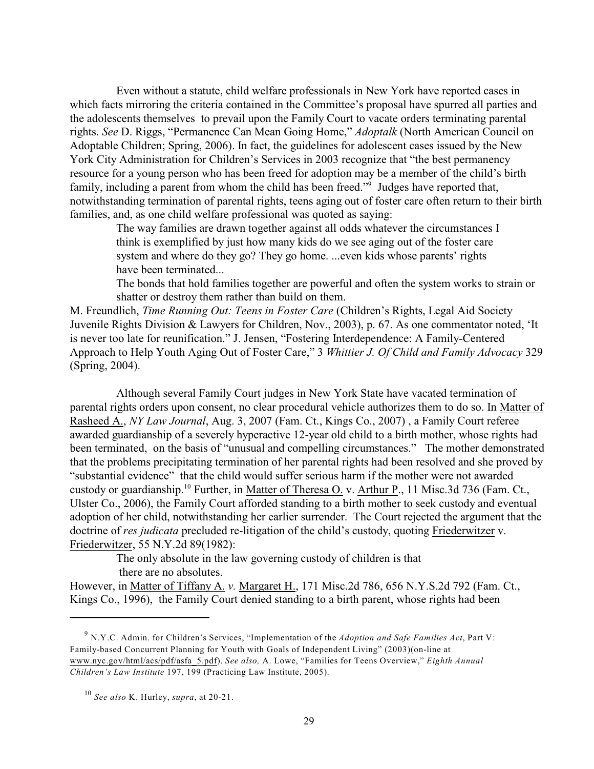Even without a statute, child welfare professionals in New York have reported cases in which facts mirroring the criteria contained in the Committee's proposal have spurred all parties and the adolescents themselves to prevail upon the Family Court to vacate orders terminating parental rights. *See* D. Riggs, "Permanence Can Mean Going Home," *Adoptalk* (North American Council on Adoptable Children; Spring, 2006). In fact, the guidelines for adolescent cases issued by the New York City Administration for Children's Services in 2003 recognize that "the best permanency resource for a young person who has been freed for adoption may be a member of the child's birth family, including a parent from whom the child has been freed."[9] Judges have reported that, notwithstanding termination of parental rights, teens aging out of foster care often return to their birth families, and, as one child welfare professional was quoted as saying:

> The way families are drawn together against all odds whatever the circumstances I think is exemplified by just how many kids do we see aging out of the foster care system and where do they go? They go home. ...even kids whose parents' rights have been terminated...
>
> The bonds that hold families together are powerful and often the system works to strain or shatter or destroy them rather than build on them.

M. Freundlich, *Time Running Out: Teens in Foster Care* (Children's Rights, Legal Aid Society Juvenile Rights Division & Lawyers for Children, Nov., 2003), p. 67. As one commentator noted, 'It is never too late for reunification." J. Jensen, "Fostering Interdependence: A Family-Centered Approach to Help Youth Aging Out of Foster Care," 3 *Whittier J. Of Child and Family Advocacy* 329 (Spring, 2004).

Although several Family Court judges in New York State have vacated termination of parental rights orders upon consent, no clear procedural vehicle authorizes them to do so. In Matter of Rasheed A., *NY Law Journal*, Aug. 3, 2007 (Fam. Ct., Kings Co., 2007) , a Family Court referee awarded guardianship of a severely hyperactive 12-year old child to a birth mother, whose rights had been terminated, on the basis of "unusual and compelling circumstances." The mother demonstrated that the problems precipitating termination of her parental rights had been resolved and she proved by "substantial evidence" that the child would suffer serious harm if the mother were not awarded custody or guardianship.[10] Further, in Matter of Theresa O. v. Arthur P., 11 Misc.3d 736 (Fam. Ct., Ulster Co., 2006), the Family Court afforded standing to a birth mother to seek custody and eventual adoption of her child, notwithstanding her earlier surrender. The Court rejected the argument that the doctrine of *res judicata* precluded re-litigation of the child's custody, quoting Friederwitzer v. Friederwitzer, 55 N.Y.2d 89(1982):

> The only absolute in the law governing custody of children is that there are no absolutes.

However, in Matter of Tiffany A. *v.* Margaret H., 171 Misc.2d 786, 656 N.Y.S.2d 792 (Fam. Ct., Kings Co., 1996), the Family Court denied standing to a birth parent, whose rights had been

---

[9] N.Y.C. Admin. for Children's Services, "Implementation of the *Adoption and Safe Families Act*, Part V: Family-based Concurrent Planning for Youth with Goals of Independent Living" (2003)(on-line at www.nyc.gov/html/acs/pdf/asfa_5.pdf). *See also,* A. Lowe, "Families for Teens Overview," *Eighth Annual Children's Law Institute* 197, 199 (Practicing Law Institute, 2005).

[10] *See also* K. Hurley, *supra*, at 20-21.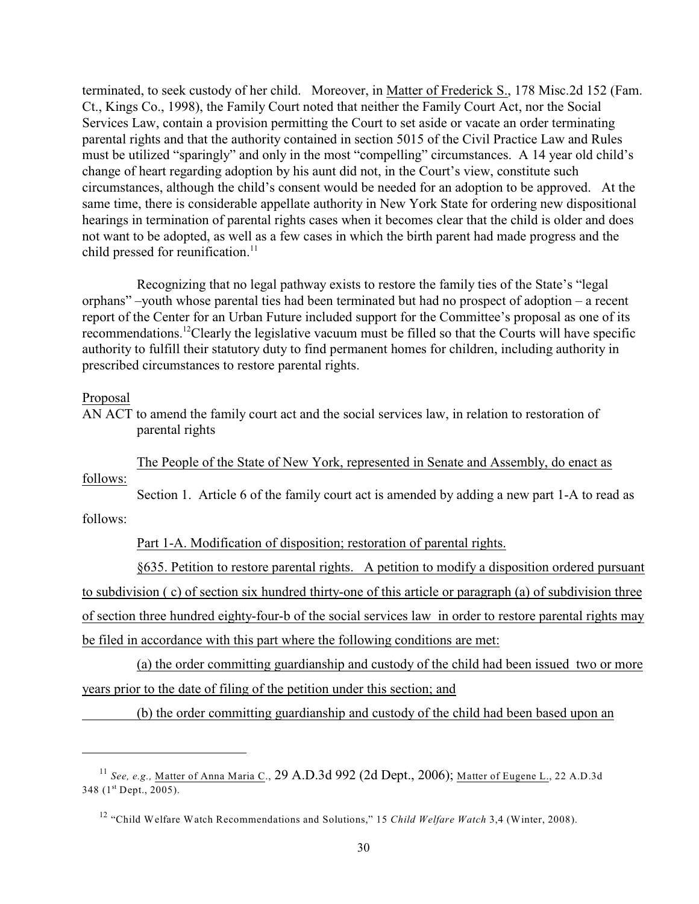terminated, to seek custody of her child. Moreover, in Matter of Frederick S., 178 Misc.2d 152 (Fam. Ct., Kings Co., 1998), the Family Court noted that neither the Family Court Act, nor the Social Services Law, contain a provision permitting the Court to set aside or vacate an order terminating parental rights and that the authority contained in section 5015 of the Civil Practice Law and Rules must be utilized "sparingly" and only in the most "compelling" circumstances. A 14 year old child's change of heart regarding adoption by his aunt did not, in the Court's view, constitute such circumstances, although the child's consent would be needed for an adoption to be approved. At the same time, there is considerable appellate authority in New York State for ordering new dispositional hearings in termination of parental rights cases when it becomes clear that the child is older and does not want to be adopted, as well as a few cases in which the birth parent had made progress and the child pressed for reunification.[11]

Recognizing that no legal pathway exists to restore the family ties of the State's "legal orphans" –youth whose parental ties had been terminated but had no prospect of adoption – a recent report of the Center for an Urban Future included support for the Committee's proposal as one of its recommendations.[12] Clearly the legislative vacuum must be filled so that the Courts will have specific authority to fulfill their statutory duty to find permanent homes for children, including authority in prescribed circumstances to restore parental rights.

Proposal

AN ACT to amend the family court act and the social services law, in relation to restoration of parental rights

The People of the State of New York, represented in Senate and Assembly, do enact as follows:

Section 1. Article 6 of the family court act is amended by adding a new part 1-A to read as follows:

Part 1-A. Modification of disposition; restoration of parental rights.

§635. Petition to restore parental rights. A petition to modify a disposition ordered pursuant to subdivision ( c) of section six hundred thirty-one of this article or paragraph (a) of subdivision three of section three hundred eighty-four-b of the social services law in order to restore parental rights may be filed in accordance with this part where the following conditions are met:

(a) the order committing guardianship and custody of the child had been issued two or more years prior to the date of filing of the petition under this section; and

(b) the order committing guardianship and custody of the child had been based upon an

---

[11] *See, e.g.,* Matter of Anna Maria C., 29 A.D.3d 992 (2d Dept., 2006); Matter of Eugene L., 22 A.D.3d 348 (1st Dept., 2005).

[12] "Child Welfare Watch Recommendations and Solutions," 15 *Child Welfare Watch* 3,4 (Winter, 2008).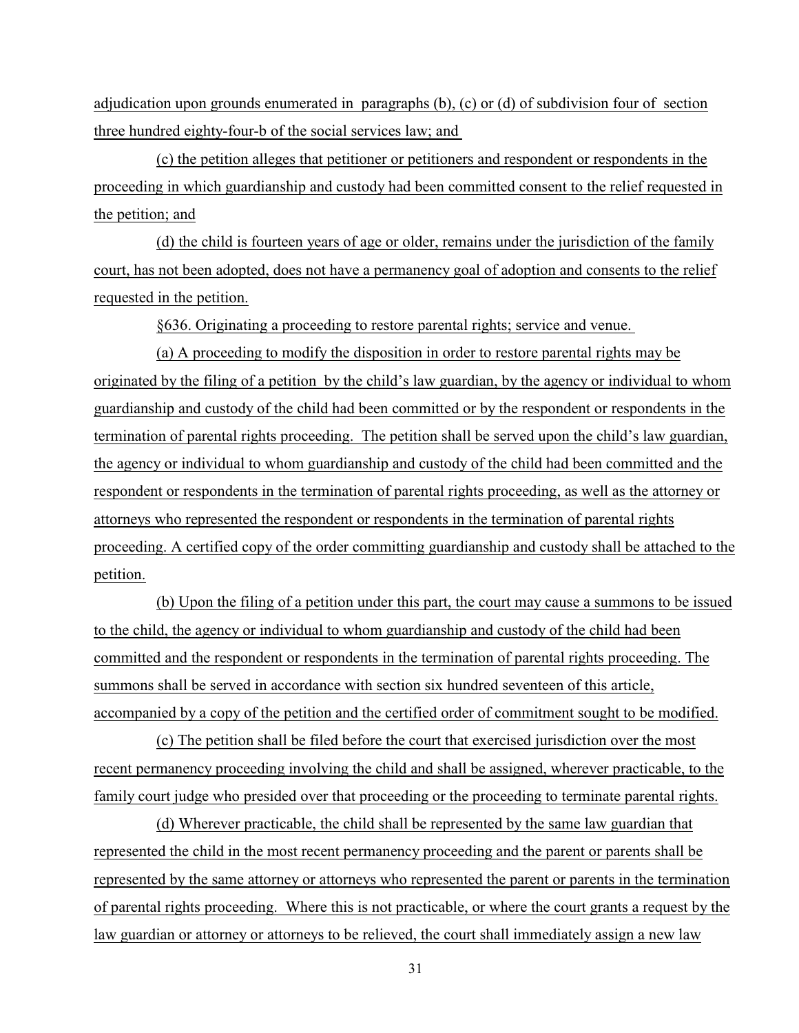adjudication upon grounds enumerated in paragraphs (b), (c) or (d) of subdivision four of section three hundred eighty-four-b of the social services law; and

(c) the petition alleges that petitioner or petitioners and respondent or respondents in the proceeding in which guardianship and custody had been committed consent to the relief requested in the petition; and

(d) the child is fourteen years of age or older, remains under the jurisdiction of the family court, has not been adopted, does not have a permanency goal of adoption and consents to the relief requested in the petition.

§636. Originating a proceeding to restore parental rights; service and venue.

(a) A proceeding to modify the disposition in order to restore parental rights may be originated by the filing of a petition by the child's law guardian, by the agency or individual to whom guardianship and custody of the child had been committed or by the respondent or respondents in the termination of parental rights proceeding. The petition shall be served upon the child's law guardian, the agency or individual to whom guardianship and custody of the child had been committed and the respondent or respondents in the termination of parental rights proceeding, as well as the attorney or attorneys who represented the respondent or respondents in the termination of parental rights proceeding. A certified copy of the order committing guardianship and custody shall be attached to the petition.

(b) Upon the filing of a petition under this part, the court may cause a summons to be issued to the child, the agency or individual to whom guardianship and custody of the child had been committed and the respondent or respondents in the termination of parental rights proceeding. The summons shall be served in accordance with section six hundred seventeen of this article, accompanied by a copy of the petition and the certified order of commitment sought to be modified.

(c) The petition shall be filed before the court that exercised jurisdiction over the most recent permanency proceeding involving the child and shall be assigned, wherever practicable, to the family court judge who presided over that proceeding or the proceeding to terminate parental rights.

(d) Wherever practicable, the child shall be represented by the same law guardian that represented the child in the most recent permanency proceeding and the parent or parents shall be represented by the same attorney or attorneys who represented the parent or parents in the termination of parental rights proceeding. Where this is not practicable, or where the court grants a request by the law guardian or attorney or attorneys to be relieved, the court shall immediately assign a new law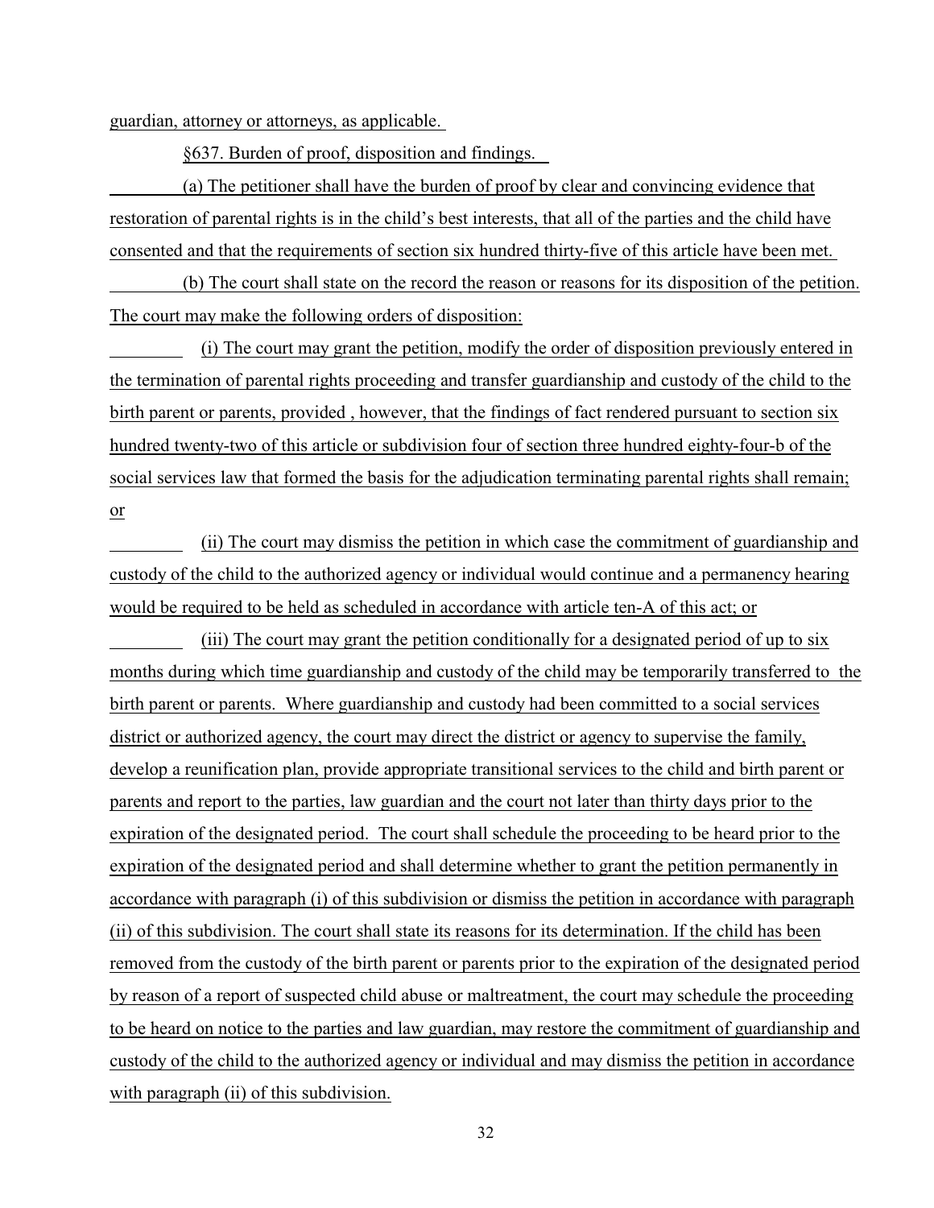guardian, attorney or attorneys, as applicable.

§637. Burden of proof, disposition and findings.

(a) The petitioner shall have the burden of proof by clear and convincing evidence that restoration of parental rights is in the child's best interests, that all of the parties and the child have consented and that the requirements of section six hundred thirty-five of this article have been met.

(b) The court shall state on the record the reason or reasons for its disposition of the petition. The court may make the following orders of disposition:

(i) The court may grant the petition, modify the order of disposition previously entered in the termination of parental rights proceeding and transfer guardianship and custody of the child to the birth parent or parents, provided , however, that the findings of fact rendered pursuant to section six hundred twenty-two of this article or subdivision four of section three hundred eighty-four-b of the social services law that formed the basis for the adjudication terminating parental rights shall remain; or

(ii) The court may dismiss the petition in which case the commitment of guardianship and custody of the child to the authorized agency or individual would continue and a permanency hearing would be required to be held as scheduled in accordance with article ten-A of this act; or

(iii) The court may grant the petition conditionally for a designated period of up to six months during which time guardianship and custody of the child may be temporarily transferred to the birth parent or parents. Where guardianship and custody had been committed to a social services district or authorized agency, the court may direct the district or agency to supervise the family, develop a reunification plan, provide appropriate transitional services to the child and birth parent or parents and report to the parties, law guardian and the court not later than thirty days prior to the expiration of the designated period. The court shall schedule the proceeding to be heard prior to the expiration of the designated period and shall determine whether to grant the petition permanently in accordance with paragraph (i) of this subdivision or dismiss the petition in accordance with paragraph (ii) of this subdivision. The court shall state its reasons for its determination. If the child has been removed from the custody of the birth parent or parents prior to the expiration of the designated period by reason of a report of suspected child abuse or maltreatment, the court may schedule the proceeding to be heard on notice to the parties and law guardian, may restore the commitment of guardianship and custody of the child to the authorized agency or individual and may dismiss the petition in accordance with paragraph (ii) of this subdivision.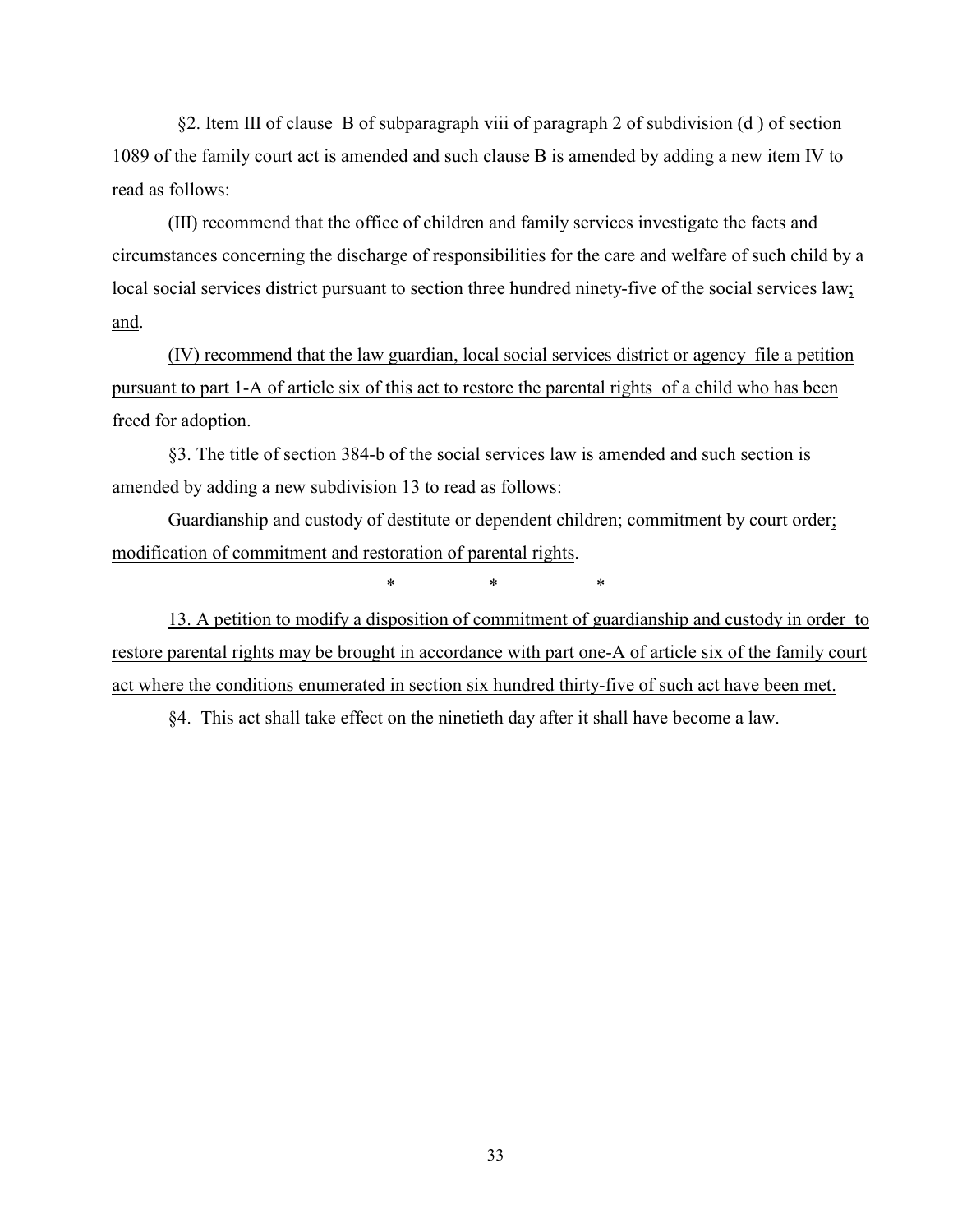§2. Item III of clause B of subparagraph viii of paragraph 2 of subdivision (d ) of section 1089 of the family court act is amended and such clause B is amended by adding a new item IV to read as follows:

(III) recommend that the office of children and family services investigate the facts and circumstances concerning the discharge of responsibilities for the care and welfare of such child by a local social services district pursuant to section three hundred ninety-five of the social services law<u>; and</u>.

<u>(IV) recommend that the law guardian, local social services district or agency file a petition pursuant to part 1-A of article six of this act to restore the parental rights of a child who has been freed for adoption</u>.

§3. The title of section 384-b of the social services law is amended and such section is amended by adding a new subdivision 13 to read as follows:

Guardianship and custody of destitute or dependent children; commitment by court order<u>; modification of commitment and restoration of parental rights</u>.

\*   \*   \*

<u>13. A petition to modify a disposition of commitment of guardianship and custody in order to restore parental rights may be brought in accordance with part one-A of article six of the family court act where the conditions enumerated in section six hundred thirty-five of such act have been met.</u>

§4. This act shall take effect on the ninetieth day after it shall have become a law.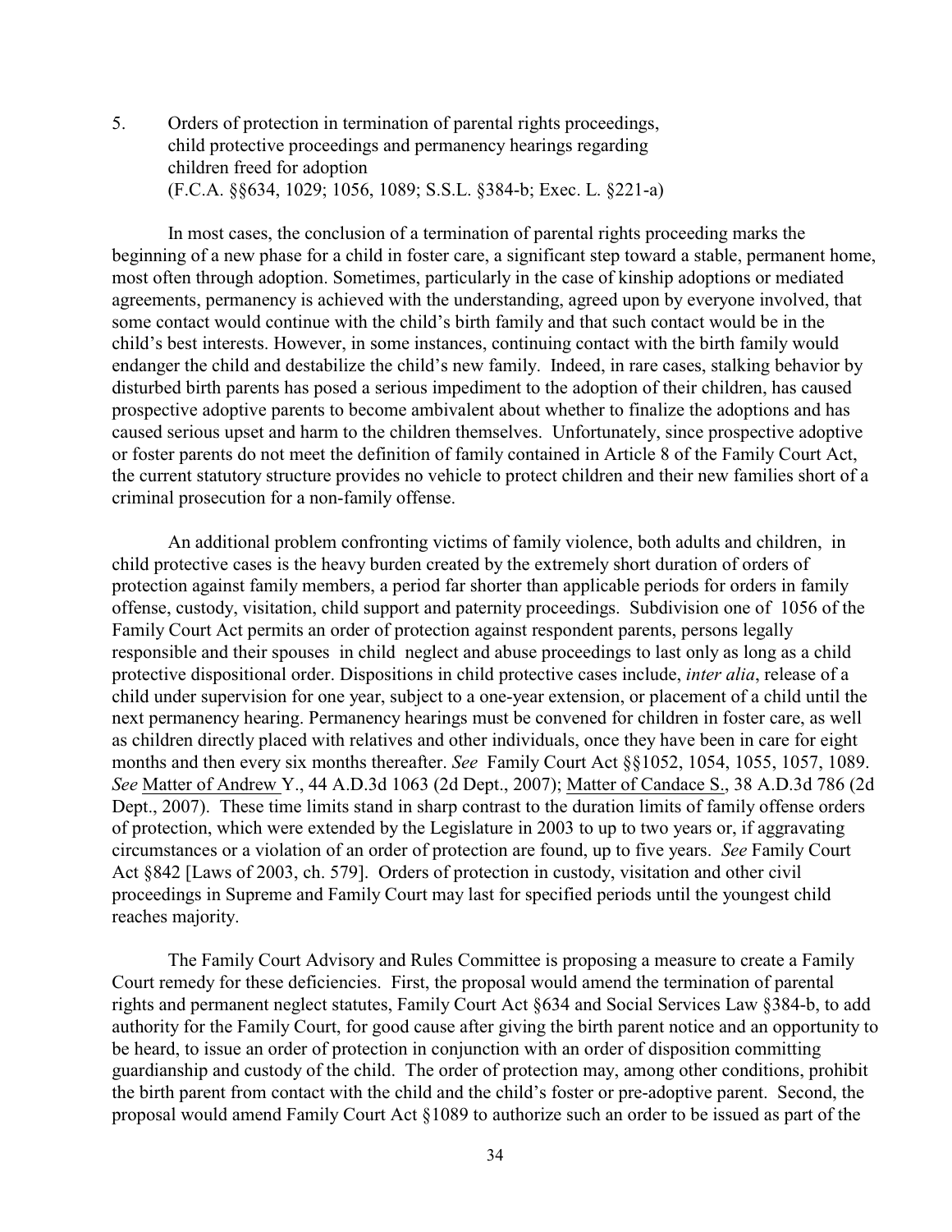5. Orders of protection in termination of parental rights proceedings, child protective proceedings and permanency hearings regarding children freed for adoption (F.C.A. §§634, 1029; 1056, 1089; S.S.L. §384-b; Exec. L. §221-a)

In most cases, the conclusion of a termination of parental rights proceeding marks the beginning of a new phase for a child in foster care, a significant step toward a stable, permanent home, most often through adoption. Sometimes, particularly in the case of kinship adoptions or mediated agreements, permanency is achieved with the understanding, agreed upon by everyone involved, that some contact would continue with the child's birth family and that such contact would be in the child's best interests. However, in some instances, continuing contact with the birth family would endanger the child and destabilize the child's new family. Indeed, in rare cases, stalking behavior by disturbed birth parents has posed a serious impediment to the adoption of their children, has caused prospective adoptive parents to become ambivalent about whether to finalize the adoptions and has caused serious upset and harm to the children themselves. Unfortunately, since prospective adoptive or foster parents do not meet the definition of family contained in Article 8 of the Family Court Act, the current statutory structure provides no vehicle to protect children and their new families short of a criminal prosecution for a non-family offense.

An additional problem confronting victims of family violence, both adults and children, in child protective cases is the heavy burden created by the extremely short duration of orders of protection against family members, a period far shorter than applicable periods for orders in family offense, custody, visitation, child support and paternity proceedings. Subdivision one of 1056 of the Family Court Act permits an order of protection against respondent parents, persons legally responsible and their spouses in child neglect and abuse proceedings to last only as long as a child protective dispositional order. Dispositions in child protective cases include, *inter alia*, release of a child under supervision for one year, subject to a one-year extension, or placement of a child until the next permanency hearing. Permanency hearings must be convened for children in foster care, as well as children directly placed with relatives and other individuals, once they have been in care for eight months and then every six months thereafter. *See* Family Court Act §§1052, 1054, 1055, 1057, 1089. *See* Matter of Andrew Y., 44 A.D.3d 1063 (2d Dept., 2007); Matter of Candace S., 38 A.D.3d 786 (2d Dept., 2007). These time limits stand in sharp contrast to the duration limits of family offense orders of protection, which were extended by the Legislature in 2003 to up to two years or, if aggravating circumstances or a violation of an order of protection are found, up to five years. *See* Family Court Act §842 [Laws of 2003, ch. 579]. Orders of protection in custody, visitation and other civil proceedings in Supreme and Family Court may last for specified periods until the youngest child reaches majority.

The Family Court Advisory and Rules Committee is proposing a measure to create a Family Court remedy for these deficiencies. First, the proposal would amend the termination of parental rights and permanent neglect statutes, Family Court Act §634 and Social Services Law §384-b, to add authority for the Family Court, for good cause after giving the birth parent notice and an opportunity to be heard, to issue an order of protection in conjunction with an order of disposition committing guardianship and custody of the child. The order of protection may, among other conditions, prohibit the birth parent from contact with the child and the child's foster or pre-adoptive parent. Second, the proposal would amend Family Court Act §1089 to authorize such an order to be issued as part of the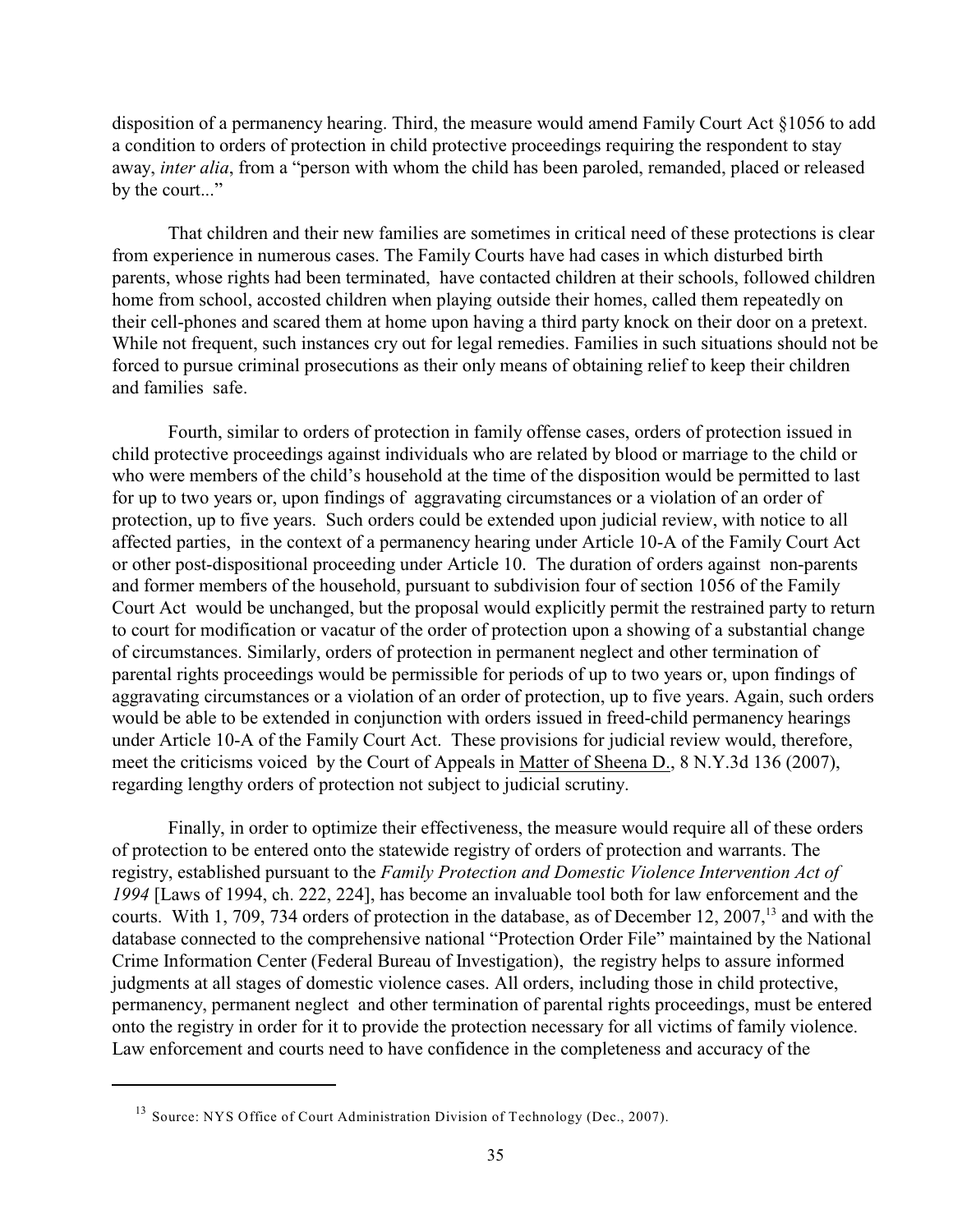disposition of a permanency hearing. Third, the measure would amend Family Court Act §1056 to add a condition to orders of protection in child protective proceedings requiring the respondent to stay away, *inter alia*, from a "person with whom the child has been paroled, remanded, placed or released by the court..."

That children and their new families are sometimes in critical need of these protections is clear from experience in numerous cases. The Family Courts have had cases in which disturbed birth parents, whose rights had been terminated, have contacted children at their schools, followed children home from school, accosted children when playing outside their homes, called them repeatedly on their cell-phones and scared them at home upon having a third party knock on their door on a pretext. While not frequent, such instances cry out for legal remedies. Families in such situations should not be forced to pursue criminal prosecutions as their only means of obtaining relief to keep their children and families safe.

Fourth, similar to orders of protection in family offense cases, orders of protection issued in child protective proceedings against individuals who are related by blood or marriage to the child or who were members of the child's household at the time of the disposition would be permitted to last for up to two years or, upon findings of aggravating circumstances or a violation of an order of protection, up to five years. Such orders could be extended upon judicial review, with notice to all affected parties, in the context of a permanency hearing under Article 10-A of the Family Court Act or other post-dispositional proceeding under Article 10. The duration of orders against non-parents and former members of the household, pursuant to subdivision four of section 1056 of the Family Court Act would be unchanged, but the proposal would explicitly permit the restrained party to return to court for modification or vacatur of the order of protection upon a showing of a substantial change of circumstances. Similarly, orders of protection in permanent neglect and other termination of parental rights proceedings would be permissible for periods of up to two years or, upon findings of aggravating circumstances or a violation of an order of protection, up to five years. Again, such orders would be able to be extended in conjunction with orders issued in freed-child permanency hearings under Article 10-A of the Family Court Act. These provisions for judicial review would, therefore, meet the criticisms voiced by the Court of Appeals in Matter of Sheena D., 8 N.Y.3d 136 (2007), regarding lengthy orders of protection not subject to judicial scrutiny.

Finally, in order to optimize their effectiveness, the measure would require all of these orders of protection to be entered onto the statewide registry of orders of protection and warrants. The registry, established pursuant to the *Family Protection and Domestic Violence Intervention Act of 1994* [Laws of 1994, ch. 222, 224], has become an invaluable tool both for law enforcement and the courts. With 1, 709, 734 orders of protection in the database, as of December 12, 2007,[13] and with the database connected to the comprehensive national "Protection Order File" maintained by the National Crime Information Center (Federal Bureau of Investigation), the registry helps to assure informed judgments at all stages of domestic violence cases. All orders, including those in child protective, permanency, permanent neglect and other termination of parental rights proceedings, must be entered onto the registry in order for it to provide the protection necessary for all victims of family violence. Law enforcement and courts need to have confidence in the completeness and accuracy of the

---

[13] Source: NYS Office of Court Administration Division of Technology (Dec., 2007).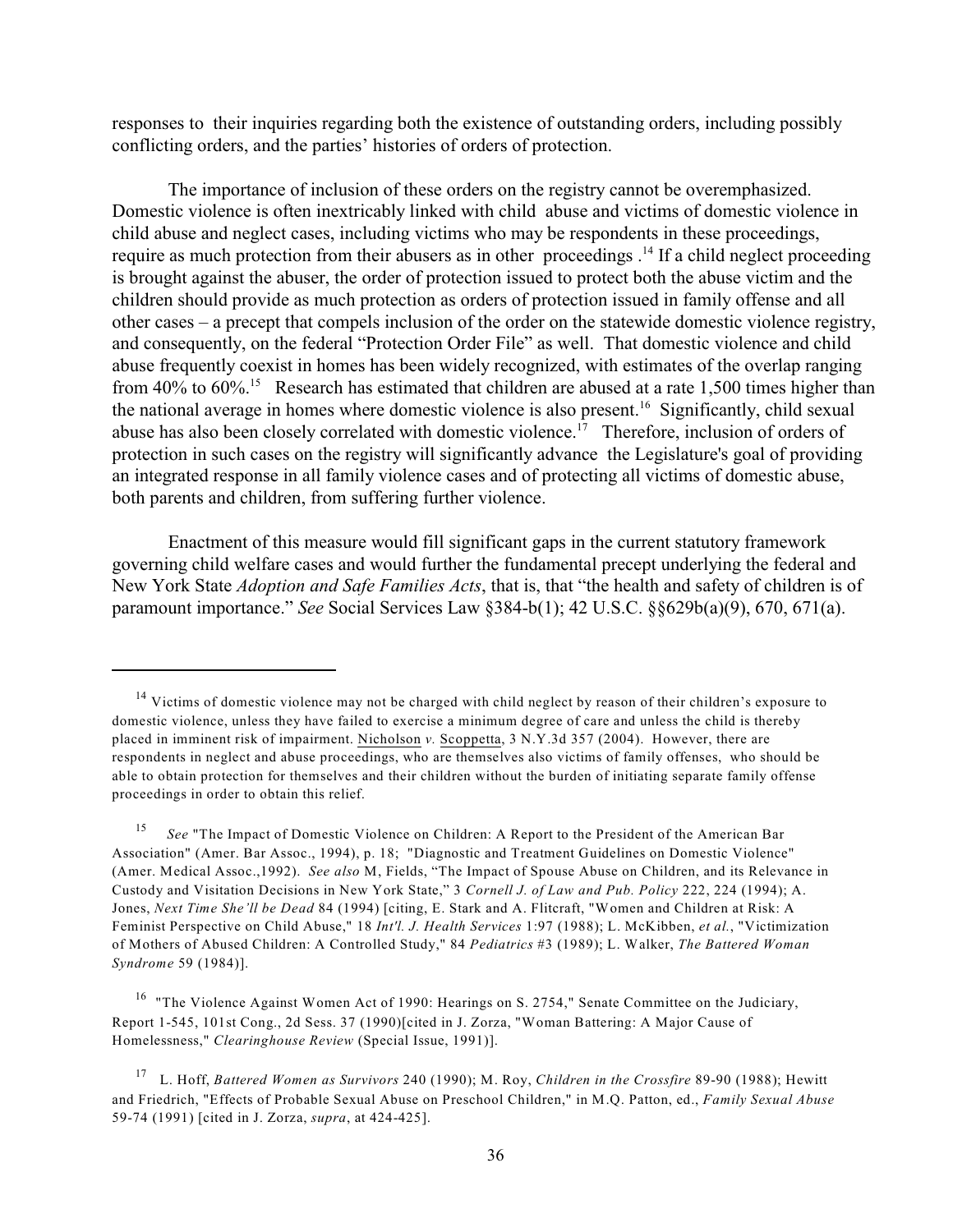responses to their inquiries regarding both the existence of outstanding orders, including possibly conflicting orders, and the parties' histories of orders of protection.

The importance of inclusion of these orders on the registry cannot be overemphasized. Domestic violence is often inextricably linked with child abuse and victims of domestic violence in child abuse and neglect cases, including victims who may be respondents in these proceedings, require as much protection from their abusers as in other proceedings .[14] If a child neglect proceeding is brought against the abuser, the order of protection issued to protect both the abuse victim and the children should provide as much protection as orders of protection issued in family offense and all other cases – a precept that compels inclusion of the order on the statewide domestic violence registry, and consequently, on the federal "Protection Order File" as well. That domestic violence and child abuse frequently coexist in homes has been widely recognized, with estimates of the overlap ranging from 40% to 60%.[15] Research has estimated that children are abused at a rate 1,500 times higher than the national average in homes where domestic violence is also present.[16] Significantly, child sexual abuse has also been closely correlated with domestic violence.[17] Therefore, inclusion of orders of protection in such cases on the registry will significantly advance the Legislature's goal of providing an integrated response in all family violence cases and of protecting all victims of domestic abuse, both parents and children, from suffering further violence.

Enactment of this measure would fill significant gaps in the current statutory framework governing child welfare cases and would further the fundamental precept underlying the federal and New York State *Adoption and Safe Families Acts*, that is, that "the health and safety of children is of paramount importance." *See* Social Services Law §384-b(1); 42 U.S.C. §§629b(a)(9), 670, 671(a).

---

[14] Victims of domestic violence may not be charged with child neglect by reason of their children's exposure to domestic violence, unless they have failed to exercise a minimum degree of care and unless the child is thereby placed in imminent risk of impairment. Nicholson *v.* Scoppetta, 3 N.Y.3d 357 (2004). However, there are respondents in neglect and abuse proceedings, who are themselves also victims of family offenses, who should be able to obtain protection for themselves and their children without the burden of initiating separate family offense proceedings in order to obtain this relief.

[15] *See* "The Impact of Domestic Violence on Children: A Report to the President of the American Bar Association" (Amer. Bar Assoc., 1994), p. 18; "Diagnostic and Treatment Guidelines on Domestic Violence" (Amer. Medical Assoc.,1992). *See also* M, Fields, "The Impact of Spouse Abuse on Children, and its Relevance in Custody and Visitation Decisions in New York State," 3 *Cornell J. of Law and Pub. Policy* 222, 224 (1994); A. Jones, *Next Time She'll be Dead* 84 (1994) [citing, E. Stark and A. Flitcraft, "Women and Children at Risk: A Feminist Perspective on Child Abuse," 18 *Int'l. J. Health Services* 1:97 (1988); L. McKibben, *et al.*, "Victimization of Mothers of Abused Children: A Controlled Study," 84 *Pediatrics* #3 (1989); L. Walker, *The Battered Woman Syndrome* 59 (1984)].

[16] "The Violence Against Women Act of 1990: Hearings on S. 2754," Senate Committee on the Judiciary, Report 1-545, 101st Cong., 2d Sess. 37 (1990)[cited in J. Zorza, "Woman Battering: A Major Cause of Homelessness," *Clearinghouse Review* (Special Issue, 1991)].

[17] L. Hoff, *Battered Women as Survivors* 240 (1990); M. Roy, *Children in the Crossfire* 89-90 (1988); Hewitt and Friedrich, "Effects of Probable Sexual Abuse on Preschool Children," in M.Q. Patton, ed., *Family Sexual Abuse* 59-74 (1991) [cited in J. Zorza, *supra*, at 424-425].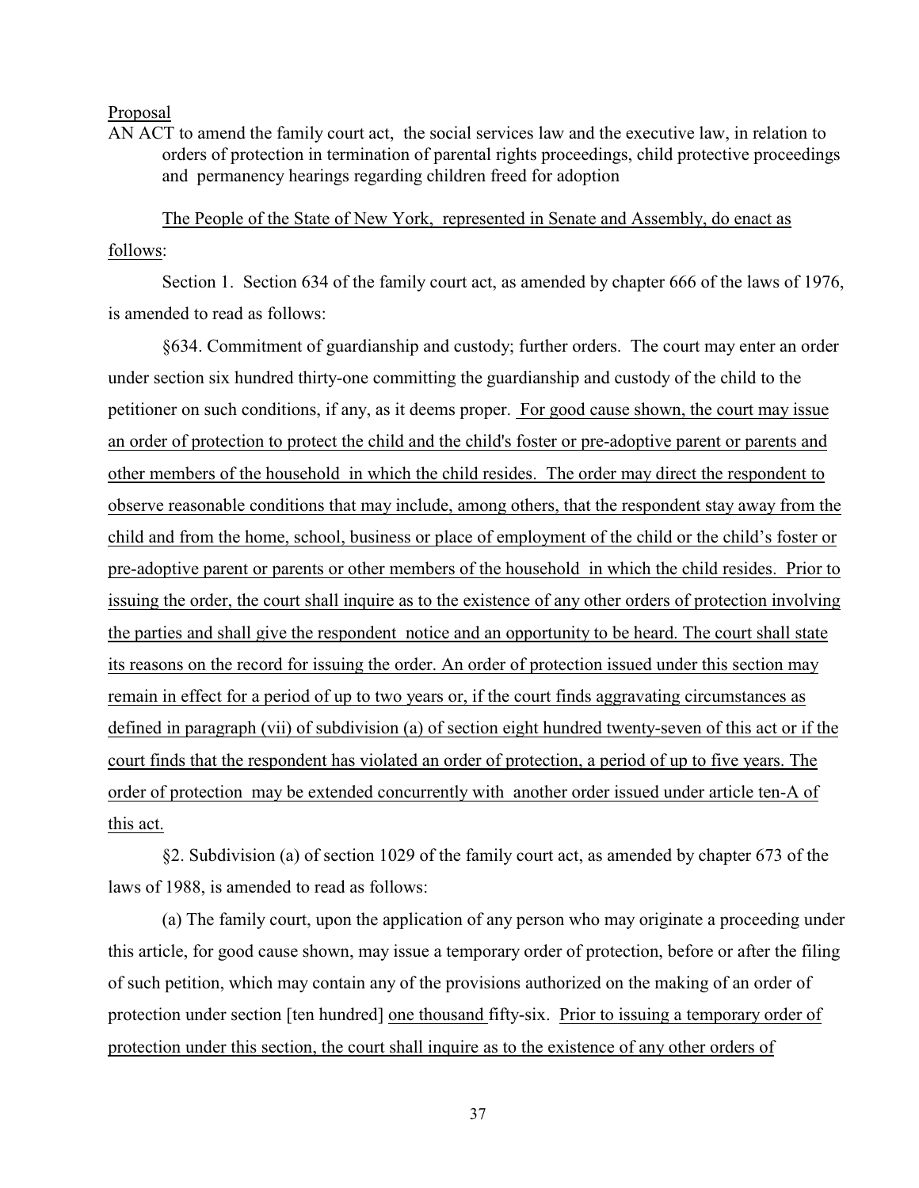Proposal

AN ACT to amend the family court act, the social services law and the executive law, in relation to orders of protection in termination of parental rights proceedings, child protective proceedings and permanency hearings regarding children freed for adoption

The People of the State of New York, represented in Senate and Assembly, do enact as follows:

Section 1. Section 634 of the family court act, as amended by chapter 666 of the laws of 1976, is amended to read as follows:

§634. Commitment of guardianship and custody; further orders. The court may enter an order under section six hundred thirty-one committing the guardianship and custody of the child to the petitioner on such conditions, if any, as it deems proper. For good cause shown, the court may issue an order of protection to protect the child and the child's foster or pre-adoptive parent or parents and other members of the household in which the child resides. The order may direct the respondent to observe reasonable conditions that may include, among others, that the respondent stay away from the child and from the home, school, business or place of employment of the child or the child's foster or pre-adoptive parent or parents or other members of the household in which the child resides. Prior to issuing the order, the court shall inquire as to the existence of any other orders of protection involving the parties and shall give the respondent notice and an opportunity to be heard. The court shall state its reasons on the record for issuing the order. An order of protection issued under this section may remain in effect for a period of up to two years or, if the court finds aggravating circumstances as defined in paragraph (vii) of subdivision (a) of section eight hundred twenty-seven of this act or if the court finds that the respondent has violated an order of protection, a period of up to five years. The order of protection may be extended concurrently with another order issued under article ten-A of this act.

§2. Subdivision (a) of section 1029 of the family court act, as amended by chapter 673 of the laws of 1988, is amended to read as follows:

(a) The family court, upon the application of any person who may originate a proceeding under this article, for good cause shown, may issue a temporary order of protection, before or after the filing of such petition, which may contain any of the provisions authorized on the making of an order of protection under section [ten hundred] one thousand fifty-six. Prior to issuing a temporary order of protection under this section, the court shall inquire as to the existence of any other orders of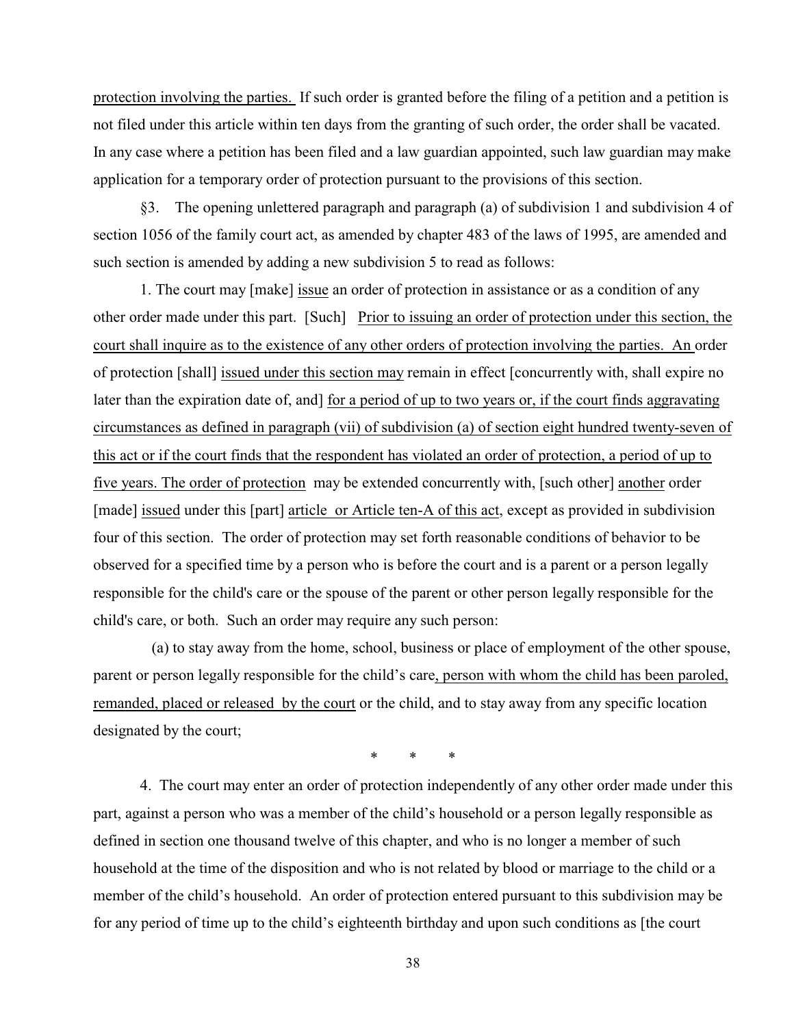protection involving the parties. If such order is granted before the filing of a petition and a petition is not filed under this article within ten days from the granting of such order, the order shall be vacated. In any case where a petition has been filed and a law guardian appointed, such law guardian may make application for a temporary order of protection pursuant to the provisions of this section.

§3. The opening unlettered paragraph and paragraph (a) of subdivision 1 and subdivision 4 of section 1056 of the family court act, as amended by chapter 483 of the laws of 1995, are amended and such section is amended by adding a new subdivision 5 to read as follows:

1. The court may [make] issue an order of protection in assistance or as a condition of any other order made under this part. [Such] Prior to issuing an order of protection under this section, the court shall inquire as to the existence of any other orders of protection involving the parties. An order of protection [shall] issued under this section may remain in effect [concurrently with, shall expire no later than the expiration date of, and] for a period of up to two years or, if the court finds aggravating circumstances as defined in paragraph (vii) of subdivision (a) of section eight hundred twenty-seven of this act or if the court finds that the respondent has violated an order of protection, a period of up to five years. The order of protection may be extended concurrently with, [such other] another order [made] issued under this [part] article or Article ten-A of this act, except as provided in subdivision four of this section. The order of protection may set forth reasonable conditions of behavior to be observed for a specified time by a person who is before the court and is a parent or a person legally responsible for the child's care or the spouse of the parent or other person legally responsible for the child's care, or both. Such an order may require any such person:

(a) to stay away from the home, school, business or place of employment of the other spouse, parent or person legally responsible for the child's care, person with whom the child has been paroled, remanded, placed or released by the court or the child, and to stay away from any specific location designated by the court;

\* \* \*

4. The court may enter an order of protection independently of any other order made under this part, against a person who was a member of the child's household or a person legally responsible as defined in section one thousand twelve of this chapter, and who is no longer a member of such household at the time of the disposition and who is not related by blood or marriage to the child or a member of the child's household. An order of protection entered pursuant to this subdivision may be for any period of time up to the child's eighteenth birthday and upon such conditions as [the court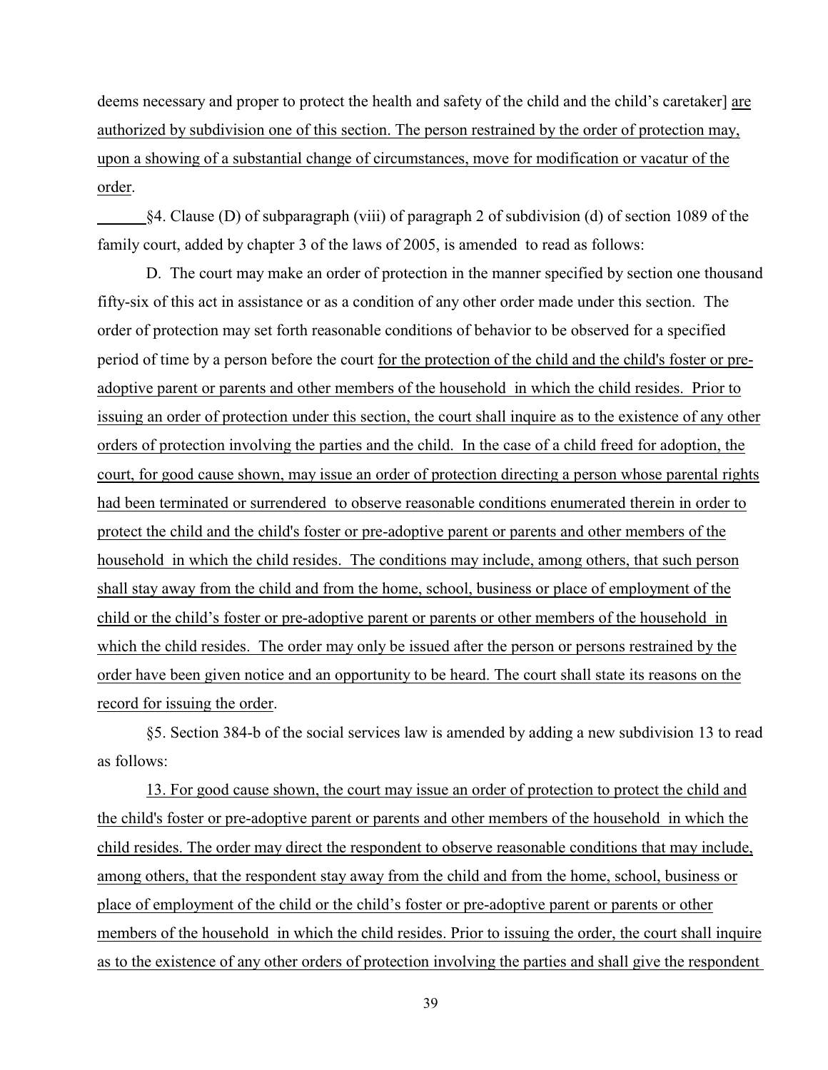deems necessary and proper to protect the health and safety of the child and the child's caretaker] <u>are authorized by subdivision one of this section. The person restrained by the order of protection may, upon a showing of a substantial change of circumstances, move for modification or vacatur of the order</u>.

§4. Clause (D) of subparagraph (viii) of paragraph 2 of subdivision (d) of section 1089 of the family court, added by chapter 3 of the laws of 2005, is amended to read as follows:

D. The court may make an order of protection in the manner specified by section one thousand fifty-six of this act in assistance or as a condition of any other order made under this section. The order of protection may set forth reasonable conditions of behavior to be observed for a specified period of time by a person before the court <u>for the protection of the child and the child's foster or pre-adoptive parent or parents and other members of the household in which the child resides. Prior to issuing an order of protection under this section, the court shall inquire as to the existence of any other orders of protection involving the parties and the child. In the case of a child freed for adoption, the court, for good cause shown, may issue an order of protection directing a person whose parental rights had been terminated or surrendered to observe reasonable conditions enumerated therein in order to protect the child and the child's foster or pre-adoptive parent or parents and other members of the household in which the child resides. The conditions may include, among others, that such person shall stay away from the child and from the home, school, business or place of employment of the child or the child's foster or pre-adoptive parent or parents or other members of the household in which the child resides. The order may only be issued after the person or persons restrained by the order have been given notice and an opportunity to be heard. The court shall state its reasons on the record for issuing the order</u>.

§5. Section 384-b of the social services law is amended by adding a new subdivision 13 to read as follows:

<u>13. For good cause shown, the court may issue an order of protection to protect the child and the child's foster or pre-adoptive parent or parents and other members of the household in which the child resides. The order may direct the respondent to observe reasonable conditions that may include, among others, that the respondent stay away from the child and from the home, school, business or place of employment of the child or the child's foster or pre-adoptive parent or parents or other members of the household in which the child resides. Prior to issuing the order, the court shall inquire as to the existence of any other orders of protection involving the parties and shall give the respondent</u>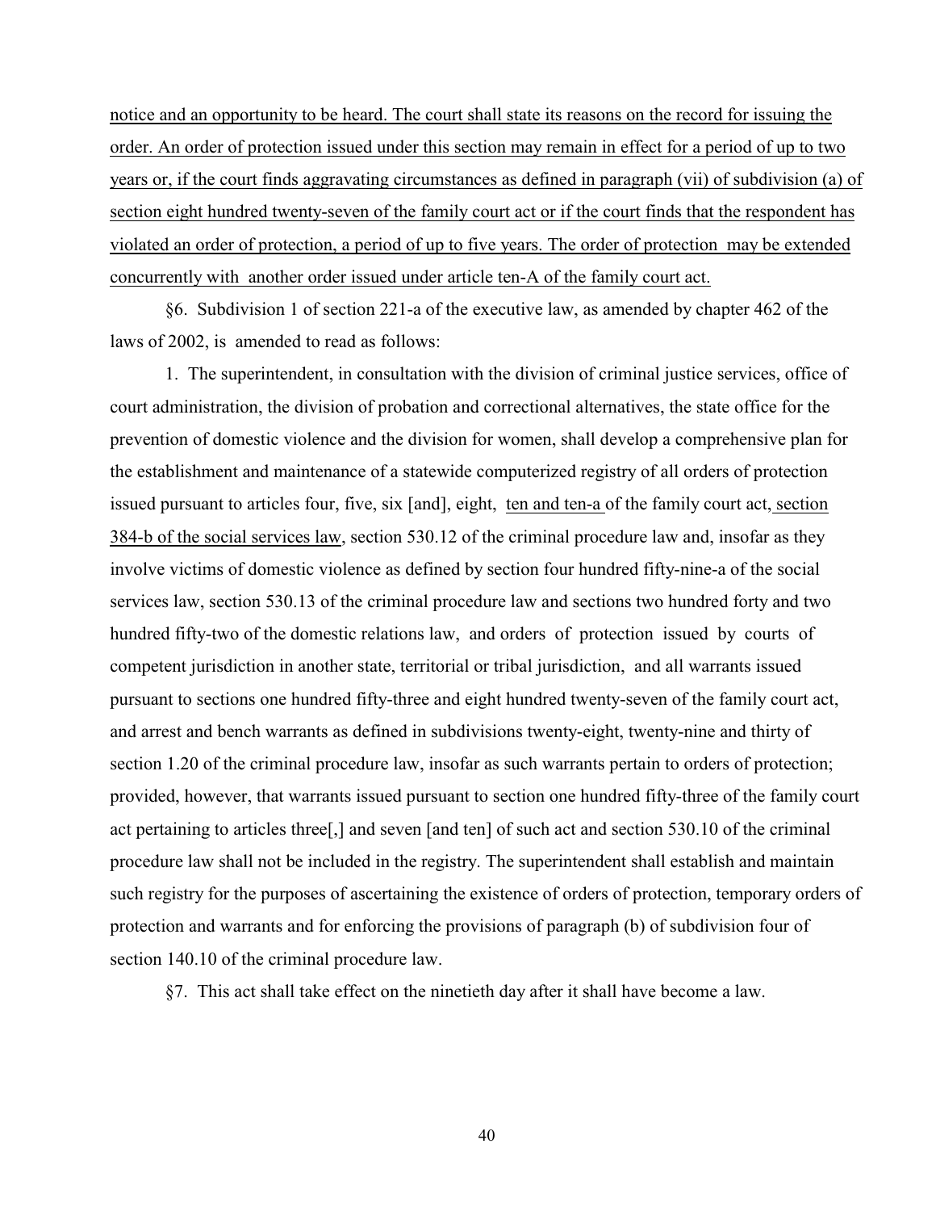notice and an opportunity to be heard. The court shall state its reasons on the record for issuing the order. An order of protection issued under this section may remain in effect for a period of up to two years or, if the court finds aggravating circumstances as defined in paragraph (vii) of subdivision (a) of section eight hundred twenty-seven of the family court act or if the court finds that the respondent has violated an order of protection, a period of up to five years. The order of protection may be extended concurrently with another order issued under article ten-A of the family court act.

§6. Subdivision 1 of section 221-a of the executive law, as amended by chapter 462 of the laws of 2002, is amended to read as follows:

1. The superintendent, in consultation with the division of criminal justice services, office of court administration, the division of probation and correctional alternatives, the state office for the prevention of domestic violence and the division for women, shall develop a comprehensive plan for the establishment and maintenance of a statewide computerized registry of all orders of protection issued pursuant to articles four, five, six [and], eight, ten and ten-a of the family court act, section 384-b of the social services law, section 530.12 of the criminal procedure law and, insofar as they involve victims of domestic violence as defined by section four hundred fifty-nine-a of the social services law, section 530.13 of the criminal procedure law and sections two hundred forty and two hundred fifty-two of the domestic relations law, and orders of protection issued by courts of competent jurisdiction in another state, territorial or tribal jurisdiction, and all warrants issued pursuant to sections one hundred fifty-three and eight hundred twenty-seven of the family court act, and arrest and bench warrants as defined in subdivisions twenty-eight, twenty-nine and thirty of section 1.20 of the criminal procedure law, insofar as such warrants pertain to orders of protection; provided, however, that warrants issued pursuant to section one hundred fifty-three of the family court act pertaining to articles three[,] and seven [and ten] of such act and section 530.10 of the criminal procedure law shall not be included in the registry. The superintendent shall establish and maintain such registry for the purposes of ascertaining the existence of orders of protection, temporary orders of protection and warrants and for enforcing the provisions of paragraph (b) of subdivision four of section 140.10 of the criminal procedure law.

§7. This act shall take effect on the ninetieth day after it shall have become a law.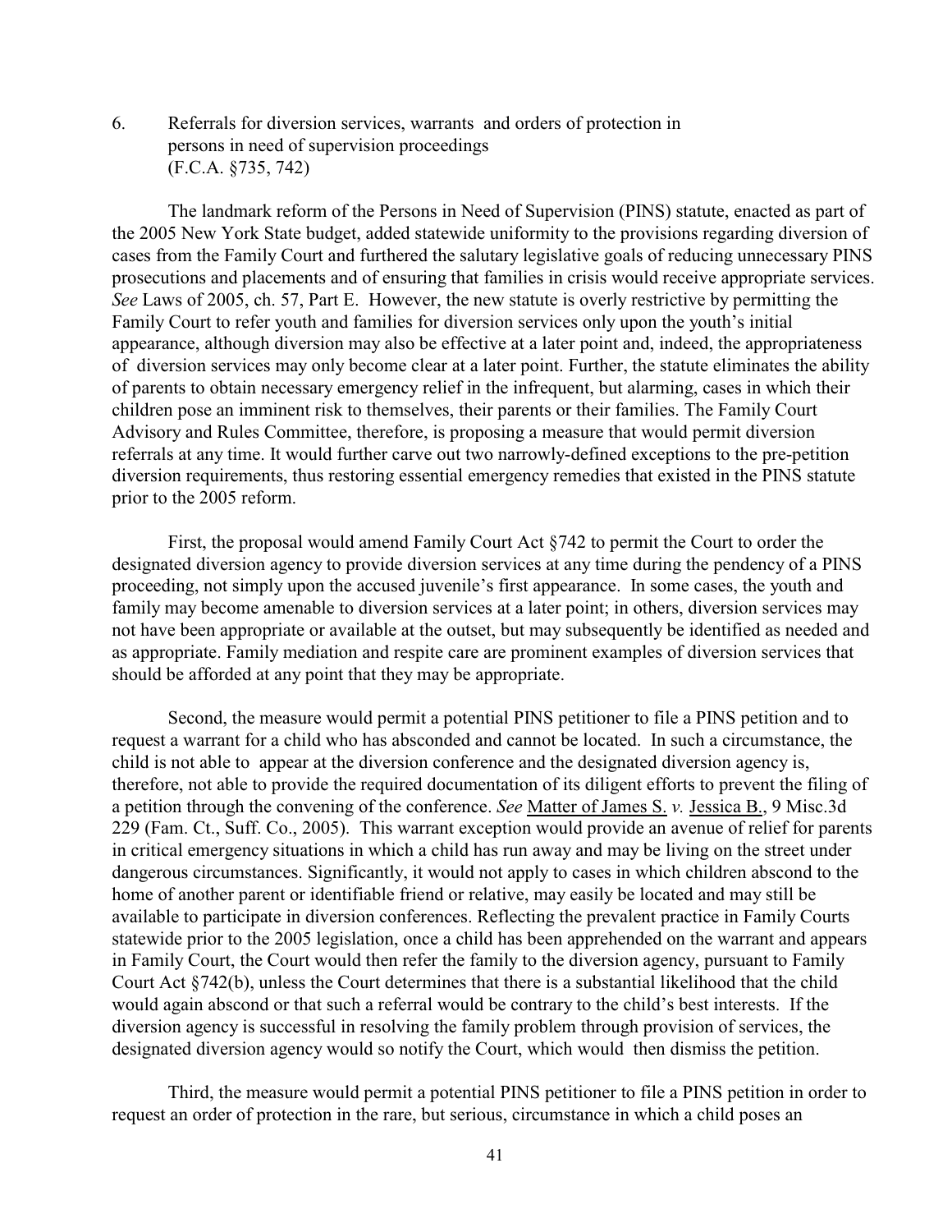6. Referrals for diversion services, warrants and orders of protection in persons in need of supervision proceedings (F.C.A. §735, 742)

The landmark reform of the Persons in Need of Supervision (PINS) statute, enacted as part of the 2005 New York State budget, added statewide uniformity to the provisions regarding diversion of cases from the Family Court and furthered the salutary legislative goals of reducing unnecessary PINS prosecutions and placements and of ensuring that families in crisis would receive appropriate services. *See* Laws of 2005, ch. 57, Part E. However, the new statute is overly restrictive by permitting the Family Court to refer youth and families for diversion services only upon the youth's initial appearance, although diversion may also be effective at a later point and, indeed, the appropriateness of diversion services may only become clear at a later point. Further, the statute eliminates the ability of parents to obtain necessary emergency relief in the infrequent, but alarming, cases in which their children pose an imminent risk to themselves, their parents or their families. The Family Court Advisory and Rules Committee, therefore, is proposing a measure that would permit diversion referrals at any time. It would further carve out two narrowly-defined exceptions to the pre-petition diversion requirements, thus restoring essential emergency remedies that existed in the PINS statute prior to the 2005 reform.

First, the proposal would amend Family Court Act §742 to permit the Court to order the designated diversion agency to provide diversion services at any time during the pendency of a PINS proceeding, not simply upon the accused juvenile's first appearance. In some cases, the youth and family may become amenable to diversion services at a later point; in others, diversion services may not have been appropriate or available at the outset, but may subsequently be identified as needed and as appropriate. Family mediation and respite care are prominent examples of diversion services that should be afforded at any point that they may be appropriate.

Second, the measure would permit a potential PINS petitioner to file a PINS petition and to request a warrant for a child who has absconded and cannot be located. In such a circumstance, the child is not able to appear at the diversion conference and the designated diversion agency is, therefore, not able to provide the required documentation of its diligent efforts to prevent the filing of a petition through the convening of the conference. *See* Matter of James S. *v.* Jessica B., 9 Misc.3d 229 (Fam. Ct., Suff. Co., 2005). This warrant exception would provide an avenue of relief for parents in critical emergency situations in which a child has run away and may be living on the street under dangerous circumstances. Significantly, it would not apply to cases in which children abscond to the home of another parent or identifiable friend or relative, may easily be located and may still be available to participate in diversion conferences. Reflecting the prevalent practice in Family Courts statewide prior to the 2005 legislation, once a child has been apprehended on the warrant and appears in Family Court, the Court would then refer the family to the diversion agency, pursuant to Family Court Act §742(b), unless the Court determines that there is a substantial likelihood that the child would again abscond or that such a referral would be contrary to the child's best interests. If the diversion agency is successful in resolving the family problem through provision of services, the designated diversion agency would so notify the Court, which would then dismiss the petition.

Third, the measure would permit a potential PINS petitioner to file a PINS petition in order to request an order of protection in the rare, but serious, circumstance in which a child poses an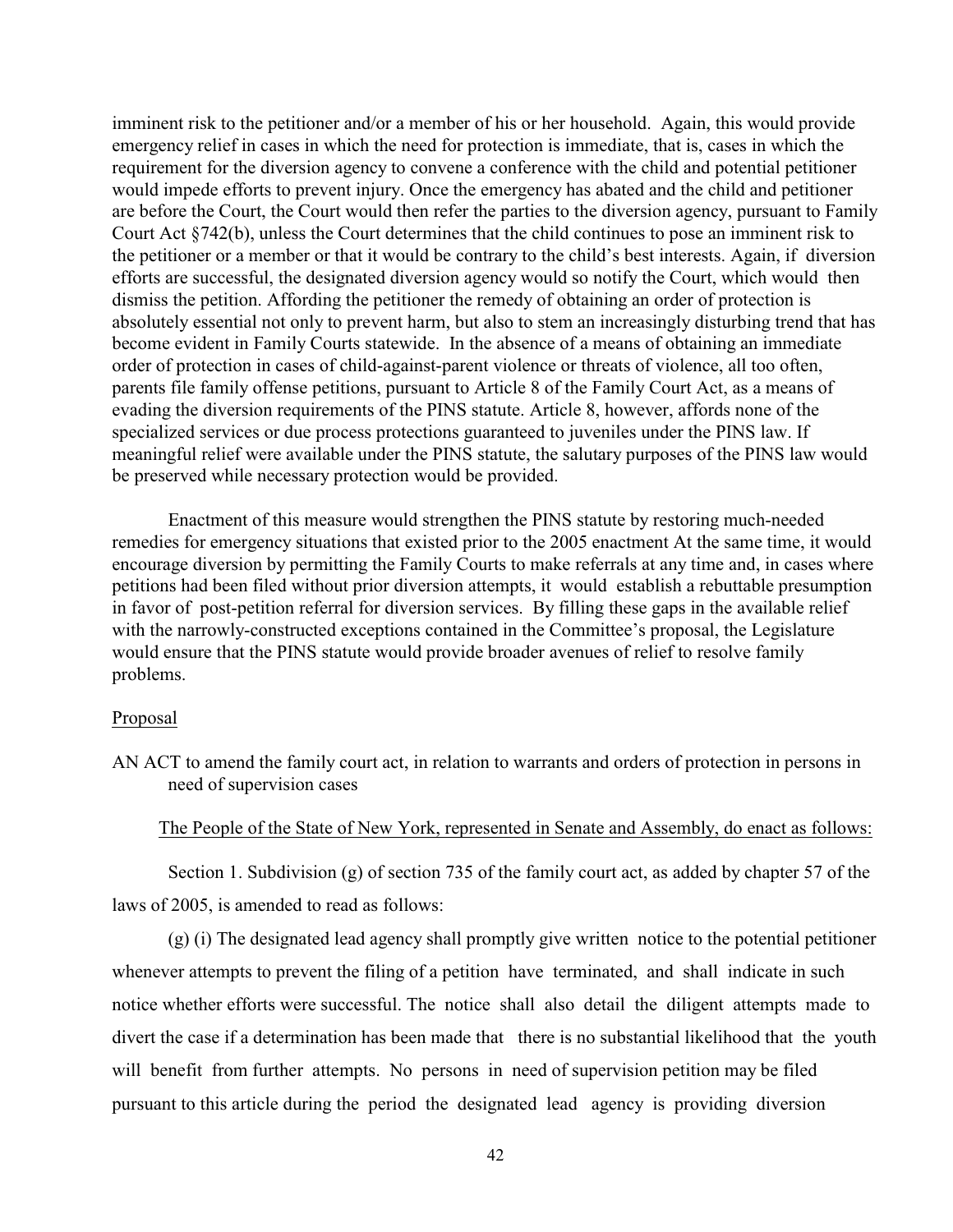imminent risk to the petitioner and/or a member of his or her household. Again, this would provide emergency relief in cases in which the need for protection is immediate, that is, cases in which the requirement for the diversion agency to convene a conference with the child and potential petitioner would impede efforts to prevent injury. Once the emergency has abated and the child and petitioner are before the Court, the Court would then refer the parties to the diversion agency, pursuant to Family Court Act §742(b), unless the Court determines that the child continues to pose an imminent risk to the petitioner or a member or that it would be contrary to the child's best interests. Again, if diversion efforts are successful, the designated diversion agency would so notify the Court, which would then dismiss the petition. Affording the petitioner the remedy of obtaining an order of protection is absolutely essential not only to prevent harm, but also to stem an increasingly disturbing trend that has become evident in Family Courts statewide. In the absence of a means of obtaining an immediate order of protection in cases of child-against-parent violence or threats of violence, all too often, parents file family offense petitions, pursuant to Article 8 of the Family Court Act, as a means of evading the diversion requirements of the PINS statute. Article 8, however, affords none of the specialized services or due process protections guaranteed to juveniles under the PINS law. If meaningful relief were available under the PINS statute, the salutary purposes of the PINS law would be preserved while necessary protection would be provided.

Enactment of this measure would strengthen the PINS statute by restoring much-needed remedies for emergency situations that existed prior to the 2005 enactment At the same time, it would encourage diversion by permitting the Family Courts to make referrals at any time and, in cases where petitions had been filed without prior diversion attempts, it would establish a rebuttable presumption in favor of post-petition referral for diversion services. By filling these gaps in the available relief with the narrowly-constructed exceptions contained in the Committee's proposal, the Legislature would ensure that the PINS statute would provide broader avenues of relief to resolve family problems.

Proposal

AN ACT to amend the family court act, in relation to warrants and orders of protection in persons in need of supervision cases

The People of the State of New York, represented in Senate and Assembly, do enact as follows:

Section 1. Subdivision (g) of section 735 of the family court act, as added by chapter 57 of the laws of 2005, is amended to read as follows:

(g) (i) The designated lead agency shall promptly give written notice to the potential petitioner whenever attempts to prevent the filing of a petition have terminated, and shall indicate in such notice whether efforts were successful. The notice shall also detail the diligent attempts made to divert the case if a determination has been made that there is no substantial likelihood that the youth will benefit from further attempts. No persons in need of supervision petition may be filed pursuant to this article during the period the designated lead agency is providing diversion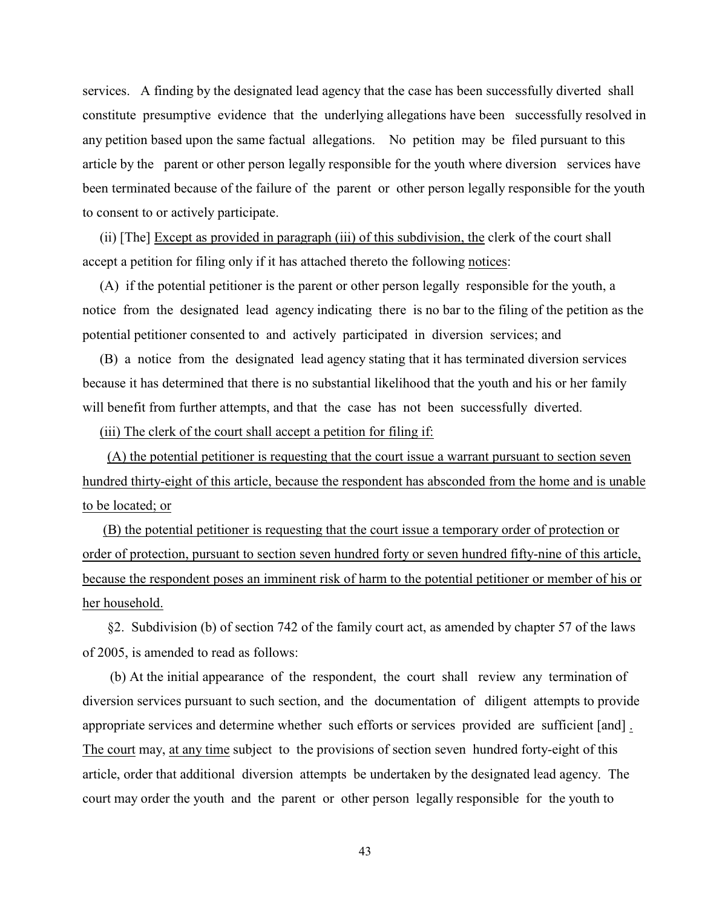services. A finding by the designated lead agency that the case has been successfully diverted shall constitute presumptive evidence that the underlying allegations have been successfully resolved in any petition based upon the same factual allegations. No petition may be filed pursuant to this article by the parent or other person legally responsible for the youth where diversion services have been terminated because of the failure of the parent or other person legally responsible for the youth to consent to or actively participate.

(ii) [The] <u>Except as provided in paragraph (iii) of this subdivision, the</u> clerk of the court shall accept a petition for filing only if it has attached thereto the following <u>notices</u>:

(A) if the potential petitioner is the parent or other person legally responsible for the youth, a notice from the designated lead agency indicating there is no bar to the filing of the petition as the potential petitioner consented to and actively participated in diversion services; and

(B) a notice from the designated lead agency stating that it has terminated diversion services because it has determined that there is no substantial likelihood that the youth and his or her family will benefit from further attempts, and that the case has not been successfully diverted.

<u>(iii) The clerk of the court shall accept a petition for filing if:</u>

<u>(A) the potential petitioner is requesting that the court issue a warrant pursuant to section seven hundred thirty-eight of this article, because the respondent has absconded from the home and is unable to be located; or</u>

<u>(B) the potential petitioner is requesting that the court issue a temporary order of protection or order of protection, pursuant to section seven hundred forty or seven hundred fifty-nine of this article, because the respondent poses an imminent risk of harm to the potential petitioner or member of his or her household.</u>

§2. Subdivision (b) of section 742 of the family court act, as amended by chapter 57 of the laws of 2005, is amended to read as follows:

(b) At the initial appearance of the respondent, the court shall review any termination of diversion services pursuant to such section, and the documentation of diligent attempts to provide appropriate services and determine whether such efforts or services provided are sufficient [and] <u>. The court</u> may, <u>at any time</u> subject to the provisions of section seven hundred forty-eight of this article, order that additional diversion attempts be undertaken by the designated lead agency. The court may order the youth and the parent or other person legally responsible for the youth to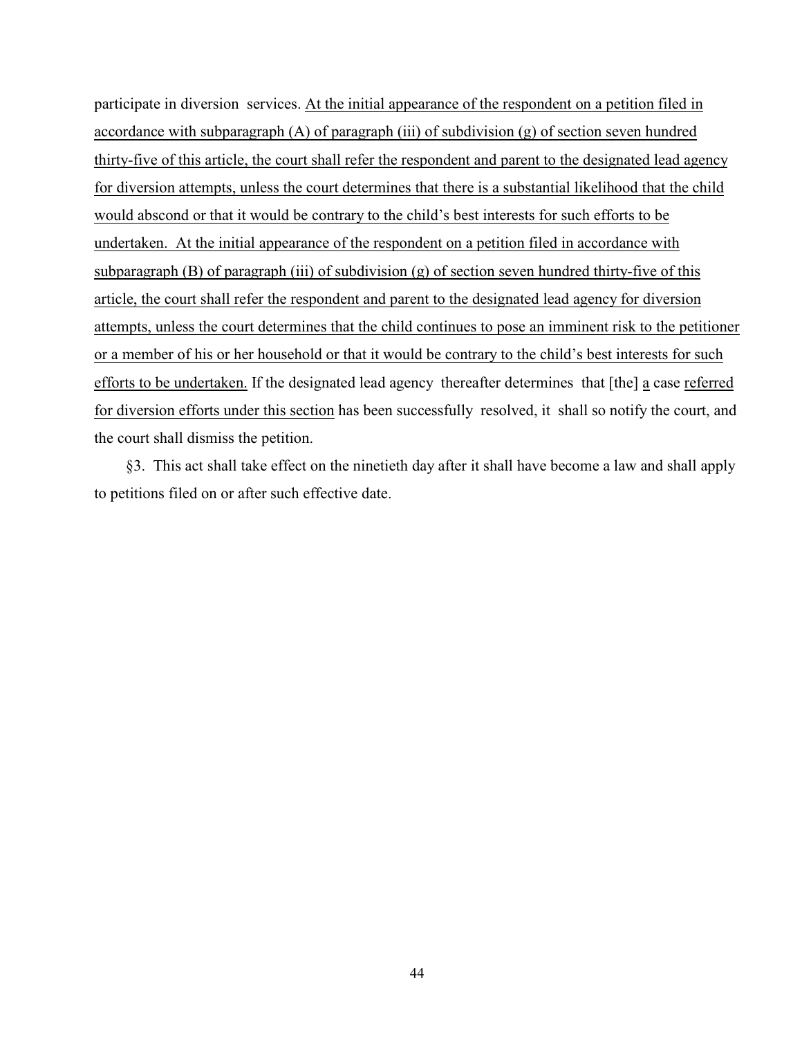participate in diversion services. At the initial appearance of the respondent on a petition filed in accordance with subparagraph (A) of paragraph (iii) of subdivision (g) of section seven hundred thirty-five of this article, the court shall refer the respondent and parent to the designated lead agency for diversion attempts, unless the court determines that there is a substantial likelihood that the child would abscond or that it would be contrary to the child's best interests for such efforts to be undertaken. At the initial appearance of the respondent on a petition filed in accordance with subparagraph (B) of paragraph (iii) of subdivision (g) of section seven hundred thirty-five of this article, the court shall refer the respondent and parent to the designated lead agency for diversion attempts, unless the court determines that the child continues to pose an imminent risk to the petitioner or a member of his or her household or that it would be contrary to the child's best interests for such efforts to be undertaken. If the designated lead agency thereafter determines that [the] a case referred for diversion efforts under this section has been successfully resolved, it shall so notify the court, and the court shall dismiss the petition.

§3. This act shall take effect on the ninetieth day after it shall have become a law and shall apply to petitions filed on or after such effective date.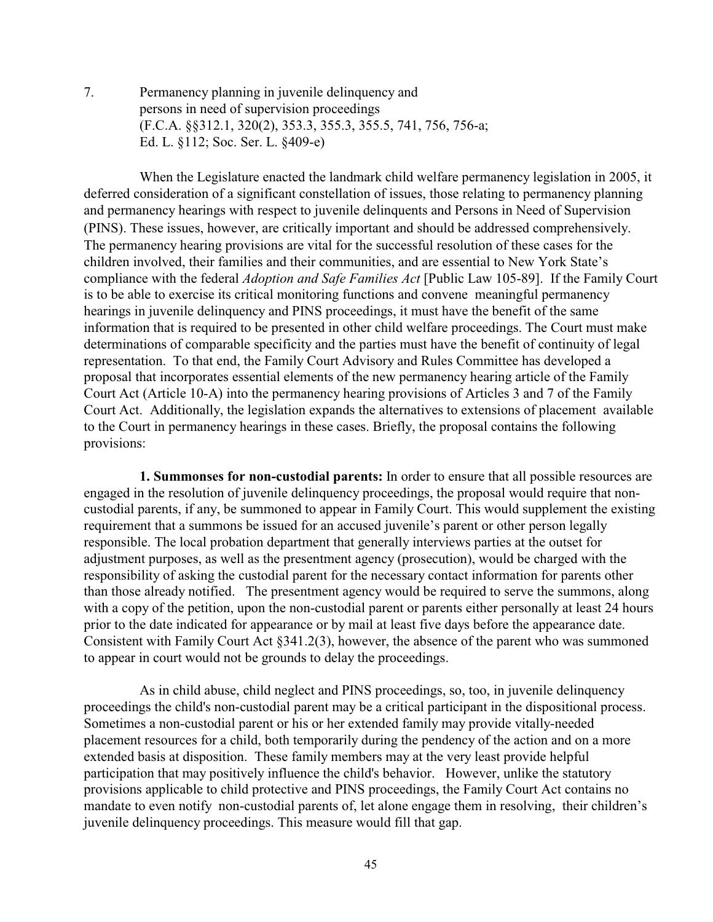7. Permanency planning in juvenile delinquency and persons in need of supervision proceedings (F.C.A. §§312.1, 320(2), 353.3, 355.3, 355.5, 741, 756, 756-a; Ed. L. §112; Soc. Ser. L. §409-e)

When the Legislature enacted the landmark child welfare permanency legislation in 2005, it deferred consideration of a significant constellation of issues, those relating to permanency planning and permanency hearings with respect to juvenile delinquents and Persons in Need of Supervision (PINS). These issues, however, are critically important and should be addressed comprehensively. The permanency hearing provisions are vital for the successful resolution of these cases for the children involved, their families and their communities, and are essential to New York State's compliance with the federal *Adoption and Safe Families Act* [Public Law 105-89]. If the Family Court is to be able to exercise its critical monitoring functions and convene meaningful permanency hearings in juvenile delinquency and PINS proceedings, it must have the benefit of the same information that is required to be presented in other child welfare proceedings. The Court must make determinations of comparable specificity and the parties must have the benefit of continuity of legal representation. To that end, the Family Court Advisory and Rules Committee has developed a proposal that incorporates essential elements of the new permanency hearing article of the Family Court Act (Article 10-A) into the permanency hearing provisions of Articles 3 and 7 of the Family Court Act. Additionally, the legislation expands the alternatives to extensions of placement available to the Court in permanency hearings in these cases. Briefly, the proposal contains the following provisions:

**1. Summonses for non-custodial parents:** In order to ensure that all possible resources are engaged in the resolution of juvenile delinquency proceedings, the proposal would require that non-custodial parents, if any, be summoned to appear in Family Court. This would supplement the existing requirement that a summons be issued for an accused juvenile's parent or other person legally responsible. The local probation department that generally interviews parties at the outset for adjustment purposes, as well as the presentment agency (prosecution), would be charged with the responsibility of asking the custodial parent for the necessary contact information for parents other than those already notified. The presentment agency would be required to serve the summons, along with a copy of the petition, upon the non-custodial parent or parents either personally at least 24 hours prior to the date indicated for appearance or by mail at least five days before the appearance date. Consistent with Family Court Act §341.2(3), however, the absence of the parent who was summoned to appear in court would not be grounds to delay the proceedings.

As in child abuse, child neglect and PINS proceedings, so, too, in juvenile delinquency proceedings the child's non-custodial parent may be a critical participant in the dispositional process. Sometimes a non-custodial parent or his or her extended family may provide vitally-needed placement resources for a child, both temporarily during the pendency of the action and on a more extended basis at disposition. These family members may at the very least provide helpful participation that may positively influence the child's behavior. However, unlike the statutory provisions applicable to child protective and PINS proceedings, the Family Court Act contains no mandate to even notify non-custodial parents of, let alone engage them in resolving, their children's juvenile delinquency proceedings. This measure would fill that gap.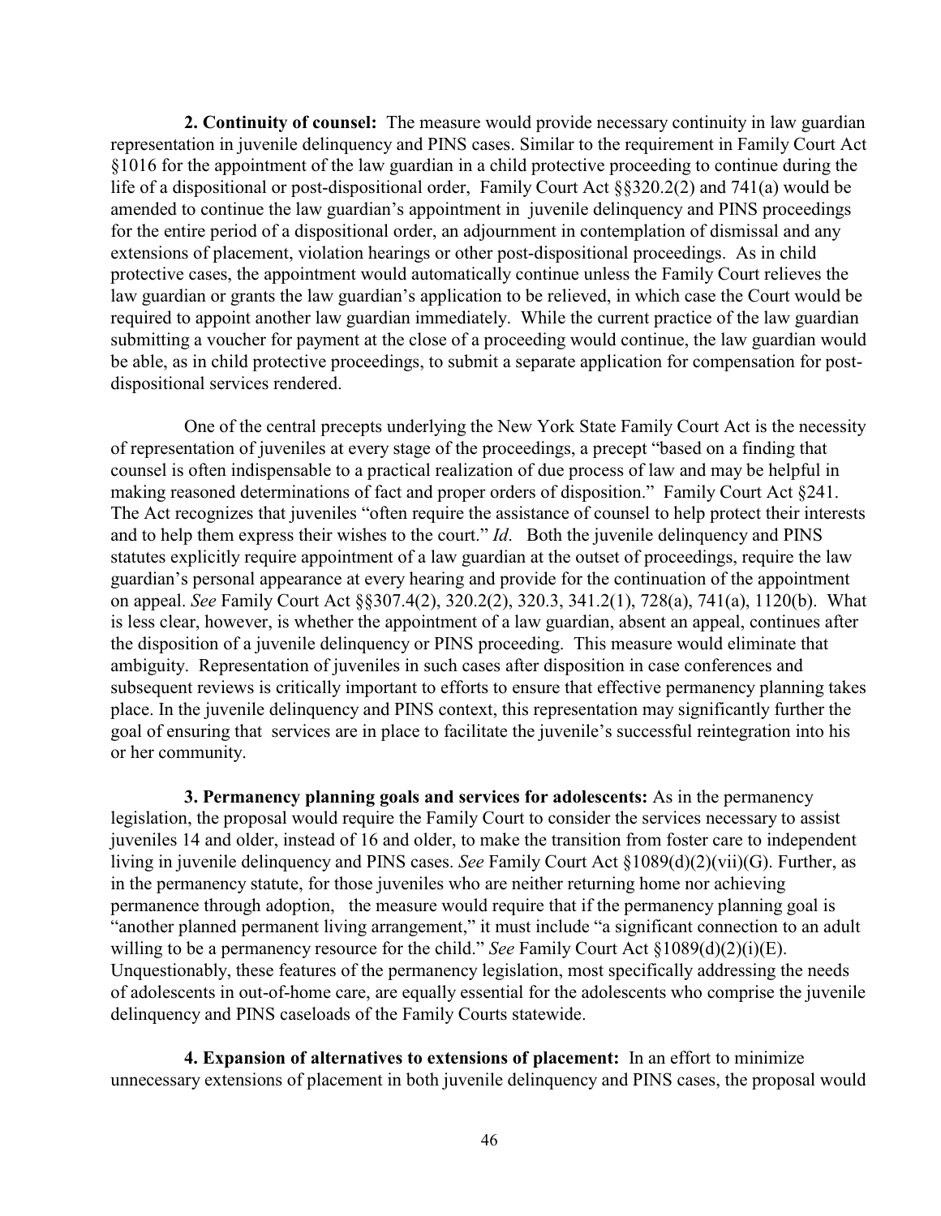**2. Continuity of counsel:** The measure would provide necessary continuity in law guardian representation in juvenile delinquency and PINS cases. Similar to the requirement in Family Court Act §1016 for the appointment of the law guardian in a child protective proceeding to continue during the life of a dispositional or post-dispositional order, Family Court Act §§320.2(2) and 741(a) would be amended to continue the law guardian's appointment in juvenile delinquency and PINS proceedings for the entire period of a dispositional order, an adjournment in contemplation of dismissal and any extensions of placement, violation hearings or other post-dispositional proceedings. As in child protective cases, the appointment would automatically continue unless the Family Court relieves the law guardian or grants the law guardian's application to be relieved, in which case the Court would be required to appoint another law guardian immediately. While the current practice of the law guardian submitting a voucher for payment at the close of a proceeding would continue, the law guardian would be able, as in child protective proceedings, to submit a separate application for compensation for post-dispositional services rendered.

One of the central precepts underlying the New York State Family Court Act is the necessity of representation of juveniles at every stage of the proceedings, a precept "based on a finding that counsel is often indispensable to a practical realization of due process of law and may be helpful in making reasoned determinations of fact and proper orders of disposition." Family Court Act §241. The Act recognizes that juveniles "often require the assistance of counsel to help protect their interests and to help them express their wishes to the court." *Id*. Both the juvenile delinquency and PINS statutes explicitly require appointment of a law guardian at the outset of proceedings, require the law guardian's personal appearance at every hearing and provide for the continuation of the appointment on appeal. *See* Family Court Act §§307.4(2), 320.2(2), 320.3, 341.2(1), 728(a), 741(a), 1120(b). What is less clear, however, is whether the appointment of a law guardian, absent an appeal, continues after the disposition of a juvenile delinquency or PINS proceeding. This measure would eliminate that ambiguity. Representation of juveniles in such cases after disposition in case conferences and subsequent reviews is critically important to efforts to ensure that effective permanency planning takes place. In the juvenile delinquency and PINS context, this representation may significantly further the goal of ensuring that services are in place to facilitate the juvenile's successful reintegration into his or her community.

**3. Permanency planning goals and services for adolescents:** As in the permanency legislation, the proposal would require the Family Court to consider the services necessary to assist juveniles 14 and older, instead of 16 and older, to make the transition from foster care to independent living in juvenile delinquency and PINS cases. *See* Family Court Act §1089(d)(2)(vii)(G). Further, as in the permanency statute, for those juveniles who are neither returning home nor achieving permanence through adoption, the measure would require that if the permanency planning goal is "another planned permanent living arrangement," it must include "a significant connection to an adult willing to be a permanency resource for the child." *See* Family Court Act §1089(d)(2)(i)(E). Unquestionably, these features of the permanency legislation, most specifically addressing the needs of adolescents in out-of-home care, are equally essential for the adolescents who comprise the juvenile delinquency and PINS caseloads of the Family Courts statewide.

**4. Expansion of alternatives to extensions of placement:** In an effort to minimize unnecessary extensions of placement in both juvenile delinquency and PINS cases, the proposal would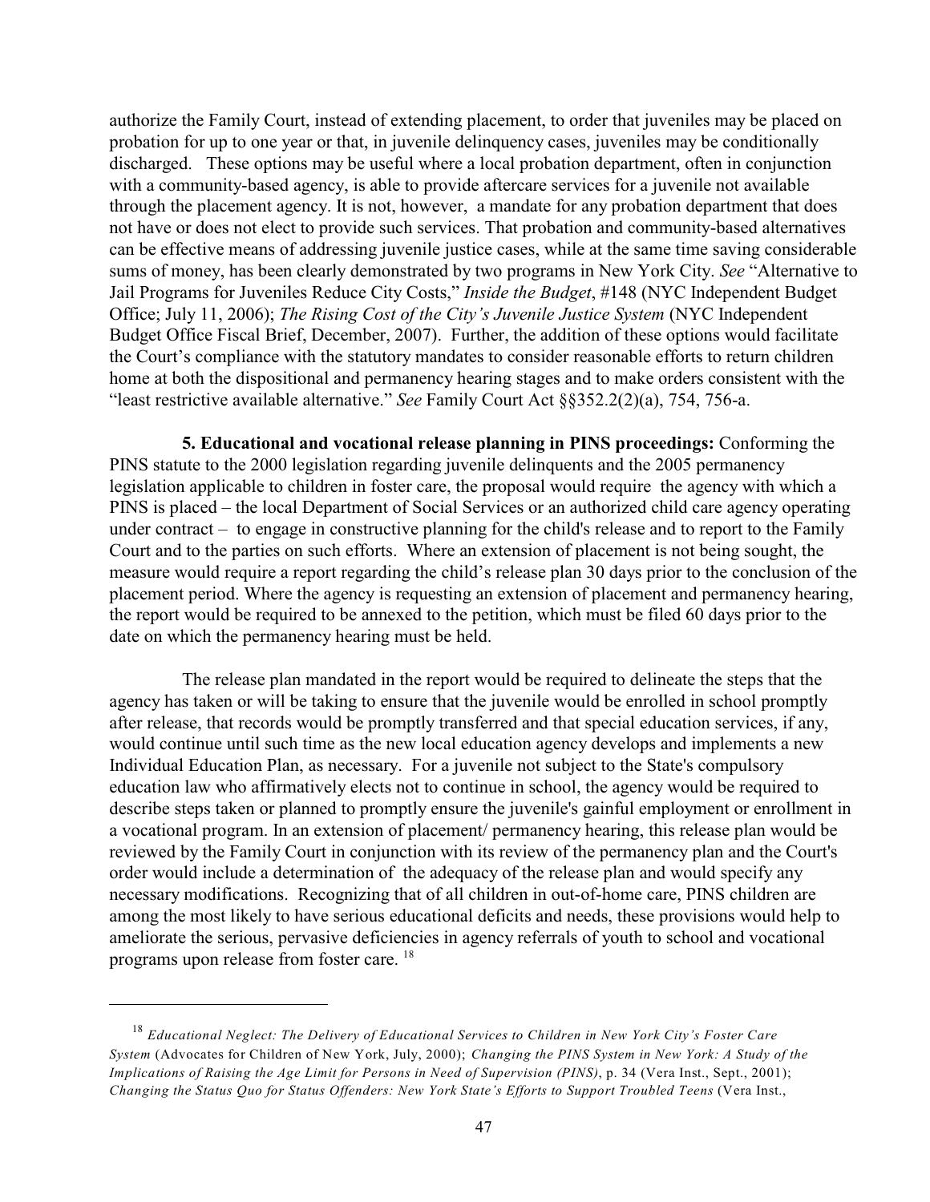authorize the Family Court, instead of extending placement, to order that juveniles may be placed on probation for up to one year or that, in juvenile delinquency cases, juveniles may be conditionally discharged. These options may be useful where a local probation department, often in conjunction with a community-based agency, is able to provide aftercare services for a juvenile not available through the placement agency. It is not, however, a mandate for any probation department that does not have or does not elect to provide such services. That probation and community-based alternatives can be effective means of addressing juvenile justice cases, while at the same time saving considerable sums of money, has been clearly demonstrated by two programs in New York City. *See* "Alternative to Jail Programs for Juveniles Reduce City Costs," *Inside the Budget*, #148 (NYC Independent Budget Office; July 11, 2006); *The Rising Cost of the City's Juvenile Justice System* (NYC Independent Budget Office Fiscal Brief, December, 2007). Further, the addition of these options would facilitate the Court's compliance with the statutory mandates to consider reasonable efforts to return children home at both the dispositional and permanency hearing stages and to make orders consistent with the "least restrictive available alternative." *See* Family Court Act §§352.2(2)(a), 754, 756-a.

**5. Educational and vocational release planning in PINS proceedings:** Conforming the PINS statute to the 2000 legislation regarding juvenile delinquents and the 2005 permanency legislation applicable to children in foster care, the proposal would require the agency with which a PINS is placed – the local Department of Social Services or an authorized child care agency operating under contract – to engage in constructive planning for the child's release and to report to the Family Court and to the parties on such efforts. Where an extension of placement is not being sought, the measure would require a report regarding the child's release plan 30 days prior to the conclusion of the placement period. Where the agency is requesting an extension of placement and permanency hearing, the report would be required to be annexed to the petition, which must be filed 60 days prior to the date on which the permanency hearing must be held.

The release plan mandated in the report would be required to delineate the steps that the agency has taken or will be taking to ensure that the juvenile would be enrolled in school promptly after release, that records would be promptly transferred and that special education services, if any, would continue until such time as the new local education agency develops and implements a new Individual Education Plan, as necessary. For a juvenile not subject to the State's compulsory education law who affirmatively elects not to continue in school, the agency would be required to describe steps taken or planned to promptly ensure the juvenile's gainful employment or enrollment in a vocational program. In an extension of placement/ permanency hearing, this release plan would be reviewed by the Family Court in conjunction with its review of the permanency plan and the Court's order would include a determination of the adequacy of the release plan and would specify any necessary modifications. Recognizing that of all children in out-of-home care, PINS children are among the most likely to have serious educational deficits and needs, these provisions would help to ameliorate the serious, pervasive deficiencies in agency referrals of youth to school and vocational programs upon release from foster care. [18]

---

[18] *Educational Neglect: The Delivery of Educational Services to Children in New York City's Foster Care System* (Advocates for Children of New York, July, 2000); *Changing the PINS System in New York: A Study of the Implications of Raising the Age Limit for Persons in Need of Supervision (PINS)*, p. 34 (Vera Inst., Sept., 2001); *Changing the Status Quo for Status Offenders: New York State's Efforts to Support Troubled Teens* (Vera Inst.,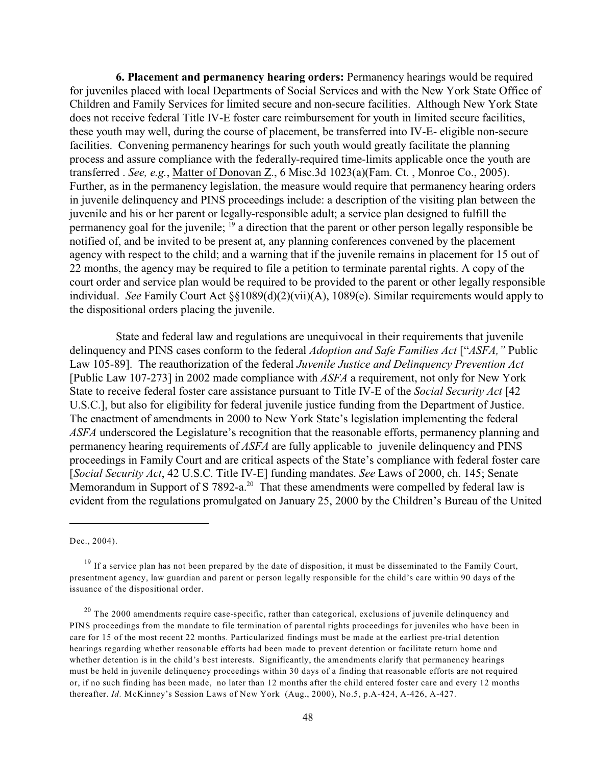**6. Placement and permanency hearing orders:** Permanency hearings would be required for juveniles placed with local Departments of Social Services and with the New York State Office of Children and Family Services for limited secure and non-secure facilities. Although New York State does not receive federal Title IV-E foster care reimbursement for youth in limited secure facilities, these youth may well, during the course of placement, be transferred into IV-E- eligible non-secure facilities. Convening permanency hearings for such youth would greatly facilitate the planning process and assure compliance with the federally-required time-limits applicable once the youth are transferred . *See, e.g.*, Matter of Donovan Z., 6 Misc.3d 1023(a)(Fam. Ct. , Monroe Co., 2005). Further, as in the permanency legislation, the measure would require that permanency hearing orders in juvenile delinquency and PINS proceedings include: a description of the visiting plan between the juvenile and his or her parent or legally-responsible adult; a service plan designed to fulfill the permanency goal for the juvenile; [19] a direction that the parent or other person legally responsible be notified of, and be invited to be present at, any planning conferences convened by the placement agency with respect to the child; and a warning that if the juvenile remains in placement for 15 out of 22 months, the agency may be required to file a petition to terminate parental rights. A copy of the court order and service plan would be required to be provided to the parent or other legally responsible individual. *See* Family Court Act §§1089(d)(2)(vii)(A), 1089(e). Similar requirements would apply to the dispositional orders placing the juvenile.

State and federal law and regulations are unequivocal in their requirements that juvenile delinquency and PINS cases conform to the federal *Adoption and Safe Families Act* ["*ASFA,"* Public Law 105-89]. The reauthorization of the federal *Juvenile Justice and Delinquency Prevention Act* [Public Law 107-273] in 2002 made compliance with *ASFA* a requirement, not only for New York State to receive federal foster care assistance pursuant to Title IV-E of the *Social Security Act* [42 U.S.C.], but also for eligibility for federal juvenile justice funding from the Department of Justice. The enactment of amendments in 2000 to New York State's legislation implementing the federal *ASFA* underscored the Legislature's recognition that the reasonable efforts, permanency planning and permanency hearing requirements of *ASFA* are fully applicable to juvenile delinquency and PINS proceedings in Family Court and are critical aspects of the State's compliance with federal foster care [*Social Security Act*, 42 U.S.C. Title IV-E] funding mandates. *See* Laws of 2000, ch. 145; Senate Memorandum in Support of S 7892-a.[20] That these amendments were compelled by federal law is evident from the regulations promulgated on January 25, 2000 by the Children's Bureau of the United

---

Dec., 2004).

[19] If a service plan has not been prepared by the date of disposition, it must be disseminated to the Family Court, presentment agency, law guardian and parent or person legally responsible for the child's care within 90 days of the issuance of the dispositional order.

[20] The 2000 amendments require case-specific, rather than categorical, exclusions of juvenile delinquency and PINS proceedings from the mandate to file termination of parental rights proceedings for juveniles who have been in care for 15 of the most recent 22 months. Particularized findings must be made at the earliest pre-trial detention hearings regarding whether reasonable efforts had been made to prevent detention or facilitate return home and whether detention is in the child's best interests. Significantly, the amendments clarify that permanency hearings must be held in juvenile delinquency proceedings within 30 days of a finding that reasonable efforts are not required or, if no such finding has been made, no later than 12 months after the child entered foster care and every 12 months thereafter. *Id.* McKinney's Session Laws of New York (Aug., 2000), No.5, p.A-424, A-426, A-427.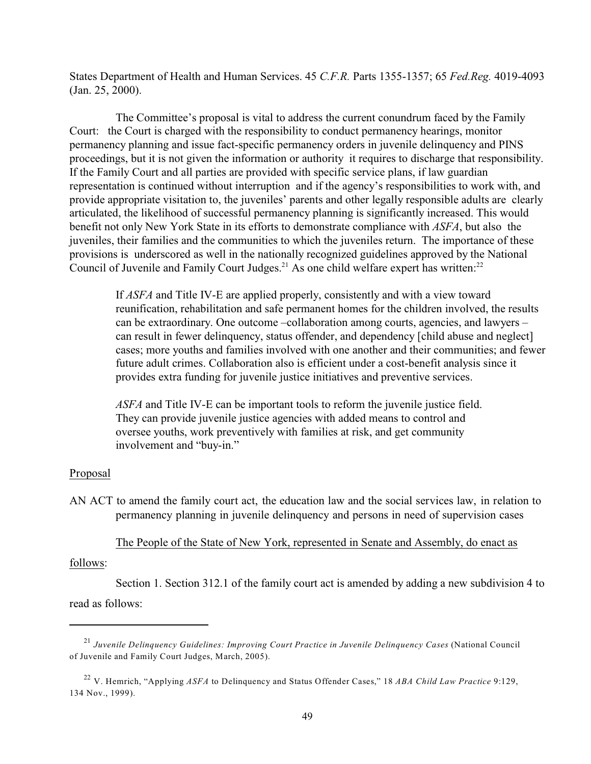States Department of Health and Human Services. 45 *C.F.R.* Parts 1355-1357; 65 *Fed.Reg.* 4019-4093 (Jan. 25, 2000).

The Committee's proposal is vital to address the current conundrum faced by the Family Court: the Court is charged with the responsibility to conduct permanency hearings, monitor permanency planning and issue fact-specific permanency orders in juvenile delinquency and PINS proceedings, but it is not given the information or authority it requires to discharge that responsibility. If the Family Court and all parties are provided with specific service plans, if law guardian representation is continued without interruption and if the agency's responsibilities to work with, and provide appropriate visitation to, the juveniles' parents and other legally responsible adults are clearly articulated, the likelihood of successful permanency planning is significantly increased. This would benefit not only New York State in its efforts to demonstrate compliance with *ASFA*, but also the juveniles, their families and the communities to which the juveniles return. The importance of these provisions is underscored as well in the nationally recognized guidelines approved by the National Council of Juvenile and Family Court Judges.[21] As one child welfare expert has written:[22]

> If *ASFA* and Title IV-E are applied properly, consistently and with a view toward reunification, rehabilitation and safe permanent homes for the children involved, the results can be extraordinary. One outcome –collaboration among courts, agencies, and lawyers – can result in fewer delinquency, status offender, and dependency [child abuse and neglect] cases; more youths and families involved with one another and their communities; and fewer future adult crimes. Collaboration also is efficient under a cost-benefit analysis since it provides extra funding for juvenile justice initiatives and preventive services.
>
> *ASFA* and Title IV-E can be important tools to reform the juvenile justice field. They can provide juvenile justice agencies with added means to control and oversee youths, work preventively with families at risk, and get community involvement and "buy-in."

Proposal

AN ACT to amend the family court act, the education law and the social services law, in relation to permanency planning in juvenile delinquency and persons in need of supervision cases

The People of the State of New York, represented in Senate and Assembly, do enact as follows:

Section 1. Section 312.1 of the family court act is amended by adding a new subdivision 4 to read as follows:

---

[21] *Juvenile Delinquency Guidelines: Improving Court Practice in Juvenile Delinquency Cases* (National Council of Juvenile and Family Court Judges, March, 2005).

[22] V. Hemrich, "Applying *ASFA* to Delinquency and Status Offender Cases," 18 *ABA Child Law Practice* 9:129, 134 Nov., 1999).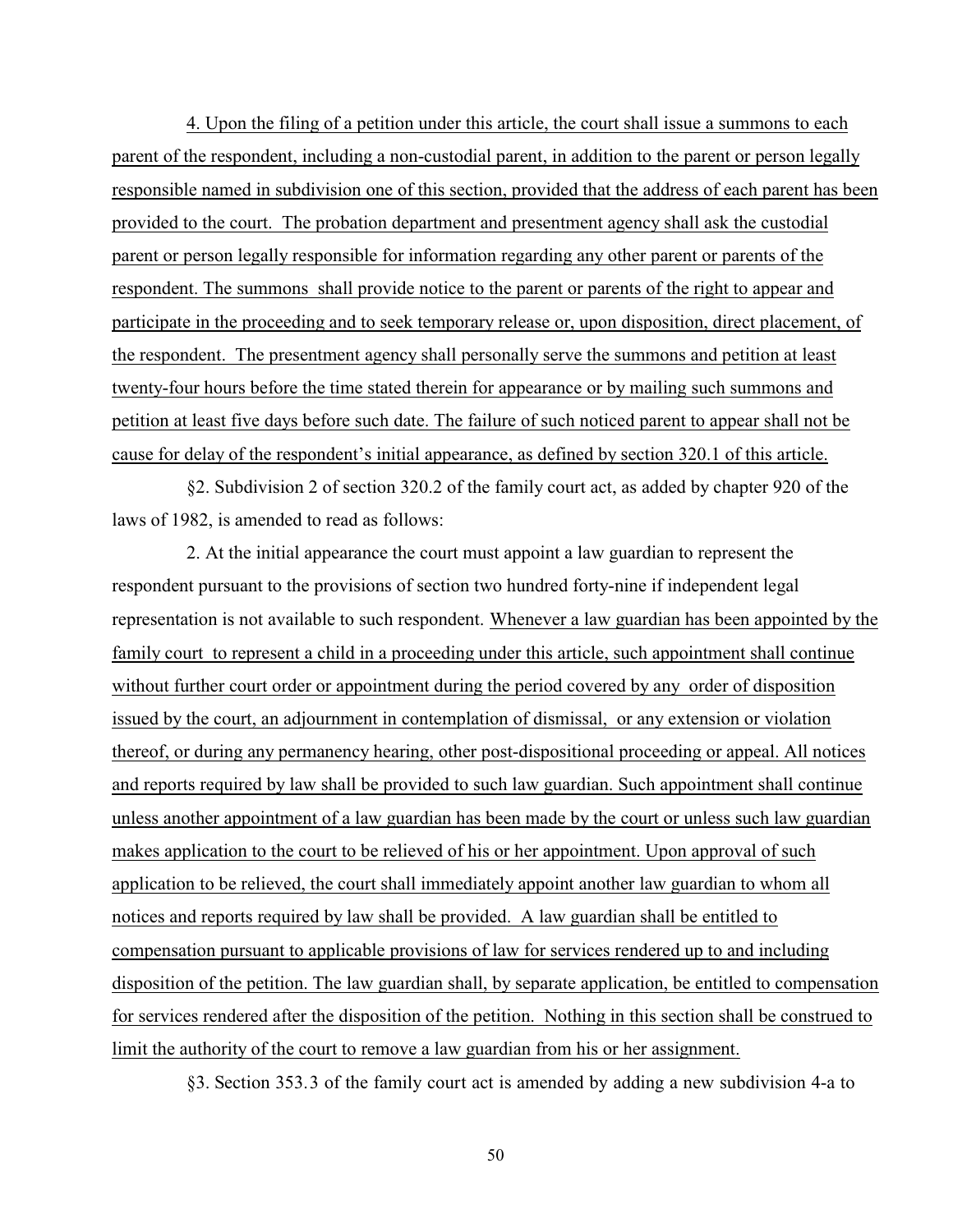4. Upon the filing of a petition under this article, the court shall issue a summons to each parent of the respondent, including a non-custodial parent, in addition to the parent or person legally responsible named in subdivision one of this section, provided that the address of each parent has been provided to the court. The probation department and presentment agency shall ask the custodial parent or person legally responsible for information regarding any other parent or parents of the respondent. The summons shall provide notice to the parent or parents of the right to appear and participate in the proceeding and to seek temporary release or, upon disposition, direct placement, of the respondent. The presentment agency shall personally serve the summons and petition at least twenty-four hours before the time stated therein for appearance or by mailing such summons and petition at least five days before such date. The failure of such noticed parent to appear shall not be cause for delay of the respondent's initial appearance, as defined by section 320.1 of this article.

§2. Subdivision 2 of section 320.2 of the family court act, as added by chapter 920 of the laws of 1982, is amended to read as follows:

2. At the initial appearance the court must appoint a law guardian to represent the respondent pursuant to the provisions of section two hundred forty-nine if independent legal representation is not available to such respondent. Whenever a law guardian has been appointed by the family court to represent a child in a proceeding under this article, such appointment shall continue without further court order or appointment during the period covered by any order of disposition issued by the court, an adjournment in contemplation of dismissal, or any extension or violation thereof, or during any permanency hearing, other post-dispositional proceeding or appeal. All notices and reports required by law shall be provided to such law guardian. Such appointment shall continue unless another appointment of a law guardian has been made by the court or unless such law guardian makes application to the court to be relieved of his or her appointment. Upon approval of such application to be relieved, the court shall immediately appoint another law guardian to whom all notices and reports required by law shall be provided. A law guardian shall be entitled to compensation pursuant to applicable provisions of law for services rendered up to and including disposition of the petition. The law guardian shall, by separate application, be entitled to compensation for services rendered after the disposition of the petition. Nothing in this section shall be construed to limit the authority of the court to remove a law guardian from his or her assignment.

§3. Section 353.3 of the family court act is amended by adding a new subdivision 4-a to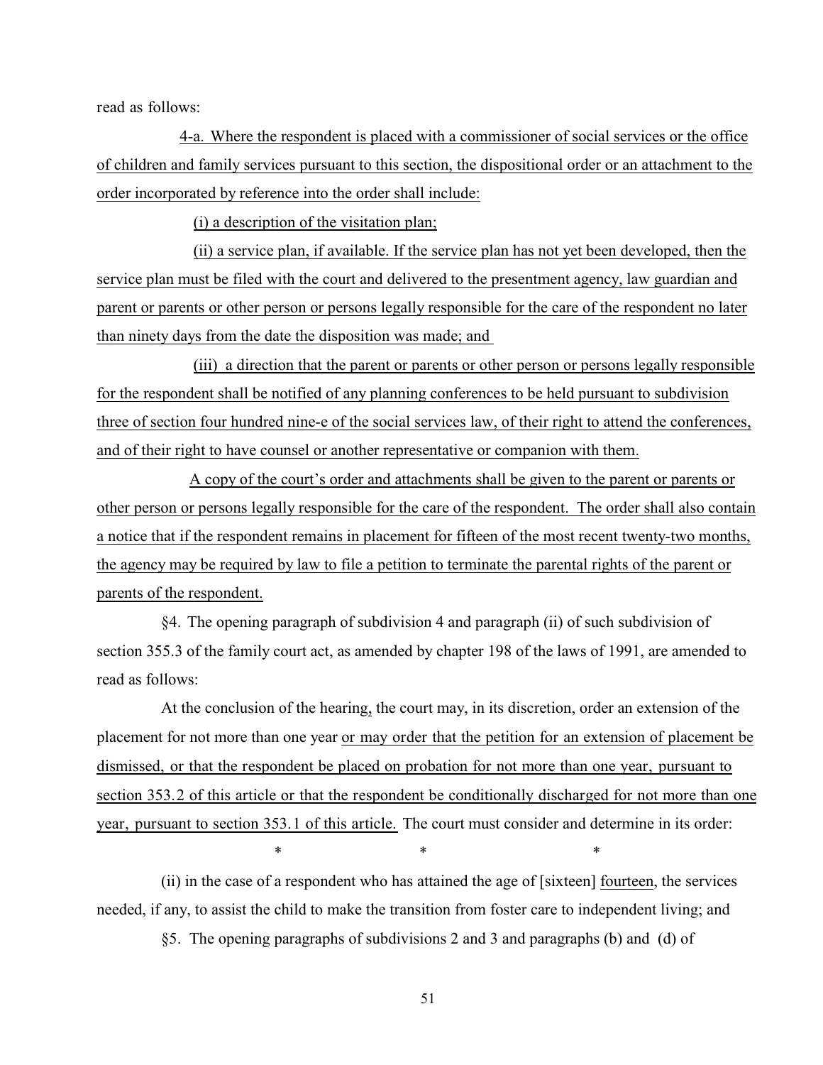read as follows:

4-a. Where the respondent is placed with a commissioner of social services or the office of children and family services pursuant to this section, the dispositional order or an attachment to the order incorporated by reference into the order shall include:

(i) a description of the visitation plan;

(ii) a service plan, if available. If the service plan has not yet been developed, then the service plan must be filed with the court and delivered to the presentment agency, law guardian and parent or parents or other person or persons legally responsible for the care of the respondent no later than ninety days from the date the disposition was made; and

(iii) a direction that the parent or parents or other person or persons legally responsible for the respondent shall be notified of any planning conferences to be held pursuant to subdivision three of section four hundred nine-e of the social services law, of their right to attend the conferences, and of their right to have counsel or another representative or companion with them.

A copy of the court's order and attachments shall be given to the parent or parents or other person or persons legally responsible for the care of the respondent. The order shall also contain a notice that if the respondent remains in placement for fifteen of the most recent twenty-two months, the agency may be required by law to file a petition to terminate the parental rights of the parent or parents of the respondent.

§4. The opening paragraph of subdivision 4 and paragraph (ii) of such subdivision of section 355.3 of the family court act, as amended by chapter 198 of the laws of 1991, are amended to read as follows:

At the conclusion of the hearing, the court may, in its discretion, order an extension of the placement for not more than one year or may order that the petition for an extension of placement be dismissed, or that the respondent be placed on probation for not more than one year, pursuant to section 353.2 of this article or that the respondent be conditionally discharged for not more than one year, pursuant to section 353.1 of this article. The court must consider and determine in its order:

\* \* \*

(ii) in the case of a respondent who has attained the age of [sixteen] fourteen, the services needed, if any, to assist the child to make the transition from foster care to independent living; and

§5. The opening paragraphs of subdivisions 2 and 3 and paragraphs (b) and (d) of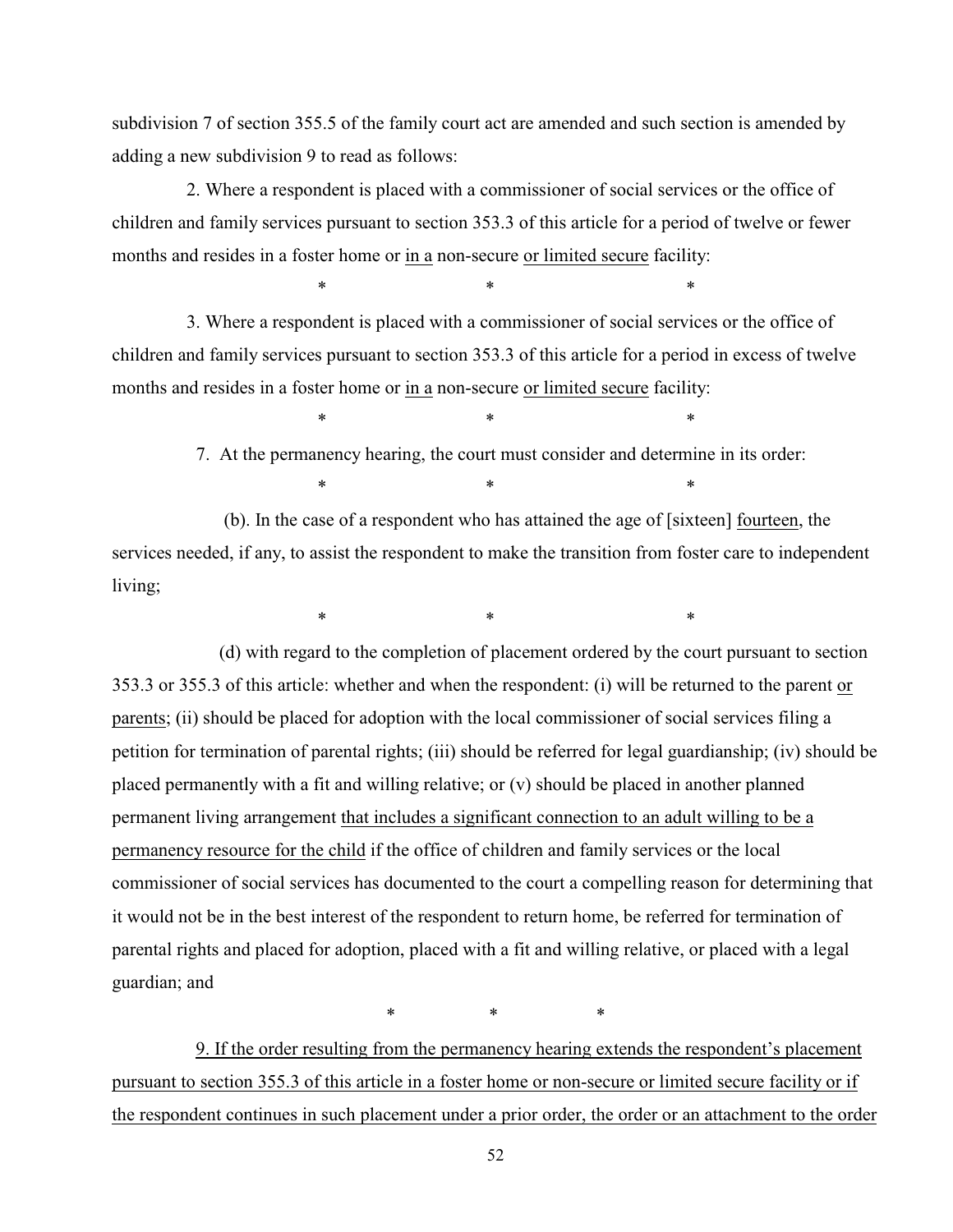subdivision 7 of section 355.5 of the family court act are amended and such section is amended by adding a new subdivision 9 to read as follows:

2. Where a respondent is placed with a commissioner of social services or the office of children and family services pursuant to section 353.3 of this article for a period of twelve or fewer months and resides in a foster home or <u>in a</u> non-secure <u>or limited secure</u> facility:

\*               \*               \*

3. Where a respondent is placed with a commissioner of social services or the office of children and family services pursuant to section 353.3 of this article for a period in excess of twelve months and resides in a foster home or <u>in a</u> non-secure <u>or limited secure</u> facility:

\*               \*               \*

7. At the permanency hearing, the court must consider and determine in its order:

\*               \*               \*

(b). In the case of a respondent who has attained the age of [sixteen] <u>fourteen</u>, the services needed, if any, to assist the respondent to make the transition from foster care to independent living;

\*               \*               \*

(d) with regard to the completion of placement ordered by the court pursuant to section 353.3 or 355.3 of this article: whether and when the respondent: (i) will be returned to the parent <u>or parents</u>; (ii) should be placed for adoption with the local commissioner of social services filing a petition for termination of parental rights; (iii) should be referred for legal guardianship; (iv) should be placed permanently with a fit and willing relative; or (v) should be placed in another planned permanent living arrangement <u>that includes a significant connection to an adult willing to be a permanency resource for the child</u> if the office of children and family services or the local commissioner of social services has documented to the court a compelling reason for determining that it would not be in the best interest of the respondent to return home, be referred for termination of parental rights and placed for adoption, placed with a fit and willing relative, or placed with a legal guardian; and

\*               \*               \*

<u>9. If the order resulting from the permanency hearing extends the respondent's placement pursuant to section 355.3 of this article in a foster home or non-secure or limited secure facility or if the respondent continues in such placement under a prior order, the order or an attachment to the order</u>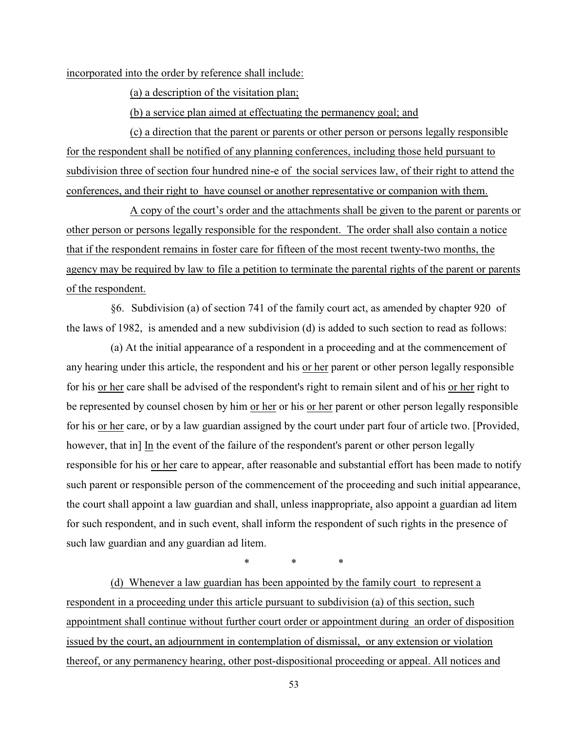incorporated into the order by reference shall include:

(a) a description of the visitation plan;

(b) a service plan aimed at effectuating the permanency goal; and

(c) a direction that the parent or parents or other person or persons legally responsible for the respondent shall be notified of any planning conferences, including those held pursuant to subdivision three of section four hundred nine-e of the social services law, of their right to attend the conferences, and their right to have counsel or another representative or companion with them.

A copy of the court's order and the attachments shall be given to the parent or parents or other person or persons legally responsible for the respondent. The order shall also contain a notice that if the respondent remains in foster care for fifteen of the most recent twenty-two months, the agency may be required by law to file a petition to terminate the parental rights of the parent or parents of the respondent.

§6. Subdivision (a) of section 741 of the family court act, as amended by chapter 920 of the laws of 1982, is amended and a new subdivision (d) is added to such section to read as follows:

(a) At the initial appearance of a respondent in a proceeding and at the commencement of any hearing under this article, the respondent and his or her parent or other person legally responsible for his or her care shall be advised of the respondent's right to remain silent and of his or her right to be represented by counsel chosen by him or her or his or her parent or other person legally responsible for his or her care, or by a law guardian assigned by the court under part four of article two. [Provided, however, that in] In the event of the failure of the respondent's parent or other person legally responsible for his or her care to appear, after reasonable and substantial effort has been made to notify such parent or responsible person of the commencement of the proceeding and such initial appearance, the court shall appoint a law guardian and shall, unless inappropriate, also appoint a guardian ad litem for such respondent, and in such event, shall inform the respondent of such rights in the presence of such law guardian and any guardian ad litem.

\* \* \*

(d) Whenever a law guardian has been appointed by the family court to represent a respondent in a proceeding under this article pursuant to subdivision (a) of this section, such appointment shall continue without further court order or appointment during an order of disposition issued by the court, an adjournment in contemplation of dismissal, or any extension or violation thereof, or any permanency hearing, other post-dispositional proceeding or appeal. All notices and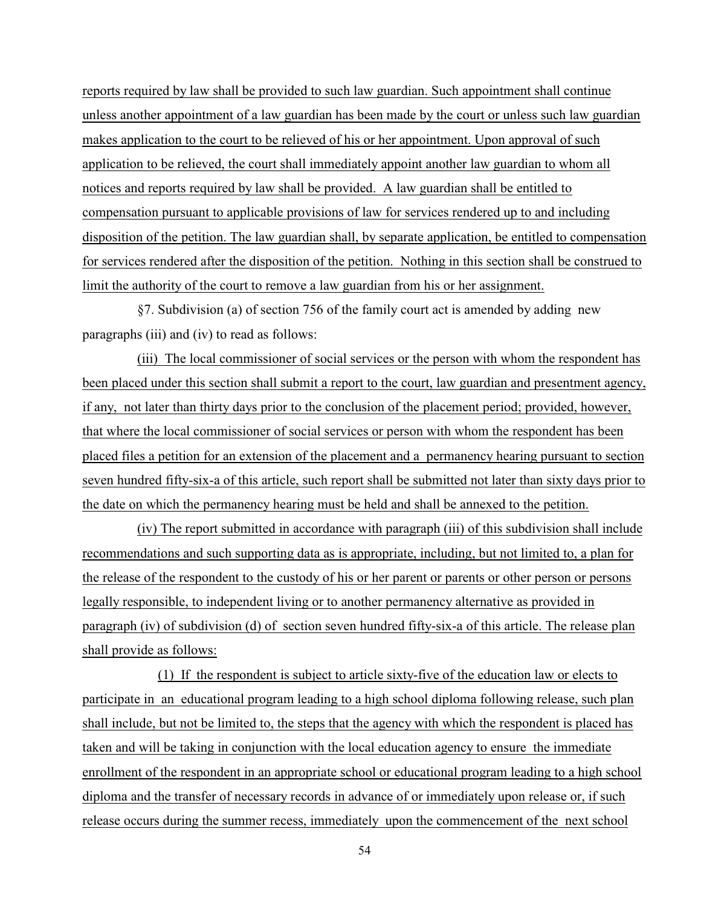reports required by law shall be provided to such law guardian. Such appointment shall continue unless another appointment of a law guardian has been made by the court or unless such law guardian makes application to the court to be relieved of his or her appointment. Upon approval of such application to be relieved, the court shall immediately appoint another law guardian to whom all notices and reports required by law shall be provided. A law guardian shall be entitled to compensation pursuant to applicable provisions of law for services rendered up to and including disposition of the petition. The law guardian shall, by separate application, be entitled to compensation for services rendered after the disposition of the petition. Nothing in this section shall be construed to limit the authority of the court to remove a law guardian from his or her assignment.

§7. Subdivision (a) of section 756 of the family court act is amended by adding new paragraphs (iii) and (iv) to read as follows:

(iii) The local commissioner of social services or the person with whom the respondent has been placed under this section shall submit a report to the court, law guardian and presentment agency, if any, not later than thirty days prior to the conclusion of the placement period; provided, however, that where the local commissioner of social services or person with whom the respondent has been placed files a petition for an extension of the placement and a permanency hearing pursuant to section seven hundred fifty-six-a of this article, such report shall be submitted not later than sixty days prior to the date on which the permanency hearing must be held and shall be annexed to the petition.

(iv) The report submitted in accordance with paragraph (iii) of this subdivision shall include recommendations and such supporting data as is appropriate, including, but not limited to, a plan for the release of the respondent to the custody of his or her parent or parents or other person or persons legally responsible, to independent living or to another permanency alternative as provided in paragraph (iv) of subdivision (d) of section seven hundred fifty-six-a of this article. The release plan shall provide as follows:

(1) If the respondent is subject to article sixty-five of the education law or elects to participate in an educational program leading to a high school diploma following release, such plan shall include, but not be limited to, the steps that the agency with which the respondent is placed has taken and will be taking in conjunction with the local education agency to ensure the immediate enrollment of the respondent in an appropriate school or educational program leading to a high school diploma and the transfer of necessary records in advance of or immediately upon release or, if such release occurs during the summer recess, immediately upon the commencement of the next school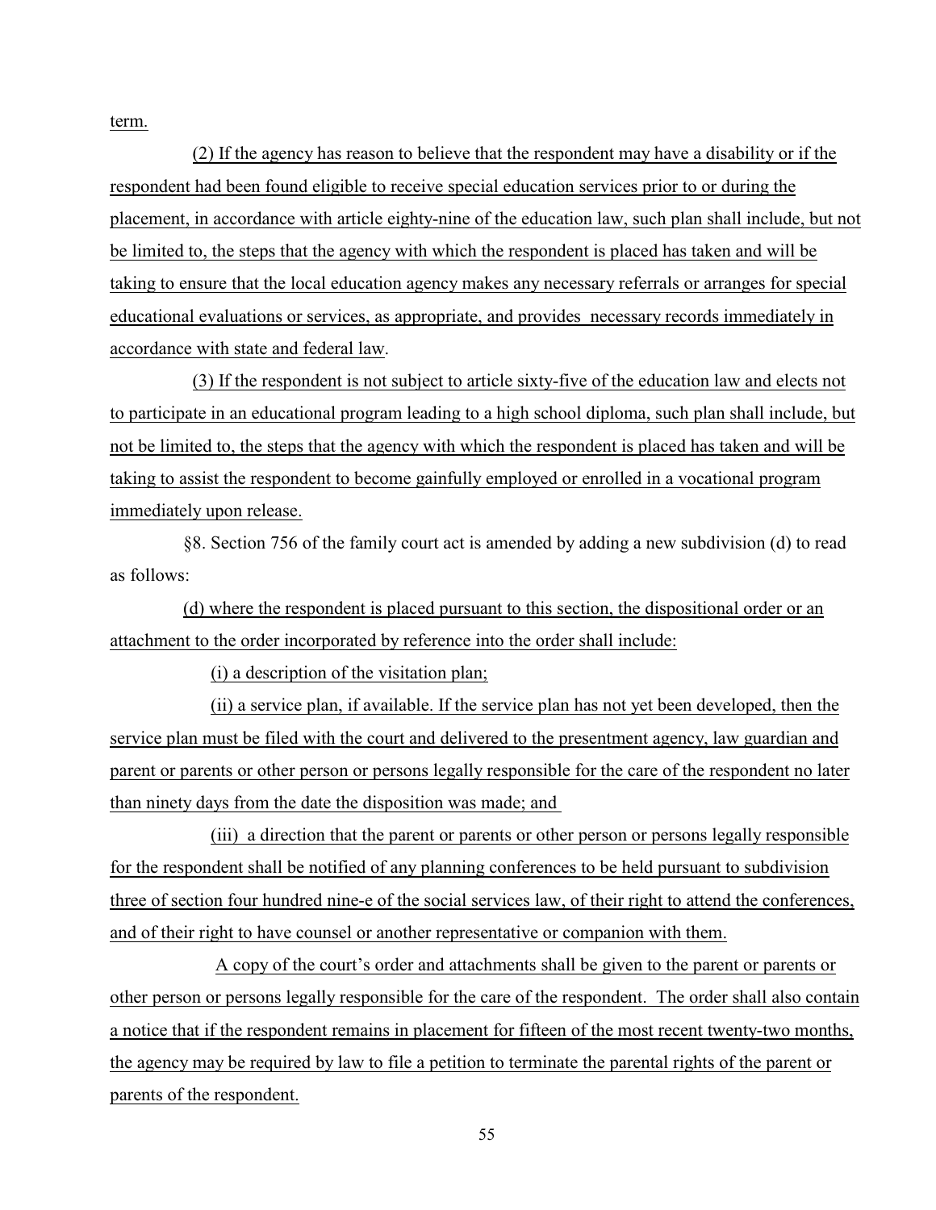term.

(2) If the agency has reason to believe that the respondent may have a disability or if the respondent had been found eligible to receive special education services prior to or during the placement, in accordance with article eighty-nine of the education law, such plan shall include, but not be limited to, the steps that the agency with which the respondent is placed has taken and will be taking to ensure that the local education agency makes any necessary referrals or arranges for special educational evaluations or services, as appropriate, and provides necessary records immediately in accordance with state and federal law.

(3) If the respondent is not subject to article sixty-five of the education law and elects not to participate in an educational program leading to a high school diploma, such plan shall include, but not be limited to, the steps that the agency with which the respondent is placed has taken and will be taking to assist the respondent to become gainfully employed or enrolled in a vocational program immediately upon release.

§8. Section 756 of the family court act is amended by adding a new subdivision (d) to read as follows:

(d) where the respondent is placed pursuant to this section, the dispositional order or an attachment to the order incorporated by reference into the order shall include:

(i) a description of the visitation plan;

(ii) a service plan, if available. If the service plan has not yet been developed, then the service plan must be filed with the court and delivered to the presentment agency, law guardian and parent or parents or other person or persons legally responsible for the care of the respondent no later than ninety days from the date the disposition was made; and

(iii) a direction that the parent or parents or other person or persons legally responsible for the respondent shall be notified of any planning conferences to be held pursuant to subdivision three of section four hundred nine-e of the social services law, of their right to attend the conferences, and of their right to have counsel or another representative or companion with them.

A copy of the court's order and attachments shall be given to the parent or parents or other person or persons legally responsible for the care of the respondent. The order shall also contain a notice that if the respondent remains in placement for fifteen of the most recent twenty-two months, the agency may be required by law to file a petition to terminate the parental rights of the parent or parents of the respondent.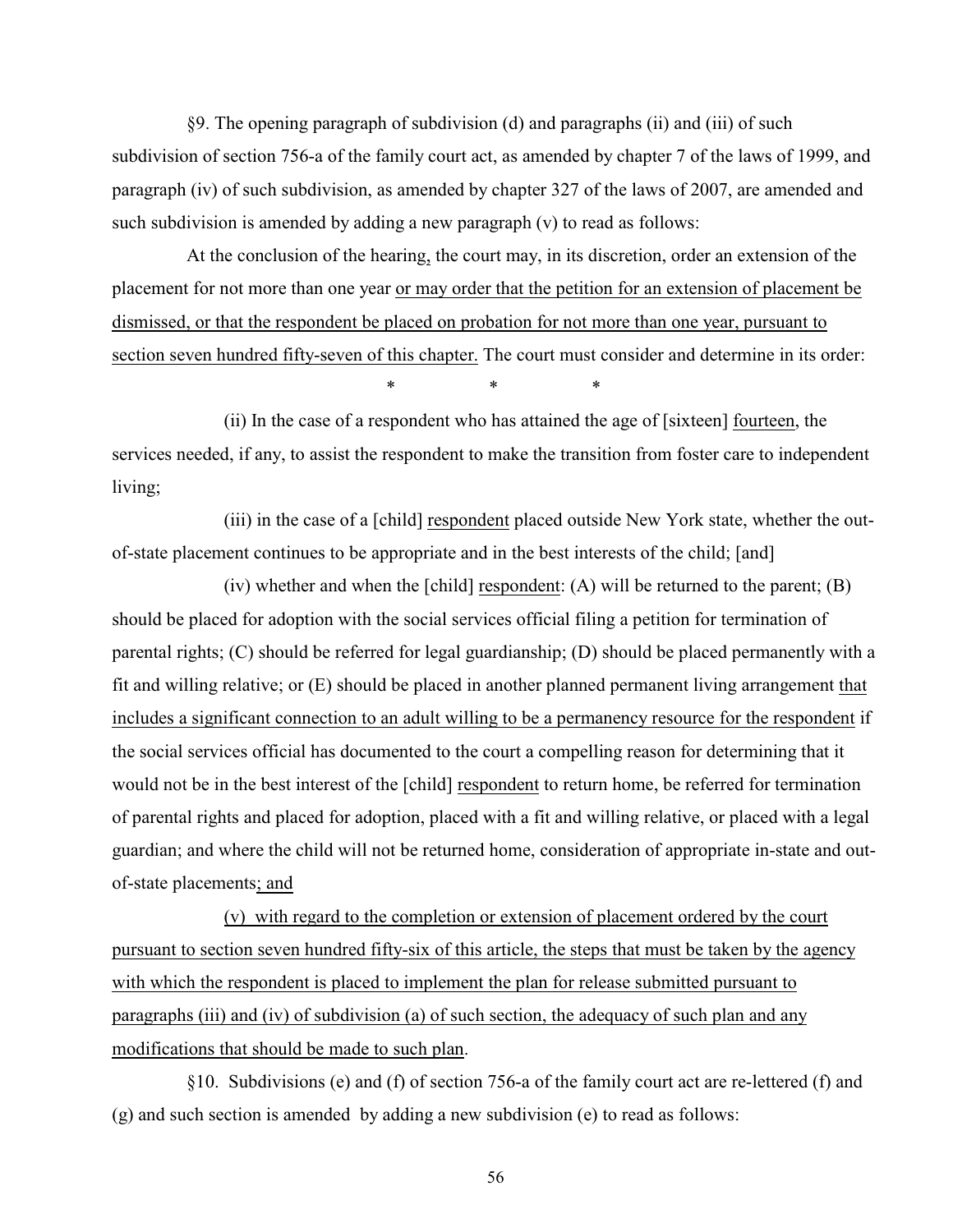§9. The opening paragraph of subdivision (d) and paragraphs (ii) and (iii) of such subdivision of section 756-a of the family court act, as amended by chapter 7 of the laws of 1999, and paragraph (iv) of such subdivision, as amended by chapter 327 of the laws of 2007, are amended and such subdivision is amended by adding a new paragraph (v) to read as follows:

At the conclusion of the hearing, the court may, in its discretion, order an extension of the placement for not more than one year <u>or may order that the petition for an extension of placement be dismissed, or that the respondent be placed on probation for not more than one year, pursuant to section seven hundred fifty-seven of this chapter.</u> The court must consider and determine in its order:

\* \* \*

(ii) In the case of a respondent who has attained the age of [sixteen] <u>fourteen</u>, the services needed, if any, to assist the respondent to make the transition from foster care to independent living;

(iii) in the case of a [child] <u>respondent</u> placed outside New York state, whether the out-of-state placement continues to be appropriate and in the best interests of the child; [and]

(iv) whether and when the [child] <u>respondent</u>: (A) will be returned to the parent; (B) should be placed for adoption with the social services official filing a petition for termination of parental rights; (C) should be referred for legal guardianship; (D) should be placed permanently with a fit and willing relative; or (E) should be placed in another planned permanent living arrangement <u>that includes a significant connection to an adult willing to be a permanency resource for the respondent</u> if the social services official has documented to the court a compelling reason for determining that it would not be in the best interest of the [child] <u>respondent</u> to return home, be referred for termination of parental rights and placed for adoption, placed with a fit and willing relative, or placed with a legal guardian; and where the child will not be returned home, consideration of appropriate in-state and out-of-state placements<u>; and</u>

<u>(v) with regard to the completion or extension of placement ordered by the court pursuant to section seven hundred fifty-six of this article, the steps that must be taken by the agency with which the respondent is placed to implement the plan for release submitted pursuant to paragraphs (iii) and (iv) of subdivision (a) of such section, the adequacy of such plan and any modifications that should be made to such plan</u>.

§10. Subdivisions (e) and (f) of section 756-a of the family court act are re-lettered (f) and (g) and such section is amended by adding a new subdivision (e) to read as follows: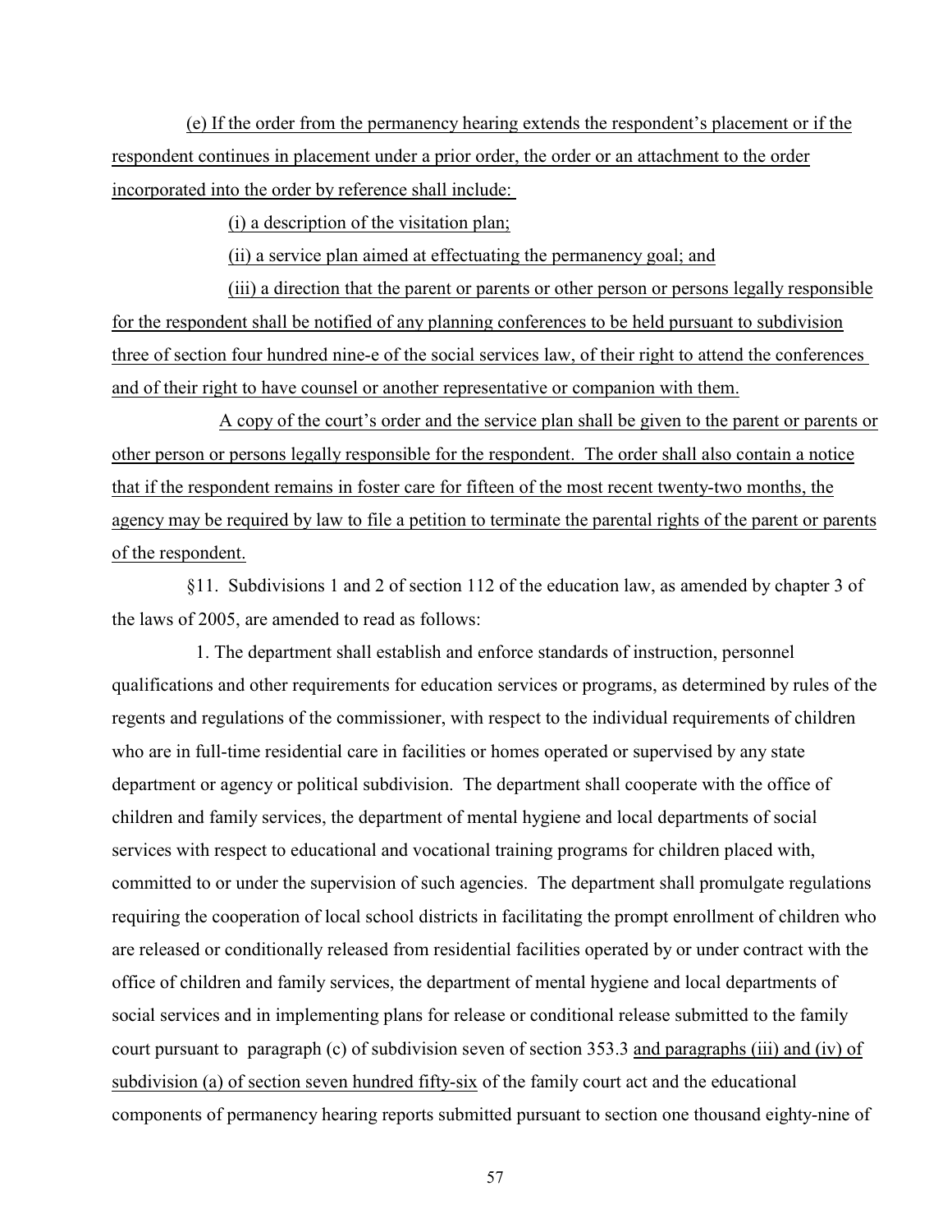(e) If the order from the permanency hearing extends the respondent's placement or if the respondent continues in placement under a prior order, the order or an attachment to the order incorporated into the order by reference shall include:

(i) a description of the visitation plan;

(ii) a service plan aimed at effectuating the permanency goal; and

(iii) a direction that the parent or parents or other person or persons legally responsible for the respondent shall be notified of any planning conferences to be held pursuant to subdivision three of section four hundred nine-e of the social services law, of their right to attend the conferences and of their right to have counsel or another representative or companion with them.

A copy of the court's order and the service plan shall be given to the parent or parents or other person or persons legally responsible for the respondent. The order shall also contain a notice that if the respondent remains in foster care for fifteen of the most recent twenty-two months, the agency may be required by law to file a petition to terminate the parental rights of the parent or parents of the respondent.

§11. Subdivisions 1 and 2 of section 112 of the education law, as amended by chapter 3 of the laws of 2005, are amended to read as follows:

1. The department shall establish and enforce standards of instruction, personnel qualifications and other requirements for education services or programs, as determined by rules of the regents and regulations of the commissioner, with respect to the individual requirements of children who are in full-time residential care in facilities or homes operated or supervised by any state department or agency or political subdivision. The department shall cooperate with the office of children and family services, the department of mental hygiene and local departments of social services with respect to educational and vocational training programs for children placed with, committed to or under the supervision of such agencies. The department shall promulgate regulations requiring the cooperation of local school districts in facilitating the prompt enrollment of children who are released or conditionally released from residential facilities operated by or under contract with the office of children and family services, the department of mental hygiene and local departments of social services and in implementing plans for release or conditional release submitted to the family court pursuant to paragraph (c) of subdivision seven of section 353.3 and paragraphs (iii) and (iv) of subdivision (a) of section seven hundred fifty-six of the family court act and the educational components of permanency hearing reports submitted pursuant to section one thousand eighty-nine of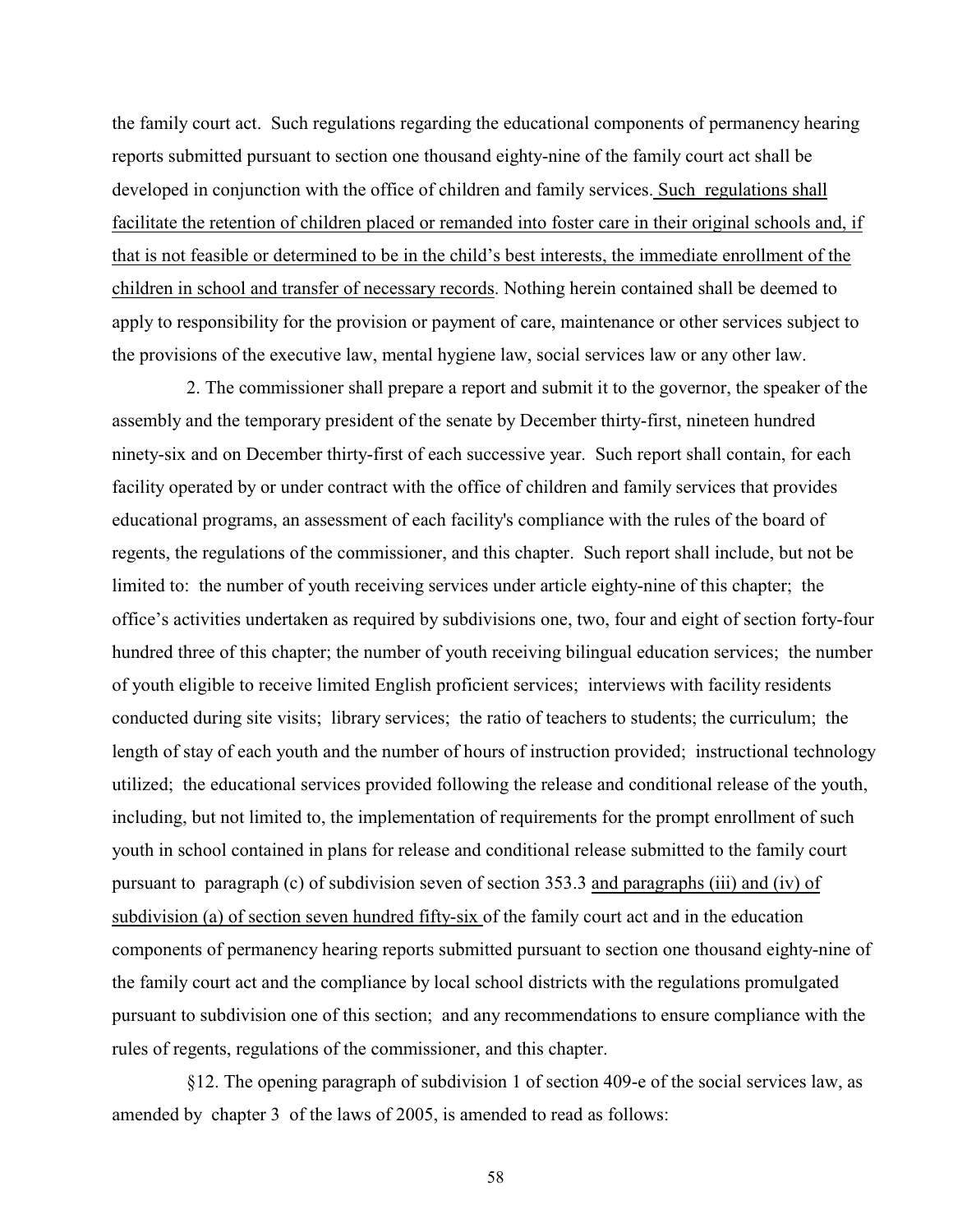the family court act. Such regulations regarding the educational components of permanency hearing reports submitted pursuant to section one thousand eighty-nine of the family court act shall be developed in conjunction with the office of children and family services. <u>Such regulations shall facilitate the retention of children placed or remanded into foster care in their original schools and, if that is not feasible or determined to be in the child's best interests, the immediate enrollment of the children in school and transfer of necessary records</u>. Nothing herein contained shall be deemed to apply to responsibility for the provision or payment of care, maintenance or other services subject to the provisions of the executive law, mental hygiene law, social services law or any other law.

2. The commissioner shall prepare a report and submit it to the governor, the speaker of the assembly and the temporary president of the senate by December thirty-first, nineteen hundred ninety-six and on December thirty-first of each successive year. Such report shall contain, for each facility operated by or under contract with the office of children and family services that provides educational programs, an assessment of each facility's compliance with the rules of the board of regents, the regulations of the commissioner, and this chapter. Such report shall include, but not be limited to: the number of youth receiving services under article eighty-nine of this chapter; the office's activities undertaken as required by subdivisions one, two, four and eight of section forty-four hundred three of this chapter; the number of youth receiving bilingual education services; the number of youth eligible to receive limited English proficient services; interviews with facility residents conducted during site visits; library services; the ratio of teachers to students; the curriculum; the length of stay of each youth and the number of hours of instruction provided; instructional technology utilized; the educational services provided following the release and conditional release of the youth, including, but not limited to, the implementation of requirements for the prompt enrollment of such youth in school contained in plans for release and conditional release submitted to the family court pursuant to paragraph (c) of subdivision seven of section 353.3 <u>and paragraphs (iii) and (iv) of subdivision (a) of section seven hundred fifty-six</u> of the family court act and in the education components of permanency hearing reports submitted pursuant to section one thousand eighty-nine of the family court act and the compliance by local school districts with the regulations promulgated pursuant to subdivision one of this section; and any recommendations to ensure compliance with the rules of regents, regulations of the commissioner, and this chapter.

§12. The opening paragraph of subdivision 1 of section 409-e of the social services law, as amended by chapter 3 of the laws of 2005, is amended to read as follows: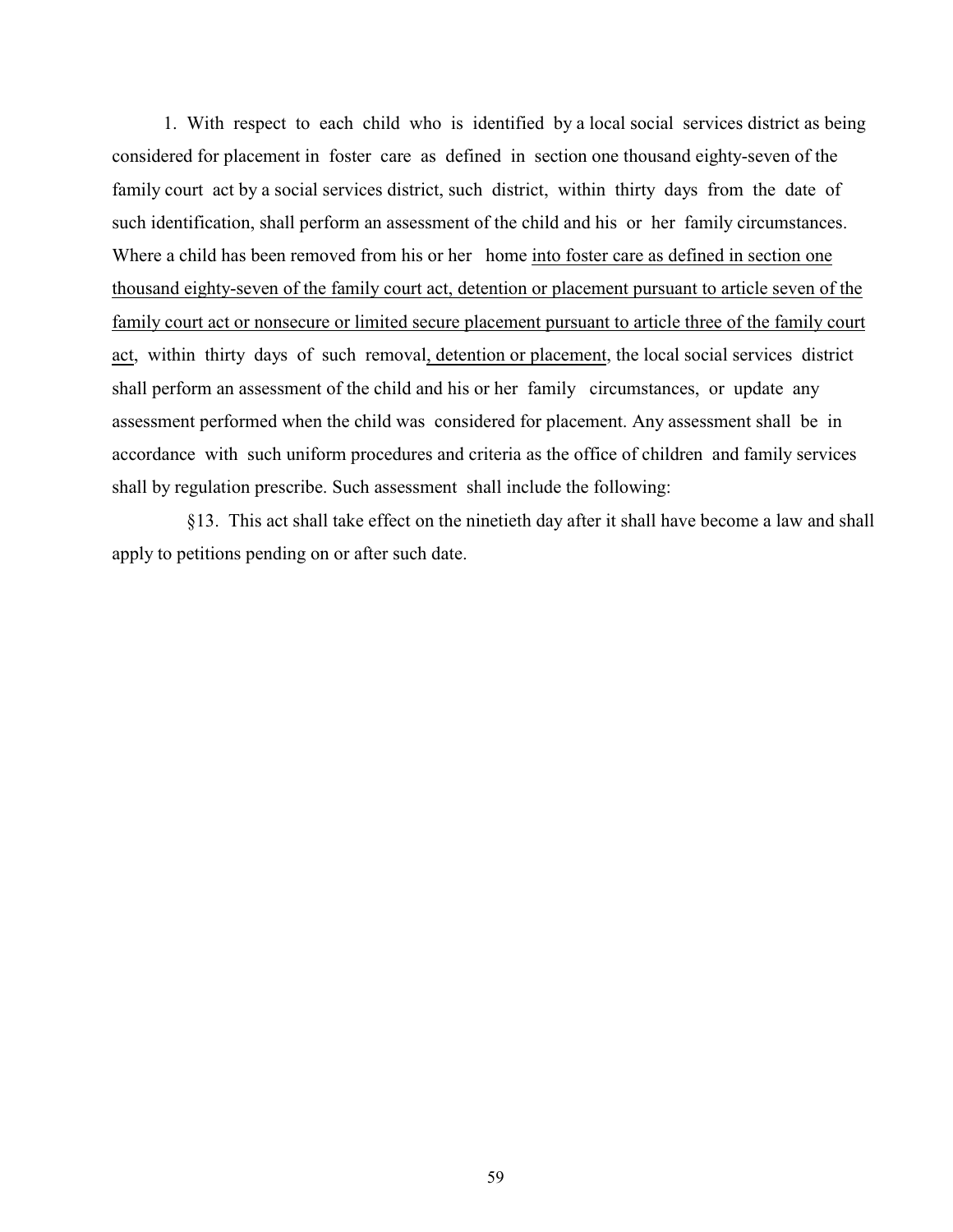1. With respect to each child who is identified by a local social services district as being considered for placement in foster care as defined in section one thousand eighty-seven of the family court act by a social services district, such district, within thirty days from the date of such identification, shall perform an assessment of the child and his or her family circumstances. Where a child has been removed from his or her home <u>into foster care as defined in section one thousand eighty-seven of the family court act, detention or placement pursuant to article seven of the family court act or nonsecure or limited secure placement pursuant to article three of the family court act</u>, within thirty days of such removal<u>, detention or placement</u>, the local social services district shall perform an assessment of the child and his or her family circumstances, or update any assessment performed when the child was considered for placement. Any assessment shall be in accordance with such uniform procedures and criteria as the office of children and family services shall by regulation prescribe. Such assessment shall include the following:

§13. This act shall take effect on the ninetieth day after it shall have become a law and shall apply to petitions pending on or after such date.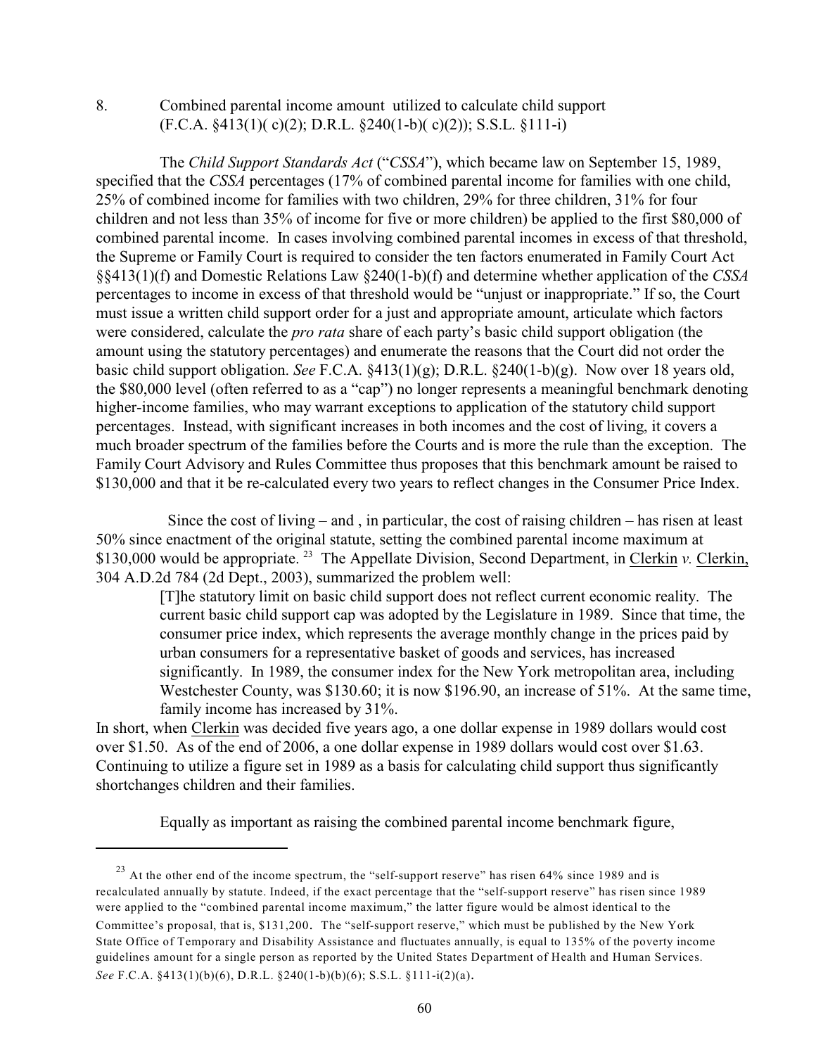8. Combined parental income amount utilized to calculate child support (F.C.A. §413(1)( c)(2); D.R.L. §240(1-b)( c)(2)); S.S.L. §111-i)

The *Child Support Standards Act* ("*CSSA*"), which became law on September 15, 1989, specified that the *CSSA* percentages (17% of combined parental income for families with one child, 25% of combined income for families with two children, 29% for three children, 31% for four children and not less than 35% of income for five or more children) be applied to the first $80,000 of combined parental income. In cases involving combined parental incomes in excess of that threshold, the Supreme or Family Court is required to consider the ten factors enumerated in Family Court Act §§413(1)(f) and Domestic Relations Law §240(1-b)(f) and determine whether application of the *CSSA* percentages to income in excess of that threshold would be "unjust or inappropriate." If so, the Court must issue a written child support order for a just and appropriate amount, articulate which factors were considered, calculate the *pro rata* share of each party's basic child support obligation (the amount using the statutory percentages) and enumerate the reasons that the Court did not order the basic child support obligation. *See* F.C.A. §413(1)(g); D.R.L. §240(1-b)(g). Now over 18 years old, the $80,000 level (often referred to as a "cap") no longer represents a meaningful benchmark denoting higher-income families, who may warrant exceptions to application of the statutory child support percentages. Instead, with significant increases in both incomes and the cost of living, it covers a much broader spectrum of the families before the Courts and is more the rule than the exception. The Family Court Advisory and Rules Committee thus proposes that this benchmark amount be raised to $130,000 and that it be re-calculated every two years to reflect changes in the Consumer Price Index.

Since the cost of living – and , in particular, the cost of raising children – has risen at least 50% since enactment of the original statute, setting the combined parental income maximum at $130,000 would be appropriate. [23] The Appellate Division, Second Department, in Clerkin *v.* Clerkin, 304 A.D.2d 784 (2d Dept., 2003), summarized the problem well:

> [T]he statutory limit on basic child support does not reflect current economic reality. The current basic child support cap was adopted by the Legislature in 1989. Since that time, the consumer price index, which represents the average monthly change in the prices paid by urban consumers for a representative basket of goods and services, has increased significantly. In 1989, the consumer index for the New York metropolitan area, including Westchester County, was $130.60; it is now $196.90, an increase of 51%. At the same time, family income has increased by 31%.

In short, when Clerkin was decided five years ago, a one dollar expense in 1989 dollars would cost over $1.50. As of the end of 2006, a one dollar expense in 1989 dollars would cost over $1.63. Continuing to utilize a figure set in 1989 as a basis for calculating child support thus significantly shortchanges children and their families.

Equally as important as raising the combined parental income benchmark figure,

---

[23] At the other end of the income spectrum, the "self-support reserve" has risen 64% since 1989 and is recalculated annually by statute. Indeed, if the exact percentage that the "self-support reserve" has risen since 1989 were applied to the "combined parental income maximum," the latter figure would be almost identical to the Committee's proposal, that is, $131,200. The "self-support reserve," which must be published by the New York State Office of Temporary and Disability Assistance and fluctuates annually, is equal to 135% of the poverty income guidelines amount for a single person as reported by the United States Department of Health and Human Services. *See* F.C.A. §413(1)(b)(6), D.R.L. §240(1-b)(b)(6); S.S.L. §111-i(2)(a).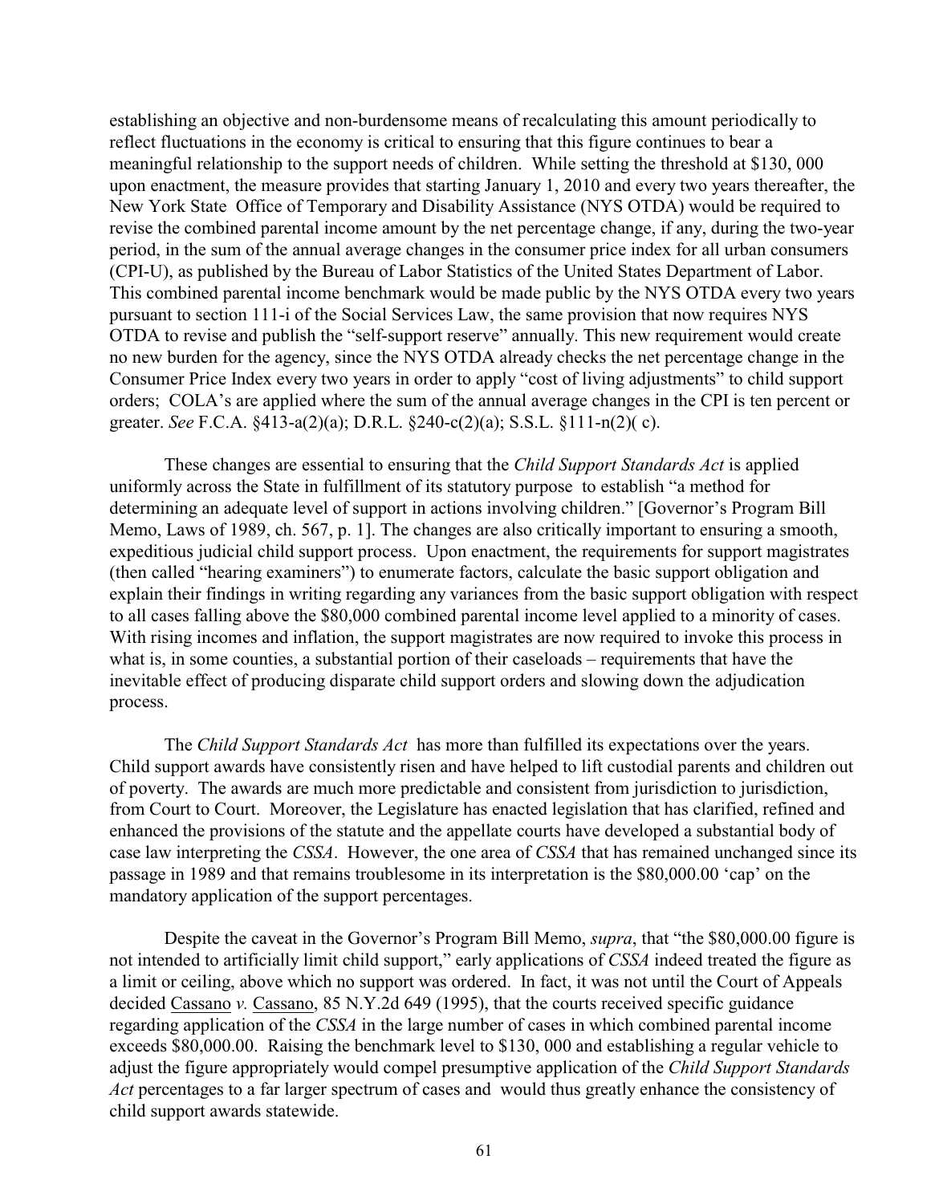establishing an objective and non-burdensome means of recalculating this amount periodically to reflect fluctuations in the economy is critical to ensuring that this figure continues to bear a meaningful relationship to the support needs of children. While setting the threshold at $130, 000 upon enactment, the measure provides that starting January 1, 2010 and every two years thereafter, the New York State Office of Temporary and Disability Assistance (NYS OTDA) would be required to revise the combined parental income amount by the net percentage change, if any, during the two-year period, in the sum of the annual average changes in the consumer price index for all urban consumers (CPI-U), as published by the Bureau of Labor Statistics of the United States Department of Labor. This combined parental income benchmark would be made public by the NYS OTDA every two years pursuant to section 111-i of the Social Services Law, the same provision that now requires NYS OTDA to revise and publish the "self-support reserve" annually. This new requirement would create no new burden for the agency, since the NYS OTDA already checks the net percentage change in the Consumer Price Index every two years in order to apply "cost of living adjustments" to child support orders; COLA's are applied where the sum of the annual average changes in the CPI is ten percent or greater. *See* F.C.A. §413-a(2)(a); D.R.L. §240-c(2)(a); S.S.L. §111-n(2)( c).

These changes are essential to ensuring that the *Child Support Standards Act* is applied uniformly across the State in fulfillment of its statutory purpose to establish "a method for determining an adequate level of support in actions involving children." [Governor's Program Bill Memo, Laws of 1989, ch. 567, p. 1]. The changes are also critically important to ensuring a smooth, expeditious judicial child support process. Upon enactment, the requirements for support magistrates (then called "hearing examiners") to enumerate factors, calculate the basic support obligation and explain their findings in writing regarding any variances from the basic support obligation with respect to all cases falling above the $80,000 combined parental income level applied to a minority of cases. With rising incomes and inflation, the support magistrates are now required to invoke this process in what is, in some counties, a substantial portion of their caseloads – requirements that have the inevitable effect of producing disparate child support orders and slowing down the adjudication process.

The *Child Support Standards Act* has more than fulfilled its expectations over the years. Child support awards have consistently risen and have helped to lift custodial parents and children out of poverty. The awards are much more predictable and consistent from jurisdiction to jurisdiction, from Court to Court. Moreover, the Legislature has enacted legislation that has clarified, refined and enhanced the provisions of the statute and the appellate courts have developed a substantial body of case law interpreting the *CSSA*. However, the one area of *CSSA* that has remained unchanged since its passage in 1989 and that remains troublesome in its interpretation is the $80,000.00 'cap' on the mandatory application of the support percentages.

Despite the caveat in the Governor's Program Bill Memo, *supra*, that "the $80,000.00 figure is not intended to artificially limit child support," early applications of *CSSA* indeed treated the figure as a limit or ceiling, above which no support was ordered. In fact, it was not until the Court of Appeals decided Cassano *v.* Cassano, 85 N.Y.2d 649 (1995), that the courts received specific guidance regarding application of the *CSSA* in the large number of cases in which combined parental income exceeds $80,000.00. Raising the benchmark level to $130, 000 and establishing a regular vehicle to adjust the figure appropriately would compel presumptive application of the *Child Support Standards Act* percentages to a far larger spectrum of cases and would thus greatly enhance the consistency of child support awards statewide.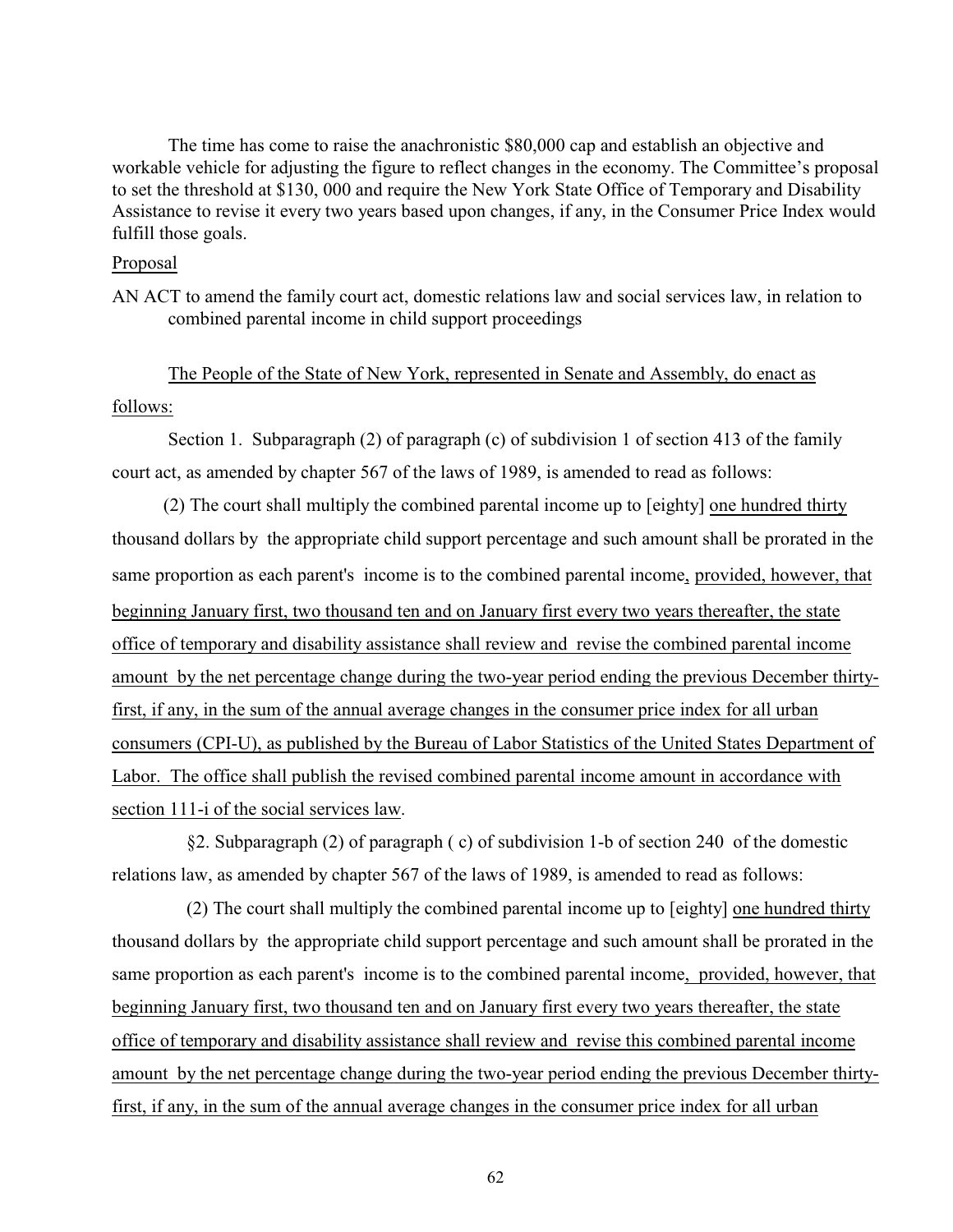The time has come to raise the anachronistic $80,000 cap and establish an objective and workable vehicle for adjusting the figure to reflect changes in the economy. The Committee's proposal to set the threshold at $130, 000 and require the New York State Office of Temporary and Disability Assistance to revise it every two years based upon changes, if any, in the Consumer Price Index would fulfill those goals.

<u>Proposal</u>

AN ACT to amend the family court act, domestic relations law and social services law, in relation to combined parental income in child support proceedings

<u>The People of the State of New York, represented in Senate and Assembly, do enact as follows:</u>

Section 1. Subparagraph (2) of paragraph (c) of subdivision 1 of section 413 of the family court act, as amended by chapter 567 of the laws of 1989, is amended to read as follows:

(2) The court shall multiply the combined parental income up to [eighty] <u>one hundred thirty</u> thousand dollars by the appropriate child support percentage and such amount shall be prorated in the same proportion as each parent's income is to the combined parental income<u>, provided, however, that beginning January first, two thousand ten and on January first every two years thereafter, the state office of temporary and disability assistance shall review and revise the combined parental income amount by the net percentage change during the two-year period ending the previous December thirty-first, if any, in the sum of the annual average changes in the consumer price index for all urban consumers (CPI-U), as published by the Bureau of Labor Statistics of the United States Department of Labor. The office shall publish the revised combined parental income amount in accordance with section 111-i of the social services law</u>.

§2. Subparagraph (2) of paragraph ( c) of subdivision 1-b of section 240 of the domestic relations law, as amended by chapter 567 of the laws of 1989, is amended to read as follows:

(2) The court shall multiply the combined parental income up to [eighty] <u>one hundred thirty</u> thousand dollars by the appropriate child support percentage and such amount shall be prorated in the same proportion as each parent's income is to the combined parental income<u>, provided, however, that beginning January first, two thousand ten and on January first every two years thereafter, the state office of temporary and disability assistance shall review and revise this combined parental income amount by the net percentage change during the two-year period ending the previous December thirty-first, if any, in the sum of the annual average changes in the consumer price index for all urban</u>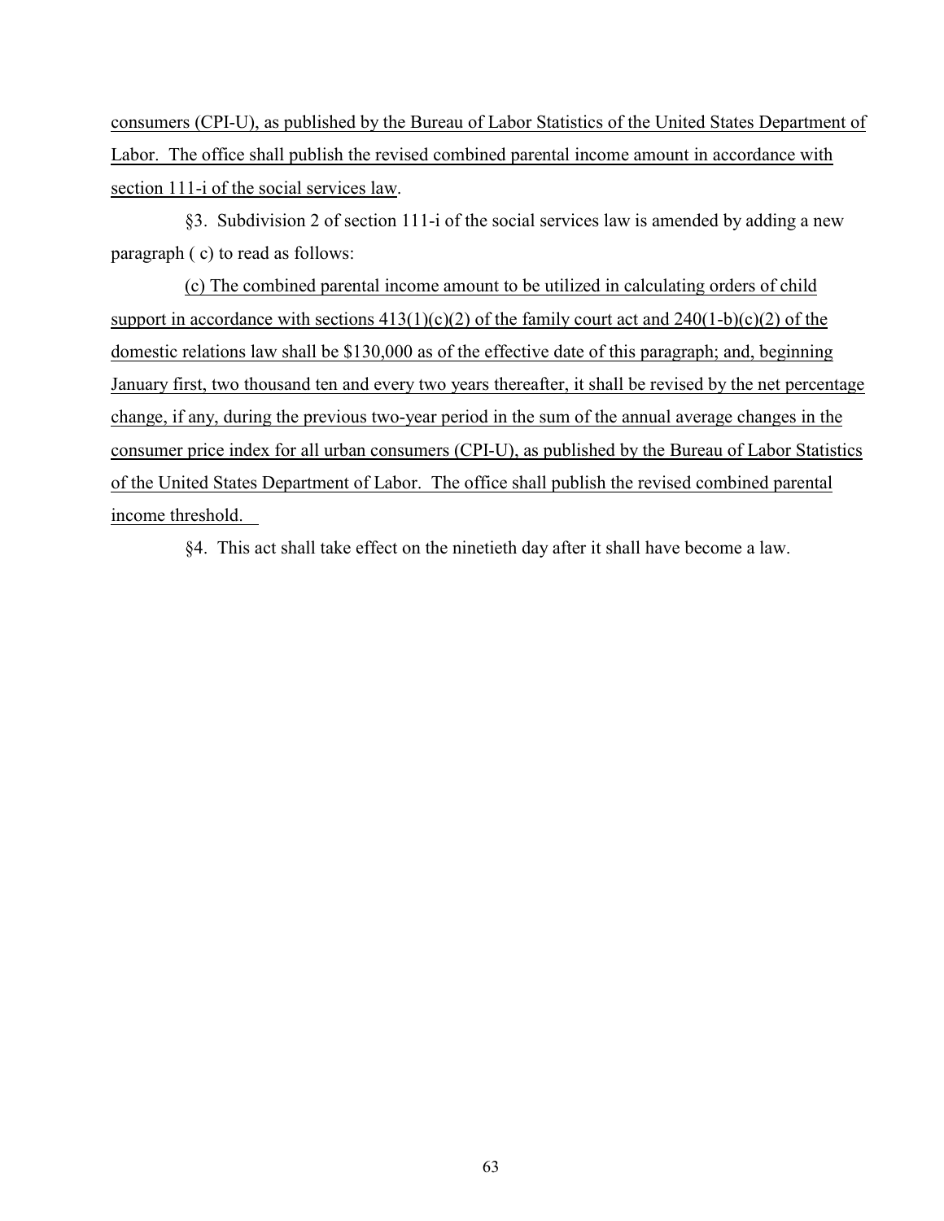consumers (CPI-U), as published by the Bureau of Labor Statistics of the United States Department of Labor. The office shall publish the revised combined parental income amount in accordance with section 111-i of the social services law.

§3. Subdivision 2 of section 111-i of the social services law is amended by adding a new paragraph ( c) to read as follows:

(c) The combined parental income amount to be utilized in calculating orders of child support in accordance with sections 413(1)(c)(2) of the family court act and 240(1-b)(c)(2) of the domestic relations law shall be $130,000 as of the effective date of this paragraph; and, beginning January first, two thousand ten and every two years thereafter, it shall be revised by the net percentage change, if any, during the previous two-year period in the sum of the annual average changes in the consumer price index for all urban consumers (CPI-U), as published by the Bureau of Labor Statistics of the United States Department of Labor. The office shall publish the revised combined parental income threshold.

§4. This act shall take effect on the ninetieth day after it shall have become a law.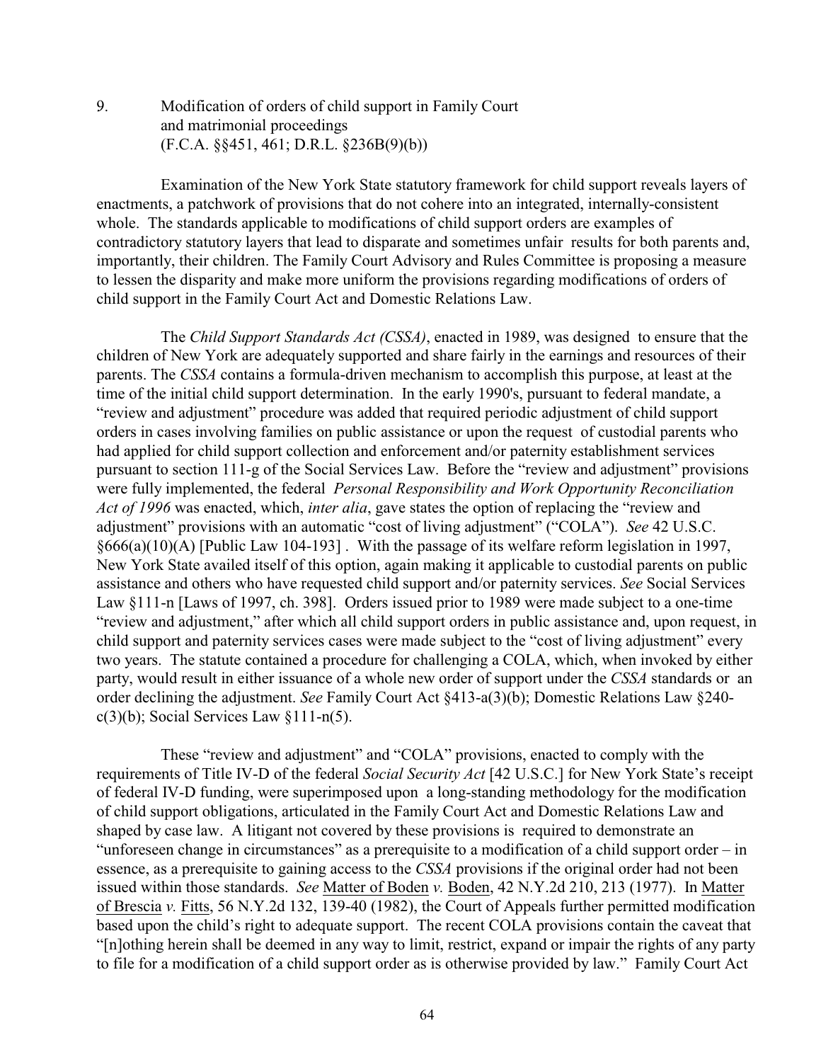9. Modification of orders of child support in Family Court and matrimonial proceedings (F.C.A. §§451, 461; D.R.L. §236B(9)(b))

Examination of the New York State statutory framework for child support reveals layers of enactments, a patchwork of provisions that do not cohere into an integrated, internally-consistent whole. The standards applicable to modifications of child support orders are examples of contradictory statutory layers that lead to disparate and sometimes unfair results for both parents and, importantly, their children. The Family Court Advisory and Rules Committee is proposing a measure to lessen the disparity and make more uniform the provisions regarding modifications of orders of child support in the Family Court Act and Domestic Relations Law.

The *Child Support Standards Act (CSSA)*, enacted in 1989, was designed to ensure that the children of New York are adequately supported and share fairly in the earnings and resources of their parents. The *CSSA* contains a formula-driven mechanism to accomplish this purpose, at least at the time of the initial child support determination. In the early 1990's, pursuant to federal mandate, a "review and adjustment" procedure was added that required periodic adjustment of child support orders in cases involving families on public assistance or upon the request of custodial parents who had applied for child support collection and enforcement and/or paternity establishment services pursuant to section 111-g of the Social Services Law. Before the "review and adjustment" provisions were fully implemented, the federal *Personal Responsibility and Work Opportunity Reconciliation Act of 1996* was enacted, which, *inter alia*, gave states the option of replacing the "review and adjustment" provisions with an automatic "cost of living adjustment" ("COLA"). *See* 42 U.S.C. §666(a)(10)(A) [Public Law 104-193] . With the passage of its welfare reform legislation in 1997, New York State availed itself of this option, again making it applicable to custodial parents on public assistance and others who have requested child support and/or paternity services. *See* Social Services Law §111-n [Laws of 1997, ch. 398]. Orders issued prior to 1989 were made subject to a one-time "review and adjustment," after which all child support orders in public assistance and, upon request, in child support and paternity services cases were made subject to the "cost of living adjustment" every two years. The statute contained a procedure for challenging a COLA, which, when invoked by either party, would result in either issuance of a whole new order of support under the *CSSA* standards or an order declining the adjustment. *See* Family Court Act §413-a(3)(b); Domestic Relations Law §240-c(3)(b); Social Services Law §111-n(5).

These "review and adjustment" and "COLA" provisions, enacted to comply with the requirements of Title IV-D of the federal *Social Security Act* [42 U.S.C.] for New York State's receipt of federal IV-D funding, were superimposed upon a long-standing methodology for the modification of child support obligations, articulated in the Family Court Act and Domestic Relations Law and shaped by case law. A litigant not covered by these provisions is required to demonstrate an "unforeseen change in circumstances" as a prerequisite to a modification of a child support order – in essence, as a prerequisite to gaining access to the *CSSA* provisions if the original order had not been issued within those standards. *See* Matter of Boden *v.* Boden, 42 N.Y.2d 210, 213 (1977). In Matter of Brescia *v.* Fitts, 56 N.Y.2d 132, 139-40 (1982), the Court of Appeals further permitted modification based upon the child's right to adequate support. The recent COLA provisions contain the caveat that "[n]othing herein shall be deemed in any way to limit, restrict, expand or impair the rights of any party to file for a modification of a child support order as is otherwise provided by law." Family Court Act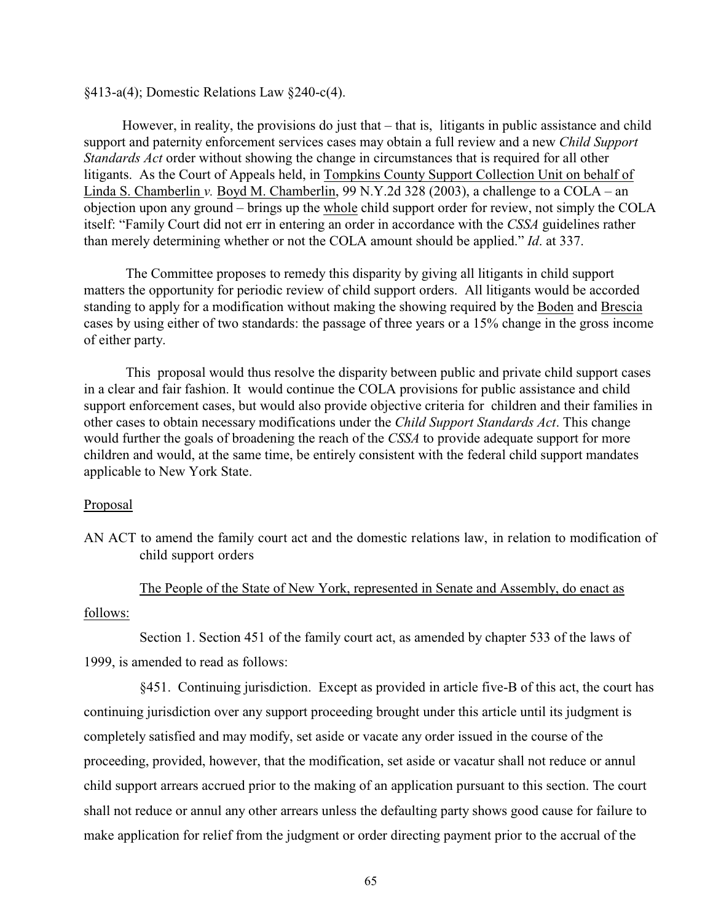§413-a(4); Domestic Relations Law §240-c(4).

However, in reality, the provisions do just that – that is, litigants in public assistance and child support and paternity enforcement services cases may obtain a full review and a new *Child Support Standards Act* order without showing the change in circumstances that is required for all other litigants. As the Court of Appeals held, in Tompkins County Support Collection Unit on behalf of Linda S. Chamberlin *v.* Boyd M. Chamberlin, 99 N.Y.2d 328 (2003), a challenge to a COLA – an objection upon any ground – brings up the whole child support order for review, not simply the COLA itself: "Family Court did not err in entering an order in accordance with the *CSSA* guidelines rather than merely determining whether or not the COLA amount should be applied." *Id*. at 337.

The Committee proposes to remedy this disparity by giving all litigants in child support matters the opportunity for periodic review of child support orders. All litigants would be accorded standing to apply for a modification without making the showing required by the Boden and Brescia cases by using either of two standards: the passage of three years or a 15% change in the gross income of either party.

This proposal would thus resolve the disparity between public and private child support cases in a clear and fair fashion. It would continue the COLA provisions for public assistance and child support enforcement cases, but would also provide objective criteria for children and their families in other cases to obtain necessary modifications under the *Child Support Standards Act*. This change would further the goals of broadening the reach of the *CSSA* to provide adequate support for more children and would, at the same time, be entirely consistent with the federal child support mandates applicable to New York State.

Proposal

AN ACT to amend the family court act and the domestic relations law, in relation to modification of child support orders

The People of the State of New York, represented in Senate and Assembly, do enact as follows:

Section 1. Section 451 of the family court act, as amended by chapter 533 of the laws of 1999, is amended to read as follows:

§451. Continuing jurisdiction. Except as provided in article five-B of this act, the court has continuing jurisdiction over any support proceeding brought under this article until its judgment is completely satisfied and may modify, set aside or vacate any order issued in the course of the proceeding, provided, however, that the modification, set aside or vacatur shall not reduce or annul child support arrears accrued prior to the making of an application pursuant to this section. The court shall not reduce or annul any other arrears unless the defaulting party shows good cause for failure to make application for relief from the judgment or order directing payment prior to the accrual of the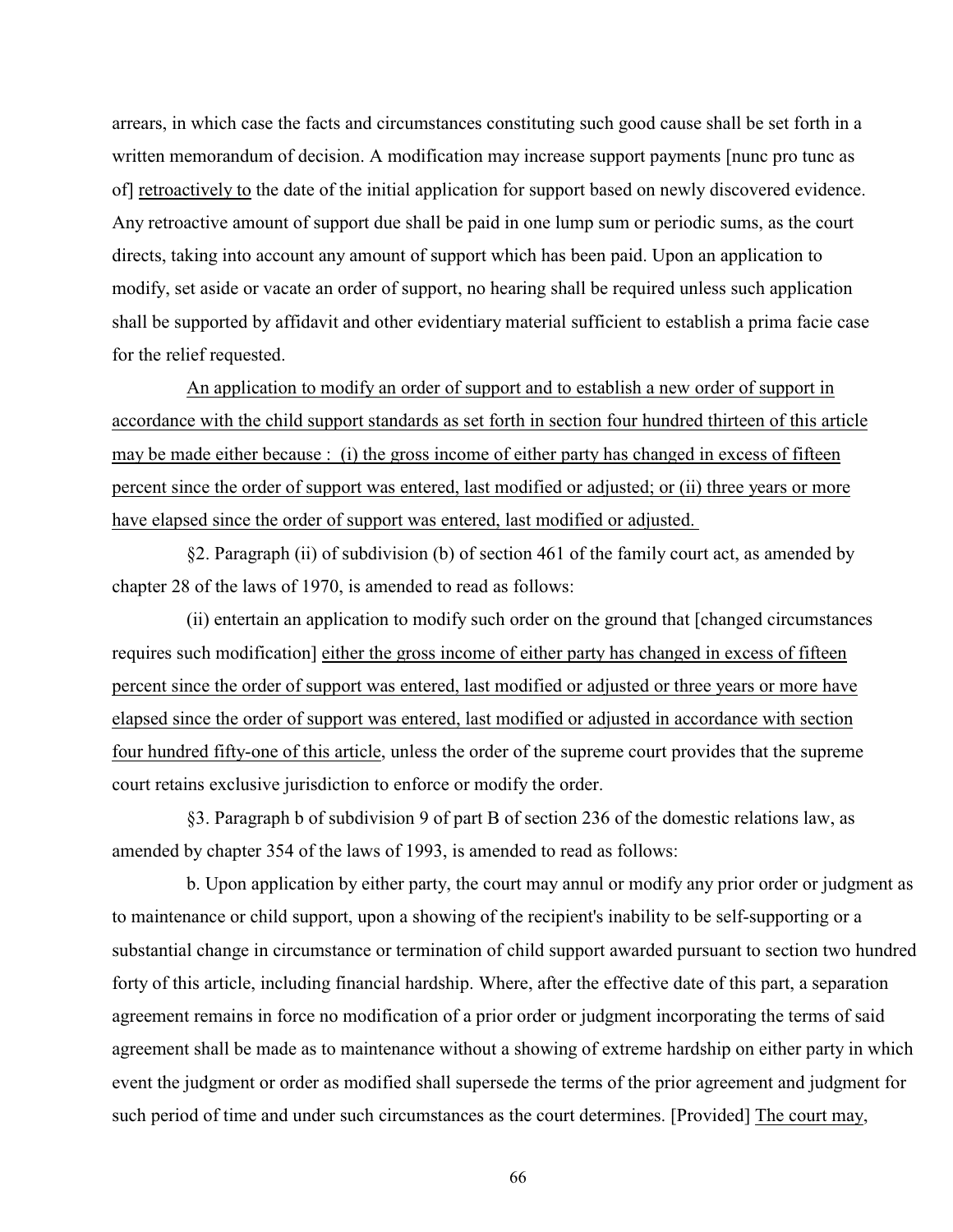arrears, in which case the facts and circumstances constituting such good cause shall be set forth in a written memorandum of decision. A modification may increase support payments [nunc pro tunc as of] retroactively to the date of the initial application for support based on newly discovered evidence. Any retroactive amount of support due shall be paid in one lump sum or periodic sums, as the court directs, taking into account any amount of support which has been paid. Upon an application to modify, set aside or vacate an order of support, no hearing shall be required unless such application shall be supported by affidavit and other evidentiary material sufficient to establish a prima facie case for the relief requested.

An application to modify an order of support and to establish a new order of support in accordance with the child support standards as set forth in section four hundred thirteen of this article may be made either because : (i) the gross income of either party has changed in excess of fifteen percent since the order of support was entered, last modified or adjusted; or (ii) three years or more have elapsed since the order of support was entered, last modified or adjusted.

§2. Paragraph (ii) of subdivision (b) of section 461 of the family court act, as amended by chapter 28 of the laws of 1970, is amended to read as follows:

(ii) entertain an application to modify such order on the ground that [changed circumstances requires such modification] either the gross income of either party has changed in excess of fifteen percent since the order of support was entered, last modified or adjusted or three years or more have elapsed since the order of support was entered, last modified or adjusted in accordance with section four hundred fifty-one of this article, unless the order of the supreme court provides that the supreme court retains exclusive jurisdiction to enforce or modify the order.

§3. Paragraph b of subdivision 9 of part B of section 236 of the domestic relations law, as amended by chapter 354 of the laws of 1993, is amended to read as follows:

b. Upon application by either party, the court may annul or modify any prior order or judgment as to maintenance or child support, upon a showing of the recipient's inability to be self-supporting or a substantial change in circumstance or termination of child support awarded pursuant to section two hundred forty of this article, including financial hardship. Where, after the effective date of this part, a separation agreement remains in force no modification of a prior order or judgment incorporating the terms of said agreement shall be made as to maintenance without a showing of extreme hardship on either party in which event the judgment or order as modified shall supersede the terms of the prior agreement and judgment for such period of time and under such circumstances as the court determines. [Provided] The court may,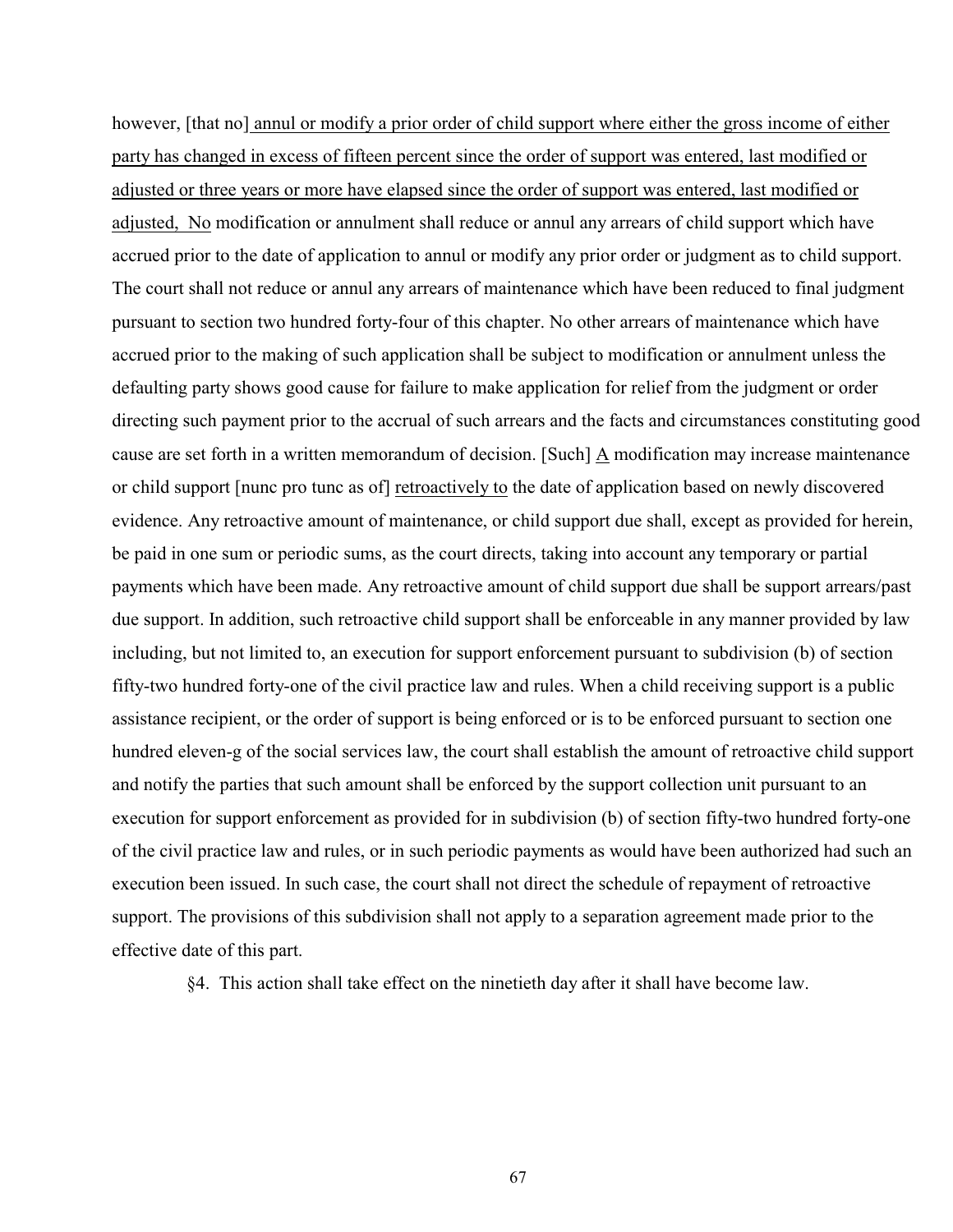however, [that no] <u>annul or modify a prior order of child support where either the gross income of either party has changed in excess of fifteen percent since the order of support was entered, last modified or adjusted or three years or more have elapsed since the order of support was entered, last modified or adjusted, No</u> modification or annulment shall reduce or annul any arrears of child support which have accrued prior to the date of application to annul or modify any prior order or judgment as to child support. The court shall not reduce or annul any arrears of maintenance which have been reduced to final judgment pursuant to section two hundred forty-four of this chapter. No other arrears of maintenance which have accrued prior to the making of such application shall be subject to modification or annulment unless the defaulting party shows good cause for failure to make application for relief from the judgment or order directing such payment prior to the accrual of such arrears and the facts and circumstances constituting good cause are set forth in a written memorandum of decision. [Such] <u>A</u> modification may increase maintenance or child support [nunc pro tunc as of] <u>retroactively to</u> the date of application based on newly discovered evidence. Any retroactive amount of maintenance, or child support due shall, except as provided for herein, be paid in one sum or periodic sums, as the court directs, taking into account any temporary or partial payments which have been made. Any retroactive amount of child support due shall be support arrears/past due support. In addition, such retroactive child support shall be enforceable in any manner provided by law including, but not limited to, an execution for support enforcement pursuant to subdivision (b) of section fifty-two hundred forty-one of the civil practice law and rules. When a child receiving support is a public assistance recipient, or the order of support is being enforced or is to be enforced pursuant to section one hundred eleven-g of the social services law, the court shall establish the amount of retroactive child support and notify the parties that such amount shall be enforced by the support collection unit pursuant to an execution for support enforcement as provided for in subdivision (b) of section fifty-two hundred forty-one of the civil practice law and rules, or in such periodic payments as would have been authorized had such an execution been issued. In such case, the court shall not direct the schedule of repayment of retroactive support. The provisions of this subdivision shall not apply to a separation agreement made prior to the effective date of this part.

§4. This action shall take effect on the ninetieth day after it shall have become law.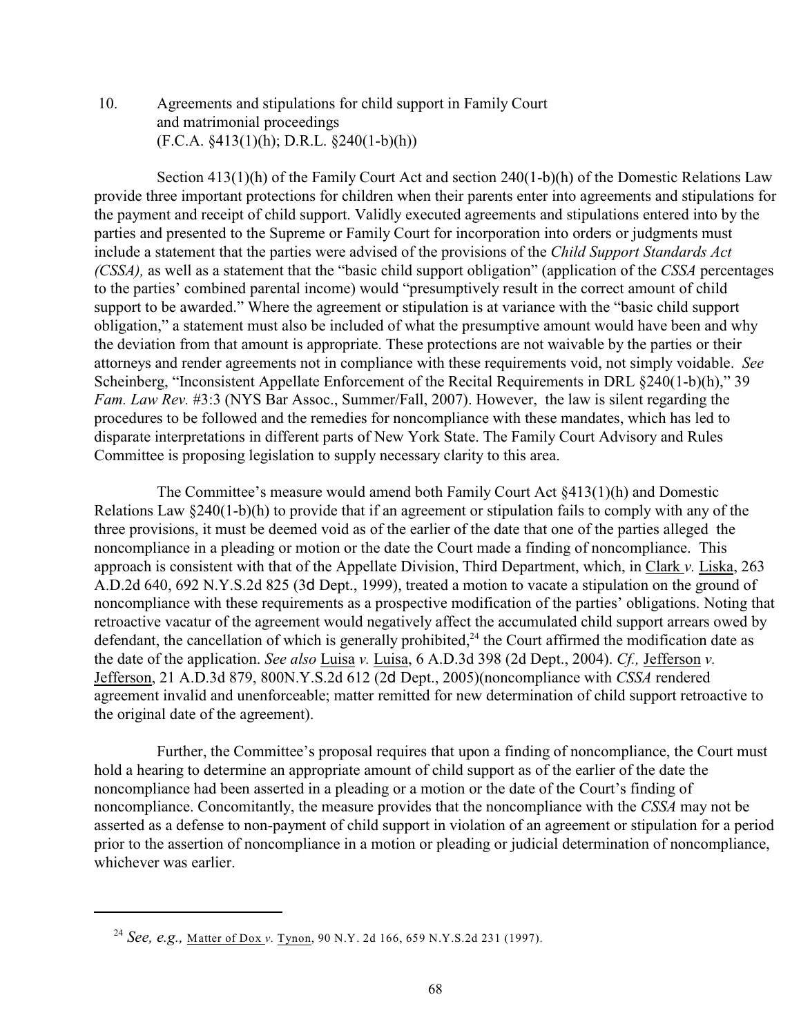10. Agreements and stipulations for child support in Family Court and matrimonial proceedings (F.C.A. §413(1)(h); D.R.L. §240(1-b)(h))

Section 413(1)(h) of the Family Court Act and section 240(1-b)(h) of the Domestic Relations Law provide three important protections for children when their parents enter into agreements and stipulations for the payment and receipt of child support. Validly executed agreements and stipulations entered into by the parties and presented to the Supreme or Family Court for incorporation into orders or judgments must include a statement that the parties were advised of the provisions of the *Child Support Standards Act (CSSA),* as well as a statement that the "basic child support obligation" (application of the *CSSA* percentages to the parties' combined parental income) would "presumptively result in the correct amount of child support to be awarded." Where the agreement or stipulation is at variance with the "basic child support obligation," a statement must also be included of what the presumptive amount would have been and why the deviation from that amount is appropriate. These protections are not waivable by the parties or their attorneys and render agreements not in compliance with these requirements void, not simply voidable. *See* Scheinberg, "Inconsistent Appellate Enforcement of the Recital Requirements in DRL §240(1-b)(h)," 39 *Fam. Law Rev.* #3:3 (NYS Bar Assoc., Summer/Fall, 2007). However, the law is silent regarding the procedures to be followed and the remedies for noncompliance with these mandates, which has led to disparate interpretations in different parts of New York State. The Family Court Advisory and Rules Committee is proposing legislation to supply necessary clarity to this area.

The Committee's measure would amend both Family Court Act §413(1)(h) and Domestic Relations Law §240(1-b)(h) to provide that if an agreement or stipulation fails to comply with any of the three provisions, it must be deemed void as of the earlier of the date that one of the parties alleged the noncompliance in a pleading or motion or the date the Court made a finding of noncompliance. This approach is consistent with that of the Appellate Division, Third Department, which, in Clark *v.* Liska, 263 A.D.2d 640, 692 N.Y.S.2d 825 (3d Dept., 1999), treated a motion to vacate a stipulation on the ground of noncompliance with these requirements as a prospective modification of the parties' obligations. Noting that retroactive vacatur of the agreement would negatively affect the accumulated child support arrears owed by defendant, the cancellation of which is generally prohibited,[24] the Court affirmed the modification date as the date of the application. *See also* Luisa *v.* Luisa, 6 A.D.3d 398 (2d Dept., 2004). *Cf.,* Jefferson *v.* Jefferson, 21 A.D.3d 879, 800N.Y.S.2d 612 (2d Dept., 2005)(noncompliance with *CSSA* rendered agreement invalid and unenforceable; matter remitted for new determination of child support retroactive to the original date of the agreement).

Further, the Committee's proposal requires that upon a finding of noncompliance, the Court must hold a hearing to determine an appropriate amount of child support as of the earlier of the date the noncompliance had been asserted in a pleading or a motion or the date of the Court's finding of noncompliance. Concomitantly, the measure provides that the noncompliance with the *CSSA* may not be asserted as a defense to non-payment of child support in violation of an agreement or stipulation for a period prior to the assertion of noncompliance in a motion or pleading or judicial determination of noncompliance, whichever was earlier.

---

[24] *See, e.g.,* Matter of Dox *v.* Tynon, 90 N.Y. 2d 166, 659 N.Y.S.2d 231 (1997).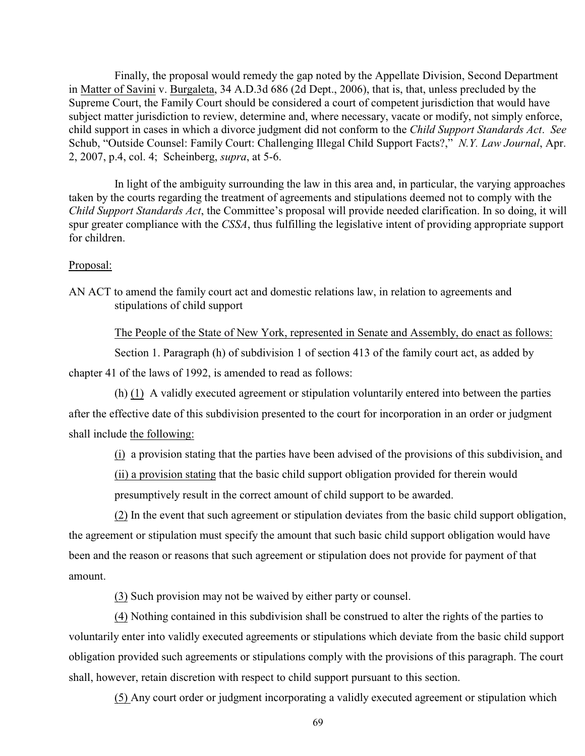Finally, the proposal would remedy the gap noted by the Appellate Division, Second Department in Matter of Savini v. Burgaleta, 34 A.D.3d 686 (2d Dept., 2006), that is, that, unless precluded by the Supreme Court, the Family Court should be considered a court of competent jurisdiction that would have subject matter jurisdiction to review, determine and, where necessary, vacate or modify, not simply enforce, child support in cases in which a divorce judgment did not conform to the *Child Support Standards Act*. *See* Schub, "Outside Counsel: Family Court: Challenging Illegal Child Support Facts?," *N.Y. Law Journal*, Apr. 2, 2007, p.4, col. 4; Scheinberg, *supra*, at 5-6.

In light of the ambiguity surrounding the law in this area and, in particular, the varying approaches taken by the courts regarding the treatment of agreements and stipulations deemed not to comply with the *Child Support Standards Act*, the Committee's proposal will provide needed clarification. In so doing, it will spur greater compliance with the *CSSA*, thus fulfilling the legislative intent of providing appropriate support for children.

Proposal:

AN ACT to amend the family court act and domestic relations law, in relation to agreements and stipulations of child support

The People of the State of New York, represented in Senate and Assembly, do enact as follows:

Section 1. Paragraph (h) of subdivision 1 of section 413 of the family court act, as added by chapter 41 of the laws of 1992, is amended to read as follows:

(h) (1) A validly executed agreement or stipulation voluntarily entered into between the parties after the effective date of this subdivision presented to the court for incorporation in an order or judgment shall include the following:

(i) a provision stating that the parties have been advised of the provisions of this subdivision, and

(ii) a provision stating that the basic child support obligation provided for therein would presumptively result in the correct amount of child support to be awarded.

(2) In the event that such agreement or stipulation deviates from the basic child support obligation, the agreement or stipulation must specify the amount that such basic child support obligation would have been and the reason or reasons that such agreement or stipulation does not provide for payment of that amount.

(3) Such provision may not be waived by either party or counsel.

(4) Nothing contained in this subdivision shall be construed to alter the rights of the parties to voluntarily enter into validly executed agreements or stipulations which deviate from the basic child support obligation provided such agreements or stipulations comply with the provisions of this paragraph. The court shall, however, retain discretion with respect to child support pursuant to this section.

(5) Any court order or judgment incorporating a validly executed agreement or stipulation which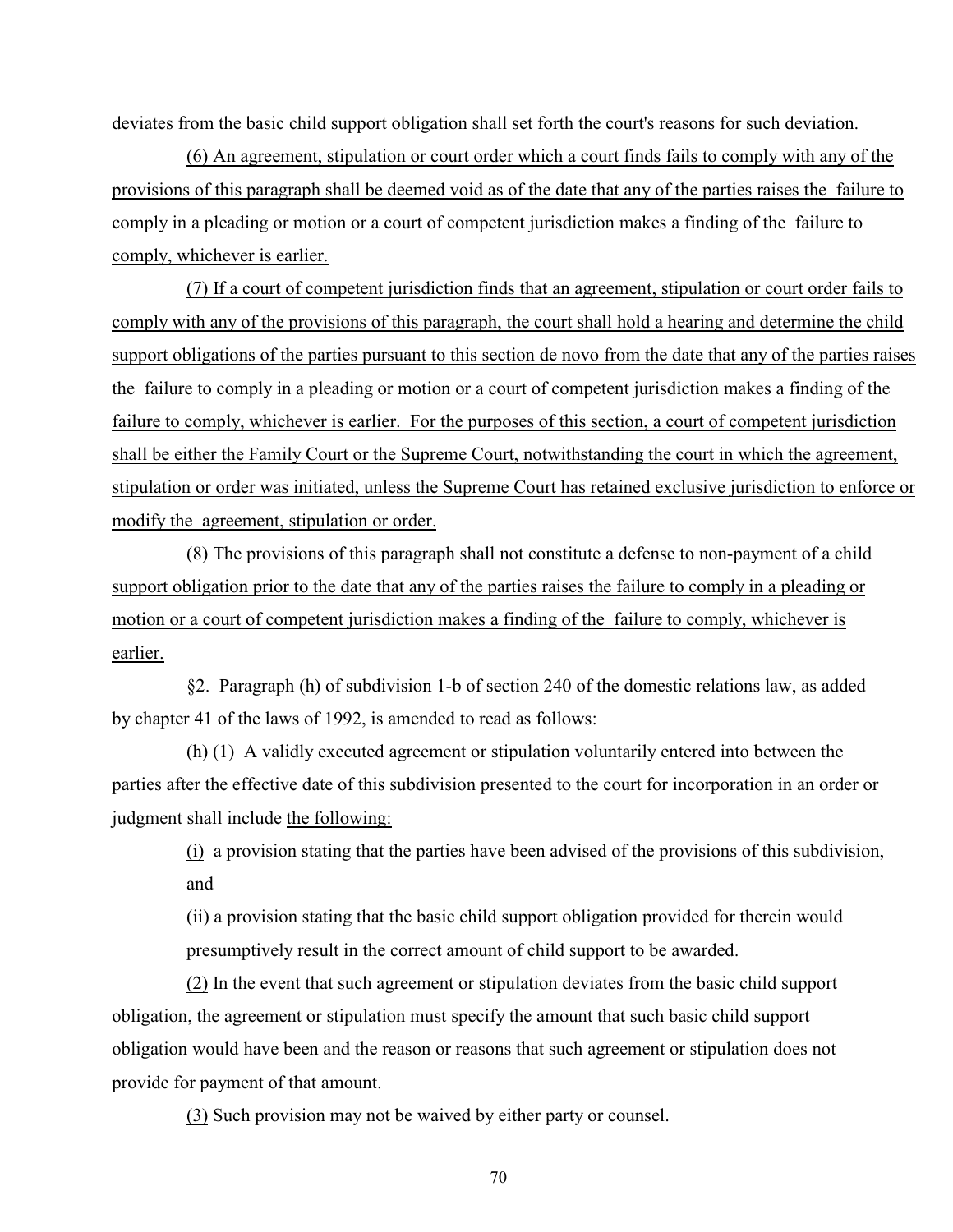deviates from the basic child support obligation shall set forth the court's reasons for such deviation.

(6) An agreement, stipulation or court order which a court finds fails to comply with any of the provisions of this paragraph shall be deemed void as of the date that any of the parties raises the failure to comply in a pleading or motion or a court of competent jurisdiction makes a finding of the failure to comply, whichever is earlier.

(7) If a court of competent jurisdiction finds that an agreement, stipulation or court order fails to comply with any of the provisions of this paragraph, the court shall hold a hearing and determine the child support obligations of the parties pursuant to this section de novo from the date that any of the parties raises the failure to comply in a pleading or motion or a court of competent jurisdiction makes a finding of the failure to comply, whichever is earlier. For the purposes of this section, a court of competent jurisdiction shall be either the Family Court or the Supreme Court, notwithstanding the court in which the agreement, stipulation or order was initiated, unless the Supreme Court has retained exclusive jurisdiction to enforce or modify the agreement, stipulation or order.

(8) The provisions of this paragraph shall not constitute a defense to non-payment of a child support obligation prior to the date that any of the parties raises the failure to comply in a pleading or motion or a court of competent jurisdiction makes a finding of the failure to comply, whichever is earlier.

§2. Paragraph (h) of subdivision 1-b of section 240 of the domestic relations law, as added by chapter 41 of the laws of 1992, is amended to read as follows:

(h) (1) A validly executed agreement or stipulation voluntarily entered into between the parties after the effective date of this subdivision presented to the court for incorporation in an order or judgment shall include the following:

(i) a provision stating that the parties have been advised of the provisions of this subdivision, and

(ii) a provision stating that the basic child support obligation provided for therein would presumptively result in the correct amount of child support to be awarded.

(2) In the event that such agreement or stipulation deviates from the basic child support obligation, the agreement or stipulation must specify the amount that such basic child support obligation would have been and the reason or reasons that such agreement or stipulation does not provide for payment of that amount.

(3) Such provision may not be waived by either party or counsel.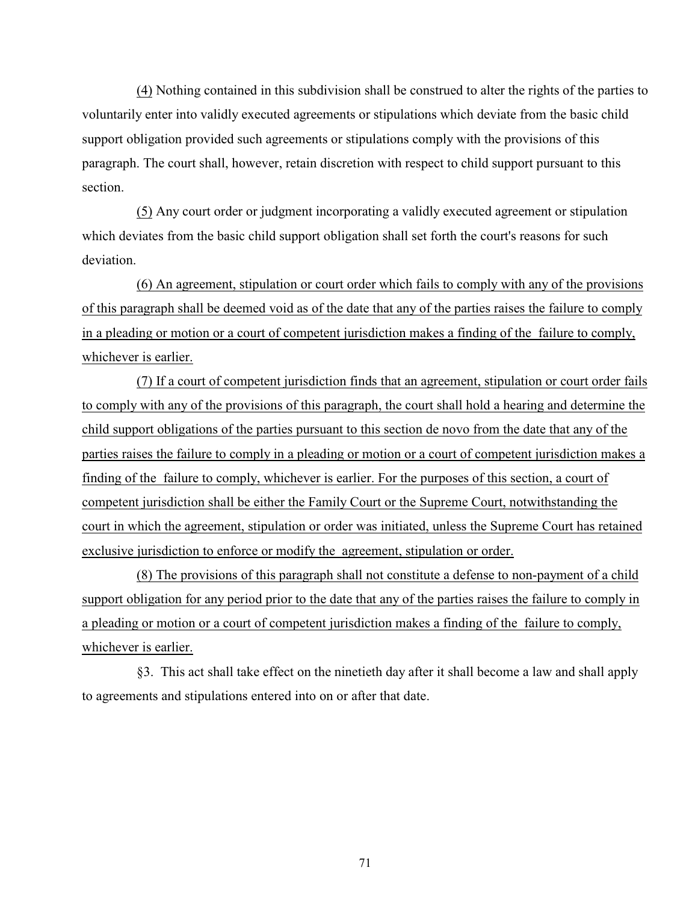(4) Nothing contained in this subdivision shall be construed to alter the rights of the parties to voluntarily enter into validly executed agreements or stipulations which deviate from the basic child support obligation provided such agreements or stipulations comply with the provisions of this paragraph. The court shall, however, retain discretion with respect to child support pursuant to this section.

(5) Any court order or judgment incorporating a validly executed agreement or stipulation which deviates from the basic child support obligation shall set forth the court's reasons for such deviation.

(6) An agreement, stipulation or court order which fails to comply with any of the provisions of this paragraph shall be deemed void as of the date that any of the parties raises the failure to comply in a pleading or motion or a court of competent jurisdiction makes a finding of the failure to comply, whichever is earlier.

(7) If a court of competent jurisdiction finds that an agreement, stipulation or court order fails to comply with any of the provisions of this paragraph, the court shall hold a hearing and determine the child support obligations of the parties pursuant to this section de novo from the date that any of the parties raises the failure to comply in a pleading or motion or a court of competent jurisdiction makes a finding of the failure to comply, whichever is earlier. For the purposes of this section, a court of competent jurisdiction shall be either the Family Court or the Supreme Court, notwithstanding the court in which the agreement, stipulation or order was initiated, unless the Supreme Court has retained exclusive jurisdiction to enforce or modify the agreement, stipulation or order.

(8) The provisions of this paragraph shall not constitute a defense to non-payment of a child support obligation for any period prior to the date that any of the parties raises the failure to comply in a pleading or motion or a court of competent jurisdiction makes a finding of the failure to comply, whichever is earlier.

§3. This act shall take effect on the ninetieth day after it shall become a law and shall apply to agreements and stipulations entered into on or after that date.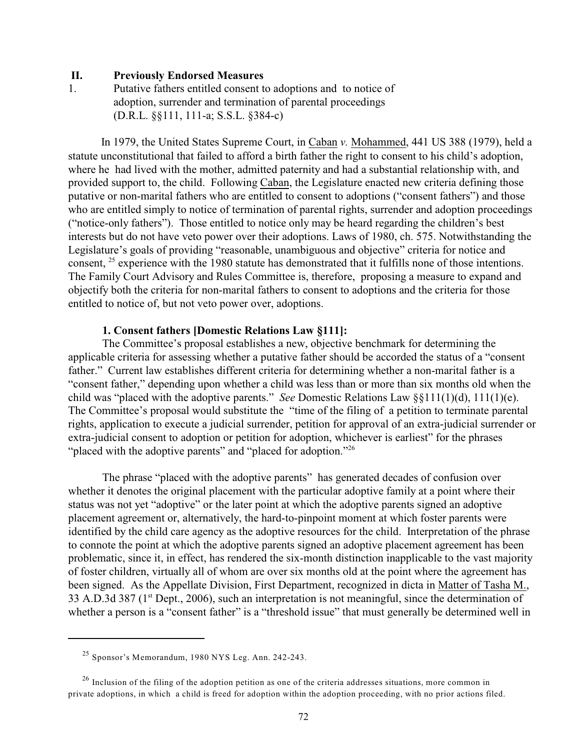## II. Previously Endorsed Measures

1. Putative fathers entitled consent to adoptions and to notice of adoption, surrender and termination of parental proceedings (D.R.L. §§111, 111-a; S.S.L. §384-c)

In 1979, the United States Supreme Court, in Caban *v.* Mohammed, 441 US 388 (1979), held a statute unconstitutional that failed to afford a birth father the right to consent to his child's adoption, where he had lived with the mother, admitted paternity and had a substantial relationship with, and provided support to, the child. Following Caban, the Legislature enacted new criteria defining those putative or non-marital fathers who are entitled to consent to adoptions ("consent fathers") and those who are entitled simply to notice of termination of parental rights, surrender and adoption proceedings ("notice-only fathers"). Those entitled to notice only may be heard regarding the children's best interests but do not have veto power over their adoptions. Laws of 1980, ch. 575. Notwithstanding the Legislature's goals of providing "reasonable, unambiguous and objective" criteria for notice and consent, [25] experience with the 1980 statute has demonstrated that it fulfills none of those intentions. The Family Court Advisory and Rules Committee is, therefore, proposing a measure to expand and objectify both the criteria for non-marital fathers to consent to adoptions and the criteria for those entitled to notice of, but not veto power over, adoptions.

**1. Consent fathers [Domestic Relations Law §111]:**

The Committee's proposal establishes a new, objective benchmark for determining the applicable criteria for assessing whether a putative father should be accorded the status of a "consent father." Current law establishes different criteria for determining whether a non-marital father is a "consent father," depending upon whether a child was less than or more than six months old when the child was "placed with the adoptive parents." *See* Domestic Relations Law §§111(1)(d), 111(1)(e). The Committee's proposal would substitute the "time of the filing of a petition to terminate parental rights, application to execute a judicial surrender, petition for approval of an extra-judicial surrender or extra-judicial consent to adoption or petition for adoption, whichever is earliest" for the phrases "placed with the adoptive parents" and "placed for adoption."[26]

The phrase "placed with the adoptive parents" has generated decades of confusion over whether it denotes the original placement with the particular adoptive family at a point where their status was not yet "adoptive" or the later point at which the adoptive parents signed an adoptive placement agreement or, alternatively, the hard-to-pinpoint moment at which foster parents were identified by the child care agency as the adoptive resources for the child. Interpretation of the phrase to connote the point at which the adoptive parents signed an adoptive placement agreement has been problematic, since it, in effect, has rendered the six-month distinction inapplicable to the vast majority of foster children, virtually all of whom are over six months old at the point where the agreement has been signed. As the Appellate Division, First Department, recognized in dicta in Matter of Tasha M., 33 A.D.3d 387 (1st Dept., 2006), such an interpretation is not meaningful, since the determination of whether a person is a "consent father" is a "threshold issue" that must generally be determined well in

---

[25] Sponsor's Memorandum, 1980 NYS Leg. Ann. 242-243.

[26] Inclusion of the filing of the adoption petition as one of the criteria addresses situations, more common in private adoptions, in which a child is freed for adoption within the adoption proceeding, with no prior actions filed.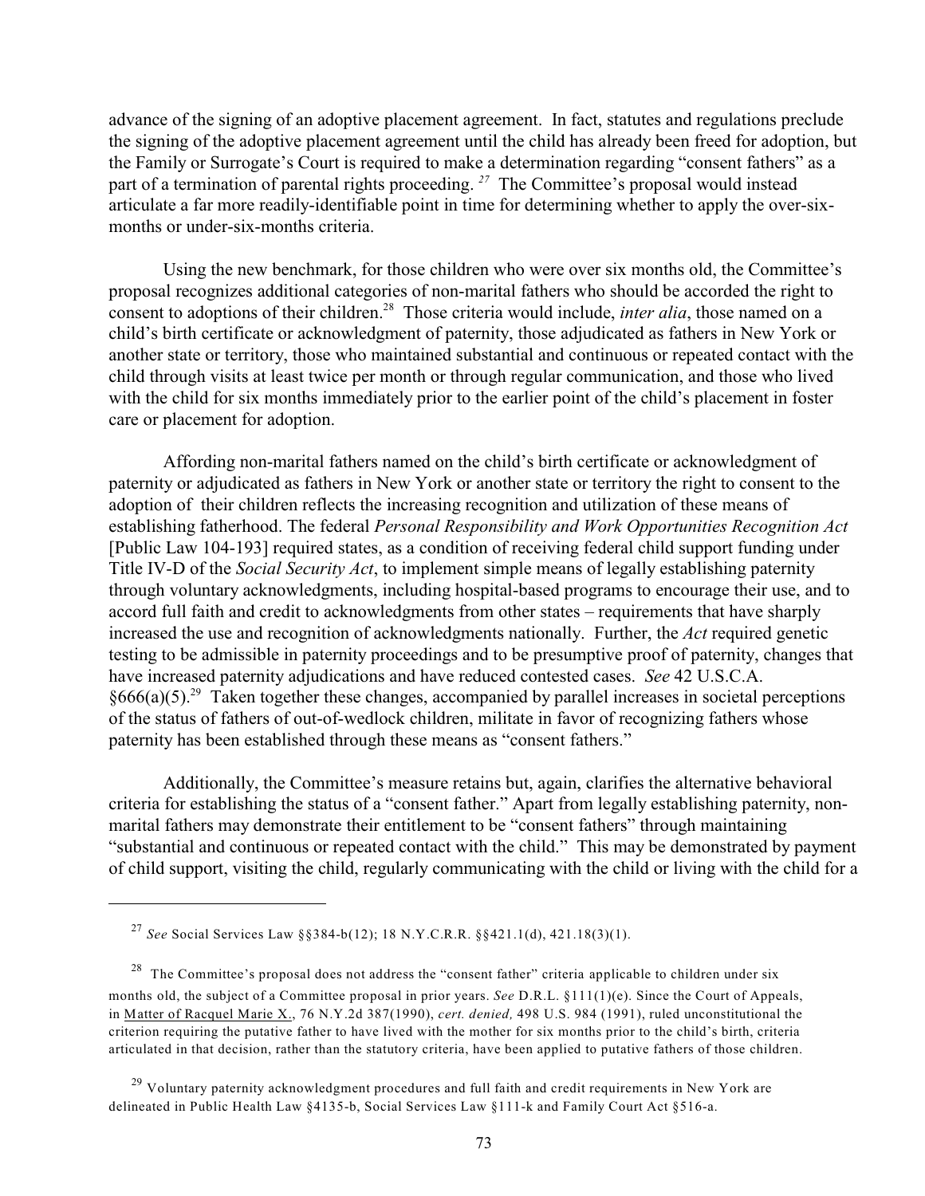advance of the signing of an adoptive placement agreement. In fact, statutes and regulations preclude the signing of the adoptive placement agreement until the child has already been freed for adoption, but the Family or Surrogate's Court is required to make a determination regarding "consent fathers" as a part of a termination of parental rights proceeding. [27] The Committee's proposal would instead articulate a far more readily-identifiable point in time for determining whether to apply the over-six-months or under-six-months criteria.

Using the new benchmark, for those children who were over six months old, the Committee's proposal recognizes additional categories of non-marital fathers who should be accorded the right to consent to adoptions of their children.[28] Those criteria would include, *inter alia*, those named on a child's birth certificate or acknowledgment of paternity, those adjudicated as fathers in New York or another state or territory, those who maintained substantial and continuous or repeated contact with the child through visits at least twice per month or through regular communication, and those who lived with the child for six months immediately prior to the earlier point of the child's placement in foster care or placement for adoption.

Affording non-marital fathers named on the child's birth certificate or acknowledgment of paternity or adjudicated as fathers in New York or another state or territory the right to consent to the adoption of their children reflects the increasing recognition and utilization of these means of establishing fatherhood. The federal *Personal Responsibility and Work Opportunities Recognition Act* [Public Law 104-193] required states, as a condition of receiving federal child support funding under Title IV-D of the *Social Security Act*, to implement simple means of legally establishing paternity through voluntary acknowledgments, including hospital-based programs to encourage their use, and to accord full faith and credit to acknowledgments from other states – requirements that have sharply increased the use and recognition of acknowledgments nationally. Further, the *Act* required genetic testing to be admissible in paternity proceedings and to be presumptive proof of paternity, changes that have increased paternity adjudications and have reduced contested cases. *See* 42 U.S.C.A. §666(a)(5).[29] Taken together these changes, accompanied by parallel increases in societal perceptions of the status of fathers of out-of-wedlock children, militate in favor of recognizing fathers whose paternity has been established through these means as "consent fathers."

Additionally, the Committee's measure retains but, again, clarifies the alternative behavioral criteria for establishing the status of a "consent father." Apart from legally establishing paternity, non-marital fathers may demonstrate their entitlement to be "consent fathers" through maintaining "substantial and continuous or repeated contact with the child." This may be demonstrated by payment of child support, visiting the child, regularly communicating with the child or living with the child for a

---

[27] *See* Social Services Law §§384-b(12); 18 N.Y.C.R.R. §§421.1(d), 421.18(3)(1).

[28] The Committee's proposal does not address the "consent father" criteria applicable to children under six months old, the subject of a Committee proposal in prior years. *See* D.R.L. §111(1)(e). Since the Court of Appeals, in Matter of Racquel Marie X., 76 N.Y.2d 387(1990), *cert. denied,* 498 U.S. 984 (1991), ruled unconstitutional the criterion requiring the putative father to have lived with the mother for six months prior to the child's birth, criteria articulated in that decision, rather than the statutory criteria, have been applied to putative fathers of those children.

[29] Voluntary paternity acknowledgment procedures and full faith and credit requirements in New York are delineated in Public Health Law §4135-b, Social Services Law §111-k and Family Court Act §516-a.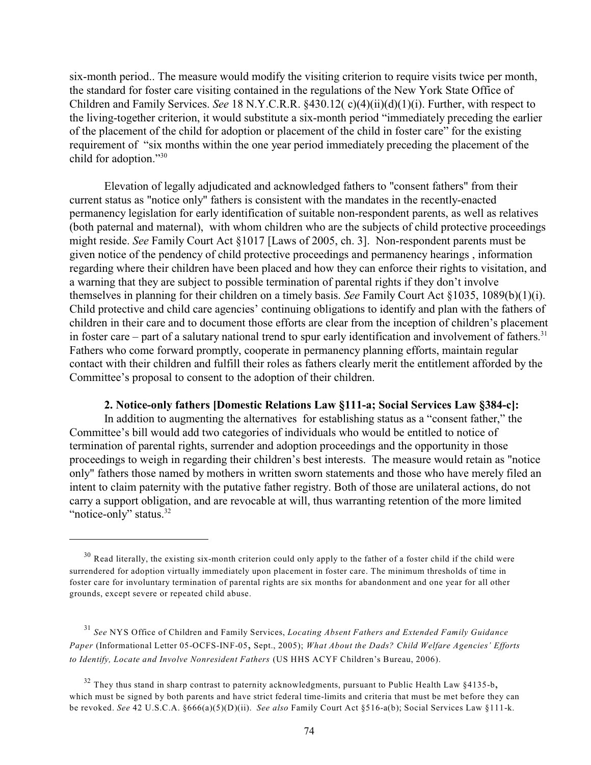six-month period.. The measure would modify the visiting criterion to require visits twice per month, the standard for foster care visiting contained in the regulations of the New York State Office of Children and Family Services. *See* 18 N.Y.C.R.R. §430.12( c)(4)(ii)(d)(1)(i). Further, with respect to the living-together criterion, it would substitute a six-month period "immediately preceding the earlier of the placement of the child for adoption or placement of the child in foster care" for the existing requirement of "six months within the one year period immediately preceding the placement of the child for adoption."[30]

Elevation of legally adjudicated and acknowledged fathers to "consent fathers" from their current status as "notice only" fathers is consistent with the mandates in the recently-enacted permanency legislation for early identification of suitable non-respondent parents, as well as relatives (both paternal and maternal), with whom children who are the subjects of child protective proceedings might reside. *See* Family Court Act §1017 [Laws of 2005, ch. 3]. Non-respondent parents must be given notice of the pendency of child protective proceedings and permanency hearings , information regarding where their children have been placed and how they can enforce their rights to visitation, and a warning that they are subject to possible termination of parental rights if they don't involve themselves in planning for their children on a timely basis. *See* Family Court Act §1035, 1089(b)(1)(i). Child protective and child care agencies' continuing obligations to identify and plan with the fathers of children in their care and to document those efforts are clear from the inception of children's placement in foster care – part of a salutary national trend to spur early identification and involvement of fathers.[31] Fathers who come forward promptly, cooperate in permanency planning efforts, maintain regular contact with their children and fulfill their roles as fathers clearly merit the entitlement afforded by the Committee's proposal to consent to the adoption of their children.

**2. Notice-only fathers [Domestic Relations Law §111-a; Social Services Law §384-c]:**

In addition to augmenting the alternatives for establishing status as a "consent father," the Committee's bill would add two categories of individuals who would be entitled to notice of termination of parental rights, surrender and adoption proceedings and the opportunity in those proceedings to weigh in regarding their children's best interests. The measure would retain as "notice only" fathers those named by mothers in written sworn statements and those who have merely filed an intent to claim paternity with the putative father registry. Both of those are unilateral actions, do not carry a support obligation, and are revocable at will, thus warranting retention of the more limited "notice-only" status.[32]

---

[30] Read literally, the existing six-month criterion could only apply to the father of a foster child if the child were surrendered for adoption virtually immediately upon placement in foster care. The minimum thresholds of time in foster care for involuntary termination of parental rights are six months for abandonment and one year for all other grounds, except severe or repeated child abuse.

[31] *See* NYS Office of Children and Family Services, *Locating Absent Fathers and Extended Family Guidance Paper* (Informational Letter 05-OCFS-INF-05, Sept., 2005); *What About the Dads? Child Welfare Agencies' Efforts to Identify, Locate and Involve Nonresident Fathers* (US HHS ACYF Children's Bureau, 2006).

[32] They thus stand in sharp contrast to paternity acknowledgments, pursuant to Public Health Law §4135-b, which must be signed by both parents and have strict federal time-limits and criteria that must be met before they can be revoked. *See* 42 U.S.C.A. §666(a)(5)(D)(ii). *See also* Family Court Act §516-a(b); Social Services Law §111-k.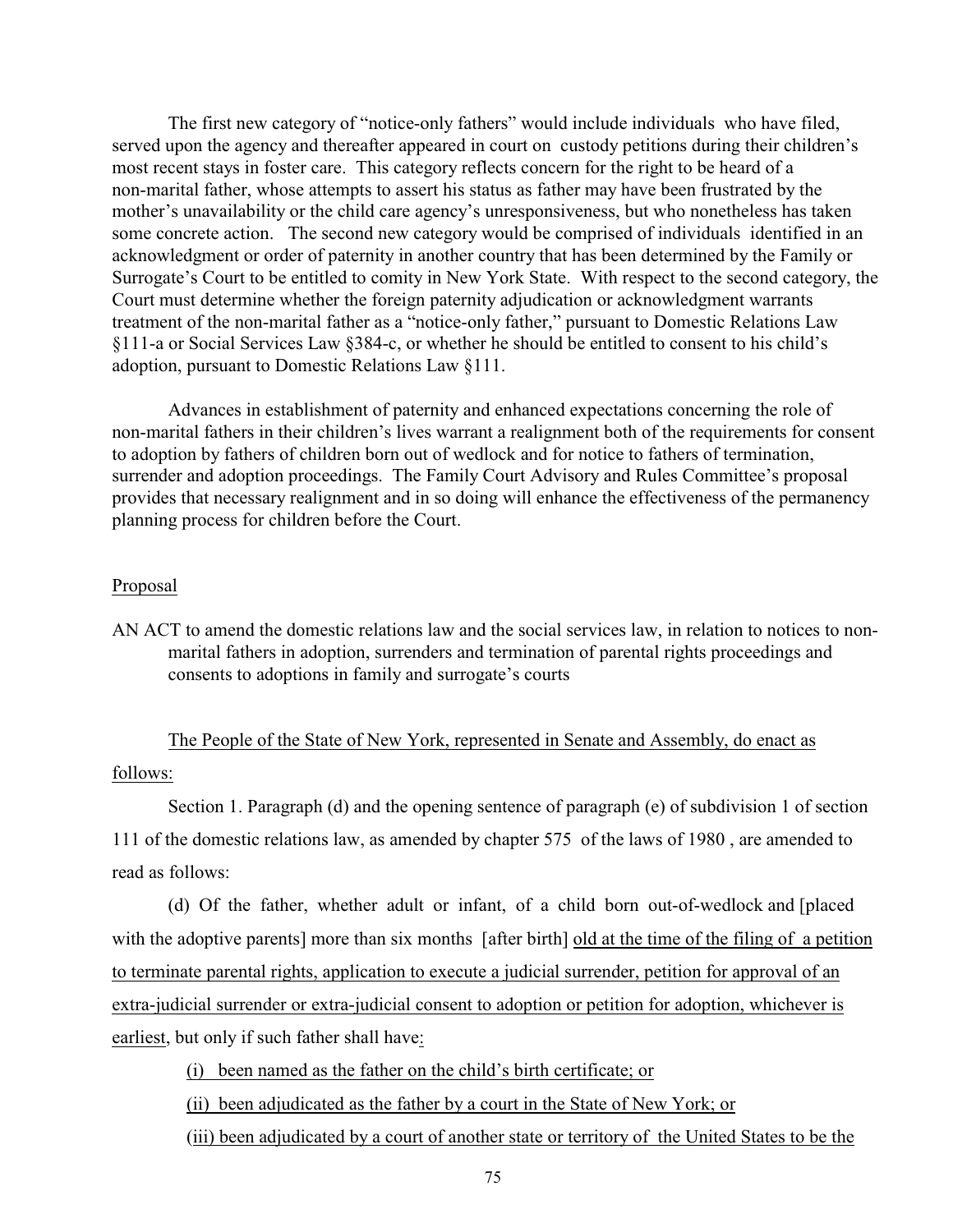The first new category of "notice-only fathers" would include individuals who have filed, served upon the agency and thereafter appeared in court on custody petitions during their children's most recent stays in foster care. This category reflects concern for the right to be heard of a non-marital father, whose attempts to assert his status as father may have been frustrated by the mother's unavailability or the child care agency's unresponsiveness, but who nonetheless has taken some concrete action. The second new category would be comprised of individuals identified in an acknowledgment or order of paternity in another country that has been determined by the Family or Surrogate's Court to be entitled to comity in New York State. With respect to the second category, the Court must determine whether the foreign paternity adjudication or acknowledgment warrants treatment of the non-marital father as a "notice-only father," pursuant to Domestic Relations Law §111-a or Social Services Law §384-c, or whether he should be entitled to consent to his child's adoption, pursuant to Domestic Relations Law §111.

Advances in establishment of paternity and enhanced expectations concerning the role of non-marital fathers in their children's lives warrant a realignment both of the requirements for consent to adoption by fathers of children born out of wedlock and for notice to fathers of termination, surrender and adoption proceedings. The Family Court Advisory and Rules Committee's proposal provides that necessary realignment and in so doing will enhance the effectiveness of the permanency planning process for children before the Court.

<u>Proposal</u>

AN ACT to amend the domestic relations law and the social services law, in relation to notices to non-marital fathers in adoption, surrenders and termination of parental rights proceedings and consents to adoptions in family and surrogate's courts

<u>The People of the State of New York, represented in Senate and Assembly, do enact as follows:</u>

Section 1. Paragraph (d) and the opening sentence of paragraph (e) of subdivision 1 of section 111 of the domestic relations law, as amended by chapter 575 of the laws of 1980 , are amended to read as follows:

(d) Of the father, whether adult or infant, of a child born out-of-wedlock and [placed with the adoptive parents] more than six months [after birth] <u>old at the time of the filing of a petition to terminate parental rights, application to execute a judicial surrender, petition for approval of an extra-judicial surrender or extra-judicial consent to adoption or petition for adoption, whichever is earliest</u>, but only if such father shall have<u>:</u>

<u>(i) been named as the father on the child's birth certificate; or</u>

<u>(ii) been adjudicated as the father by a court in the State of New York; or</u>

<u>(iii) been adjudicated by a court of another state or territory of the United States to be the</u>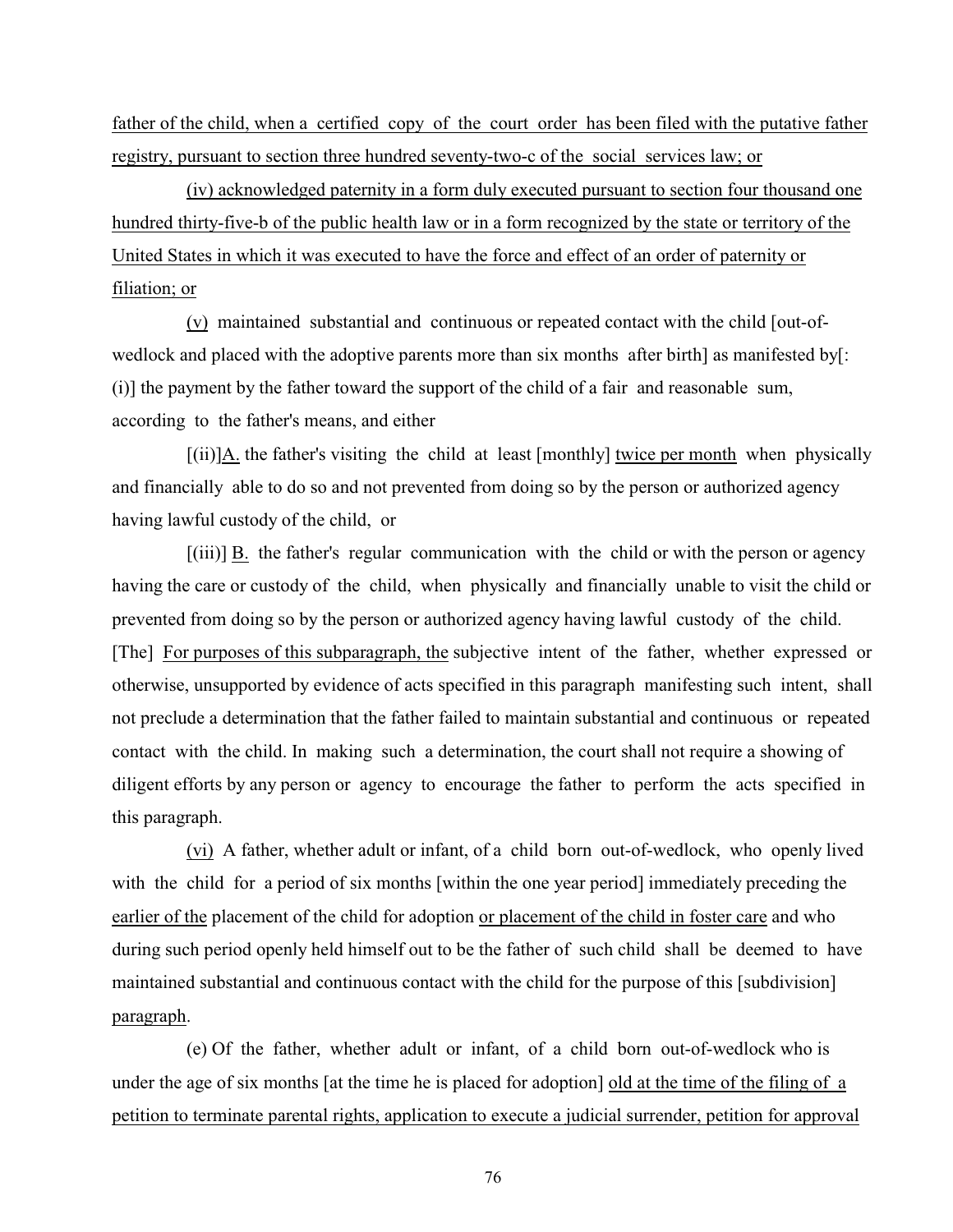father of the child, when a certified copy of the court order has been filed with the putative father registry, pursuant to section three hundred seventy-two-c of the social services law; or

(iv) acknowledged paternity in a form duly executed pursuant to section four thousand one hundred thirty-five-b of the public health law or in a form recognized by the state or territory of the United States in which it was executed to have the force and effect of an order of paternity or filiation; or

(v) maintained substantial and continuous or repeated contact with the child [out-of-wedlock and placed with the adoptive parents more than six months after birth] as manifested by[: (i)] the payment by the father toward the support of the child of a fair and reasonable sum, according to the father's means, and either

[(ii)]A. the father's visiting the child at least [monthly] twice per month when physically and financially able to do so and not prevented from doing so by the person or authorized agency having lawful custody of the child, or

[(iii)] B. the father's regular communication with the child or with the person or agency having the care or custody of the child, when physically and financially unable to visit the child or prevented from doing so by the person or authorized agency having lawful custody of the child. [The] For purposes of this subparagraph, the subjective intent of the father, whether expressed or otherwise, unsupported by evidence of acts specified in this paragraph manifesting such intent, shall not preclude a determination that the father failed to maintain substantial and continuous or repeated contact with the child. In making such a determination, the court shall not require a showing of diligent efforts by any person or agency to encourage the father to perform the acts specified in this paragraph.

(vi) A father, whether adult or infant, of a child born out-of-wedlock, who openly lived with the child for a period of six months [within the one year period] immediately preceding the earlier of the placement of the child for adoption or placement of the child in foster care and who during such period openly held himself out to be the father of such child shall be deemed to have maintained substantial and continuous contact with the child for the purpose of this [subdivision] paragraph.

(e) Of the father, whether adult or infant, of a child born out-of-wedlock who is under the age of six months [at the time he is placed for adoption] old at the time of the filing of a petition to terminate parental rights, application to execute a judicial surrender, petition for approval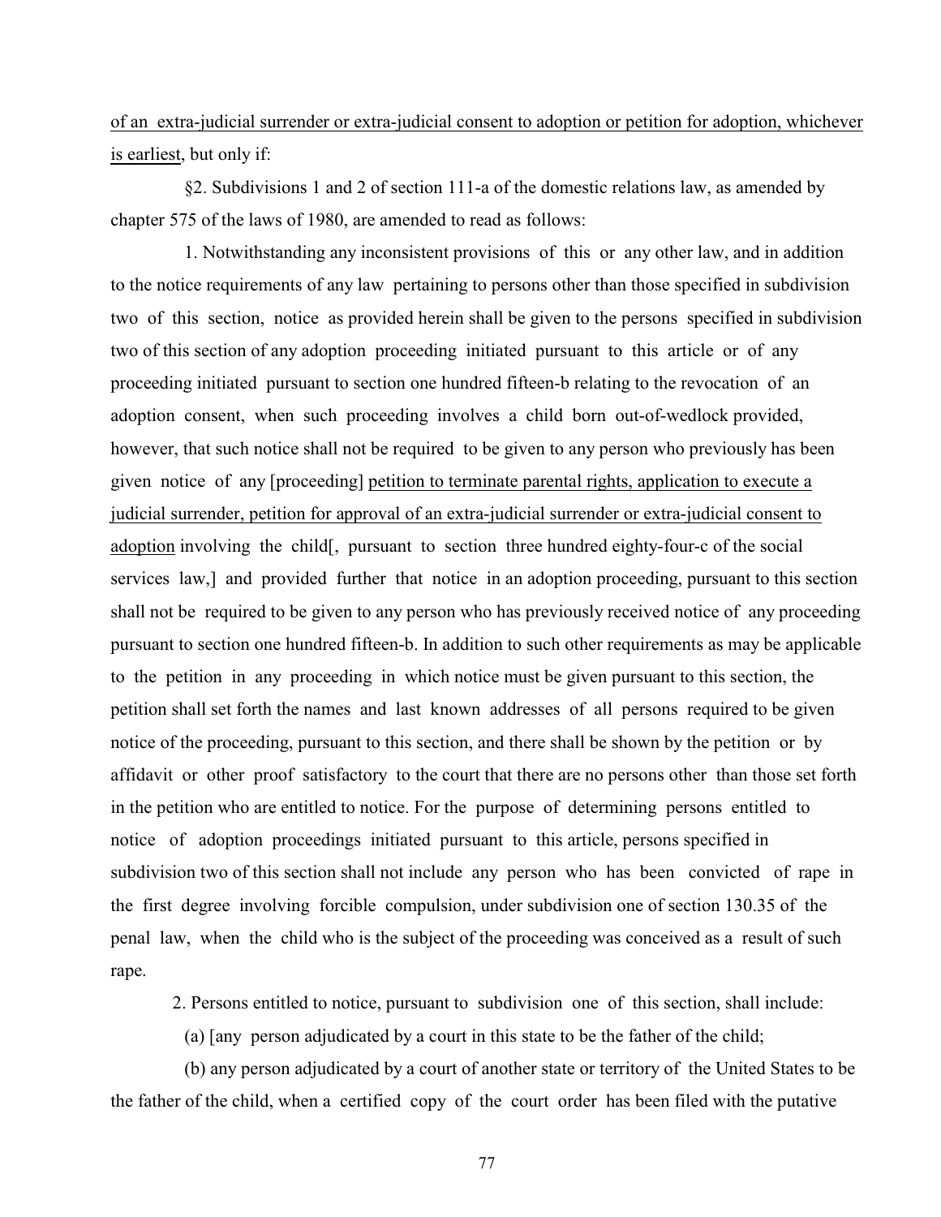<u>of an extra-judicial surrender or extra-judicial consent to adoption or petition for adoption, whichever is earliest</u>, but only if:

§2. Subdivisions 1 and 2 of section 111-a of the domestic relations law, as amended by chapter 575 of the laws of 1980, are amended to read as follows:

1. Notwithstanding any inconsistent provisions of this or any other law, and in addition to the notice requirements of any law pertaining to persons other than those specified in subdivision two of this section, notice as provided herein shall be given to the persons specified in subdivision two of this section of any adoption proceeding initiated pursuant to this article or of any proceeding initiated pursuant to section one hundred fifteen-b relating to the revocation of an adoption consent, when such proceeding involves a child born out-of-wedlock provided, however, that such notice shall not be required to be given to any person who previously has been given notice of any [proceeding] <u>petition to terminate parental rights, application to execute a judicial surrender, petition for approval of an extra-judicial surrender or extra-judicial consent to adoption</u> involving the child[, pursuant to section three hundred eighty-four-c of the social services law,] and provided further that notice in an adoption proceeding, pursuant to this section shall not be required to be given to any person who has previously received notice of any proceeding pursuant to section one hundred fifteen-b. In addition to such other requirements as may be applicable to the petition in any proceeding in which notice must be given pursuant to this section, the petition shall set forth the names and last known addresses of all persons required to be given notice of the proceeding, pursuant to this section, and there shall be shown by the petition or by affidavit or other proof satisfactory to the court that there are no persons other than those set forth in the petition who are entitled to notice. For the purpose of determining persons entitled to notice of adoption proceedings initiated pursuant to this article, persons specified in subdivision two of this section shall not include any person who has been convicted of rape in the first degree involving forcible compulsion, under subdivision one of section 130.35 of the penal law, when the child who is the subject of the proceeding was conceived as a result of such rape.

2. Persons entitled to notice, pursuant to subdivision one of this section, shall include:

(a) [any person adjudicated by a court in this state to be the father of the child;

(b) any person adjudicated by a court of another state or territory of the United States to be the father of the child, when a certified copy of the court order has been filed with the putative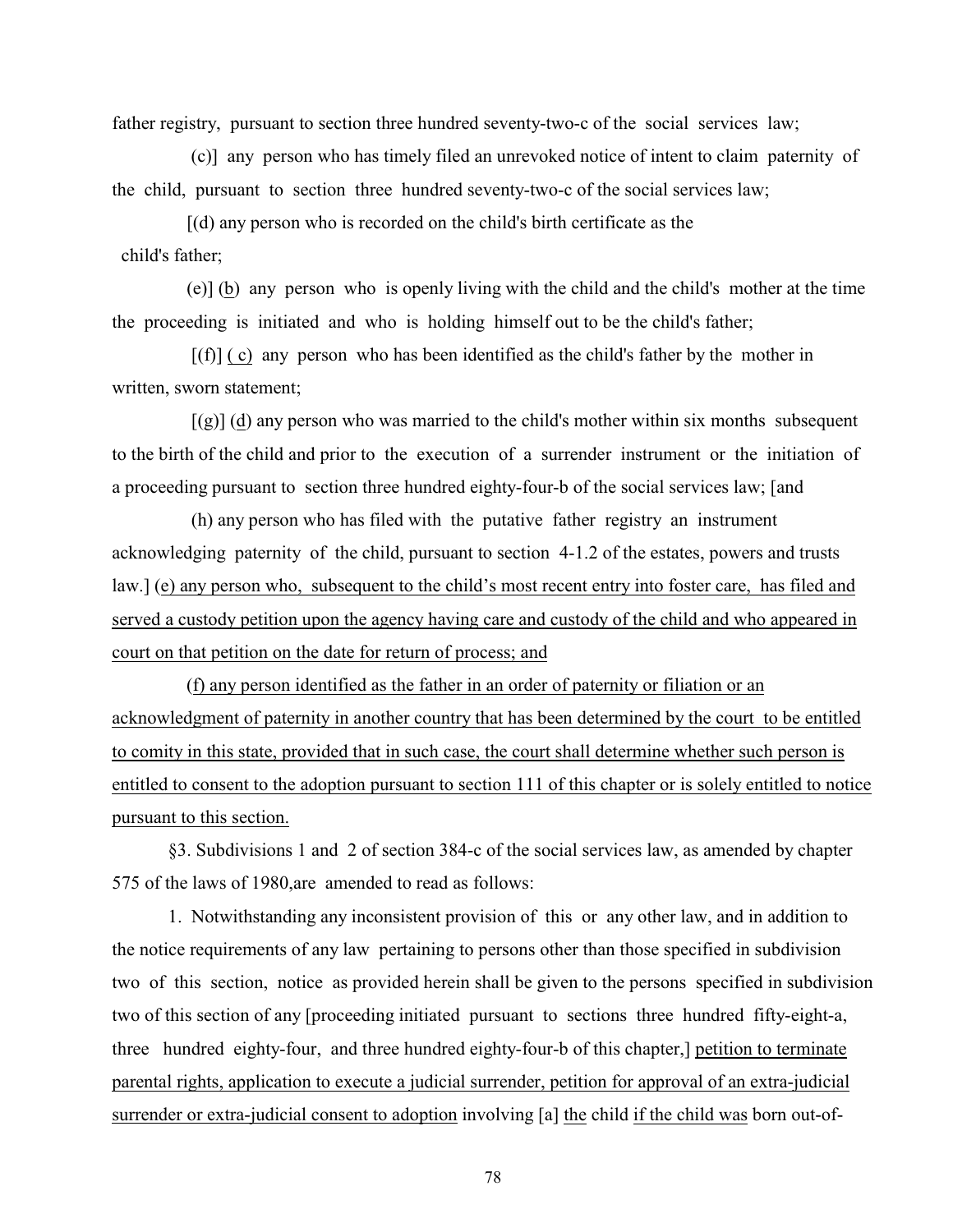father registry, pursuant to section three hundred seventy-two-c of the social services law;

(c)] any person who has timely filed an unrevoked notice of intent to claim paternity of the child, pursuant to section three hundred seventy-two-c of the social services law;

[(d) any person who is recorded on the child's birth certificate as the child's father;

(e)] <u>(b)</u> any person who is openly living with the child and the child's mother at the time the proceeding is initiated and who is holding himself out to be the child's father;

[(f)] <u>( c)</u> any person who has been identified as the child's father by the mother in written, sworn statement;

[(g)] (<u>d</u>) any person who was married to the child's mother within six months subsequent to the birth of the child and prior to the execution of a surrender instrument or the initiation of a proceeding pursuant to section three hundred eighty-four-b of the social services law; [and

(h) any person who has filed with the putative father registry an instrument acknowledging paternity of the child, pursuant to section 4-1.2 of the estates, powers and trusts law.] <u>(e) any person who, subsequent to the child's most recent entry into foster care, has filed and served a custody petition upon the agency having care and custody of the child and who appeared in court on that petition on the date for return of process; and</u>

<u>(f) any person identified as the father in an order of paternity or filiation or an acknowledgment of paternity in another country that has been determined by the court to be entitled to comity in this state, provided that in such case, the court shall determine whether such person is entitled to consent to the adoption pursuant to section 111 of this chapter or is solely entitled to notice pursuant to this section.</u>

§3. Subdivisions 1 and 2 of section 384-c of the social services law, as amended by chapter 575 of the laws of 1980,are amended to read as follows:

1. Notwithstanding any inconsistent provision of this or any other law, and in addition to the notice requirements of any law pertaining to persons other than those specified in subdivision two of this section, notice as provided herein shall be given to the persons specified in subdivision two of this section of any [proceeding initiated pursuant to sections three hundred fifty-eight-a, three hundred eighty-four, and three hundred eighty-four-b of this chapter,] <u>petition to terminate parental rights, application to execute a judicial surrender, petition for approval of an extra-judicial surrender or extra-judicial consent to adoption</u> involving [a] <u>the</u> child <u>if the child was</u> born out-of-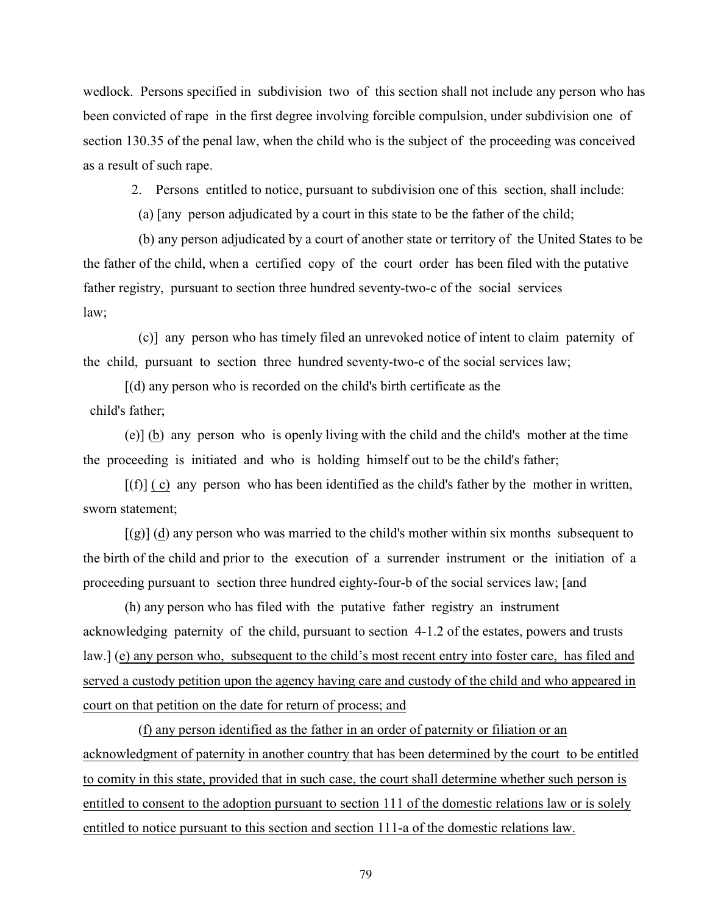wedlock. Persons specified in subdivision two of this section shall not include any person who has been convicted of rape in the first degree involving forcible compulsion, under subdivision one of section 130.35 of the penal law, when the child who is the subject of the proceeding was conceived as a result of such rape.

2. Persons entitled to notice, pursuant to subdivision one of this section, shall include:

(a) [any person adjudicated by a court in this state to be the father of the child;

(b) any person adjudicated by a court of another state or territory of the United States to be the father of the child, when a certified copy of the court order has been filed with the putative father registry, pursuant to section three hundred seventy-two-c of the social services law;

(c)] any person who has timely filed an unrevoked notice of intent to claim paternity of the child, pursuant to section three hundred seventy-two-c of the social services law;

[(d) any person who is recorded on the child's birth certificate as the child's father;

(e)] <u>(b)</u> any person who is openly living with the child and the child's mother at the time the proceeding is initiated and who is holding himself out to be the child's father;

[(f)] <u>( c)</u> any person who has been identified as the child's father by the mother in written, sworn statement;

[(g)] <u>(d)</u> any person who was married to the child's mother within six months subsequent to the birth of the child and prior to the execution of a surrender instrument or the initiation of a proceeding pursuant to section three hundred eighty-four-b of the social services law; [and

(h) any person who has filed with the putative father registry an instrument acknowledging paternity of the child, pursuant to section 4-1.2 of the estates, powers and trusts law.] <u>(e) any person who, subsequent to the child's most recent entry into foster care, has filed and served a custody petition upon the agency having care and custody of the child and who appeared in court on that petition on the date for return of process; and</u>

<u>(f) any person identified as the father in an order of paternity or filiation or an acknowledgment of paternity in another country that has been determined by the court to be entitled to comity in this state, provided that in such case, the court shall determine whether such person is entitled to consent to the adoption pursuant to section 111 of the domestic relations law or is solely entitled to notice pursuant to this section and section 111-a of the domestic relations law.</u>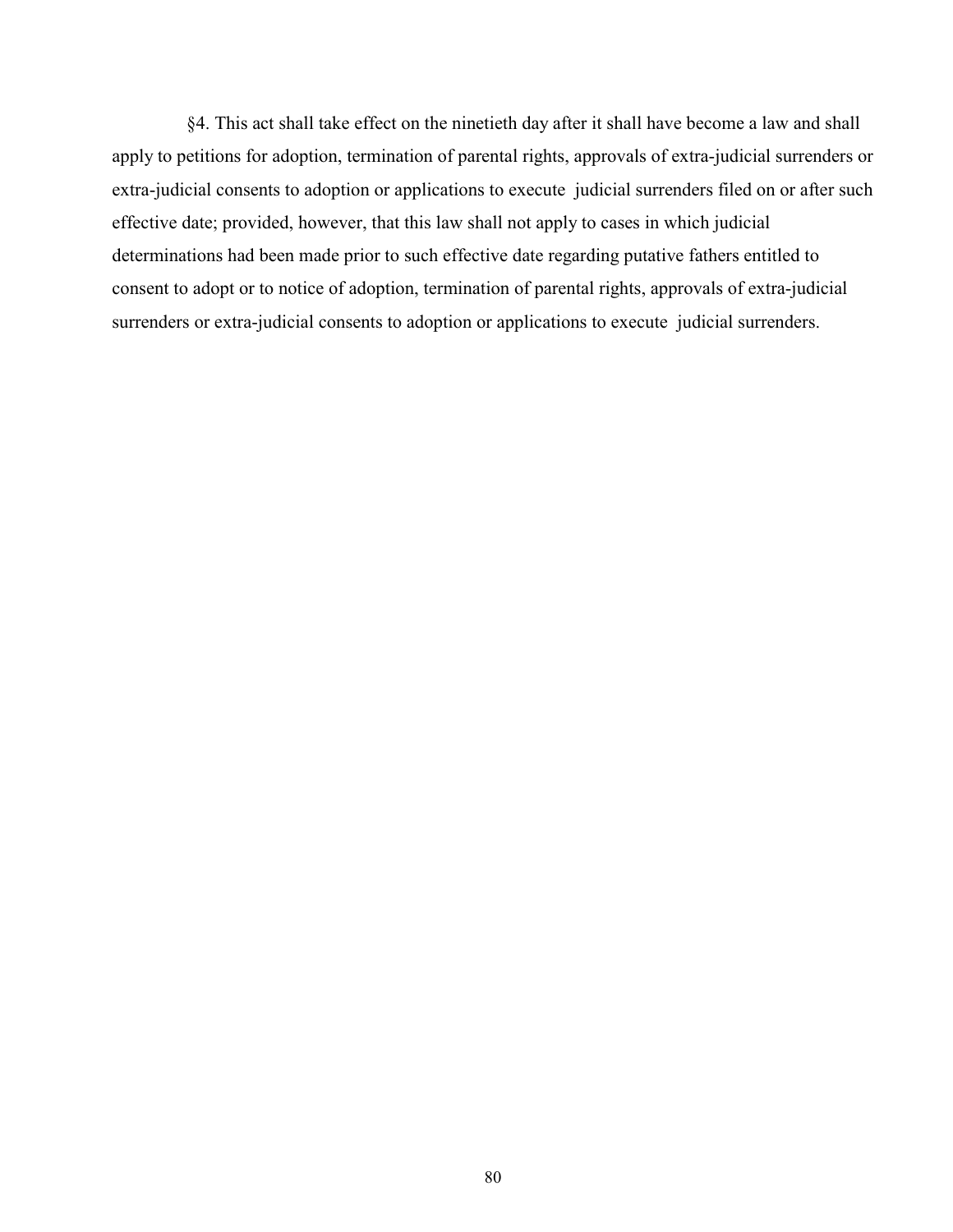§4. This act shall take effect on the ninetieth day after it shall have become a law and shall apply to petitions for adoption, termination of parental rights, approvals of extra-judicial surrenders or extra-judicial consents to adoption or applications to execute judicial surrenders filed on or after such effective date; provided, however, that this law shall not apply to cases in which judicial determinations had been made prior to such effective date regarding putative fathers entitled to consent to adopt or to notice of adoption, termination of parental rights, approvals of extra-judicial surrenders or extra-judicial consents to adoption or applications to execute judicial surrenders.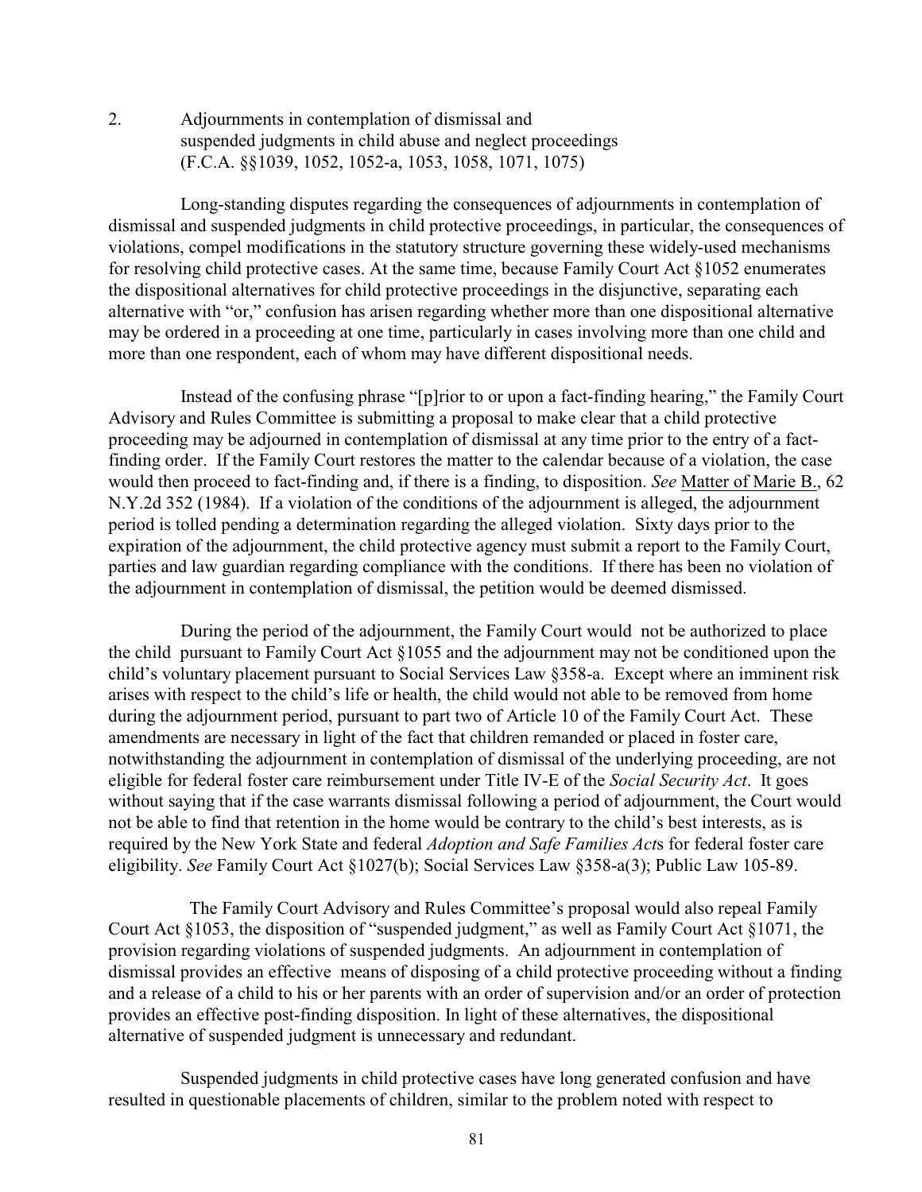2. Adjournments in contemplation of dismissal and suspended judgments in child abuse and neglect proceedings (F.C.A. §§1039, 1052, 1052-a, 1053, 1058, 1071, 1075)

Long-standing disputes regarding the consequences of adjournments in contemplation of dismissal and suspended judgments in child protective proceedings, in particular, the consequences of violations, compel modifications in the statutory structure governing these widely-used mechanisms for resolving child protective cases. At the same time, because Family Court Act §1052 enumerates the dispositional alternatives for child protective proceedings in the disjunctive, separating each alternative with "or," confusion has arisen regarding whether more than one dispositional alternative may be ordered in a proceeding at one time, particularly in cases involving more than one child and more than one respondent, each of whom may have different dispositional needs.

Instead of the confusing phrase "[p]rior to or upon a fact-finding hearing," the Family Court Advisory and Rules Committee is submitting a proposal to make clear that a child protective proceeding may be adjourned in contemplation of dismissal at any time prior to the entry of a fact-finding order. If the Family Court restores the matter to the calendar because of a violation, the case would then proceed to fact-finding and, if there is a finding, to disposition. *See* Matter of Marie B., 62 N.Y.2d 352 (1984). If a violation of the conditions of the adjournment is alleged, the adjournment period is tolled pending a determination regarding the alleged violation. Sixty days prior to the expiration of the adjournment, the child protective agency must submit a report to the Family Court, parties and law guardian regarding compliance with the conditions. If there has been no violation of the adjournment in contemplation of dismissal, the petition would be deemed dismissed.

During the period of the adjournment, the Family Court would not be authorized to place the child pursuant to Family Court Act §1055 and the adjournment may not be conditioned upon the child's voluntary placement pursuant to Social Services Law §358-a. Except where an imminent risk arises with respect to the child's life or health, the child would not able to be removed from home during the adjournment period, pursuant to part two of Article 10 of the Family Court Act. These amendments are necessary in light of the fact that children remanded or placed in foster care, notwithstanding the adjournment in contemplation of dismissal of the underlying proceeding, are not eligible for federal foster care reimbursement under Title IV-E of the *Social Security Act*. It goes without saying that if the case warrants dismissal following a period of adjournment, the Court would not be able to find that retention in the home would be contrary to the child's best interests, as is required by the New York State and federal *Adoption and Safe Families Act*s for federal foster care eligibility. *See* Family Court Act §1027(b); Social Services Law §358-a(3); Public Law 105-89.

The Family Court Advisory and Rules Committee's proposal would also repeal Family Court Act §1053, the disposition of "suspended judgment," as well as Family Court Act §1071, the provision regarding violations of suspended judgments. An adjournment in contemplation of dismissal provides an effective means of disposing of a child protective proceeding without a finding and a release of a child to his or her parents with an order of supervision and/or an order of protection provides an effective post-finding disposition. In light of these alternatives, the dispositional alternative of suspended judgment is unnecessary and redundant.

Suspended judgments in child protective cases have long generated confusion and have resulted in questionable placements of children, similar to the problem noted with respect to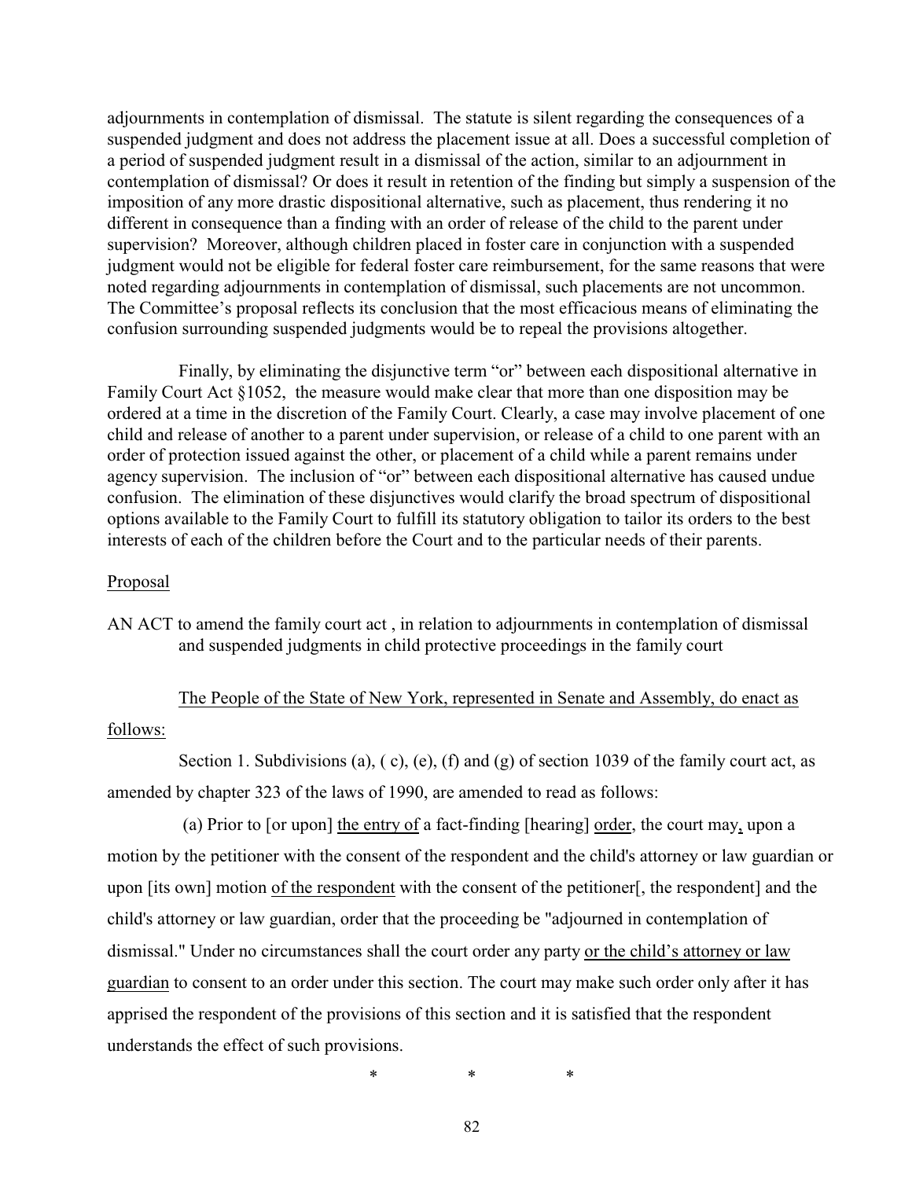adjournments in contemplation of dismissal. The statute is silent regarding the consequences of a suspended judgment and does not address the placement issue at all. Does a successful completion of a period of suspended judgment result in a dismissal of the action, similar to an adjournment in contemplation of dismissal? Or does it result in retention of the finding but simply a suspension of the imposition of any more drastic dispositional alternative, such as placement, thus rendering it no different in consequence than a finding with an order of release of the child to the parent under supervision? Moreover, although children placed in foster care in conjunction with a suspended judgment would not be eligible for federal foster care reimbursement, for the same reasons that were noted regarding adjournments in contemplation of dismissal, such placements are not uncommon. The Committee's proposal reflects its conclusion that the most efficacious means of eliminating the confusion surrounding suspended judgments would be to repeal the provisions altogether.

Finally, by eliminating the disjunctive term "or" between each dispositional alternative in Family Court Act §1052, the measure would make clear that more than one disposition may be ordered at a time in the discretion of the Family Court. Clearly, a case may involve placement of one child and release of another to a parent under supervision, or release of a child to one parent with an order of protection issued against the other, or placement of a child while a parent remains under agency supervision. The inclusion of "or" between each dispositional alternative has caused undue confusion. The elimination of these disjunctives would clarify the broad spectrum of dispositional options available to the Family Court to fulfill its statutory obligation to tailor its orders to the best interests of each of the children before the Court and to the particular needs of their parents.

<u>Proposal</u>

AN ACT to amend the family court act , in relation to adjournments in contemplation of dismissal and suspended judgments in child protective proceedings in the family court

<u>The People of the State of New York, represented in Senate and Assembly, do enact as follows:</u>

Section 1. Subdivisions (a), ( c), (e), (f) and (g) of section 1039 of the family court act, as amended by chapter 323 of the laws of 1990, are amended to read as follows:

(a) Prior to [or upon] <u>the entry of</u> a fact-finding [hearing] <u>order</u>, the court may<u>,</u> upon a motion by the petitioner with the consent of the respondent and the child's attorney or law guardian or upon [its own] motion <u>of the respondent</u> with the consent of the petitioner[, the respondent] and the child's attorney or law guardian, order that the proceeding be "adjourned in contemplation of dismissal." Under no circumstances shall the court order any party <u>or the child's attorney or law guardian</u> to consent to an order under this section. The court may make such order only after it has apprised the respondent of the provisions of this section and it is satisfied that the respondent understands the effect of such provisions.

\* \* \*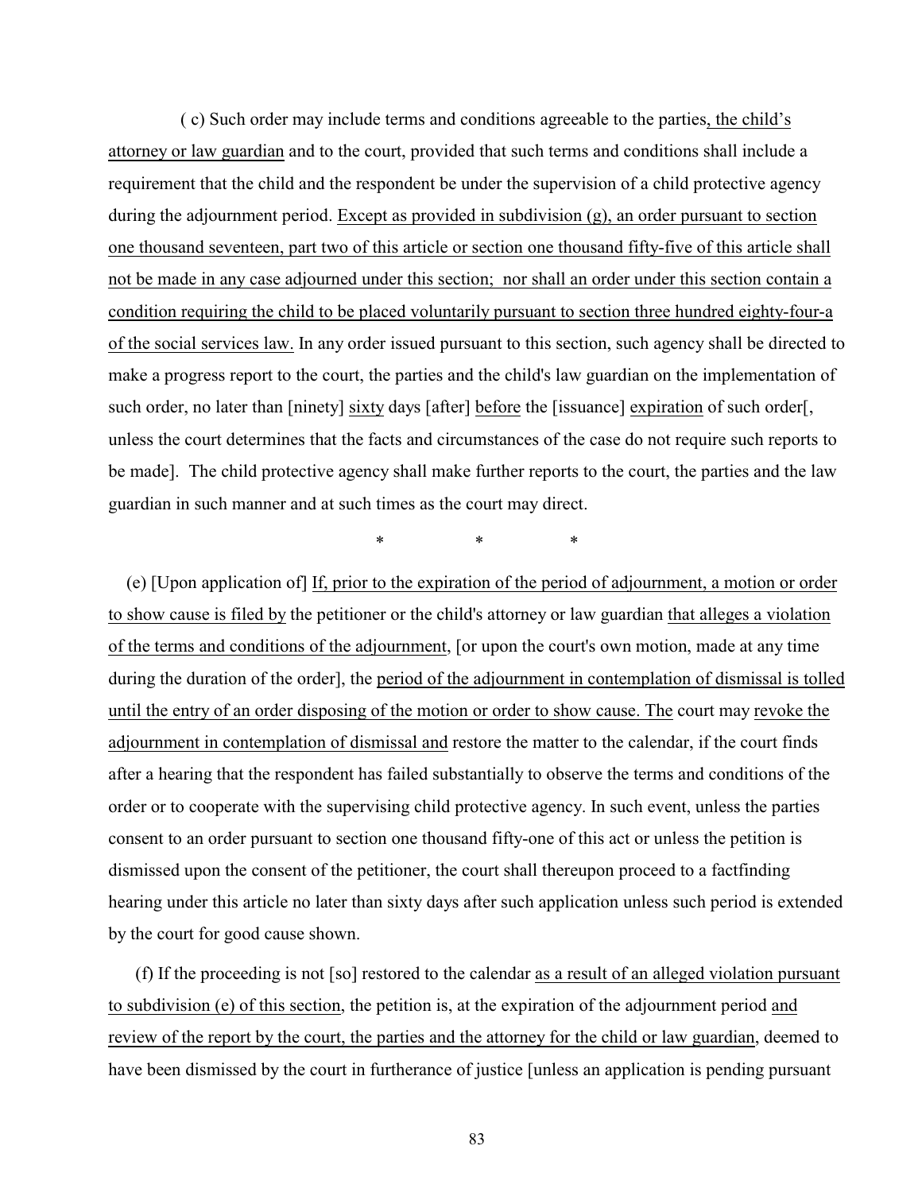( c) Such order may include terms and conditions agreeable to the parties, the child's attorney or law guardian and to the court, provided that such terms and conditions shall include a requirement that the child and the respondent be under the supervision of a child protective agency during the adjournment period. Except as provided in subdivision (g), an order pursuant to section one thousand seventeen, part two of this article or section one thousand fifty-five of this article shall not be made in any case adjourned under this section; nor shall an order under this section contain a condition requiring the child to be placed voluntarily pursuant to section three hundred eighty-four-a of the social services law. In any order issued pursuant to this section, such agency shall be directed to make a progress report to the court, the parties and the child's law guardian on the implementation of such order, no later than [ninety] sixty days [after] before the [issuance] expiration of such order[, unless the court determines that the facts and circumstances of the case do not require such reports to be made]. The child protective agency shall make further reports to the court, the parties and the law guardian in such manner and at such times as the court may direct.

\* \* \*

(e) [Upon application of] If, prior to the expiration of the period of adjournment, a motion or order to show cause is filed by the petitioner or the child's attorney or law guardian that alleges a violation of the terms and conditions of the adjournment, [or upon the court's own motion, made at any time during the duration of the order], the period of the adjournment in contemplation of dismissal is tolled until the entry of an order disposing of the motion or order to show cause. The court may revoke the adjournment in contemplation of dismissal and restore the matter to the calendar, if the court finds after a hearing that the respondent has failed substantially to observe the terms and conditions of the order or to cooperate with the supervising child protective agency. In such event, unless the parties consent to an order pursuant to section one thousand fifty-one of this act or unless the petition is dismissed upon the consent of the petitioner, the court shall thereupon proceed to a factfinding hearing under this article no later than sixty days after such application unless such period is extended by the court for good cause shown.

(f) If the proceeding is not [so] restored to the calendar as a result of an alleged violation pursuant to subdivision (e) of this section, the petition is, at the expiration of the adjournment period and review of the report by the court, the parties and the attorney for the child or law guardian, deemed to have been dismissed by the court in furtherance of justice [unless an application is pending pursuant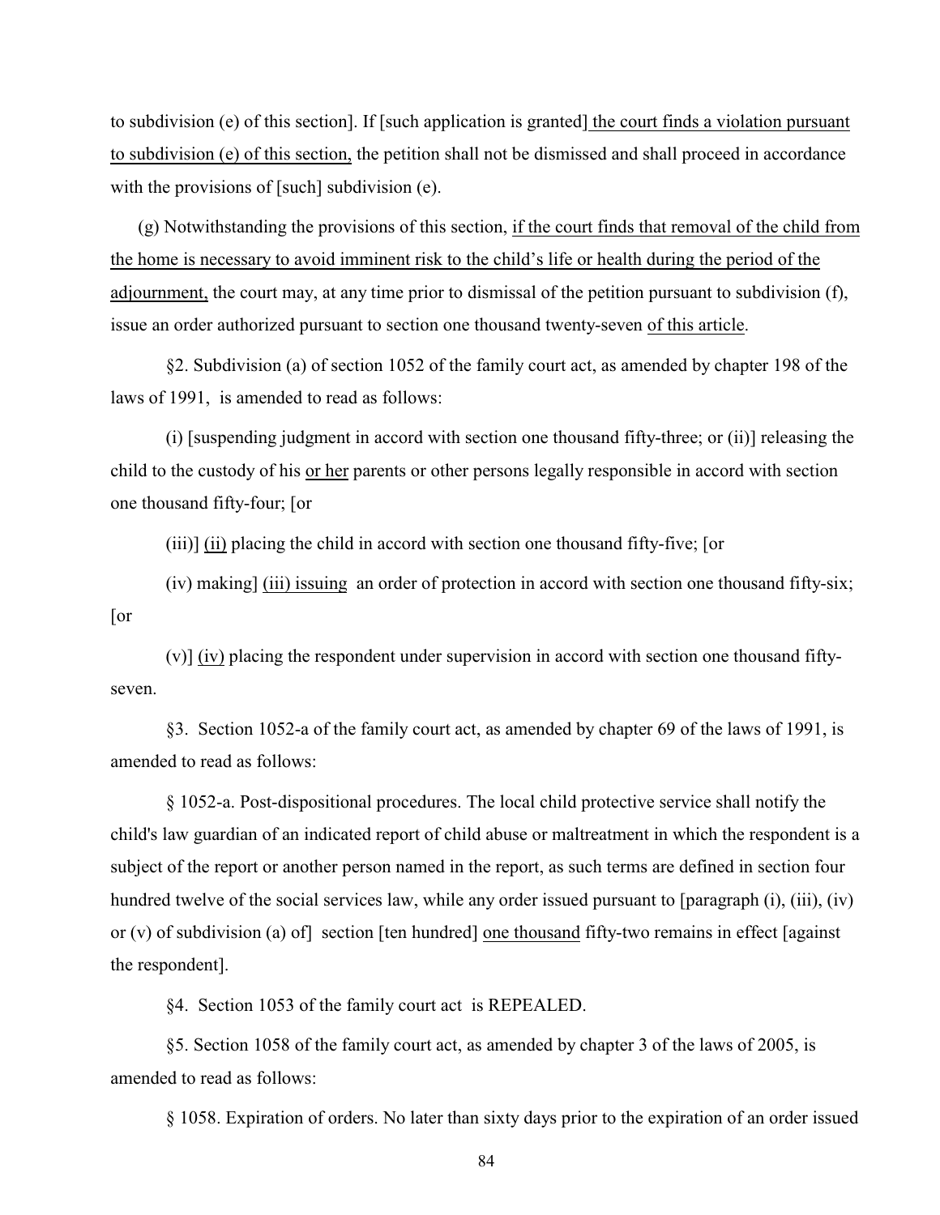to subdivision (e) of this section]. If [such application is granted] the court finds a violation pursuant to subdivision (e) of this section, the petition shall not be dismissed and shall proceed in accordance with the provisions of [such] subdivision (e).

(g) Notwithstanding the provisions of this section, if the court finds that removal of the child from the home is necessary to avoid imminent risk to the child's life or health during the period of the adjournment, the court may, at any time prior to dismissal of the petition pursuant to subdivision (f), issue an order authorized pursuant to section one thousand twenty-seven of this article.

§2. Subdivision (a) of section 1052 of the family court act, as amended by chapter 198 of the laws of 1991, is amended to read as follows:

(i) [suspending judgment in accord with section one thousand fifty-three; or (ii)] releasing the child to the custody of his or her parents or other persons legally responsible in accord with section one thousand fifty-four; [or

(iii)] (ii) placing the child in accord with section one thousand fifty-five; [or

(iv) making] (iii) issuing an order of protection in accord with section one thousand fifty-six; [or

(v)] (iv) placing the respondent under supervision in accord with section one thousand fifty-seven.

§3. Section 1052-a of the family court act, as amended by chapter 69 of the laws of 1991, is amended to read as follows:

§ 1052-a. Post-dispositional procedures. The local child protective service shall notify the child's law guardian of an indicated report of child abuse or maltreatment in which the respondent is a subject of the report or another person named in the report, as such terms are defined in section four hundred twelve of the social services law, while any order issued pursuant to [paragraph (i), (iii), (iv) or (v) of subdivision (a) of] section [ten hundred] one thousand fifty-two remains in effect [against the respondent].

§4. Section 1053 of the family court act is REPEALED.

§5. Section 1058 of the family court act, as amended by chapter 3 of the laws of 2005, is amended to read as follows:

§ 1058. Expiration of orders. No later than sixty days prior to the expiration of an order issued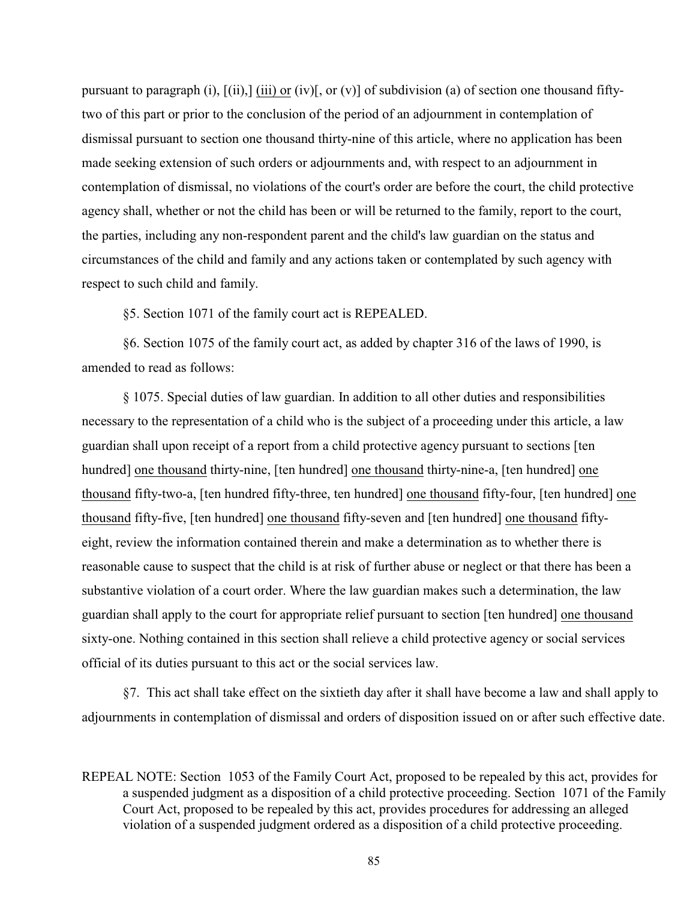pursuant to paragraph (i), [(ii),] <u>(iii) or</u> (iv)[, or (v)] of subdivision (a) of section one thousand fifty-two of this part or prior to the conclusion of the period of an adjournment in contemplation of dismissal pursuant to section one thousand thirty-nine of this article, where no application has been made seeking extension of such orders or adjournments and, with respect to an adjournment in contemplation of dismissal, no violations of the court's order are before the court, the child protective agency shall, whether or not the child has been or will be returned to the family, report to the court, the parties, including any non-respondent parent and the child's law guardian on the status and circumstances of the child and family and any actions taken or contemplated by such agency with respect to such child and family.

§5. Section 1071 of the family court act is REPEALED.

§6. Section 1075 of the family court act, as added by chapter 316 of the laws of 1990, is amended to read as follows:

§ 1075. Special duties of law guardian. In addition to all other duties and responsibilities necessary to the representation of a child who is the subject of a proceeding under this article, a law guardian shall upon receipt of a report from a child protective agency pursuant to sections [ten hundred] <u>one thousand</u> thirty-nine, [ten hundred] <u>one thousand</u> thirty-nine-a, [ten hundred] <u>one thousand</u> fifty-two-a, [ten hundred fifty-three, ten hundred] <u>one thousand</u> fifty-four, [ten hundred] <u>one thousand</u> fifty-five, [ten hundred] <u>one thousand</u> fifty-seven and [ten hundred] <u>one thousand</u> fifty-eight, review the information contained therein and make a determination as to whether there is reasonable cause to suspect that the child is at risk of further abuse or neglect or that there has been a substantive violation of a court order. Where the law guardian makes such a determination, the law guardian shall apply to the court for appropriate relief pursuant to section [ten hundred] <u>one thousand</u> sixty-one. Nothing contained in this section shall relieve a child protective agency or social services official of its duties pursuant to this act or the social services law.

§7. This act shall take effect on the sixtieth day after it shall have become a law and shall apply to adjournments in contemplation of dismissal and orders of disposition issued on or after such effective date.

REPEAL NOTE: Section 1053 of the Family Court Act, proposed to be repealed by this act, provides for a suspended judgment as a disposition of a child protective proceeding. Section 1071 of the Family Court Act, proposed to be repealed by this act, provides procedures for addressing an alleged violation of a suspended judgment ordered as a disposition of a child protective proceeding.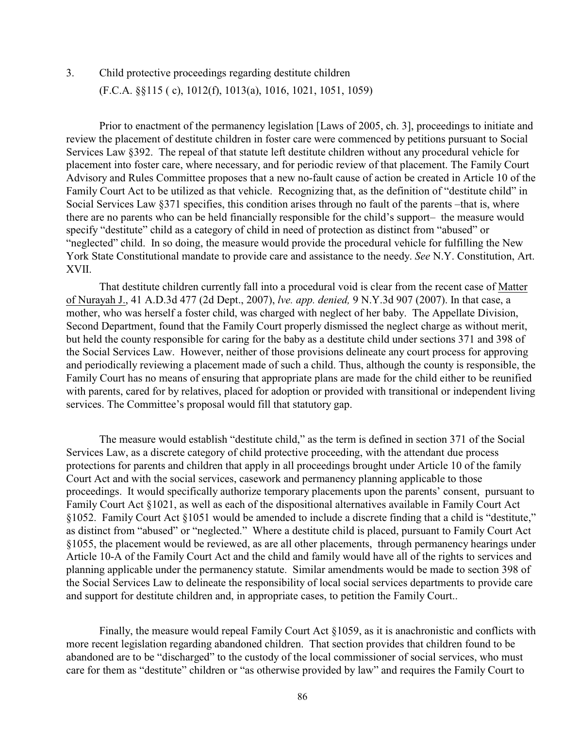3. Child protective proceedings regarding destitute children
(F.C.A. §§115 ( c), 1012(f), 1013(a), 1016, 1021, 1051, 1059)

Prior to enactment of the permanency legislation [Laws of 2005, ch. 3], proceedings to initiate and review the placement of destitute children in foster care were commenced by petitions pursuant to Social Services Law §392. The repeal of that statute left destitute children without any procedural vehicle for placement into foster care, where necessary, and for periodic review of that placement. The Family Court Advisory and Rules Committee proposes that a new no-fault cause of action be created in Article 10 of the Family Court Act to be utilized as that vehicle. Recognizing that, as the definition of "destitute child" in Social Services Law §371 specifies, this condition arises through no fault of the parents –that is, where there are no parents who can be held financially responsible for the child's support– the measure would specify "destitute" child as a category of child in need of protection as distinct from "abused" or "neglected" child. In so doing, the measure would provide the procedural vehicle for fulfilling the New York State Constitutional mandate to provide care and assistance to the needy. *See* N.Y. Constitution, Art. XVII.

That destitute children currently fall into a procedural void is clear from the recent case of Matter of Nurayah J., 41 A.D.3d 477 (2d Dept., 2007), *lve. app. denied,* 9 N.Y.3d 907 (2007). In that case, a mother, who was herself a foster child, was charged with neglect of her baby. The Appellate Division, Second Department, found that the Family Court properly dismissed the neglect charge as without merit, but held the county responsible for caring for the baby as a destitute child under sections 371 and 398 of the Social Services Law. However, neither of those provisions delineate any court process for approving and periodically reviewing a placement made of such a child. Thus, although the county is responsible, the Family Court has no means of ensuring that appropriate plans are made for the child either to be reunified with parents, cared for by relatives, placed for adoption or provided with transitional or independent living services. The Committee's proposal would fill that statutory gap.

The measure would establish "destitute child," as the term is defined in section 371 of the Social Services Law, as a discrete category of child protective proceeding, with the attendant due process protections for parents and children that apply in all proceedings brought under Article 10 of the family Court Act and with the social services, casework and permanency planning applicable to those proceedings. It would specifically authorize temporary placements upon the parents' consent, pursuant to Family Court Act §1021, as well as each of the dispositional alternatives available in Family Court Act §1052. Family Court Act §1051 would be amended to include a discrete finding that a child is "destitute," as distinct from "abused" or "neglected." Where a destitute child is placed, pursuant to Family Court Act §1055, the placement would be reviewed, as are all other placements, through permanency hearings under Article 10-A of the Family Court Act and the child and family would have all of the rights to services and planning applicable under the permanency statute. Similar amendments would be made to section 398 of the Social Services Law to delineate the responsibility of local social services departments to provide care and support for destitute children and, in appropriate cases, to petition the Family Court..

Finally, the measure would repeal Family Court Act §1059, as it is anachronistic and conflicts with more recent legislation regarding abandoned children. That section provides that children found to be abandoned are to be "discharged" to the custody of the local commissioner of social services, who must care for them as "destitute" children or "as otherwise provided by law" and requires the Family Court to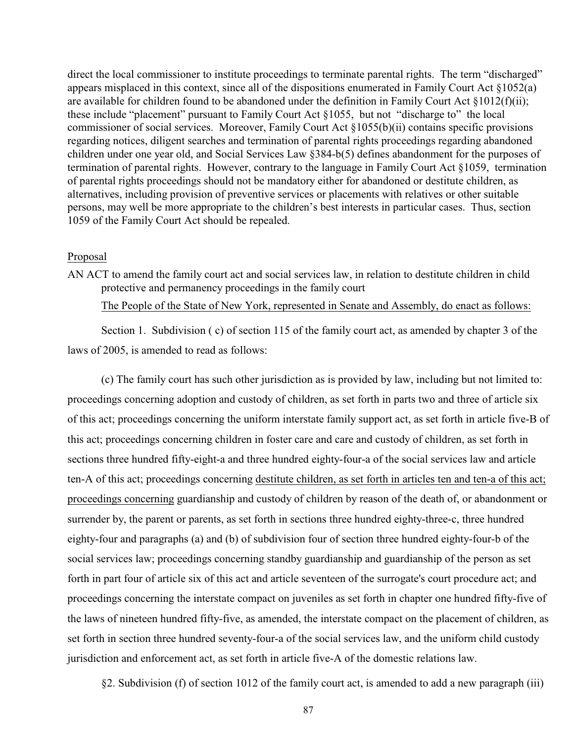direct the local commissioner to institute proceedings to terminate parental rights. The term "discharged" appears misplaced in this context, since all of the dispositions enumerated in Family Court Act §1052(a) are available for children found to be abandoned under the definition in Family Court Act §1012(f)(ii); these include "placement" pursuant to Family Court Act §1055, but not "discharge to" the local commissioner of social services. Moreover, Family Court Act §1055(b)(ii) contains specific provisions regarding notices, diligent searches and termination of parental rights proceedings regarding abandoned children under one year old, and Social Services Law §384-b(5) defines abandonment for the purposes of termination of parental rights. However, contrary to the language in Family Court Act §1059, termination of parental rights proceedings should not be mandatory either for abandoned or destitute children, as alternatives, including provision of preventive services or placements with relatives or other suitable persons, may well be more appropriate to the children's best interests in particular cases. Thus, section 1059 of the Family Court Act should be repealed.

Proposal

AN ACT to amend the family court act and social services law, in relation to destitute children in child protective and permanency proceedings in the family court

The People of the State of New York, represented in Senate and Assembly, do enact as follows:

Section 1. Subdivision ( c) of section 115 of the family court act, as amended by chapter 3 of the laws of 2005, is amended to read as follows:

(c) The family court has such other jurisdiction as is provided by law, including but not limited to: proceedings concerning adoption and custody of children, as set forth in parts two and three of article six of this act; proceedings concerning the uniform interstate family support act, as set forth in article five-B of this act; proceedings concerning children in foster care and care and custody of children, as set forth in sections three hundred fifty-eight-a and three hundred eighty-four-a of the social services law and article ten-A of this act; proceedings concerning destitute children, as set forth in articles ten and ten-a of this act; proceedings concerning guardianship and custody of children by reason of the death of, or abandonment or surrender by, the parent or parents, as set forth in sections three hundred eighty-three-c, three hundred eighty-four and paragraphs (a) and (b) of subdivision four of section three hundred eighty-four-b of the social services law; proceedings concerning standby guardianship and guardianship of the person as set forth in part four of article six of this act and article seventeen of the surrogate's court procedure act; and proceedings concerning the interstate compact on juveniles as set forth in chapter one hundred fifty-five of the laws of nineteen hundred fifty-five, as amended, the interstate compact on the placement of children, as set forth in section three hundred seventy-four-a of the social services law, and the uniform child custody jurisdiction and enforcement act, as set forth in article five-A of the domestic relations law.

§2. Subdivision (f) of section 1012 of the family court act, is amended to add a new paragraph (iii)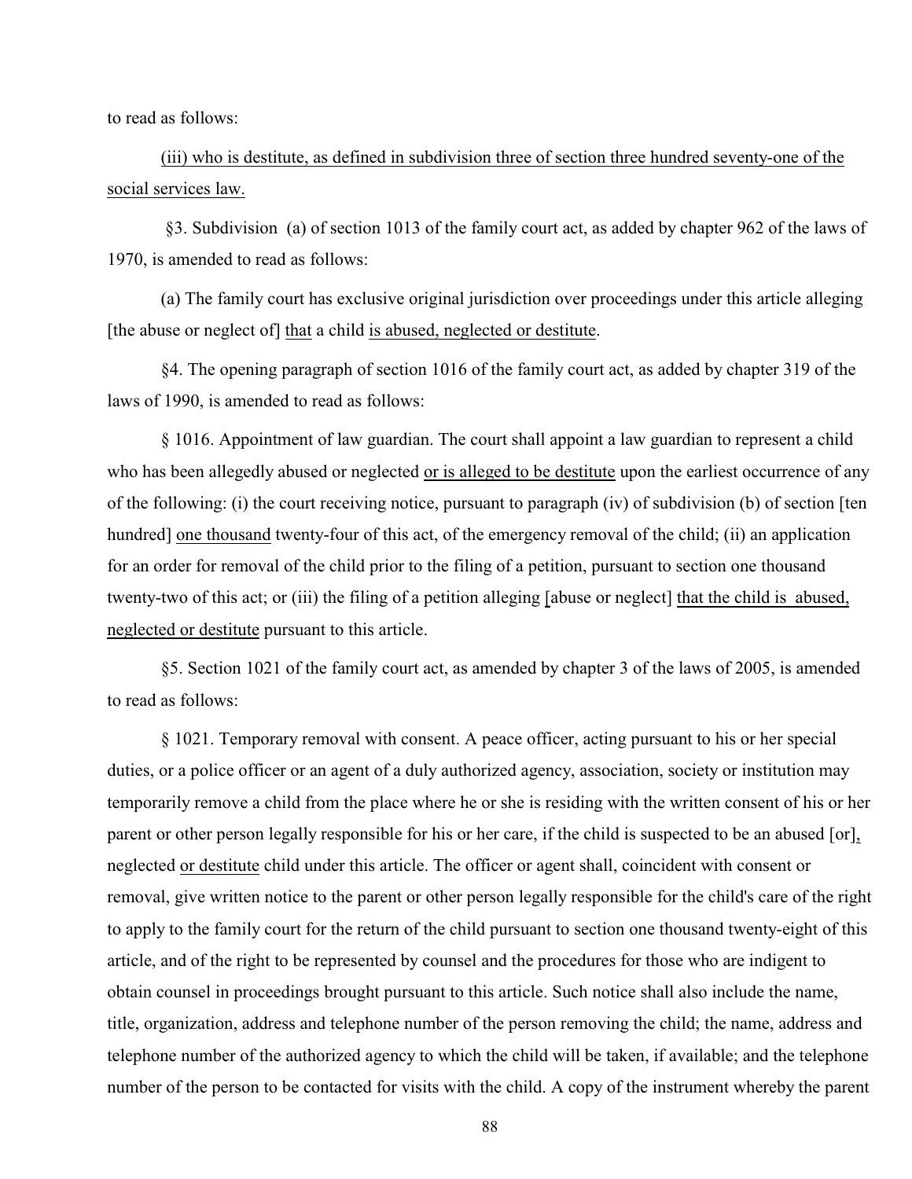to read as follows:

(iii) who is destitute, as defined in subdivision three of section three hundred seventy-one of the social services law.

§3. Subdivision (a) of section 1013 of the family court act, as added by chapter 962 of the laws of 1970, is amended to read as follows:

(a) The family court has exclusive original jurisdiction over proceedings under this article alleging [the abuse or neglect of] that a child is abused, neglected or destitute.

§4. The opening paragraph of section 1016 of the family court act, as added by chapter 319 of the laws of 1990, is amended to read as follows:

§ 1016. Appointment of law guardian. The court shall appoint a law guardian to represent a child who has been allegedly abused or neglected or is alleged to be destitute upon the earliest occurrence of any of the following: (i) the court receiving notice, pursuant to paragraph (iv) of subdivision (b) of section [ten hundred] one thousand twenty-four of this act, of the emergency removal of the child; (ii) an application for an order for removal of the child prior to the filing of a petition, pursuant to section one thousand twenty-two of this act; or (iii) the filing of a petition alleging [abuse or neglect] that the child is abused, neglected or destitute pursuant to this article.

§5. Section 1021 of the family court act, as amended by chapter 3 of the laws of 2005, is amended to read as follows:

§ 1021. Temporary removal with consent. A peace officer, acting pursuant to his or her special duties, or a police officer or an agent of a duly authorized agency, association, society or institution may temporarily remove a child from the place where he or she is residing with the written consent of his or her parent or other person legally responsible for his or her care, if the child is suspected to be an abused [or], neglected or destitute child under this article. The officer or agent shall, coincident with consent or removal, give written notice to the parent or other person legally responsible for the child's care of the right to apply to the family court for the return of the child pursuant to section one thousand twenty-eight of this article, and of the right to be represented by counsel and the procedures for those who are indigent to obtain counsel in proceedings brought pursuant to this article. Such notice shall also include the name, title, organization, address and telephone number of the person removing the child; the name, address and telephone number of the authorized agency to which the child will be taken, if available; and the telephone number of the person to be contacted for visits with the child. A copy of the instrument whereby the parent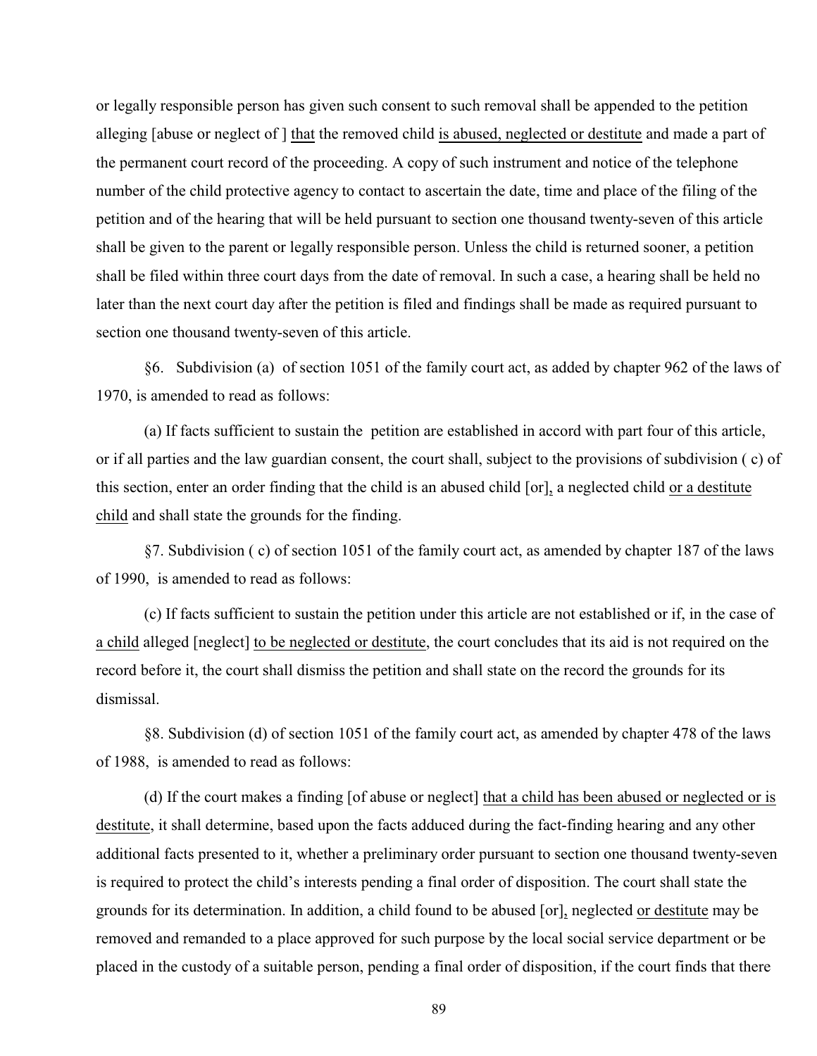or legally responsible person has given such consent to such removal shall be appended to the petition alleging [abuse or neglect of ] that the removed child is abused, neglected or destitute and made a part of the permanent court record of the proceeding. A copy of such instrument and notice of the telephone number of the child protective agency to contact to ascertain the date, time and place of the filing of the petition and of the hearing that will be held pursuant to section one thousand twenty-seven of this article shall be given to the parent or legally responsible person. Unless the child is returned sooner, a petition shall be filed within three court days from the date of removal. In such a case, a hearing shall be held no later than the next court day after the petition is filed and findings shall be made as required pursuant to section one thousand twenty-seven of this article.

§6. Subdivision (a) of section 1051 of the family court act, as added by chapter 962 of the laws of 1970, is amended to read as follows:

(a) If facts sufficient to sustain the petition are established in accord with part four of this article, or if all parties and the law guardian consent, the court shall, subject to the provisions of subdivision ( c) of this section, enter an order finding that the child is an abused child [or], a neglected child or a destitute child and shall state the grounds for the finding.

§7. Subdivision ( c) of section 1051 of the family court act, as amended by chapter 187 of the laws of 1990, is amended to read as follows:

(c) If facts sufficient to sustain the petition under this article are not established or if, in the case of a child alleged [neglect] to be neglected or destitute, the court concludes that its aid is not required on the record before it, the court shall dismiss the petition and shall state on the record the grounds for its dismissal.

§8. Subdivision (d) of section 1051 of the family court act, as amended by chapter 478 of the laws of 1988, is amended to read as follows:

(d) If the court makes a finding [of abuse or neglect] that a child has been abused or neglected or is destitute, it shall determine, based upon the facts adduced during the fact-finding hearing and any other additional facts presented to it, whether a preliminary order pursuant to section one thousand twenty-seven is required to protect the child's interests pending a final order of disposition. The court shall state the grounds for its determination. In addition, a child found to be abused [or], neglected or destitute may be removed and remanded to a place approved for such purpose by the local social service department or be placed in the custody of a suitable person, pending a final order of disposition, if the court finds that there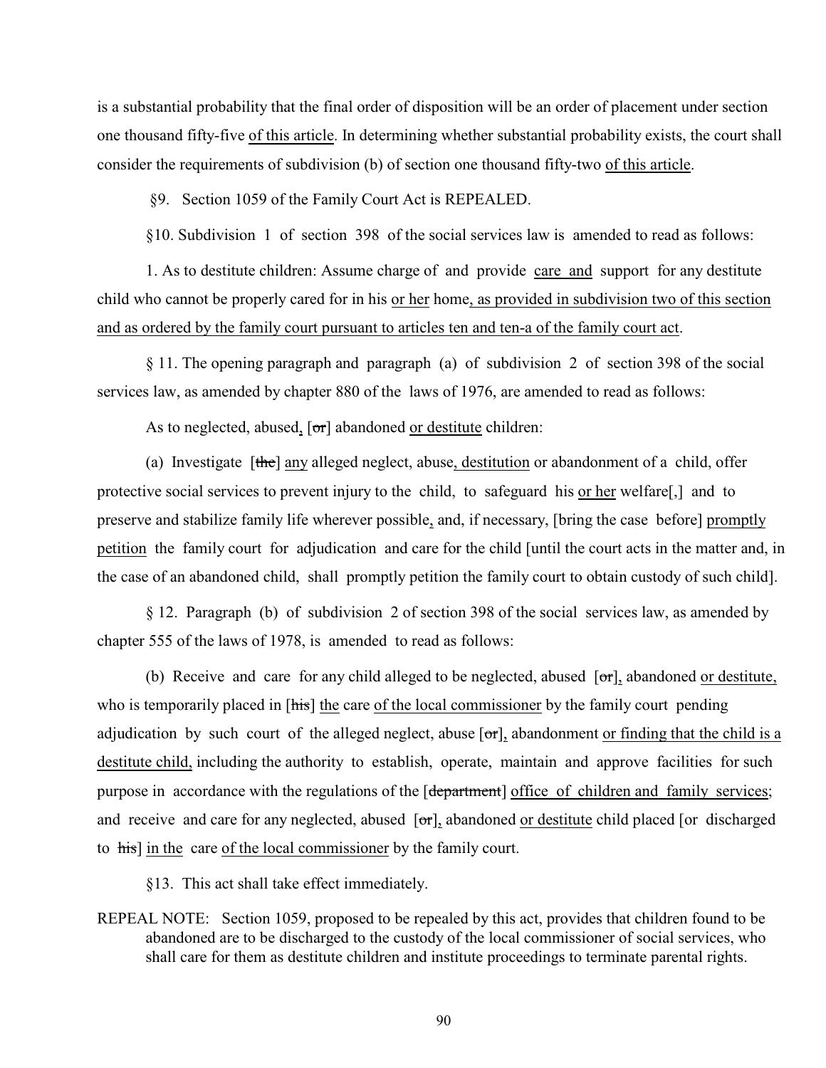is a substantial probability that the final order of disposition will be an order of placement under section one thousand fifty-five <u>of this article</u>. In determining whether substantial probability exists, the court shall consider the requirements of subdivision (b) of section one thousand fifty-two <u>of this article</u>.

§9. Section 1059 of the Family Court Act is REPEALED.

§10. Subdivision 1 of section 398 of the social services law is amended to read as follows:

1. As to destitute children: Assume charge of and provide <u>care and</u> support for any destitute child who cannot be properly cared for in his <u>or her</u> home<u>, as provided in subdivision two of this section and as ordered by the family court pursuant to articles ten and ten-a of the family court act</u>.

§ 11. The opening paragraph and paragraph (a) of subdivision 2 of section 398 of the social services law, as amended by chapter 880 of the laws of 1976, are amended to read as follows:

As to neglected, abused<u>,</u> [~~or~~] abandoned <u>or destitute</u> children:

(a) Investigate [~~the~~] <u>any</u> alleged neglect, abuse<u>, destitution</u> or abandonment of a child, offer protective social services to prevent injury to the child, to safeguard his <u>or her</u> welfare[,] and to preserve and stabilize family life wherever possible<u>,</u> and, if necessary, [bring the case before] <u>promptly petition</u> the family court for adjudication and care for the child [until the court acts in the matter and, in the case of an abandoned child, shall promptly petition the family court to obtain custody of such child].

§ 12. Paragraph (b) of subdivision 2 of section 398 of the social services law, as amended by chapter 555 of the laws of 1978, is amended to read as follows:

(b) Receive and care for any child alleged to be neglected, abused [~~or~~]<u>,</u> abandoned <u>or destitute,</u> who is temporarily placed in [~~his~~] <u>the</u> care <u>of the local commissioner</u> by the family court pending adjudication by such court of the alleged neglect, abuse [~~or~~]<u>,</u> abandonment <u>or finding that the child is a destitute child,</u> including the authority to establish, operate, maintain and approve facilities for such purpose in accordance with the regulations of the [~~department~~] <u>office of children and family services</u>; and receive and care for any neglected, abused [~~or~~]<u>,</u> abandoned <u>or destitute</u> child placed [or discharged to ~~his~~] <u>in the</u> care <u>of the local commissioner</u> by the family court.

§13. This act shall take effect immediately.

REPEAL NOTE: Section 1059, proposed to be repealed by this act, provides that children found to be abandoned are to be discharged to the custody of the local commissioner of social services, who shall care for them as destitute children and institute proceedings to terminate parental rights.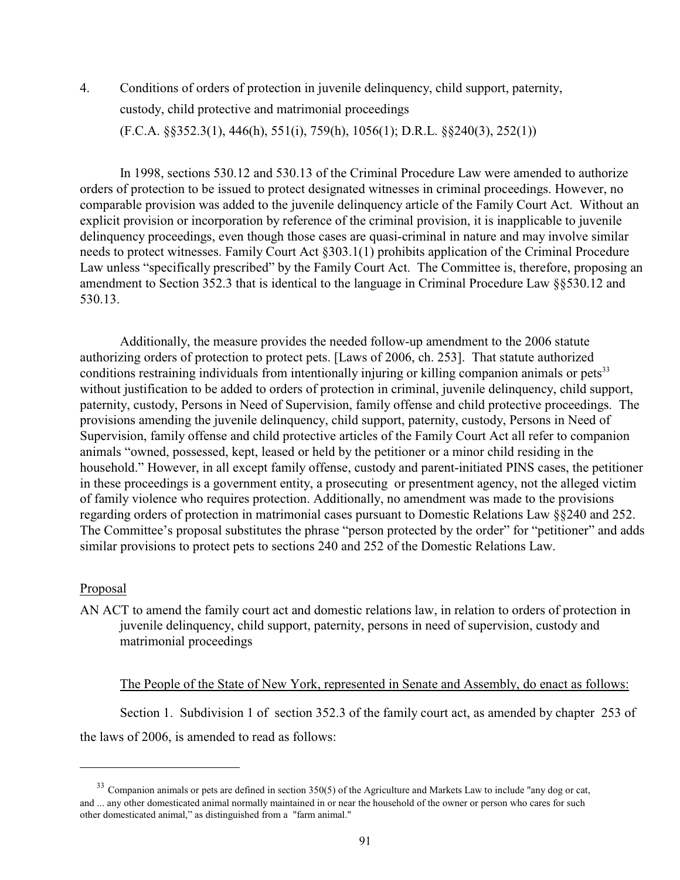4. Conditions of orders of protection in juvenile delinquency, child support, paternity, custody, child protective and matrimonial proceedings
(F.C.A. §§352.3(1), 446(h), 551(i), 759(h), 1056(1); D.R.L. §§240(3), 252(1))

In 1998, sections 530.12 and 530.13 of the Criminal Procedure Law were amended to authorize orders of protection to be issued to protect designated witnesses in criminal proceedings. However, no comparable provision was added to the juvenile delinquency article of the Family Court Act. Without an explicit provision or incorporation by reference of the criminal provision, it is inapplicable to juvenile delinquency proceedings, even though those cases are quasi-criminal in nature and may involve similar needs to protect witnesses. Family Court Act §303.1(1) prohibits application of the Criminal Procedure Law unless "specifically prescribed" by the Family Court Act. The Committee is, therefore, proposing an amendment to Section 352.3 that is identical to the language in Criminal Procedure Law §§530.12 and 530.13.

Additionally, the measure provides the needed follow-up amendment to the 2006 statute authorizing orders of protection to protect pets. [Laws of 2006, ch. 253]. That statute authorized conditions restraining individuals from intentionally injuring or killing companion animals or pets[33] without justification to be added to orders of protection in criminal, juvenile delinquency, child support, paternity, custody, Persons in Need of Supervision, family offense and child protective proceedings. The provisions amending the juvenile delinquency, child support, paternity, custody, Persons in Need of Supervision, family offense and child protective articles of the Family Court Act all refer to companion animals "owned, possessed, kept, leased or held by the petitioner or a minor child residing in the household." However, in all except family offense, custody and parent-initiated PINS cases, the petitioner in these proceedings is a government entity, a prosecuting or presentment agency, not the alleged victim of family violence who requires protection. Additionally, no amendment was made to the provisions regarding orders of protection in matrimonial cases pursuant to Domestic Relations Law §§240 and 252. The Committee's proposal substitutes the phrase "person protected by the order" for "petitioner" and adds similar provisions to protect pets to sections 240 and 252 of the Domestic Relations Law.

Proposal

AN ACT to amend the family court act and domestic relations law, in relation to orders of protection in juvenile delinquency, child support, paternity, persons in need of supervision, custody and matrimonial proceedings

The People of the State of New York, represented in Senate and Assembly, do enact as follows:

Section 1. Subdivision 1 of section 352.3 of the family court act, as amended by chapter 253 of the laws of 2006, is amended to read as follows:

---

[33] Companion animals or pets are defined in section 350(5) of the Agriculture and Markets Law to include "any dog or cat, and ... any other domesticated animal normally maintained in or near the household of the owner or person who cares for such other domesticated animal," as distinguished from a "farm animal."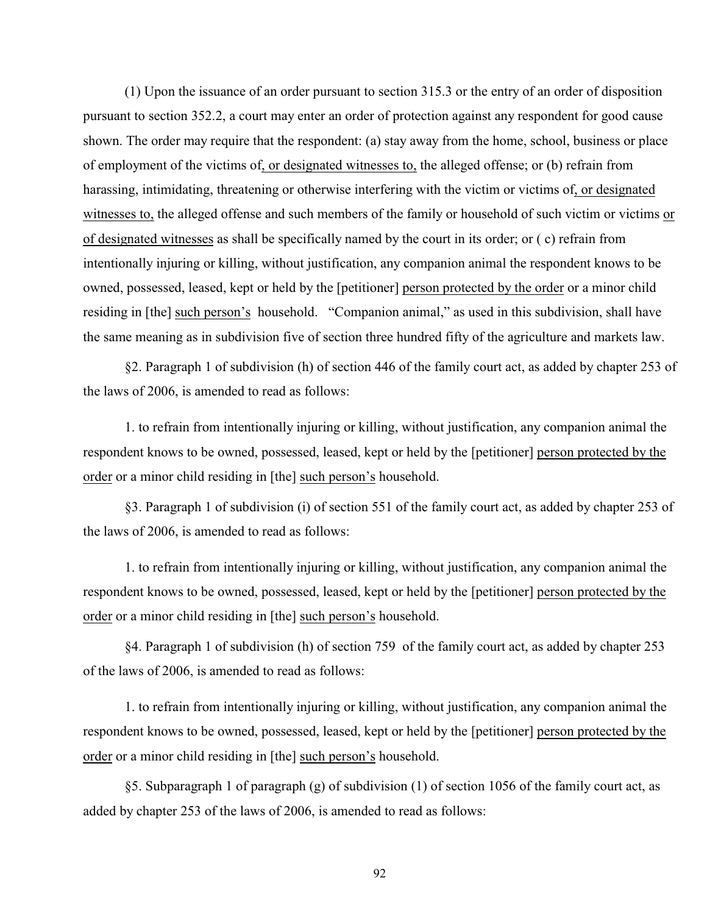(1) Upon the issuance of an order pursuant to section 315.3 or the entry of an order of disposition pursuant to section 352.2, a court may enter an order of protection against any respondent for good cause shown. The order may require that the respondent: (a) stay away from the home, school, business or place of employment of the victims of<u>, or designated witnesses to,</u> the alleged offense; or (b) refrain from harassing, intimidating, threatening or otherwise interfering with the victim or victims of<u>, or designated witnesses to,</u> the alleged offense and such members of the family or household of such victim or victims <u>or of designated witnesses</u> as shall be specifically named by the court in its order; or ( c) refrain from intentionally injuring or killing, without justification, any companion animal the respondent knows to be owned, possessed, leased, kept or held by the [petitioner] <u>person protected by the order</u> or a minor child residing in [the] <u>such person's</u> household. "Companion animal," as used in this subdivision, shall have the same meaning as in subdivision five of section three hundred fifty of the agriculture and markets law.

§2. Paragraph 1 of subdivision (h) of section 446 of the family court act, as added by chapter 253 of the laws of 2006, is amended to read as follows:

1. to refrain from intentionally injuring or killing, without justification, any companion animal the respondent knows to be owned, possessed, leased, kept or held by the [petitioner] <u>person protected by the order</u> or a minor child residing in [the] <u>such person's</u> household.

§3. Paragraph 1 of subdivision (i) of section 551 of the family court act, as added by chapter 253 of the laws of 2006, is amended to read as follows:

1. to refrain from intentionally injuring or killing, without justification, any companion animal the respondent knows to be owned, possessed, leased, kept or held by the [petitioner] <u>person protected by the order</u> or a minor child residing in [the] <u>such person's</u> household.

§4. Paragraph 1 of subdivision (h) of section 759 of the family court act, as added by chapter 253 of the laws of 2006, is amended to read as follows:

1. to refrain from intentionally injuring or killing, without justification, any companion animal the respondent knows to be owned, possessed, leased, kept or held by the [petitioner] <u>person protected by the order</u> or a minor child residing in [the] <u>such person's</u> household.

§5. Subparagraph 1 of paragraph (g) of subdivision (1) of section 1056 of the family court act, as added by chapter 253 of the laws of 2006, is amended to read as follows: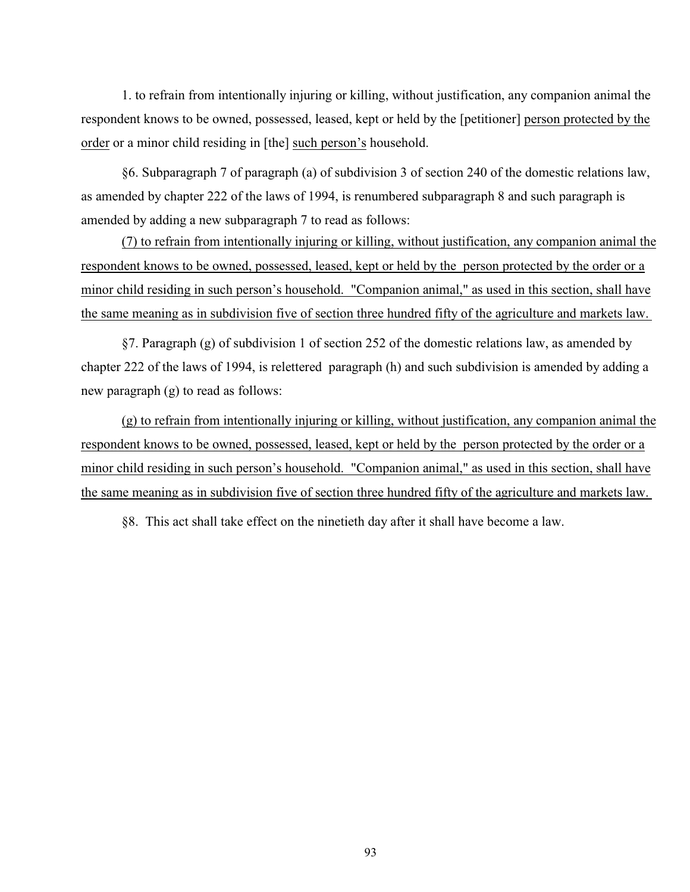1. to refrain from intentionally injuring or killing, without justification, any companion animal the respondent knows to be owned, possessed, leased, kept or held by the [petitioner] <u>person protected by the order</u> or a minor child residing in [the] <u>such person's</u> household.

§6. Subparagraph 7 of paragraph (a) of subdivision 3 of section 240 of the domestic relations law, as amended by chapter 222 of the laws of 1994, is renumbered subparagraph 8 and such paragraph is amended by adding a new subparagraph 7 to read as follows:

<u>(7) to refrain from intentionally injuring or killing, without justification, any companion animal the respondent knows to be owned, possessed, leased, kept or held by the person protected by the order or a minor child residing in such person's household. "Companion animal," as used in this section, shall have the same meaning as in subdivision five of section three hundred fifty of the agriculture and markets law.</u>

§7. Paragraph (g) of subdivision 1 of section 252 of the domestic relations law, as amended by chapter 222 of the laws of 1994, is relettered paragraph (h) and such subdivision is amended by adding a new paragraph (g) to read as follows:

<u>(g) to refrain from intentionally injuring or killing, without justification, any companion animal the respondent knows to be owned, possessed, leased, kept or held by the person protected by the order or a minor child residing in such person's household. "Companion animal," as used in this section, shall have the same meaning as in subdivision five of section three hundred fifty of the agriculture and markets law.</u>

§8. This act shall take effect on the ninetieth day after it shall have become a law.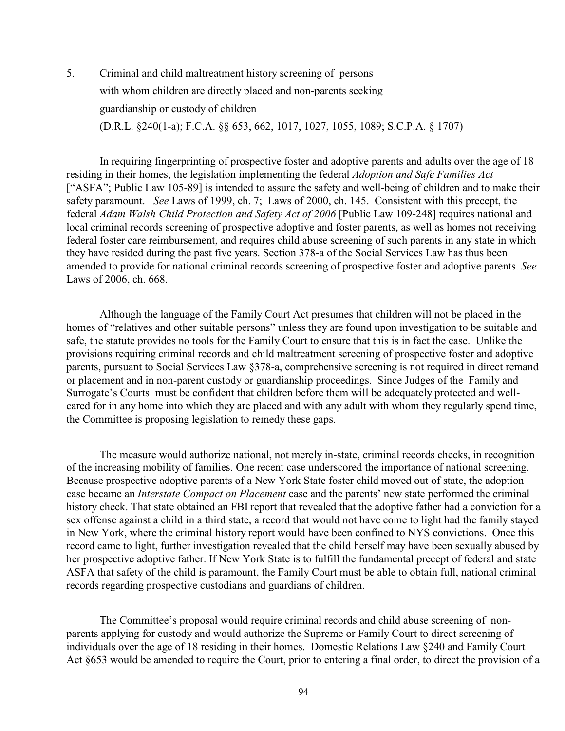5. Criminal and child maltreatment history screening of persons with whom children are directly placed and non-parents seeking guardianship or custody of children
(D.R.L. §240(1-a); F.C.A. §§ 653, 662, 1017, 1027, 1055, 1089; S.C.P.A. § 1707)

In requiring fingerprinting of prospective foster and adoptive parents and adults over the age of 18 residing in their homes, the legislation implementing the federal *Adoption and Safe Families Act* ["ASFA"; Public Law 105-89] is intended to assure the safety and well-being of children and to make their safety paramount. *See* Laws of 1999, ch. 7; Laws of 2000, ch. 145. Consistent with this precept, the federal *Adam Walsh Child Protection and Safety Act of 2006* [Public Law 109-248] requires national and local criminal records screening of prospective adoptive and foster parents, as well as homes not receiving federal foster care reimbursement, and requires child abuse screening of such parents in any state in which they have resided during the past five years. Section 378-a of the Social Services Law has thus been amended to provide for national criminal records screening of prospective foster and adoptive parents. *See* Laws of 2006, ch. 668.

Although the language of the Family Court Act presumes that children will not be placed in the homes of "relatives and other suitable persons" unless they are found upon investigation to be suitable and safe, the statute provides no tools for the Family Court to ensure that this is in fact the case. Unlike the provisions requiring criminal records and child maltreatment screening of prospective foster and adoptive parents, pursuant to Social Services Law §378-a, comprehensive screening is not required in direct remand or placement and in non-parent custody or guardianship proceedings. Since Judges of the Family and Surrogate's Courts must be confident that children before them will be adequately protected and well-cared for in any home into which they are placed and with any adult with whom they regularly spend time, the Committee is proposing legislation to remedy these gaps.

The measure would authorize national, not merely in-state, criminal records checks, in recognition of the increasing mobility of families. One recent case underscored the importance of national screening. Because prospective adoptive parents of a New York State foster child moved out of state, the adoption case became an *Interstate Compact on Placement* case and the parents' new state performed the criminal history check. That state obtained an FBI report that revealed that the adoptive father had a conviction for a sex offense against a child in a third state, a record that would not have come to light had the family stayed in New York, where the criminal history report would have been confined to NYS convictions. Once this record came to light, further investigation revealed that the child herself may have been sexually abused by her prospective adoptive father. If New York State is to fulfill the fundamental precept of federal and state ASFA that safety of the child is paramount, the Family Court must be able to obtain full, national criminal records regarding prospective custodians and guardians of children.

The Committee's proposal would require criminal records and child abuse screening of non-parents applying for custody and would authorize the Supreme or Family Court to direct screening of individuals over the age of 18 residing in their homes. Domestic Relations Law §240 and Family Court Act §653 would be amended to require the Court, prior to entering a final order, to direct the provision of a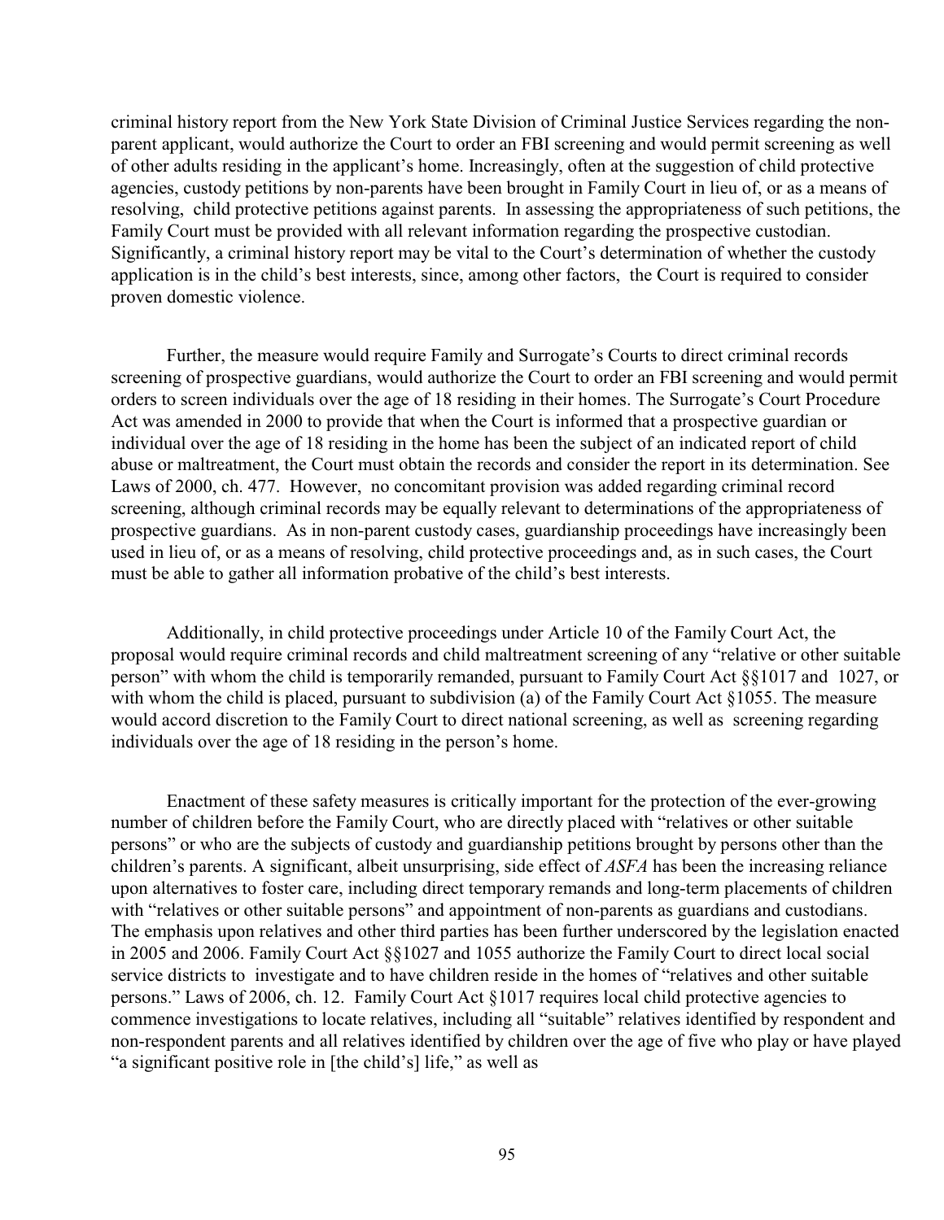criminal history report from the New York State Division of Criminal Justice Services regarding the non-parent applicant, would authorize the Court to order an FBI screening and would permit screening as well of other adults residing in the applicant's home. Increasingly, often at the suggestion of child protective agencies, custody petitions by non-parents have been brought in Family Court in lieu of, or as a means of resolving, child protective petitions against parents. In assessing the appropriateness of such petitions, the Family Court must be provided with all relevant information regarding the prospective custodian. Significantly, a criminal history report may be vital to the Court's determination of whether the custody application is in the child's best interests, since, among other factors, the Court is required to consider proven domestic violence.

Further, the measure would require Family and Surrogate's Courts to direct criminal records screening of prospective guardians, would authorize the Court to order an FBI screening and would permit orders to screen individuals over the age of 18 residing in their homes. The Surrogate's Court Procedure Act was amended in 2000 to provide that when the Court is informed that a prospective guardian or individual over the age of 18 residing in the home has been the subject of an indicated report of child abuse or maltreatment, the Court must obtain the records and consider the report in its determination. See Laws of 2000, ch. 477. However, no concomitant provision was added regarding criminal record screening, although criminal records may be equally relevant to determinations of the appropriateness of prospective guardians. As in non-parent custody cases, guardianship proceedings have increasingly been used in lieu of, or as a means of resolving, child protective proceedings and, as in such cases, the Court must be able to gather all information probative of the child's best interests.

Additionally, in child protective proceedings under Article 10 of the Family Court Act, the proposal would require criminal records and child maltreatment screening of any "relative or other suitable person" with whom the child is temporarily remanded, pursuant to Family Court Act §§1017 and 1027, or with whom the child is placed, pursuant to subdivision (a) of the Family Court Act §1055. The measure would accord discretion to the Family Court to direct national screening, as well as screening regarding individuals over the age of 18 residing in the person's home.

Enactment of these safety measures is critically important for the protection of the ever-growing number of children before the Family Court, who are directly placed with "relatives or other suitable persons" or who are the subjects of custody and guardianship petitions brought by persons other than the children's parents. A significant, albeit unsurprising, side effect of *ASFA* has been the increasing reliance upon alternatives to foster care, including direct temporary remands and long-term placements of children with "relatives or other suitable persons" and appointment of non-parents as guardians and custodians. The emphasis upon relatives and other third parties has been further underscored by the legislation enacted in 2005 and 2006. Family Court Act §§1027 and 1055 authorize the Family Court to direct local social service districts to investigate and to have children reside in the homes of "relatives and other suitable persons." Laws of 2006, ch. 12. Family Court Act §1017 requires local child protective agencies to commence investigations to locate relatives, including all "suitable" relatives identified by respondent and non-respondent parents and all relatives identified by children over the age of five who play or have played "a significant positive role in [the child's] life," as well as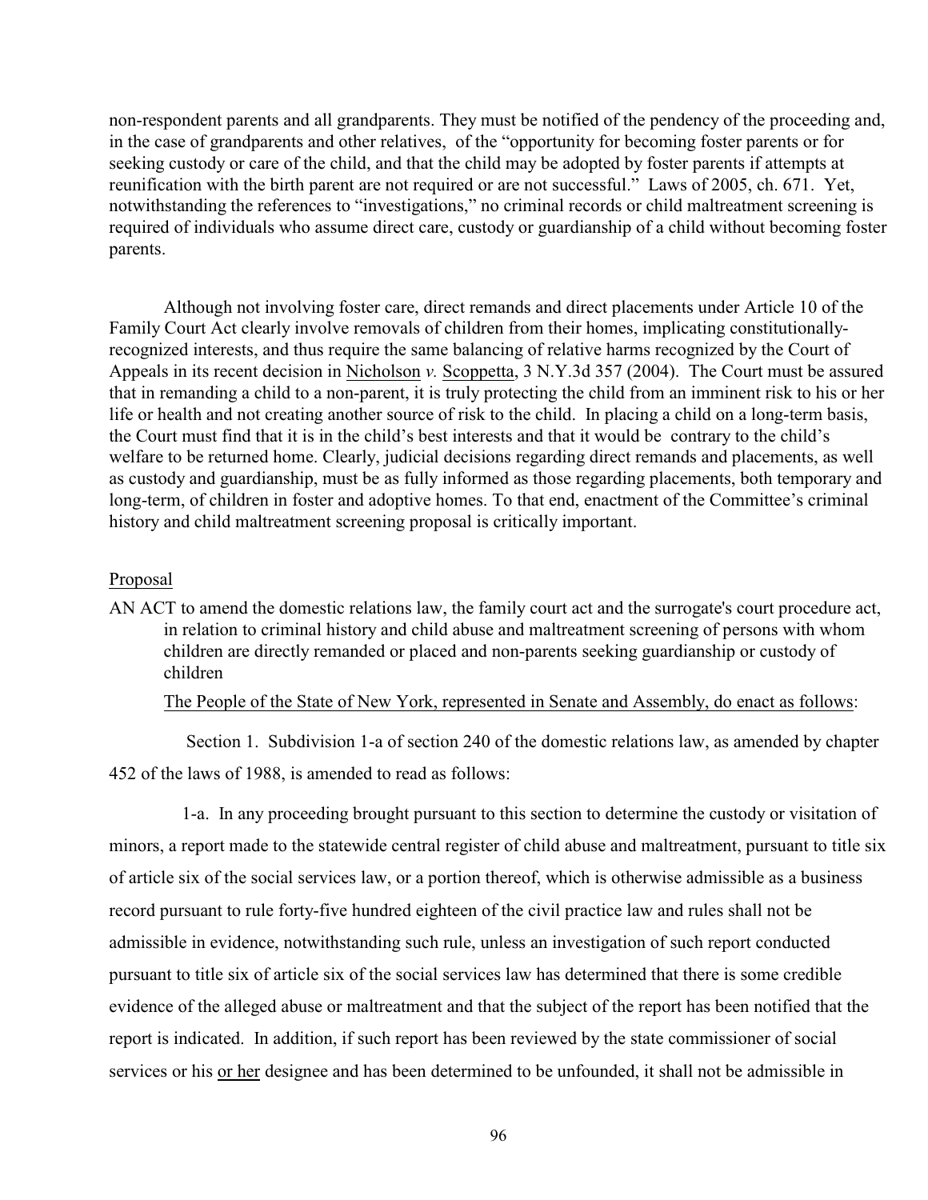non-respondent parents and all grandparents. They must be notified of the pendency of the proceeding and, in the case of grandparents and other relatives, of the "opportunity for becoming foster parents or for seeking custody or care of the child, and that the child may be adopted by foster parents if attempts at reunification with the birth parent are not required or are not successful." Laws of 2005, ch. 671. Yet, notwithstanding the references to "investigations," no criminal records or child maltreatment screening is required of individuals who assume direct care, custody or guardianship of a child without becoming foster parents.

Although not involving foster care, direct remands and direct placements under Article 10 of the Family Court Act clearly involve removals of children from their homes, implicating constitutionally-recognized interests, and thus require the same balancing of relative harms recognized by the Court of Appeals in its recent decision in Nicholson *v.* Scoppetta, 3 N.Y.3d 357 (2004). The Court must be assured that in remanding a child to a non-parent, it is truly protecting the child from an imminent risk to his or her life or health and not creating another source of risk to the child. In placing a child on a long-term basis, the Court must find that it is in the child's best interests and that it would be contrary to the child's welfare to be returned home. Clearly, judicial decisions regarding direct remands and placements, as well as custody and guardianship, must be as fully informed as those regarding placements, both temporary and long-term, of children in foster and adoptive homes. To that end, enactment of the Committee's criminal history and child maltreatment screening proposal is critically important.

Proposal

AN ACT to amend the domestic relations law, the family court act and the surrogate's court procedure act, in relation to criminal history and child abuse and maltreatment screening of persons with whom children are directly remanded or placed and non-parents seeking guardianship or custody of children

The People of the State of New York, represented in Senate and Assembly, do enact as follows:

Section 1. Subdivision 1-a of section 240 of the domestic relations law, as amended by chapter 452 of the laws of 1988, is amended to read as follows:

1-a. In any proceeding brought pursuant to this section to determine the custody or visitation of minors, a report made to the statewide central register of child abuse and maltreatment, pursuant to title six of article six of the social services law, or a portion thereof, which is otherwise admissible as a business record pursuant to rule forty-five hundred eighteen of the civil practice law and rules shall not be admissible in evidence, notwithstanding such rule, unless an investigation of such report conducted pursuant to title six of article six of the social services law has determined that there is some credible evidence of the alleged abuse or maltreatment and that the subject of the report has been notified that the report is indicated. In addition, if such report has been reviewed by the state commissioner of social services or his or her designee and has been determined to be unfounded, it shall not be admissible in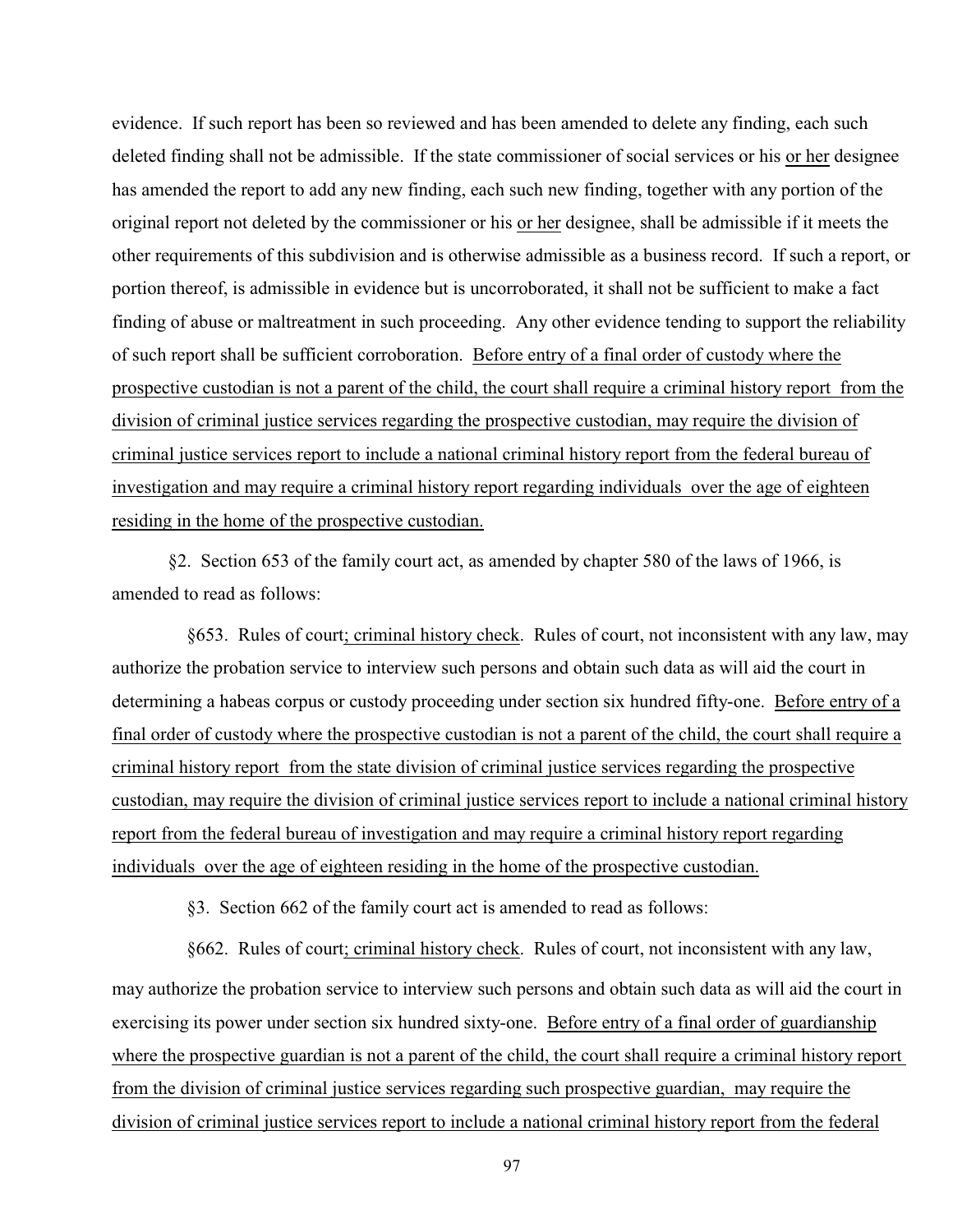evidence. If such report has been so reviewed and has been amended to delete any finding, each such deleted finding shall not be admissible. If the state commissioner of social services or his <u>or her</u> designee has amended the report to add any new finding, each such new finding, together with any portion of the original report not deleted by the commissioner or his <u>or her</u> designee, shall be admissible if it meets the other requirements of this subdivision and is otherwise admissible as a business record. If such a report, or portion thereof, is admissible in evidence but is uncorroborated, it shall not be sufficient to make a fact finding of abuse or maltreatment in such proceeding. Any other evidence tending to support the reliability of such report shall be sufficient corroboration. <u>Before entry of a final order of custody where the prospective custodian is not a parent of the child, the court shall require a criminal history report from the division of criminal justice services regarding the prospective custodian, may require the division of criminal justice services report to include a national criminal history report from the federal bureau of investigation and may require a criminal history report regarding individuals over the age of eighteen residing in the home of the prospective custodian.</u>

§2. Section 653 of the family court act, as amended by chapter 580 of the laws of 1966, is amended to read as follows:

§653. Rules of court<u>; criminal history check</u>. Rules of court, not inconsistent with any law, may authorize the probation service to interview such persons and obtain such data as will aid the court in determining a habeas corpus or custody proceeding under section six hundred fifty-one. <u>Before entry of a final order of custody where the prospective custodian is not a parent of the child, the court shall require a criminal history report from the state division of criminal justice services regarding the prospective custodian, may require the division of criminal justice services report to include a national criminal history report from the federal bureau of investigation and may require a criminal history report regarding individuals over the age of eighteen residing in the home of the prospective custodian.</u>

§3. Section 662 of the family court act is amended to read as follows:

§662. Rules of court<u>; criminal history check</u>. Rules of court, not inconsistent with any law, may authorize the probation service to interview such persons and obtain such data as will aid the court in exercising its power under section six hundred sixty-one. <u>Before entry of a final order of guardianship where the prospective guardian is not a parent of the child, the court shall require a criminal history report from the division of criminal justice services regarding such prospective guardian, may require the division of criminal justice services report to include a national criminal history report from the federal</u>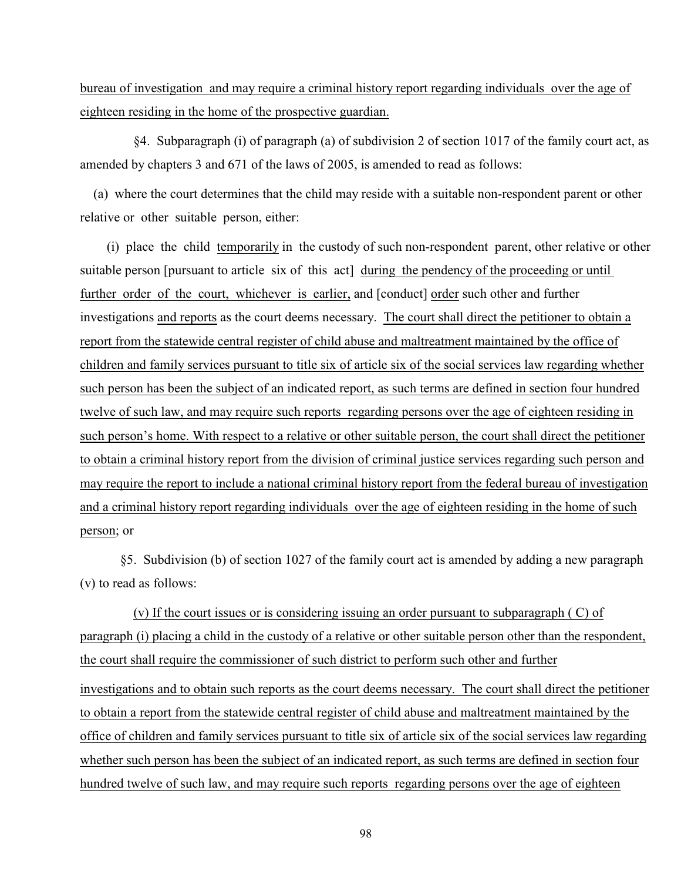bureau of investigation and may require a criminal history report regarding individuals over the age of eighteen residing in the home of the prospective guardian.

§4. Subparagraph (i) of paragraph (a) of subdivision 2 of section 1017 of the family court act, as amended by chapters 3 and 671 of the laws of 2005, is amended to read as follows:

(a) where the court determines that the child may reside with a suitable non-respondent parent or other relative or other suitable person, either:

(i) place the child temporarily in the custody of such non-respondent parent, other relative or other suitable person [pursuant to article six of this act] during the pendency of the proceeding or until further order of the court, whichever is earlier, and [conduct] order such other and further investigations and reports as the court deems necessary. The court shall direct the petitioner to obtain a report from the statewide central register of child abuse and maltreatment maintained by the office of children and family services pursuant to title six of article six of the social services law regarding whether such person has been the subject of an indicated report, as such terms are defined in section four hundred twelve of such law, and may require such reports regarding persons over the age of eighteen residing in such person's home. With respect to a relative or other suitable person, the court shall direct the petitioner to obtain a criminal history report from the division of criminal justice services regarding such person and may require the report to include a national criminal history report from the federal bureau of investigation and a criminal history report regarding individuals over the age of eighteen residing in the home of such person; or

§5. Subdivision (b) of section 1027 of the family court act is amended by adding a new paragraph (v) to read as follows:

(v) If the court issues or is considering issuing an order pursuant to subparagraph ( C) of paragraph (i) placing a child in the custody of a relative or other suitable person other than the respondent, the court shall require the commissioner of such district to perform such other and further investigations and to obtain such reports as the court deems necessary. The court shall direct the petitioner to obtain a report from the statewide central register of child abuse and maltreatment maintained by the office of children and family services pursuant to title six of article six of the social services law regarding whether such person has been the subject of an indicated report, as such terms are defined in section four hundred twelve of such law, and may require such reports regarding persons over the age of eighteen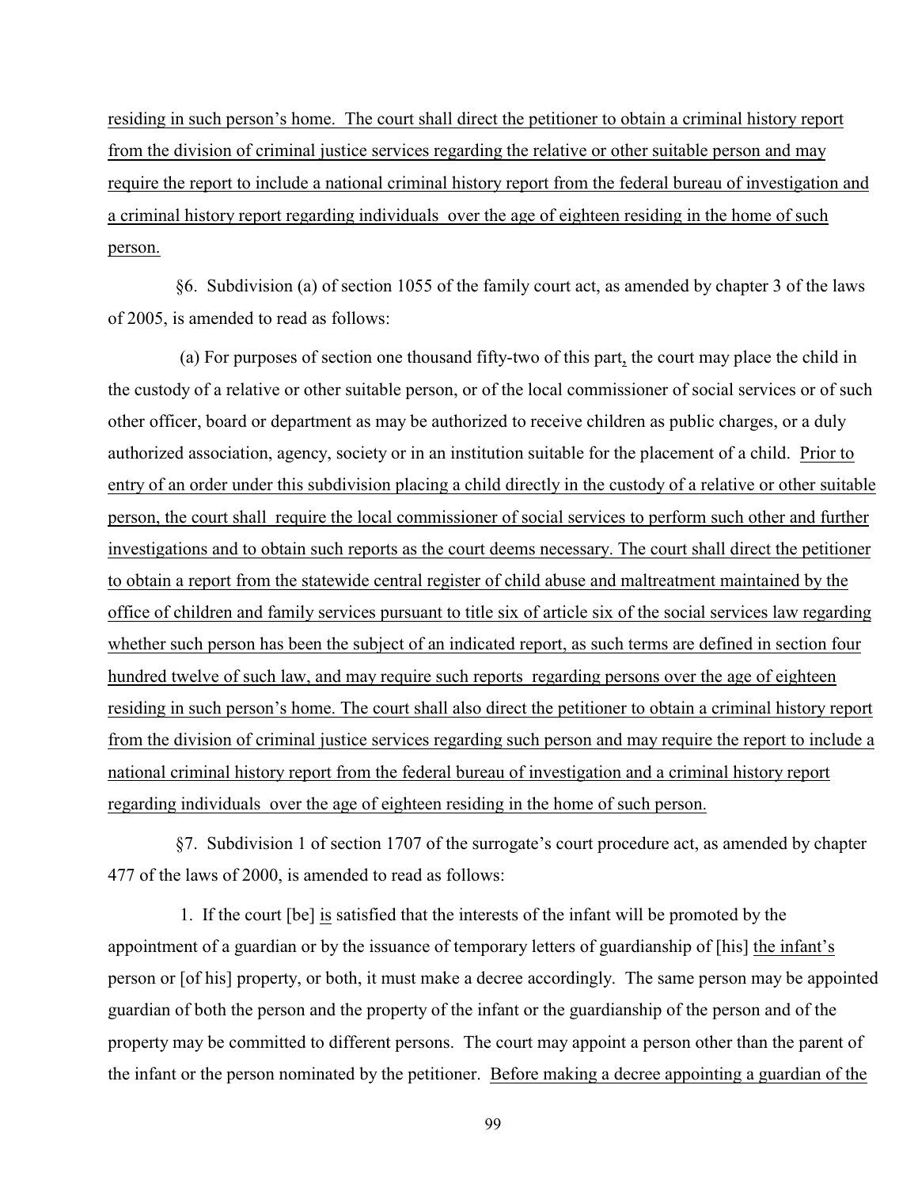residing in such person's home. The court shall direct the petitioner to obtain a criminal history report from the division of criminal justice services regarding the relative or other suitable person and may require the report to include a national criminal history report from the federal bureau of investigation and a criminal history report regarding individuals over the age of eighteen residing in the home of such person.

§6. Subdivision (a) of section 1055 of the family court act, as amended by chapter 3 of the laws of 2005, is amended to read as follows:

(a) For purposes of section one thousand fifty-two of this part, the court may place the child in the custody of a relative or other suitable person, or of the local commissioner of social services or of such other officer, board or department as may be authorized to receive children as public charges, or a duly authorized association, agency, society or in an institution suitable for the placement of a child. Prior to entry of an order under this subdivision placing a child directly in the custody of a relative or other suitable person, the court shall require the local commissioner of social services to perform such other and further investigations and to obtain such reports as the court deems necessary. The court shall direct the petitioner to obtain a report from the statewide central register of child abuse and maltreatment maintained by the office of children and family services pursuant to title six of article six of the social services law regarding whether such person has been the subject of an indicated report, as such terms are defined in section four hundred twelve of such law, and may require such reports regarding persons over the age of eighteen residing in such person's home. The court shall also direct the petitioner to obtain a criminal history report from the division of criminal justice services regarding such person and may require the report to include a national criminal history report from the federal bureau of investigation and a criminal history report regarding individuals over the age of eighteen residing in the home of such person.

§7. Subdivision 1 of section 1707 of the surrogate's court procedure act, as amended by chapter 477 of the laws of 2000, is amended to read as follows:

1. If the court [be] is satisfied that the interests of the infant will be promoted by the appointment of a guardian or by the issuance of temporary letters of guardianship of [his] the infant's person or [of his] property, or both, it must make a decree accordingly. The same person may be appointed guardian of both the person and the property of the infant or the guardianship of the person and of the property may be committed to different persons. The court may appoint a person other than the parent of the infant or the person nominated by the petitioner. Before making a decree appointing a guardian of the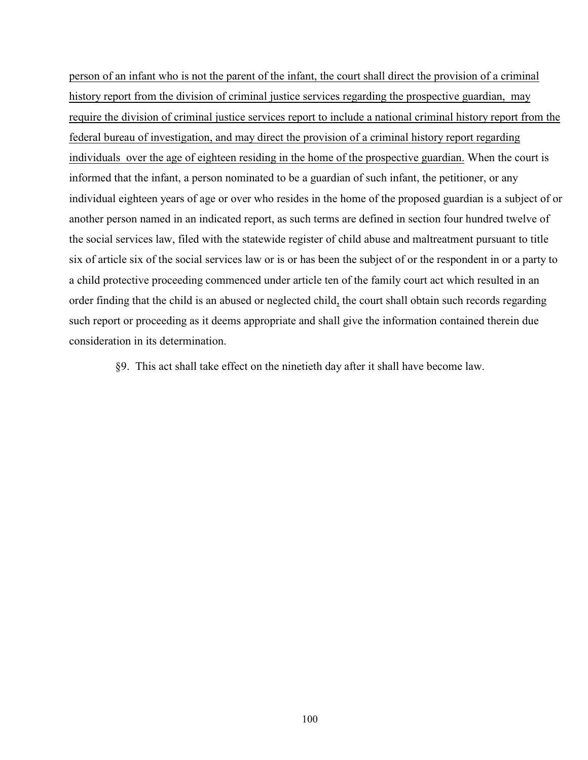<u>person of an infant who is not the parent of the infant, the court shall direct the provision of a criminal history report from the division of criminal justice services regarding the prospective guardian, may require the division of criminal justice services report to include a national criminal history report from the federal bureau of investigation, and may direct the provision of a criminal history report regarding individuals over the age of eighteen residing in the home of the prospective guardian.</u> When the court is informed that the infant, a person nominated to be a guardian of such infant, the petitioner, or any individual eighteen years of age or over who resides in the home of the proposed guardian is a subject of or another person named in an indicated report, as such terms are defined in section four hundred twelve of the social services law, filed with the statewide register of child abuse and maltreatment pursuant to title six of article six of the social services law or is or has been the subject of or the respondent in or a party to a child protective proceeding commenced under article ten of the family court act which resulted in an order finding that the child is an abused or neglected child<u>,</u> the court shall obtain such records regarding such report or proceeding as it deems appropriate and shall give the information contained therein due consideration in its determination.

§9. This act shall take effect on the ninetieth day after it shall have become law.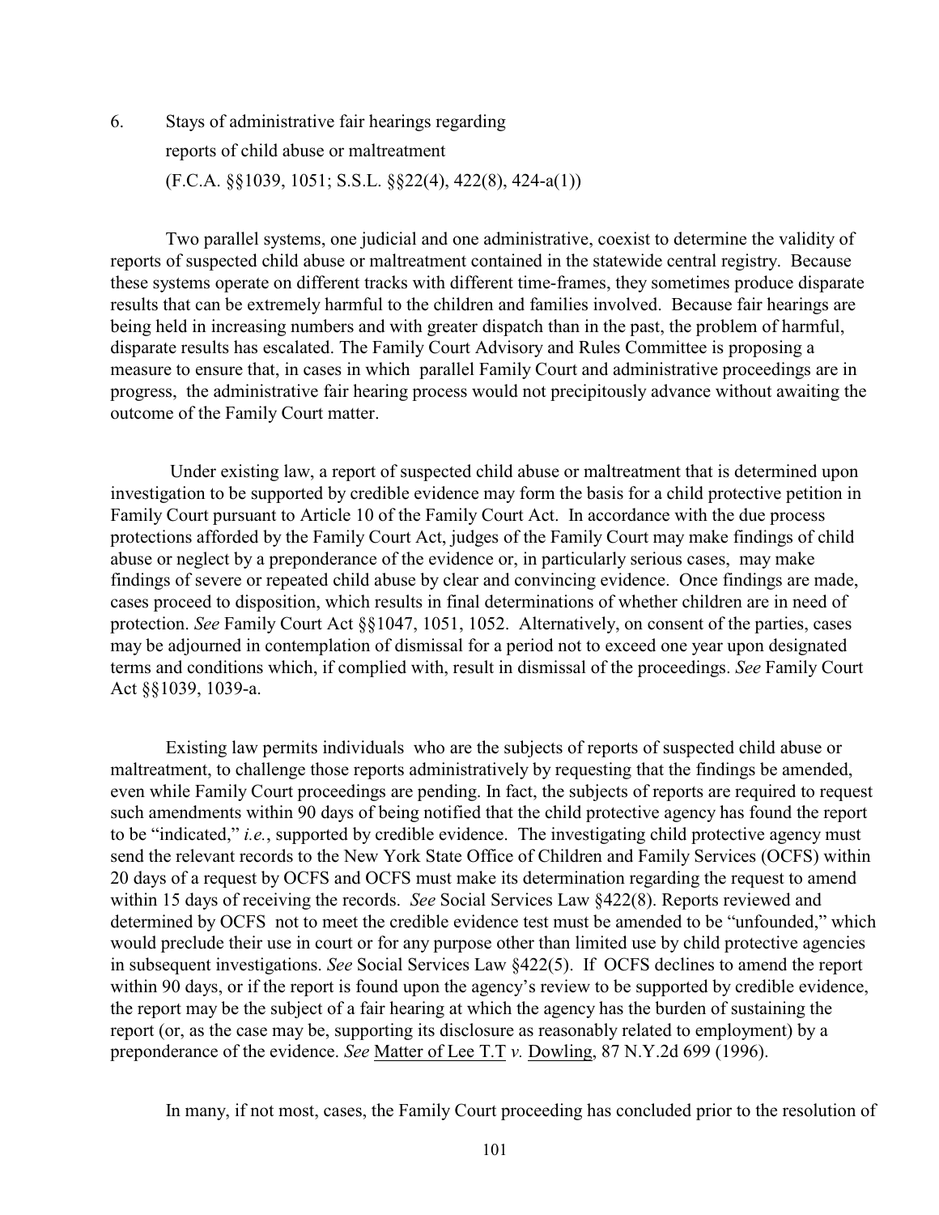6. Stays of administrative fair hearings regarding reports of child abuse or maltreatment (F.C.A. §§1039, 1051; S.S.L. §§22(4), 422(8), 424-a(1))

Two parallel systems, one judicial and one administrative, coexist to determine the validity of reports of suspected child abuse or maltreatment contained in the statewide central registry. Because these systems operate on different tracks with different time-frames, they sometimes produce disparate results that can be extremely harmful to the children and families involved. Because fair hearings are being held in increasing numbers and with greater dispatch than in the past, the problem of harmful, disparate results has escalated. The Family Court Advisory and Rules Committee is proposing a measure to ensure that, in cases in which parallel Family Court and administrative proceedings are in progress, the administrative fair hearing process would not precipitously advance without awaiting the outcome of the Family Court matter.

Under existing law, a report of suspected child abuse or maltreatment that is determined upon investigation to be supported by credible evidence may form the basis for a child protective petition in Family Court pursuant to Article 10 of the Family Court Act. In accordance with the due process protections afforded by the Family Court Act, judges of the Family Court may make findings of child abuse or neglect by a preponderance of the evidence or, in particularly serious cases, may make findings of severe or repeated child abuse by clear and convincing evidence. Once findings are made, cases proceed to disposition, which results in final determinations of whether children are in need of protection. *See* Family Court Act §§1047, 1051, 1052. Alternatively, on consent of the parties, cases may be adjourned in contemplation of dismissal for a period not to exceed one year upon designated terms and conditions which, if complied with, result in dismissal of the proceedings. *See* Family Court Act §§1039, 1039-a.

Existing law permits individuals who are the subjects of reports of suspected child abuse or maltreatment, to challenge those reports administratively by requesting that the findings be amended, even while Family Court proceedings are pending. In fact, the subjects of reports are required to request such amendments within 90 days of being notified that the child protective agency has found the report to be "indicated," *i.e.*, supported by credible evidence. The investigating child protective agency must send the relevant records to the New York State Office of Children and Family Services (OCFS) within 20 days of a request by OCFS and OCFS must make its determination regarding the request to amend within 15 days of receiving the records. *See* Social Services Law §422(8). Reports reviewed and determined by OCFS not to meet the credible evidence test must be amended to be "unfounded," which would preclude their use in court or for any purpose other than limited use by child protective agencies in subsequent investigations. *See* Social Services Law §422(5). If OCFS declines to amend the report within 90 days, or if the report is found upon the agency's review to be supported by credible evidence, the report may be the subject of a fair hearing at which the agency has the burden of sustaining the report (or, as the case may be, supporting its disclosure as reasonably related to employment) by a preponderance of the evidence. *See* Matter of Lee T.T *v.* Dowling, 87 N.Y.2d 699 (1996).

In many, if not most, cases, the Family Court proceeding has concluded prior to the resolution of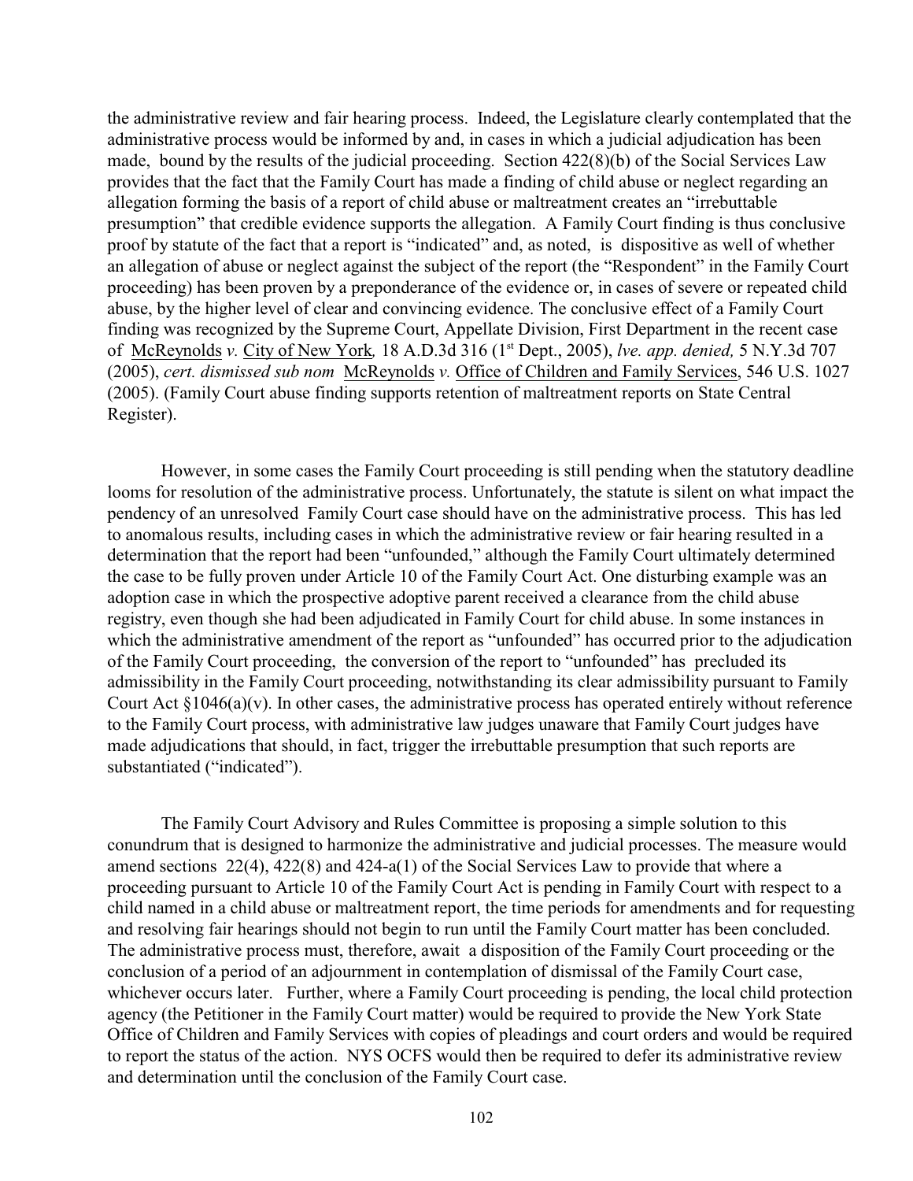the administrative review and fair hearing process. Indeed, the Legislature clearly contemplated that the administrative process would be informed by and, in cases in which a judicial adjudication has been made, bound by the results of the judicial proceeding. Section 422(8)(b) of the Social Services Law provides that the fact that the Family Court has made a finding of child abuse or neglect regarding an allegation forming the basis of a report of child abuse or maltreatment creates an "irrebuttable presumption" that credible evidence supports the allegation. A Family Court finding is thus conclusive proof by statute of the fact that a report is "indicated" and, as noted, is dispositive as well of whether an allegation of abuse or neglect against the subject of the report (the "Respondent" in the Family Court proceeding) has been proven by a preponderance of the evidence or, in cases of severe or repeated child abuse, by the higher level of clear and convincing evidence. The conclusive effect of a Family Court finding was recognized by the Supreme Court, Appellate Division, First Department in the recent case of McReynolds *v.* City of New York*,* 18 A.D.3d 316 (1st Dept., 2005), *lve. app. denied,* 5 N.Y.3d 707 (2005), *cert. dismissed sub nom* McReynolds *v.* Office of Children and Family Services, 546 U.S. 1027 (2005). (Family Court abuse finding supports retention of maltreatment reports on State Central Register).

However, in some cases the Family Court proceeding is still pending when the statutory deadline looms for resolution of the administrative process. Unfortunately, the statute is silent on what impact the pendency of an unresolved Family Court case should have on the administrative process. This has led to anomalous results, including cases in which the administrative review or fair hearing resulted in a determination that the report had been "unfounded," although the Family Court ultimately determined the case to be fully proven under Article 10 of the Family Court Act. One disturbing example was an adoption case in which the prospective adoptive parent received a clearance from the child abuse registry, even though she had been adjudicated in Family Court for child abuse. In some instances in which the administrative amendment of the report as "unfounded" has occurred prior to the adjudication of the Family Court proceeding, the conversion of the report to "unfounded" has precluded its admissibility in the Family Court proceeding, notwithstanding its clear admissibility pursuant to Family Court Act §1046(a)(v). In other cases, the administrative process has operated entirely without reference to the Family Court process, with administrative law judges unaware that Family Court judges have made adjudications that should, in fact, trigger the irrebuttable presumption that such reports are substantiated ("indicated").

The Family Court Advisory and Rules Committee is proposing a simple solution to this conundrum that is designed to harmonize the administrative and judicial processes. The measure would amend sections 22(4), 422(8) and 424-a(1) of the Social Services Law to provide that where a proceeding pursuant to Article 10 of the Family Court Act is pending in Family Court with respect to a child named in a child abuse or maltreatment report, the time periods for amendments and for requesting and resolving fair hearings should not begin to run until the Family Court matter has been concluded. The administrative process must, therefore, await a disposition of the Family Court proceeding or the conclusion of a period of an adjournment in contemplation of dismissal of the Family Court case, whichever occurs later. Further, where a Family Court proceeding is pending, the local child protection agency (the Petitioner in the Family Court matter) would be required to provide the New York State Office of Children and Family Services with copies of pleadings and court orders and would be required to report the status of the action. NYS OCFS would then be required to defer its administrative review and determination until the conclusion of the Family Court case.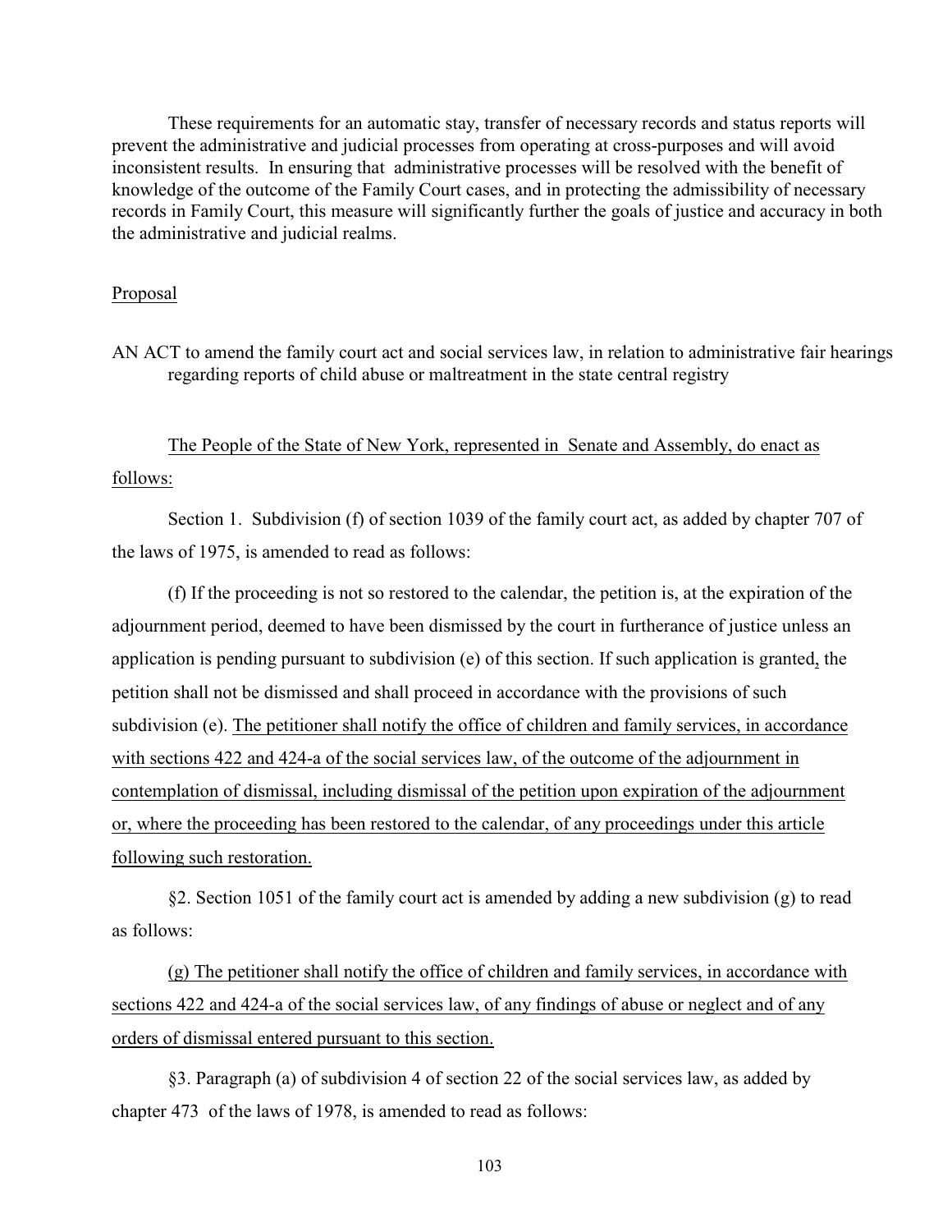These requirements for an automatic stay, transfer of necessary records and status reports will prevent the administrative and judicial processes from operating at cross-purposes and will avoid inconsistent results. In ensuring that administrative processes will be resolved with the benefit of knowledge of the outcome of the Family Court cases, and in protecting the admissibility of necessary records in Family Court, this measure will significantly further the goals of justice and accuracy in both the administrative and judicial realms.

<u>Proposal</u>

AN ACT to amend the family court act and social services law, in relation to administrative fair hearings regarding reports of child abuse or maltreatment in the state central registry

<u>The People of the State of New York, represented in Senate and Assembly, do enact as follows:</u>

Section 1. Subdivision (f) of section 1039 of the family court act, as added by chapter 707 of the laws of 1975, is amended to read as follows:

(f) If the proceeding is not so restored to the calendar, the petition is, at the expiration of the adjournment period, deemed to have been dismissed by the court in furtherance of justice unless an application is pending pursuant to subdivision (e) of this section. If such application is granted, the petition shall not be dismissed and shall proceed in accordance with the provisions of such subdivision (e). <u>The petitioner shall notify the office of children and family services, in accordance with sections 422 and 424-a of the social services law, of the outcome of the adjournment in contemplation of dismissal, including dismissal of the petition upon expiration of the adjournment or, where the proceeding has been restored to the calendar, of any proceedings under this article following such restoration.</u>

§2. Section 1051 of the family court act is amended by adding a new subdivision (g) to read as follows:

<u>(g) The petitioner shall notify the office of children and family services, in accordance with sections 422 and 424-a of the social services law, of any findings of abuse or neglect and of any orders of dismissal entered pursuant to this section.</u>

§3. Paragraph (a) of subdivision 4 of section 22 of the social services law, as added by chapter 473 of the laws of 1978, is amended to read as follows: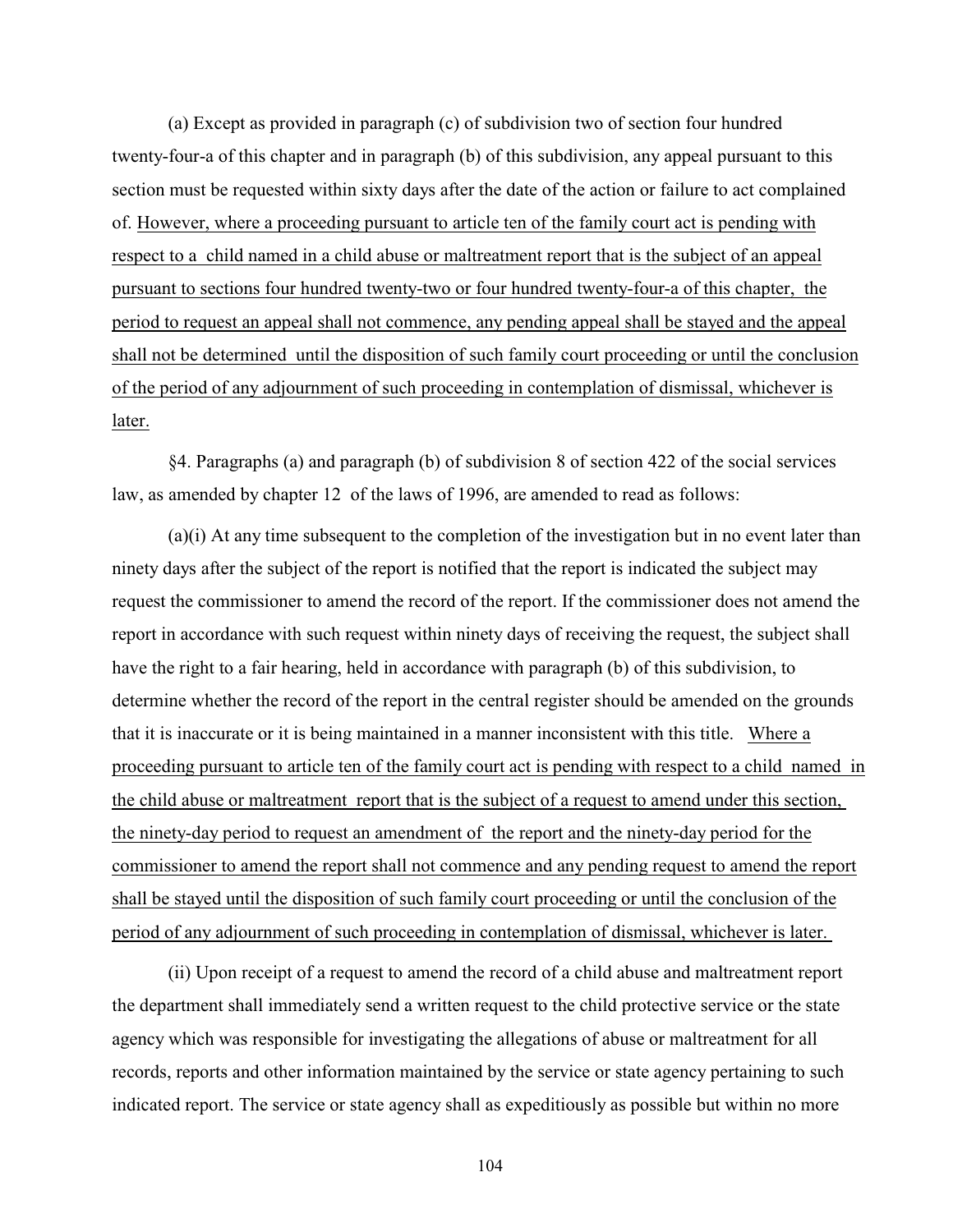(a) Except as provided in paragraph (c) of subdivision two of section four hundred twenty-four-a of this chapter and in paragraph (b) of this subdivision, any appeal pursuant to this section must be requested within sixty days after the date of the action or failure to act complained of. <u>However, where a proceeding pursuant to article ten of the family court act is pending with respect to a child named in a child abuse or maltreatment report that is the subject of an appeal pursuant to sections four hundred twenty-two or four hundred twenty-four-a of this chapter, the period to request an appeal shall not commence, any pending appeal shall be stayed and the appeal shall not be determined until the disposition of such family court proceeding or until the conclusion of the period of any adjournment of such proceeding in contemplation of dismissal, whichever is later.</u>

§4. Paragraphs (a) and paragraph (b) of subdivision 8 of section 422 of the social services law, as amended by chapter 12 of the laws of 1996, are amended to read as follows:

(a)(i) At any time subsequent to the completion of the investigation but in no event later than ninety days after the subject of the report is notified that the report is indicated the subject may request the commissioner to amend the record of the report. If the commissioner does not amend the report in accordance with such request within ninety days of receiving the request, the subject shall have the right to a fair hearing, held in accordance with paragraph (b) of this subdivision, to determine whether the record of the report in the central register should be amended on the grounds that it is inaccurate or it is being maintained in a manner inconsistent with this title. <u>Where a proceeding pursuant to article ten of the family court act is pending with respect to a child named in the child abuse or maltreatment report that is the subject of a request to amend under this section, the ninety-day period to request an amendment of the report and the ninety-day period for the commissioner to amend the report shall not commence and any pending request to amend the report shall be stayed until the disposition of such family court proceeding or until the conclusion of the period of any adjournment of such proceeding in contemplation of dismissal, whichever is later.</u>

(ii) Upon receipt of a request to amend the record of a child abuse and maltreatment report the department shall immediately send a written request to the child protective service or the state agency which was responsible for investigating the allegations of abuse or maltreatment for all records, reports and other information maintained by the service or state agency pertaining to such indicated report. The service or state agency shall as expeditiously as possible but within no more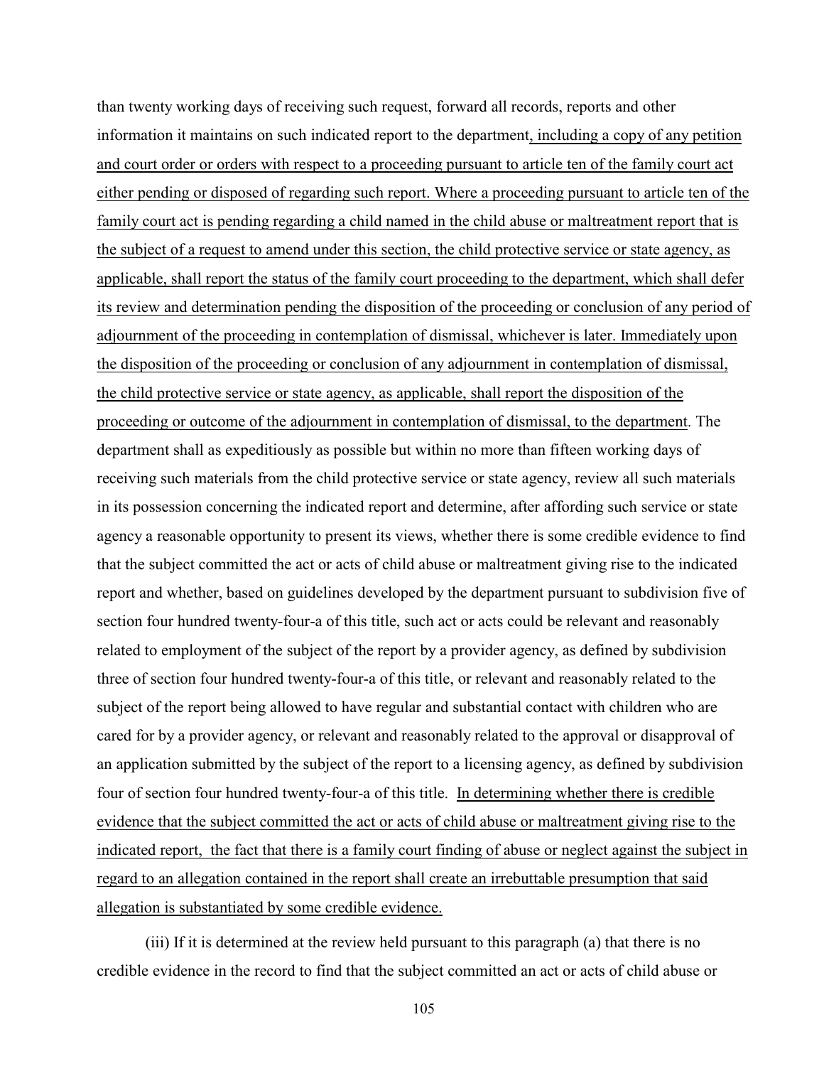than twenty working days of receiving such request, forward all records, reports and other information it maintains on such indicated report to the department<u>, including a copy of any petition and court order or orders with respect to a proceeding pursuant to article ten of the family court act either pending or disposed of regarding such report. Where a proceeding pursuant to article ten of the family court act is pending regarding a child named in the child abuse or maltreatment report that is the subject of a request to amend under this section, the child protective service or state agency, as applicable, shall report the status of the family court proceeding to the department, which shall defer its review and determination pending the disposition of the proceeding or conclusion of any period of adjournment of the proceeding in contemplation of dismissal, whichever is later. Immediately upon the disposition of the proceeding or conclusion of any adjournment in contemplation of dismissal, the child protective service or state agency, as applicable, shall report the disposition of the proceeding or outcome of the adjournment in contemplation of dismissal, to the department</u>. The department shall as expeditiously as possible but within no more than fifteen working days of receiving such materials from the child protective service or state agency, review all such materials in its possession concerning the indicated report and determine, after affording such service or state agency a reasonable opportunity to present its views, whether there is some credible evidence to find that the subject committed the act or acts of child abuse or maltreatment giving rise to the indicated report and whether, based on guidelines developed by the department pursuant to subdivision five of section four hundred twenty-four-a of this title, such act or acts could be relevant and reasonably related to employment of the subject of the report by a provider agency, as defined by subdivision three of section four hundred twenty-four-a of this title, or relevant and reasonably related to the subject of the report being allowed to have regular and substantial contact with children who are cared for by a provider agency, or relevant and reasonably related to the approval or disapproval of an application submitted by the subject of the report to a licensing agency, as defined by subdivision four of section four hundred twenty-four-a of this title. <u>In determining whether there is credible evidence that the subject committed the act or acts of child abuse or maltreatment giving rise to the indicated report, the fact that there is a family court finding of abuse or neglect against the subject in regard to an allegation contained in the report shall create an irrebuttable presumption that said allegation is substantiated by some credible evidence.</u>

(iii) If it is determined at the review held pursuant to this paragraph (a) that there is no credible evidence in the record to find that the subject committed an act or acts of child abuse or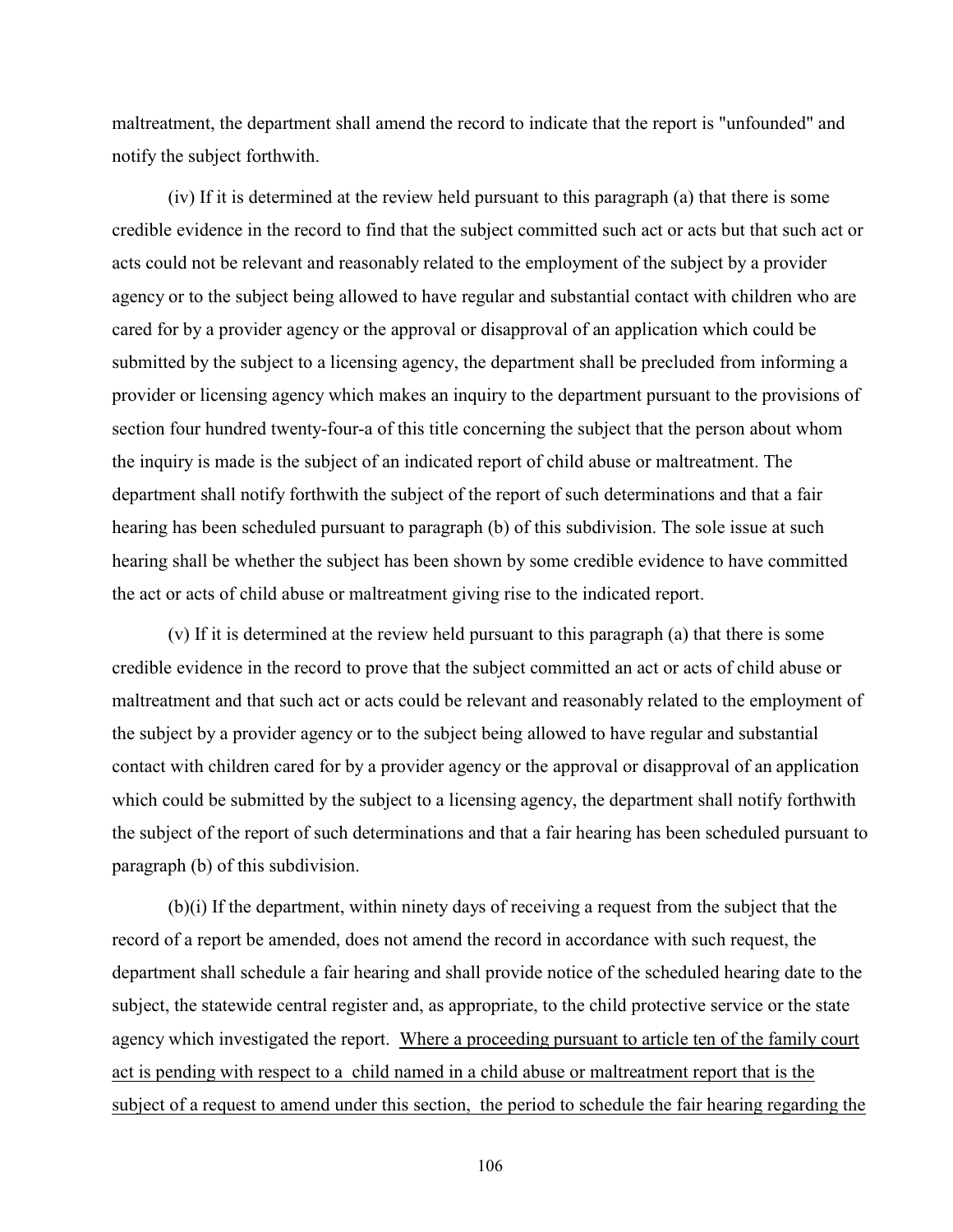maltreatment, the department shall amend the record to indicate that the report is "unfounded" and notify the subject forthwith.

(iv) If it is determined at the review held pursuant to this paragraph (a) that there is some credible evidence in the record to find that the subject committed such act or acts but that such act or acts could not be relevant and reasonably related to the employment of the subject by a provider agency or to the subject being allowed to have regular and substantial contact with children who are cared for by a provider agency or the approval or disapproval of an application which could be submitted by the subject to a licensing agency, the department shall be precluded from informing a provider or licensing agency which makes an inquiry to the department pursuant to the provisions of section four hundred twenty-four-a of this title concerning the subject that the person about whom the inquiry is made is the subject of an indicated report of child abuse or maltreatment. The department shall notify forthwith the subject of the report of such determinations and that a fair hearing has been scheduled pursuant to paragraph (b) of this subdivision. The sole issue at such hearing shall be whether the subject has been shown by some credible evidence to have committed the act or acts of child abuse or maltreatment giving rise to the indicated report.

(v) If it is determined at the review held pursuant to this paragraph (a) that there is some credible evidence in the record to prove that the subject committed an act or acts of child abuse or maltreatment and that such act or acts could be relevant and reasonably related to the employment of the subject by a provider agency or to the subject being allowed to have regular and substantial contact with children cared for by a provider agency or the approval or disapproval of an application which could be submitted by the subject to a licensing agency, the department shall notify forthwith the subject of the report of such determinations and that a fair hearing has been scheduled pursuant to paragraph (b) of this subdivision.

(b)(i) If the department, within ninety days of receiving a request from the subject that the record of a report be amended, does not amend the record in accordance with such request, the department shall schedule a fair hearing and shall provide notice of the scheduled hearing date to the subject, the statewide central register and, as appropriate, to the child protective service or the state agency which investigated the report. <u>Where a proceeding pursuant to article ten of the family court act is pending with respect to a child named in a child abuse or maltreatment report that is the subject of a request to amend under this section, the period to schedule the fair hearing regarding the</u>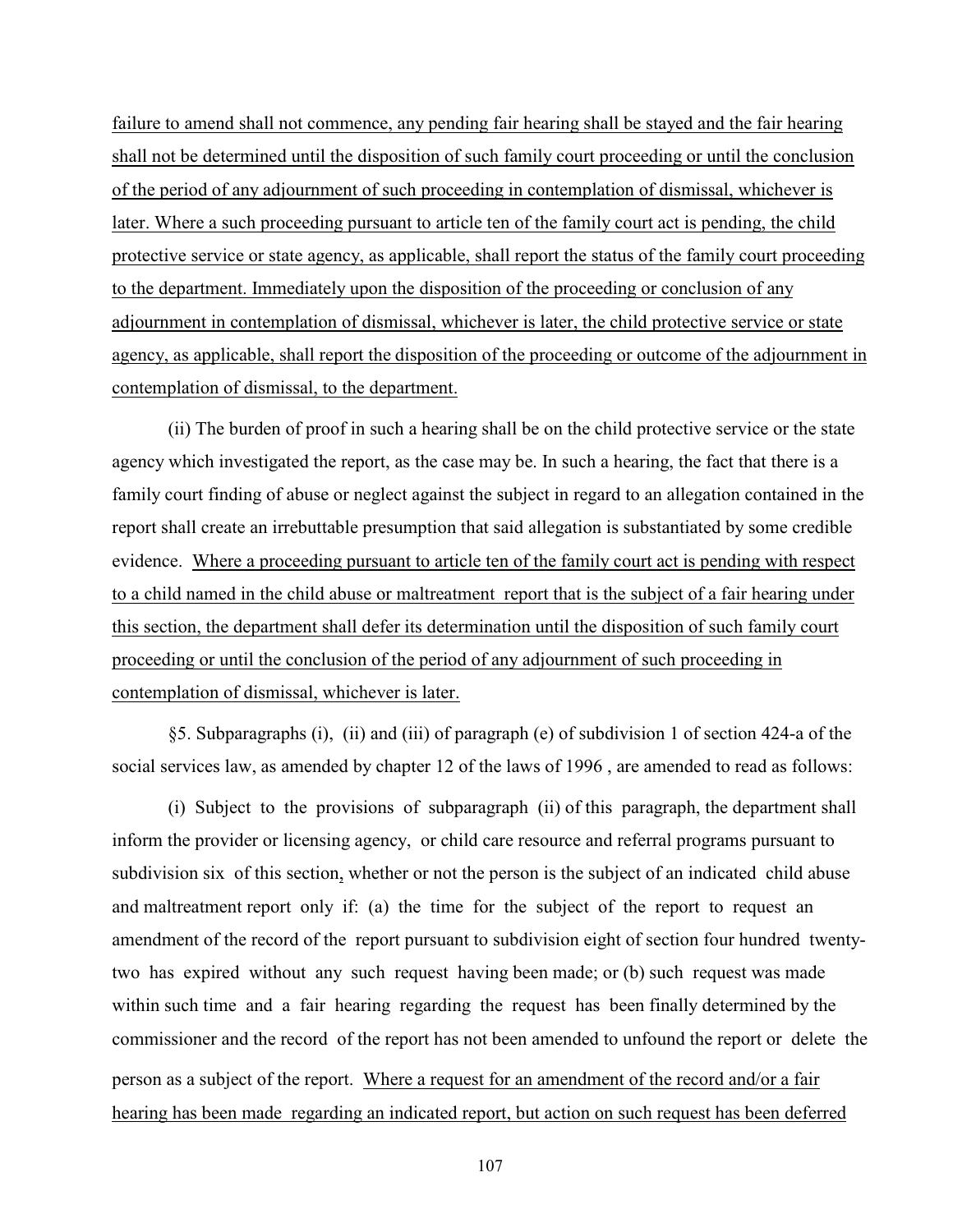failure to amend shall not commence, any pending fair hearing shall be stayed and the fair hearing shall not be determined until the disposition of such family court proceeding or until the conclusion of the period of any adjournment of such proceeding in contemplation of dismissal, whichever is later. Where a such proceeding pursuant to article ten of the family court act is pending, the child protective service or state agency, as applicable, shall report the status of the family court proceeding to the department. Immediately upon the disposition of the proceeding or conclusion of any adjournment in contemplation of dismissal, whichever is later, the child protective service or state agency, as applicable, shall report the disposition of the proceeding or outcome of the adjournment in contemplation of dismissal, to the department.

(ii) The burden of proof in such a hearing shall be on the child protective service or the state agency which investigated the report, as the case may be. In such a hearing, the fact that there is a family court finding of abuse or neglect against the subject in regard to an allegation contained in the report shall create an irrebuttable presumption that said allegation is substantiated by some credible evidence. Where a proceeding pursuant to article ten of the family court act is pending with respect to a child named in the child abuse or maltreatment report that is the subject of a fair hearing under this section, the department shall defer its determination until the disposition of such family court proceeding or until the conclusion of the period of any adjournment of such proceeding in contemplation of dismissal, whichever is later.

§5. Subparagraphs (i), (ii) and (iii) of paragraph (e) of subdivision 1 of section 424-a of the social services law, as amended by chapter 12 of the laws of 1996 , are amended to read as follows:

(i) Subject to the provisions of subparagraph (ii) of this paragraph, the department shall inform the provider or licensing agency, or child care resource and referral programs pursuant to subdivision six of this section, whether or not the person is the subject of an indicated child abuse and maltreatment report only if: (a) the time for the subject of the report to request an amendment of the record of the report pursuant to subdivision eight of section four hundred twenty-two has expired without any such request having been made; or (b) such request was made within such time and a fair hearing regarding the request has been finally determined by the commissioner and the record of the report has not been amended to unfound the report or delete the person as a subject of the report. Where a request for an amendment of the record and/or a fair hearing has been made regarding an indicated report, but action on such request has been deferred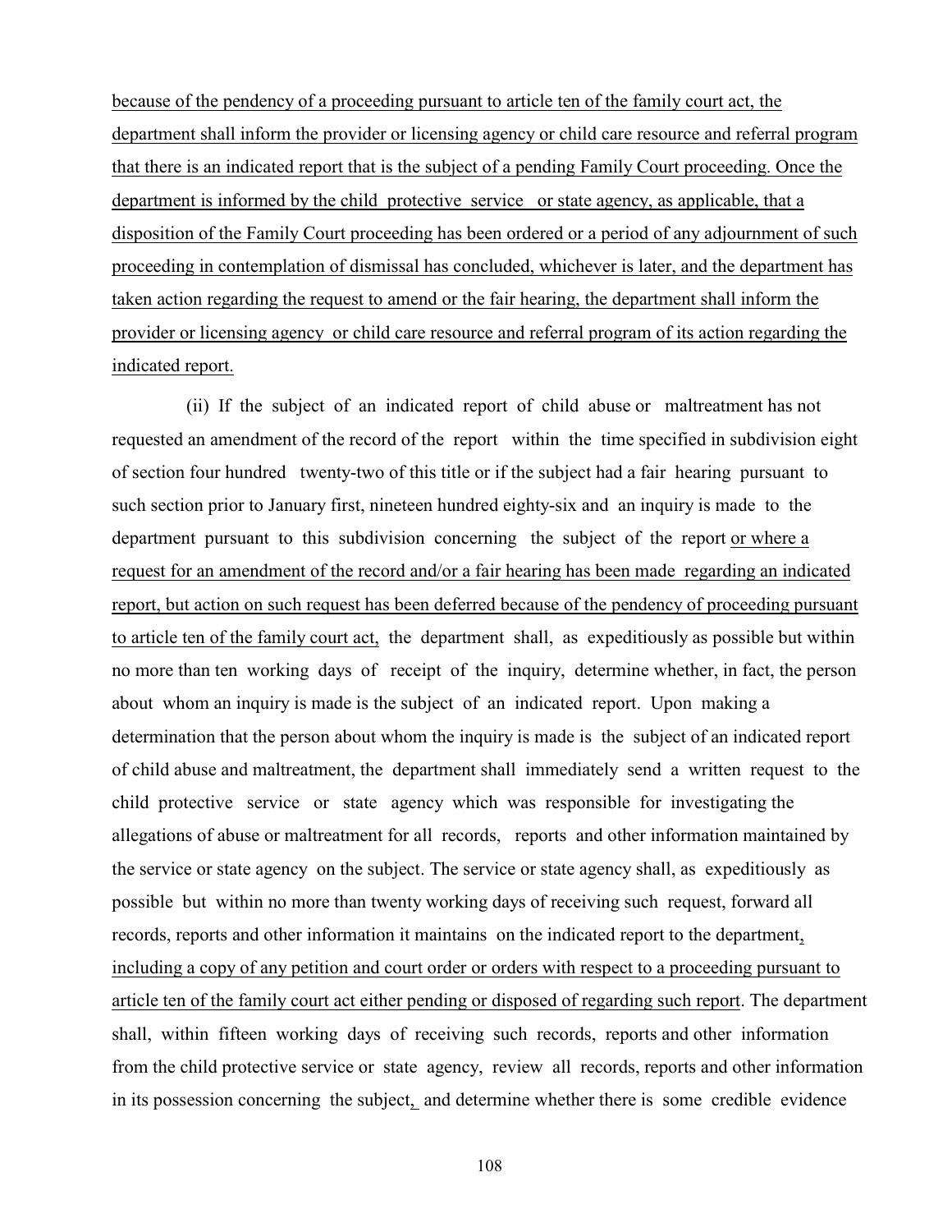because of the pendency of a proceeding pursuant to article ten of the family court act, the department shall inform the provider or licensing agency or child care resource and referral program that there is an indicated report that is the subject of a pending Family Court proceeding. Once the department is informed by the child protective service or state agency, as applicable, that a disposition of the Family Court proceeding has been ordered or a period of any adjournment of such proceeding in contemplation of dismissal has concluded, whichever is later, and the department has taken action regarding the request to amend or the fair hearing, the department shall inform the provider or licensing agency or child care resource and referral program of its action regarding the indicated report.

(ii) If the subject of an indicated report of child abuse or maltreatment has not requested an amendment of the record of the report within the time specified in subdivision eight of section four hundred twenty-two of this title or if the subject had a fair hearing pursuant to such section prior to January first, nineteen hundred eighty-six and an inquiry is made to the department pursuant to this subdivision concerning the subject of the report or where a request for an amendment of the record and/or a fair hearing has been made regarding an indicated report, but action on such request has been deferred because of the pendency of proceeding pursuant to article ten of the family court act, the department shall, as expeditiously as possible but within no more than ten working days of receipt of the inquiry, determine whether, in fact, the person about whom an inquiry is made is the subject of an indicated report. Upon making a determination that the person about whom the inquiry is made is the subject of an indicated report of child abuse and maltreatment, the department shall immediately send a written request to the child protective service or state agency which was responsible for investigating the allegations of abuse or maltreatment for all records, reports and other information maintained by the service or state agency on the subject. The service or state agency shall, as expeditiously as possible but within no more than twenty working days of receiving such request, forward all records, reports and other information it maintains on the indicated report to the department, including a copy of any petition and court order or orders with respect to a proceeding pursuant to article ten of the family court act either pending or disposed of regarding such report. The department shall, within fifteen working days of receiving such records, reports and other information from the child protective service or state agency, review all records, reports and other information in its possession concerning the subject, and determine whether there is some credible evidence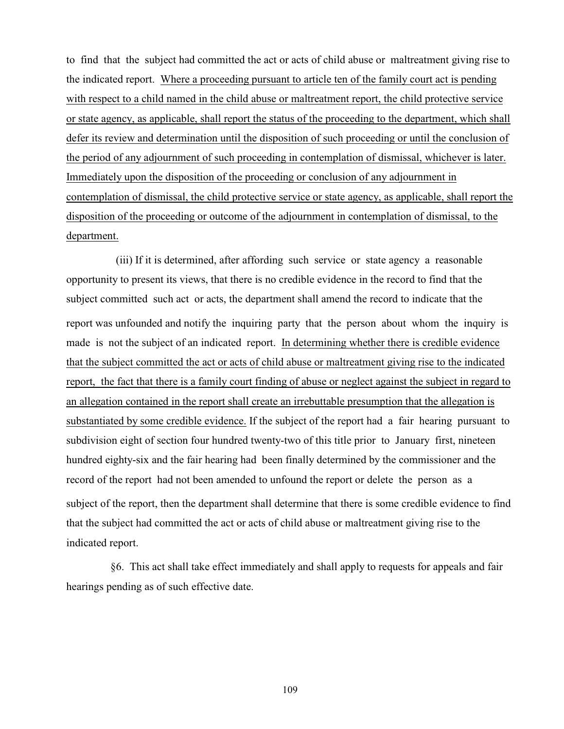to find that the subject had committed the act or acts of child abuse or maltreatment giving rise to the indicated report. <u>Where a proceeding pursuant to article ten of the family court act is pending with respect to a child named in the child abuse or maltreatment report, the child protective service or state agency, as applicable, shall report the status of the proceeding to the department, which shall defer its review and determination until the disposition of such proceeding or until the conclusion of the period of any adjournment of such proceeding in contemplation of dismissal, whichever is later. Immediately upon the disposition of the proceeding or conclusion of any adjournment in contemplation of dismissal, the child protective service or state agency, as applicable, shall report the disposition of the proceeding or outcome of the adjournment in contemplation of dismissal, to the department.</u>

(iii) If it is determined, after affording such service or state agency a reasonable opportunity to present its views, that there is no credible evidence in the record to find that the subject committed such act or acts, the department shall amend the record to indicate that the report was unfounded and notify the inquiring party that the person about whom the inquiry is made is not the subject of an indicated report. <u>In determining whether there is credible evidence that the subject committed the act or acts of child abuse or maltreatment giving rise to the indicated report, the fact that there is a family court finding of abuse or neglect against the subject in regard to an allegation contained in the report shall create an irrebuttable presumption that the allegation is substantiated by some credible evidence.</u> If the subject of the report had a fair hearing pursuant to subdivision eight of section four hundred twenty-two of this title prior to January first, nineteen hundred eighty-six and the fair hearing had been finally determined by the commissioner and the record of the report had not been amended to unfound the report or delete the person as a subject of the report, then the department shall determine that there is some credible evidence to find that the subject had committed the act or acts of child abuse or maltreatment giving rise to the indicated report.

§6. This act shall take effect immediately and shall apply to requests for appeals and fair hearings pending as of such effective date.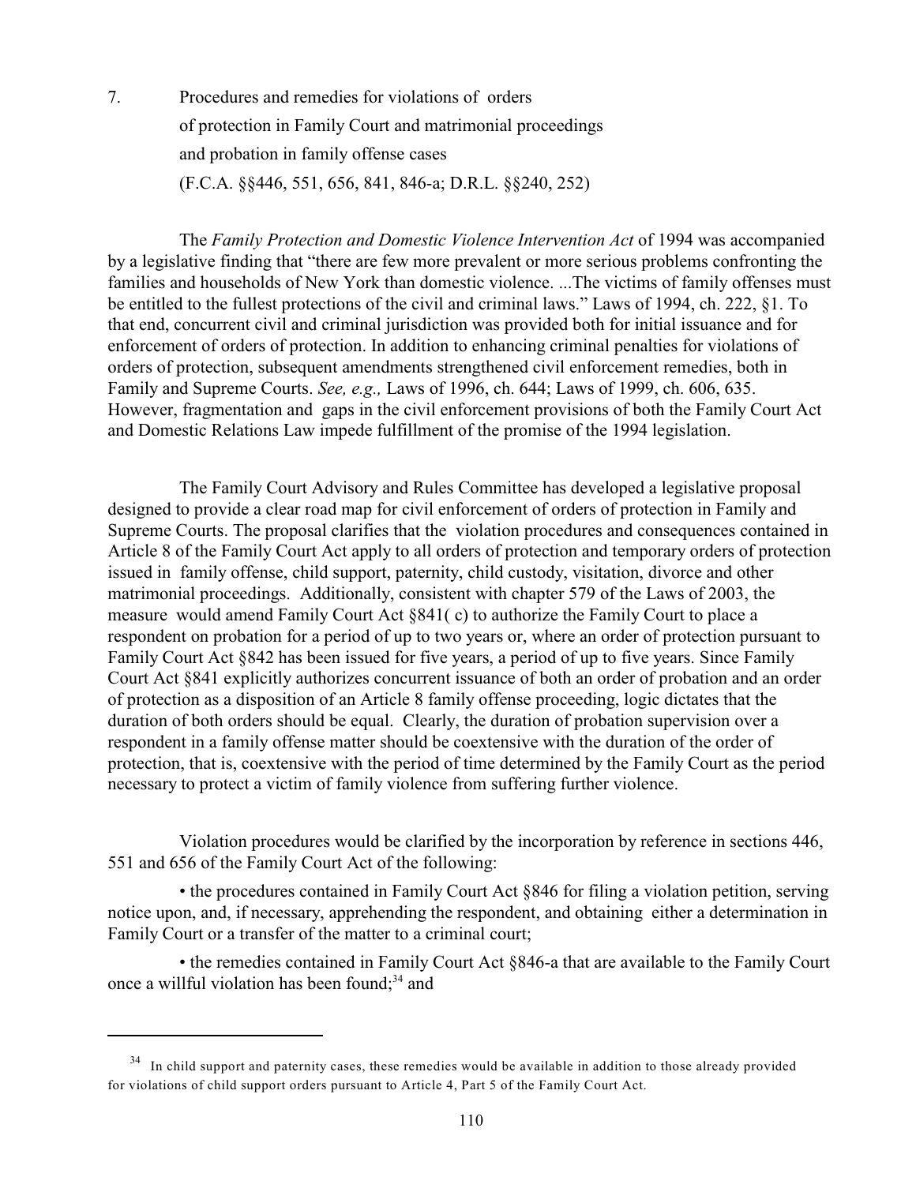7. Procedures and remedies for violations of orders of protection in Family Court and matrimonial proceedings and probation in family offense cases (F.C.A. §§446, 551, 656, 841, 846-a; D.R.L. §§240, 252)

The *Family Protection and Domestic Violence Intervention Act* of 1994 was accompanied by a legislative finding that "there are few more prevalent or more serious problems confronting the families and households of New York than domestic violence. ...The victims of family offenses must be entitled to the fullest protections of the civil and criminal laws." Laws of 1994, ch. 222, §1. To that end, concurrent civil and criminal jurisdiction was provided both for initial issuance and for enforcement of orders of protection. In addition to enhancing criminal penalties for violations of orders of protection, subsequent amendments strengthened civil enforcement remedies, both in Family and Supreme Courts. *See, e.g.,* Laws of 1996, ch. 644; Laws of 1999, ch. 606, 635. However, fragmentation and gaps in the civil enforcement provisions of both the Family Court Act and Domestic Relations Law impede fulfillment of the promise of the 1994 legislation.

The Family Court Advisory and Rules Committee has developed a legislative proposal designed to provide a clear road map for civil enforcement of orders of protection in Family and Supreme Courts. The proposal clarifies that the violation procedures and consequences contained in Article 8 of the Family Court Act apply to all orders of protection and temporary orders of protection issued in family offense, child support, paternity, child custody, visitation, divorce and other matrimonial proceedings. Additionally, consistent with chapter 579 of the Laws of 2003, the measure would amend Family Court Act §841( c) to authorize the Family Court to place a respondent on probation for a period of up to two years or, where an order of protection pursuant to Family Court Act §842 has been issued for five years, a period of up to five years. Since Family Court Act §841 explicitly authorizes concurrent issuance of both an order of probation and an order of protection as a disposition of an Article 8 family offense proceeding, logic dictates that the duration of both orders should be equal. Clearly, the duration of probation supervision over a respondent in a family offense matter should be coextensive with the duration of the order of protection, that is, coextensive with the period of time determined by the Family Court as the period necessary to protect a victim of family violence from suffering further violence.

Violation procedures would be clarified by the incorporation by reference in sections 446, 551 and 656 of the Family Court Act of the following:

- the procedures contained in Family Court Act §846 for filing a violation petition, serving notice upon, and, if necessary, apprehending the respondent, and obtaining either a determination in Family Court or a transfer of the matter to a criminal court;

- the remedies contained in Family Court Act §846-a that are available to the Family Court once a willful violation has been found;[34] and

[34] In child support and paternity cases, these remedies would be available in addition to those already provided for violations of child support orders pursuant to Article 4, Part 5 of the Family Court Act.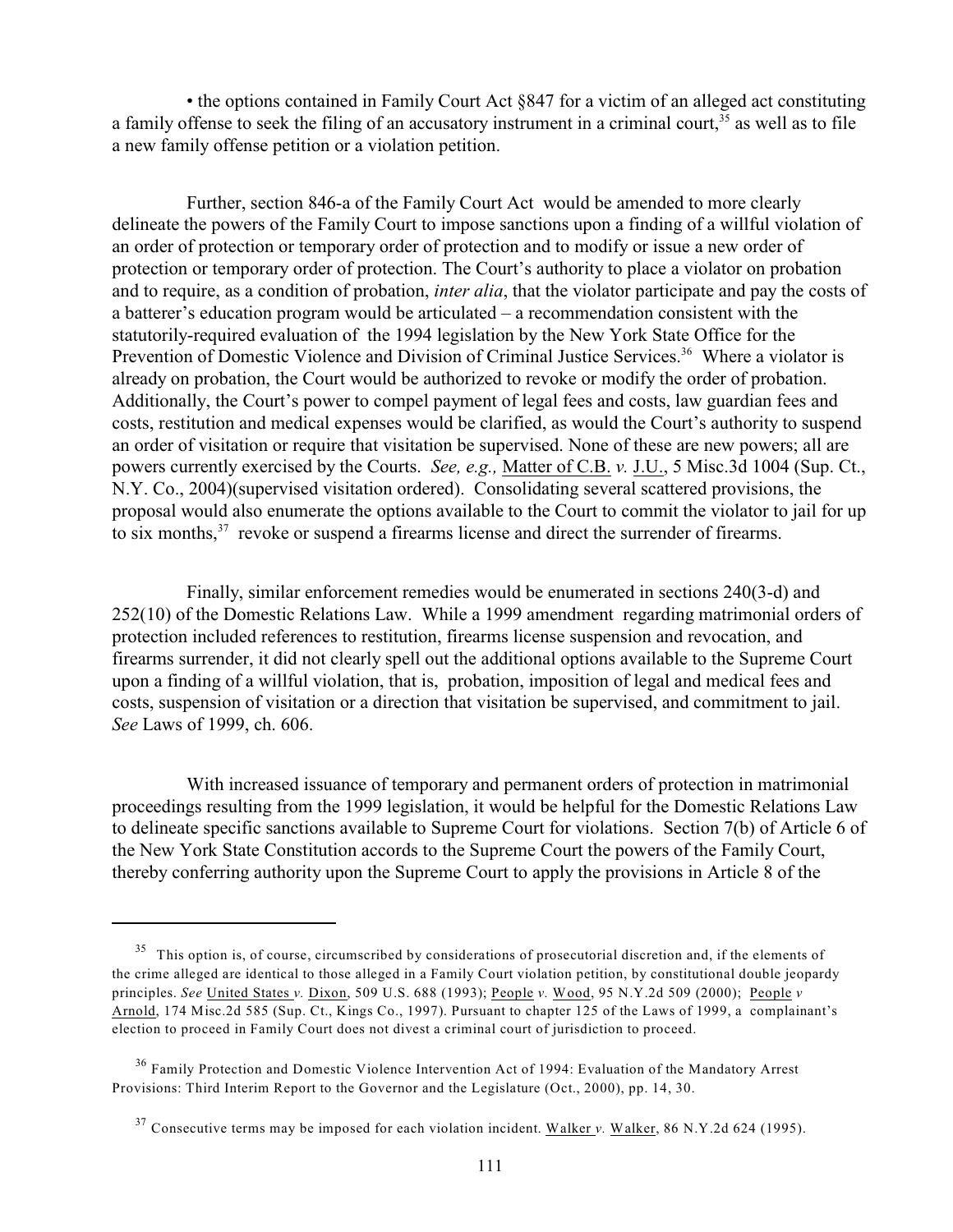• the options contained in Family Court Act §847 for a victim of an alleged act constituting a family offense to seek the filing of an accusatory instrument in a criminal court,[35] as well as to file a new family offense petition or a violation petition.

Further, section 846-a of the Family Court Act would be amended to more clearly delineate the powers of the Family Court to impose sanctions upon a finding of a willful violation of an order of protection or temporary order of protection and to modify or issue a new order of protection or temporary order of protection. The Court's authority to place a violator on probation and to require, as a condition of probation, *inter alia*, that the violator participate and pay the costs of a batterer's education program would be articulated – a recommendation consistent with the statutorily-required evaluation of the 1994 legislation by the New York State Office for the Prevention of Domestic Violence and Division of Criminal Justice Services.[36] Where a violator is already on probation, the Court would be authorized to revoke or modify the order of probation. Additionally, the Court's power to compel payment of legal fees and costs, law guardian fees and costs, restitution and medical expenses would be clarified, as would the Court's authority to suspend an order of visitation or require that visitation be supervised. None of these are new powers; all are powers currently exercised by the Courts. *See, e.g.,* Matter of C.B. *v.* J.U., 5 Misc.3d 1004 (Sup. Ct., N.Y. Co., 2004)(supervised visitation ordered). Consolidating several scattered provisions, the proposal would also enumerate the options available to the Court to commit the violator to jail for up to six months,[37] revoke or suspend a firearms license and direct the surrender of firearms.

Finally, similar enforcement remedies would be enumerated in sections 240(3-d) and 252(10) of the Domestic Relations Law. While a 1999 amendment regarding matrimonial orders of protection included references to restitution, firearms license suspension and revocation, and firearms surrender, it did not clearly spell out the additional options available to the Supreme Court upon a finding of a willful violation, that is, probation, imposition of legal and medical fees and costs, suspension of visitation or a direction that visitation be supervised, and commitment to jail. *See* Laws of 1999, ch. 606.

With increased issuance of temporary and permanent orders of protection in matrimonial proceedings resulting from the 1999 legislation, it would be helpful for the Domestic Relations Law to delineate specific sanctions available to Supreme Court for violations. Section 7(b) of Article 6 of the New York State Constitution accords to the Supreme Court the powers of the Family Court, thereby conferring authority upon the Supreme Court to apply the provisions in Article 8 of the

---

[35] This option is, of course, circumscribed by considerations of prosecutorial discretion and, if the elements of the crime alleged are identical to those alleged in a Family Court violation petition, by constitutional double jeopardy principles. *See* United States *v.* Dixon, 509 U.S. 688 (1993); People *v.* Wood, 95 N.Y.2d 509 (2000); People *v* Arnold, 174 Misc.2d 585 (Sup. Ct., Kings Co., 1997). Pursuant to chapter 125 of the Laws of 1999, a complainant's election to proceed in Family Court does not divest a criminal court of jurisdiction to proceed.

[36] Family Protection and Domestic Violence Intervention Act of 1994: Evaluation of the Mandatory Arrest Provisions: Third Interim Report to the Governor and the Legislature (Oct., 2000), pp. 14, 30.

[37] Consecutive terms may be imposed for each violation incident. Walker *v.* Walker, 86 N.Y.2d 624 (1995).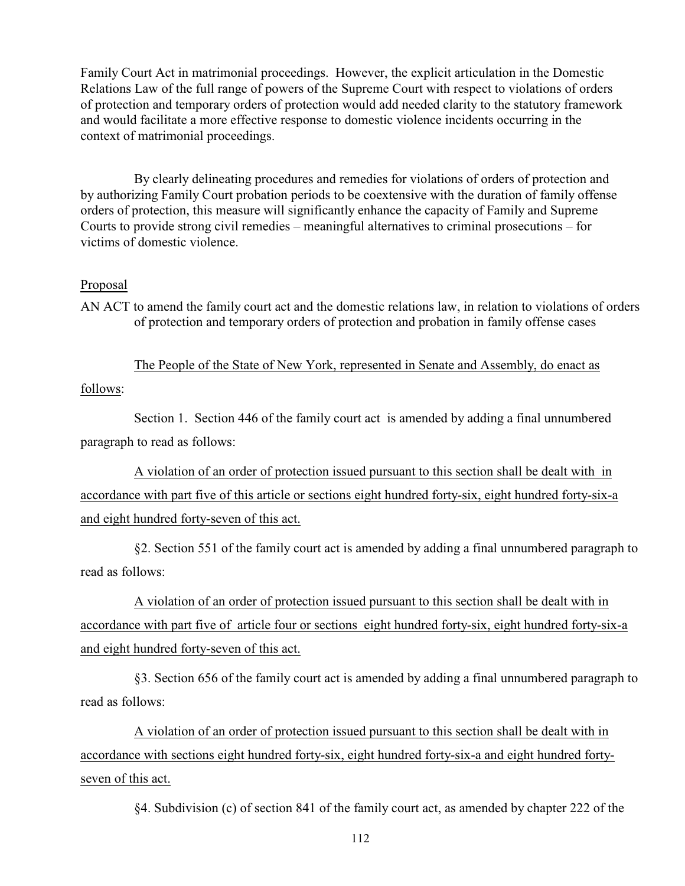Family Court Act in matrimonial proceedings. However, the explicit articulation in the Domestic Relations Law of the full range of powers of the Supreme Court with respect to violations of orders of protection and temporary orders of protection would add needed clarity to the statutory framework and would facilitate a more effective response to domestic violence incidents occurring in the context of matrimonial proceedings.

By clearly delineating procedures and remedies for violations of orders of protection and by authorizing Family Court probation periods to be coextensive with the duration of family offense orders of protection, this measure will significantly enhance the capacity of Family and Supreme Courts to provide strong civil remedies – meaningful alternatives to criminal prosecutions – for victims of domestic violence.

<u>Proposal</u>

AN ACT to amend the family court act and the domestic relations law, in relation to violations of orders of protection and temporary orders of protection and probation in family offense cases

<u>The People of the State of New York, represented in Senate and Assembly, do enact as follows</u>:

Section 1. Section 446 of the family court act is amended by adding a final unnumbered paragraph to read as follows:

<u>A violation of an order of protection issued pursuant to this section shall be dealt with in accordance with part five of this article or sections eight hundred forty-six, eight hundred forty-six-a and eight hundred forty-seven of this act.</u>

§2. Section 551 of the family court act is amended by adding a final unnumbered paragraph to read as follows:

<u>A violation of an order of protection issued pursuant to this section shall be dealt with in accordance with part five of article four or sections eight hundred forty-six, eight hundred forty-six-a and eight hundred forty-seven of this act.</u>

§3. Section 656 of the family court act is amended by adding a final unnumbered paragraph to read as follows:

<u>A violation of an order of protection issued pursuant to this section shall be dealt with in accordance with sections eight hundred forty-six, eight hundred forty-six-a and eight hundred forty-seven of this act.</u>

§4. Subdivision (c) of section 841 of the family court act, as amended by chapter 222 of the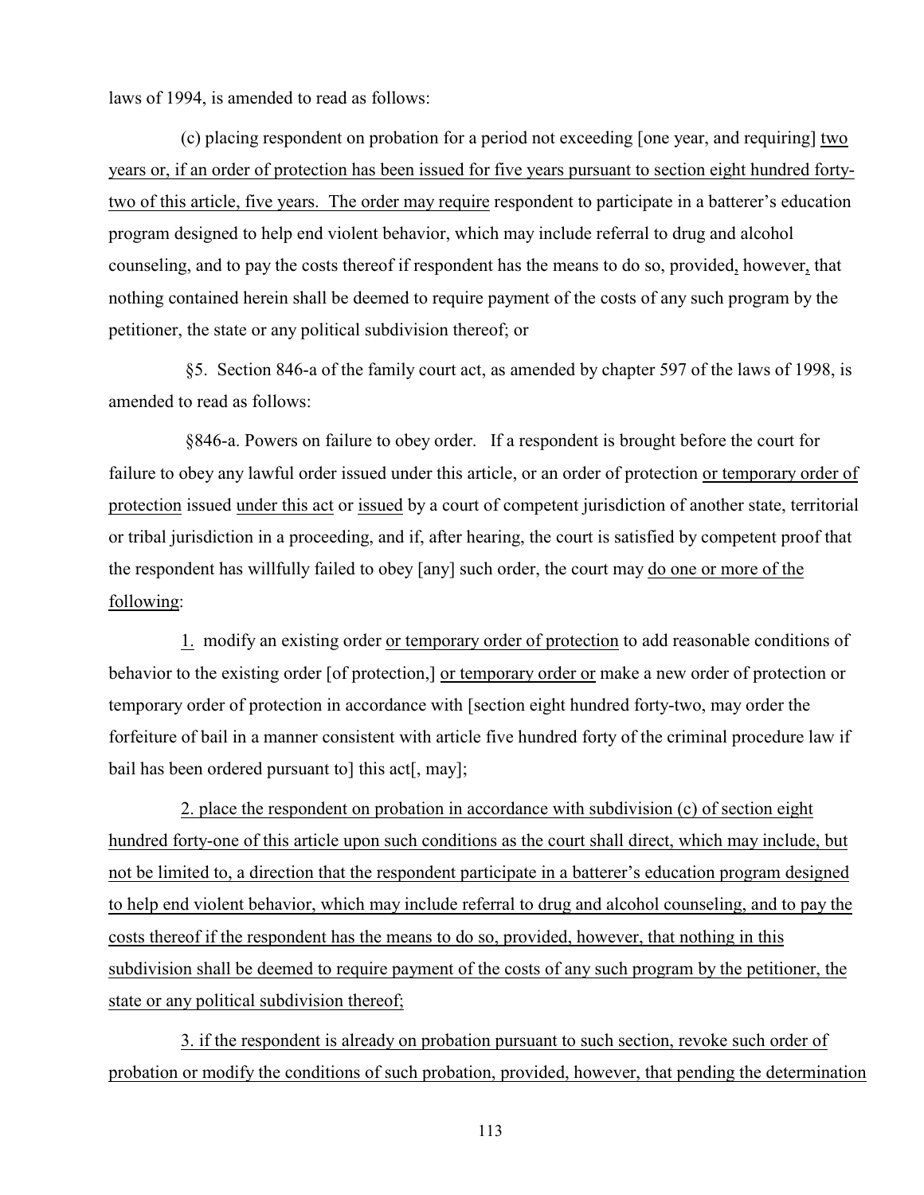laws of 1994, is amended to read as follows:

(c) placing respondent on probation for a period not exceeding [one year, and requiring] two years or, if an order of protection has been issued for five years pursuant to section eight hundred forty-two of this article, five years. The order may require respondent to participate in a batterer's education program designed to help end violent behavior, which may include referral to drug and alcohol counseling, and to pay the costs thereof if respondent has the means to do so, provided, however, that nothing contained herein shall be deemed to require payment of the costs of any such program by the petitioner, the state or any political subdivision thereof; or

§5. Section 846-a of the family court act, as amended by chapter 597 of the laws of 1998, is amended to read as follows:

§846-a. Powers on failure to obey order. If a respondent is brought before the court for failure to obey any lawful order issued under this article, or an order of protection or temporary order of protection issued under this act or issued by a court of competent jurisdiction of another state, territorial or tribal jurisdiction in a proceeding, and if, after hearing, the court is satisfied by competent proof that the respondent has willfully failed to obey [any] such order, the court may do one or more of the following:

1. modify an existing order or temporary order of protection to add reasonable conditions of behavior to the existing order [of protection,] or temporary order or make a new order of protection or temporary order of protection in accordance with [section eight hundred forty-two, may order the forfeiture of bail in a manner consistent with article five hundred forty of the criminal procedure law if bail has been ordered pursuant to] this act[, may];

2. place the respondent on probation in accordance with subdivision (c) of section eight hundred forty-one of this article upon such conditions as the court shall direct, which may include, but not be limited to, a direction that the respondent participate in a batterer's education program designed to help end violent behavior, which may include referral to drug and alcohol counseling, and to pay the costs thereof if the respondent has the means to do so, provided, however, that nothing in this subdivision shall be deemed to require payment of the costs of any such program by the petitioner, the state or any political subdivision thereof;

3. if the respondent is already on probation pursuant to such section, revoke such order of probation or modify the conditions of such probation, provided, however, that pending the determination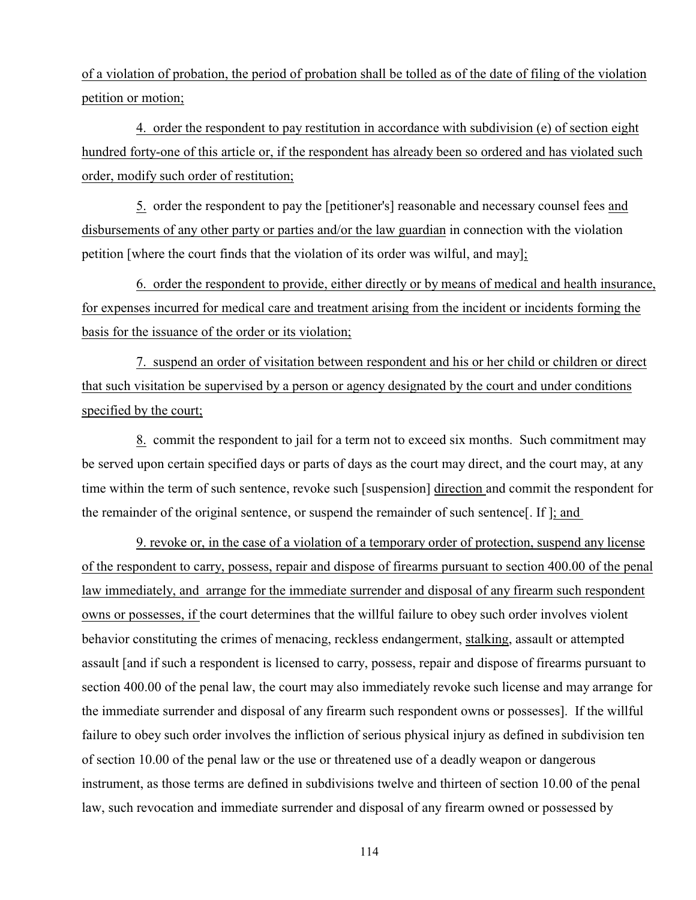of a violation of probation, the period of probation shall be tolled as of the date of filing of the violation petition or motion;

4. order the respondent to pay restitution in accordance with subdivision (e) of section eight hundred forty-one of this article or, if the respondent has already been so ordered and has violated such order, modify such order of restitution;

5. order the respondent to pay the [petitioner's] reasonable and necessary counsel fees and disbursements of any other party or parties and/or the law guardian in connection with the violation petition [where the court finds that the violation of its order was wilful, and may];

6. order the respondent to provide, either directly or by means of medical and health insurance, for expenses incurred for medical care and treatment arising from the incident or incidents forming the basis for the issuance of the order or its violation;

7. suspend an order of visitation between respondent and his or her child or children or direct that such visitation be supervised by a person or agency designated by the court and under conditions specified by the court;

8. commit the respondent to jail for a term not to exceed six months. Such commitment may be served upon certain specified days or parts of days as the court may direct, and the court may, at any time within the term of such sentence, revoke such [suspension] direction and commit the respondent for the remainder of the original sentence, or suspend the remainder of such sentence[. If ]; and

9. revoke or, in the case of a violation of a temporary order of protection, suspend any license of the respondent to carry, possess, repair and dispose of firearms pursuant to section 400.00 of the penal law immediately, and arrange for the immediate surrender and disposal of any firearm such respondent owns or possesses, if the court determines that the willful failure to obey such order involves violent behavior constituting the crimes of menacing, reckless endangerment, stalking, assault or attempted assault [and if such a respondent is licensed to carry, possess, repair and dispose of firearms pursuant to section 400.00 of the penal law, the court may also immediately revoke such license and may arrange for the immediate surrender and disposal of any firearm such respondent owns or possesses]. If the willful failure to obey such order involves the infliction of serious physical injury as defined in subdivision ten of section 10.00 of the penal law or the use or threatened use of a deadly weapon or dangerous instrument, as those terms are defined in subdivisions twelve and thirteen of section 10.00 of the penal law, such revocation and immediate surrender and disposal of any firearm owned or possessed by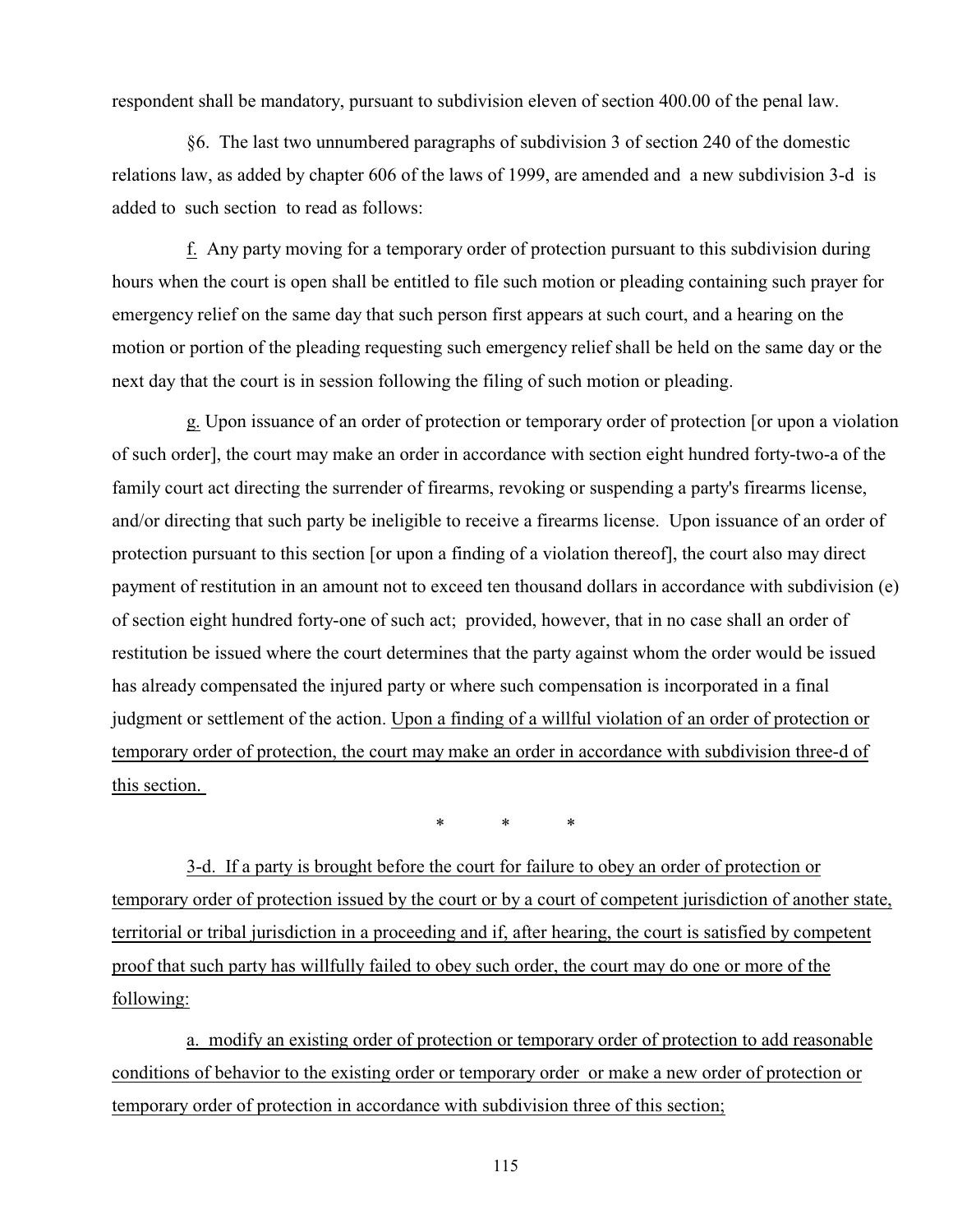respondent shall be mandatory, pursuant to subdivision eleven of section 400.00 of the penal law.

§6. The last two unnumbered paragraphs of subdivision 3 of section 240 of the domestic relations law, as added by chapter 606 of the laws of 1999, are amended and a new subdivision 3-d is added to such section to read as follows:

<u>f.</u> Any party moving for a temporary order of protection pursuant to this subdivision during hours when the court is open shall be entitled to file such motion or pleading containing such prayer for emergency relief on the same day that such person first appears at such court, and a hearing on the motion or portion of the pleading requesting such emergency relief shall be held on the same day or the next day that the court is in session following the filing of such motion or pleading.

<u>g.</u> Upon issuance of an order of protection or temporary order of protection [or upon a violation of such order], the court may make an order in accordance with section eight hundred forty-two-a of the family court act directing the surrender of firearms, revoking or suspending a party's firearms license, and/or directing that such party be ineligible to receive a firearms license. Upon issuance of an order of protection pursuant to this section [or upon a finding of a violation thereof], the court also may direct payment of restitution in an amount not to exceed ten thousand dollars in accordance with subdivision (e) of section eight hundred forty-one of such act; provided, however, that in no case shall an order of restitution be issued where the court determines that the party against whom the order would be issued has already compensated the injured party or where such compensation is incorporated in a final judgment or settlement of the action. <u>Upon a finding of a willful violation of an order of protection or temporary order of protection, the court may make an order in accordance with subdivision three-d of this section.</u>

\* \* \*

<u>3-d. If a party is brought before the court for failure to obey an order of protection or temporary order of protection issued by the court or by a court of competent jurisdiction of another state, territorial or tribal jurisdiction in a proceeding and if, after hearing, the court is satisfied by competent proof that such party has willfully failed to obey such order, the court may do one or more of the following:</u>

<u>a. modify an existing order of protection or temporary order of protection to add reasonable conditions of behavior to the existing order or temporary order or make a new order of protection or temporary order of protection in accordance with subdivision three of this section;</u>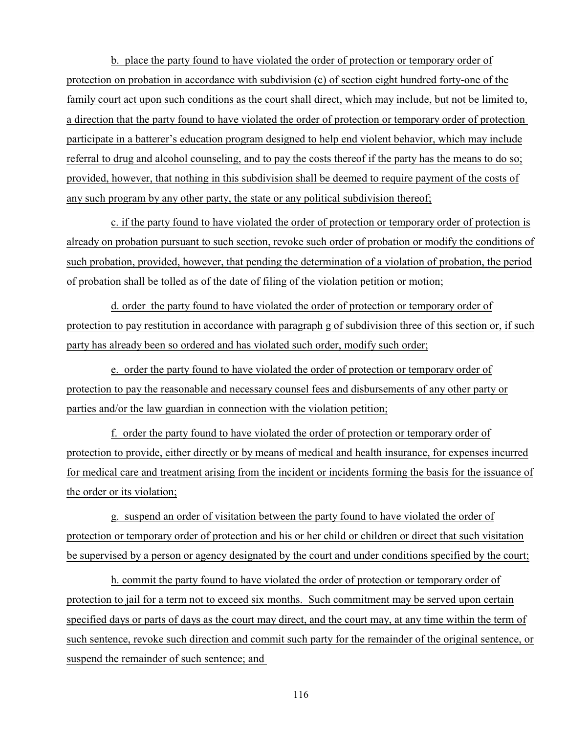b. place the party found to have violated the order of protection or temporary order of protection on probation in accordance with subdivision (c) of section eight hundred forty-one of the family court act upon such conditions as the court shall direct, which may include, but not be limited to, a direction that the party found to have violated the order of protection or temporary order of protection participate in a batterer's education program designed to help end violent behavior, which may include referral to drug and alcohol counseling, and to pay the costs thereof if the party has the means to do so; provided, however, that nothing in this subdivision shall be deemed to require payment of the costs of any such program by any other party, the state or any political subdivision thereof;

c. if the party found to have violated the order of protection or temporary order of protection is already on probation pursuant to such section, revoke such order of probation or modify the conditions of such probation, provided, however, that pending the determination of a violation of probation, the period of probation shall be tolled as of the date of filing of the violation petition or motion;

d. order the party found to have violated the order of protection or temporary order of protection to pay restitution in accordance with paragraph g of subdivision three of this section or, if such party has already been so ordered and has violated such order, modify such order;

e. order the party found to have violated the order of protection or temporary order of protection to pay the reasonable and necessary counsel fees and disbursements of any other party or parties and/or the law guardian in connection with the violation petition;

f. order the party found to have violated the order of protection or temporary order of protection to provide, either directly or by means of medical and health insurance, for expenses incurred for medical care and treatment arising from the incident or incidents forming the basis for the issuance of the order or its violation;

g. suspend an order of visitation between the party found to have violated the order of protection or temporary order of protection and his or her child or children or direct that such visitation be supervised by a person or agency designated by the court and under conditions specified by the court;

h. commit the party found to have violated the order of protection or temporary order of protection to jail for a term not to exceed six months. Such commitment may be served upon certain specified days or parts of days as the court may direct, and the court may, at any time within the term of such sentence, revoke such direction and commit such party for the remainder of the original sentence, or suspend the remainder of such sentence; and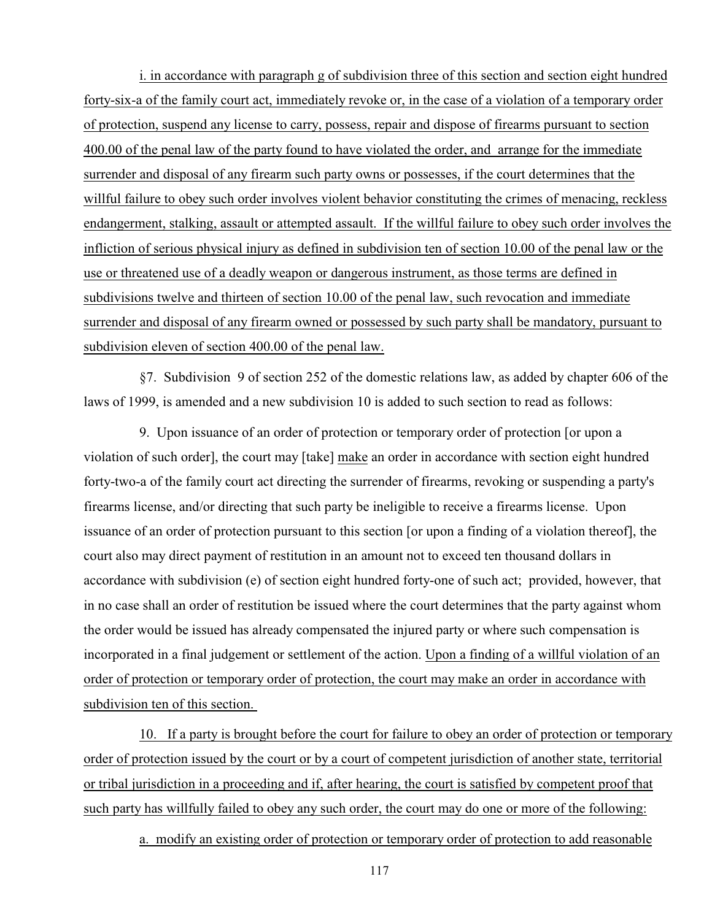i. in accordance with paragraph g of subdivision three of this section and section eight hundred forty-six-a of the family court act, immediately revoke or, in the case of a violation of a temporary order of protection, suspend any license to carry, possess, repair and dispose of firearms pursuant to section 400.00 of the penal law of the party found to have violated the order, and arrange for the immediate surrender and disposal of any firearm such party owns or possesses, if the court determines that the willful failure to obey such order involves violent behavior constituting the crimes of menacing, reckless endangerment, stalking, assault or attempted assault. If the willful failure to obey such order involves the infliction of serious physical injury as defined in subdivision ten of section 10.00 of the penal law or the use or threatened use of a deadly weapon or dangerous instrument, as those terms are defined in subdivisions twelve and thirteen of section 10.00 of the penal law, such revocation and immediate surrender and disposal of any firearm owned or possessed by such party shall be mandatory, pursuant to subdivision eleven of section 400.00 of the penal law.

§7. Subdivision 9 of section 252 of the domestic relations law, as added by chapter 606 of the laws of 1999, is amended and a new subdivision 10 is added to such section to read as follows:

9. Upon issuance of an order of protection or temporary order of protection [or upon a violation of such order], the court may [take] make an order in accordance with section eight hundred forty-two-a of the family court act directing the surrender of firearms, revoking or suspending a party's firearms license, and/or directing that such party be ineligible to receive a firearms license. Upon issuance of an order of protection pursuant to this section [or upon a finding of a violation thereof], the court also may direct payment of restitution in an amount not to exceed ten thousand dollars in accordance with subdivision (e) of section eight hundred forty-one of such act; provided, however, that in no case shall an order of restitution be issued where the court determines that the party against whom the order would be issued has already compensated the injured party or where such compensation is incorporated in a final judgement or settlement of the action. Upon a finding of a willful violation of an order of protection or temporary order of protection, the court may make an order in accordance with subdivision ten of this section.

10. If a party is brought before the court for failure to obey an order of protection or temporary order of protection issued by the court or by a court of competent jurisdiction of another state, territorial or tribal jurisdiction in a proceeding and if, after hearing, the court is satisfied by competent proof that such party has willfully failed to obey any such order, the court may do one or more of the following:

a. modify an existing order of protection or temporary order of protection to add reasonable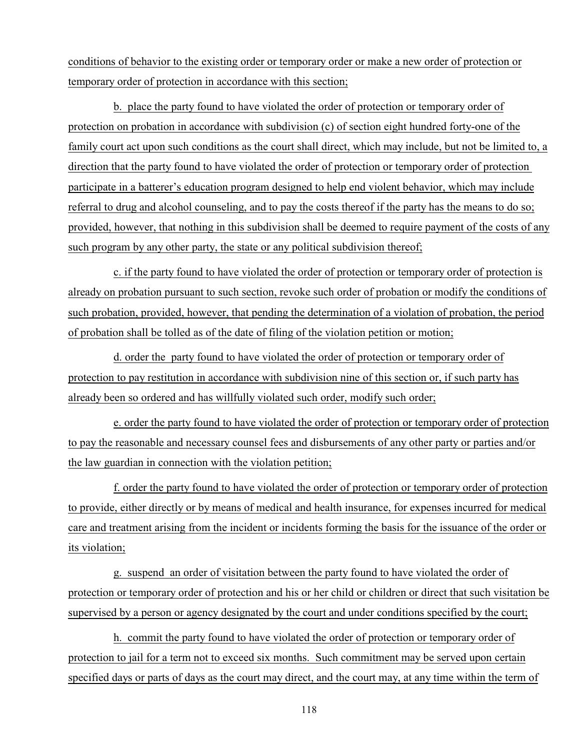conditions of behavior to the existing order or temporary order or make a new order of protection or temporary order of protection in accordance with this section;

b. place the party found to have violated the order of protection or temporary order of protection on probation in accordance with subdivision (c) of section eight hundred forty-one of the family court act upon such conditions as the court shall direct, which may include, but not be limited to, a direction that the party found to have violated the order of protection or temporary order of protection participate in a batterer's education program designed to help end violent behavior, which may include referral to drug and alcohol counseling, and to pay the costs thereof if the party has the means to do so; provided, however, that nothing in this subdivision shall be deemed to require payment of the costs of any such program by any other party, the state or any political subdivision thereof;

c. if the party found to have violated the order of protection or temporary order of protection is already on probation pursuant to such section, revoke such order of probation or modify the conditions of such probation, provided, however, that pending the determination of a violation of probation, the period of probation shall be tolled as of the date of filing of the violation petition or motion;

d. order the party found to have violated the order of protection or temporary order of protection to pay restitution in accordance with subdivision nine of this section or, if such party has already been so ordered and has willfully violated such order, modify such order;

e. order the party found to have violated the order of protection or temporary order of protection to pay the reasonable and necessary counsel fees and disbursements of any other party or parties and/or the law guardian in connection with the violation petition;

f. order the party found to have violated the order of protection or temporary order of protection to provide, either directly or by means of medical and health insurance, for expenses incurred for medical care and treatment arising from the incident or incidents forming the basis for the issuance of the order or its violation;

g. suspend an order of visitation between the party found to have violated the order of protection or temporary order of protection and his or her child or children or direct that such visitation be supervised by a person or agency designated by the court and under conditions specified by the court;

h. commit the party found to have violated the order of protection or temporary order of protection to jail for a term not to exceed six months. Such commitment may be served upon certain specified days or parts of days as the court may direct, and the court may, at any time within the term of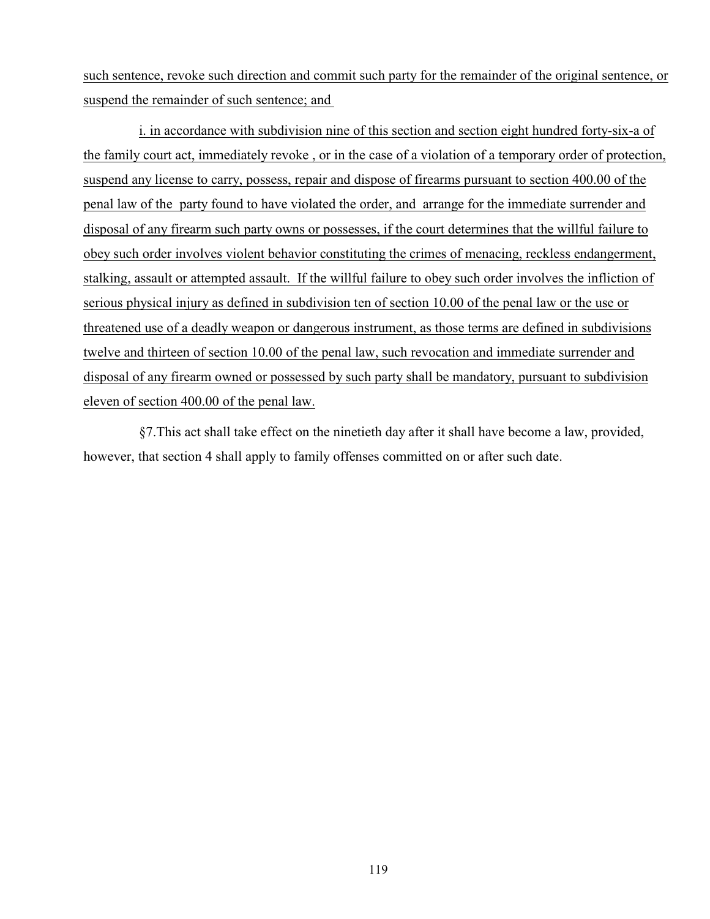such sentence, revoke such direction and commit such party for the remainder of the original sentence, or suspend the remainder of such sentence; and

i. in accordance with subdivision nine of this section and section eight hundred forty-six-a of the family court act, immediately revoke , or in the case of a violation of a temporary order of protection, suspend any license to carry, possess, repair and dispose of firearms pursuant to section 400.00 of the penal law of the party found to have violated the order, and arrange for the immediate surrender and disposal of any firearm such party owns or possesses, if the court determines that the willful failure to obey such order involves violent behavior constituting the crimes of menacing, reckless endangerment, stalking, assault or attempted assault. If the willful failure to obey such order involves the infliction of serious physical injury as defined in subdivision ten of section 10.00 of the penal law or the use or threatened use of a deadly weapon or dangerous instrument, as those terms are defined in subdivisions twelve and thirteen of section 10.00 of the penal law, such revocation and immediate surrender and disposal of any firearm owned or possessed by such party shall be mandatory, pursuant to subdivision eleven of section 400.00 of the penal law.

§7.This act shall take effect on the ninetieth day after it shall have become a law, provided, however, that section 4 shall apply to family offenses committed on or after such date.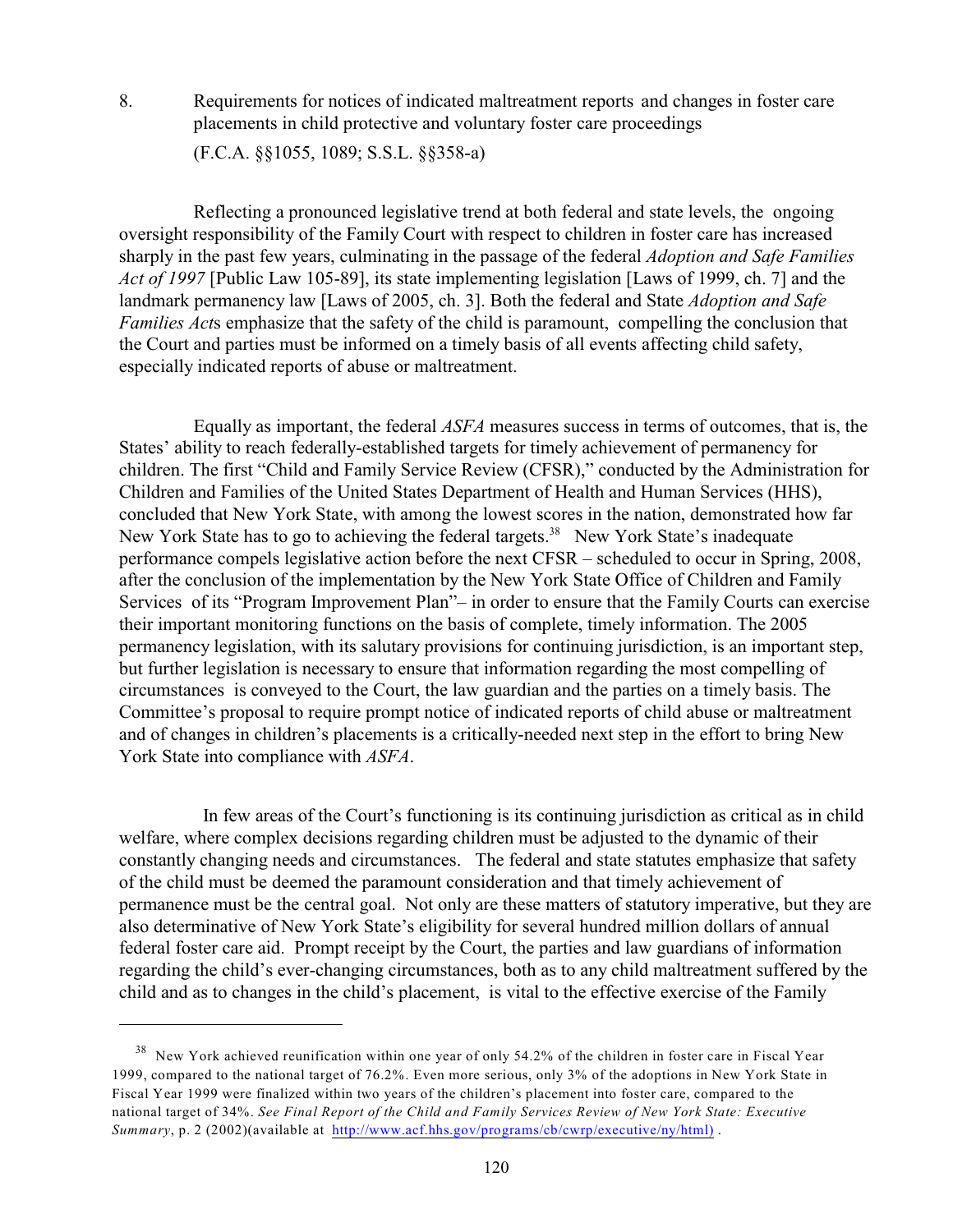8. Requirements for notices of indicated maltreatment reports and changes in foster care placements in child protective and voluntary foster care proceedings

(F.C.A. §§1055, 1089; S.S.L. §§358-a)

Reflecting a pronounced legislative trend at both federal and state levels, the ongoing oversight responsibility of the Family Court with respect to children in foster care has increased sharply in the past few years, culminating in the passage of the federal *Adoption and Safe Families Act of 1997* [Public Law 105-89], its state implementing legislation [Laws of 1999, ch. 7] and the landmark permanency law [Laws of 2005, ch. 3]. Both the federal and State *Adoption and Safe Families Act*s emphasize that the safety of the child is paramount, compelling the conclusion that the Court and parties must be informed on a timely basis of all events affecting child safety, especially indicated reports of abuse or maltreatment.

Equally as important, the federal *ASFA* measures success in terms of outcomes, that is, the States' ability to reach federally-established targets for timely achievement of permanency for children. The first "Child and Family Service Review (CFSR)," conducted by the Administration for Children and Families of the United States Department of Health and Human Services (HHS), concluded that New York State, with among the lowest scores in the nation, demonstrated how far New York State has to go to achieving the federal targets.[38] New York State's inadequate performance compels legislative action before the next CFSR – scheduled to occur in Spring, 2008, after the conclusion of the implementation by the New York State Office of Children and Family Services of its "Program Improvement Plan"– in order to ensure that the Family Courts can exercise their important monitoring functions on the basis of complete, timely information. The 2005 permanency legislation, with its salutary provisions for continuing jurisdiction, is an important step, but further legislation is necessary to ensure that information regarding the most compelling of circumstances is conveyed to the Court, the law guardian and the parties on a timely basis. The Committee's proposal to require prompt notice of indicated reports of child abuse or maltreatment and of changes in children's placements is a critically-needed next step in the effort to bring New York State into compliance with *ASFA*.

In few areas of the Court's functioning is its continuing jurisdiction as critical as in child welfare, where complex decisions regarding children must be adjusted to the dynamic of their constantly changing needs and circumstances. The federal and state statutes emphasize that safety of the child must be deemed the paramount consideration and that timely achievement of permanence must be the central goal. Not only are these matters of statutory imperative, but they are also determinative of New York State's eligibility for several hundred million dollars of annual federal foster care aid. Prompt receipt by the Court, the parties and law guardians of information regarding the child's ever-changing circumstances, both as to any child maltreatment suffered by the child and as to changes in the child's placement, is vital to the effective exercise of the Family

---

[38] New York achieved reunification within one year of only 54.2% of the children in foster care in Fiscal Year 1999, compared to the national target of 76.2%. Even more serious, only 3% of the adoptions in New York State in Fiscal Year 1999 were finalized within two years of the children's placement into foster care, compared to the national target of 34%. *See Final Report of the Child and Family Services Review of New York State: Executive Summary*, p. 2 (2002)(available at http://www.acf.hhs.gov/programs/cb/cwrp/executive/ny/html) .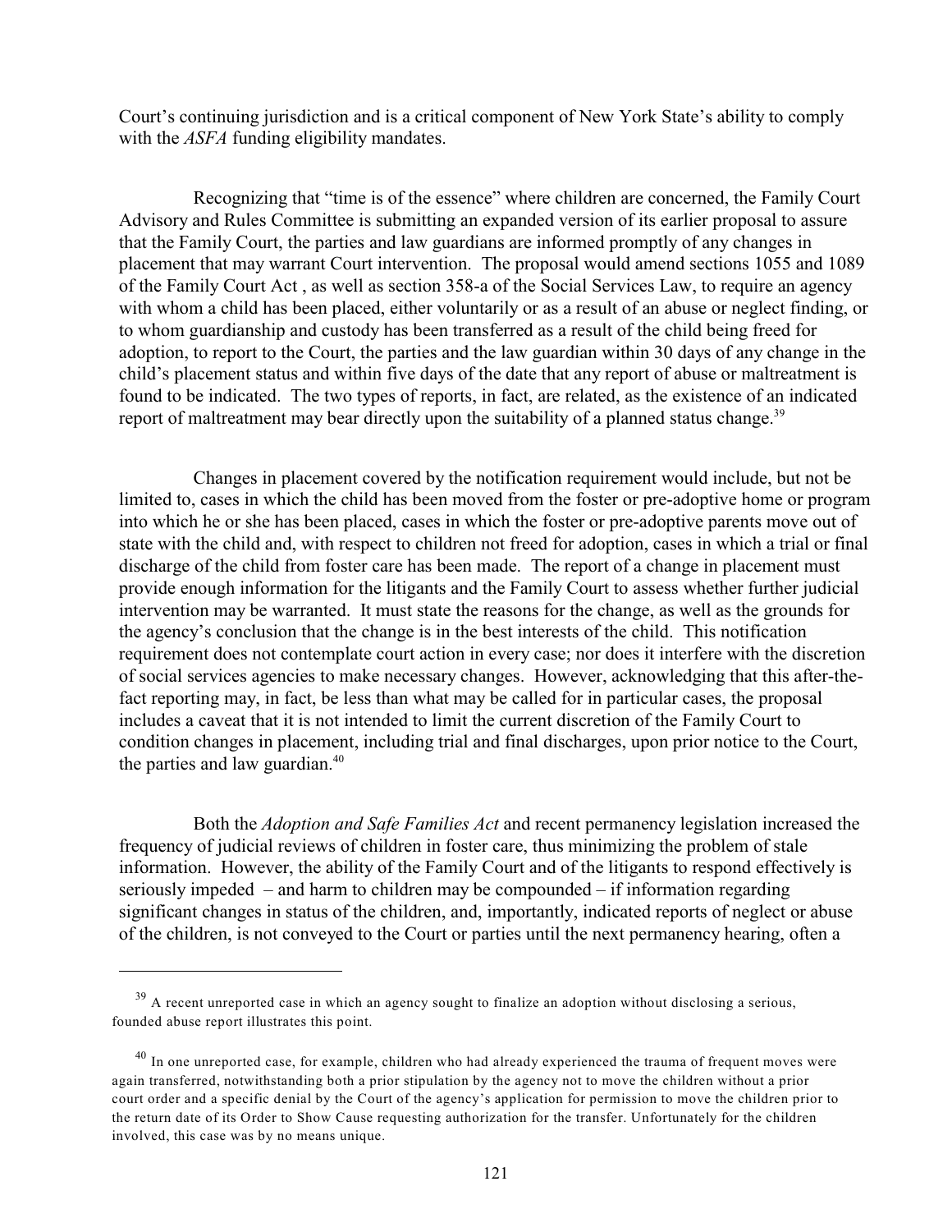Court's continuing jurisdiction and is a critical component of New York State's ability to comply with the *ASFA* funding eligibility mandates.

Recognizing that "time is of the essence" where children are concerned, the Family Court Advisory and Rules Committee is submitting an expanded version of its earlier proposal to assure that the Family Court, the parties and law guardians are informed promptly of any changes in placement that may warrant Court intervention. The proposal would amend sections 1055 and 1089 of the Family Court Act , as well as section 358-a of the Social Services Law, to require an agency with whom a child has been placed, either voluntarily or as a result of an abuse or neglect finding, or to whom guardianship and custody has been transferred as a result of the child being freed for adoption, to report to the Court, the parties and the law guardian within 30 days of any change in the child's placement status and within five days of the date that any report of abuse or maltreatment is found to be indicated. The two types of reports, in fact, are related, as the existence of an indicated report of maltreatment may bear directly upon the suitability of a planned status change.[39]

Changes in placement covered by the notification requirement would include, but not be limited to, cases in which the child has been moved from the foster or pre-adoptive home or program into which he or she has been placed, cases in which the foster or pre-adoptive parents move out of state with the child and, with respect to children not freed for adoption, cases in which a trial or final discharge of the child from foster care has been made. The report of a change in placement must provide enough information for the litigants and the Family Court to assess whether further judicial intervention may be warranted. It must state the reasons for the change, as well as the grounds for the agency's conclusion that the change is in the best interests of the child. This notification requirement does not contemplate court action in every case; nor does it interfere with the discretion of social services agencies to make necessary changes. However, acknowledging that this after-the-fact reporting may, in fact, be less than what may be called for in particular cases, the proposal includes a caveat that it is not intended to limit the current discretion of the Family Court to condition changes in placement, including trial and final discharges, upon prior notice to the Court, the parties and law guardian.[40]

Both the *Adoption and Safe Families Act* and recent permanency legislation increased the frequency of judicial reviews of children in foster care, thus minimizing the problem of stale information. However, the ability of the Family Court and of the litigants to respond effectively is seriously impeded – and harm to children may be compounded – if information regarding significant changes in status of the children, and, importantly, indicated reports of neglect or abuse of the children, is not conveyed to the Court or parties until the next permanency hearing, often a

---

[39] A recent unreported case in which an agency sought to finalize an adoption without disclosing a serious, founded abuse report illustrates this point.

[40] In one unreported case, for example, children who had already experienced the trauma of frequent moves were again transferred, notwithstanding both a prior stipulation by the agency not to move the children without a prior court order and a specific denial by the Court of the agency's application for permission to move the children prior to the return date of its Order to Show Cause requesting authorization for the transfer. Unfortunately for the children involved, this case was by no means unique.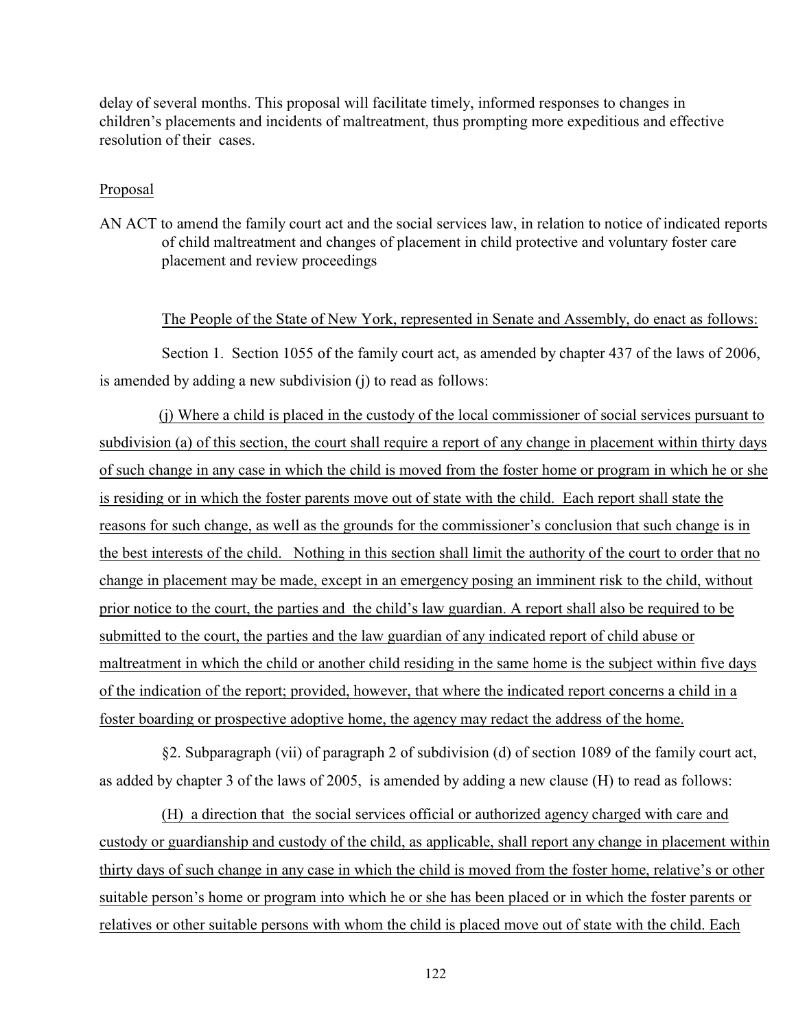delay of several months. This proposal will facilitate timely, informed responses to changes in children's placements and incidents of maltreatment, thus prompting more expeditious and effective resolution of their cases.

Proposal

AN ACT to amend the family court act and the social services law, in relation to notice of indicated reports of child maltreatment and changes of placement in child protective and voluntary foster care placement and review proceedings

The People of the State of New York, represented in Senate and Assembly, do enact as follows:

Section 1. Section 1055 of the family court act, as amended by chapter 437 of the laws of 2006, is amended by adding a new subdivision (j) to read as follows:

(j) Where a child is placed in the custody of the local commissioner of social services pursuant to subdivision (a) of this section, the court shall require a report of any change in placement within thirty days of such change in any case in which the child is moved from the foster home or program in which he or she is residing or in which the foster parents move out of state with the child. Each report shall state the reasons for such change, as well as the grounds for the commissioner's conclusion that such change is in the best interests of the child. Nothing in this section shall limit the authority of the court to order that no change in placement may be made, except in an emergency posing an imminent risk to the child, without prior notice to the court, the parties and the child's law guardian. A report shall also be required to be submitted to the court, the parties and the law guardian of any indicated report of child abuse or maltreatment in which the child or another child residing in the same home is the subject within five days of the indication of the report; provided, however, that where the indicated report concerns a child in a foster boarding or prospective adoptive home, the agency may redact the address of the home.

§2. Subparagraph (vii) of paragraph 2 of subdivision (d) of section 1089 of the family court act, as added by chapter 3 of the laws of 2005, is amended by adding a new clause (H) to read as follows:

(H) a direction that the social services official or authorized agency charged with care and custody or guardianship and custody of the child, as applicable, shall report any change in placement within thirty days of such change in any case in which the child is moved from the foster home, relative's or other suitable person's home or program into which he or she has been placed or in which the foster parents or relatives or other suitable persons with whom the child is placed move out of state with the child. Each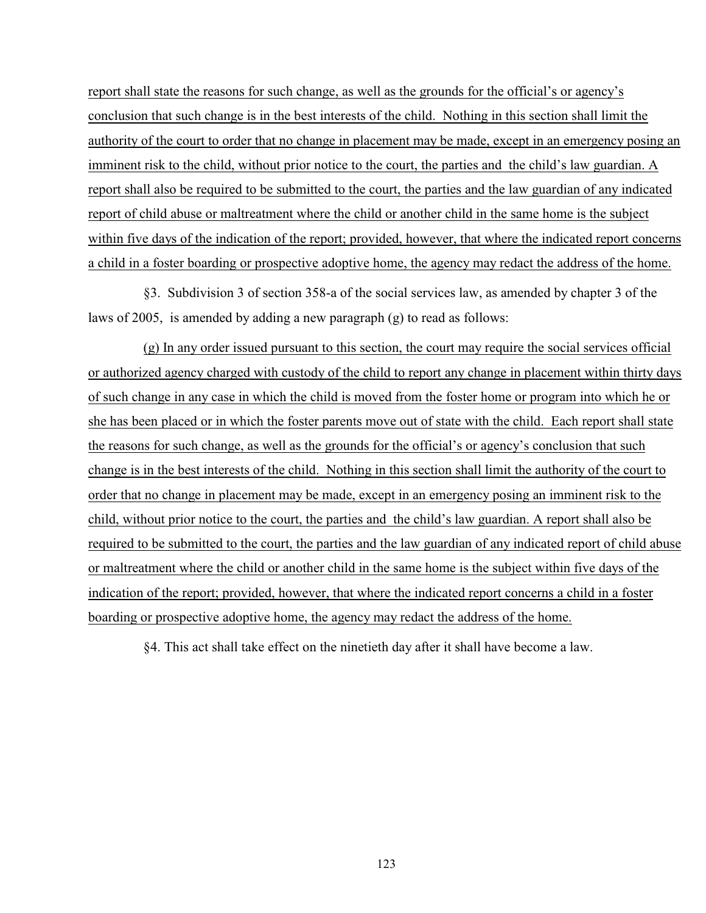report shall state the reasons for such change, as well as the grounds for the official's or agency's conclusion that such change is in the best interests of the child. Nothing in this section shall limit the authority of the court to order that no change in placement may be made, except in an emergency posing an imminent risk to the child, without prior notice to the court, the parties and the child's law guardian. A report shall also be required to be submitted to the court, the parties and the law guardian of any indicated report of child abuse or maltreatment where the child or another child in the same home is the subject within five days of the indication of the report; provided, however, that where the indicated report concerns a child in a foster boarding or prospective adoptive home, the agency may redact the address of the home.

§3. Subdivision 3 of section 358-a of the social services law, as amended by chapter 3 of the laws of 2005, is amended by adding a new paragraph (g) to read as follows:

(g) In any order issued pursuant to this section, the court may require the social services official or authorized agency charged with custody of the child to report any change in placement within thirty days of such change in any case in which the child is moved from the foster home or program into which he or she has been placed or in which the foster parents move out of state with the child. Each report shall state the reasons for such change, as well as the grounds for the official's or agency's conclusion that such change is in the best interests of the child. Nothing in this section shall limit the authority of the court to order that no change in placement may be made, except in an emergency posing an imminent risk to the child, without prior notice to the court, the parties and the child's law guardian. A report shall also be required to be submitted to the court, the parties and the law guardian of any indicated report of child abuse or maltreatment where the child or another child in the same home is the subject within five days of the indication of the report; provided, however, that where the indicated report concerns a child in a foster boarding or prospective adoptive home, the agency may redact the address of the home.

§4. This act shall take effect on the ninetieth day after it shall have become a law.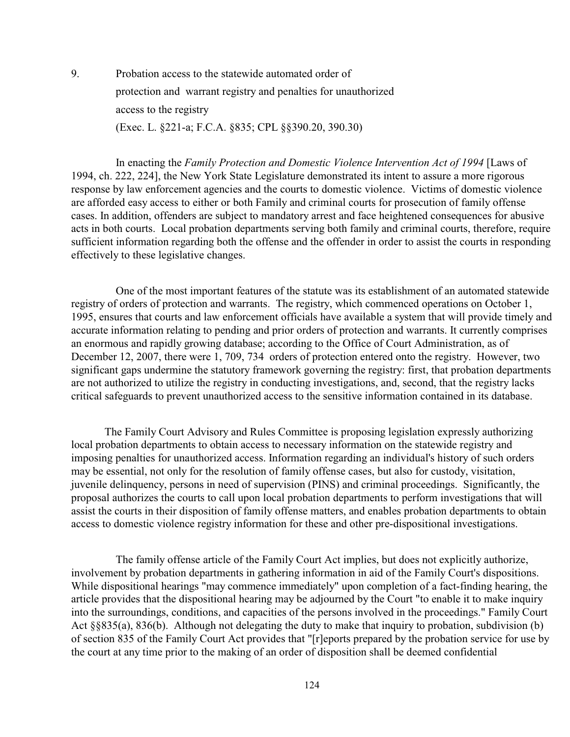9. Probation access to the statewide automated order of protection and warrant registry and penalties for unauthorized access to the registry (Exec. L. §221-a; F.C.A. §835; CPL §§390.20, 390.30)

In enacting the *Family Protection and Domestic Violence Intervention Act of 1994* [Laws of 1994, ch. 222, 224], the New York State Legislature demonstrated its intent to assure a more rigorous response by law enforcement agencies and the courts to domestic violence. Victims of domestic violence are afforded easy access to either or both Family and criminal courts for prosecution of family offense cases. In addition, offenders are subject to mandatory arrest and face heightened consequences for abusive acts in both courts. Local probation departments serving both family and criminal courts, therefore, require sufficient information regarding both the offense and the offender in order to assist the courts in responding effectively to these legislative changes.

One of the most important features of the statute was its establishment of an automated statewide registry of orders of protection and warrants. The registry, which commenced operations on October 1, 1995, ensures that courts and law enforcement officials have available a system that will provide timely and accurate information relating to pending and prior orders of protection and warrants. It currently comprises an enormous and rapidly growing database; according to the Office of Court Administration, as of December 12, 2007, there were 1, 709, 734 orders of protection entered onto the registry. However, two significant gaps undermine the statutory framework governing the registry: first, that probation departments are not authorized to utilize the registry in conducting investigations, and, second, that the registry lacks critical safeguards to prevent unauthorized access to the sensitive information contained in its database.

The Family Court Advisory and Rules Committee is proposing legislation expressly authorizing local probation departments to obtain access to necessary information on the statewide registry and imposing penalties for unauthorized access. Information regarding an individual's history of such orders may be essential, not only for the resolution of family offense cases, but also for custody, visitation, juvenile delinquency, persons in need of supervision (PINS) and criminal proceedings. Significantly, the proposal authorizes the courts to call upon local probation departments to perform investigations that will assist the courts in their disposition of family offense matters, and enables probation departments to obtain access to domestic violence registry information for these and other pre-dispositional investigations.

The family offense article of the Family Court Act implies, but does not explicitly authorize, involvement by probation departments in gathering information in aid of the Family Court's dispositions. While dispositional hearings "may commence immediately" upon completion of a fact-finding hearing, the article provides that the dispositional hearing may be adjourned by the Court "to enable it to make inquiry into the surroundings, conditions, and capacities of the persons involved in the proceedings." Family Court Act §§835(a), 836(b). Although not delegating the duty to make that inquiry to probation, subdivision (b) of section 835 of the Family Court Act provides that "[r]eports prepared by the probation service for use by the court at any time prior to the making of an order of disposition shall be deemed confidential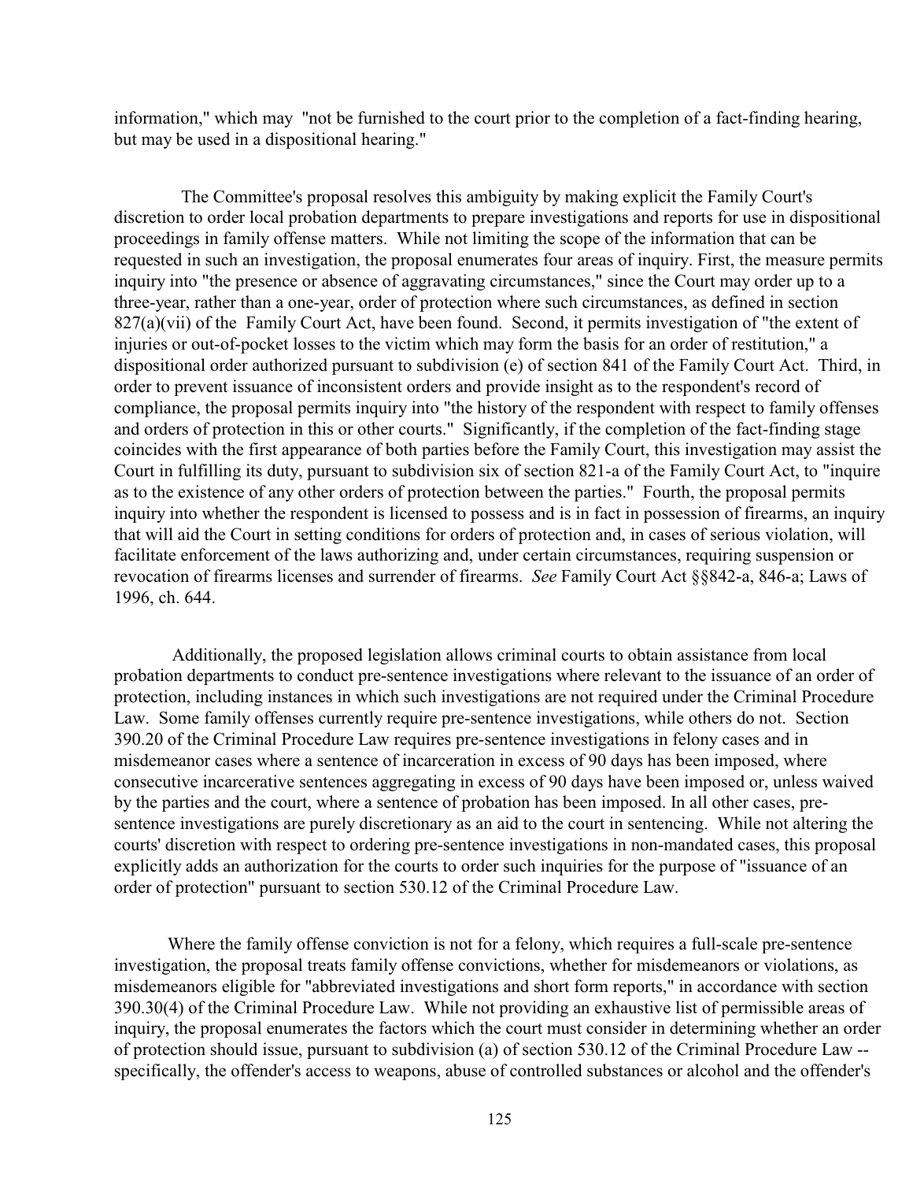information," which may "not be furnished to the court prior to the completion of a fact-finding hearing, but may be used in a dispositional hearing."

The Committee's proposal resolves this ambiguity by making explicit the Family Court's discretion to order local probation departments to prepare investigations and reports for use in dispositional proceedings in family offense matters. While not limiting the scope of the information that can be requested in such an investigation, the proposal enumerates four areas of inquiry. First, the measure permits inquiry into "the presence or absence of aggravating circumstances," since the Court may order up to a three-year, rather than a one-year, order of protection where such circumstances, as defined in section 827(a)(vii) of the Family Court Act, have been found. Second, it permits investigation of "the extent of injuries or out-of-pocket losses to the victim which may form the basis for an order of restitution," a dispositional order authorized pursuant to subdivision (e) of section 841 of the Family Court Act. Third, in order to prevent issuance of inconsistent orders and provide insight as to the respondent's record of compliance, the proposal permits inquiry into "the history of the respondent with respect to family offenses and orders of protection in this or other courts." Significantly, if the completion of the fact-finding stage coincides with the first appearance of both parties before the Family Court, this investigation may assist the Court in fulfilling its duty, pursuant to subdivision six of section 821-a of the Family Court Act, to "inquire as to the existence of any other orders of protection between the parties." Fourth, the proposal permits inquiry into whether the respondent is licensed to possess and is in fact in possession of firearms, an inquiry that will aid the Court in setting conditions for orders of protection and, in cases of serious violation, will facilitate enforcement of the laws authorizing and, under certain circumstances, requiring suspension or revocation of firearms licenses and surrender of firearms. *See* Family Court Act §§842-a, 846-a; Laws of 1996, ch. 644.

Additionally, the proposed legislation allows criminal courts to obtain assistance from local probation departments to conduct pre-sentence investigations where relevant to the issuance of an order of protection, including instances in which such investigations are not required under the Criminal Procedure Law. Some family offenses currently require pre-sentence investigations, while others do not. Section 390.20 of the Criminal Procedure Law requires pre-sentence investigations in felony cases and in misdemeanor cases where a sentence of incarceration in excess of 90 days has been imposed, where consecutive incarcerative sentences aggregating in excess of 90 days have been imposed or, unless waived by the parties and the court, where a sentence of probation has been imposed. In all other cases, pre-sentence investigations are purely discretionary as an aid to the court in sentencing. While not altering the courts' discretion with respect to ordering pre-sentence investigations in non-mandated cases, this proposal explicitly adds an authorization for the courts to order such inquiries for the purpose of "issuance of an order of protection" pursuant to section 530.12 of the Criminal Procedure Law.

Where the family offense conviction is not for a felony, which requires a full-scale pre-sentence investigation, the proposal treats family offense convictions, whether for misdemeanors or violations, as misdemeanors eligible for "abbreviated investigations and short form reports," in accordance with section 390.30(4) of the Criminal Procedure Law. While not providing an exhaustive list of permissible areas of inquiry, the proposal enumerates the factors which the court must consider in determining whether an order of protection should issue, pursuant to subdivision (a) of section 530.12 of the Criminal Procedure Law -- specifically, the offender's access to weapons, abuse of controlled substances or alcohol and the offender's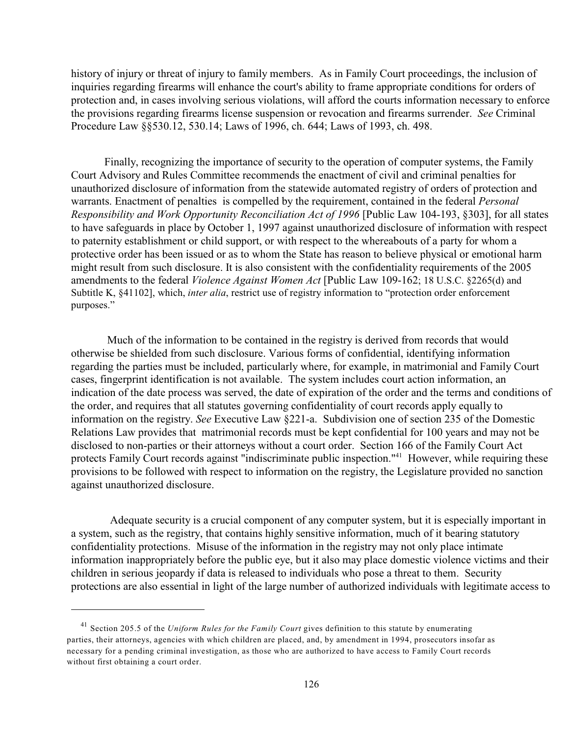history of injury or threat of injury to family members. As in Family Court proceedings, the inclusion of inquiries regarding firearms will enhance the court's ability to frame appropriate conditions for orders of protection and, in cases involving serious violations, will afford the courts information necessary to enforce the provisions regarding firearms license suspension or revocation and firearms surrender. *See* Criminal Procedure Law §§530.12, 530.14; Laws of 1996, ch. 644; Laws of 1993, ch. 498.

Finally, recognizing the importance of security to the operation of computer systems, the Family Court Advisory and Rules Committee recommends the enactment of civil and criminal penalties for unauthorized disclosure of information from the statewide automated registry of orders of protection and warrants. Enactment of penalties is compelled by the requirement, contained in the federal *Personal Responsibility and Work Opportunity Reconciliation Act of 1996* [Public Law 104-193, §303], for all states to have safeguards in place by October 1, 1997 against unauthorized disclosure of information with respect to paternity establishment or child support, or with respect to the whereabouts of a party for whom a protective order has been issued or as to whom the State has reason to believe physical or emotional harm might result from such disclosure. It is also consistent with the confidentiality requirements of the 2005 amendments to the federal *Violence Against Women Act* [Public Law 109-162; 18 U.S.C. §2265(d) and Subtitle K, §41102], which, *inter alia*, restrict use of registry information to "protection order enforcement purposes."

Much of the information to be contained in the registry is derived from records that would otherwise be shielded from such disclosure. Various forms of confidential, identifying information regarding the parties must be included, particularly where, for example, in matrimonial and Family Court cases, fingerprint identification is not available. The system includes court action information, an indication of the date process was served, the date of expiration of the order and the terms and conditions of the order, and requires that all statutes governing confidentiality of court records apply equally to information on the registry. *See* Executive Law §221-a. Subdivision one of section 235 of the Domestic Relations Law provides that matrimonial records must be kept confidential for 100 years and may not be disclosed to non-parties or their attorneys without a court order. Section 166 of the Family Court Act protects Family Court records against "indiscriminate public inspection."[41] However, while requiring these provisions to be followed with respect to information on the registry, the Legislature provided no sanction against unauthorized disclosure.

Adequate security is a crucial component of any computer system, but it is especially important in a system, such as the registry, that contains highly sensitive information, much of it bearing statutory confidentiality protections. Misuse of the information in the registry may not only place intimate information inappropriately before the public eye, but it also may place domestic violence victims and their children in serious jeopardy if data is released to individuals who pose a threat to them. Security protections are also essential in light of the large number of authorized individuals with legitimate access to

---

[41] Section 205.5 of the *Uniform Rules for the Family Court* gives definition to this statute by enumerating parties, their attorneys, agencies with which children are placed, and, by amendment in 1994, prosecutors insofar as necessary for a pending criminal investigation, as those who are authorized to have access to Family Court records without first obtaining a court order.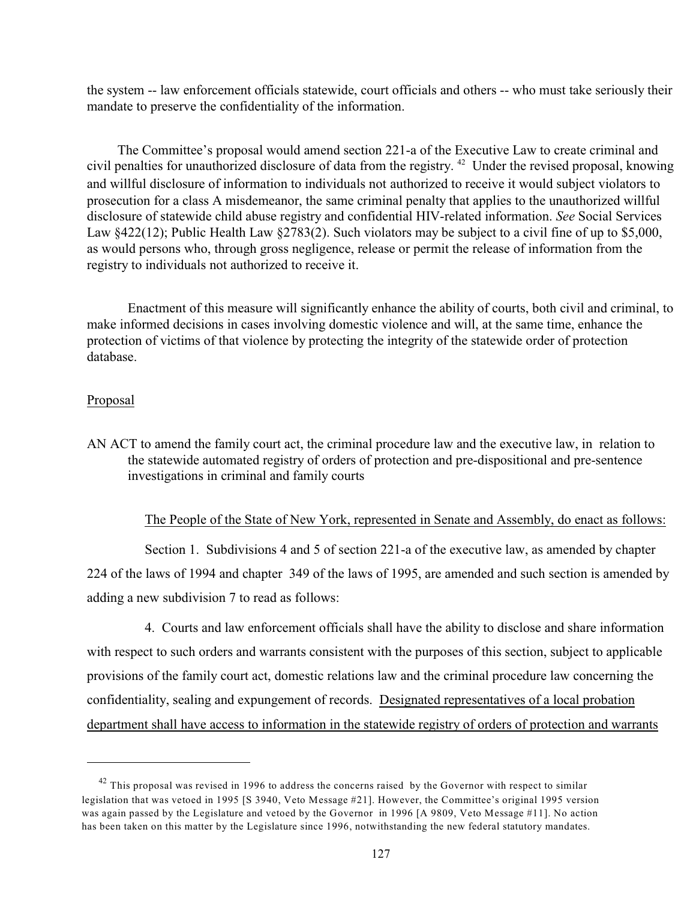the system -- law enforcement officials statewide, court officials and others -- who must take seriously their mandate to preserve the confidentiality of the information.

The Committee's proposal would amend section 221-a of the Executive Law to create criminal and civil penalties for unauthorized disclosure of data from the registry. [42] Under the revised proposal, knowing and willful disclosure of information to individuals not authorized to receive it would subject violators to prosecution for a class A misdemeanor, the same criminal penalty that applies to the unauthorized willful disclosure of statewide child abuse registry and confidential HIV-related information. *See* Social Services Law §422(12); Public Health Law §2783(2). Such violators may be subject to a civil fine of up to $5,000, as would persons who, through gross negligence, release or permit the release of information from the registry to individuals not authorized to receive it.

Enactment of this measure will significantly enhance the ability of courts, both civil and criminal, to make informed decisions in cases involving domestic violence and will, at the same time, enhance the protection of victims of that violence by protecting the integrity of the statewide order of protection database.

<u>Proposal</u>

AN ACT to amend the family court act, the criminal procedure law and the executive law, in relation to the statewide automated registry of orders of protection and pre-dispositional and pre-sentence investigations in criminal and family courts

<u>The People of the State of New York, represented in Senate and Assembly, do enact as follows:</u>

Section 1. Subdivisions 4 and 5 of section 221-a of the executive law, as amended by chapter 224 of the laws of 1994 and chapter 349 of the laws of 1995, are amended and such section is amended by adding a new subdivision 7 to read as follows:

4. Courts and law enforcement officials shall have the ability to disclose and share information with respect to such orders and warrants consistent with the purposes of this section, subject to applicable provisions of the family court act, domestic relations law and the criminal procedure law concerning the confidentiality, sealing and expungement of records. <u>Designated representatives of a local probation department shall have access to information in the statewide registry of orders of protection and warrants</u>

[42] This proposal was revised in 1996 to address the concerns raised by the Governor with respect to similar legislation that was vetoed in 1995 [S 3940, Veto Message #21]. However, the Committee's original 1995 version was again passed by the Legislature and vetoed by the Governor in 1996 [A 9809, Veto Message #11]. No action has been taken on this matter by the Legislature since 1996, notwithstanding the new federal statutory mandates.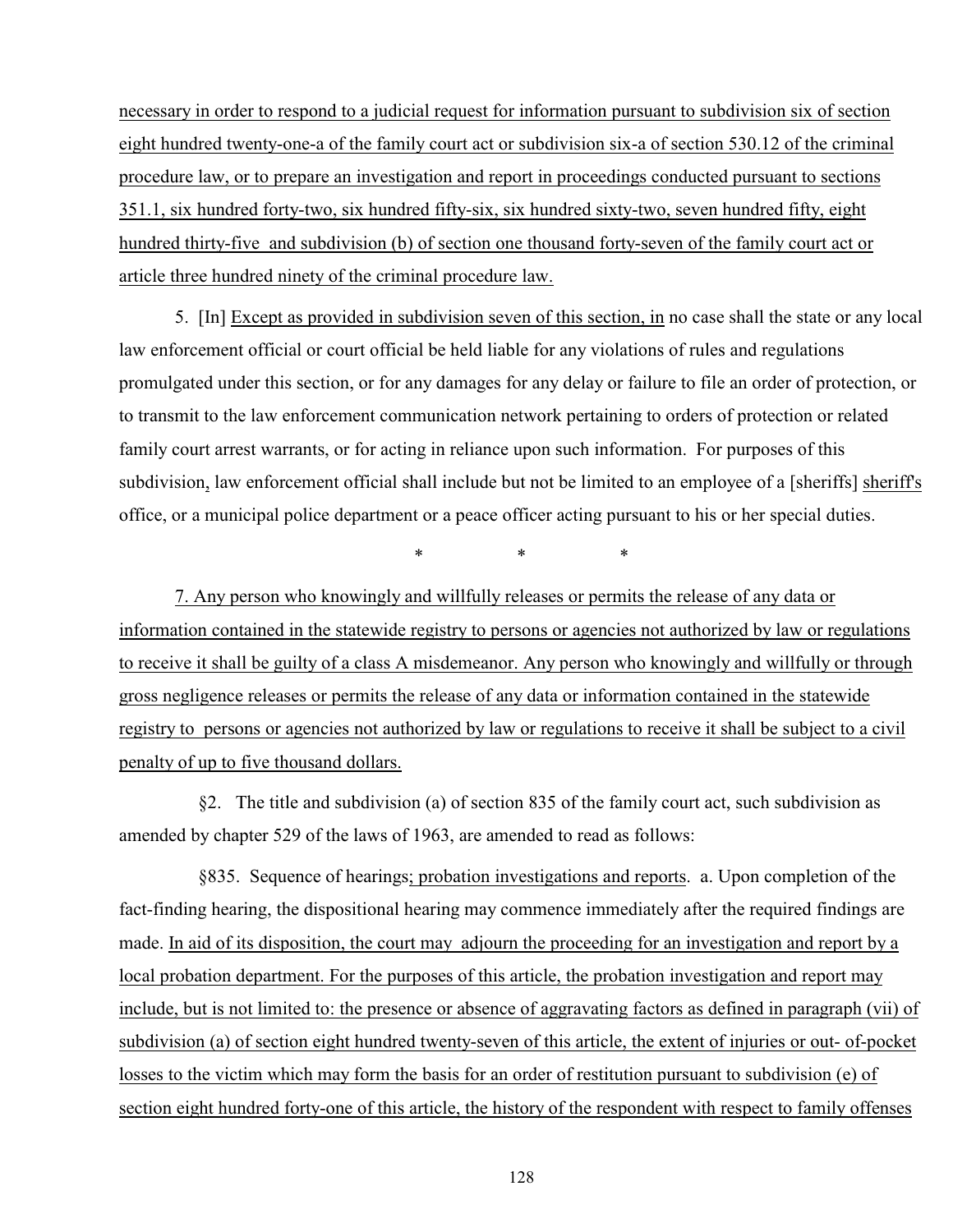necessary in order to respond to a judicial request for information pursuant to subdivision six of section eight hundred twenty-one-a of the family court act or subdivision six-a of section 530.12 of the criminal procedure law, or to prepare an investigation and report in proceedings conducted pursuant to sections 351.1, six hundred forty-two, six hundred fifty-six, six hundred sixty-two, seven hundred fifty, eight hundred thirty-five and subdivision (b) of section one thousand forty-seven of the family court act or article three hundred ninety of the criminal procedure law.

5. [In] Except as provided in subdivision seven of this section, in no case shall the state or any local law enforcement official or court official be held liable for any violations of rules and regulations promulgated under this section, or for any damages for any delay or failure to file an order of protection, or to transmit to the law enforcement communication network pertaining to orders of protection or related family court arrest warrants, or for acting in reliance upon such information. For purposes of this subdivision, law enforcement official shall include but not be limited to an employee of a [sheriffs] sheriff's office, or a municipal police department or a peace officer acting pursuant to his or her special duties.

\* \* \*

7. Any person who knowingly and willfully releases or permits the release of any data or information contained in the statewide registry to persons or agencies not authorized by law or regulations to receive it shall be guilty of a class A misdemeanor. Any person who knowingly and willfully or through gross negligence releases or permits the release of any data or information contained in the statewide registry to persons or agencies not authorized by law or regulations to receive it shall be subject to a civil penalty of up to five thousand dollars.

§2. The title and subdivision (a) of section 835 of the family court act, such subdivision as amended by chapter 529 of the laws of 1963, are amended to read as follows:

§835. Sequence of hearings; probation investigations and reports. a. Upon completion of the fact-finding hearing, the dispositional hearing may commence immediately after the required findings are made. In aid of its disposition, the court may adjourn the proceeding for an investigation and report by a local probation department. For the purposes of this article, the probation investigation and report may include, but is not limited to: the presence or absence of aggravating factors as defined in paragraph (vii) of subdivision (a) of section eight hundred twenty-seven of this article, the extent of injuries or out- of-pocket losses to the victim which may form the basis for an order of restitution pursuant to subdivision (e) of section eight hundred forty-one of this article, the history of the respondent with respect to family offenses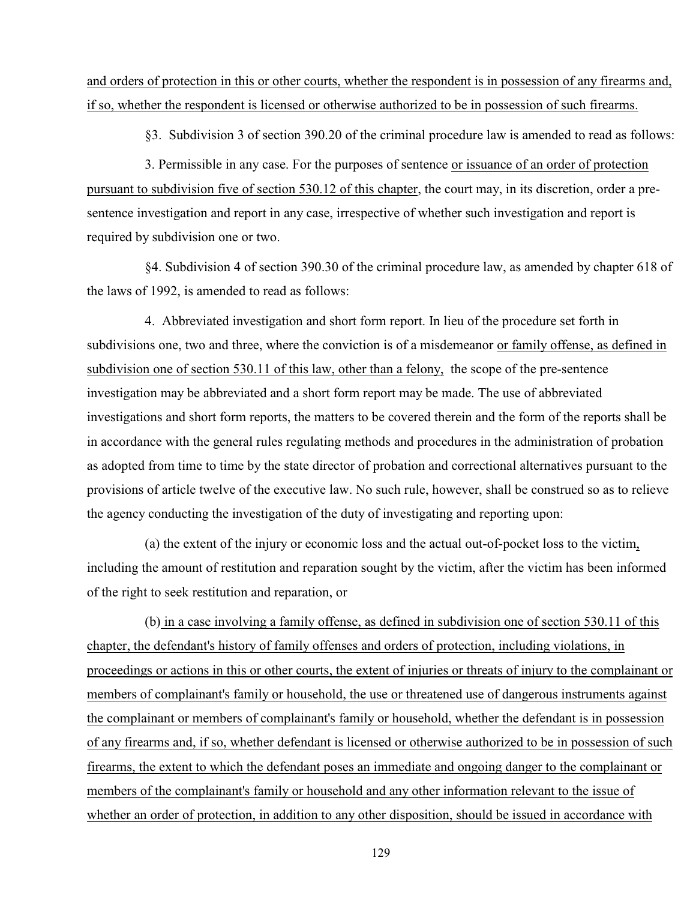and orders of protection in this or other courts, whether the respondent is in possession of any firearms and, if so, whether the respondent is licensed or otherwise authorized to be in possession of such firearms.

§3. Subdivision 3 of section 390.20 of the criminal procedure law is amended to read as follows:

3. Permissible in any case. For the purposes of sentence or issuance of an order of protection pursuant to subdivision five of section 530.12 of this chapter, the court may, in its discretion, order a pre-sentence investigation and report in any case, irrespective of whether such investigation and report is required by subdivision one or two.

§4. Subdivision 4 of section 390.30 of the criminal procedure law, as amended by chapter 618 of the laws of 1992, is amended to read as follows:

4. Abbreviated investigation and short form report. In lieu of the procedure set forth in subdivisions one, two and three, where the conviction is of a misdemeanor or family offense, as defined in subdivision one of section 530.11 of this law, other than a felony, the scope of the pre-sentence investigation may be abbreviated and a short form report may be made. The use of abbreviated investigations and short form reports, the matters to be covered therein and the form of the reports shall be in accordance with the general rules regulating methods and procedures in the administration of probation as adopted from time to time by the state director of probation and correctional alternatives pursuant to the provisions of article twelve of the executive law. No such rule, however, shall be construed so as to relieve the agency conducting the investigation of the duty of investigating and reporting upon:

(a) the extent of the injury or economic loss and the actual out-of-pocket loss to the victim, including the amount of restitution and reparation sought by the victim, after the victim has been informed of the right to seek restitution and reparation, or

(b) in a case involving a family offense, as defined in subdivision one of section 530.11 of this chapter, the defendant's history of family offenses and orders of protection, including violations, in proceedings or actions in this or other courts, the extent of injuries or threats of injury to the complainant or members of complainant's family or household, the use or threatened use of dangerous instruments against the complainant or members of complainant's family or household, whether the defendant is in possession of any firearms and, if so, whether defendant is licensed or otherwise authorized to be in possession of such firearms, the extent to which the defendant poses an immediate and ongoing danger to the complainant or members of the complainant's family or household and any other information relevant to the issue of whether an order of protection, in addition to any other disposition, should be issued in accordance with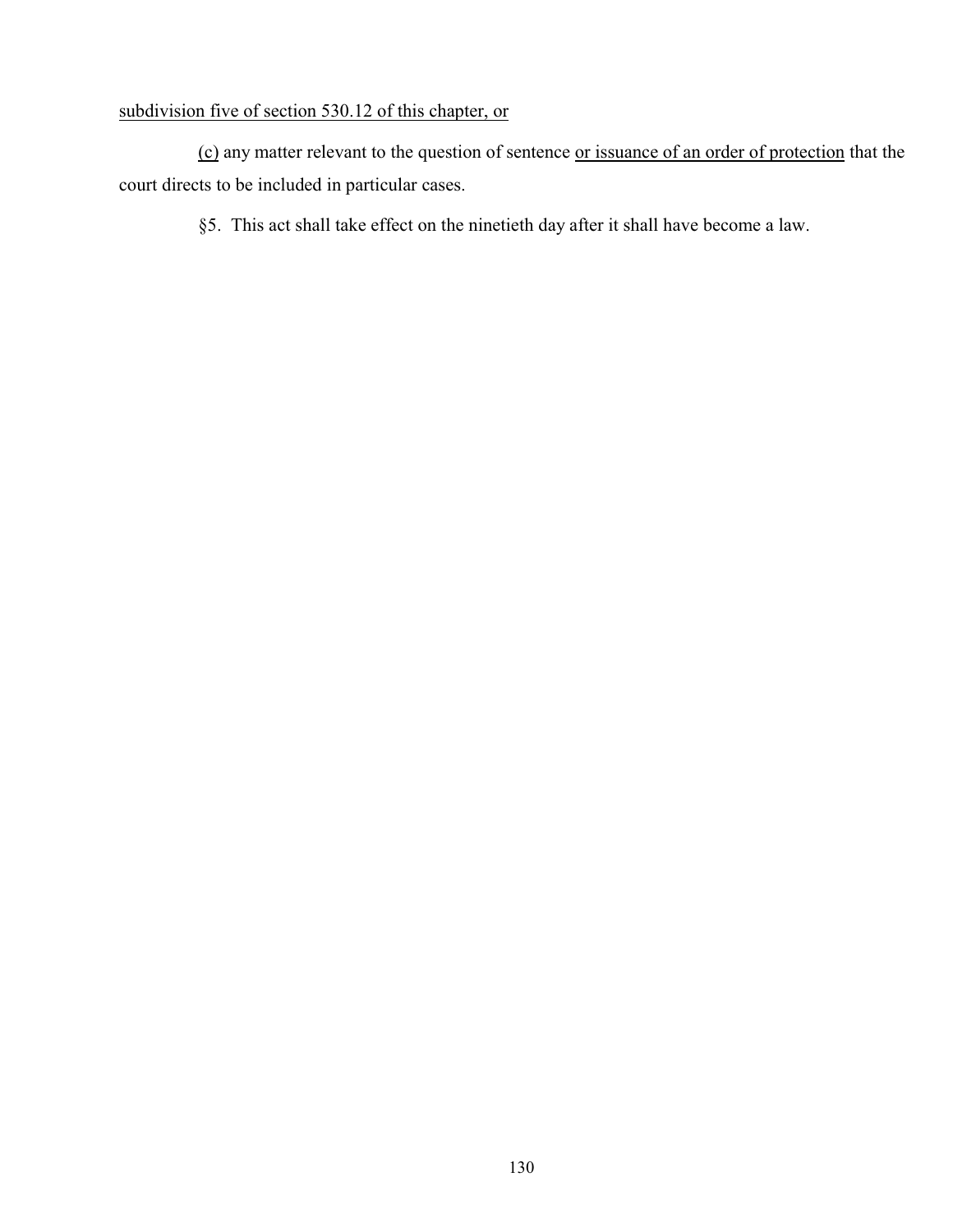<u>subdivision five of section 530.12 of this chapter, or</u>

<u>(c)</u> any matter relevant to the question of sentence <u>or issuance of an order of protection</u> that the court directs to be included in particular cases.

§5. This act shall take effect on the ninetieth day after it shall have become a law.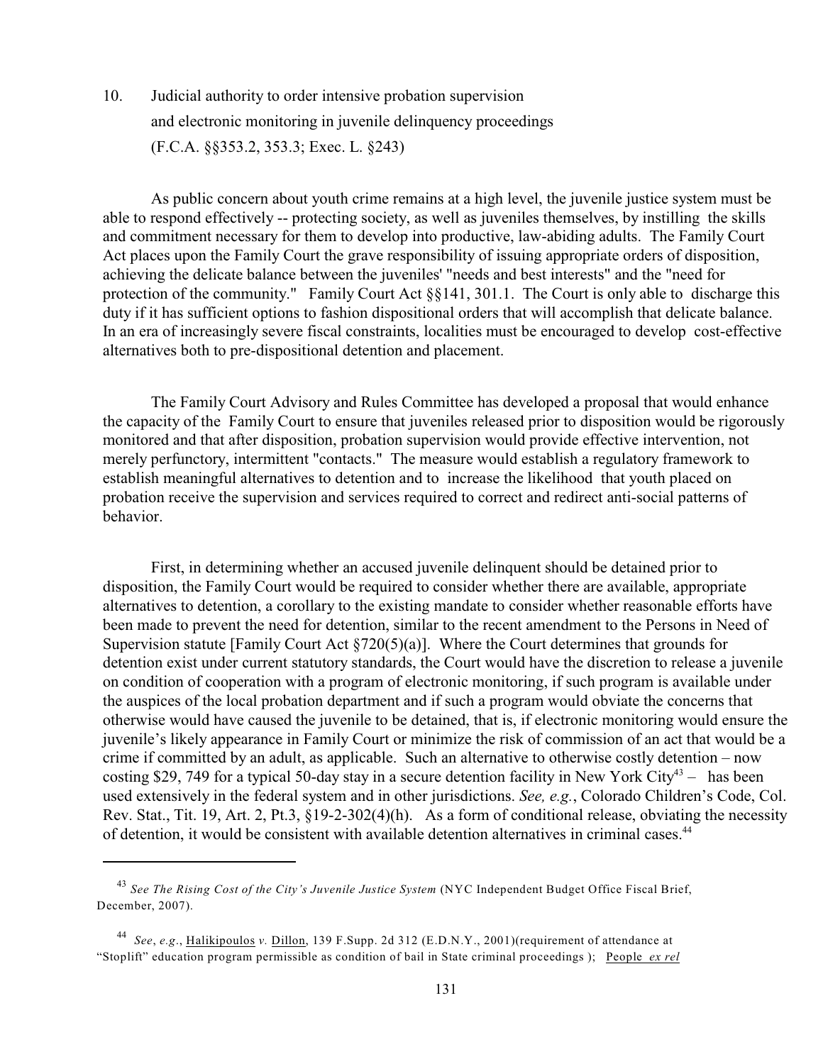## 10. Judicial authority to order intensive probation supervision and electronic monitoring in juvenile delinquency proceedings (F.C.A. §§353.2, 353.3; Exec. L. §243)

As public concern about youth crime remains at a high level, the juvenile justice system must be able to respond effectively -- protecting society, as well as juveniles themselves, by instilling the skills and commitment necessary for them to develop into productive, law-abiding adults. The Family Court Act places upon the Family Court the grave responsibility of issuing appropriate orders of disposition, achieving the delicate balance between the juveniles' "needs and best interests" and the "need for protection of the community." Family Court Act §§141, 301.1. The Court is only able to discharge this duty if it has sufficient options to fashion dispositional orders that will accomplish that delicate balance. In an era of increasingly severe fiscal constraints, localities must be encouraged to develop cost-effective alternatives both to pre-dispositional detention and placement.

The Family Court Advisory and Rules Committee has developed a proposal that would enhance the capacity of the Family Court to ensure that juveniles released prior to disposition would be rigorously monitored and that after disposition, probation supervision would provide effective intervention, not merely perfunctory, intermittent "contacts." The measure would establish a regulatory framework to establish meaningful alternatives to detention and to increase the likelihood that youth placed on probation receive the supervision and services required to correct and redirect anti-social patterns of behavior.

First, in determining whether an accused juvenile delinquent should be detained prior to disposition, the Family Court would be required to consider whether there are available, appropriate alternatives to detention, a corollary to the existing mandate to consider whether reasonable efforts have been made to prevent the need for detention, similar to the recent amendment to the Persons in Need of Supervision statute [Family Court Act §720(5)(a)]. Where the Court determines that grounds for detention exist under current statutory standards, the Court would have the discretion to release a juvenile on condition of cooperation with a program of electronic monitoring, if such program is available under the auspices of the local probation department and if such a program would obviate the concerns that otherwise would have caused the juvenile to be detained, that is, if electronic monitoring would ensure the juvenile's likely appearance in Family Court or minimize the risk of commission of an act that would be a crime if committed by an adult, as applicable. Such an alternative to otherwise costly detention – now costing $29, 749 for a typical 50-day stay in a secure detention facility in New York City[43] – has been used extensively in the federal system and in other jurisdictions. *See, e.g.*, Colorado Children's Code, Col. Rev. Stat., Tit. 19, Art. 2, Pt.3, §19-2-302(4)(h). As a form of conditional release, obviating the necessity of detention, it would be consistent with available detention alternatives in criminal cases.[44]

---

[43] *See The Rising Cost of the City's Juvenile Justice System* (NYC Independent Budget Office Fiscal Brief, December, 2007).

[44] *See*, *e.g*., Halikipoulos *v.* Dillon, 139 F.Supp. 2d 312 (E.D.N.Y., 2001)(requirement of attendance at "Stoplift" education program permissible as condition of bail in State criminal proceedings ); People *ex rel*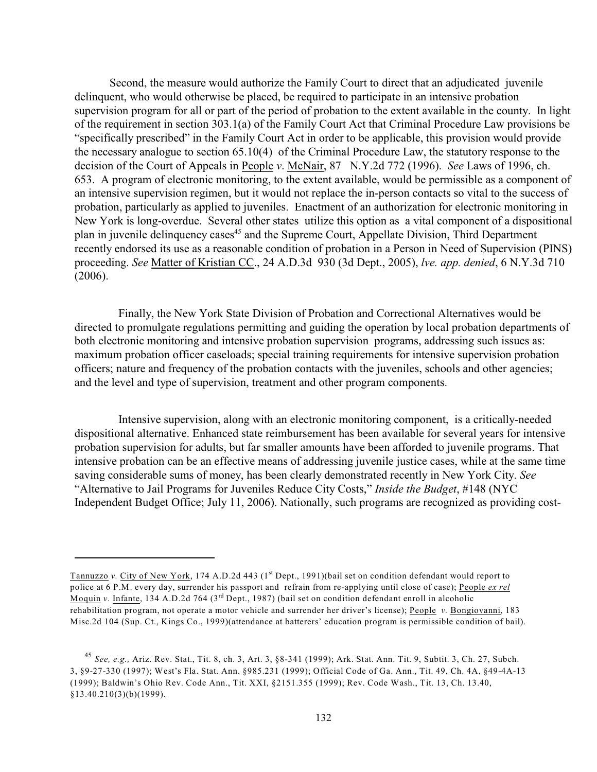Second, the measure would authorize the Family Court to direct that an adjudicated juvenile delinquent, who would otherwise be placed, be required to participate in an intensive probation supervision program for all or part of the period of probation to the extent available in the county. In light of the requirement in section 303.1(a) of the Family Court Act that Criminal Procedure Law provisions be "specifically prescribed" in the Family Court Act in order to be applicable, this provision would provide the necessary analogue to section 65.10(4) of the Criminal Procedure Law, the statutory response to the decision of the Court of Appeals in People *v*. McNair, 87 N.Y.2d 772 (1996). *See* Laws of 1996, ch. 653. A program of electronic monitoring, to the extent available, would be permissible as a component of an intensive supervision regimen, but it would not replace the in-person contacts so vital to the success of probation, particularly as applied to juveniles. Enactment of an authorization for electronic monitoring in New York is long-overdue. Several other states utilize this option as a vital component of a dispositional plan in juvenile delinquency cases[45] and the Supreme Court, Appellate Division, Third Department recently endorsed its use as a reasonable condition of probation in a Person in Need of Supervision (PINS) proceeding. *See* Matter of Kristian CC., 24 A.D.3d 930 (3d Dept., 2005), *lve. app. denied*, 6 N.Y.3d 710 (2006).

Finally, the New York State Division of Probation and Correctional Alternatives would be directed to promulgate regulations permitting and guiding the operation by local probation departments of both electronic monitoring and intensive probation supervision programs, addressing such issues as: maximum probation officer caseloads; special training requirements for intensive supervision probation officers; nature and frequency of the probation contacts with the juveniles, schools and other agencies; and the level and type of supervision, treatment and other program components.

Intensive supervision, along with an electronic monitoring component, is a critically-needed dispositional alternative. Enhanced state reimbursement has been available for several years for intensive probation supervision for adults, but far smaller amounts have been afforded to juvenile programs. That intensive probation can be an effective means of addressing juvenile justice cases, while at the same time saving considerable sums of money, has been clearly demonstrated recently in New York City. *See* "Alternative to Jail Programs for Juveniles Reduce City Costs," *Inside the Budget*, #148 (NYC Independent Budget Office; July 11, 2006). Nationally, such programs are recognized as providing cost-

---

Tannuzzo *v.* City of New York, 174 A.D.2d 443 (1st Dept., 1991)(bail set on condition defendant would report to police at 6 P.M. every day, surrender his passport and refrain from re-applying until close of case); People *ex rel* Moquin *v.* Infante, 134 A.D.2d 764 (3rd Dept., 1987) (bail set on condition defendant enroll in alcoholic rehabilitation program, not operate a motor vehicle and surrender her driver's license); People *v.* Bongiovanni, 183 Misc.2d 104 (Sup. Ct., Kings Co., 1999)(attendance at batterers' education program is permissible condition of bail).

[45] *See, e.g.,* Ariz. Rev. Stat., Tit. 8, ch. 3, Art. 3, §8-341 (1999); Ark. Stat. Ann. Tit. 9, Subtit. 3, Ch. 27, Subch. 3, §9-27-330 (1997); West's Fla. Stat. Ann. §985.231 (1999); Official Code of Ga. Ann., Tit. 49, Ch. 4A, §49-4A-13 (1999); Baldwin's Ohio Rev. Code Ann., Tit. XXI, §2151.355 (1999); Rev. Code Wash., Tit. 13, Ch. 13.40, §13.40.210(3)(b)(1999).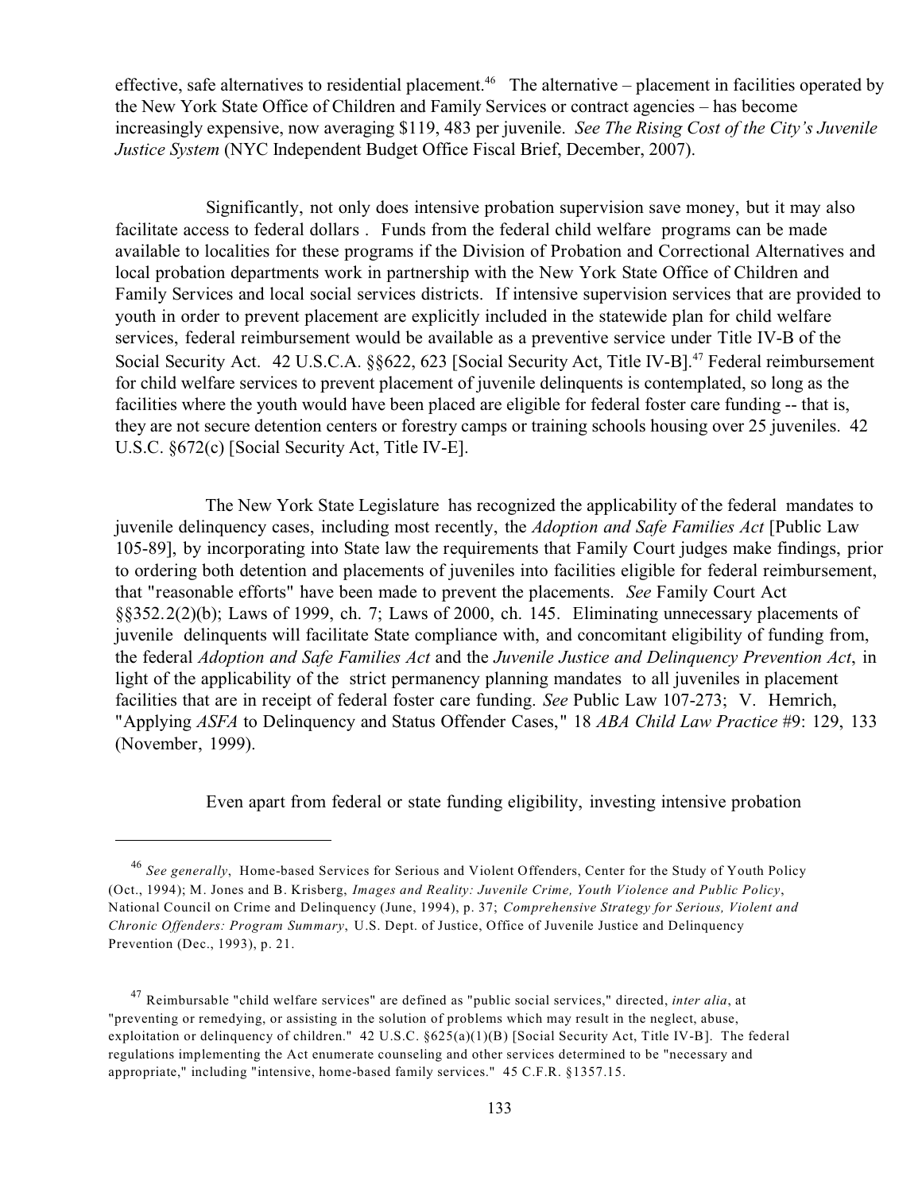effective, safe alternatives to residential placement.[46] The alternative – placement in facilities operated by the New York State Office of Children and Family Services or contract agencies – has become increasingly expensive, now averaging $119, 483 per juvenile. *See The Rising Cost of the City's Juvenile Justice System* (NYC Independent Budget Office Fiscal Brief, December, 2007).

Significantly, not only does intensive probation supervision save money, but it may also facilitate access to federal dollars . Funds from the federal child welfare programs can be made available to localities for these programs if the Division of Probation and Correctional Alternatives and local probation departments work in partnership with the New York State Office of Children and Family Services and local social services districts. If intensive supervision services that are provided to youth in order to prevent placement are explicitly included in the statewide plan for child welfare services, federal reimbursement would be available as a preventive service under Title IV-B of the Social Security Act. 42 U.S.C.A. §§622, 623 [Social Security Act, Title IV-B].[47] Federal reimbursement for child welfare services to prevent placement of juvenile delinquents is contemplated, so long as the facilities where the youth would have been placed are eligible for federal foster care funding -- that is, they are not secure detention centers or forestry camps or training schools housing over 25 juveniles. 42 U.S.C. §672(c) [Social Security Act, Title IV-E].

The New York State Legislature has recognized the applicability of the federal mandates to juvenile delinquency cases, including most recently, the *Adoption and Safe Families Act* [Public Law 105-89], by incorporating into State law the requirements that Family Court judges make findings, prior to ordering both detention and placements of juveniles into facilities eligible for federal reimbursement, that "reasonable efforts" have been made to prevent the placements. *See* Family Court Act §§352.2(2)(b); Laws of 1999, ch. 7; Laws of 2000, ch. 145. Eliminating unnecessary placements of juvenile delinquents will facilitate State compliance with, and concomitant eligibility of funding from, the federal *Adoption and Safe Families Act* and the *Juvenile Justice and Delinquency Prevention Act*, in light of the applicability of the strict permanency planning mandates to all juveniles in placement facilities that are in receipt of federal foster care funding. *See* Public Law 107-273; V. Hemrich, "Applying *ASFA* to Delinquency and Status Offender Cases," 18 *ABA Child Law Practice* #9: 129, 133 (November, 1999).

Even apart from federal or state funding eligibility, investing intensive probation

---

[46] *See generally*, Home-based Services for Serious and Violent Offenders, Center for the Study of Youth Policy (Oct., 1994); M. Jones and B. Krisberg, *Images and Reality: Juvenile Crime, Youth Violence and Public Policy*, National Council on Crime and Delinquency (June, 1994), p. 37; *Comprehensive Strategy for Serious, Violent and Chronic Offenders: Program Summary*, U.S. Dept. of Justice, Office of Juvenile Justice and Delinquency Prevention (Dec., 1993), p. 21.

[47] Reimbursable "child welfare services" are defined as "public social services," directed, *inter alia*, at "preventing or remedying, or assisting in the solution of problems which may result in the neglect, abuse, exploitation or delinquency of children." 42 U.S.C. §625(a)(1)(B) [Social Security Act, Title IV-B]. The federal regulations implementing the Act enumerate counseling and other services determined to be "necessary and appropriate," including "intensive, home-based family services." 45 C.F.R. §1357.15.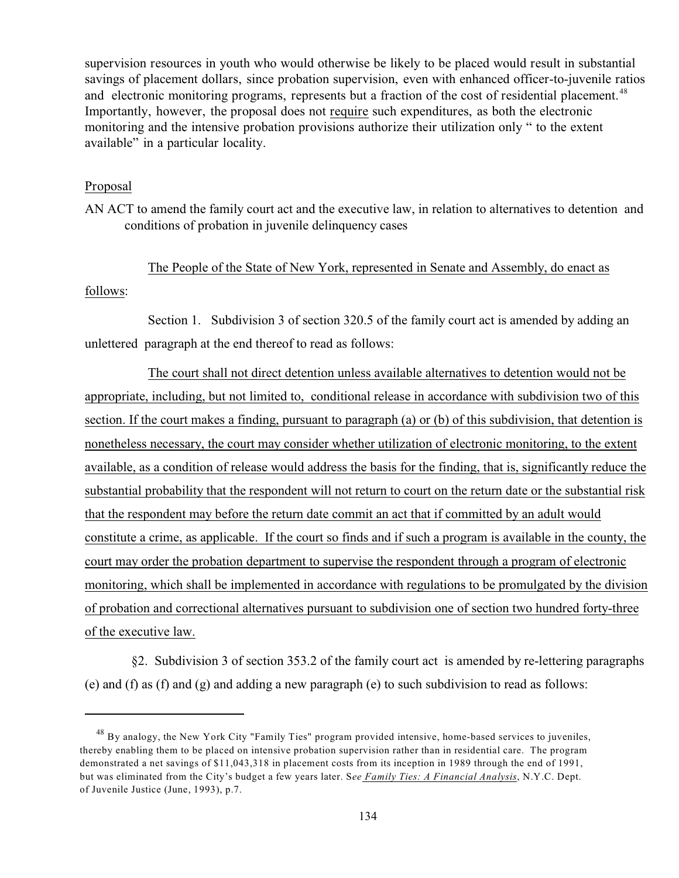supervision resources in youth who would otherwise be likely to be placed would result in substantial savings of placement dollars, since probation supervision, even with enhanced officer-to-juvenile ratios and electronic monitoring programs, represents but a fraction of the cost of residential placement.[48] Importantly, however, the proposal does not <u>require</u> such expenditures, as both the electronic monitoring and the intensive probation provisions authorize their utilization only " to the extent available" in a particular locality.

<u>Proposal</u>

AN ACT to amend the family court act and the executive law, in relation to alternatives to detention and conditions of probation in juvenile delinquency cases

<u>The People of the State of New York, represented in Senate and Assembly, do enact as follows</u>:

Section 1. Subdivision 3 of section 320.5 of the family court act is amended by adding an unlettered paragraph at the end thereof to read as follows:

<u>The court shall not direct detention unless available alternatives to detention would not be appropriate, including, but not limited to, conditional release in accordance with subdivision two of this section. If the court makes a finding, pursuant to paragraph (a) or (b) of this subdivision, that detention is nonetheless necessary, the court may consider whether utilization of electronic monitoring, to the extent available, as a condition of release would address the basis for the finding, that is, significantly reduce the substantial probability that the respondent will not return to court on the return date or the substantial risk that the respondent may before the return date commit an act that if committed by an adult would constitute a crime, as applicable. If the court so finds and if such a program is available in the county, the court may order the probation department to supervise the respondent through a program of electronic monitoring, which shall be implemented in accordance with regulations to be promulgated by the division of probation and correctional alternatives pursuant to subdivision one of section two hundred forty-three of the executive law.</u>

§2. Subdivision 3 of section 353.2 of the family court act is amended by re-lettering paragraphs (e) and (f) as (f) and (g) and adding a new paragraph (e) to such subdivision to read as follows:

---

[48] By analogy, the New York City "Family Ties" program provided intensive, home-based services to juveniles, thereby enabling them to be placed on intensive probation supervision rather than in residential care. The program demonstrated a net savings of $11,043,318 in placement costs from its inception in 1989 through the end of 1991, but was eliminated from the City's budget a few years later. S*ee <u>Family Ties: A Financial Analysis</u>*, N.Y.C. Dept. of Juvenile Justice (June, 1993), p.7.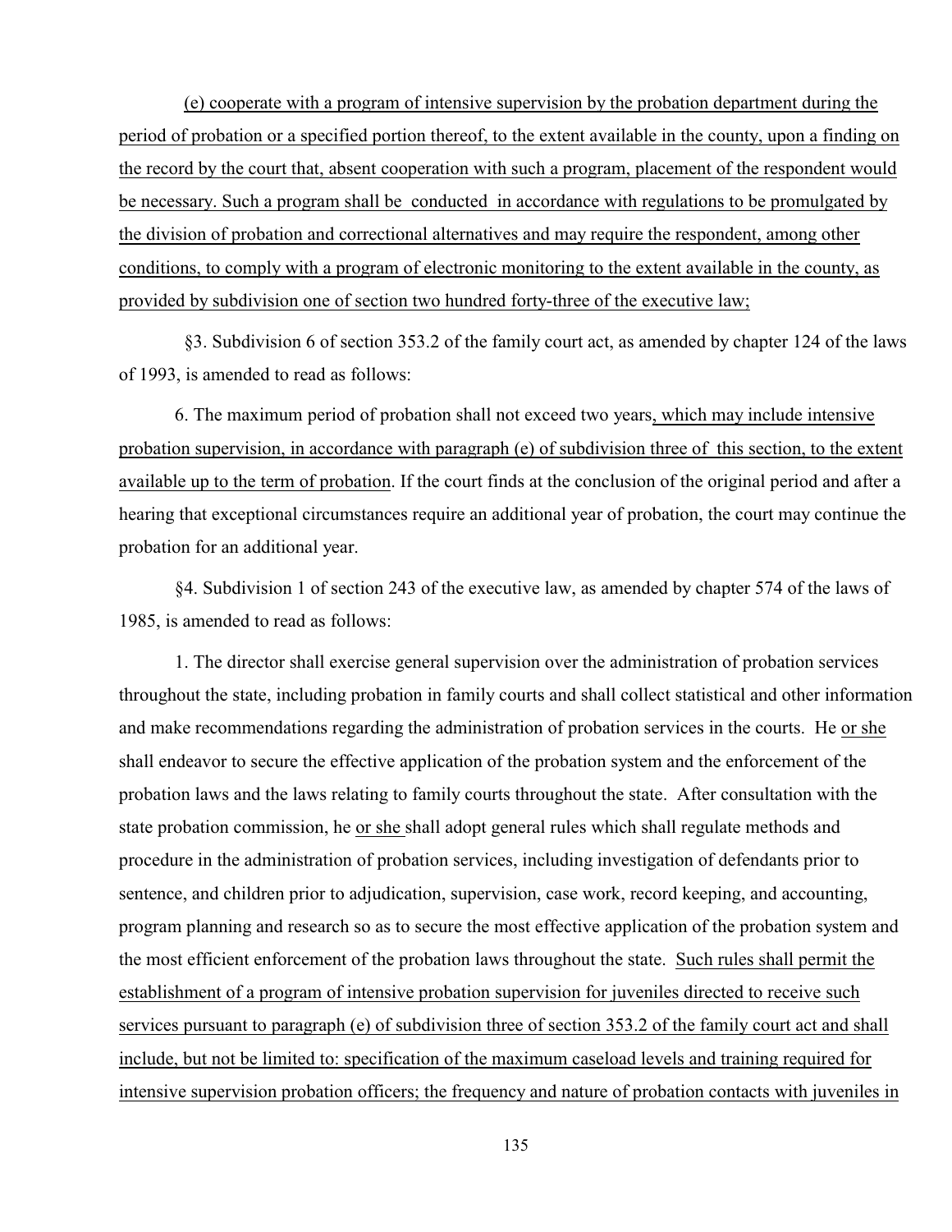(e) cooperate with a program of intensive supervision by the probation department during the period of probation or a specified portion thereof, to the extent available in the county, upon a finding on the record by the court that, absent cooperation with such a program, placement of the respondent would be necessary. Such a program shall be conducted in accordance with regulations to be promulgated by the division of probation and correctional alternatives and may require the respondent, among other conditions, to comply with a program of electronic monitoring to the extent available in the county, as provided by subdivision one of section two hundred forty-three of the executive law;

§3. Subdivision 6 of section 353.2 of the family court act, as amended by chapter 124 of the laws of 1993, is amended to read as follows:

6. The maximum period of probation shall not exceed two years, which may include intensive probation supervision, in accordance with paragraph (e) of subdivision three of this section, to the extent available up to the term of probation. If the court finds at the conclusion of the original period and after a hearing that exceptional circumstances require an additional year of probation, the court may continue the probation for an additional year.

§4. Subdivision 1 of section 243 of the executive law, as amended by chapter 574 of the laws of 1985, is amended to read as follows:

1. The director shall exercise general supervision over the administration of probation services throughout the state, including probation in family courts and shall collect statistical and other information and make recommendations regarding the administration of probation services in the courts. He or she shall endeavor to secure the effective application of the probation system and the enforcement of the probation laws and the laws relating to family courts throughout the state. After consultation with the state probation commission, he or she shall adopt general rules which shall regulate methods and procedure in the administration of probation services, including investigation of defendants prior to sentence, and children prior to adjudication, supervision, case work, record keeping, and accounting, program planning and research so as to secure the most effective application of the probation system and the most efficient enforcement of the probation laws throughout the state. Such rules shall permit the establishment of a program of intensive probation supervision for juveniles directed to receive such services pursuant to paragraph (e) of subdivision three of section 353.2 of the family court act and shall include, but not be limited to: specification of the maximum caseload levels and training required for intensive supervision probation officers; the frequency and nature of probation contacts with juveniles in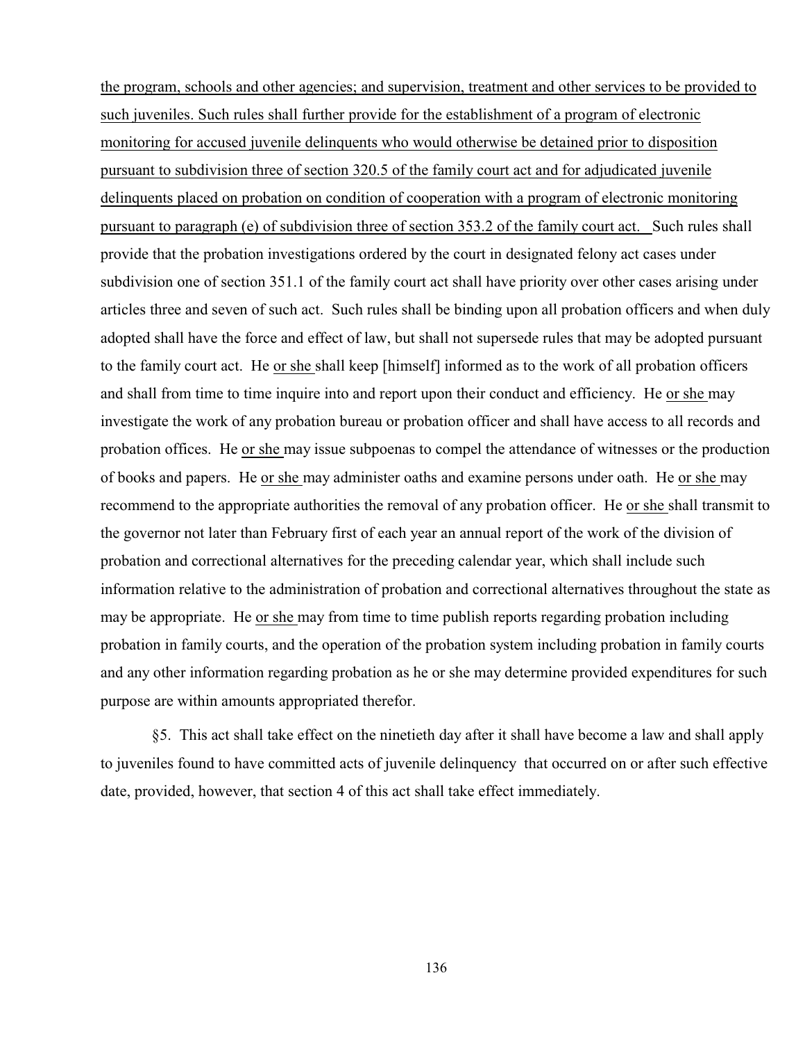the program, schools and other agencies; and supervision, treatment and other services to be provided to such juveniles. Such rules shall further provide for the establishment of a program of electronic monitoring for accused juvenile delinquents who would otherwise be detained prior to disposition pursuant to subdivision three of section 320.5 of the family court act and for adjudicated juvenile delinquents placed on probation on condition of cooperation with a program of electronic monitoring pursuant to paragraph (e) of subdivision three of section 353.2 of the family court act. Such rules shall provide that the probation investigations ordered by the court in designated felony act cases under subdivision one of section 351.1 of the family court act shall have priority over other cases arising under articles three and seven of such act. Such rules shall be binding upon all probation officers and when duly adopted shall have the force and effect of law, but shall not supersede rules that may be adopted pursuant to the family court act. He or she shall keep [himself] informed as to the work of all probation officers and shall from time to time inquire into and report upon their conduct and efficiency. He or she may investigate the work of any probation bureau or probation officer and shall have access to all records and probation offices. He or she may issue subpoenas to compel the attendance of witnesses or the production of books and papers. He or she may administer oaths and examine persons under oath. He or she may recommend to the appropriate authorities the removal of any probation officer. He or she shall transmit to the governor not later than February first of each year an annual report of the work of the division of probation and correctional alternatives for the preceding calendar year, which shall include such information relative to the administration of probation and correctional alternatives throughout the state as may be appropriate. He or she may from time to time publish reports regarding probation including probation in family courts, and the operation of the probation system including probation in family courts and any other information regarding probation as he or she may determine provided expenditures for such purpose are within amounts appropriated therefor.

§5. This act shall take effect on the ninetieth day after it shall have become a law and shall apply to juveniles found to have committed acts of juvenile delinquency that occurred on or after such effective date, provided, however, that section 4 of this act shall take effect immediately.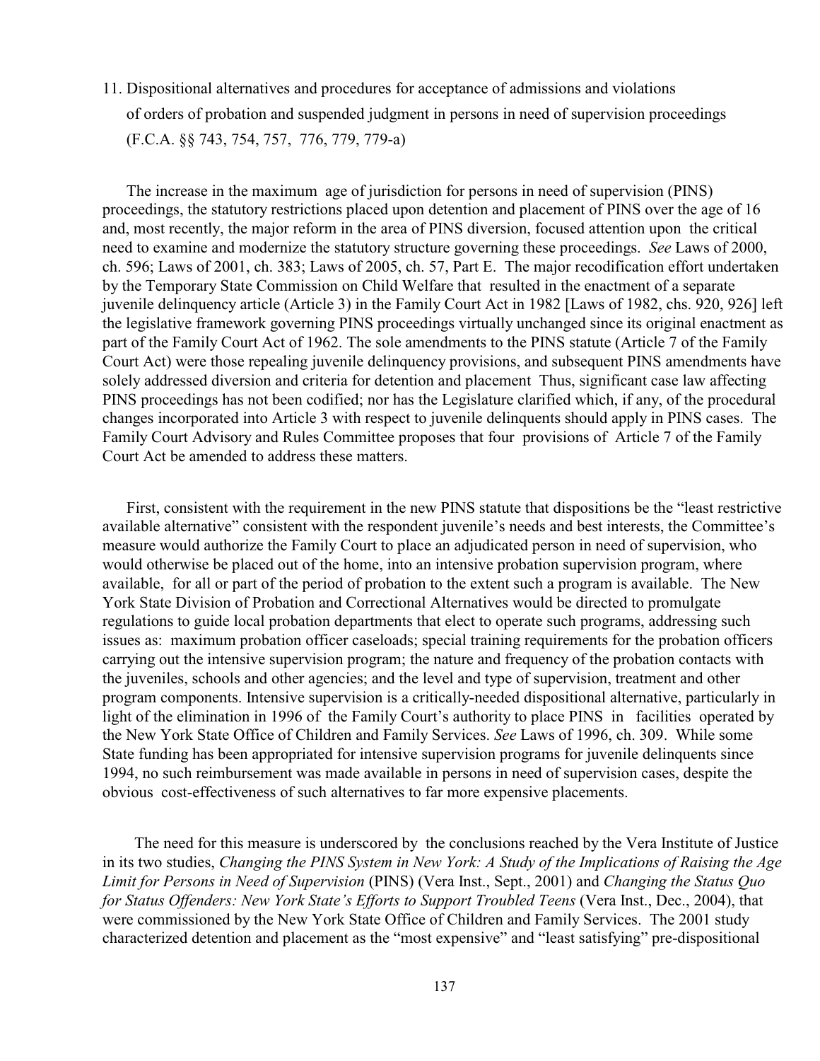11. Dispositional alternatives and procedures for acceptance of admissions and violations of orders of probation and suspended judgment in persons in need of supervision proceedings (F.C.A. §§ 743, 754, 757, 776, 779, 779-a)

The increase in the maximum age of jurisdiction for persons in need of supervision (PINS) proceedings, the statutory restrictions placed upon detention and placement of PINS over the age of 16 and, most recently, the major reform in the area of PINS diversion, focused attention upon the critical need to examine and modernize the statutory structure governing these proceedings. *See* Laws of 2000, ch. 596; Laws of 2001, ch. 383; Laws of 2005, ch. 57, Part E. The major recodification effort undertaken by the Temporary State Commission on Child Welfare that resulted in the enactment of a separate juvenile delinquency article (Article 3) in the Family Court Act in 1982 [Laws of 1982, chs. 920, 926] left the legislative framework governing PINS proceedings virtually unchanged since its original enactment as part of the Family Court Act of 1962. The sole amendments to the PINS statute (Article 7 of the Family Court Act) were those repealing juvenile delinquency provisions, and subsequent PINS amendments have solely addressed diversion and criteria for detention and placement Thus, significant case law affecting PINS proceedings has not been codified; nor has the Legislature clarified which, if any, of the procedural changes incorporated into Article 3 with respect to juvenile delinquents should apply in PINS cases. The Family Court Advisory and Rules Committee proposes that four provisions of Article 7 of the Family Court Act be amended to address these matters.

First, consistent with the requirement in the new PINS statute that dispositions be the "least restrictive available alternative" consistent with the respondent juvenile's needs and best interests, the Committee's measure would authorize the Family Court to place an adjudicated person in need of supervision, who would otherwise be placed out of the home, into an intensive probation supervision program, where available, for all or part of the period of probation to the extent such a program is available. The New York State Division of Probation and Correctional Alternatives would be directed to promulgate regulations to guide local probation departments that elect to operate such programs, addressing such issues as: maximum probation officer caseloads; special training requirements for the probation officers carrying out the intensive supervision program; the nature and frequency of the probation contacts with the juveniles, schools and other agencies; and the level and type of supervision, treatment and other program components. Intensive supervision is a critically-needed dispositional alternative, particularly in light of the elimination in 1996 of the Family Court's authority to place PINS in facilities operated by the New York State Office of Children and Family Services. *See* Laws of 1996, ch. 309. While some State funding has been appropriated for intensive supervision programs for juvenile delinquents since 1994, no such reimbursement was made available in persons in need of supervision cases, despite the obvious cost-effectiveness of such alternatives to far more expensive placements.

The need for this measure is underscored by the conclusions reached by the Vera Institute of Justice in its two studies, *Changing the PINS System in New York: A Study of the Implications of Raising the Age Limit for Persons in Need of Supervision* (PINS) (Vera Inst., Sept., 2001) and *Changing the Status Quo for Status Offenders: New York State's Efforts to Support Troubled Teens* (Vera Inst., Dec., 2004), that were commissioned by the New York State Office of Children and Family Services. The 2001 study characterized detention and placement as the "most expensive" and "least satisfying" pre-dispositional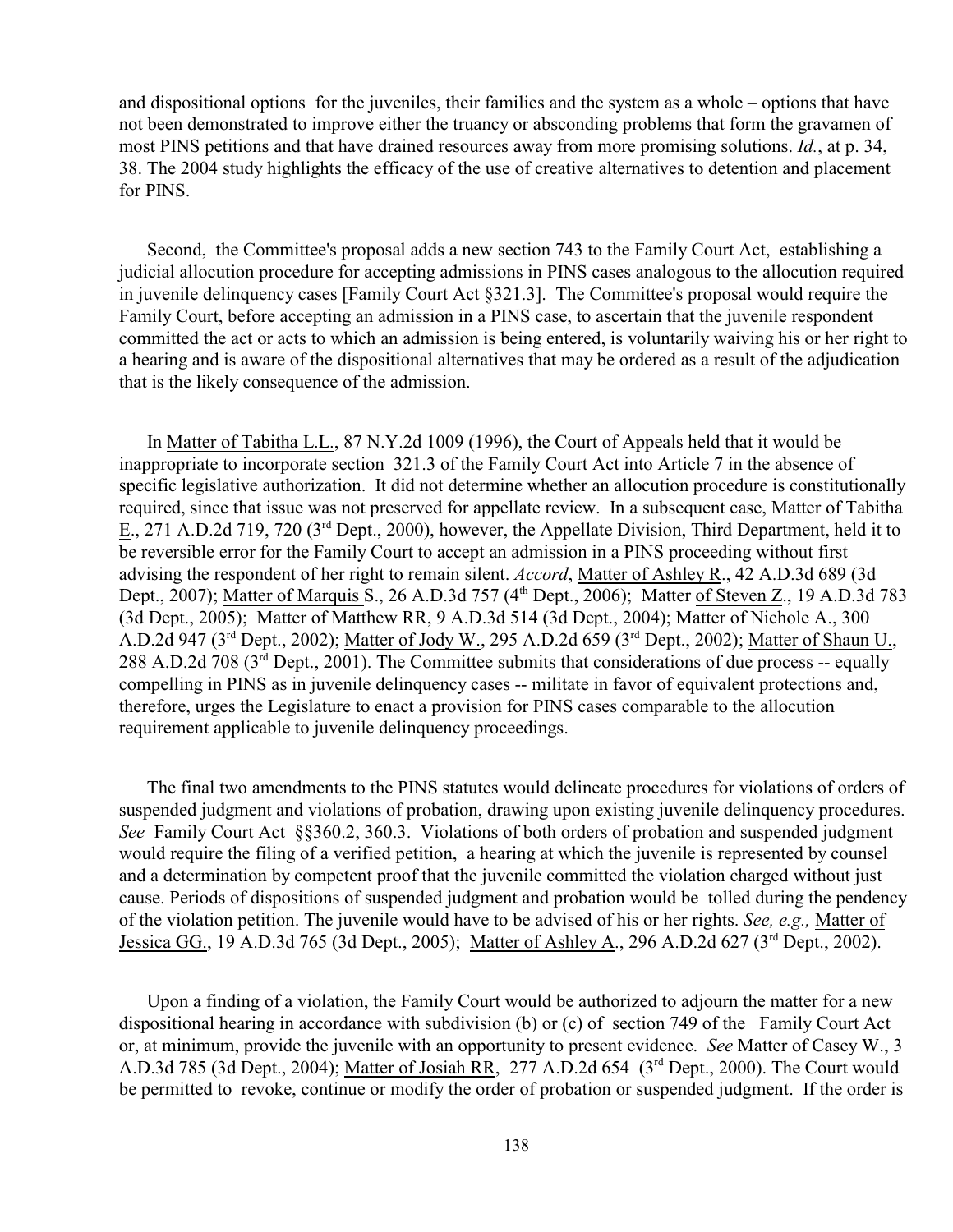and dispositional options for the juveniles, their families and the system as a whole – options that have not been demonstrated to improve either the truancy or absconding problems that form the gravamen of most PINS petitions and that have drained resources away from more promising solutions. *Id.*, at p. 34, 38. The 2004 study highlights the efficacy of the use of creative alternatives to detention and placement for PINS.

Second, the Committee's proposal adds a new section 743 to the Family Court Act, establishing a judicial allocution procedure for accepting admissions in PINS cases analogous to the allocution required in juvenile delinquency cases [Family Court Act §321.3]. The Committee's proposal would require the Family Court, before accepting an admission in a PINS case, to ascertain that the juvenile respondent committed the act or acts to which an admission is being entered, is voluntarily waiving his or her right to a hearing and is aware of the dispositional alternatives that may be ordered as a result of the adjudication that is the likely consequence of the admission.

In Matter of Tabitha L.L., 87 N.Y.2d 1009 (1996), the Court of Appeals held that it would be inappropriate to incorporate section 321.3 of the Family Court Act into Article 7 in the absence of specific legislative authorization. It did not determine whether an allocution procedure is constitutionally required, since that issue was not preserved for appellate review. In a subsequent case, Matter of Tabitha E., 271 A.D.2d 719, 720 (3rd Dept., 2000), however, the Appellate Division, Third Department, held it to be reversible error for the Family Court to accept an admission in a PINS proceeding without first advising the respondent of her right to remain silent. *Accord*, Matter of Ashley R., 42 A.D.3d 689 (3d Dept., 2007); Matter of Marquis S., 26 A.D.3d 757 (4th Dept., 2006); Matter of Steven Z., 19 A.D.3d 783 (3d Dept., 2005); Matter of Matthew RR, 9 A.D.3d 514 (3d Dept., 2004); Matter of Nichole A., 300 A.D.2d 947 (3rd Dept., 2002); Matter of Jody W., 295 A.D.2d 659 (3rd Dept., 2002); Matter of Shaun U., 288 A.D.2d 708 (3rd Dept., 2001). The Committee submits that considerations of due process -- equally compelling in PINS as in juvenile delinquency cases -- militate in favor of equivalent protections and, therefore, urges the Legislature to enact a provision for PINS cases comparable to the allocution requirement applicable to juvenile delinquency proceedings.

The final two amendments to the PINS statutes would delineate procedures for violations of orders of suspended judgment and violations of probation, drawing upon existing juvenile delinquency procedures. *See* Family Court Act §§360.2, 360.3. Violations of both orders of probation and suspended judgment would require the filing of a verified petition, a hearing at which the juvenile is represented by counsel and a determination by competent proof that the juvenile committed the violation charged without just cause. Periods of dispositions of suspended judgment and probation would be tolled during the pendency of the violation petition. The juvenile would have to be advised of his or her rights. *See, e.g.,* Matter of Jessica GG., 19 A.D.3d 765 (3d Dept., 2005); Matter of Ashley A., 296 A.D.2d 627 (3rd Dept., 2002).

Upon a finding of a violation, the Family Court would be authorized to adjourn the matter for a new dispositional hearing in accordance with subdivision (b) or (c) of section 749 of the Family Court Act or, at minimum, provide the juvenile with an opportunity to present evidence. *See* Matter of Casey W., 3 A.D.3d 785 (3d Dept., 2004); Matter of Josiah RR, 277 A.D.2d 654 (3rd Dept., 2000). The Court would be permitted to revoke, continue or modify the order of probation or suspended judgment. If the order is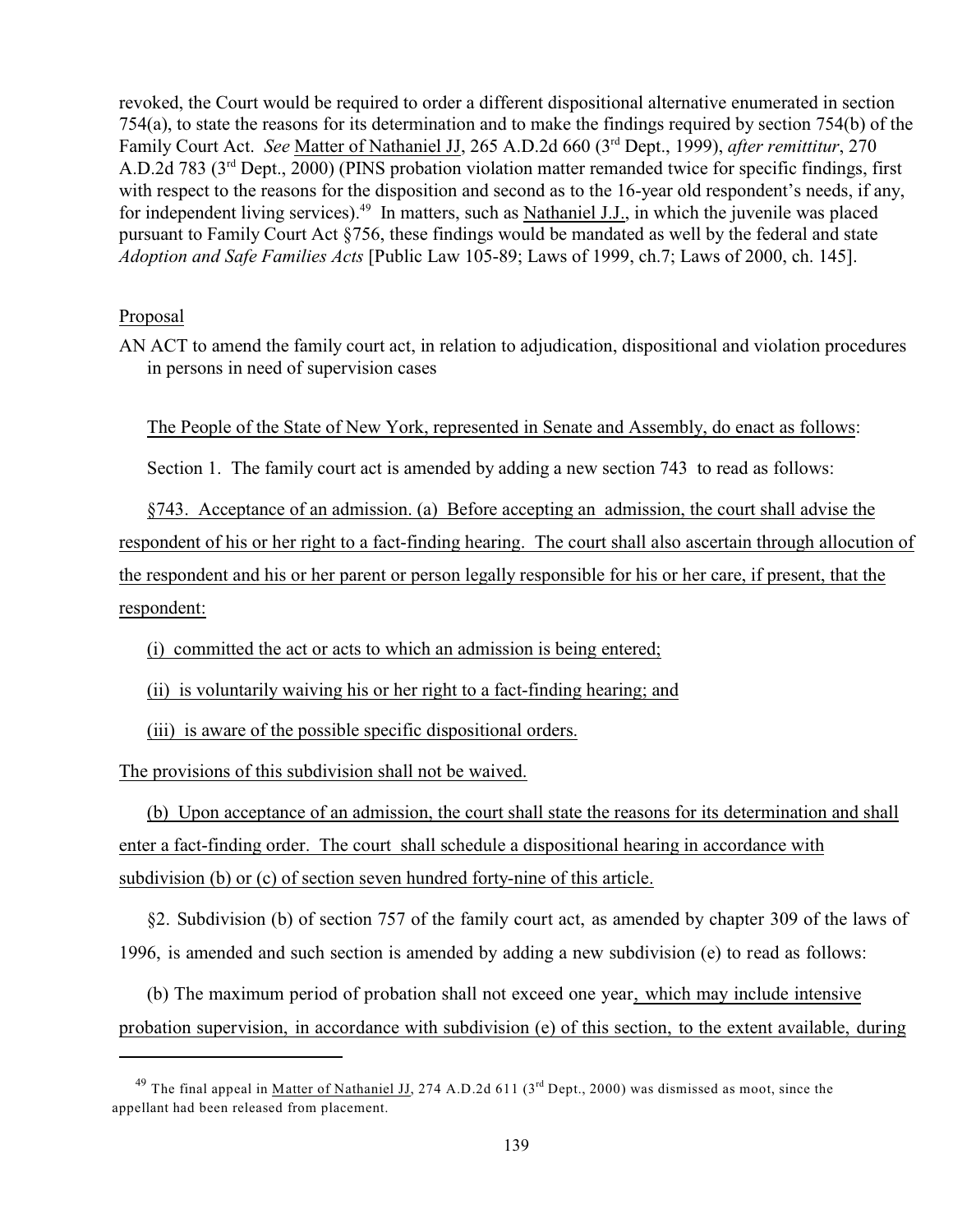revoked, the Court would be required to order a different dispositional alternative enumerated in section 754(a), to state the reasons for its determination and to make the findings required by section 754(b) of the Family Court Act. *See* Matter of Nathaniel JJ, 265 A.D.2d 660 (3rd Dept., 1999), *after remittitur*, 270 A.D.2d 783 (3rd Dept., 2000) (PINS probation violation matter remanded twice for specific findings, first with respect to the reasons for the disposition and second as to the 16-year old respondent's needs, if any, for independent living services).[49] In matters, such as Nathaniel J.J., in which the juvenile was placed pursuant to Family Court Act §756, these findings would be mandated as well by the federal and state *Adoption and Safe Families Acts* [Public Law 105-89; Laws of 1999, ch.7; Laws of 2000, ch. 145].

Proposal

AN ACT to amend the family court act, in relation to adjudication, dispositional and violation procedures in persons in need of supervision cases

The People of the State of New York, represented in Senate and Assembly, do enact as follows:

Section 1. The family court act is amended by adding a new section 743 to read as follows:

§743. Acceptance of an admission. (a) Before accepting an admission, the court shall advise the respondent of his or her right to a fact-finding hearing. The court shall also ascertain through allocution of the respondent and his or her parent or person legally responsible for his or her care, if present, that the respondent:

(i) committed the act or acts to which an admission is being entered;

(ii) is voluntarily waiving his or her right to a fact-finding hearing; and

(iii) is aware of the possible specific dispositional orders.

The provisions of this subdivision shall not be waived.

(b) Upon acceptance of an admission, the court shall state the reasons for its determination and shall enter a fact-finding order. The court shall schedule a dispositional hearing in accordance with subdivision (b) or (c) of section seven hundred forty-nine of this article.

§2. Subdivision (b) of section 757 of the family court act, as amended by chapter 309 of the laws of 1996, is amended and such section is amended by adding a new subdivision (e) to read as follows:

(b) The maximum period of probation shall not exceed one year, which may include intensive probation supervision, in accordance with subdivision (e) of this section, to the extent available, during

[49] The final appeal in Matter of Nathaniel JJ, 274 A.D.2d 611 (3rd Dept., 2000) was dismissed as moot, since the appellant had been released from placement.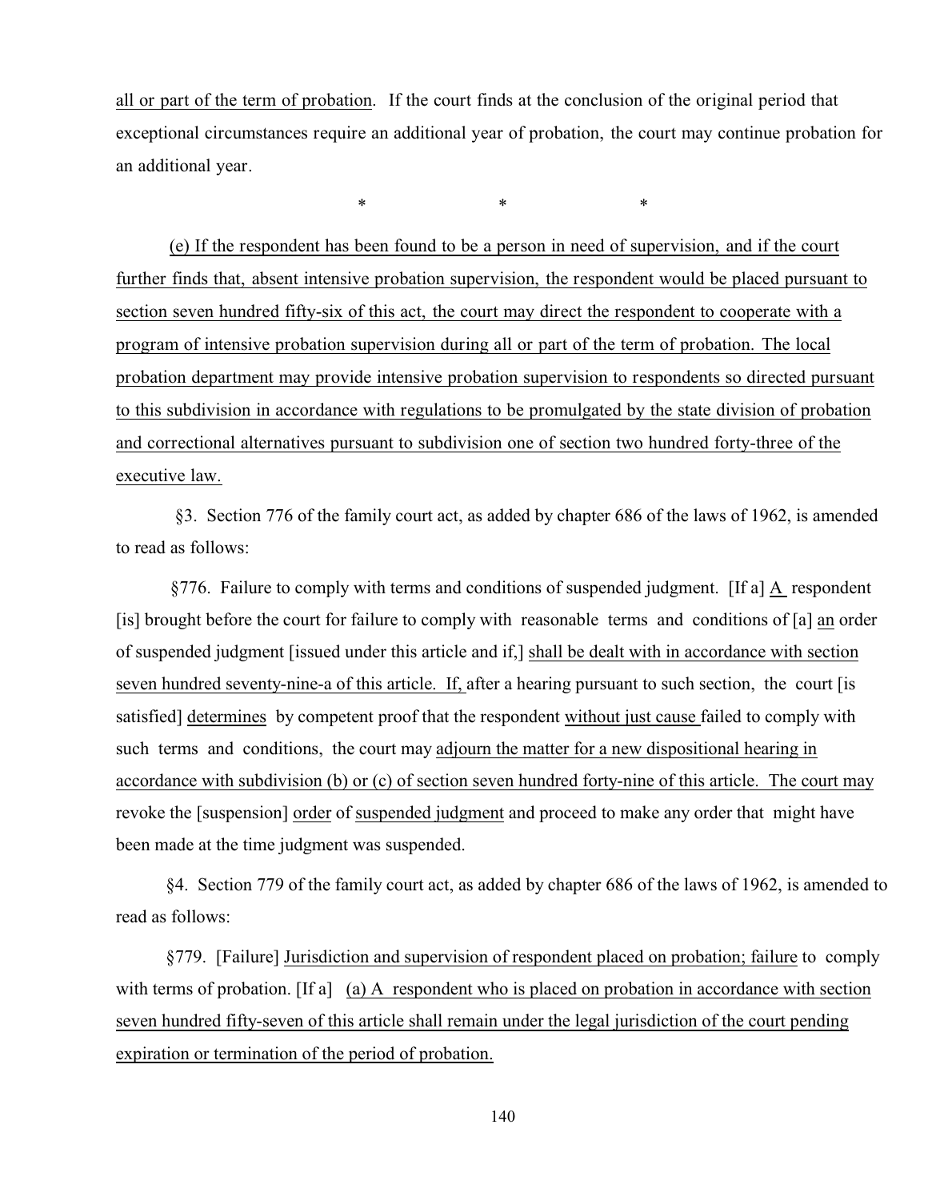all or part of the term of probation. If the court finds at the conclusion of the original period that exceptional circumstances require an additional year of probation, the court may continue probation for an additional year.

\*                    \*                    \*

(e) If the respondent has been found to be a person in need of supervision, and if the court further finds that, absent intensive probation supervision, the respondent would be placed pursuant to section seven hundred fifty-six of this act, the court may direct the respondent to cooperate with a program of intensive probation supervision during all or part of the term of probation. The local probation department may provide intensive probation supervision to respondents so directed pursuant to this subdivision in accordance with regulations to be promulgated by the state division of probation and correctional alternatives pursuant to subdivision one of section two hundred forty-three of the executive law.

§3. Section 776 of the family court act, as added by chapter 686 of the laws of 1962, is amended to read as follows:

§776. Failure to comply with terms and conditions of suspended judgment. [If a] A respondent [is] brought before the court for failure to comply with reasonable terms and conditions of [a] an order of suspended judgment [issued under this article and if,] shall be dealt with in accordance with section seven hundred seventy-nine-a of this article. If, after a hearing pursuant to such section, the court [is satisfied] determines by competent proof that the respondent without just cause failed to comply with such terms and conditions, the court may adjourn the matter for a new dispositional hearing in accordance with subdivision (b) or (c) of section seven hundred forty-nine of this article. The court may revoke the [suspension] order of suspended judgment and proceed to make any order that might have been made at the time judgment was suspended.

§4. Section 779 of the family court act, as added by chapter 686 of the laws of 1962, is amended to read as follows:

§779. [Failure] Jurisdiction and supervision of respondent placed on probation; failure to comply with terms of probation. [If a] (a) A respondent who is placed on probation in accordance with section seven hundred fifty-seven of this article shall remain under the legal jurisdiction of the court pending expiration or termination of the period of probation.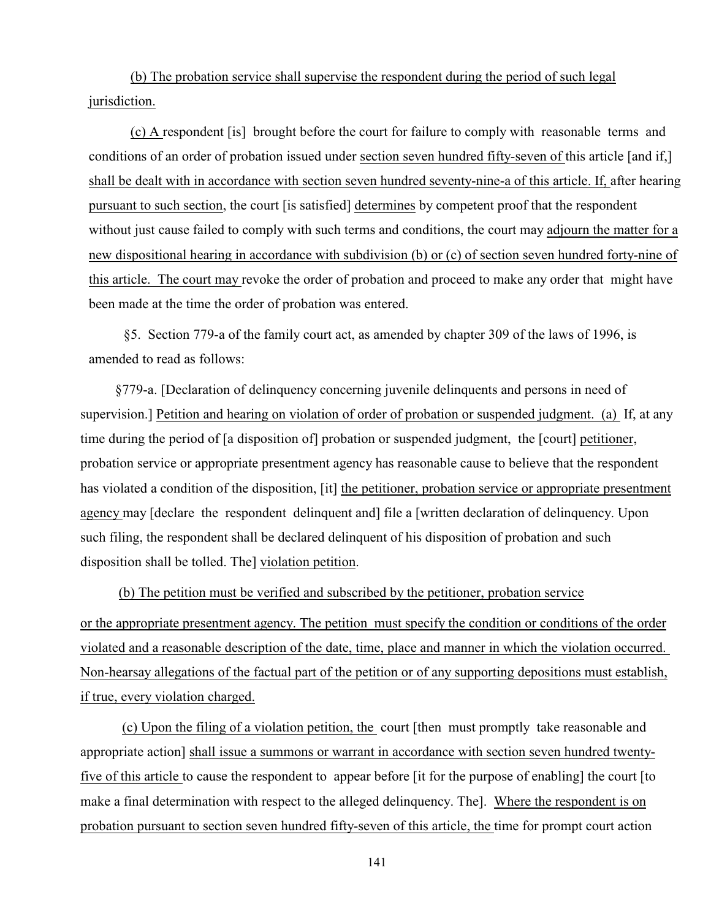(b) The probation service shall supervise the respondent during the period of such legal jurisdiction.

(c) A respondent [is] brought before the court for failure to comply with reasonable terms and conditions of an order of probation issued under section seven hundred fifty-seven of this article [and if,] shall be dealt with in accordance with section seven hundred seventy-nine-a of this article. If, after hearing pursuant to such section, the court [is satisfied] determines by competent proof that the respondent without just cause failed to comply with such terms and conditions, the court may adjourn the matter for a new dispositional hearing in accordance with subdivision (b) or (c) of section seven hundred forty-nine of this article. The court may revoke the order of probation and proceed to make any order that might have been made at the time the order of probation was entered.

§5. Section 779-a of the family court act, as amended by chapter 309 of the laws of 1996, is amended to read as follows:

§779-a. [Declaration of delinquency concerning juvenile delinquents and persons in need of supervision.] Petition and hearing on violation of order of probation or suspended judgment. (a) If, at any time during the period of [a disposition of] probation or suspended judgment, the [court] petitioner, probation service or appropriate presentment agency has reasonable cause to believe that the respondent has violated a condition of the disposition, [it] the petitioner, probation service or appropriate presentment agency may [declare the respondent delinquent and] file a [written declaration of delinquency. Upon such filing, the respondent shall be declared delinquent of his disposition of probation and such disposition shall be tolled. The] violation petition.

(b) The petition must be verified and subscribed by the petitioner, probation service or the appropriate presentment agency. The petition must specify the condition or conditions of the order violated and a reasonable description of the date, time, place and manner in which the violation occurred. Non-hearsay allegations of the factual part of the petition or of any supporting depositions must establish, if true, every violation charged.

(c) Upon the filing of a violation petition, the court [then must promptly take reasonable and appropriate action] shall issue a summons or warrant in accordance with section seven hundred twenty-five of this article to cause the respondent to appear before [it for the purpose of enabling] the court [to make a final determination with respect to the alleged delinquency. The]. Where the respondent is on probation pursuant to section seven hundred fifty-seven of this article, the time for prompt court action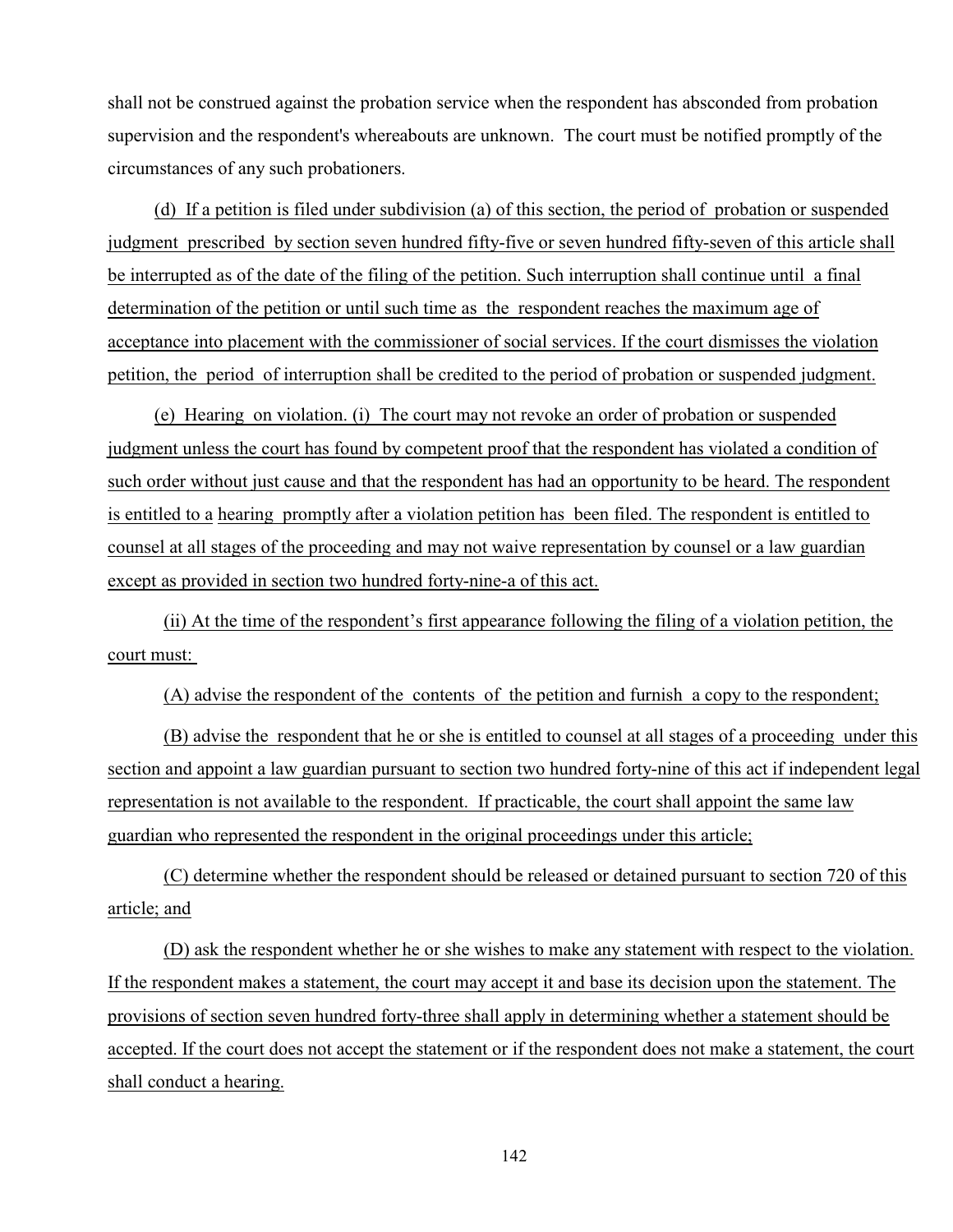shall not be construed against the probation service when the respondent has absconded from probation supervision and the respondent's whereabouts are unknown. The court must be notified promptly of the circumstances of any such probationers.

(d) If a petition is filed under subdivision (a) of this section, the period of probation or suspended judgment prescribed by section seven hundred fifty-five or seven hundred fifty-seven of this article shall be interrupted as of the date of the filing of the petition. Such interruption shall continue until a final determination of the petition or until such time as the respondent reaches the maximum age of acceptance into placement with the commissioner of social services. If the court dismisses the violation petition, the period of interruption shall be credited to the period of probation or suspended judgment.

(e) Hearing on violation. (i) The court may not revoke an order of probation or suspended judgment unless the court has found by competent proof that the respondent has violated a condition of such order without just cause and that the respondent has had an opportunity to be heard. The respondent is entitled to a hearing promptly after a violation petition has been filed. The respondent is entitled to counsel at all stages of the proceeding and may not waive representation by counsel or a law guardian except as provided in section two hundred forty-nine-a of this act.

(ii) At the time of the respondent's first appearance following the filing of a violation petition, the court must:

(A) advise the respondent of the contents of the petition and furnish a copy to the respondent;

(B) advise the respondent that he or she is entitled to counsel at all stages of a proceeding under this section and appoint a law guardian pursuant to section two hundred forty-nine of this act if independent legal representation is not available to the respondent. If practicable, the court shall appoint the same law guardian who represented the respondent in the original proceedings under this article;

(C) determine whether the respondent should be released or detained pursuant to section 720 of this article; and

(D) ask the respondent whether he or she wishes to make any statement with respect to the violation. If the respondent makes a statement, the court may accept it and base its decision upon the statement. The provisions of section seven hundred forty-three shall apply in determining whether a statement should be accepted. If the court does not accept the statement or if the respondent does not make a statement, the court shall conduct a hearing.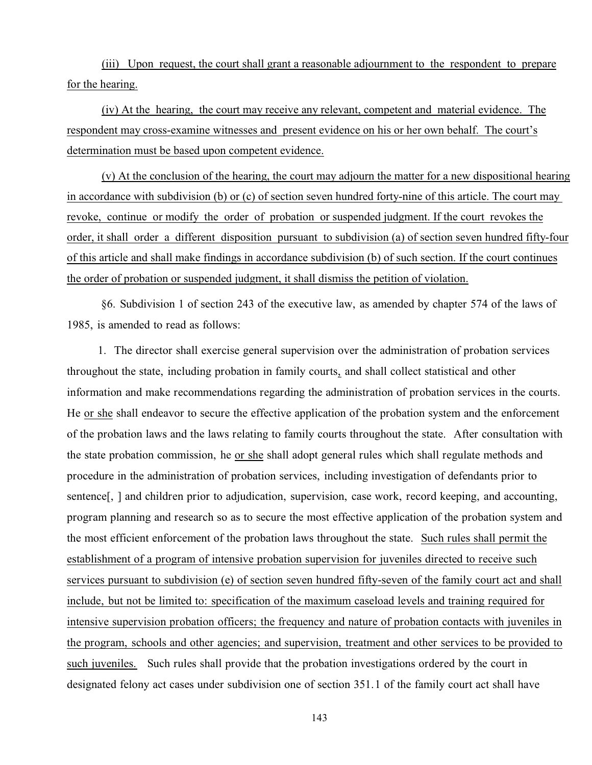(iii) Upon request, the court shall grant a reasonable adjournment to the respondent to prepare for the hearing.

(iv) At the hearing, the court may receive any relevant, competent and material evidence. The respondent may cross-examine witnesses and present evidence on his or her own behalf. The court's determination must be based upon competent evidence.

(v) At the conclusion of the hearing, the court may adjourn the matter for a new dispositional hearing in accordance with subdivision (b) or (c) of section seven hundred forty-nine of this article. The court may revoke, continue or modify the order of probation or suspended judgment. If the court revokes the order, it shall order a different disposition pursuant to subdivision (a) of section seven hundred fifty-four of this article and shall make findings in accordance subdivision (b) of such section. If the court continues the order of probation or suspended judgment, it shall dismiss the petition of violation.

§6. Subdivision 1 of section 243 of the executive law, as amended by chapter 574 of the laws of 1985, is amended to read as follows:

1. The director shall exercise general supervision over the administration of probation services throughout the state, including probation in family courts, and shall collect statistical and other information and make recommendations regarding the administration of probation services in the courts. He or she shall endeavor to secure the effective application of the probation system and the enforcement of the probation laws and the laws relating to family courts throughout the state. After consultation with the state probation commission, he or she shall adopt general rules which shall regulate methods and procedure in the administration of probation services, including investigation of defendants prior to sentence[, ] and children prior to adjudication, supervision, case work, record keeping, and accounting, program planning and research so as to secure the most effective application of the probation system and the most efficient enforcement of the probation laws throughout the state. Such rules shall permit the establishment of a program of intensive probation supervision for juveniles directed to receive such services pursuant to subdivision (e) of section seven hundred fifty-seven of the family court act and shall include, but not be limited to: specification of the maximum caseload levels and training required for intensive supervision probation officers; the frequency and nature of probation contacts with juveniles in the program, schools and other agencies; and supervision, treatment and other services to be provided to such juveniles. Such rules shall provide that the probation investigations ordered by the court in designated felony act cases under subdivision one of section 351.1 of the family court act shall have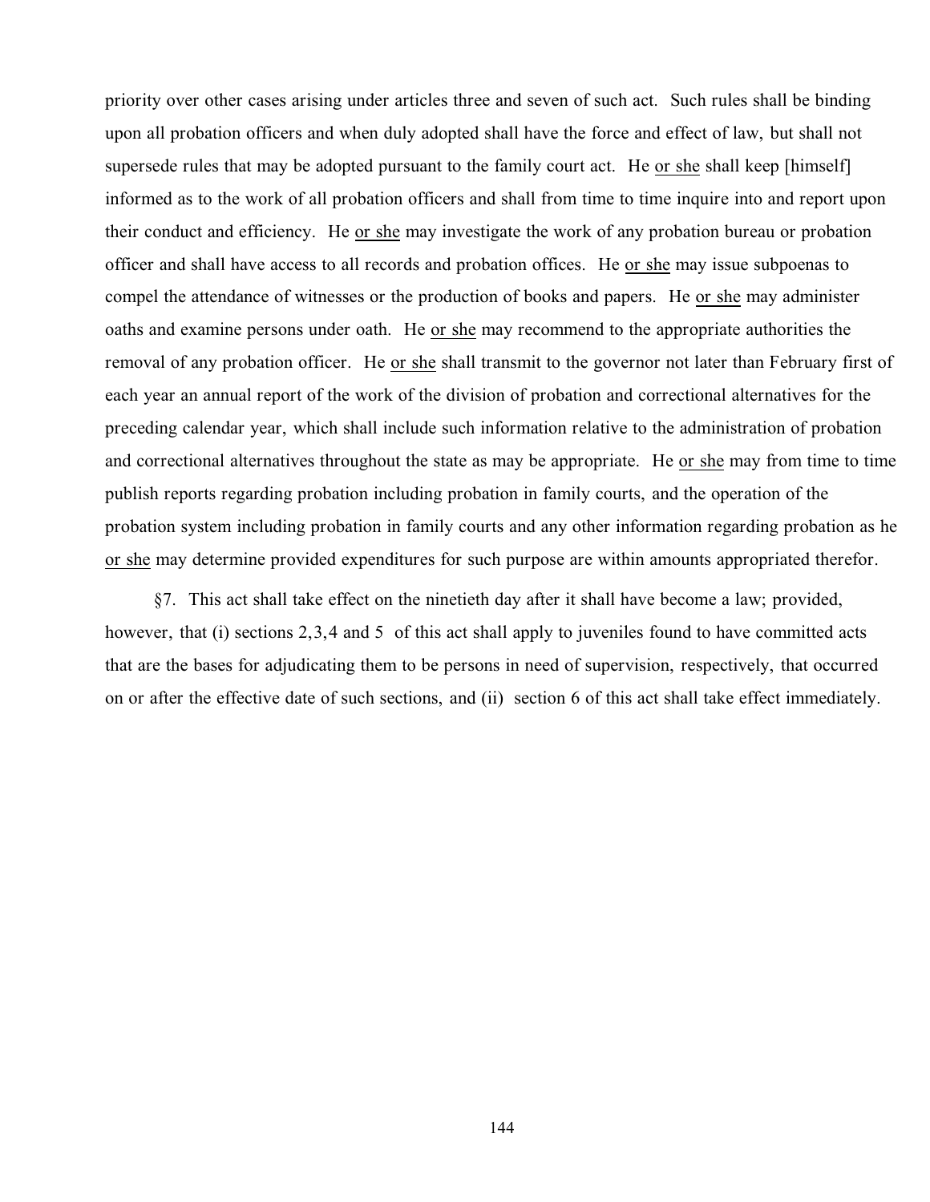priority over other cases arising under articles three and seven of such act. Such rules shall be binding upon all probation officers and when duly adopted shall have the force and effect of law, but shall not supersede rules that may be adopted pursuant to the family court act. He <u>or she</u> shall keep [himself] informed as to the work of all probation officers and shall from time to time inquire into and report upon their conduct and efficiency. He <u>or she</u> may investigate the work of any probation bureau or probation officer and shall have access to all records and probation offices. He <u>or she</u> may issue subpoenas to compel the attendance of witnesses or the production of books and papers. He <u>or she</u> may administer oaths and examine persons under oath. He <u>or she</u> may recommend to the appropriate authorities the removal of any probation officer. He <u>or she</u> shall transmit to the governor not later than February first of each year an annual report of the work of the division of probation and correctional alternatives for the preceding calendar year, which shall include such information relative to the administration of probation and correctional alternatives throughout the state as may be appropriate. He <u>or she</u> may from time to time publish reports regarding probation including probation in family courts, and the operation of the probation system including probation in family courts and any other information regarding probation as he <u>or she</u> may determine provided expenditures for such purpose are within amounts appropriated therefor.

§7. This act shall take effect on the ninetieth day after it shall have become a law; provided, however, that (i) sections 2,3,4 and 5 of this act shall apply to juveniles found to have committed acts that are the bases for adjudicating them to be persons in need of supervision, respectively, that occurred on or after the effective date of such sections, and (ii) section 6 of this act shall take effect immediately.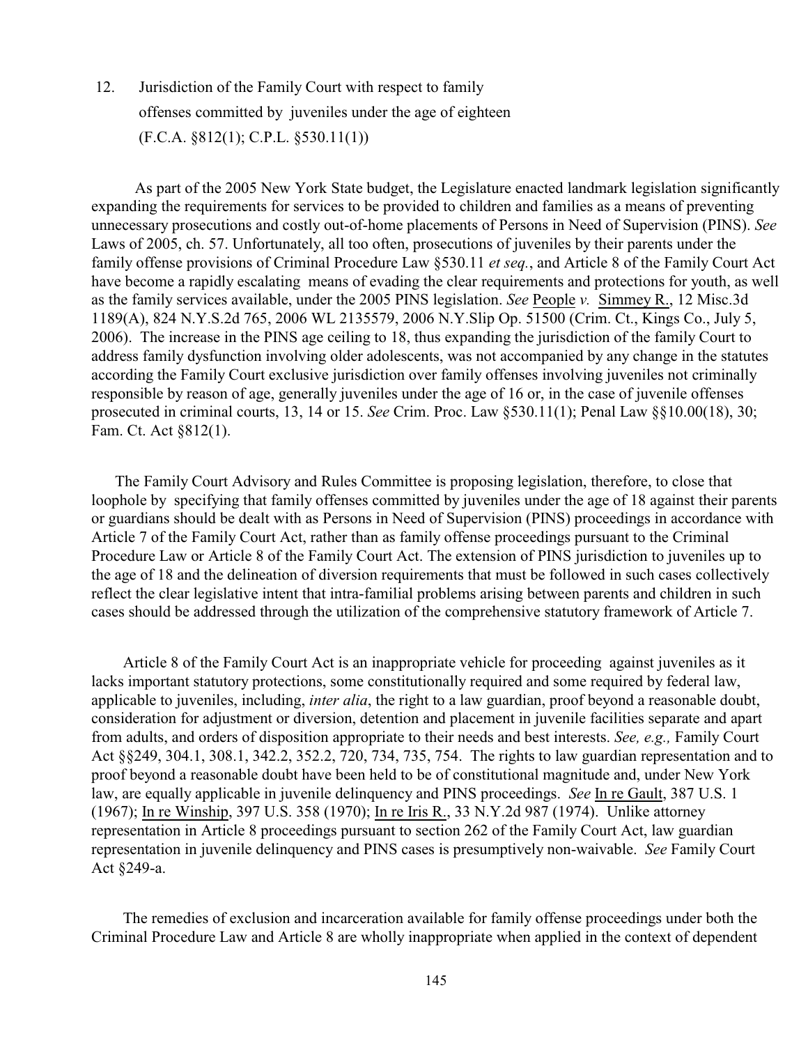12. Jurisdiction of the Family Court with respect to family offenses committed by juveniles under the age of eighteen (F.C.A. §812(1); C.P.L. §530.11(1))

As part of the 2005 New York State budget, the Legislature enacted landmark legislation significantly expanding the requirements for services to be provided to children and families as a means of preventing unnecessary prosecutions and costly out-of-home placements of Persons in Need of Supervision (PINS). *See* Laws of 2005, ch. 57. Unfortunately, all too often, prosecutions of juveniles by their parents under the family offense provisions of Criminal Procedure Law §530.11 *et seq.*, and Article 8 of the Family Court Act have become a rapidly escalating means of evading the clear requirements and protections for youth, as well as the family services available, under the 2005 PINS legislation. *See* People *v.* Simmey R., 12 Misc.3d 1189(A), 824 N.Y.S.2d 765, 2006 WL 2135579, 2006 N.Y.Slip Op. 51500 (Crim. Ct., Kings Co., July 5, 2006). The increase in the PINS age ceiling to 18, thus expanding the jurisdiction of the family Court to address family dysfunction involving older adolescents, was not accompanied by any change in the statutes according the Family Court exclusive jurisdiction over family offenses involving juveniles not criminally responsible by reason of age, generally juveniles under the age of 16 or, in the case of juvenile offenses prosecuted in criminal courts, 13, 14 or 15. *See* Crim. Proc. Law §530.11(1); Penal Law §§10.00(18), 30; Fam. Ct. Act §812(1).

The Family Court Advisory and Rules Committee is proposing legislation, therefore, to close that loophole by specifying that family offenses committed by juveniles under the age of 18 against their parents or guardians should be dealt with as Persons in Need of Supervision (PINS) proceedings in accordance with Article 7 of the Family Court Act, rather than as family offense proceedings pursuant to the Criminal Procedure Law or Article 8 of the Family Court Act. The extension of PINS jurisdiction to juveniles up to the age of 18 and the delineation of diversion requirements that must be followed in such cases collectively reflect the clear legislative intent that intra-familial problems arising between parents and children in such cases should be addressed through the utilization of the comprehensive statutory framework of Article 7.

Article 8 of the Family Court Act is an inappropriate vehicle for proceeding against juveniles as it lacks important statutory protections, some constitutionally required and some required by federal law, applicable to juveniles, including, *inter alia*, the right to a law guardian, proof beyond a reasonable doubt, consideration for adjustment or diversion, detention and placement in juvenile facilities separate and apart from adults, and orders of disposition appropriate to their needs and best interests. *See, e.g.,* Family Court Act §§249, 304.1, 308.1, 342.2, 352.2, 720, 734, 735, 754. The rights to law guardian representation and to proof beyond a reasonable doubt have been held to be of constitutional magnitude and, under New York law, are equally applicable in juvenile delinquency and PINS proceedings. *See* In re Gault, 387 U.S. 1 (1967); In re Winship, 397 U.S. 358 (1970); In re Iris R., 33 N.Y.2d 987 (1974). Unlike attorney representation in Article 8 proceedings pursuant to section 262 of the Family Court Act, law guardian representation in juvenile delinquency and PINS cases is presumptively non-waivable. *See* Family Court Act §249-a.

The remedies of exclusion and incarceration available for family offense proceedings under both the Criminal Procedure Law and Article 8 are wholly inappropriate when applied in the context of dependent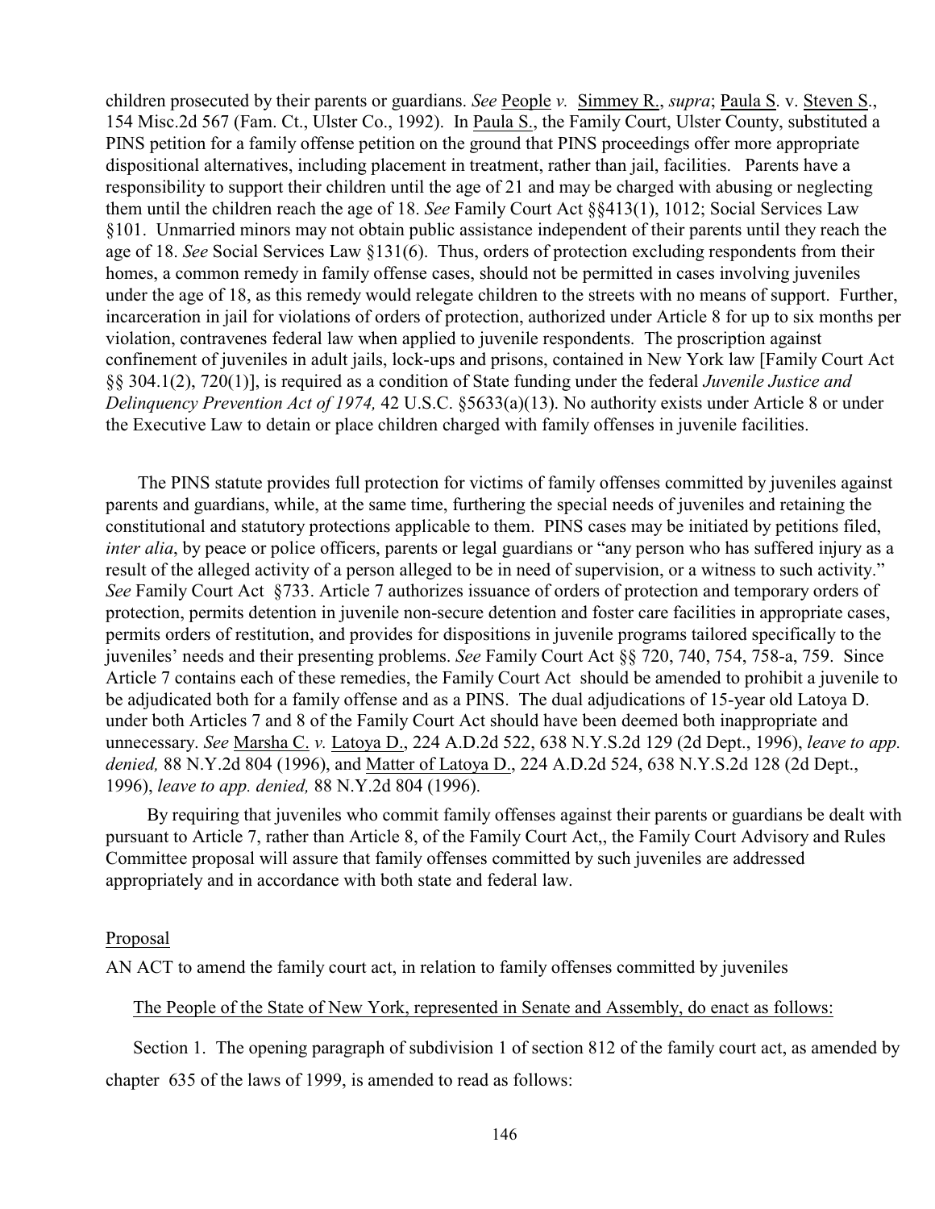children prosecuted by their parents or guardians. *See* People *v.* Simmey R., *supra*; Paula S. v. Steven S., 154 Misc.2d 567 (Fam. Ct., Ulster Co., 1992). In Paula S., the Family Court, Ulster County, substituted a PINS petition for a family offense petition on the ground that PINS proceedings offer more appropriate dispositional alternatives, including placement in treatment, rather than jail, facilities. Parents have a responsibility to support their children until the age of 21 and may be charged with abusing or neglecting them until the children reach the age of 18. *See* Family Court Act §§413(1), 1012; Social Services Law §101. Unmarried minors may not obtain public assistance independent of their parents until they reach the age of 18. *See* Social Services Law §131(6). Thus, orders of protection excluding respondents from their homes, a common remedy in family offense cases, should not be permitted in cases involving juveniles under the age of 18, as this remedy would relegate children to the streets with no means of support. Further, incarceration in jail for violations of orders of protection, authorized under Article 8 for up to six months per violation, contravenes federal law when applied to juvenile respondents. The proscription against confinement of juveniles in adult jails, lock-ups and prisons, contained in New York law [Family Court Act §§ 304.1(2), 720(1)], is required as a condition of State funding under the federal *Juvenile Justice and Delinquency Prevention Act of 1974,* 42 U.S.C. §5633(a)(13). No authority exists under Article 8 or under the Executive Law to detain or place children charged with family offenses in juvenile facilities.

The PINS statute provides full protection for victims of family offenses committed by juveniles against parents and guardians, while, at the same time, furthering the special needs of juveniles and retaining the constitutional and statutory protections applicable to them. PINS cases may be initiated by petitions filed, *inter alia*, by peace or police officers, parents or legal guardians or "any person who has suffered injury as a result of the alleged activity of a person alleged to be in need of supervision, or a witness to such activity." *See* Family Court Act §733. Article 7 authorizes issuance of orders of protection and temporary orders of protection, permits detention in juvenile non-secure detention and foster care facilities in appropriate cases, permits orders of restitution, and provides for dispositions in juvenile programs tailored specifically to the juveniles' needs and their presenting problems. *See* Family Court Act §§ 720, 740, 754, 758-a, 759. Since Article 7 contains each of these remedies, the Family Court Act should be amended to prohibit a juvenile to be adjudicated both for a family offense and as a PINS. The dual adjudications of 15-year old Latoya D. under both Articles 7 and 8 of the Family Court Act should have been deemed both inappropriate and unnecessary. *See* Marsha C. *v.* Latoya D., 224 A.D.2d 522, 638 N.Y.S.2d 129 (2d Dept., 1996), *leave to app. denied,* 88 N.Y.2d 804 (1996), and Matter of Latoya D., 224 A.D.2d 524, 638 N.Y.S.2d 128 (2d Dept., 1996), *leave to app. denied,* 88 N.Y.2d 804 (1996).

By requiring that juveniles who commit family offenses against their parents or guardians be dealt with pursuant to Article 7, rather than Article 8, of the Family Court Act,, the Family Court Advisory and Rules Committee proposal will assure that family offenses committed by such juveniles are addressed appropriately and in accordance with both state and federal law.

Proposal

AN ACT to amend the family court act, in relation to family offenses committed by juveniles

The People of the State of New York, represented in Senate and Assembly, do enact as follows:

Section 1. The opening paragraph of subdivision 1 of section 812 of the family court act, as amended by chapter 635 of the laws of 1999, is amended to read as follows: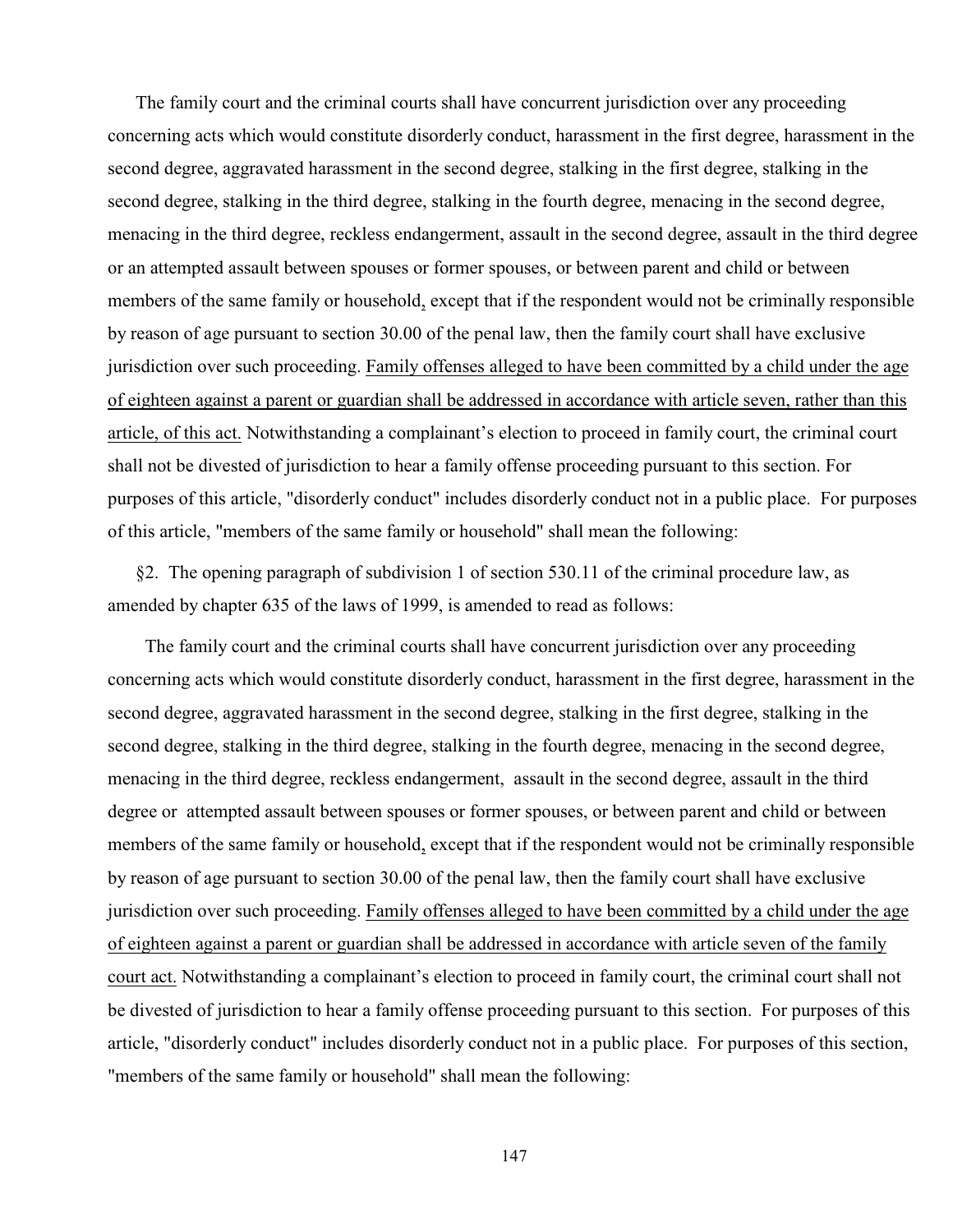The family court and the criminal courts shall have concurrent jurisdiction over any proceeding concerning acts which would constitute disorderly conduct, harassment in the first degree, harassment in the second degree, aggravated harassment in the second degree, stalking in the first degree, stalking in the second degree, stalking in the third degree, stalking in the fourth degree, menacing in the second degree, menacing in the third degree, reckless endangerment, assault in the second degree, assault in the third degree or an attempted assault between spouses or former spouses, or between parent and child or between members of the same family or household, except that if the respondent would not be criminally responsible by reason of age pursuant to section 30.00 of the penal law, then the family court shall have exclusive jurisdiction over such proceeding. <u>Family offenses alleged to have been committed by a child under the age of eighteen against a parent or guardian shall be addressed in accordance with article seven, rather than this article, of this act.</u> Notwithstanding a complainant's election to proceed in family court, the criminal court shall not be divested of jurisdiction to hear a family offense proceeding pursuant to this section. For purposes of this article, "disorderly conduct" includes disorderly conduct not in a public place. For purposes of this article, "members of the same family or household" shall mean the following:

§2. The opening paragraph of subdivision 1 of section 530.11 of the criminal procedure law, as amended by chapter 635 of the laws of 1999, is amended to read as follows:

The family court and the criminal courts shall have concurrent jurisdiction over any proceeding concerning acts which would constitute disorderly conduct, harassment in the first degree, harassment in the second degree, aggravated harassment in the second degree, stalking in the first degree, stalking in the second degree, stalking in the third degree, stalking in the fourth degree, menacing in the second degree, menacing in the third degree, reckless endangerment, assault in the second degree, assault in the third degree or attempted assault between spouses or former spouses, or between parent and child or between members of the same family or household, except that if the respondent would not be criminally responsible by reason of age pursuant to section 30.00 of the penal law, then the family court shall have exclusive jurisdiction over such proceeding. <u>Family offenses alleged to have been committed by a child under the age of eighteen against a parent or guardian shall be addressed in accordance with article seven of the family court act.</u> Notwithstanding a complainant's election to proceed in family court, the criminal court shall not be divested of jurisdiction to hear a family offense proceeding pursuant to this section. For purposes of this article, "disorderly conduct" includes disorderly conduct not in a public place. For purposes of this section, "members of the same family or household" shall mean the following: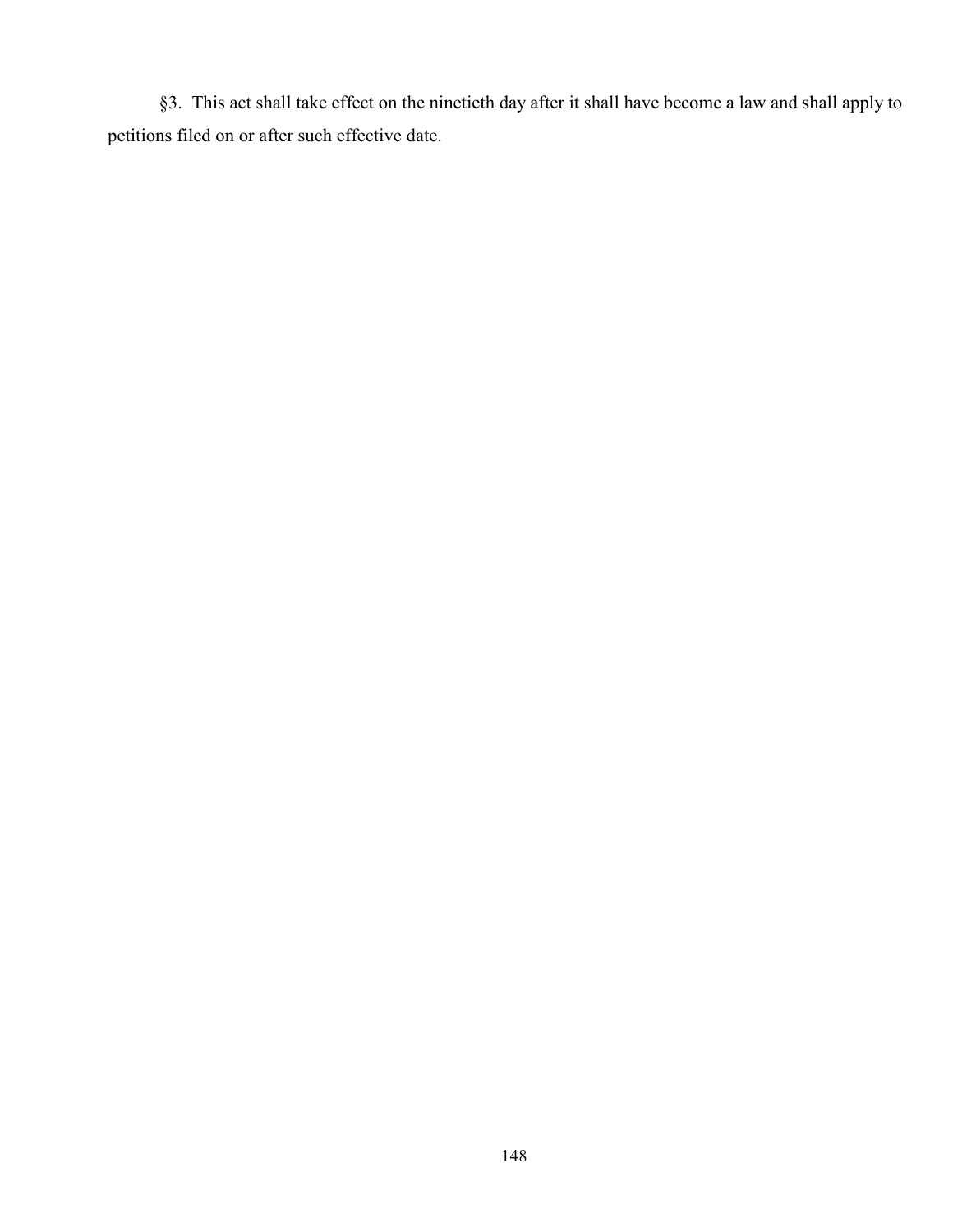§3. This act shall take effect on the ninetieth day after it shall have become a law and shall apply to petitions filed on or after such effective date.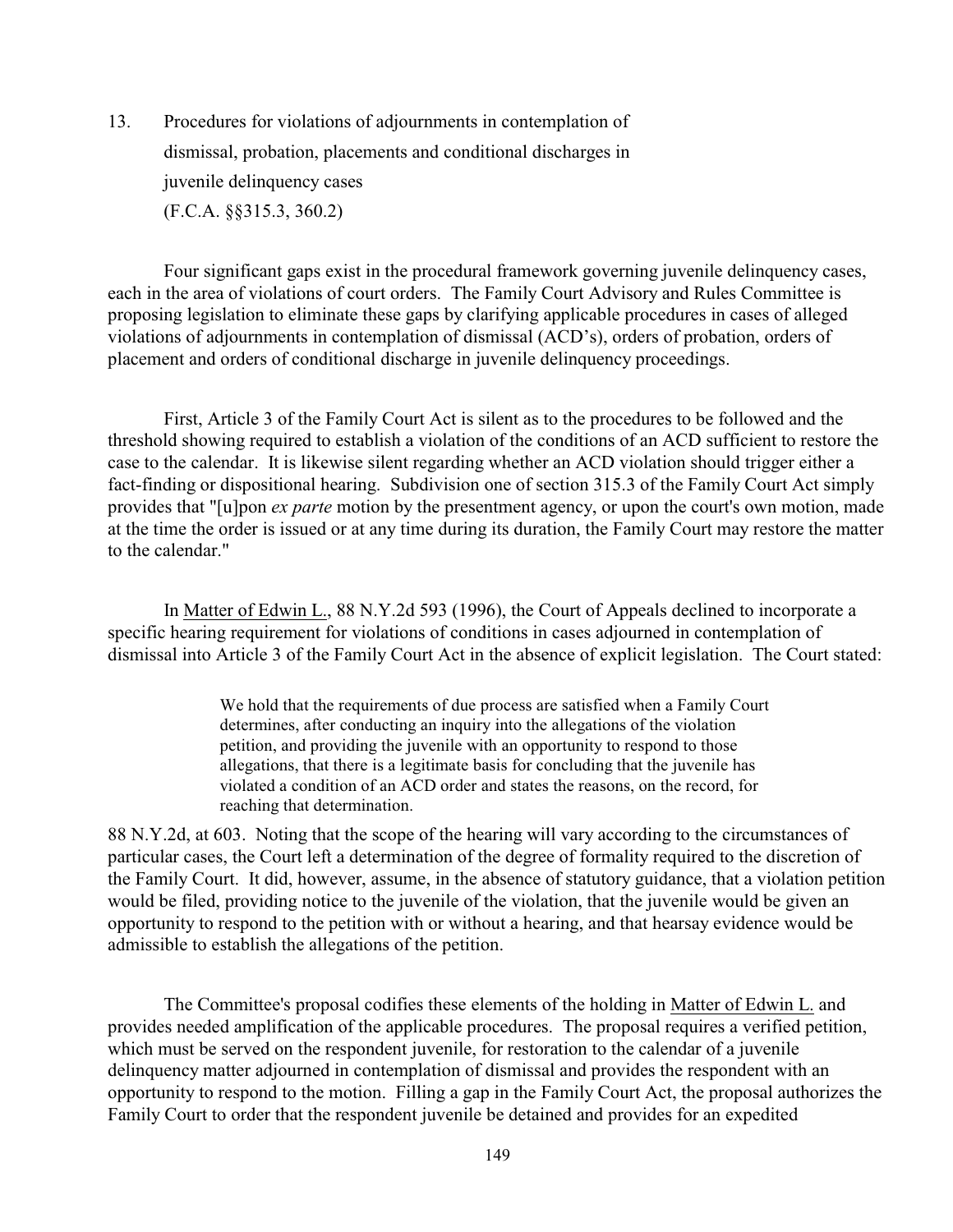13. Procedures for violations of adjournments in contemplation of dismissal, probation, placements and conditional discharges in juvenile delinquency cases (F.C.A. §§315.3, 360.2)

Four significant gaps exist in the procedural framework governing juvenile delinquency cases, each in the area of violations of court orders. The Family Court Advisory and Rules Committee is proposing legislation to eliminate these gaps by clarifying applicable procedures in cases of alleged violations of adjournments in contemplation of dismissal (ACD's), orders of probation, orders of placement and orders of conditional discharge in juvenile delinquency proceedings.

First, Article 3 of the Family Court Act is silent as to the procedures to be followed and the threshold showing required to establish a violation of the conditions of an ACD sufficient to restore the case to the calendar. It is likewise silent regarding whether an ACD violation should trigger either a fact-finding or dispositional hearing. Subdivision one of section 315.3 of the Family Court Act simply provides that "[u]pon *ex parte* motion by the presentment agency, or upon the court's own motion, made at the time the order is issued or at any time during its duration, the Family Court may restore the matter to the calendar."

In Matter of Edwin L., 88 N.Y.2d 593 (1996), the Court of Appeals declined to incorporate a specific hearing requirement for violations of conditions in cases adjourned in contemplation of dismissal into Article 3 of the Family Court Act in the absence of explicit legislation. The Court stated:

> We hold that the requirements of due process are satisfied when a Family Court determines, after conducting an inquiry into the allegations of the violation petition, and providing the juvenile with an opportunity to respond to those allegations, that there is a legitimate basis for concluding that the juvenile has violated a condition of an ACD order and states the reasons, on the record, for reaching that determination.

88 N.Y.2d, at 603. Noting that the scope of the hearing will vary according to the circumstances of particular cases, the Court left a determination of the degree of formality required to the discretion of the Family Court. It did, however, assume, in the absence of statutory guidance, that a violation petition would be filed, providing notice to the juvenile of the violation, that the juvenile would be given an opportunity to respond to the petition with or without a hearing, and that hearsay evidence would be admissible to establish the allegations of the petition.

The Committee's proposal codifies these elements of the holding in Matter of Edwin L. and provides needed amplification of the applicable procedures. The proposal requires a verified petition, which must be served on the respondent juvenile, for restoration to the calendar of a juvenile delinquency matter adjourned in contemplation of dismissal and provides the respondent with an opportunity to respond to the motion. Filling a gap in the Family Court Act, the proposal authorizes the Family Court to order that the respondent juvenile be detained and provides for an expedited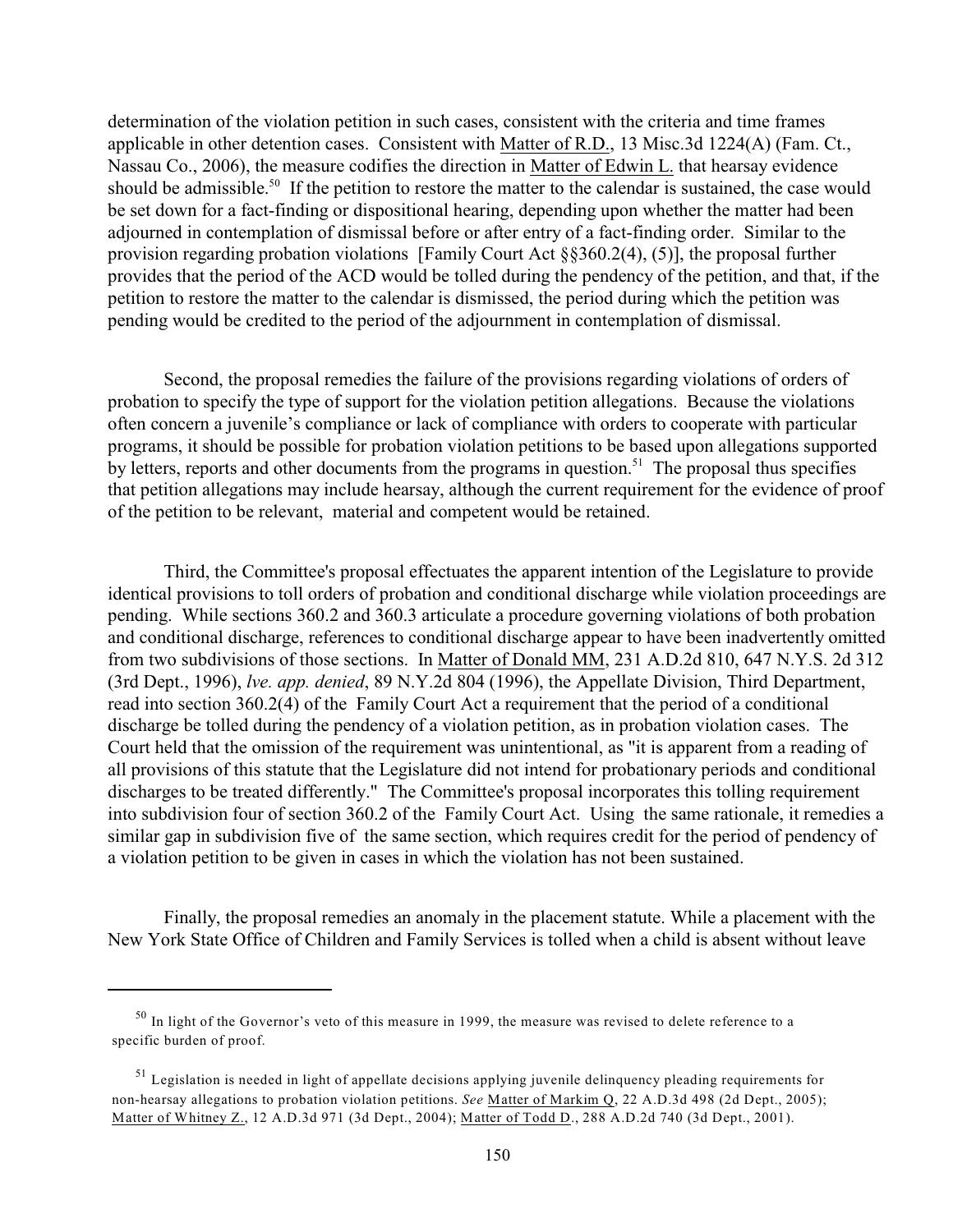determination of the violation petition in such cases, consistent with the criteria and time frames applicable in other detention cases. Consistent with Matter of R.D., 13 Misc.3d 1224(A) (Fam. Ct., Nassau Co., 2006), the measure codifies the direction in Matter of Edwin L. that hearsay evidence should be admissible.[50] If the petition to restore the matter to the calendar is sustained, the case would be set down for a fact-finding or dispositional hearing, depending upon whether the matter had been adjourned in contemplation of dismissal before or after entry of a fact-finding order. Similar to the provision regarding probation violations [Family Court Act §§360.2(4), (5)], the proposal further provides that the period of the ACD would be tolled during the pendency of the petition, and that, if the petition to restore the matter to the calendar is dismissed, the period during which the petition was pending would be credited to the period of the adjournment in contemplation of dismissal.

Second, the proposal remedies the failure of the provisions regarding violations of orders of probation to specify the type of support for the violation petition allegations. Because the violations often concern a juvenile's compliance or lack of compliance with orders to cooperate with particular programs, it should be possible for probation violation petitions to be based upon allegations supported by letters, reports and other documents from the programs in question.[51] The proposal thus specifies that petition allegations may include hearsay, although the current requirement for the evidence of proof of the petition to be relevant, material and competent would be retained.

Third, the Committee's proposal effectuates the apparent intention of the Legislature to provide identical provisions to toll orders of probation and conditional discharge while violation proceedings are pending. While sections 360.2 and 360.3 articulate a procedure governing violations of both probation and conditional discharge, references to conditional discharge appear to have been inadvertently omitted from two subdivisions of those sections. In Matter of Donald MM, 231 A.D.2d 810, 647 N.Y.S. 2d 312 (3rd Dept., 1996), *lve. app. denied*, 89 N.Y.2d 804 (1996), the Appellate Division, Third Department, read into section 360.2(4) of the Family Court Act a requirement that the period of a conditional discharge be tolled during the pendency of a violation petition, as in probation violation cases. The Court held that the omission of the requirement was unintentional, as "it is apparent from a reading of all provisions of this statute that the Legislature did not intend for probationary periods and conditional discharges to be treated differently." The Committee's proposal incorporates this tolling requirement into subdivision four of section 360.2 of the Family Court Act. Using the same rationale, it remedies a similar gap in subdivision five of the same section, which requires credit for the period of pendency of a violation petition to be given in cases in which the violation has not been sustained.

Finally, the proposal remedies an anomaly in the placement statute. While a placement with the New York State Office of Children and Family Services is tolled when a child is absent without leave

---

[50] In light of the Governor's veto of this measure in 1999, the measure was revised to delete reference to a specific burden of proof.

[51] Legislation is needed in light of appellate decisions applying juvenile delinquency pleading requirements for non-hearsay allegations to probation violation petitions. *See* Matter of Markim Q, 22 A.D.3d 498 (2d Dept., 2005); Matter of Whitney Z., 12 A.D.3d 971 (3d Dept., 2004); Matter of Todd D., 288 A.D.2d 740 (3d Dept., 2001).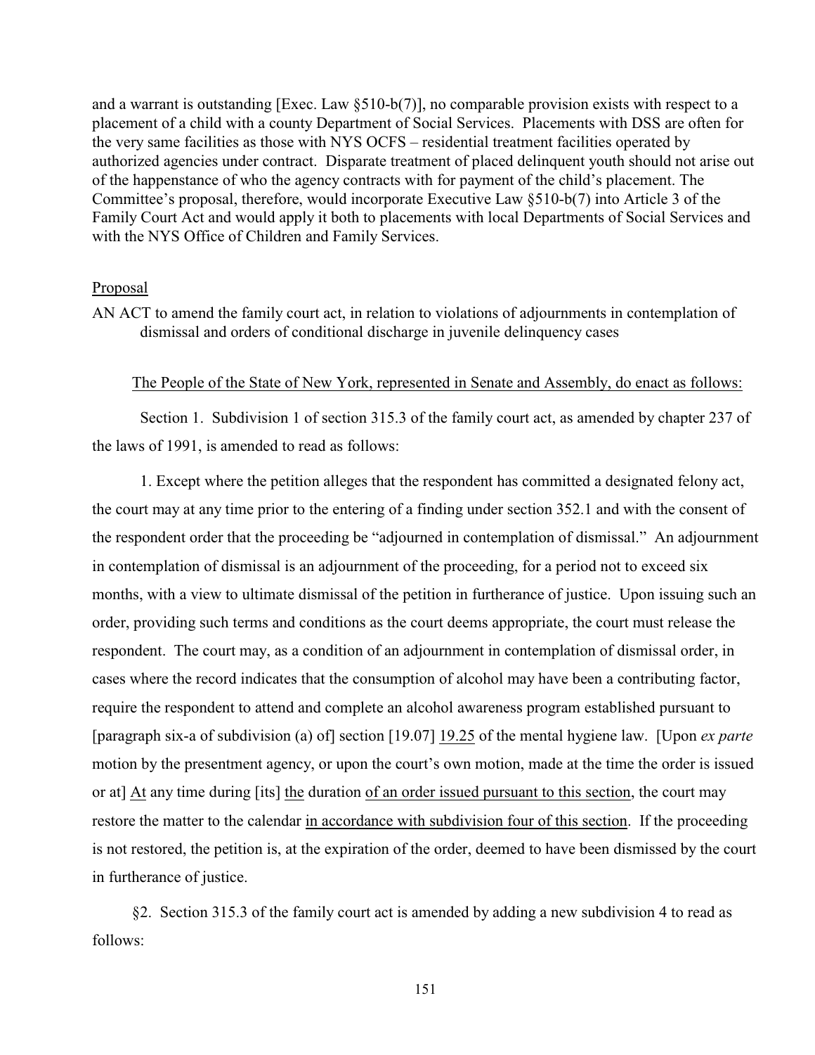and a warrant is outstanding [Exec. Law §510-b(7)], no comparable provision exists with respect to a placement of a child with a county Department of Social Services. Placements with DSS are often for the very same facilities as those with NYS OCFS – residential treatment facilities operated by authorized agencies under contract. Disparate treatment of placed delinquent youth should not arise out of the happenstance of who the agency contracts with for payment of the child's placement. The Committee's proposal, therefore, would incorporate Executive Law §510-b(7) into Article 3 of the Family Court Act and would apply it both to placements with local Departments of Social Services and with the NYS Office of Children and Family Services.

Proposal

AN ACT to amend the family court act, in relation to violations of adjournments in contemplation of dismissal and orders of conditional discharge in juvenile delinquency cases

The People of the State of New York, represented in Senate and Assembly, do enact as follows:

Section 1. Subdivision 1 of section 315.3 of the family court act, as amended by chapter 237 of the laws of 1991, is amended to read as follows:

1. Except where the petition alleges that the respondent has committed a designated felony act, the court may at any time prior to the entering of a finding under section 352.1 and with the consent of the respondent order that the proceeding be "adjourned in contemplation of dismissal." An adjournment in contemplation of dismissal is an adjournment of the proceeding, for a period not to exceed six months, with a view to ultimate dismissal of the petition in furtherance of justice. Upon issuing such an order, providing such terms and conditions as the court deems appropriate, the court must release the respondent. The court may, as a condition of an adjournment in contemplation of dismissal order, in cases where the record indicates that the consumption of alcohol may have been a contributing factor, require the respondent to attend and complete an alcohol awareness program established pursuant to [paragraph six-a of subdivision (a) of] section [19.07] 19.25 of the mental hygiene law. [Upon *ex parte* motion by the presentment agency, or upon the court's own motion, made at the time the order is issued or at] At any time during [its] the duration of an order issued pursuant to this section, the court may restore the matter to the calendar in accordance with subdivision four of this section. If the proceeding is not restored, the petition is, at the expiration of the order, deemed to have been dismissed by the court in furtherance of justice.

§2. Section 315.3 of the family court act is amended by adding a new subdivision 4 to read as follows: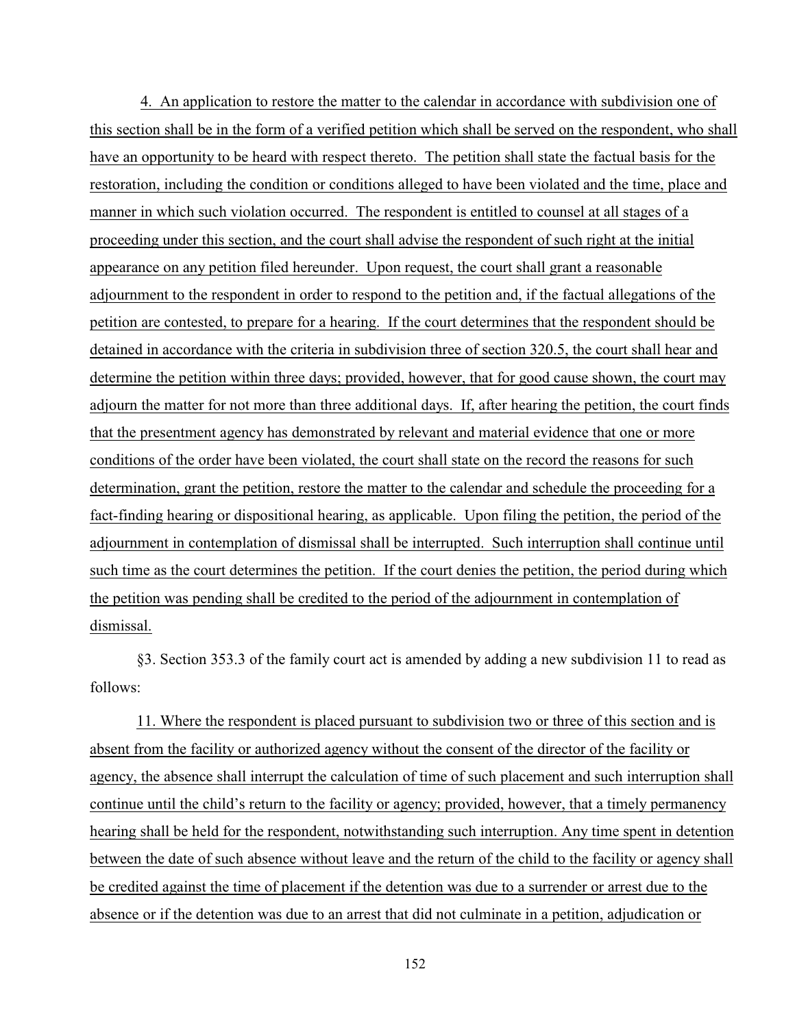4. An application to restore the matter to the calendar in accordance with subdivision one of this section shall be in the form of a verified petition which shall be served on the respondent, who shall have an opportunity to be heard with respect thereto. The petition shall state the factual basis for the restoration, including the condition or conditions alleged to have been violated and the time, place and manner in which such violation occurred. The respondent is entitled to counsel at all stages of a proceeding under this section, and the court shall advise the respondent of such right at the initial appearance on any petition filed hereunder. Upon request, the court shall grant a reasonable adjournment to the respondent in order to respond to the petition and, if the factual allegations of the petition are contested, to prepare for a hearing. If the court determines that the respondent should be detained in accordance with the criteria in subdivision three of section 320.5, the court shall hear and determine the petition within three days; provided, however, that for good cause shown, the court may adjourn the matter for not more than three additional days. If, after hearing the petition, the court finds that the presentment agency has demonstrated by relevant and material evidence that one or more conditions of the order have been violated, the court shall state on the record the reasons for such determination, grant the petition, restore the matter to the calendar and schedule the proceeding for a fact-finding hearing or dispositional hearing, as applicable. Upon filing the petition, the period of the adjournment in contemplation of dismissal shall be interrupted. Such interruption shall continue until such time as the court determines the petition. If the court denies the petition, the period during which the petition was pending shall be credited to the period of the adjournment in contemplation of dismissal.

§3. Section 353.3 of the family court act is amended by adding a new subdivision 11 to read as follows:

11. Where the respondent is placed pursuant to subdivision two or three of this section and is absent from the facility or authorized agency without the consent of the director of the facility or agency, the absence shall interrupt the calculation of time of such placement and such interruption shall continue until the child's return to the facility or agency; provided, however, that a timely permanency hearing shall be held for the respondent, notwithstanding such interruption. Any time spent in detention between the date of such absence without leave and the return of the child to the facility or agency shall be credited against the time of placement if the detention was due to a surrender or arrest due to the absence or if the detention was due to an arrest that did not culminate in a petition, adjudication or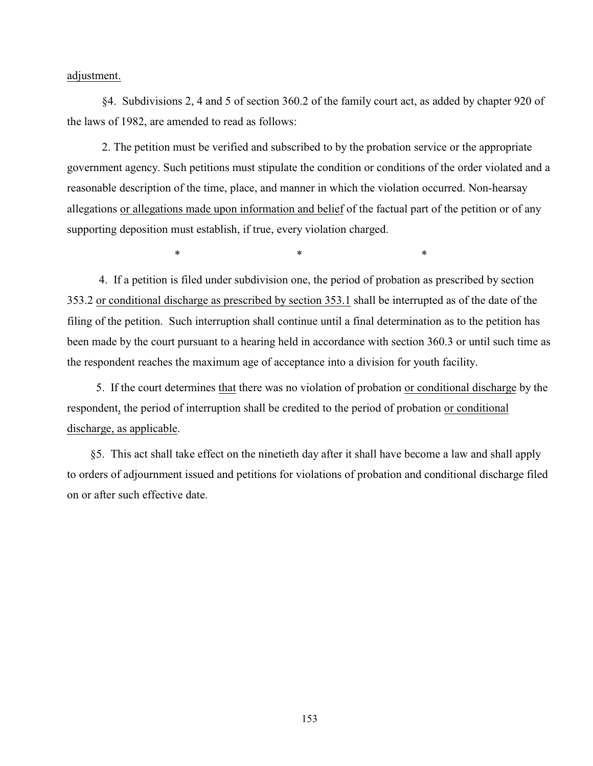adjustment.

§4. Subdivisions 2, 4 and 5 of section 360.2 of the family court act, as added by chapter 920 of the laws of 1982, are amended to read as follows:

2. The petition must be verified and subscribed to by the probation service or the appropriate government agency. Such petitions must stipulate the condition or conditions of the order violated and a reasonable description of the time, place, and manner in which the violation occurred. Non-hearsay allegations or allegations made upon information and belief of the factual part of the petition or of any supporting deposition must establish, if true, every violation charged.

\*    \*    \*

4. If a petition is filed under subdivision one, the period of probation as prescribed by section 353.2 or conditional discharge as prescribed by section 353.1 shall be interrupted as of the date of the filing of the petition. Such interruption shall continue until a final determination as to the petition has been made by the court pursuant to a hearing held in accordance with section 360.3 or until such time as the respondent reaches the maximum age of acceptance into a division for youth facility.

5. If the court determines that there was no violation of probation or conditional discharge by the respondent, the period of interruption shall be credited to the period of probation or conditional discharge, as applicable.

§5. This act shall take effect on the ninetieth day after it shall have become a law and shall apply to orders of adjournment issued and petitions for violations of probation and conditional discharge filed on or after such effective date.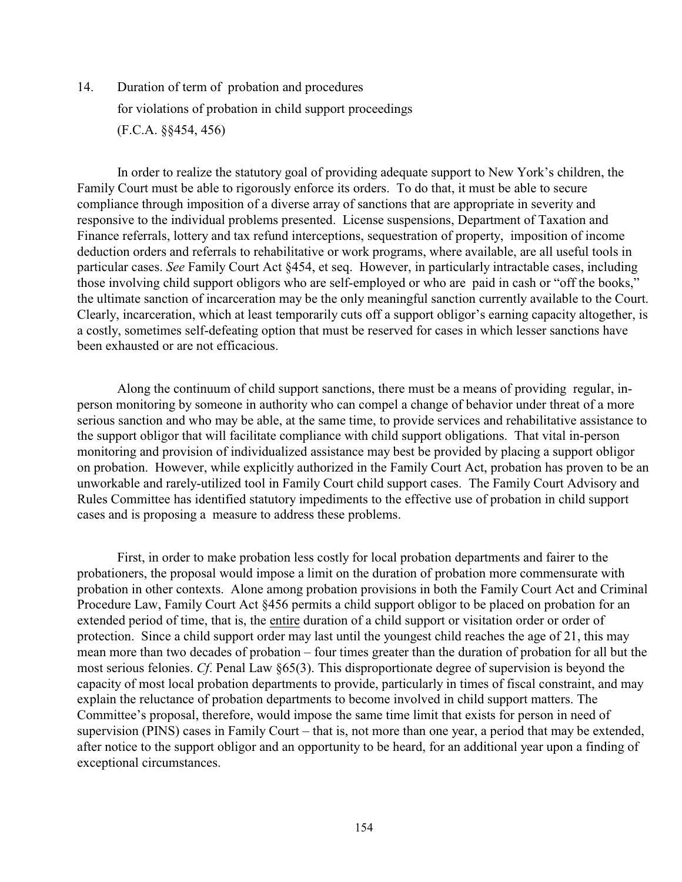14. Duration of term of probation and procedures for violations of probation in child support proceedings (F.C.A. §§454, 456)

In order to realize the statutory goal of providing adequate support to New York's children, the Family Court must be able to rigorously enforce its orders. To do that, it must be able to secure compliance through imposition of a diverse array of sanctions that are appropriate in severity and responsive to the individual problems presented. License suspensions, Department of Taxation and Finance referrals, lottery and tax refund interceptions, sequestration of property, imposition of income deduction orders and referrals to rehabilitative or work programs, where available, are all useful tools in particular cases. *See* Family Court Act §454, et seq. However, in particularly intractable cases, including those involving child support obligors who are self-employed or who are paid in cash or "off the books," the ultimate sanction of incarceration may be the only meaningful sanction currently available to the Court. Clearly, incarceration, which at least temporarily cuts off a support obligor's earning capacity altogether, is a costly, sometimes self-defeating option that must be reserved for cases in which lesser sanctions have been exhausted or are not efficacious.

Along the continuum of child support sanctions, there must be a means of providing regular, in-person monitoring by someone in authority who can compel a change of behavior under threat of a more serious sanction and who may be able, at the same time, to provide services and rehabilitative assistance to the support obligor that will facilitate compliance with child support obligations. That vital in-person monitoring and provision of individualized assistance may best be provided by placing a support obligor on probation. However, while explicitly authorized in the Family Court Act, probation has proven to be an unworkable and rarely-utilized tool in Family Court child support cases. The Family Court Advisory and Rules Committee has identified statutory impediments to the effective use of probation in child support cases and is proposing a measure to address these problems.

First, in order to make probation less costly for local probation departments and fairer to the probationers, the proposal would impose a limit on the duration of probation more commensurate with probation in other contexts. Alone among probation provisions in both the Family Court Act and Criminal Procedure Law, Family Court Act §456 permits a child support obligor to be placed on probation for an extended period of time, that is, the entire duration of a child support or visitation order or order of protection. Since a child support order may last until the youngest child reaches the age of 21, this may mean more than two decades of probation – four times greater than the duration of probation for all but the most serious felonies. *Cf*. Penal Law §65(3). This disproportionate degree of supervision is beyond the capacity of most local probation departments to provide, particularly in times of fiscal constraint, and may explain the reluctance of probation departments to become involved in child support matters. The Committee's proposal, therefore, would impose the same time limit that exists for person in need of supervision (PINS) cases in Family Court – that is, not more than one year, a period that may be extended, after notice to the support obligor and an opportunity to be heard, for an additional year upon a finding of exceptional circumstances.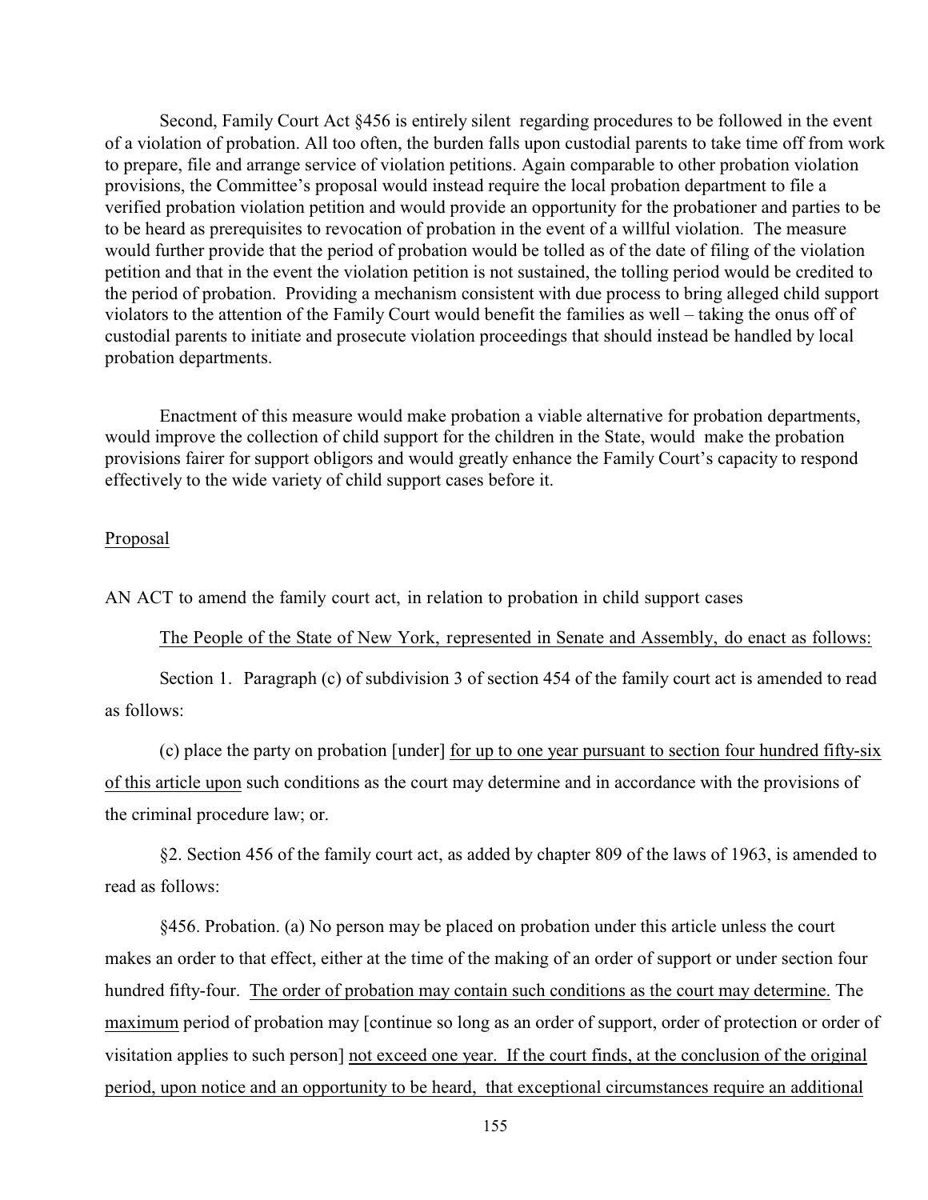Second, Family Court Act §456 is entirely silent regarding procedures to be followed in the event of a violation of probation. All too often, the burden falls upon custodial parents to take time off from work to prepare, file and arrange service of violation petitions. Again comparable to other probation violation provisions, the Committee's proposal would instead require the local probation department to file a verified probation violation petition and would provide an opportunity for the probationer and parties to be to be heard as prerequisites to revocation of probation in the event of a willful violation. The measure would further provide that the period of probation would be tolled as of the date of filing of the violation petition and that in the event the violation petition is not sustained, the tolling period would be credited to the period of probation. Providing a mechanism consistent with due process to bring alleged child support violators to the attention of the Family Court would benefit the families as well – taking the onus off of custodial parents to initiate and prosecute violation proceedings that should instead be handled by local probation departments.

Enactment of this measure would make probation a viable alternative for probation departments, would improve the collection of child support for the children in the State, would make the probation provisions fairer for support obligors and would greatly enhance the Family Court's capacity to respond effectively to the wide variety of child support cases before it.

<u>Proposal</u>

AN ACT to amend the family court act, in relation to probation in child support cases

<u>The People of the State of New York, represented in Senate and Assembly, do enact as follows:</u>

Section 1. Paragraph (c) of subdivision 3 of section 454 of the family court act is amended to read as follows:

(c) place the party on probation [under] <u>for up to one year pursuant to section four hundred fifty-six of this article upon</u> such conditions as the court may determine and in accordance with the provisions of the criminal procedure law; or.

§2. Section 456 of the family court act, as added by chapter 809 of the laws of 1963, is amended to read as follows:

§456. Probation. (a) No person may be placed on probation under this article unless the court makes an order to that effect, either at the time of the making of an order of support or under section four hundred fifty-four. <u>The order of probation may contain such conditions as the court may determine.</u> The <u>maximum</u> period of probation may [continue so long as an order of support, order of protection or order of visitation applies to such person] <u>not exceed one year. If the court finds, at the conclusion of the original period, upon notice and an opportunity to be heard, that exceptional circumstances require an additional</u>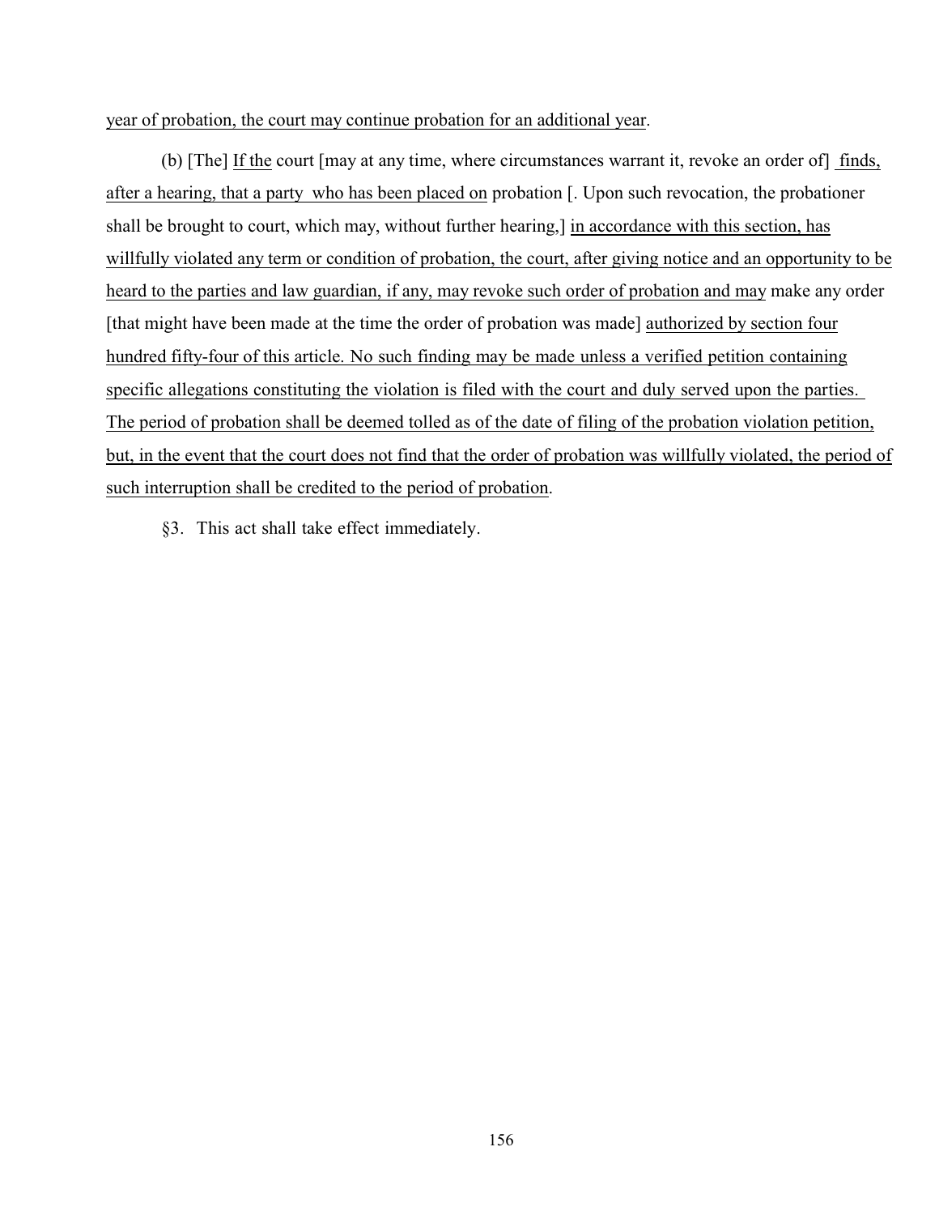year of probation, the court may continue probation for an additional year.

(b) [The] If the court [may at any time, where circumstances warrant it, revoke an order of] finds, after a hearing, that a party who has been placed on probation [. Upon such revocation, the probationer shall be brought to court, which may, without further hearing,] in accordance with this section, has willfully violated any term or condition of probation, the court, after giving notice and an opportunity to be heard to the parties and law guardian, if any, may revoke such order of probation and may make any order [that might have been made at the time the order of probation was made] authorized by section four hundred fifty-four of this article. No such finding may be made unless a verified petition containing specific allegations constituting the violation is filed with the court and duly served upon the parties. The period of probation shall be deemed tolled as of the date of filing of the probation violation petition, but, in the event that the court does not find that the order of probation was willfully violated, the period of such interruption shall be credited to the period of probation.

§3. This act shall take effect immediately.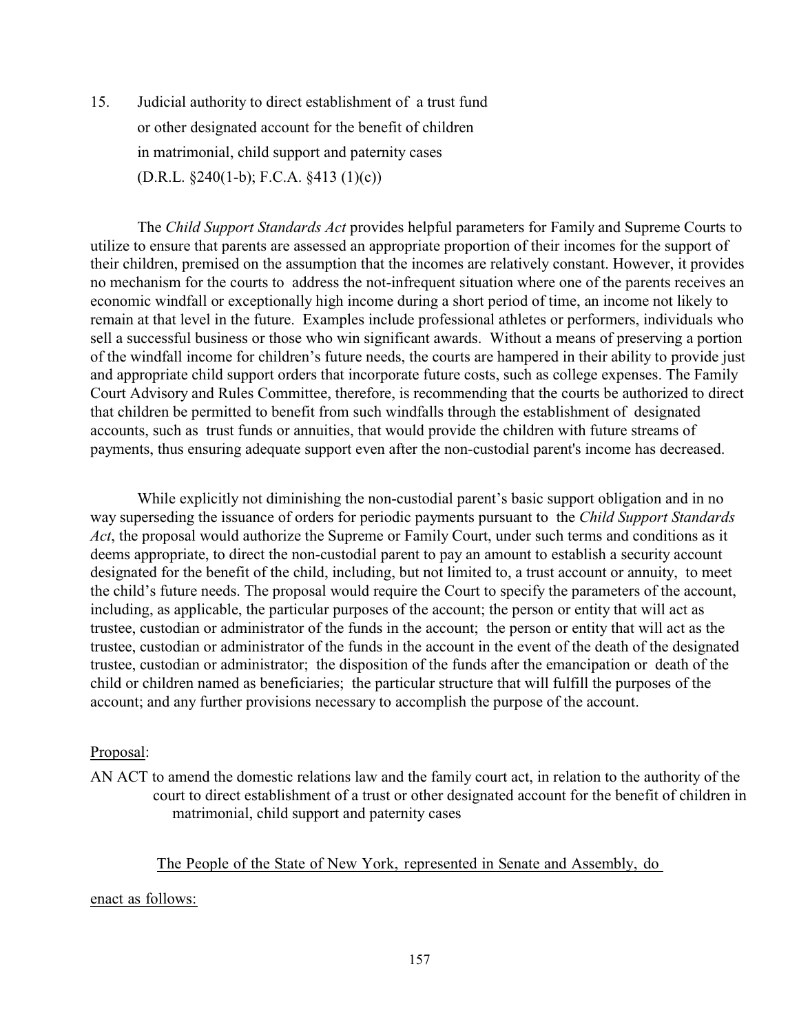15. Judicial authority to direct establishment of a trust fund or other designated account for the benefit of children in matrimonial, child support and paternity cases (D.R.L. §240(1-b); F.C.A. §413 (1)(c))

The *Child Support Standards Act* provides helpful parameters for Family and Supreme Courts to utilize to ensure that parents are assessed an appropriate proportion of their incomes for the support of their children, premised on the assumption that the incomes are relatively constant. However, it provides no mechanism for the courts to address the not-infrequent situation where one of the parents receives an economic windfall or exceptionally high income during a short period of time, an income not likely to remain at that level in the future. Examples include professional athletes or performers, individuals who sell a successful business or those who win significant awards. Without a means of preserving a portion of the windfall income for children's future needs, the courts are hampered in their ability to provide just and appropriate child support orders that incorporate future costs, such as college expenses. The Family Court Advisory and Rules Committee, therefore, is recommending that the courts be authorized to direct that children be permitted to benefit from such windfalls through the establishment of designated accounts, such as trust funds or annuities, that would provide the children with future streams of payments, thus ensuring adequate support even after the non-custodial parent's income has decreased.

While explicitly not diminishing the non-custodial parent's basic support obligation and in no way superseding the issuance of orders for periodic payments pursuant to the *Child Support Standards Act*, the proposal would authorize the Supreme or Family Court, under such terms and conditions as it deems appropriate, to direct the non-custodial parent to pay an amount to establish a security account designated for the benefit of the child, including, but not limited to, a trust account or annuity, to meet the child's future needs. The proposal would require the Court to specify the parameters of the account, including, as applicable, the particular purposes of the account; the person or entity that will act as trustee, custodian or administrator of the funds in the account; the person or entity that will act as the trustee, custodian or administrator of the funds in the account in the event of the death of the designated trustee, custodian or administrator; the disposition of the funds after the emancipation or death of the child or children named as beneficiaries; the particular structure that will fulfill the purposes of the account; and any further provisions necessary to accomplish the purpose of the account.

Proposal:

AN ACT to amend the domestic relations law and the family court act, in relation to the authority of the court to direct establishment of a trust or other designated account for the benefit of children in matrimonial, child support and paternity cases

The People of the State of New York, represented in Senate and Assembly, do enact as follows: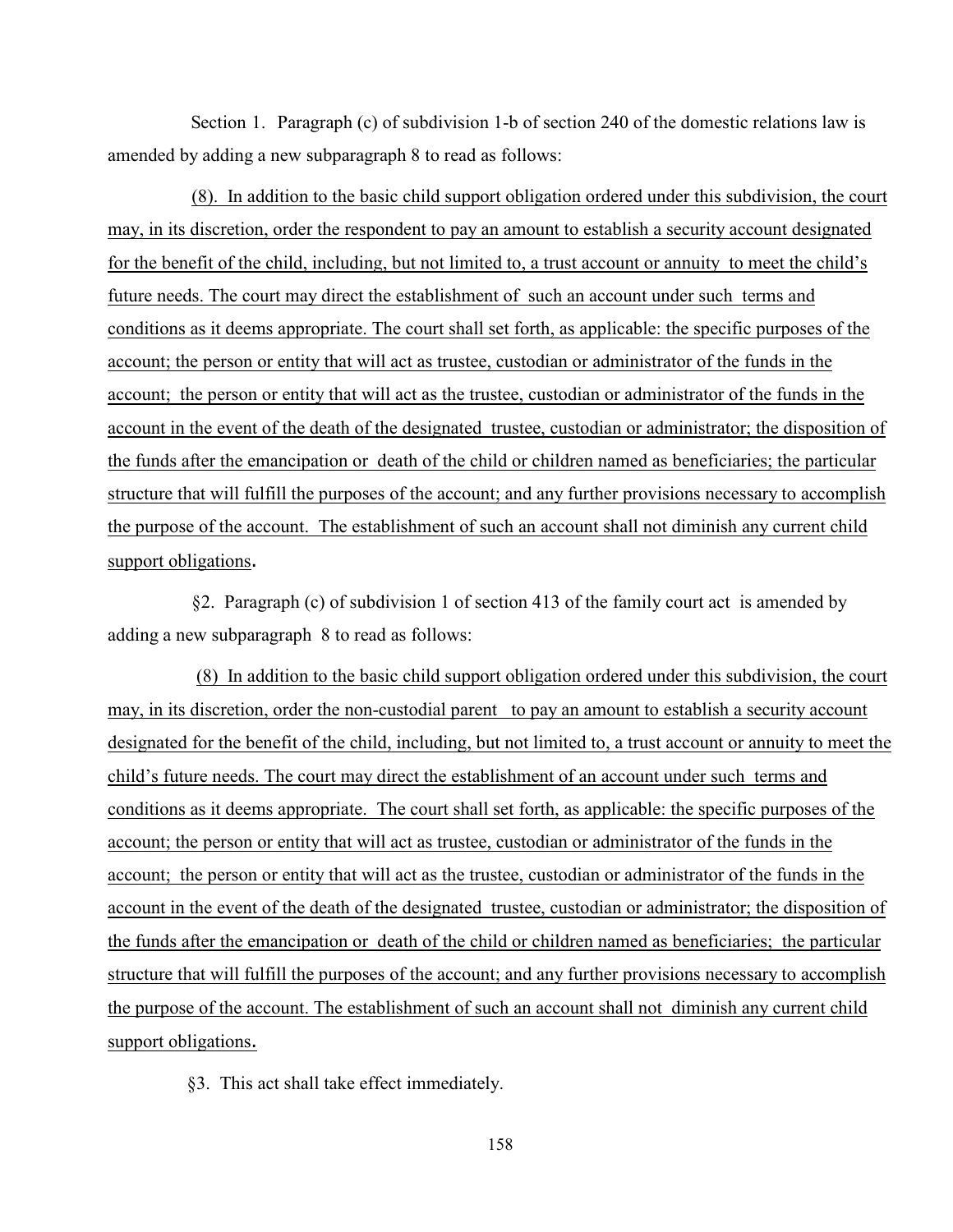Section 1. Paragraph (c) of subdivision 1-b of section 240 of the domestic relations law is amended by adding a new subparagraph 8 to read as follows:

(8). In addition to the basic child support obligation ordered under this subdivision, the court may, in its discretion, order the respondent to pay an amount to establish a security account designated for the benefit of the child, including, but not limited to, a trust account or annuity to meet the child's future needs. The court may direct the establishment of such an account under such terms and conditions as it deems appropriate. The court shall set forth, as applicable: the specific purposes of the account; the person or entity that will act as trustee, custodian or administrator of the funds in the account; the person or entity that will act as the trustee, custodian or administrator of the funds in the account in the event of the death of the designated trustee, custodian or administrator; the disposition of the funds after the emancipation or death of the child or children named as beneficiaries; the particular structure that will fulfill the purposes of the account; and any further provisions necessary to accomplish the purpose of the account. The establishment of such an account shall not diminish any current child support obligations.

§2. Paragraph (c) of subdivision 1 of section 413 of the family court act is amended by adding a new subparagraph 8 to read as follows:

(8) In addition to the basic child support obligation ordered under this subdivision, the court may, in its discretion, order the non-custodial parent to pay an amount to establish a security account designated for the benefit of the child, including, but not limited to, a trust account or annuity to meet the child's future needs. The court may direct the establishment of an account under such terms and conditions as it deems appropriate. The court shall set forth, as applicable: the specific purposes of the account; the person or entity that will act as trustee, custodian or administrator of the funds in the account; the person or entity that will act as the trustee, custodian or administrator of the funds in the account in the event of the death of the designated trustee, custodian or administrator; the disposition of the funds after the emancipation or death of the child or children named as beneficiaries; the particular structure that will fulfill the purposes of the account; and any further provisions necessary to accomplish the purpose of the account. The establishment of such an account shall not diminish any current child support obligations.

§3. This act shall take effect immediately.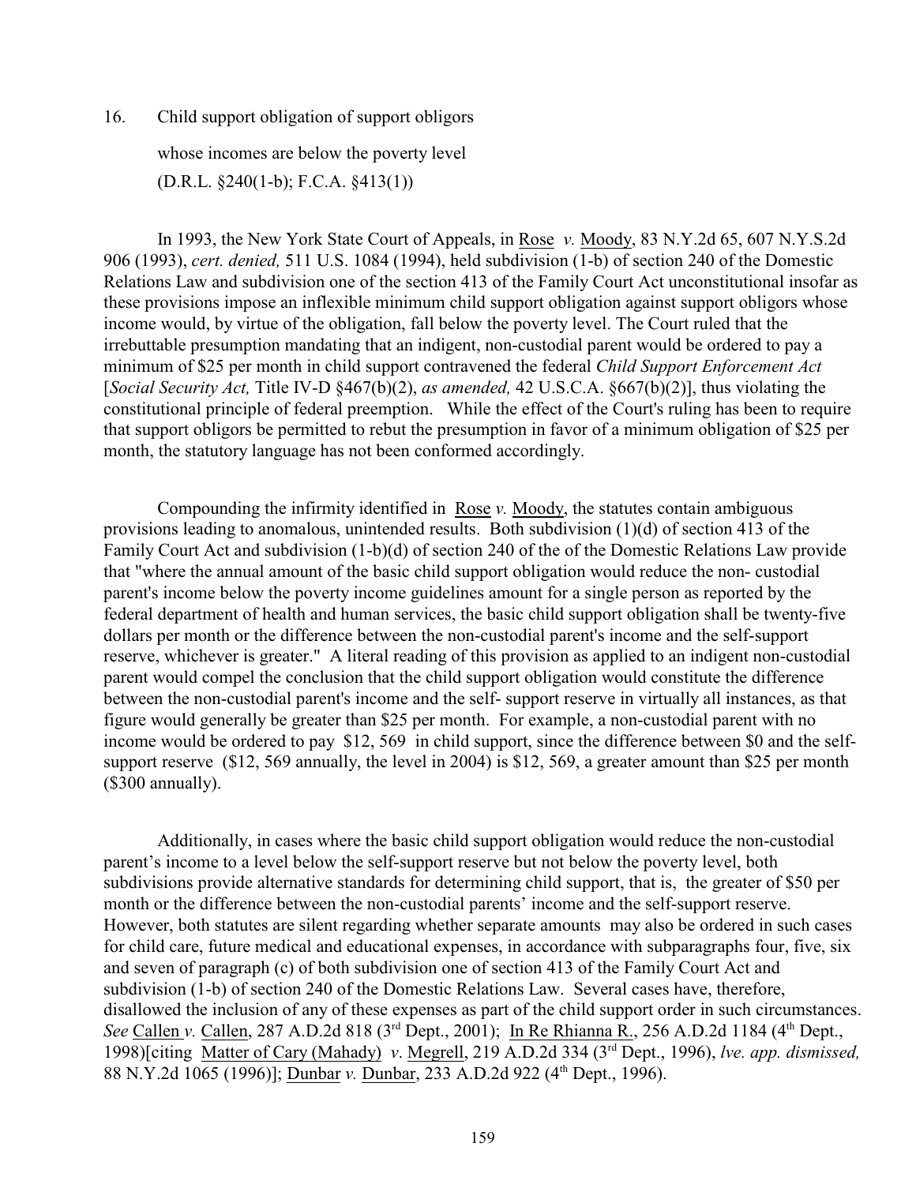16. Child support obligation of support obligors whose incomes are below the poverty level (D.R.L. §240(1-b); F.C.A. §413(1))

In 1993, the New York State Court of Appeals, in Rose *v.* Moody, 83 N.Y.2d 65, 607 N.Y.S.2d 906 (1993), *cert. denied,* 511 U.S. 1084 (1994), held subdivision (1-b) of section 240 of the Domestic Relations Law and subdivision one of the section 413 of the Family Court Act unconstitutional insofar as these provisions impose an inflexible minimum child support obligation against support obligors whose income would, by virtue of the obligation, fall below the poverty level. The Court ruled that the irrebuttable presumption mandating that an indigent, non-custodial parent would be ordered to pay a minimum of $25 per month in child support contravened the federal *Child Support Enforcement Act* [*Social Security Act,* Title IV-D §467(b)(2), *as amended,* 42 U.S.C.A. §667(b)(2)], thus violating the constitutional principle of federal preemption. While the effect of the Court's ruling has been to require that support obligors be permitted to rebut the presumption in favor of a minimum obligation of $25 per month, the statutory language has not been conformed accordingly.

Compounding the infirmity identified in Rose *v.* Moody, the statutes contain ambiguous provisions leading to anomalous, unintended results. Both subdivision (1)(d) of section 413 of the Family Court Act and subdivision (1-b)(d) of section 240 of the of the Domestic Relations Law provide that "where the annual amount of the basic child support obligation would reduce the non- custodial parent's income below the poverty income guidelines amount for a single person as reported by the federal department of health and human services, the basic child support obligation shall be twenty-five dollars per month or the difference between the non-custodial parent's income and the self-support reserve, whichever is greater." A literal reading of this provision as applied to an indigent non-custodial parent would compel the conclusion that the child support obligation would constitute the difference between the non-custodial parent's income and the self- support reserve in virtually all instances, as that figure would generally be greater than $25 per month. For example, a non-custodial parent with no income would be ordered to pay $12, 569 in child support, since the difference between $0 and the self-support reserve ($12, 569 annually, the level in 2004) is $12, 569, a greater amount than $25 per month ($300 annually).

Additionally, in cases where the basic child support obligation would reduce the non-custodial parent's income to a level below the self-support reserve but not below the poverty level, both subdivisions provide alternative standards for determining child support, that is, the greater of $50 per month or the difference between the non-custodial parents' income and the self-support reserve. However, both statutes are silent regarding whether separate amounts may also be ordered in such cases for child care, future medical and educational expenses, in accordance with subparagraphs four, five, six and seven of paragraph (c) of both subdivision one of section 413 of the Family Court Act and subdivision (1-b) of section 240 of the Domestic Relations Law. Several cases have, therefore, disallowed the inclusion of any of these expenses as part of the child support order in such circumstances. *See* Callen *v.* Callen, 287 A.D.2d 818 (3rd Dept., 2001); In Re Rhianna R., 256 A.D.2d 1184 (4th Dept., 1998)[citing Matter of Cary (Mahady) *v*. Megrell, 219 A.D.2d 334 (3rd Dept., 1996), *lve. app. dismissed,* 88 N.Y.2d 1065 (1996)]; Dunbar *v.* Dunbar, 233 A.D.2d 922 (4th Dept., 1996).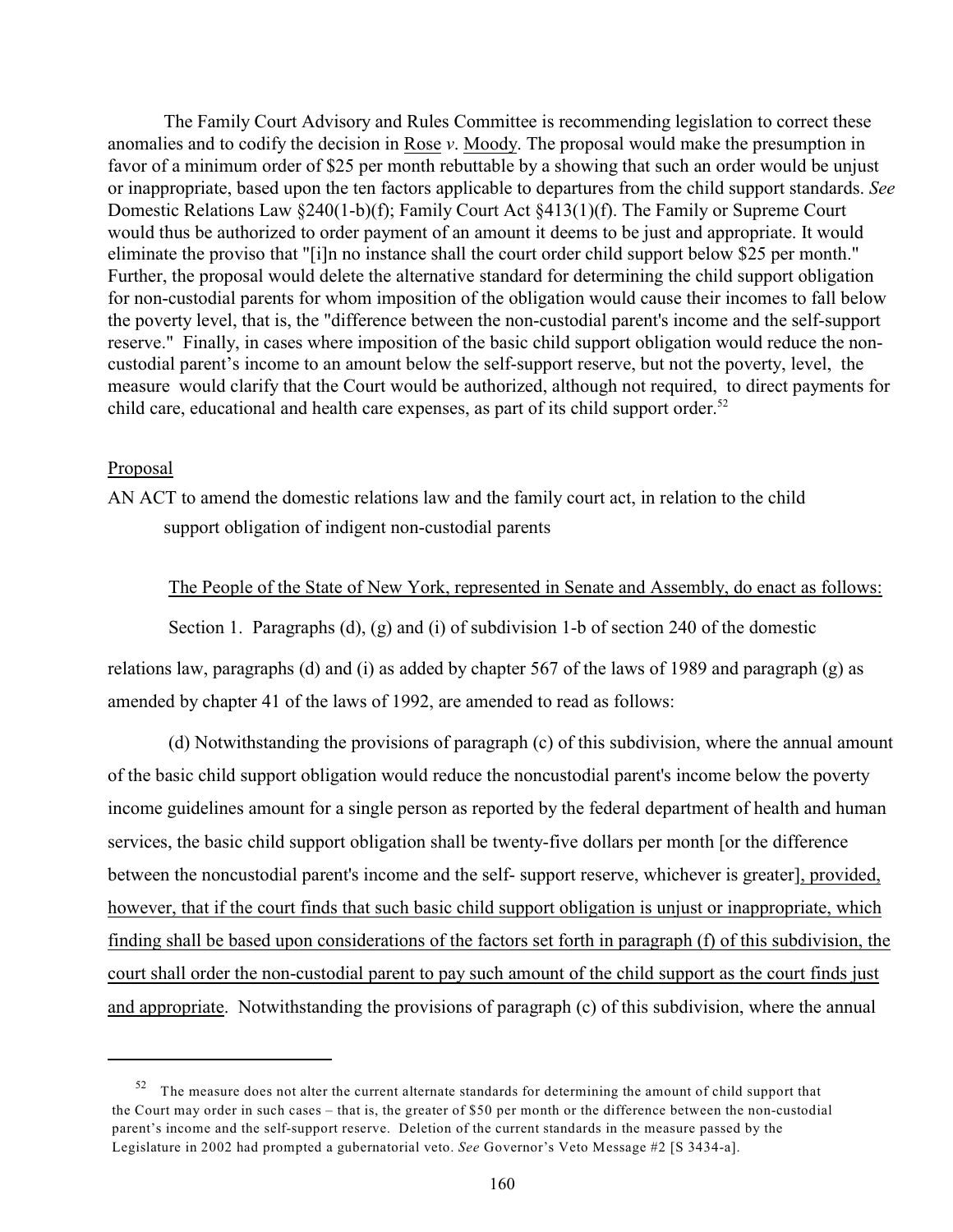The Family Court Advisory and Rules Committee is recommending legislation to correct these anomalies and to codify the decision in Rose *v*. Moody. The proposal would make the presumption in favor of a minimum order of $25 per month rebuttable by a showing that such an order would be unjust or inappropriate, based upon the ten factors applicable to departures from the child support standards. *See* Domestic Relations Law §240(1-b)(f); Family Court Act §413(1)(f). The Family or Supreme Court would thus be authorized to order payment of an amount it deems to be just and appropriate. It would eliminate the proviso that "[i]n no instance shall the court order child support below $25 per month." Further, the proposal would delete the alternative standard for determining the child support obligation for non-custodial parents for whom imposition of the obligation would cause their incomes to fall below the poverty level, that is, the "difference between the non-custodial parent's income and the self-support reserve." Finally, in cases where imposition of the basic child support obligation would reduce the non-custodial parent's income to an amount below the self-support reserve, but not the poverty, level, the measure would clarify that the Court would be authorized, although not required, to direct payments for child care, educational and health care expenses, as part of its child support order.[52]

Proposal

AN ACT to amend the domestic relations law and the family court act, in relation to the child support obligation of indigent non-custodial parents

The People of the State of New York, represented in Senate and Assembly, do enact as follows:

Section 1. Paragraphs (d), (g) and (i) of subdivision 1-b of section 240 of the domestic relations law, paragraphs (d) and (i) as added by chapter 567 of the laws of 1989 and paragraph (g) as amended by chapter 41 of the laws of 1992, are amended to read as follows:

(d) Notwithstanding the provisions of paragraph (c) of this subdivision, where the annual amount of the basic child support obligation would reduce the noncustodial parent's income below the poverty income guidelines amount for a single person as reported by the federal department of health and human services, the basic child support obligation shall be twenty-five dollars per month [or the difference between the noncustodial parent's income and the self- support reserve, whichever is greater], provided, however, that if the court finds that such basic child support obligation is unjust or inappropriate, which finding shall be based upon considerations of the factors set forth in paragraph (f) of this subdivision, the court shall order the non-custodial parent to pay such amount of the child support as the court finds just and appropriate. Notwithstanding the provisions of paragraph (c) of this subdivision, where the annual

[52] The measure does not alter the current alternate standards for determining the amount of child support that the Court may order in such cases – that is, the greater of $50 per month or the difference between the non-custodial parent's income and the self-support reserve. Deletion of the current standards in the measure passed by the Legislature in 2002 had prompted a gubernatorial veto. *See* Governor's Veto Message #2 [S 3434-a].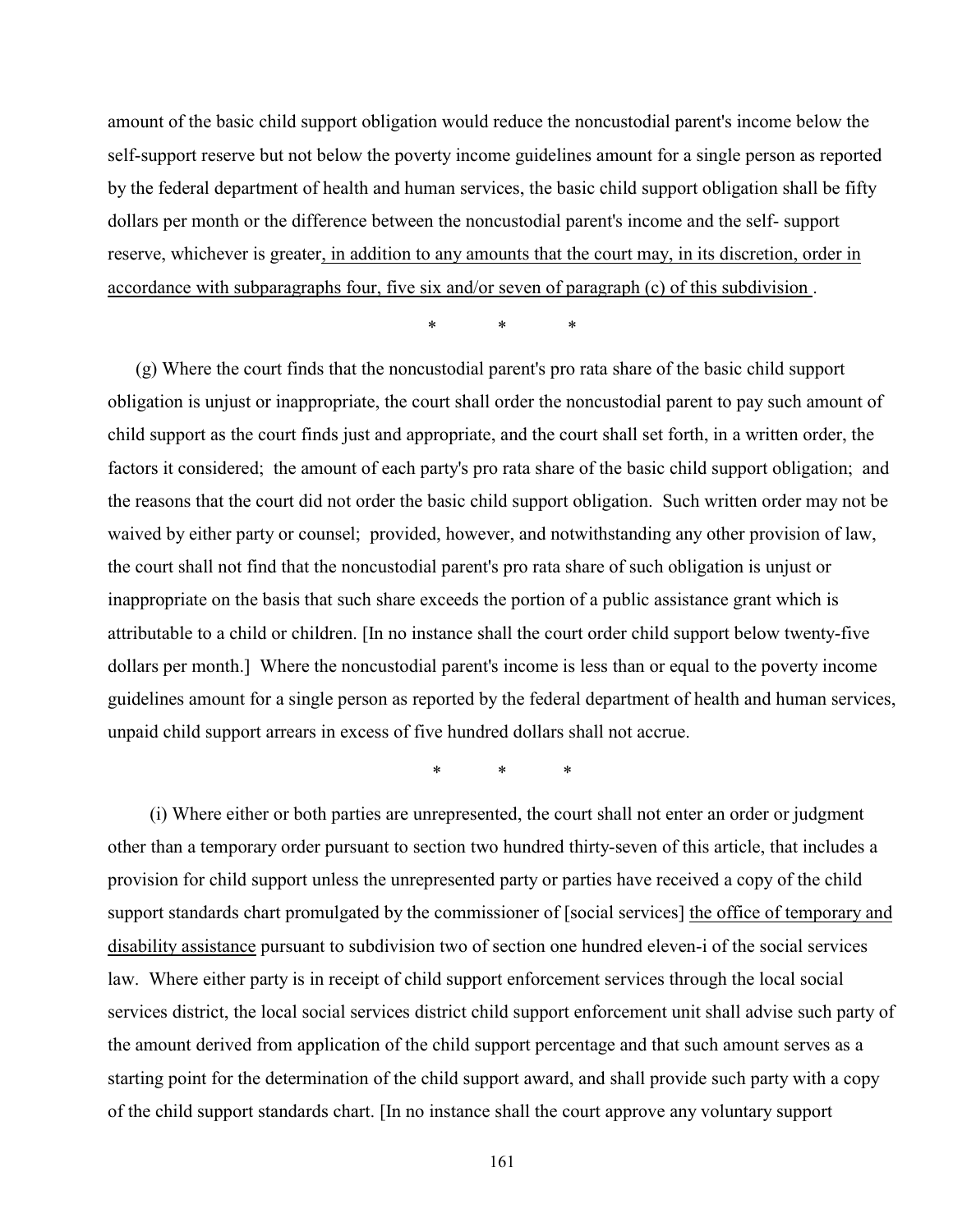amount of the basic child support obligation would reduce the noncustodial parent's income below the self-support reserve but not below the poverty income guidelines amount for a single person as reported by the federal department of health and human services, the basic child support obligation shall be fifty dollars per month or the difference between the noncustodial parent's income and the self- support reserve, whichever is greater, in addition to any amounts that the court may, in its discretion, order in accordance with subparagraphs four, five six and/or seven of paragraph (c) of this subdivision .

\* \* \*

(g) Where the court finds that the noncustodial parent's pro rata share of the basic child support obligation is unjust or inappropriate, the court shall order the noncustodial parent to pay such amount of child support as the court finds just and appropriate, and the court shall set forth, in a written order, the factors it considered; the amount of each party's pro rata share of the basic child support obligation; and the reasons that the court did not order the basic child support obligation. Such written order may not be waived by either party or counsel; provided, however, and notwithstanding any other provision of law, the court shall not find that the noncustodial parent's pro rata share of such obligation is unjust or inappropriate on the basis that such share exceeds the portion of a public assistance grant which is attributable to a child or children. [In no instance shall the court order child support below twenty-five dollars per month.] Where the noncustodial parent's income is less than or equal to the poverty income guidelines amount for a single person as reported by the federal department of health and human services, unpaid child support arrears in excess of five hundred dollars shall not accrue.

\* \* \*

(i) Where either or both parties are unrepresented, the court shall not enter an order or judgment other than a temporary order pursuant to section two hundred thirty-seven of this article, that includes a provision for child support unless the unrepresented party or parties have received a copy of the child support standards chart promulgated by the commissioner of [social services] the office of temporary and disability assistance pursuant to subdivision two of section one hundred eleven-i of the social services law. Where either party is in receipt of child support enforcement services through the local social services district, the local social services district child support enforcement unit shall advise such party of the amount derived from application of the child support percentage and that such amount serves as a starting point for the determination of the child support award, and shall provide such party with a copy of the child support standards chart. [In no instance shall the court approve any voluntary support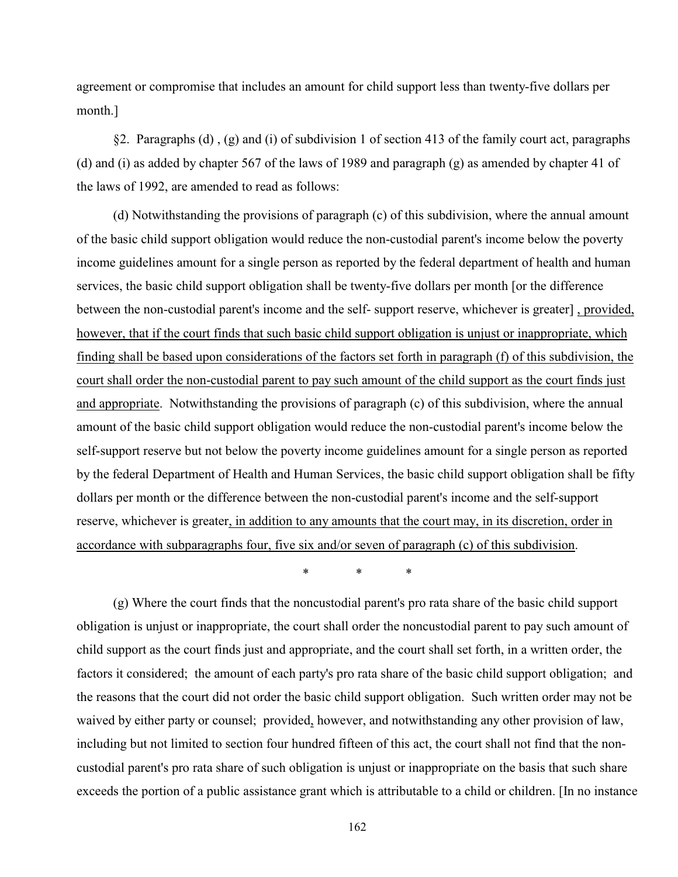agreement or compromise that includes an amount for child support less than twenty-five dollars per month.]

§2. Paragraphs (d) , (g) and (i) of subdivision 1 of section 413 of the family court act, paragraphs (d) and (i) as added by chapter 567 of the laws of 1989 and paragraph (g) as amended by chapter 41 of the laws of 1992, are amended to read as follows:

(d) Notwithstanding the provisions of paragraph (c) of this subdivision, where the annual amount of the basic child support obligation would reduce the non-custodial parent's income below the poverty income guidelines amount for a single person as reported by the federal department of health and human services, the basic child support obligation shall be twenty-five dollars per month [or the difference between the non-custodial parent's income and the self- support reserve, whichever is greater] <u>, provided, however, that if the court finds that such basic child support obligation is unjust or inappropriate, which finding shall be based upon considerations of the factors set forth in paragraph (f) of this subdivision, the court shall order the non-custodial parent to pay such amount of the child support as the court finds just and appropriate</u>. Notwithstanding the provisions of paragraph (c) of this subdivision, where the annual amount of the basic child support obligation would reduce the non-custodial parent's income below the self-support reserve but not below the poverty income guidelines amount for a single person as reported by the federal Department of Health and Human Services, the basic child support obligation shall be fifty dollars per month or the difference between the non-custodial parent's income and the self-support reserve, whichever is greater<u>, in addition to any amounts that the court may, in its discretion, order in accordance with subparagraphs four, five six and/or seven of paragraph (c) of this subdivision</u>.

\* \* \*

(g) Where the court finds that the noncustodial parent's pro rata share of the basic child support obligation is unjust or inappropriate, the court shall order the noncustodial parent to pay such amount of child support as the court finds just and appropriate, and the court shall set forth, in a written order, the factors it considered; the amount of each party's pro rata share of the basic child support obligation; and the reasons that the court did not order the basic child support obligation. Such written order may not be waived by either party or counsel; provided<u>,</u> however, and notwithstanding any other provision of law, including but not limited to section four hundred fifteen of this act, the court shall not find that the non-custodial parent's pro rata share of such obligation is unjust or inappropriate on the basis that such share exceeds the portion of a public assistance grant which is attributable to a child or children. [In no instance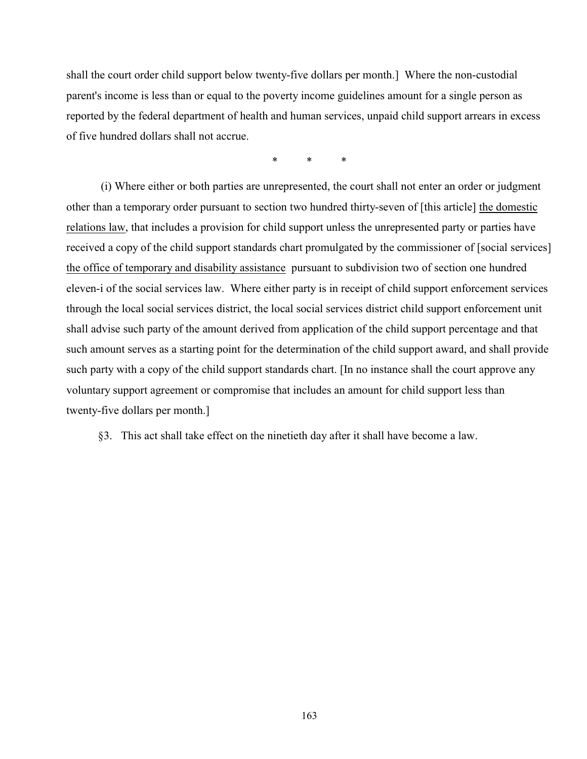shall the court order child support below twenty-five dollars per month.] Where the non-custodial parent's income is less than or equal to the poverty income guidelines amount for a single person as reported by the federal department of health and human services, unpaid child support arrears in excess of five hundred dollars shall not accrue.

\* \* \*

(i) Where either or both parties are unrepresented, the court shall not enter an order or judgment other than a temporary order pursuant to section two hundred thirty-seven of [this article] <u>the domestic relations law</u>, that includes a provision for child support unless the unrepresented party or parties have received a copy of the child support standards chart promulgated by the commissioner of [social services] <u>the office of temporary and disability assistance</u> pursuant to subdivision two of section one hundred eleven-i of the social services law. Where either party is in receipt of child support enforcement services through the local social services district, the local social services district child support enforcement unit shall advise such party of the amount derived from application of the child support percentage and that such amount serves as a starting point for the determination of the child support award, and shall provide such party with a copy of the child support standards chart. [In no instance shall the court approve any voluntary support agreement or compromise that includes an amount for child support less than twenty-five dollars per month.]

§3. This act shall take effect on the ninetieth day after it shall have become a law.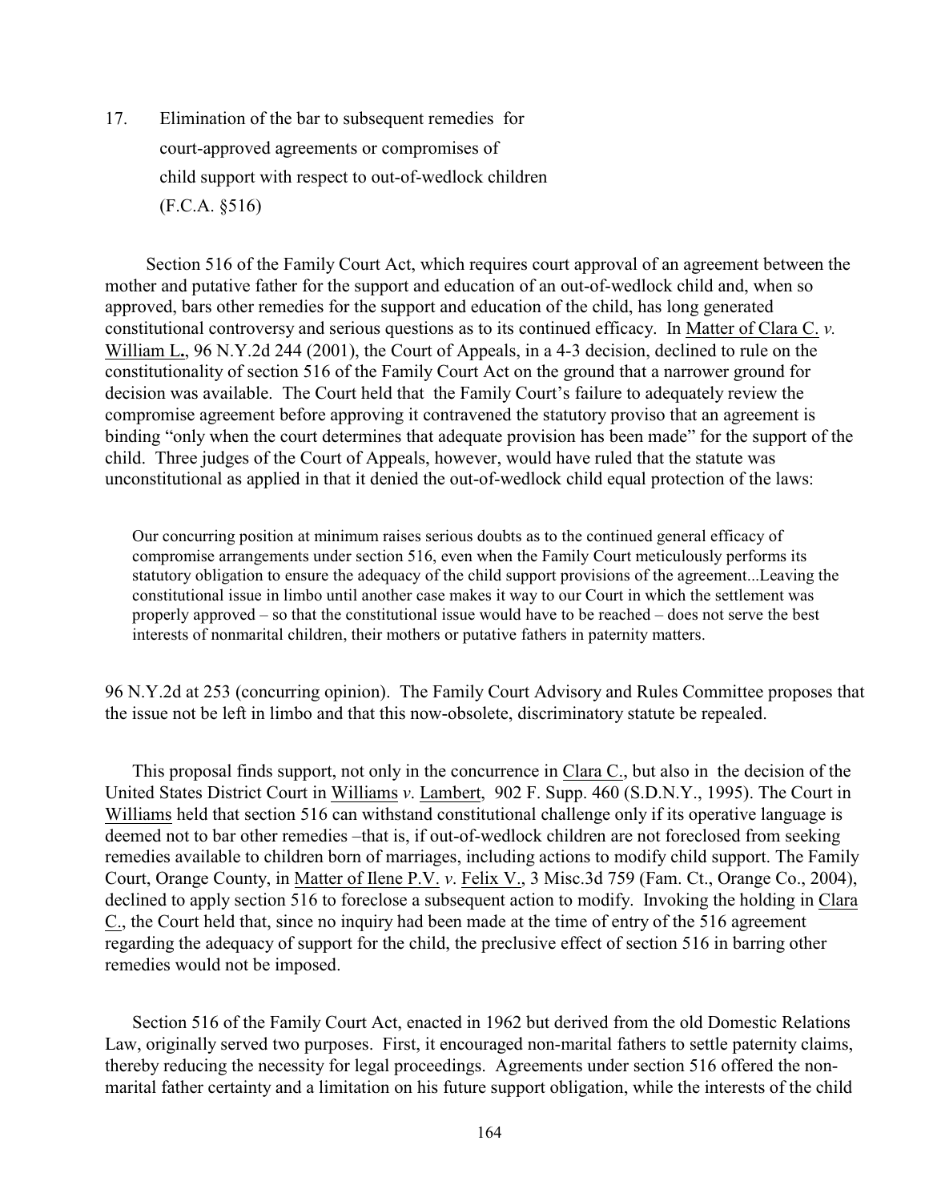17. Elimination of the bar to subsequent remedies for court-approved agreements or compromises of child support with respect to out-of-wedlock children (F.C.A. §516)

Section 516 of the Family Court Act, which requires court approval of an agreement between the mother and putative father for the support and education of an out-of-wedlock child and, when so approved, bars other remedies for the support and education of the child, has long generated constitutional controversy and serious questions as to its continued efficacy. In Matter of Clara C. *v.* William L., 96 N.Y.2d 244 (2001), the Court of Appeals, in a 4-3 decision, declined to rule on the constitutionality of section 516 of the Family Court Act on the ground that a narrower ground for decision was available. The Court held that the Family Court's failure to adequately review the compromise agreement before approving it contravened the statutory proviso that an agreement is binding "only when the court determines that adequate provision has been made" for the support of the child. Three judges of the Court of Appeals, however, would have ruled that the statute was unconstitutional as applied in that it denied the out-of-wedlock child equal protection of the laws:

> Our concurring position at minimum raises serious doubts as to the continued general efficacy of compromise arrangements under section 516, even when the Family Court meticulously performs its statutory obligation to ensure the adequacy of the child support provisions of the agreement...Leaving the constitutional issue in limbo until another case makes it way to our Court in which the settlement was properly approved – so that the constitutional issue would have to be reached – does not serve the best interests of nonmarital children, their mothers or putative fathers in paternity matters.

96 N.Y.2d at 253 (concurring opinion). The Family Court Advisory and Rules Committee proposes that the issue not be left in limbo and that this now-obsolete, discriminatory statute be repealed.

This proposal finds support, not only in the concurrence in Clara C., but also in the decision of the United States District Court in Williams *v*. Lambert, 902 F. Supp. 460 (S.D.N.Y., 1995). The Court in Williams held that section 516 can withstand constitutional challenge only if its operative language is deemed not to bar other remedies –that is, if out-of-wedlock children are not foreclosed from seeking remedies available to children born of marriages, including actions to modify child support. The Family Court, Orange County, in Matter of Ilene P.V. *v*. Felix V., 3 Misc.3d 759 (Fam. Ct., Orange Co., 2004), declined to apply section 516 to foreclose a subsequent action to modify. Invoking the holding in Clara C., the Court held that, since no inquiry had been made at the time of entry of the 516 agreement regarding the adequacy of support for the child, the preclusive effect of section 516 in barring other remedies would not be imposed.

Section 516 of the Family Court Act, enacted in 1962 but derived from the old Domestic Relations Law, originally served two purposes. First, it encouraged non-marital fathers to settle paternity claims, thereby reducing the necessity for legal proceedings. Agreements under section 516 offered the non-marital father certainty and a limitation on his future support obligation, while the interests of the child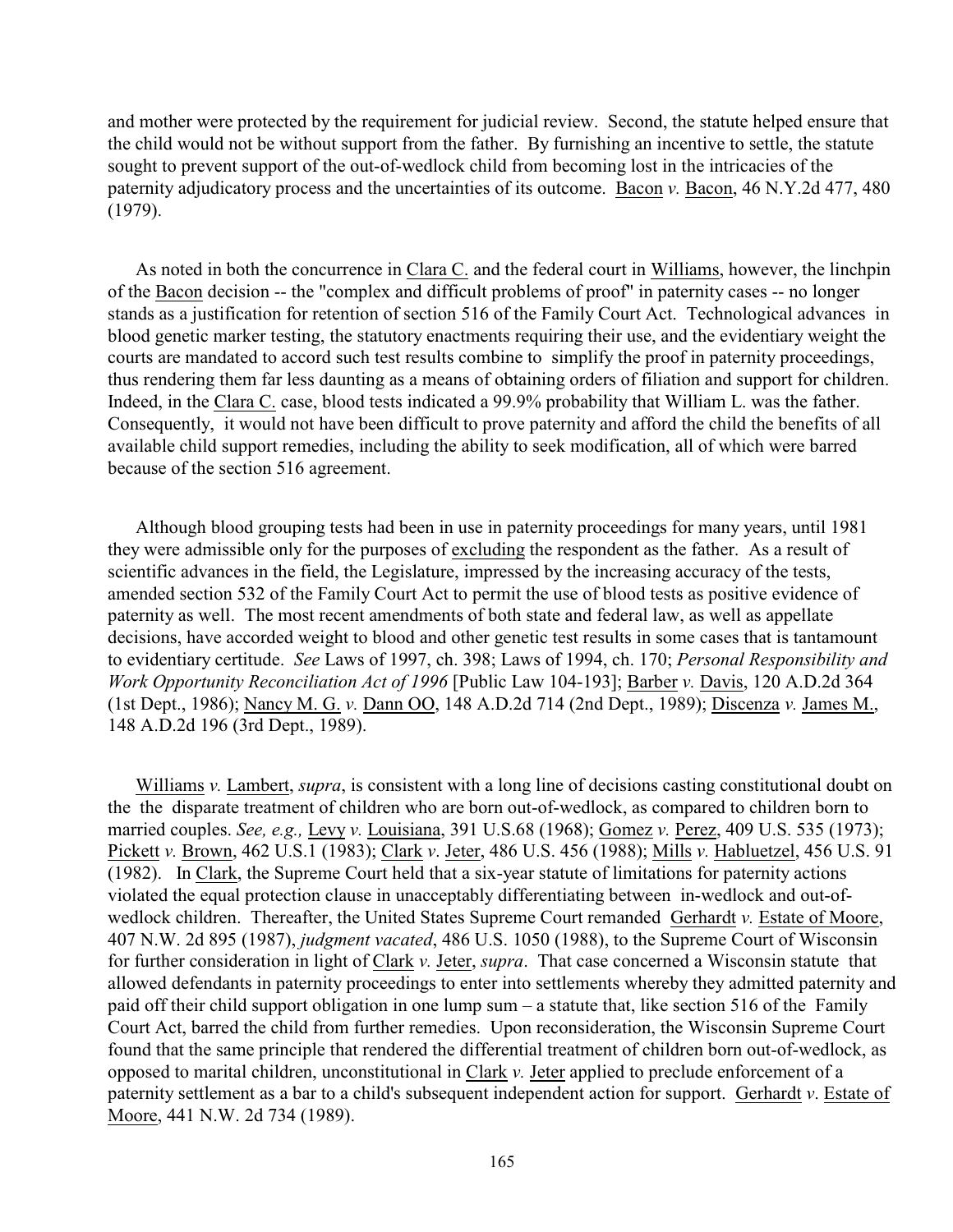and mother were protected by the requirement for judicial review. Second, the statute helped ensure that the child would not be without support from the father. By furnishing an incentive to settle, the statute sought to prevent support of the out-of-wedlock child from becoming lost in the intricacies of the paternity adjudicatory process and the uncertainties of its outcome. Bacon *v.* Bacon, 46 N.Y.2d 477, 480 (1979).

As noted in both the concurrence in Clara C. and the federal court in Williams, however, the linchpin of the Bacon decision -- the "complex and difficult problems of proof" in paternity cases -- no longer stands as a justification for retention of section 516 of the Family Court Act. Technological advances in blood genetic marker testing, the statutory enactments requiring their use, and the evidentiary weight the courts are mandated to accord such test results combine to simplify the proof in paternity proceedings, thus rendering them far less daunting as a means of obtaining orders of filiation and support for children. Indeed, in the Clara C. case, blood tests indicated a 99.9% probability that William L. was the father. Consequently, it would not have been difficult to prove paternity and afford the child the benefits of all available child support remedies, including the ability to seek modification, all of which were barred because of the section 516 agreement.

Although blood grouping tests had been in use in paternity proceedings for many years, until 1981 they were admissible only for the purposes of excluding the respondent as the father. As a result of scientific advances in the field, the Legislature, impressed by the increasing accuracy of the tests, amended section 532 of the Family Court Act to permit the use of blood tests as positive evidence of paternity as well. The most recent amendments of both state and federal law, as well as appellate decisions, have accorded weight to blood and other genetic test results in some cases that is tantamount to evidentiary certitude. *See* Laws of 1997, ch. 398; Laws of 1994, ch. 170; *Personal Responsibility and Work Opportunity Reconciliation Act of 1996* [Public Law 104-193]; Barber *v.* Davis, 120 A.D.2d 364 (1st Dept., 1986); Nancy M. G. *v.* Dann OO, 148 A.D.2d 714 (2nd Dept., 1989); Discenza *v.* James M., 148 A.D.2d 196 (3rd Dept., 1989).

Williams *v.* Lambert, *supra*, is consistent with a long line of decisions casting constitutional doubt on the the disparate treatment of children who are born out-of-wedlock, as compared to children born to married couples. *See, e.g.,* Levy *v.* Louisiana, 391 U.S.68 (1968); Gomez *v.* Perez, 409 U.S. 535 (1973); Pickett *v.* Brown, 462 U.S.1 (1983); Clark *v*. Jeter, 486 U.S. 456 (1988); Mills *v.* Habluetzel, 456 U.S. 91 (1982). In Clark, the Supreme Court held that a six-year statute of limitations for paternity actions violated the equal protection clause in unacceptably differentiating between in-wedlock and out-of-wedlock children. Thereafter, the United States Supreme Court remanded Gerhardt *v.* Estate of Moore, 407 N.W. 2d 895 (1987), *judgment vacated*, 486 U.S. 1050 (1988), to the Supreme Court of Wisconsin for further consideration in light of Clark *v.* Jeter, *supra*. That case concerned a Wisconsin statute that allowed defendants in paternity proceedings to enter into settlements whereby they admitted paternity and paid off their child support obligation in one lump sum – a statute that, like section 516 of the Family Court Act, barred the child from further remedies. Upon reconsideration, the Wisconsin Supreme Court found that the same principle that rendered the differential treatment of children born out-of-wedlock, as opposed to marital children, unconstitutional in Clark *v.* Jeter applied to preclude enforcement of a paternity settlement as a bar to a child's subsequent independent action for support. Gerhardt *v*. Estate of Moore, 441 N.W. 2d 734 (1989).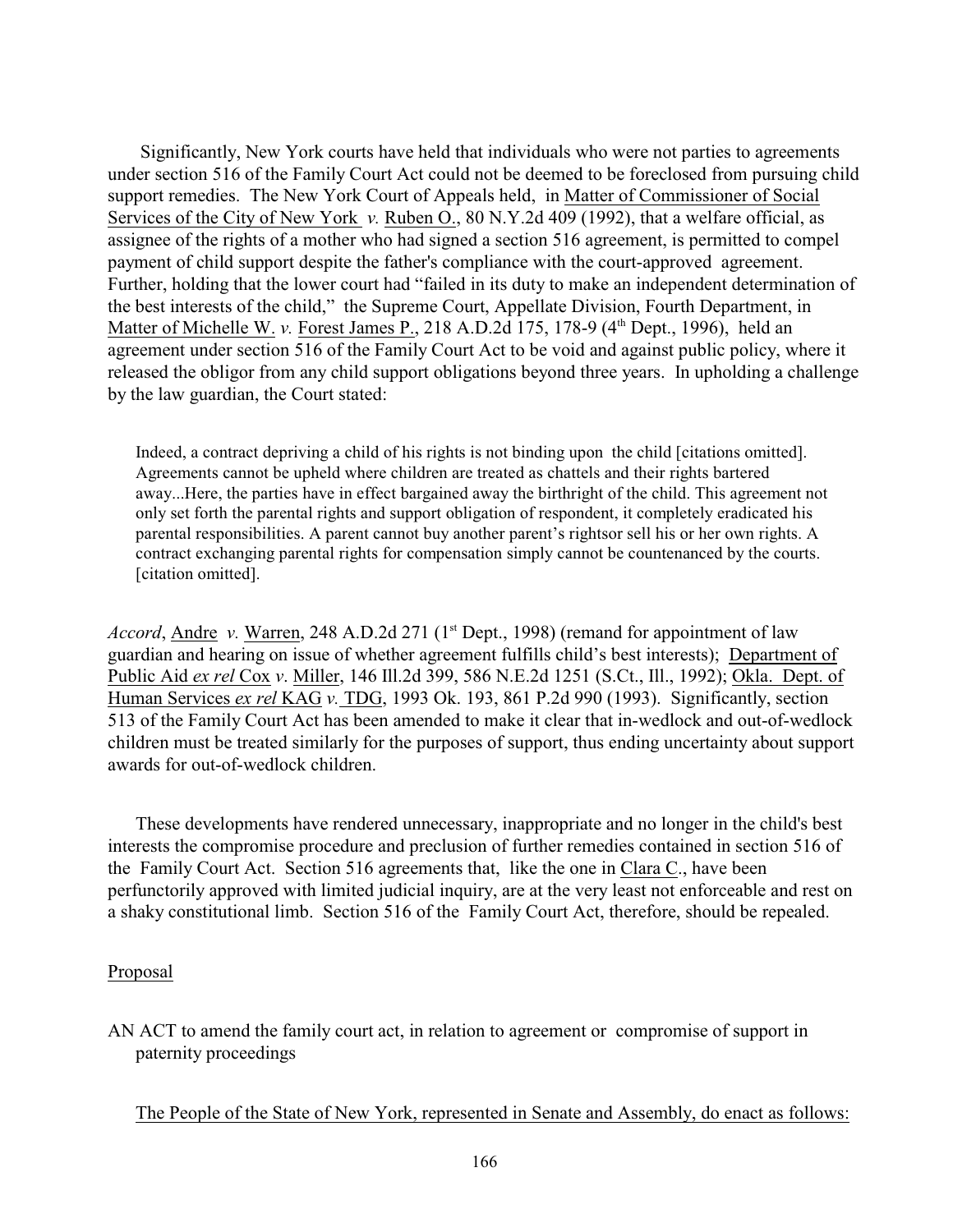Significantly, New York courts have held that individuals who were not parties to agreements under section 516 of the Family Court Act could not be deemed to be foreclosed from pursuing child support remedies. The New York Court of Appeals held, in Matter of Commissioner of Social Services of the City of New York *v.* Ruben O., 80 N.Y.2d 409 (1992), that a welfare official, as assignee of the rights of a mother who had signed a section 516 agreement, is permitted to compel payment of child support despite the father's compliance with the court-approved agreement. Further, holding that the lower court had "failed in its duty to make an independent determination of the best interests of the child," the Supreme Court, Appellate Division, Fourth Department, in Matter of Michelle W. *v.* Forest James P., 218 A.D.2d 175, 178-9 (4th Dept., 1996), held an agreement under section 516 of the Family Court Act to be void and against public policy, where it released the obligor from any child support obligations beyond three years. In upholding a challenge by the law guardian, the Court stated:

> Indeed, a contract depriving a child of his rights is not binding upon the child [citations omitted]. Agreements cannot be upheld where children are treated as chattels and their rights bartered away...Here, the parties have in effect bargained away the birthright of the child. This agreement not only set forth the parental rights and support obligation of respondent, it completely eradicated his parental responsibilities. A parent cannot buy another parent's rightsor sell his or her own rights. A contract exchanging parental rights for compensation simply cannot be countenanced by the courts. [citation omitted].

*Accord*, Andre *v.* Warren, 248 A.D.2d 271 (1st Dept., 1998) (remand for appointment of law guardian and hearing on issue of whether agreement fulfills child's best interests); Department of Public Aid *ex rel* Cox *v*. Miller, 146 Ill.2d 399, 586 N.E.2d 1251 (S.Ct., Ill., 1992); Okla. Dept. of Human Services *ex rel* KAG *v.* TDG, 1993 Ok. 193, 861 P.2d 990 (1993). Significantly, section 513 of the Family Court Act has been amended to make it clear that in-wedlock and out-of-wedlock children must be treated similarly for the purposes of support, thus ending uncertainty about support awards for out-of-wedlock children.

These developments have rendered unnecessary, inappropriate and no longer in the child's best interests the compromise procedure and preclusion of further remedies contained in section 516 of the Family Court Act. Section 516 agreements that, like the one in Clara C., have been perfunctorily approved with limited judicial inquiry, are at the very least not enforceable and rest on a shaky constitutional limb. Section 516 of the Family Court Act, therefore, should be repealed.

Proposal

AN ACT to amend the family court act, in relation to agreement or compromise of support in paternity proceedings

The People of the State of New York, represented in Senate and Assembly, do enact as follows: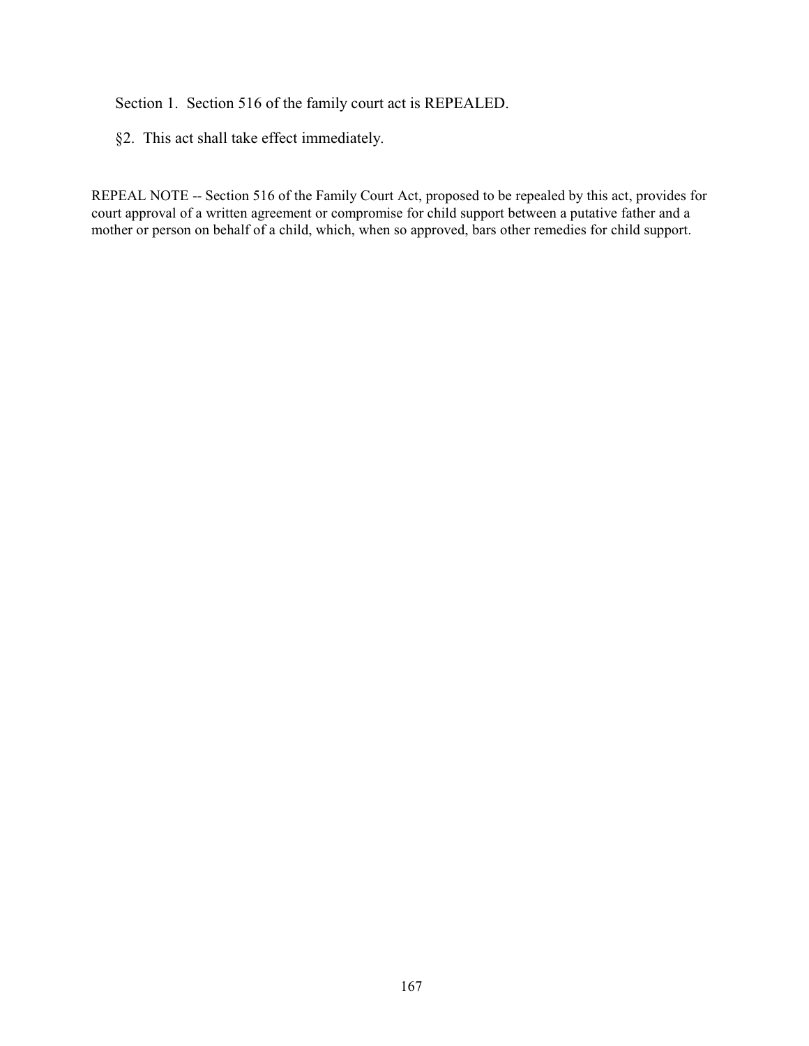Section 1. Section 516 of the family court act is REPEALED.

§2. This act shall take effect immediately.

REPEAL NOTE -- Section 516 of the Family Court Act, proposed to be repealed by this act, provides for court approval of a written agreement or compromise for child support between a putative father and a mother or person on behalf of a child, which, when so approved, bars other remedies for child support.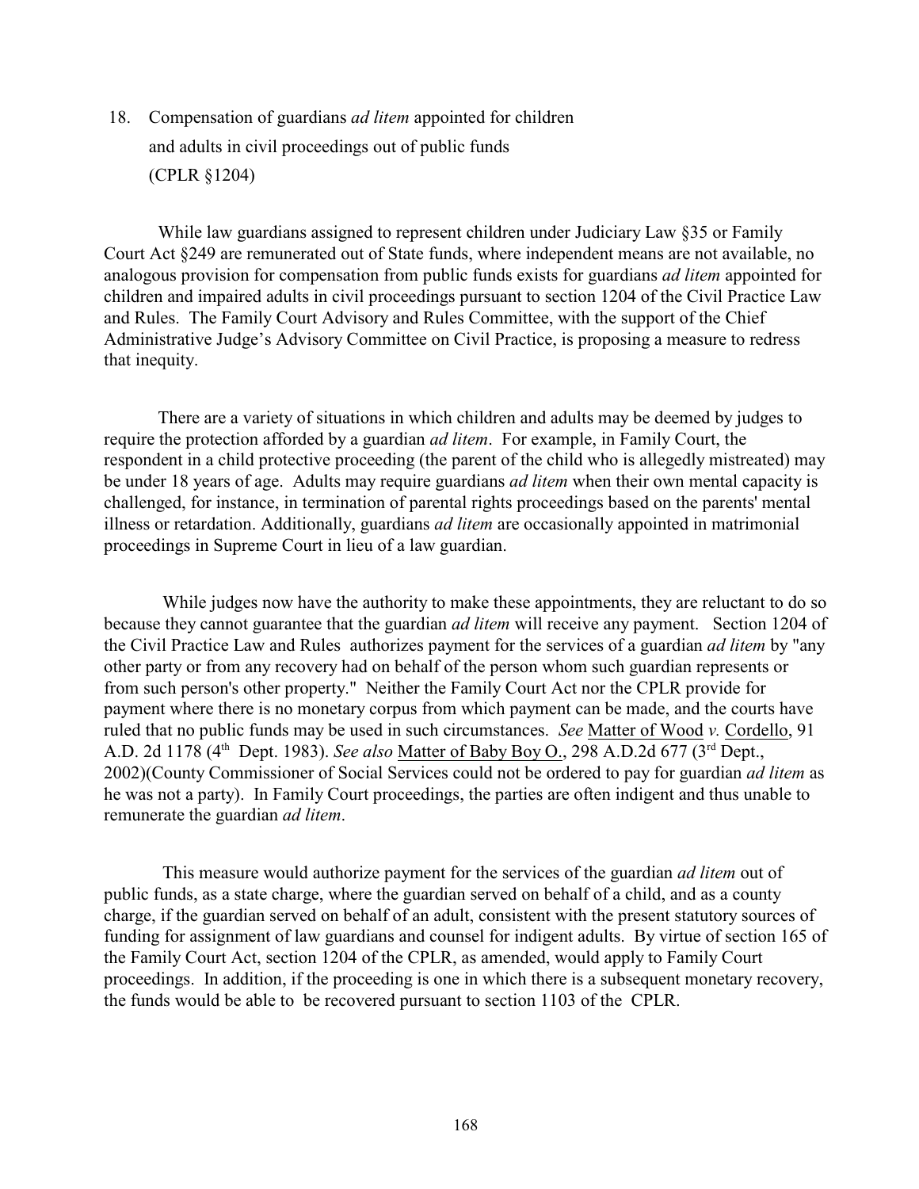18. Compensation of guardians *ad litem* appointed for children and adults in civil proceedings out of public funds (CPLR §1204)

While law guardians assigned to represent children under Judiciary Law §35 or Family Court Act §249 are remunerated out of State funds, where independent means are not available, no analogous provision for compensation from public funds exists for guardians *ad litem* appointed for children and impaired adults in civil proceedings pursuant to section 1204 of the Civil Practice Law and Rules. The Family Court Advisory and Rules Committee, with the support of the Chief Administrative Judge's Advisory Committee on Civil Practice, is proposing a measure to redress that inequity.

There are a variety of situations in which children and adults may be deemed by judges to require the protection afforded by a guardian *ad litem*. For example, in Family Court, the respondent in a child protective proceeding (the parent of the child who is allegedly mistreated) may be under 18 years of age. Adults may require guardians *ad litem* when their own mental capacity is challenged, for instance, in termination of parental rights proceedings based on the parents' mental illness or retardation. Additionally, guardians *ad litem* are occasionally appointed in matrimonial proceedings in Supreme Court in lieu of a law guardian.

While judges now have the authority to make these appointments, they are reluctant to do so because they cannot guarantee that the guardian *ad litem* will receive any payment. Section 1204 of the Civil Practice Law and Rules authorizes payment for the services of a guardian *ad litem* by "any other party or from any recovery had on behalf of the person whom such guardian represents or from such person's other property." Neither the Family Court Act nor the CPLR provide for payment where there is no monetary corpus from which payment can be made, and the courts have ruled that no public funds may be used in such circumstances. *See* Matter of Wood *v.* Cordello, 91 A.D. 2d 1178 (4th Dept. 1983). *See also* Matter of Baby Boy O., 298 A.D.2d 677 (3rd Dept., 2002)(County Commissioner of Social Services could not be ordered to pay for guardian *ad litem* as he was not a party). In Family Court proceedings, the parties are often indigent and thus unable to remunerate the guardian *ad litem*.

This measure would authorize payment for the services of the guardian *ad litem* out of public funds, as a state charge, where the guardian served on behalf of a child, and as a county charge, if the guardian served on behalf of an adult, consistent with the present statutory sources of funding for assignment of law guardians and counsel for indigent adults. By virtue of section 165 of the Family Court Act, section 1204 of the CPLR, as amended, would apply to Family Court proceedings. In addition, if the proceeding is one in which there is a subsequent monetary recovery, the funds would be able to be recovered pursuant to section 1103 of the CPLR.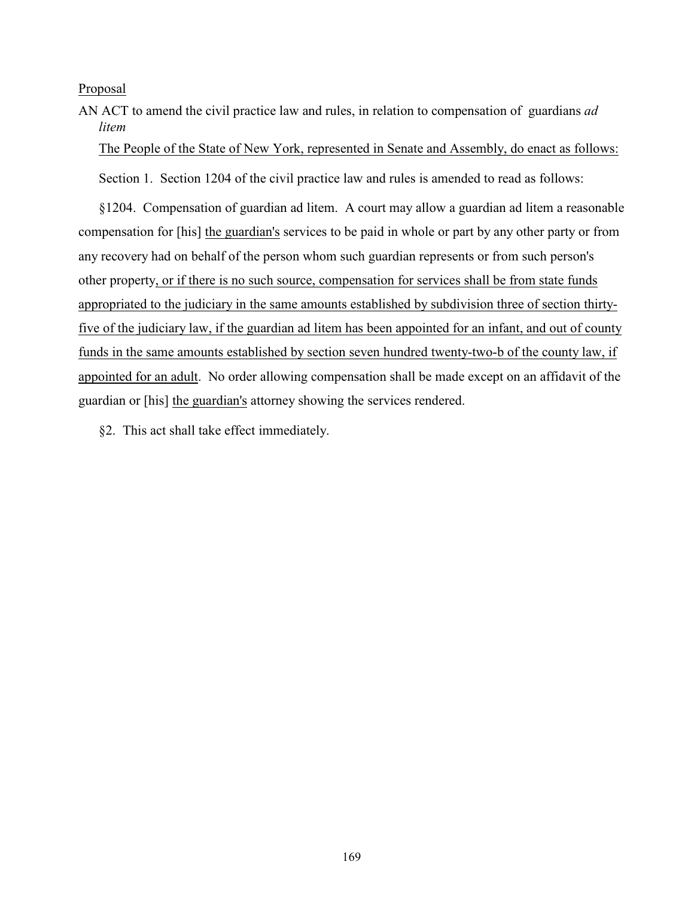<u>Proposal</u>

AN ACT to amend the civil practice law and rules, in relation to compensation of guardians *ad litem*

<u>The People of the State of New York, represented in Senate and Assembly, do enact as follows:</u>

Section 1. Section 1204 of the civil practice law and rules is amended to read as follows:

§1204. Compensation of guardian ad litem. A court may allow a guardian ad litem a reasonable compensation for [his] <u>the guardian's</u> services to be paid in whole or part by any other party or from any recovery had on behalf of the person whom such guardian represents or from such person's other property<u>, or if there is no such source, compensation for services shall be from state funds appropriated to the judiciary in the same amounts established by subdivision three of section thirty-five of the judiciary law, if the guardian ad litem has been appointed for an infant, and out of county funds in the same amounts established by section seven hundred twenty-two-b of the county law, if appointed for an adult</u>. No order allowing compensation shall be made except on an affidavit of the guardian or [his] <u>the guardian's</u> attorney showing the services rendered.

§2. This act shall take effect immediately.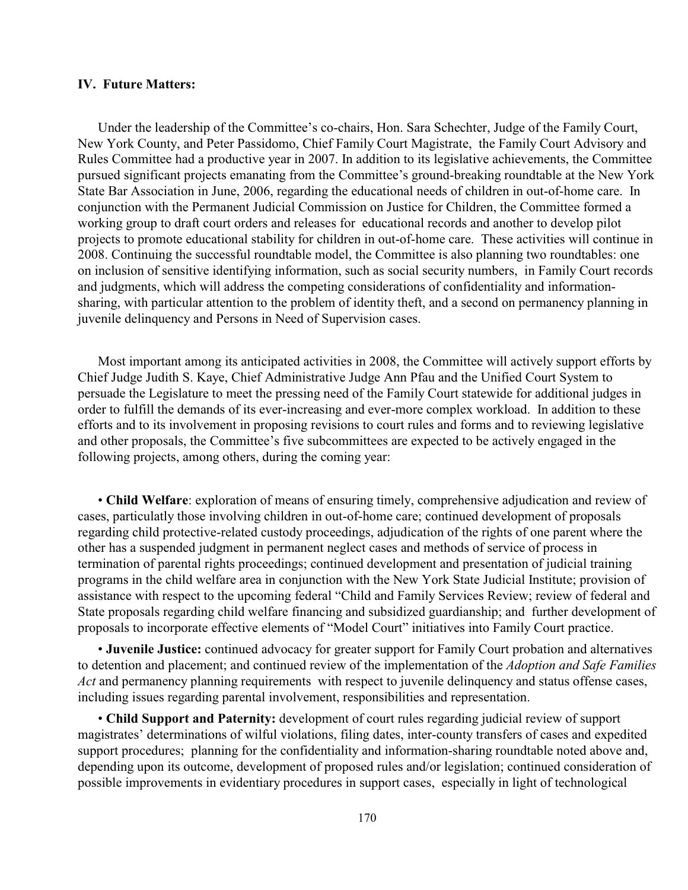**IV. Future Matters:**

Under the leadership of the Committee's co-chairs, Hon. Sara Schechter, Judge of the Family Court, New York County, and Peter Passidomo, Chief Family Court Magistrate, the Family Court Advisory and Rules Committee had a productive year in 2007. In addition to its legislative achievements, the Committee pursued significant projects emanating from the Committee's ground-breaking roundtable at the New York State Bar Association in June, 2006, regarding the educational needs of children in out-of-home care. In conjunction with the Permanent Judicial Commission on Justice for Children, the Committee formed a working group to draft court orders and releases for educational records and another to develop pilot projects to promote educational stability for children in out-of-home care. These activities will continue in 2008. Continuing the successful roundtable model, the Committee is also planning two roundtables: one on inclusion of sensitive identifying information, such as social security numbers, in Family Court records and judgments, which will address the competing considerations of confidentiality and information-sharing, with particular attention to the problem of identity theft, and a second on permanency planning in juvenile delinquency and Persons in Need of Supervision cases.

Most important among its anticipated activities in 2008, the Committee will actively support efforts by Chief Judge Judith S. Kaye, Chief Administrative Judge Ann Pfau and the Unified Court System to persuade the Legislature to meet the pressing need of the Family Court statewide for additional judges in order to fulfill the demands of its ever-increasing and ever-more complex workload. In addition to these efforts and to its involvement in proposing revisions to court rules and forms and to reviewing legislative and other proposals, the Committee's five subcommittees are expected to be actively engaged in the following projects, among others, during the coming year:

- **Child Welfare**: exploration of means of ensuring timely, comprehensive adjudication and review of cases, particulatly those involving children in out-of-home care; continued development of proposals regarding child protective-related custody proceedings, adjudication of the rights of one parent where the other has a suspended judgment in permanent neglect cases and methods of service of process in termination of parental rights proceedings; continued development and presentation of judicial training programs in the child welfare area in conjunction with the New York State Judicial Institute; provision of assistance with respect to the upcoming federal "Child and Family Services Review; review of federal and State proposals regarding child welfare financing and subsidized guardianship; and further development of proposals to incorporate effective elements of "Model Court" initiatives into Family Court practice.

- **Juvenile Justice:** continued advocacy for greater support for Family Court probation and alternatives to detention and placement; and continued review of the implementation of the *Adoption and Safe Families Act* and permanency planning requirements with respect to juvenile delinquency and status offense cases, including issues regarding parental involvement, responsibilities and representation.

- **Child Support and Paternity:** development of court rules regarding judicial review of support magistrates' determinations of wilful violations, filing dates, inter-county transfers of cases and expedited support procedures; planning for the confidentiality and information-sharing roundtable noted above and, depending upon its outcome, development of proposed rules and/or legislation; continued consideration of possible improvements in evidentiary procedures in support cases, especially in light of technological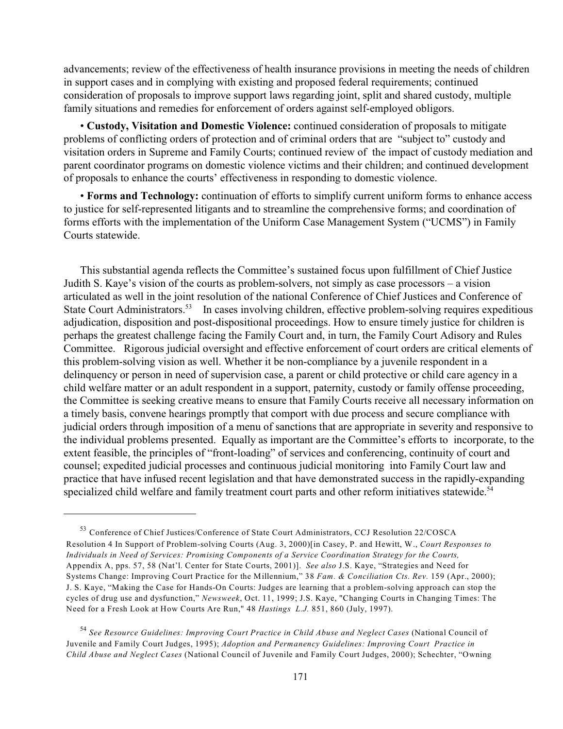advancements; review of the effectiveness of health insurance provisions in meeting the needs of children in support cases and in complying with existing and proposed federal requirements; continued consideration of proposals to improve support laws regarding joint, split and shared custody, multiple family situations and remedies for enforcement of orders against self-employed obligors.

• **Custody, Visitation and Domestic Violence:** continued consideration of proposals to mitigate problems of conflicting orders of protection and of criminal orders that are "subject to" custody and visitation orders in Supreme and Family Courts; continued review of the impact of custody mediation and parent coordinator programs on domestic violence victims and their children; and continued development of proposals to enhance the courts' effectiveness in responding to domestic violence.

• **Forms and Technology:** continuation of efforts to simplify current uniform forms to enhance access to justice for self-represented litigants and to streamline the comprehensive forms; and coordination of forms efforts with the implementation of the Uniform Case Management System ("UCMS") in Family Courts statewide.

This substantial agenda reflects the Committee's sustained focus upon fulfillment of Chief Justice Judith S. Kaye's vision of the courts as problem-solvers, not simply as case processors – a vision articulated as well in the joint resolution of the national Conference of Chief Justices and Conference of State Court Administrators.[53] In cases involving children, effective problem-solving requires expeditious adjudication, disposition and post-dispositional proceedings. How to ensure timely justice for children is perhaps the greatest challenge facing the Family Court and, in turn, the Family Court Adisory and Rules Committee. Rigorous judicial oversight and effective enforcement of court orders are critical elements of this problem-solving vision as well. Whether it be non-compliance by a juvenile respondent in a delinquency or person in need of supervision case, a parent or child protective or child care agency in a child welfare matter or an adult respondent in a support, paternity, custody or family offense proceeding, the Committee is seeking creative means to ensure that Family Courts receive all necessary information on a timely basis, convene hearings promptly that comport with due process and secure compliance with judicial orders through imposition of a menu of sanctions that are appropriate in severity and responsive to the individual problems presented. Equally as important are the Committee's efforts to incorporate, to the extent feasible, the principles of "front-loading" of services and conferencing, continuity of court and counsel; expedited judicial processes and continuous judicial monitoring into Family Court law and practice that have infused recent legislation and that have demonstrated success in the rapidly-expanding specialized child welfare and family treatment court parts and other reform initiatives statewide.[54]

---

[53] Conference of Chief Justices/Conference of State Court Administrators, CCJ Resolution 22/COSCA Resolution 4 In Support of Problem-solving Courts (Aug. 3, 2000)[in Casey, P. and Hewitt, W., *Court Responses to Individuals in Need of Services: Promising Components of a Service Coordination Strategy for the Courts,* Appendix A, pps. 57, 58 (Nat'l. Center for State Courts, 2001)]. *See also* J.S. Kaye, "Strategies and Need for Systems Change: Improving Court Practice for the Millennium," 38 *Fam. & Conciliation Cts. Rev.* 159 (Apr., 2000); J. S. Kaye, "Making the Case for Hands-On Courts: Judges are learning that a problem-solving approach can stop the cycles of drug use and dysfunction," *Newsweek*, Oct. 11, 1999; J.S. Kaye, "Changing Courts in Changing Times: The Need for a Fresh Look at How Courts Are Run," 48 *Hastings L.J.* 851, 860 (July, 1997).

[54] *See Resource Guidelines: Improving Court Practice in Child Abuse and Neglect Cases* (National Council of Juvenile and Family Court Judges, 1995); *Adoption and Permanency Guidelines: Improving Court Practice in Child Abuse and Neglect Cases* (National Council of Juvenile and Family Court Judges, 2000); Schechter, "Owning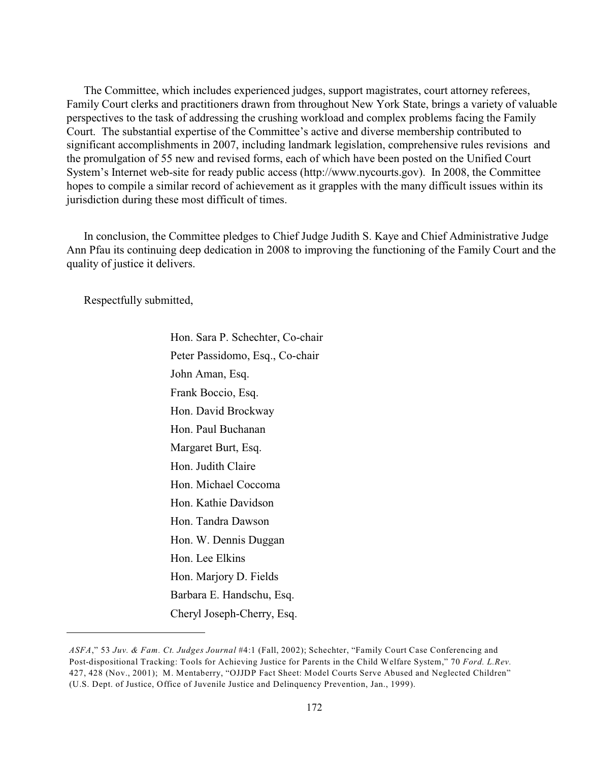The Committee, which includes experienced judges, support magistrates, court attorney referees, Family Court clerks and practitioners drawn from throughout New York State, brings a variety of valuable perspectives to the task of addressing the crushing workload and complex problems facing the Family Court. The substantial expertise of the Committee's active and diverse membership contributed to significant accomplishments in 2007, including landmark legislation, comprehensive rules revisions and the promulgation of 55 new and revised forms, each of which have been posted on the Unified Court System's Internet web-site for ready public access (http://www.nycourts.gov). In 2008, the Committee hopes to compile a similar record of achievement as it grapples with the many difficult issues within its jurisdiction during these most difficult of times.

In conclusion, the Committee pledges to Chief Judge Judith S. Kaye and Chief Administrative Judge Ann Pfau its continuing deep dedication in 2008 to improving the functioning of the Family Court and the quality of justice it delivers.

Respectfully submitted,

Hon. Sara P. Schechter, Co-chair
Peter Passidomo, Esq., Co-chair
John Aman, Esq.
Frank Boccio, Esq.
Hon. David Brockway
Hon. Paul Buchanan
Margaret Burt, Esq.
Hon. Judith Claire
Hon. Michael Coccoma
Hon. Kathie Davidson
Hon. Tandra Dawson
Hon. W. Dennis Duggan
Hon. Lee Elkins
Hon. Marjory D. Fields
Barbara E. Handschu, Esq.
Cheryl Joseph-Cherry, Esq.

---

*ASFA*," 53 *Juv. & Fam. Ct. Judges Journal* #4:1 (Fall, 2002); Schechter, "Family Court Case Conferencing and Post-dispositional Tracking: Tools for Achieving Justice for Parents in the Child Welfare System," 70 *Ford. L.Rev.* 427, 428 (Nov., 2001); M. Mentaberry, "OJJDP Fact Sheet: Model Courts Serve Abused and Neglected Children" (U.S. Dept. of Justice, Office of Juvenile Justice and Delinquency Prevention, Jan., 1999).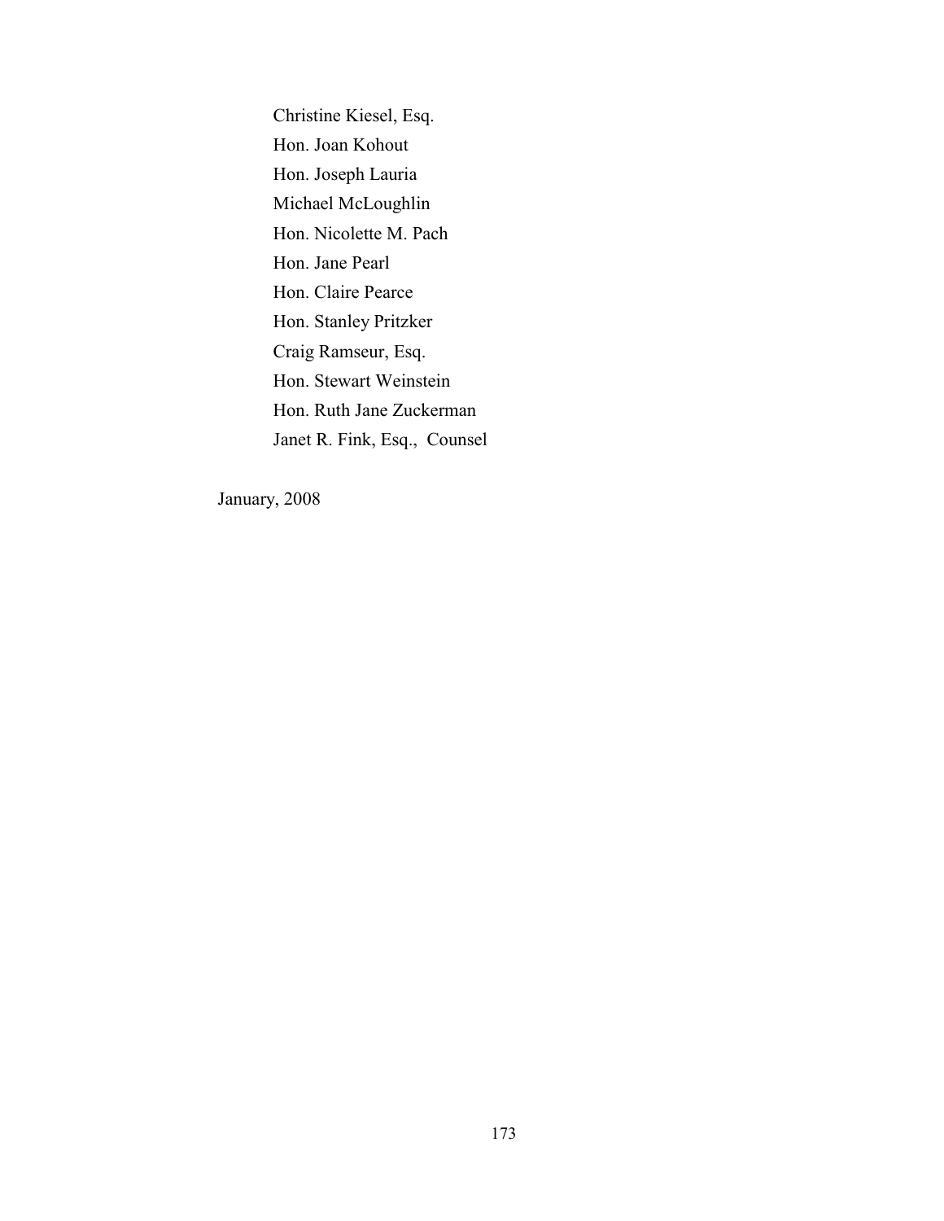Christine Kiesel, Esq.  
Hon. Joan Kohout  
Hon. Joseph Lauria  
Michael McLoughlin  
Hon. Nicolette M. Pach  
Hon. Jane Pearl  
Hon. Claire Pearce  
Hon. Stanley Pritzker  
Craig Ramseur, Esq.  
Hon. Stewart Weinstein  
Hon. Ruth Jane Zuckerman  
Janet R. Fink, Esq., Counsel

January, 2008